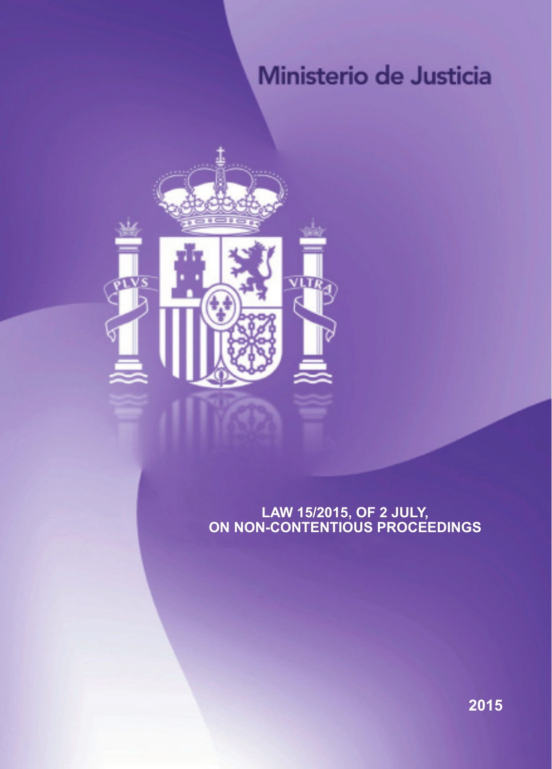Ministerio de Justicia

# LAW 15/2015, OF 2 JULY, ON NON-CONTENTIOUS PROCEEDINGS

2015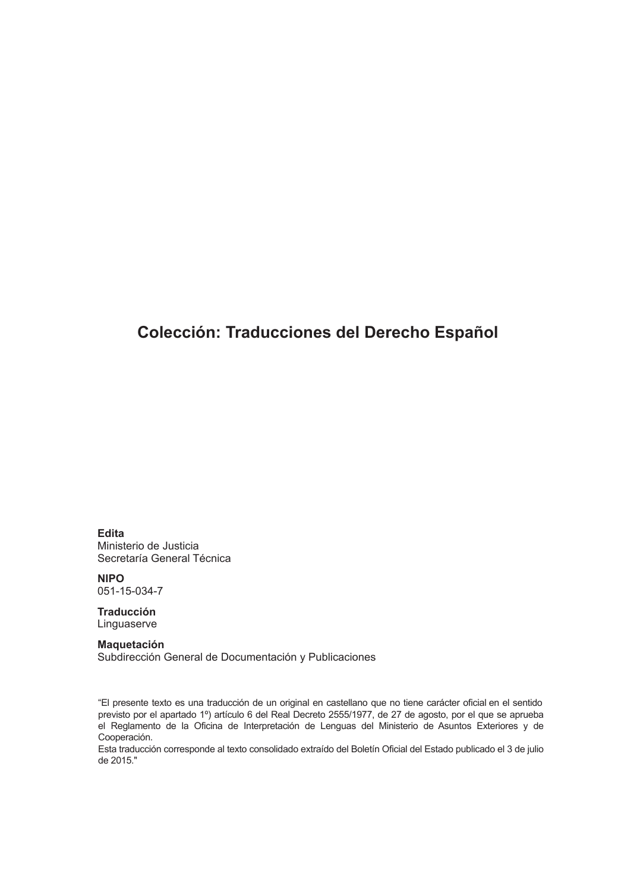## Colección: Traducciones del Derecho Español

**Edita**
Ministerio de Justicia
Secretaría General Técnica

**NIPO**
051-15-034-7

**Traducción**
Linguaserve

**Maquetación**
Subdirección General de Documentación y Publicaciones

“El presente texto es una traducción de un original en castellano que no tiene carácter oficial en el sentido previsto por el apartado 1º) artículo 6 del Real Decreto 2555/1977, de 27 de agosto, por el que se aprueba el Reglamento de la Oficina de Interpretación de Lenguas del Ministerio de Asuntos Exteriores y de Cooperación.
Esta traducción corresponde al texto consolidado extraído del Boletín Oficial del Estado publicado el 3 de julio de 2015."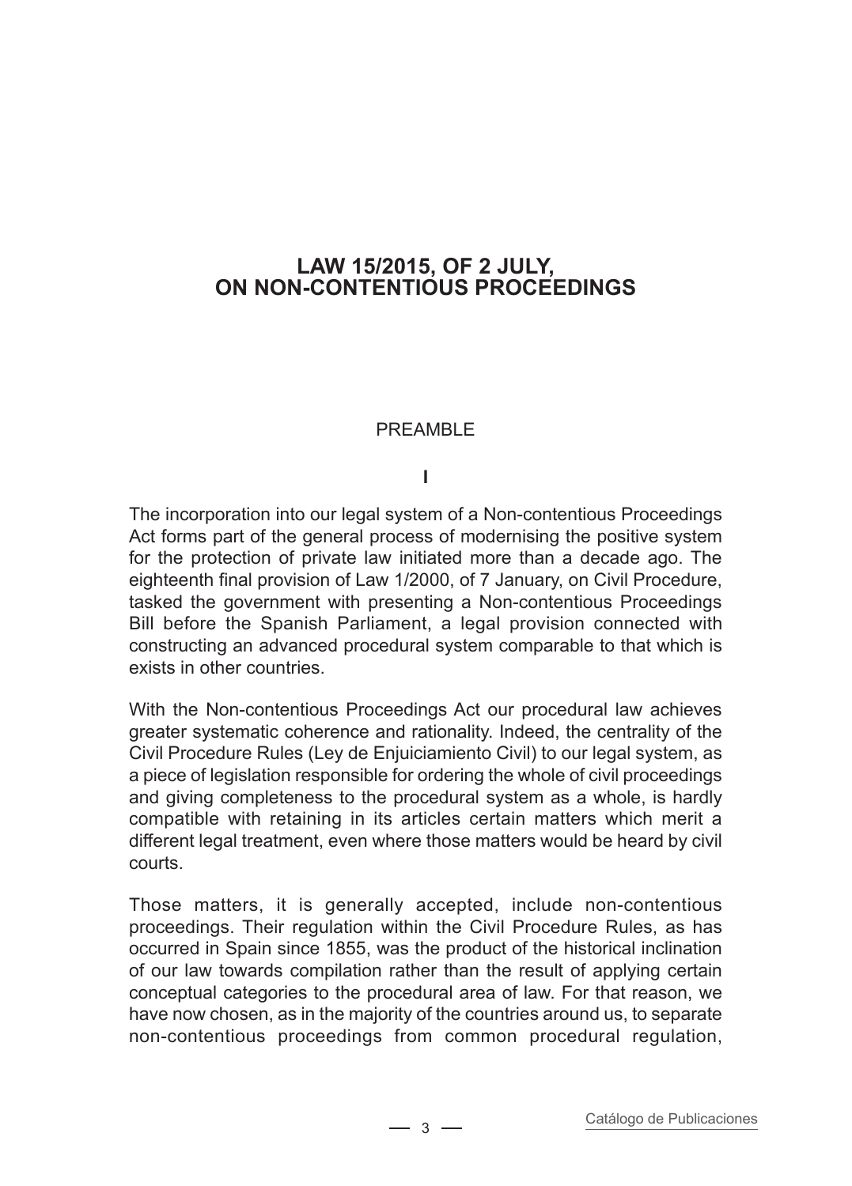# LAW 15/2015, OF 2 JULY, ON NON-CONTENTIOUS PROCEEDINGS

## PREAMBLE

### I

The incorporation into our legal system of a Non-contentious Proceedings Act forms part of the general process of modernising the positive system for the protection of private law initiated more than a decade ago. The eighteenth final provision of Law 1/2000, of 7 January, on Civil Procedure, tasked the government with presenting a Non-contentious Proceedings Bill before the Spanish Parliament, a legal provision connected with constructing an advanced procedural system comparable to that which is exists in other countries.

With the Non-contentious Proceedings Act our procedural law achieves greater systematic coherence and rationality. Indeed, the centrality of the Civil Procedure Rules (Ley de Enjuiciamiento Civil) to our legal system, as a piece of legislation responsible for ordering the whole of civil proceedings and giving completeness to the procedural system as a whole, is hardly compatible with retaining in its articles certain matters which merit a different legal treatment, even where those matters would be heard by civil courts.

Those matters, it is generally accepted, include non-contentious proceedings. Their regulation within the Civil Procedure Rules, as has occurred in Spain since 1855, was the product of the historical inclination of our law towards compilation rather than the result of applying certain conceptual categories to the procedural area of law. For that reason, we have now chosen, as in the majority of the countries around us, to separate non-contentious proceedings from common procedural regulation,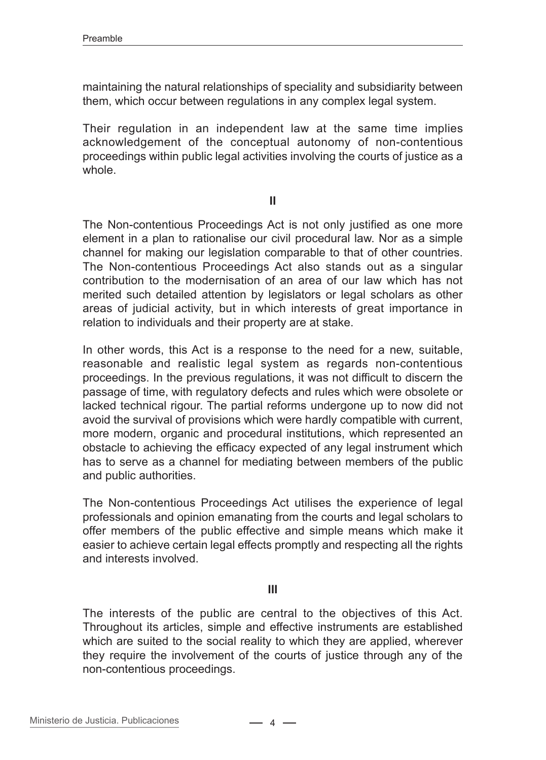maintaining the natural relationships of speciality and subsidiarity between them, which occur between regulations in any complex legal system.

Their regulation in an independent law at the same time implies acknowledgement of the conceptual autonomy of non-contentious proceedings within public legal activities involving the courts of justice as a whole.

## II

The Non-contentious Proceedings Act is not only justified as one more element in a plan to rationalise our civil procedural law. Nor as a simple channel for making our legislation comparable to that of other countries. The Non-contentious Proceedings Act also stands out as a singular contribution to the modernisation of an area of our law which has not merited such detailed attention by legislators or legal scholars as other areas of judicial activity, but in which interests of great importance in relation to individuals and their property are at stake.

In other words, this Act is a response to the need for a new, suitable, reasonable and realistic legal system as regards non-contentious proceedings. In the previous regulations, it was not difficult to discern the passage of time, with regulatory defects and rules which were obsolete or lacked technical rigour. The partial reforms undergone up to now did not avoid the survival of provisions which were hardly compatible with current, more modern, organic and procedural institutions, which represented an obstacle to achieving the efficacy expected of any legal instrument which has to serve as a channel for mediating between members of the public and public authorities.

The Non-contentious Proceedings Act utilises the experience of legal professionals and opinion emanating from the courts and legal scholars to offer members of the public effective and simple means which make it easier to achieve certain legal effects promptly and respecting all the rights and interests involved.

## III

The interests of the public are central to the objectives of this Act. Throughout its articles, simple and effective instruments are established which are suited to the social reality to which they are applied, wherever they require the involvement of the courts of justice through any of the non-contentious proceedings.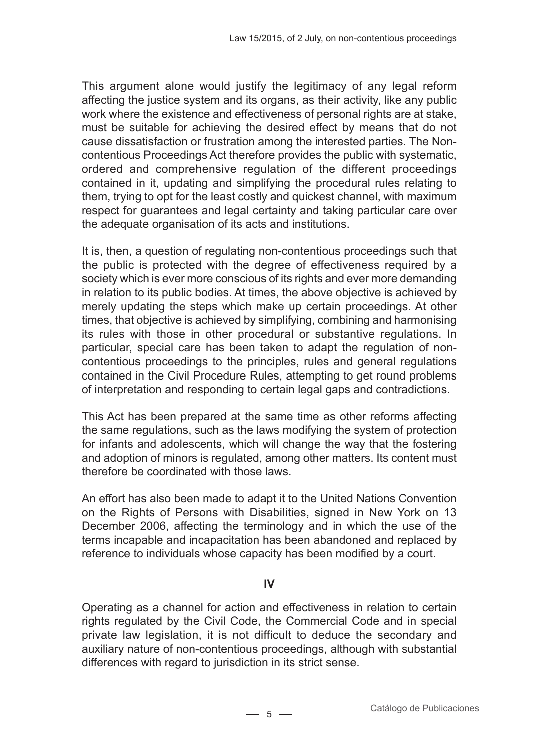This argument alone would justify the legitimacy of any legal reform affecting the justice system and its organs, as their activity, like any public work where the existence and effectiveness of personal rights are at stake, must be suitable for achieving the desired effect by means that do not cause dissatisfaction or frustration among the interested parties. The Non-contentious Proceedings Act therefore provides the public with systematic, ordered and comprehensive regulation of the different proceedings contained in it, updating and simplifying the procedural rules relating to them, trying to opt for the least costly and quickest channel, with maximum respect for guarantees and legal certainty and taking particular care over the adequate organisation of its acts and institutions.

It is, then, a question of regulating non-contentious proceedings such that the public is protected with the degree of effectiveness required by a society which is ever more conscious of its rights and ever more demanding in relation to its public bodies. At times, the above objective is achieved by merely updating the steps which make up certain proceedings. At other times, that objective is achieved by simplifying, combining and harmonising its rules with those in other procedural or substantive regulations. In particular, special care has been taken to adapt the regulation of non-contentious proceedings to the principles, rules and general regulations contained in the Civil Procedure Rules, attempting to get round problems of interpretation and responding to certain legal gaps and contradictions.

This Act has been prepared at the same time as other reforms affecting the same regulations, such as the laws modifying the system of protection for infants and adolescents, which will change the way that the fostering and adoption of minors is regulated, among other matters. Its content must therefore be coordinated with those laws.

An effort has also been made to adapt it to the United Nations Convention on the Rights of Persons with Disabilities, signed in New York on 13 December 2006, affecting the terminology and in which the use of the terms incapable and incapacitation has been abandoned and replaced by reference to individuals whose capacity has been modified by a court.

## IV

Operating as a channel for action and effectiveness in relation to certain rights regulated by the Civil Code, the Commercial Code and in special private law legislation, it is not difficult to deduce the secondary and auxiliary nature of non-contentious proceedings, although with substantial differences with regard to jurisdiction in its strict sense.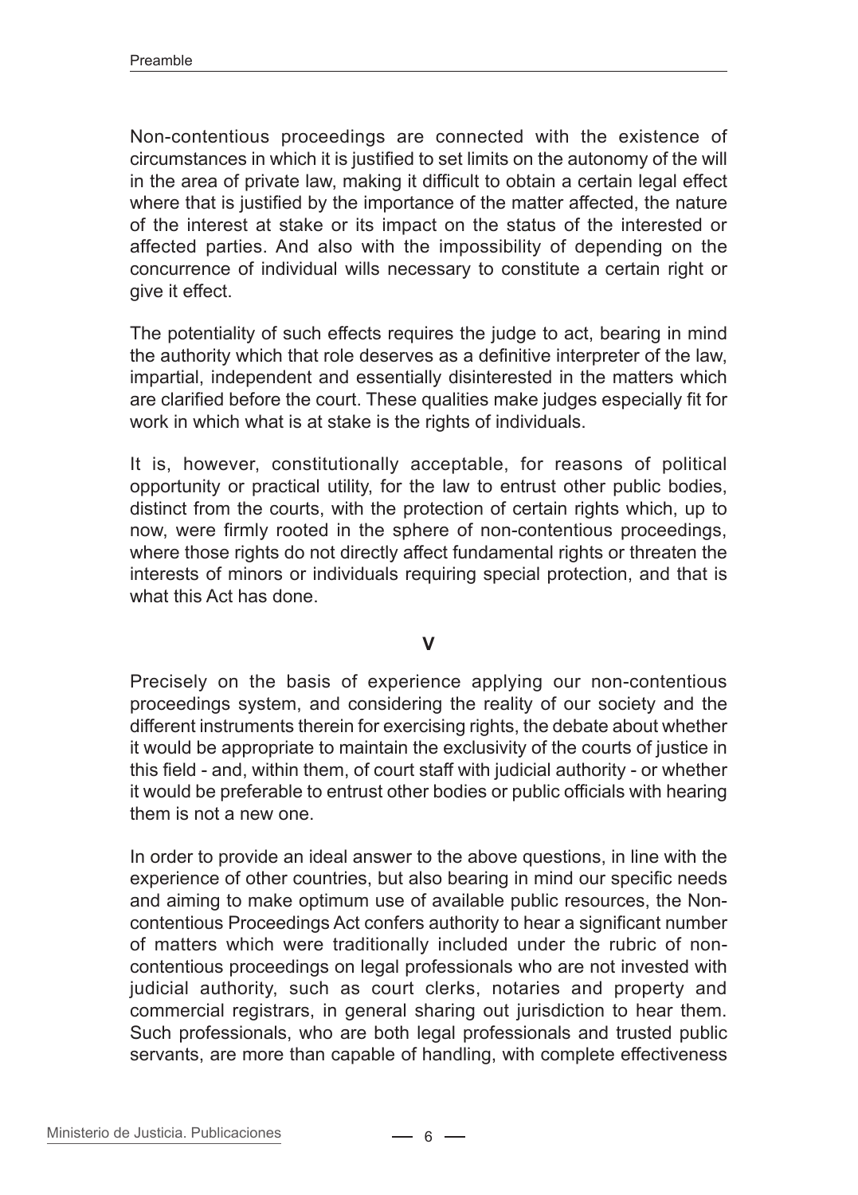Non-contentious proceedings are connected with the existence of circumstances in which it is justified to set limits on the autonomy of the will in the area of private law, making it difficult to obtain a certain legal effect where that is justified by the importance of the matter affected, the nature of the interest at stake or its impact on the status of the interested or affected parties. And also with the impossibility of depending on the concurrence of individual wills necessary to constitute a certain right or give it effect.

The potentiality of such effects requires the judge to act, bearing in mind the authority which that role deserves as a definitive interpreter of the law, impartial, independent and essentially disinterested in the matters which are clarified before the court. These qualities make judges especially fit for work in which what is at stake is the rights of individuals.

It is, however, constitutionally acceptable, for reasons of political opportunity or practical utility, for the law to entrust other public bodies, distinct from the courts, with the protection of certain rights which, up to now, were firmly rooted in the sphere of non-contentious proceedings, where those rights do not directly affect fundamental rights or threaten the interests of minors or individuals requiring special protection, and that is what this Act has done.

## V

Precisely on the basis of experience applying our non-contentious proceedings system, and considering the reality of our society and the different instruments therein for exercising rights, the debate about whether it would be appropriate to maintain the exclusivity of the courts of justice in this field - and, within them, of court staff with judicial authority - or whether it would be preferable to entrust other bodies or public officials with hearing them is not a new one.

In order to provide an ideal answer to the above questions, in line with the experience of other countries, but also bearing in mind our specific needs and aiming to make optimum use of available public resources, the Non-contentious Proceedings Act confers authority to hear a significant number of matters which were traditionally included under the rubric of non-contentious proceedings on legal professionals who are not invested with judicial authority, such as court clerks, notaries and property and commercial registrars, in general sharing out jurisdiction to hear them. Such professionals, who are both legal professionals and trusted public servants, are more than capable of handling, with complete effectiveness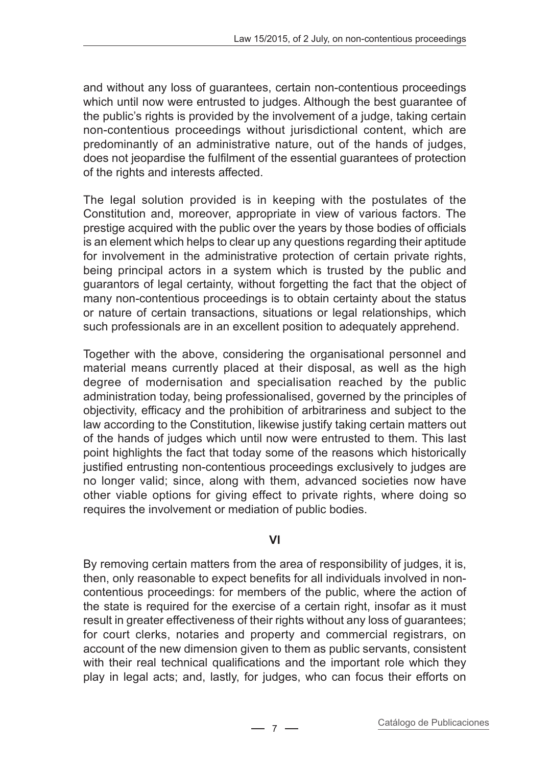and without any loss of guarantees, certain non-contentious proceedings which until now were entrusted to judges. Although the best guarantee of the public's rights is provided by the involvement of a judge, taking certain non-contentious proceedings without jurisdictional content, which are predominantly of an administrative nature, out of the hands of judges, does not jeopardise the fulfilment of the essential guarantees of protection of the rights and interests affected.

The legal solution provided is in keeping with the postulates of the Constitution and, moreover, appropriate in view of various factors. The prestige acquired with the public over the years by those bodies of officials is an element which helps to clear up any questions regarding their aptitude for involvement in the administrative protection of certain private rights, being principal actors in a system which is trusted by the public and guarantors of legal certainty, without forgetting the fact that the object of many non-contentious proceedings is to obtain certainty about the status or nature of certain transactions, situations or legal relationships, which such professionals are in an excellent position to adequately apprehend.

Together with the above, considering the organisational personnel and material means currently placed at their disposal, as well as the high degree of modernisation and specialisation reached by the public administration today, being professionalised, governed by the principles of objectivity, efficacy and the prohibition of arbitrariness and subject to the law according to the Constitution, likewise justify taking certain matters out of the hands of judges which until now were entrusted to them. This last point highlights the fact that today some of the reasons which historically justified entrusting non-contentious proceedings exclusively to judges are no longer valid; since, along with them, advanced societies now have other viable options for giving effect to private rights, where doing so requires the involvement or mediation of public bodies.

## VI

By removing certain matters from the area of responsibility of judges, it is, then, only reasonable to expect benefits for all individuals involved in non-contentious proceedings: for members of the public, where the action of the state is required for the exercise of a certain right, insofar as it must result in greater effectiveness of their rights without any loss of guarantees; for court clerks, notaries and property and commercial registrars, on account of the new dimension given to them as public servants, consistent with their real technical qualifications and the important role which they play in legal acts; and, lastly, for judges, who can focus their efforts on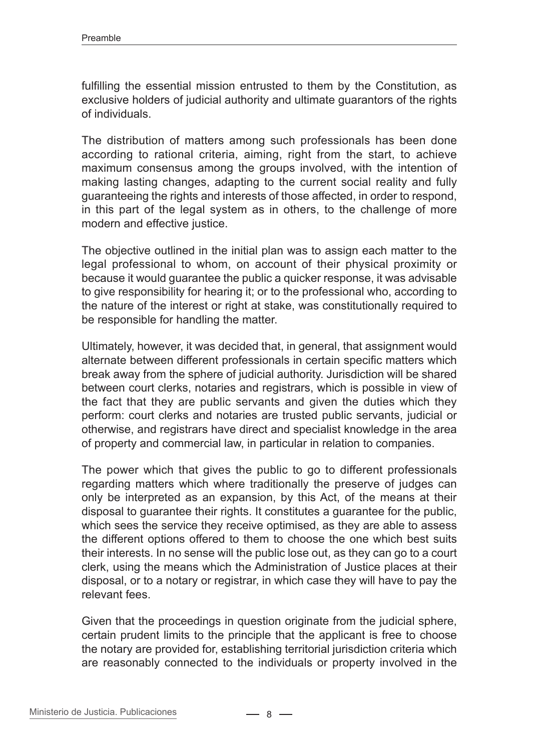fulfilling the essential mission entrusted to them by the Constitution, as exclusive holders of judicial authority and ultimate guarantors of the rights of individuals.

The distribution of matters among such professionals has been done according to rational criteria, aiming, right from the start, to achieve maximum consensus among the groups involved, with the intention of making lasting changes, adapting to the current social reality and fully guaranteeing the rights and interests of those affected, in order to respond, in this part of the legal system as in others, to the challenge of more modern and effective justice.

The objective outlined in the initial plan was to assign each matter to the legal professional to whom, on account of their physical proximity or because it would guarantee the public a quicker response, it was advisable to give responsibility for hearing it; or to the professional who, according to the nature of the interest or right at stake, was constitutionally required to be responsible for handling the matter.

Ultimately, however, it was decided that, in general, that assignment would alternate between different professionals in certain specific matters which break away from the sphere of judicial authority. Jurisdiction will be shared between court clerks, notaries and registrars, which is possible in view of the fact that they are public servants and given the duties which they perform: court clerks and notaries are trusted public servants, judicial or otherwise, and registrars have direct and specialist knowledge in the area of property and commercial law, in particular in relation to companies.

The power which that gives the public to go to different professionals regarding matters which where traditionally the preserve of judges can only be interpreted as an expansion, by this Act, of the means at their disposal to guarantee their rights. It constitutes a guarantee for the public, which sees the service they receive optimised, as they are able to assess the different options offered to them to choose the one which best suits their interests. In no sense will the public lose out, as they can go to a court clerk, using the means which the Administration of Justice places at their disposal, or to a notary or registrar, in which case they will have to pay the relevant fees.

Given that the proceedings in question originate from the judicial sphere, certain prudent limits to the principle that the applicant is free to choose the notary are provided for, establishing territorial jurisdiction criteria which are reasonably connected to the individuals or property involved in the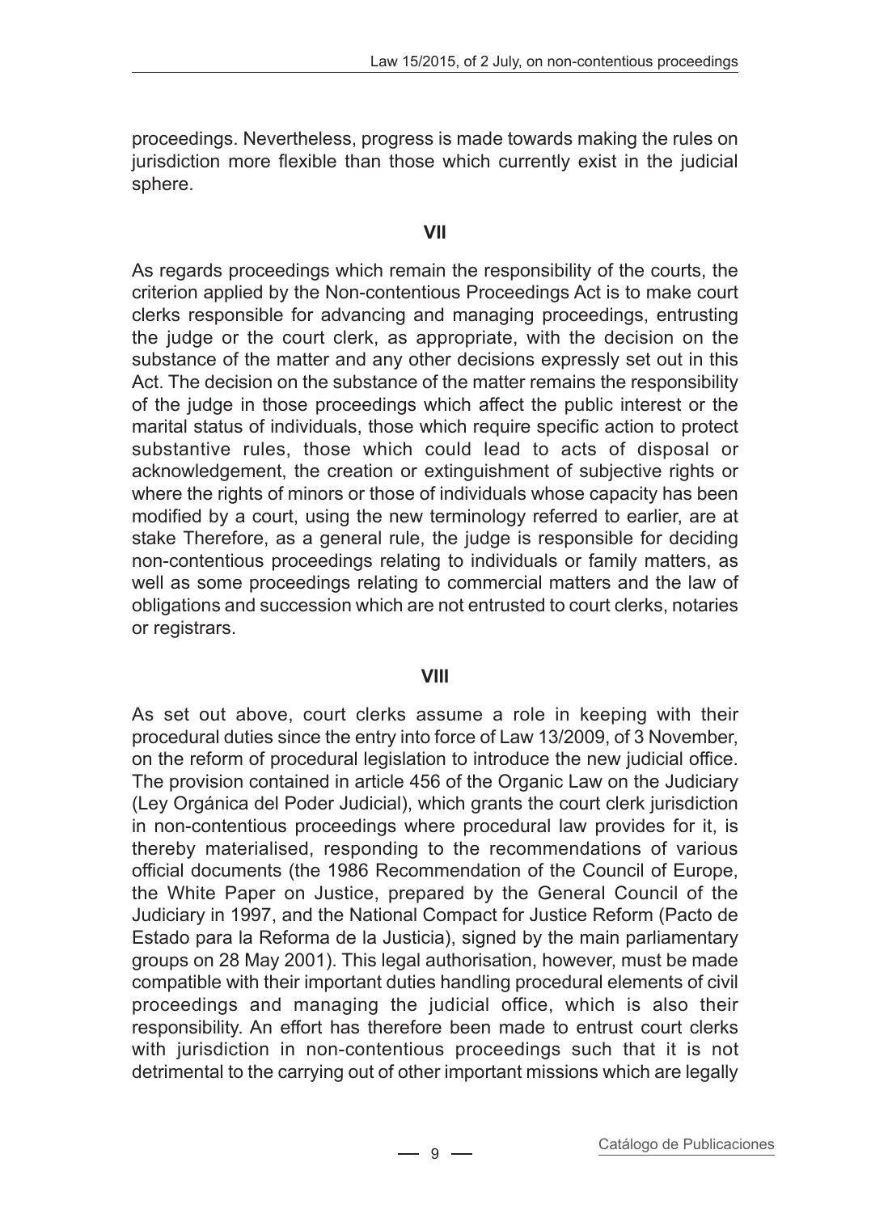proceedings. Nevertheless, progress is made towards making the rules on jurisdiction more flexible than those which currently exist in the judicial sphere.

## VII

As regards proceedings which remain the responsibility of the courts, the criterion applied by the Non-contentious Proceedings Act is to make court clerks responsible for advancing and managing proceedings, entrusting the judge or the court clerk, as appropriate, with the decision on the substance of the matter and any other decisions expressly set out in this Act. The decision on the substance of the matter remains the responsibility of the judge in those proceedings which affect the public interest or the marital status of individuals, those which require specific action to protect substantive rules, those which could lead to acts of disposal or acknowledgement, the creation or extinguishment of subjective rights or where the rights of minors or those of individuals whose capacity has been modified by a court, using the new terminology referred to earlier, are at stake Therefore, as a general rule, the judge is responsible for deciding non-contentious proceedings relating to individuals or family matters, as well as some proceedings relating to commercial matters and the law of obligations and succession which are not entrusted to court clerks, notaries or registrars.

## VIII

As set out above, court clerks assume a role in keeping with their procedural duties since the entry into force of Law 13/2009, of 3 November, on the reform of procedural legislation to introduce the new judicial office. The provision contained in article 456 of the Organic Law on the Judiciary (Ley Orgánica del Poder Judicial), which grants the court clerk jurisdiction in non-contentious proceedings where procedural law provides for it, is thereby materialised, responding to the recommendations of various official documents (the 1986 Recommendation of the Council of Europe, the White Paper on Justice, prepared by the General Council of the Judiciary in 1997, and the National Compact for Justice Reform (Pacto de Estado para la Reforma de la Justicia), signed by the main parliamentary groups on 28 May 2001). This legal authorisation, however, must be made compatible with their important duties handling procedural elements of civil proceedings and managing the judicial office, which is also their responsibility. An effort has therefore been made to entrust court clerks with jurisdiction in non-contentious proceedings such that it is not detrimental to the carrying out of other important missions which are legally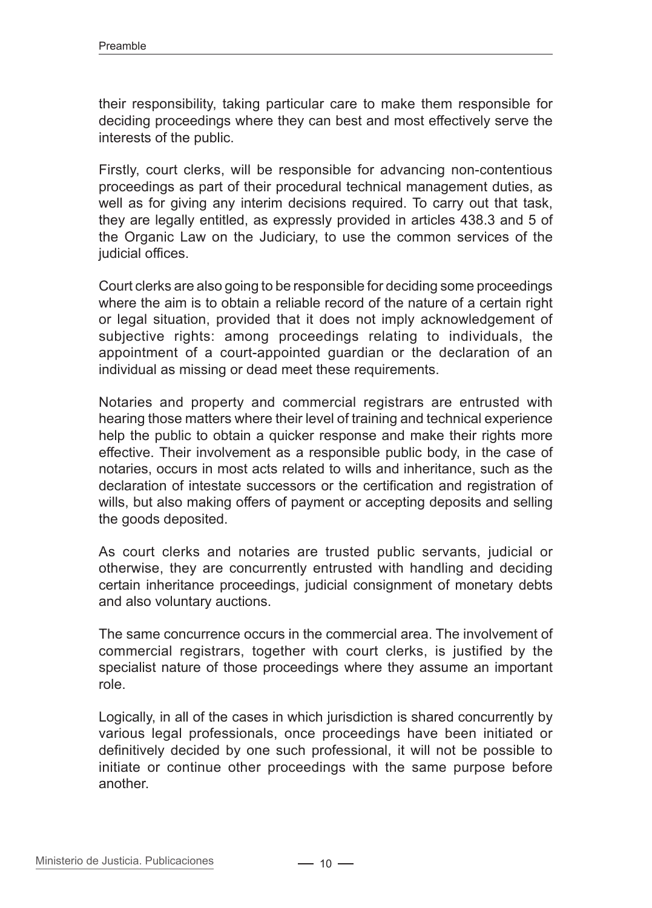their responsibility, taking particular care to make them responsible for deciding proceedings where they can best and most effectively serve the interests of the public.

Firstly, court clerks, will be responsible for advancing non-contentious proceedings as part of their procedural technical management duties, as well as for giving any interim decisions required. To carry out that task, they are legally entitled, as expressly provided in articles 438.3 and 5 of the Organic Law on the Judiciary, to use the common services of the judicial offices.

Court clerks are also going to be responsible for deciding some proceedings where the aim is to obtain a reliable record of the nature of a certain right or legal situation, provided that it does not imply acknowledgement of subjective rights: among proceedings relating to individuals, the appointment of a court-appointed guardian or the declaration of an individual as missing or dead meet these requirements.

Notaries and property and commercial registrars are entrusted with hearing those matters where their level of training and technical experience help the public to obtain a quicker response and make their rights more effective. Their involvement as a responsible public body, in the case of notaries, occurs in most acts related to wills and inheritance, such as the declaration of intestate successors or the certification and registration of wills, but also making offers of payment or accepting deposits and selling the goods deposited.

As court clerks and notaries are trusted public servants, judicial or otherwise, they are concurrently entrusted with handling and deciding certain inheritance proceedings, judicial consignment of monetary debts and also voluntary auctions.

The same concurrence occurs in the commercial area. The involvement of commercial registrars, together with court clerks, is justified by the specialist nature of those proceedings where they assume an important role.

Logically, in all of the cases in which jurisdiction is shared concurrently by various legal professionals, once proceedings have been initiated or definitively decided by one such professional, it will not be possible to initiate or continue other proceedings with the same purpose before another.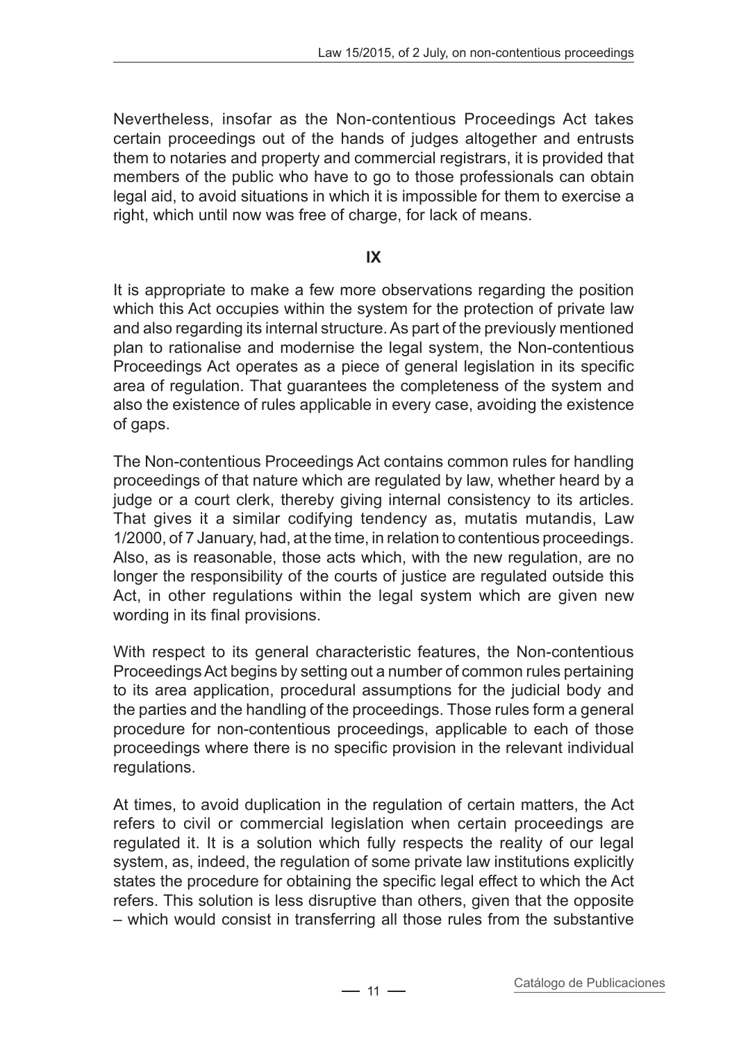Nevertheless, insofar as the Non-contentious Proceedings Act takes certain proceedings out of the hands of judges altogether and entrusts them to notaries and property and commercial registrars, it is provided that members of the public who have to go to those professionals can obtain legal aid, to avoid situations in which it is impossible for them to exercise a right, which until now was free of charge, for lack of means.

## IX

It is appropriate to make a few more observations regarding the position which this Act occupies within the system for the protection of private law and also regarding its internal structure. As part of the previously mentioned plan to rationalise and modernise the legal system, the Non-contentious Proceedings Act operates as a piece of general legislation in its specific area of regulation. That guarantees the completeness of the system and also the existence of rules applicable in every case, avoiding the existence of gaps.

The Non-contentious Proceedings Act contains common rules for handling proceedings of that nature which are regulated by law, whether heard by a judge or a court clerk, thereby giving internal consistency to its articles. That gives it a similar codifying tendency as, mutatis mutandis, Law 1/2000, of 7 January, had, at the time, in relation to contentious proceedings. Also, as is reasonable, those acts which, with the new regulation, are no longer the responsibility of the courts of justice are regulated outside this Act, in other regulations within the legal system which are given new wording in its final provisions.

With respect to its general characteristic features, the Non-contentious Proceedings Act begins by setting out a number of common rules pertaining to its area application, procedural assumptions for the judicial body and the parties and the handling of the proceedings. Those rules form a general procedure for non-contentious proceedings, applicable to each of those proceedings where there is no specific provision in the relevant individual regulations.

At times, to avoid duplication in the regulation of certain matters, the Act refers to civil or commercial legislation when certain proceedings are regulated it. It is a solution which fully respects the reality of our legal system, as, indeed, the regulation of some private law institutions explicitly states the procedure for obtaining the specific legal effect to which the Act refers. This solution is less disruptive than others, given that the opposite – which would consist in transferring all those rules from the substantive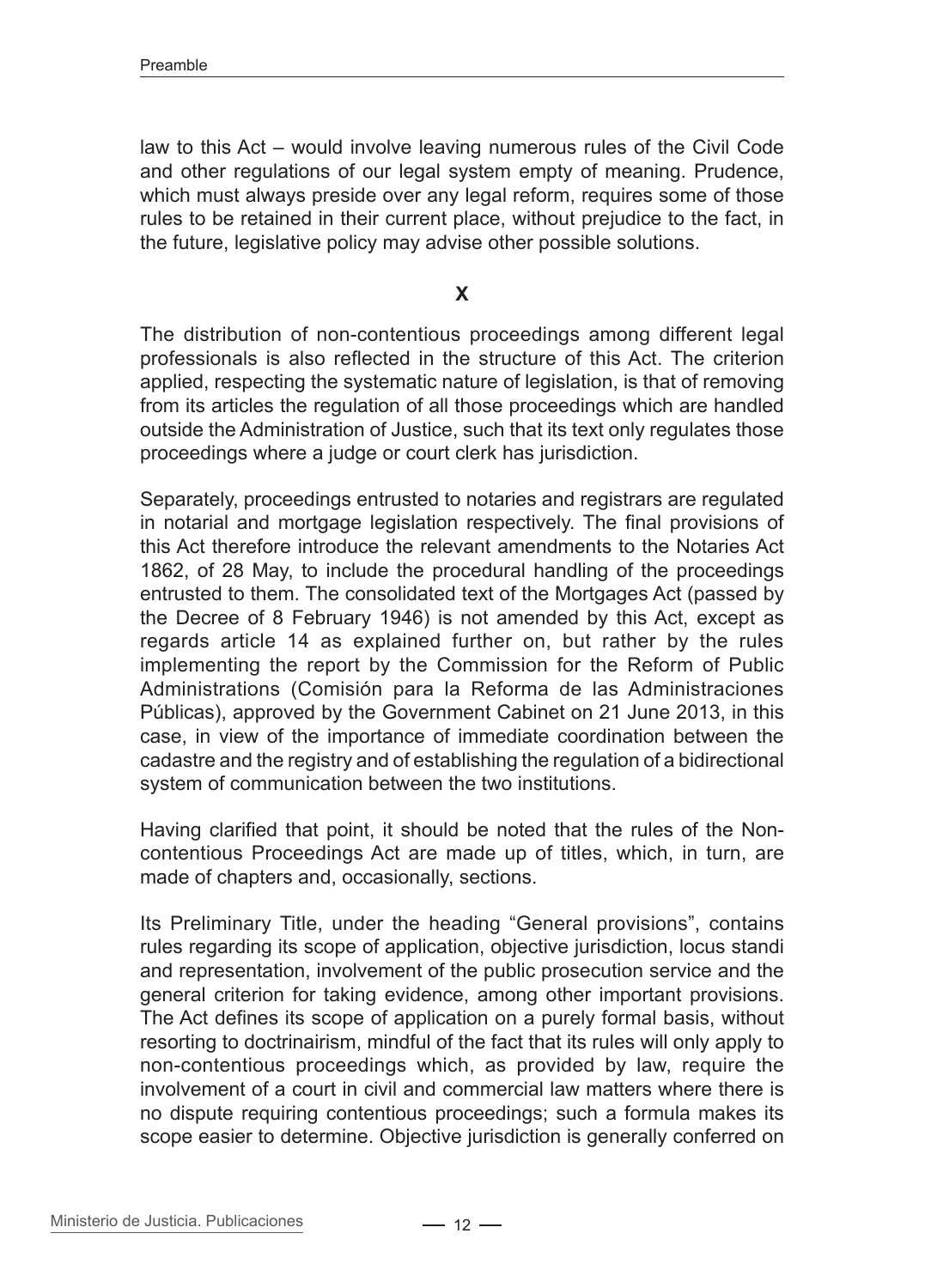law to this Act – would involve leaving numerous rules of the Civil Code and other regulations of our legal system empty of meaning. Prudence, which must always preside over any legal reform, requires some of those rules to be retained in their current place, without prejudice to the fact, in the future, legislative policy may advise other possible solutions.

## X

The distribution of non-contentious proceedings among different legal professionals is also reflected in the structure of this Act. The criterion applied, respecting the systematic nature of legislation, is that of removing from its articles the regulation of all those proceedings which are handled outside the Administration of Justice, such that its text only regulates those proceedings where a judge or court clerk has jurisdiction.

Separately, proceedings entrusted to notaries and registrars are regulated in notarial and mortgage legislation respectively. The final provisions of this Act therefore introduce the relevant amendments to the Notaries Act 1862, of 28 May, to include the procedural handling of the proceedings entrusted to them. The consolidated text of the Mortgages Act (passed by the Decree of 8 February 1946) is not amended by this Act, except as regards article 14 as explained further on, but rather by the rules implementing the report by the Commission for the Reform of Public Administrations (Comisión para la Reforma de las Administraciones Públicas), approved by the Government Cabinet on 21 June 2013, in this case, in view of the importance of immediate coordination between the cadastre and the registry and of establishing the regulation of a bidirectional system of communication between the two institutions.

Having clarified that point, it should be noted that the rules of the Non-contentious Proceedings Act are made up of titles, which, in turn, are made of chapters and, occasionally, sections.

Its Preliminary Title, under the heading “General provisions”, contains rules regarding its scope of application, objective jurisdiction, locus standi and representation, involvement of the public prosecution service and the general criterion for taking evidence, among other important provisions. The Act defines its scope of application on a purely formal basis, without resorting to doctrinairism, mindful of the fact that its rules will only apply to non-contentious proceedings which, as provided by law, require the involvement of a court in civil and commercial law matters where there is no dispute requiring contentious proceedings; such a formula makes its scope easier to determine. Objective jurisdiction is generally conferred on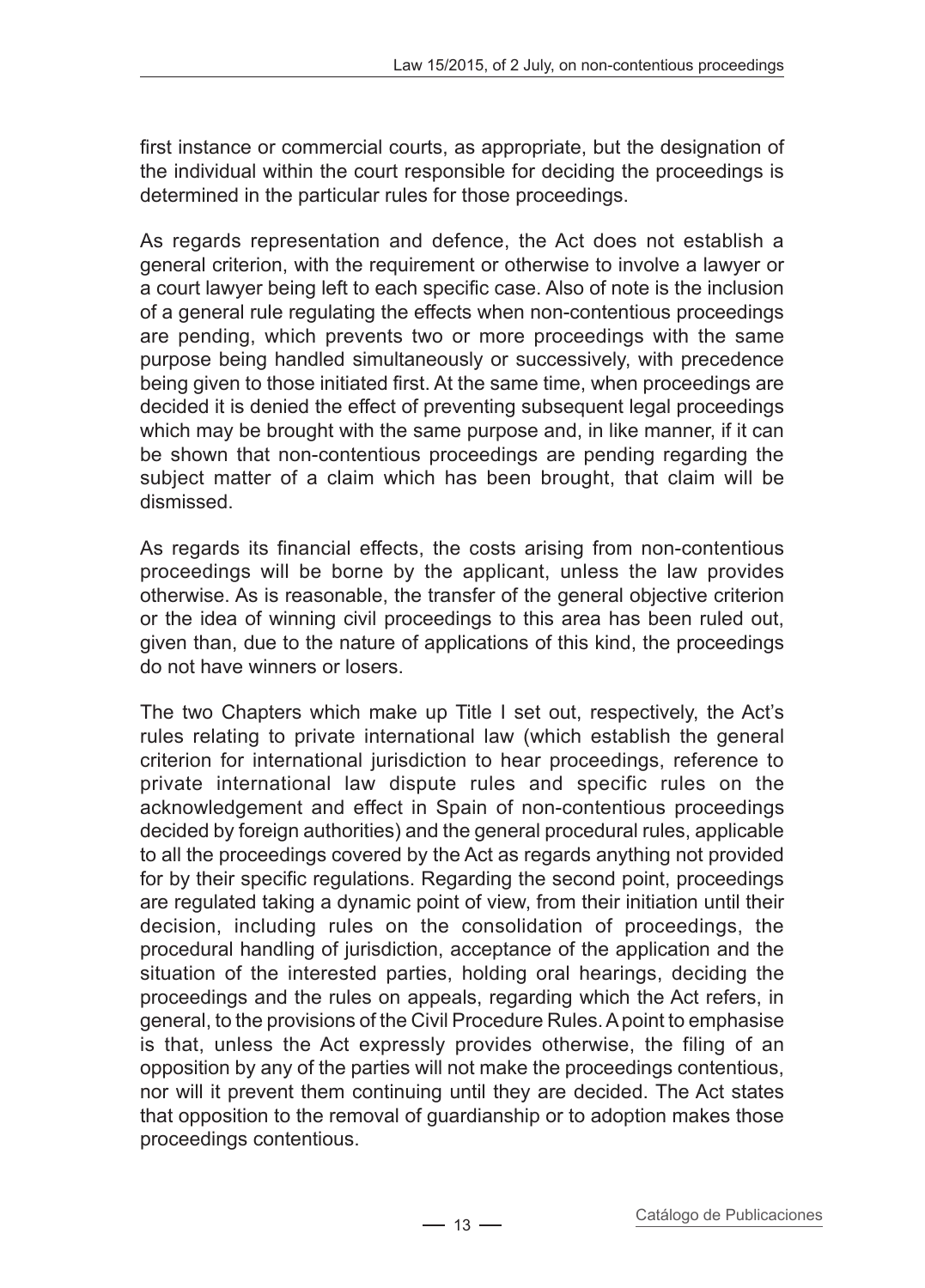first instance or commercial courts, as appropriate, but the designation of the individual within the court responsible for deciding the proceedings is determined in the particular rules for those proceedings.

As regards representation and defence, the Act does not establish a general criterion, with the requirement or otherwise to involve a lawyer or a court lawyer being left to each specific case. Also of note is the inclusion of a general rule regulating the effects when non-contentious proceedings are pending, which prevents two or more proceedings with the same purpose being handled simultaneously or successively, with precedence being given to those initiated first. At the same time, when proceedings are decided it is denied the effect of preventing subsequent legal proceedings which may be brought with the same purpose and, in like manner, if it can be shown that non-contentious proceedings are pending regarding the subject matter of a claim which has been brought, that claim will be dismissed.

As regards its financial effects, the costs arising from non-contentious proceedings will be borne by the applicant, unless the law provides otherwise. As is reasonable, the transfer of the general objective criterion or the idea of winning civil proceedings to this area has been ruled out, given than, due to the nature of applications of this kind, the proceedings do not have winners or losers.

The two Chapters which make up Title I set out, respectively, the Act's rules relating to private international law (which establish the general criterion for international jurisdiction to hear proceedings, reference to private international law dispute rules and specific rules on the acknowledgement and effect in Spain of non-contentious proceedings decided by foreign authorities) and the general procedural rules, applicable to all the proceedings covered by the Act as regards anything not provided for by their specific regulations. Regarding the second point, proceedings are regulated taking a dynamic point of view, from their initiation until their decision, including rules on the consolidation of proceedings, the procedural handling of jurisdiction, acceptance of the application and the situation of the interested parties, holding oral hearings, deciding the proceedings and the rules on appeals, regarding which the Act refers, in general, to the provisions of the Civil Procedure Rules. A point to emphasise is that, unless the Act expressly provides otherwise, the filing of an opposition by any of the parties will not make the proceedings contentious, nor will it prevent them continuing until they are decided. The Act states that opposition to the removal of guardianship or to adoption makes those proceedings contentious.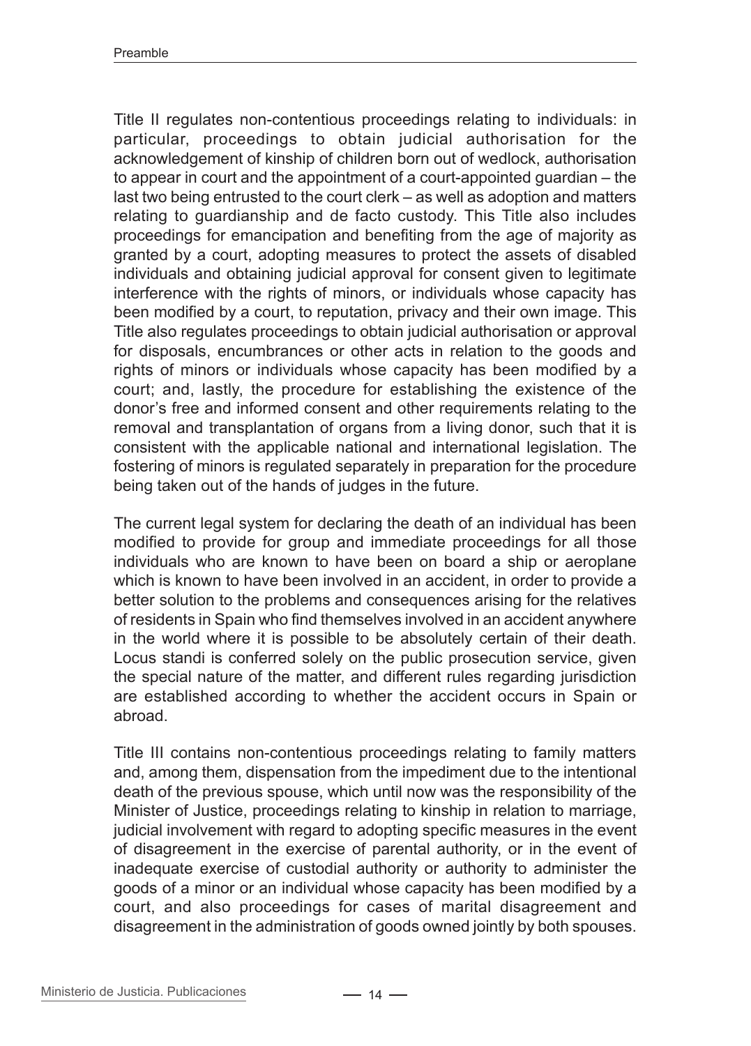Title II regulates non-contentious proceedings relating to individuals: in particular, proceedings to obtain judicial authorisation for the acknowledgement of kinship of children born out of wedlock, authorisation to appear in court and the appointment of a court-appointed guardian – the last two being entrusted to the court clerk – as well as adoption and matters relating to guardianship and de facto custody. This Title also includes proceedings for emancipation and benefiting from the age of majority as granted by a court, adopting measures to protect the assets of disabled individuals and obtaining judicial approval for consent given to legitimate interference with the rights of minors, or individuals whose capacity has been modified by a court, to reputation, privacy and their own image. This Title also regulates proceedings to obtain judicial authorisation or approval for disposals, encumbrances or other acts in relation to the goods and rights of minors or individuals whose capacity has been modified by a court; and, lastly, the procedure for establishing the existence of the donor's free and informed consent and other requirements relating to the removal and transplantation of organs from a living donor, such that it is consistent with the applicable national and international legislation. The fostering of minors is regulated separately in preparation for the procedure being taken out of the hands of judges in the future.

The current legal system for declaring the death of an individual has been modified to provide for group and immediate proceedings for all those individuals who are known to have been on board a ship or aeroplane which is known to have been involved in an accident, in order to provide a better solution to the problems and consequences arising for the relatives of residents in Spain who find themselves involved in an accident anywhere in the world where it is possible to be absolutely certain of their death. Locus standi is conferred solely on the public prosecution service, given the special nature of the matter, and different rules regarding jurisdiction are established according to whether the accident occurs in Spain or abroad.

Title III contains non-contentious proceedings relating to family matters and, among them, dispensation from the impediment due to the intentional death of the previous spouse, which until now was the responsibility of the Minister of Justice, proceedings relating to kinship in relation to marriage, judicial involvement with regard to adopting specific measures in the event of disagreement in the exercise of parental authority, or in the event of inadequate exercise of custodial authority or authority to administer the goods of a minor or an individual whose capacity has been modified by a court, and also proceedings for cases of marital disagreement and disagreement in the administration of goods owned jointly by both spouses.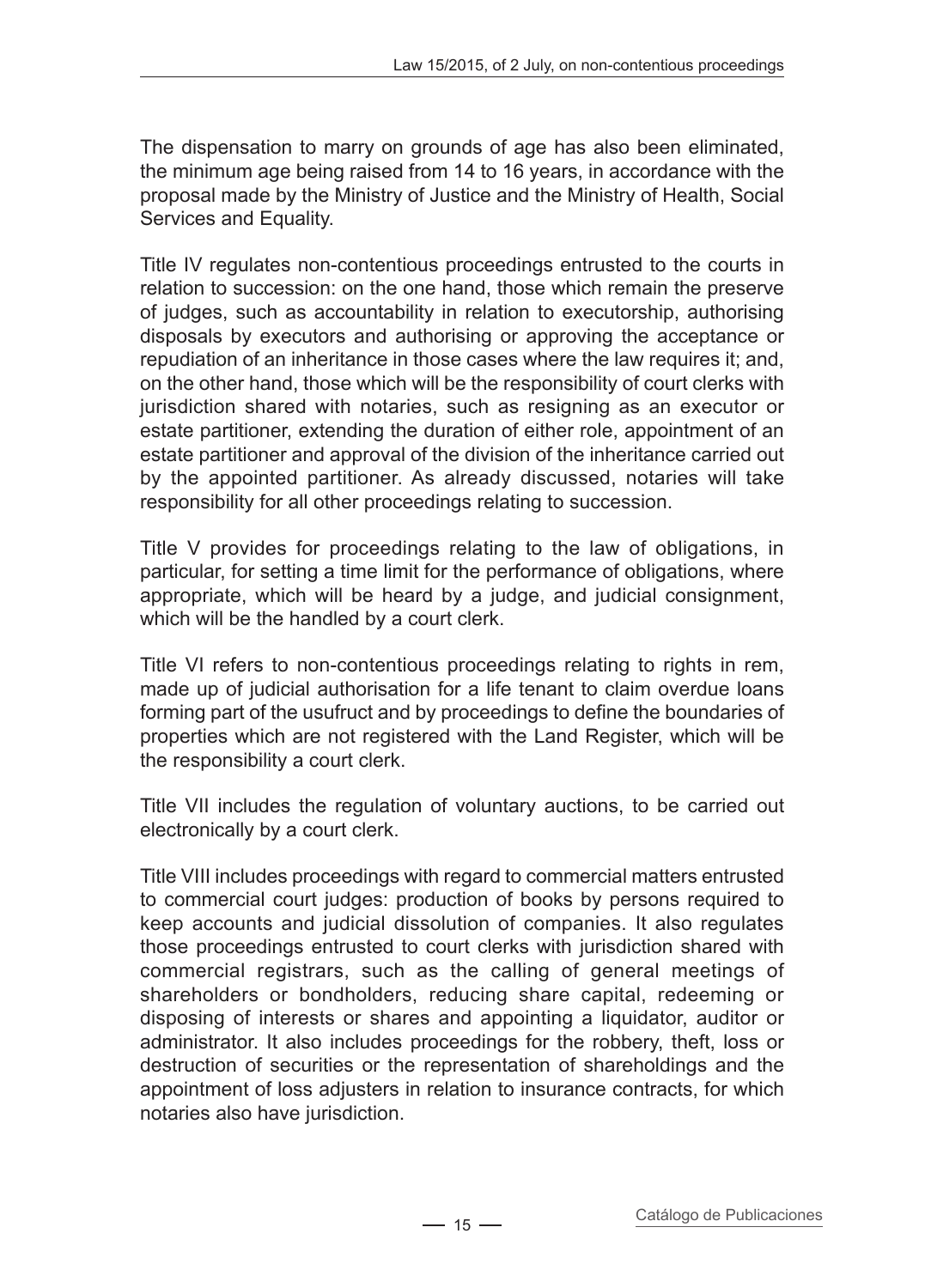The dispensation to marry on grounds of age has also been eliminated, the minimum age being raised from 14 to 16 years, in accordance with the proposal made by the Ministry of Justice and the Ministry of Health, Social Services and Equality.

Title IV regulates non-contentious proceedings entrusted to the courts in relation to succession: on the one hand, those which remain the preserve of judges, such as accountability in relation to executorship, authorising disposals by executors and authorising or approving the acceptance or repudiation of an inheritance in those cases where the law requires it; and, on the other hand, those which will be the responsibility of court clerks with jurisdiction shared with notaries, such as resigning as an executor or estate partitioner, extending the duration of either role, appointment of an estate partitioner and approval of the division of the inheritance carried out by the appointed partitioner. As already discussed, notaries will take responsibility for all other proceedings relating to succession.

Title V provides for proceedings relating to the law of obligations, in particular, for setting a time limit for the performance of obligations, where appropriate, which will be heard by a judge, and judicial consignment, which will be the handled by a court clerk.

Title VI refers to non-contentious proceedings relating to rights in rem, made up of judicial authorisation for a life tenant to claim overdue loans forming part of the usufruct and by proceedings to define the boundaries of properties which are not registered with the Land Register, which will be the responsibility a court clerk.

Title VII includes the regulation of voluntary auctions, to be carried out electronically by a court clerk.

Title VIII includes proceedings with regard to commercial matters entrusted to commercial court judges: production of books by persons required to keep accounts and judicial dissolution of companies. It also regulates those proceedings entrusted to court clerks with jurisdiction shared with commercial registrars, such as the calling of general meetings of shareholders or bondholders, reducing share capital, redeeming or disposing of interests or shares and appointing a liquidator, auditor or administrator. It also includes proceedings for the robbery, theft, loss or destruction of securities or the representation of shareholdings and the appointment of loss adjusters in relation to insurance contracts, for which notaries also have jurisdiction.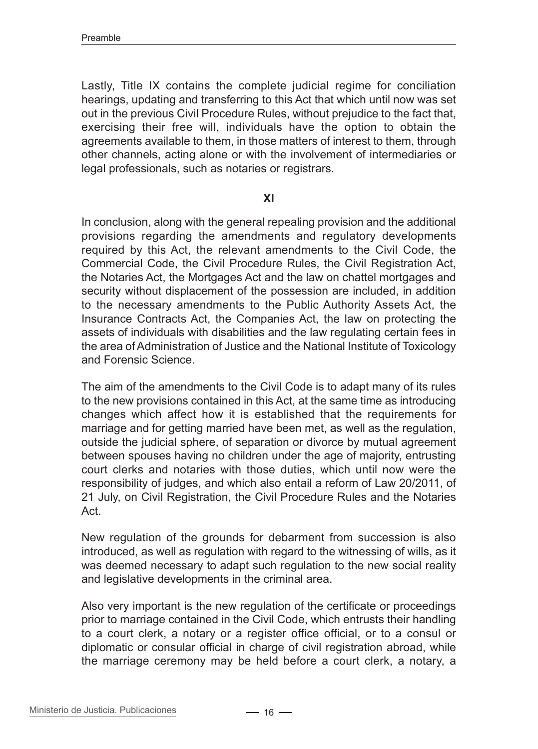Lastly, Title IX contains the complete judicial regime for conciliation hearings, updating and transferring to this Act that which until now was set out in the previous Civil Procedure Rules, without prejudice to the fact that, exercising their free will, individuals have the option to obtain the agreements available to them, in those matters of interest to them, through other channels, acting alone or with the involvement of intermediaries or legal professionals, such as notaries or registrars.

## XI

In conclusion, along with the general repealing provision and the additional provisions regarding the amendments and regulatory developments required by this Act, the relevant amendments to the Civil Code, the Commercial Code, the Civil Procedure Rules, the Civil Registration Act, the Notaries Act, the Mortgages Act and the law on chattel mortgages and security without displacement of the possession are included, in addition to the necessary amendments to the Public Authority Assets Act, the Insurance Contracts Act, the Companies Act, the law on protecting the assets of individuals with disabilities and the law regulating certain fees in the area of Administration of Justice and the National Institute of Toxicology and Forensic Science.

The aim of the amendments to the Civil Code is to adapt many of its rules to the new provisions contained in this Act, at the same time as introducing changes which affect how it is established that the requirements for marriage and for getting married have been met, as well as the regulation, outside the judicial sphere, of separation or divorce by mutual agreement between spouses having no children under the age of majority, entrusting court clerks and notaries with those duties, which until now were the responsibility of judges, and which also entail a reform of Law 20/2011, of 21 July, on Civil Registration, the Civil Procedure Rules and the Notaries Act.

New regulation of the grounds for debarment from succession is also introduced, as well as regulation with regard to the witnessing of wills, as it was deemed necessary to adapt such regulation to the new social reality and legislative developments in the criminal area.

Also very important is the new regulation of the certificate or proceedings prior to marriage contained in the Civil Code, which entrusts their handling to a court clerk, a notary or a register office official, or to a consul or diplomatic or consular official in charge of civil registration abroad, while the marriage ceremony may be held before a court clerk, a notary, a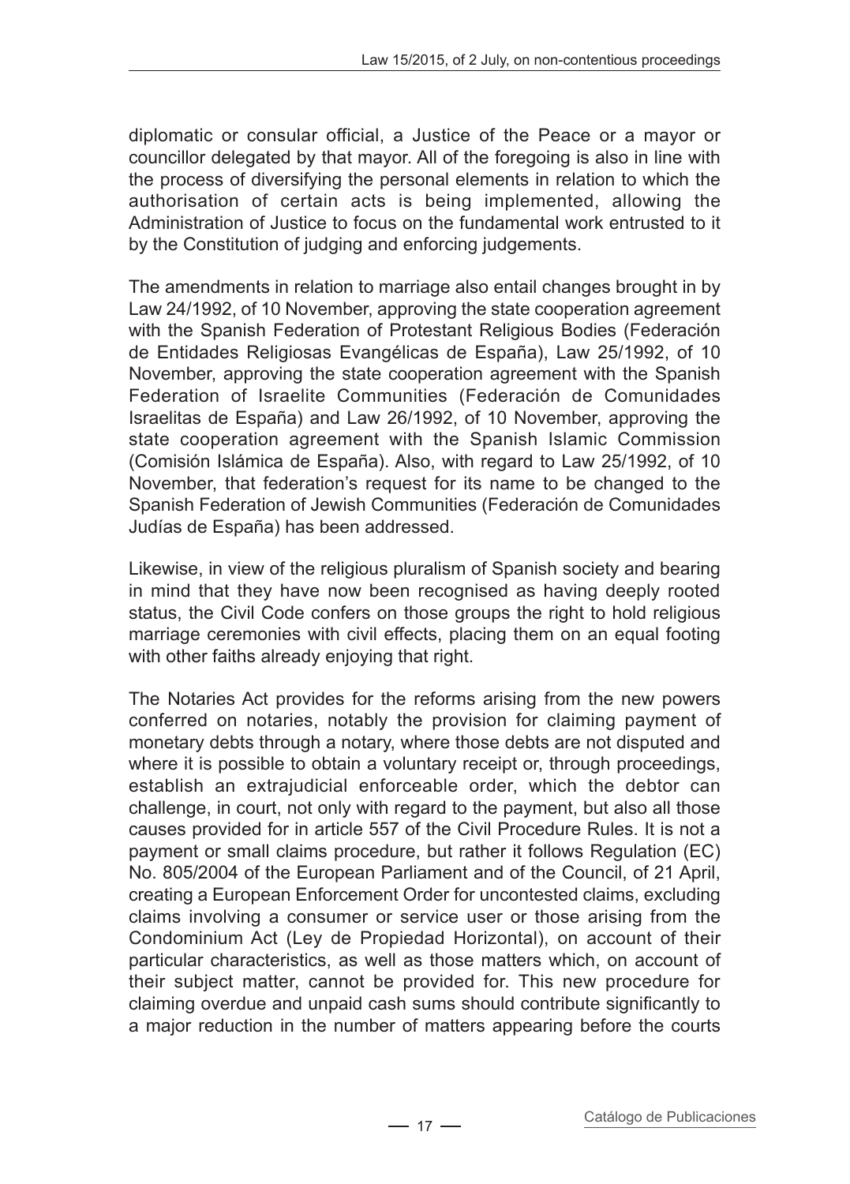diplomatic or consular official, a Justice of the Peace or a mayor or councillor delegated by that mayor. All of the foregoing is also in line with the process of diversifying the personal elements in relation to which the authorisation of certain acts is being implemented, allowing the Administration of Justice to focus on the fundamental work entrusted to it by the Constitution of judging and enforcing judgements.

The amendments in relation to marriage also entail changes brought in by Law 24/1992, of 10 November, approving the state cooperation agreement with the Spanish Federation of Protestant Religious Bodies (Federación de Entidades Religiosas Evangélicas de España), Law 25/1992, of 10 November, approving the state cooperation agreement with the Spanish Federation of Israelite Communities (Federación de Comunidades Israelitas de España) and Law 26/1992, of 10 November, approving the state cooperation agreement with the Spanish Islamic Commission (Comisión Islámica de España). Also, with regard to Law 25/1992, of 10 November, that federation's request for its name to be changed to the Spanish Federation of Jewish Communities (Federación de Comunidades Judías de España) has been addressed.

Likewise, in view of the religious pluralism of Spanish society and bearing in mind that they have now been recognised as having deeply rooted status, the Civil Code confers on those groups the right to hold religious marriage ceremonies with civil effects, placing them on an equal footing with other faiths already enjoying that right.

The Notaries Act provides for the reforms arising from the new powers conferred on notaries, notably the provision for claiming payment of monetary debts through a notary, where those debts are not disputed and where it is possible to obtain a voluntary receipt or, through proceedings, establish an extrajudicial enforceable order, which the debtor can challenge, in court, not only with regard to the payment, but also all those causes provided for in article 557 of the Civil Procedure Rules. It is not a payment or small claims procedure, but rather it follows Regulation (EC) No. 805/2004 of the European Parliament and of the Council, of 21 April, creating a European Enforcement Order for uncontested claims, excluding claims involving a consumer or service user or those arising from the Condominium Act (Ley de Propiedad Horizontal), on account of their particular characteristics, as well as those matters which, on account of their subject matter, cannot be provided for. This new procedure for claiming overdue and unpaid cash sums should contribute significantly to a major reduction in the number of matters appearing before the courts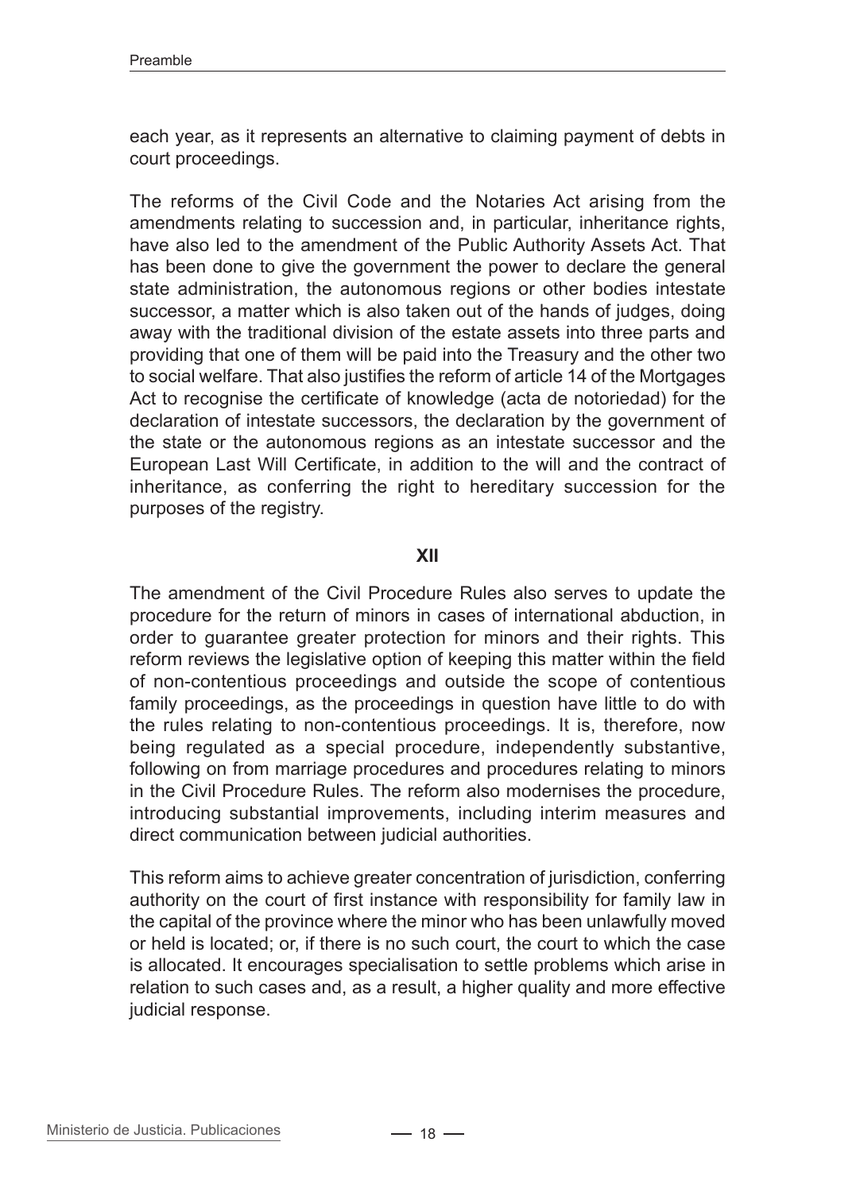each year, as it represents an alternative to claiming payment of debts in court proceedings.

The reforms of the Civil Code and the Notaries Act arising from the amendments relating to succession and, in particular, inheritance rights, have also led to the amendment of the Public Authority Assets Act. That has been done to give the government the power to declare the general state administration, the autonomous regions or other bodies intestate successor, a matter which is also taken out of the hands of judges, doing away with the traditional division of the estate assets into three parts and providing that one of them will be paid into the Treasury and the other two to social welfare. That also justifies the reform of article 14 of the Mortgages Act to recognise the certificate of knowledge (acta de notoriedad) for the declaration of intestate successors, the declaration by the government of the state or the autonomous regions as an intestate successor and the European Last Will Certificate, in addition to the will and the contract of inheritance, as conferring the right to hereditary succession for the purposes of the registry.

## XII

The amendment of the Civil Procedure Rules also serves to update the procedure for the return of minors in cases of international abduction, in order to guarantee greater protection for minors and their rights. This reform reviews the legislative option of keeping this matter within the field of non-contentious proceedings and outside the scope of contentious family proceedings, as the proceedings in question have little to do with the rules relating to non-contentious proceedings. It is, therefore, now being regulated as a special procedure, independently substantive, following on from marriage procedures and procedures relating to minors in the Civil Procedure Rules. The reform also modernises the procedure, introducing substantial improvements, including interim measures and direct communication between judicial authorities.

This reform aims to achieve greater concentration of jurisdiction, conferring authority on the court of first instance with responsibility for family law in the capital of the province where the minor who has been unlawfully moved or held is located; or, if there is no such court, the court to which the case is allocated. It encourages specialisation to settle problems which arise in relation to such cases and, as a result, a higher quality and more effective judicial response.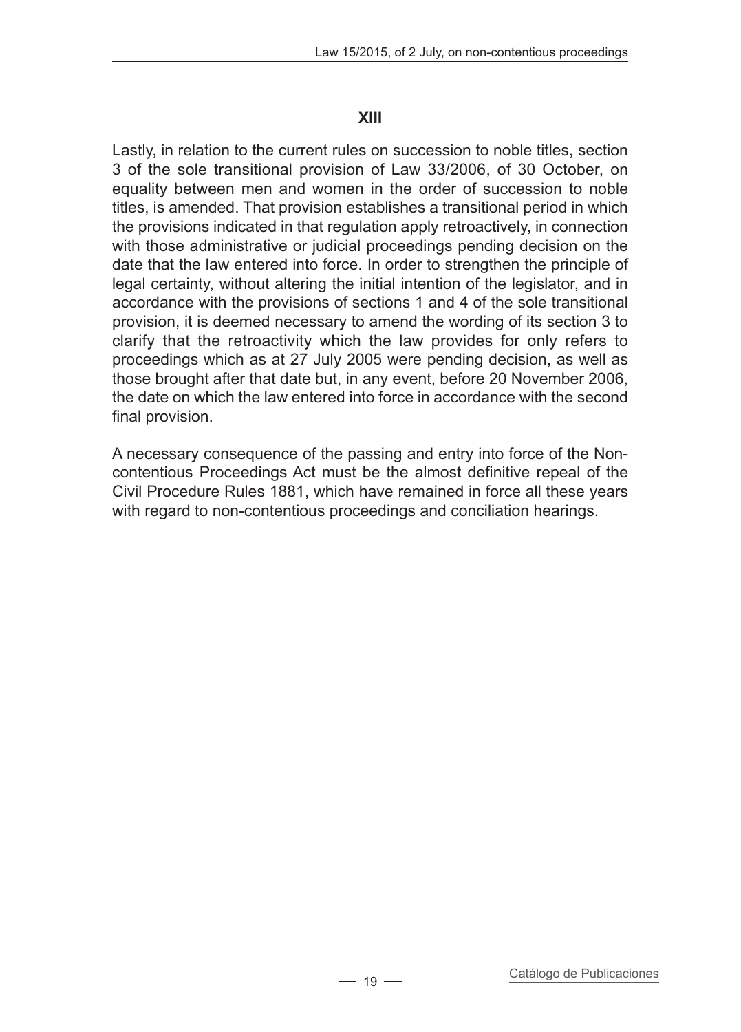## XIII

Lastly, in relation to the current rules on succession to noble titles, section 3 of the sole transitional provision of Law 33/2006, of 30 October, on equality between men and women in the order of succession to noble titles, is amended. That provision establishes a transitional period in which the provisions indicated in that regulation apply retroactively, in connection with those administrative or judicial proceedings pending decision on the date that the law entered into force. In order to strengthen the principle of legal certainty, without altering the initial intention of the legislator, and in accordance with the provisions of sections 1 and 4 of the sole transitional provision, it is deemed necessary to amend the wording of its section 3 to clarify that the retroactivity which the law provides for only refers to proceedings which as at 27 July 2005 were pending decision, as well as those brought after that date but, in any event, before 20 November 2006, the date on which the law entered into force in accordance with the second final provision.

A necessary consequence of the passing and entry into force of the Non-contentious Proceedings Act must be the almost definitive repeal of the Civil Procedure Rules 1881, which have remained in force all these years with regard to non-contentious proceedings and conciliation hearings.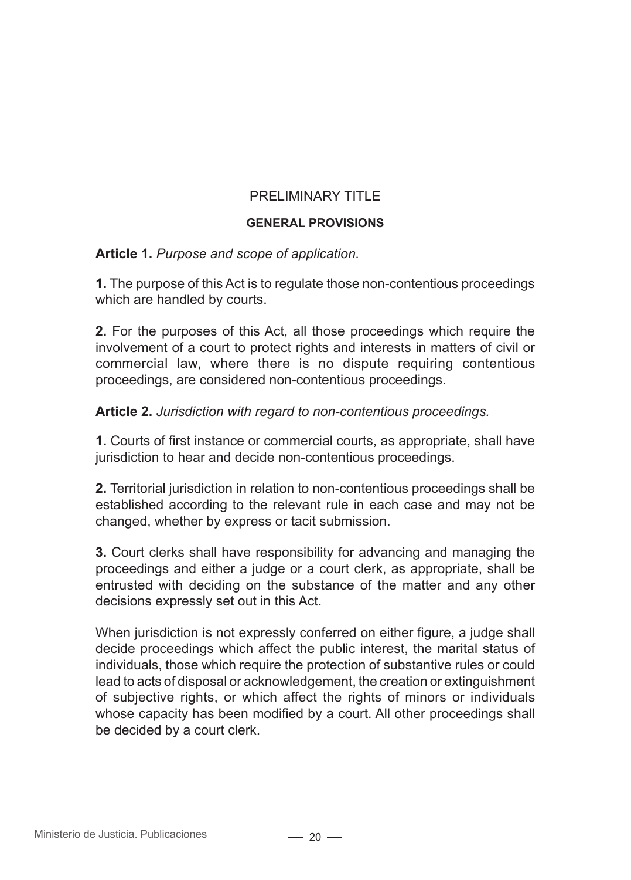# PRELIMINARY TITLE

## GENERAL PROVISIONS

**Article 1.** *Purpose and scope of application.*

**1.** The purpose of this Act is to regulate those non-contentious proceedings which are handled by courts.

**2.** For the purposes of this Act, all those proceedings which require the involvement of a court to protect rights and interests in matters of civil or commercial law, where there is no dispute requiring contentious proceedings, are considered non-contentious proceedings.

**Article 2.** *Jurisdiction with regard to non-contentious proceedings.*

**1.** Courts of first instance or commercial courts, as appropriate, shall have jurisdiction to hear and decide non-contentious proceedings.

**2.** Territorial jurisdiction in relation to non-contentious proceedings shall be established according to the relevant rule in each case and may not be changed, whether by express or tacit submission.

**3.** Court clerks shall have responsibility for advancing and managing the proceedings and either a judge or a court clerk, as appropriate, shall be entrusted with deciding on the substance of the matter and any other decisions expressly set out in this Act.

When jurisdiction is not expressly conferred on either figure, a judge shall decide proceedings which affect the public interest, the marital status of individuals, those which require the protection of substantive rules or could lead to acts of disposal or acknowledgement, the creation or extinguishment of subjective rights, or which affect the rights of minors or individuals whose capacity has been modified by a court. All other proceedings shall be decided by a court clerk.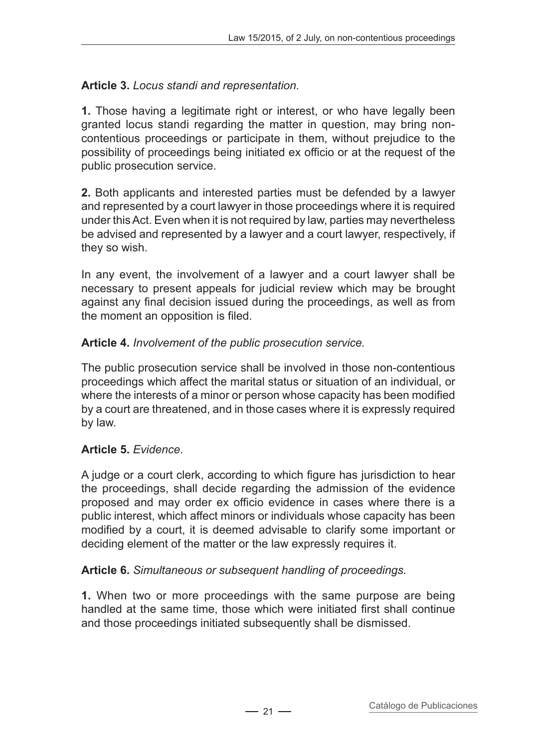**Article 3.** *Locus standi and representation.*

**1.** Those having a legitimate right or interest, or who have legally been granted locus standi regarding the matter in question, may bring non-contentious proceedings or participate in them, without prejudice to the possibility of proceedings being initiated ex officio or at the request of the public prosecution service.

**2.** Both applicants and interested parties must be defended by a lawyer and represented by a court lawyer in those proceedings where it is required under this Act. Even when it is not required by law, parties may nevertheless be advised and represented by a lawyer and a court lawyer, respectively, if they so wish.

In any event, the involvement of a lawyer and a court lawyer shall be necessary to present appeals for judicial review which may be brought against any final decision issued during the proceedings, as well as from the moment an opposition is filed.

**Article 4.** *Involvement of the public prosecution service.*

The public prosecution service shall be involved in those non-contentious proceedings which affect the marital status or situation of an individual, or where the interests of a minor or person whose capacity has been modified by a court are threatened, and in those cases where it is expressly required by law.

**Article 5.** *Evidence.*

A judge or a court clerk, according to which figure has jurisdiction to hear the proceedings, shall decide regarding the admission of the evidence proposed and may order ex officio evidence in cases where there is a public interest, which affect minors or individuals whose capacity has been modified by a court, it is deemed advisable to clarify some important or deciding element of the matter or the law expressly requires it.

**Article 6.** *Simultaneous or subsequent handling of proceedings.*

**1.** When two or more proceedings with the same purpose are being handled at the same time, those which were initiated first shall continue and those proceedings initiated subsequently shall be dismissed.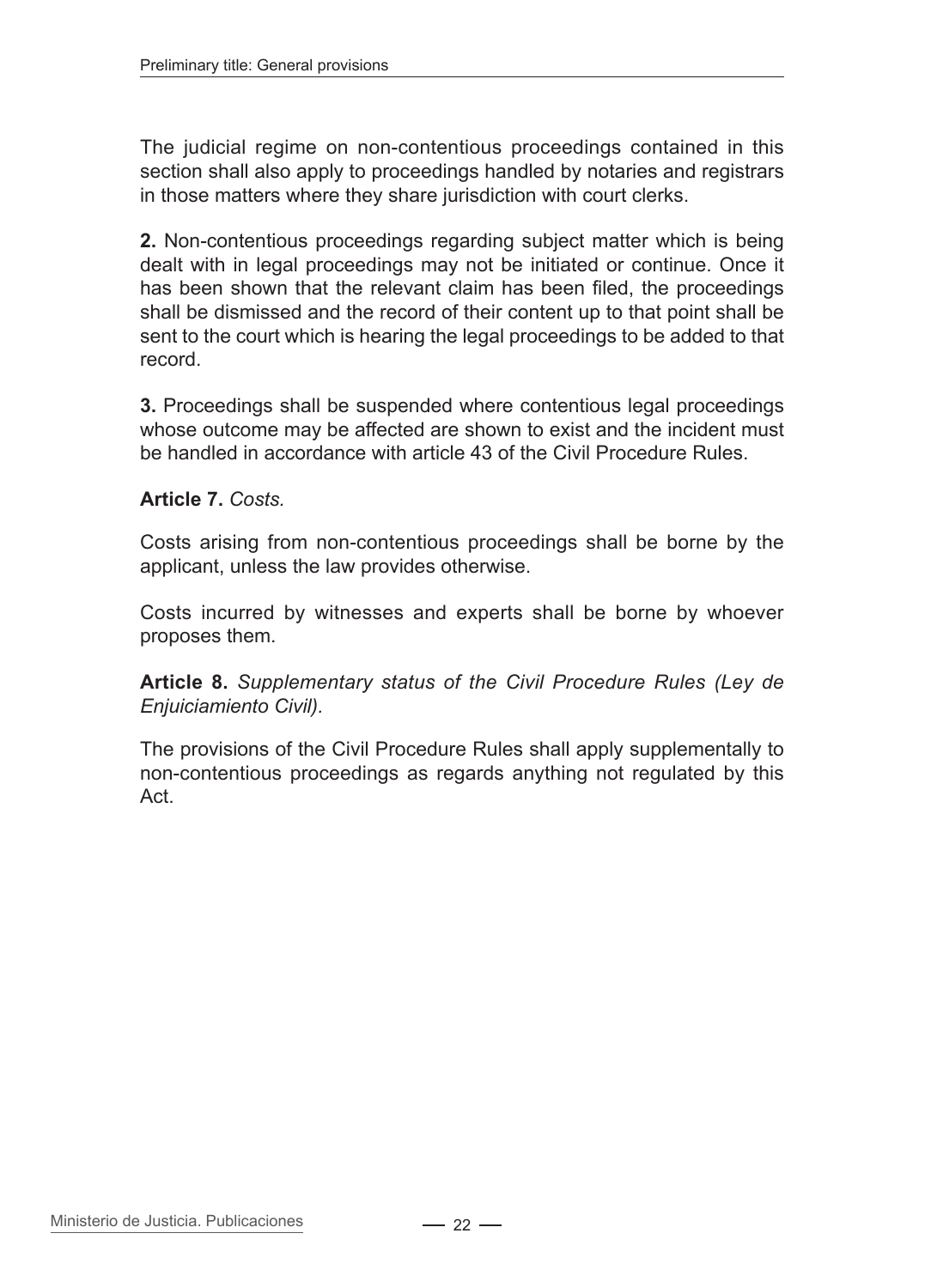The judicial regime on non-contentious proceedings contained in this section shall also apply to proceedings handled by notaries and registrars in those matters where they share jurisdiction with court clerks.

**2.** Non-contentious proceedings regarding subject matter which is being dealt with in legal proceedings may not be initiated or continue. Once it has been shown that the relevant claim has been filed, the proceedings shall be dismissed and the record of their content up to that point shall be sent to the court which is hearing the legal proceedings to be added to that record.

**3.** Proceedings shall be suspended where contentious legal proceedings whose outcome may be affected are shown to exist and the incident must be handled in accordance with article 43 of the Civil Procedure Rules.

**Article 7.** *Costs.*

Costs arising from non-contentious proceedings shall be borne by the applicant, unless the law provides otherwise.

Costs incurred by witnesses and experts shall be borne by whoever proposes them.

**Article 8.** *Supplementary status of the Civil Procedure Rules (Ley de Enjuiciamiento Civil).*

The provisions of the Civil Procedure Rules shall apply supplementally to non-contentious proceedings as regards anything not regulated by this Act.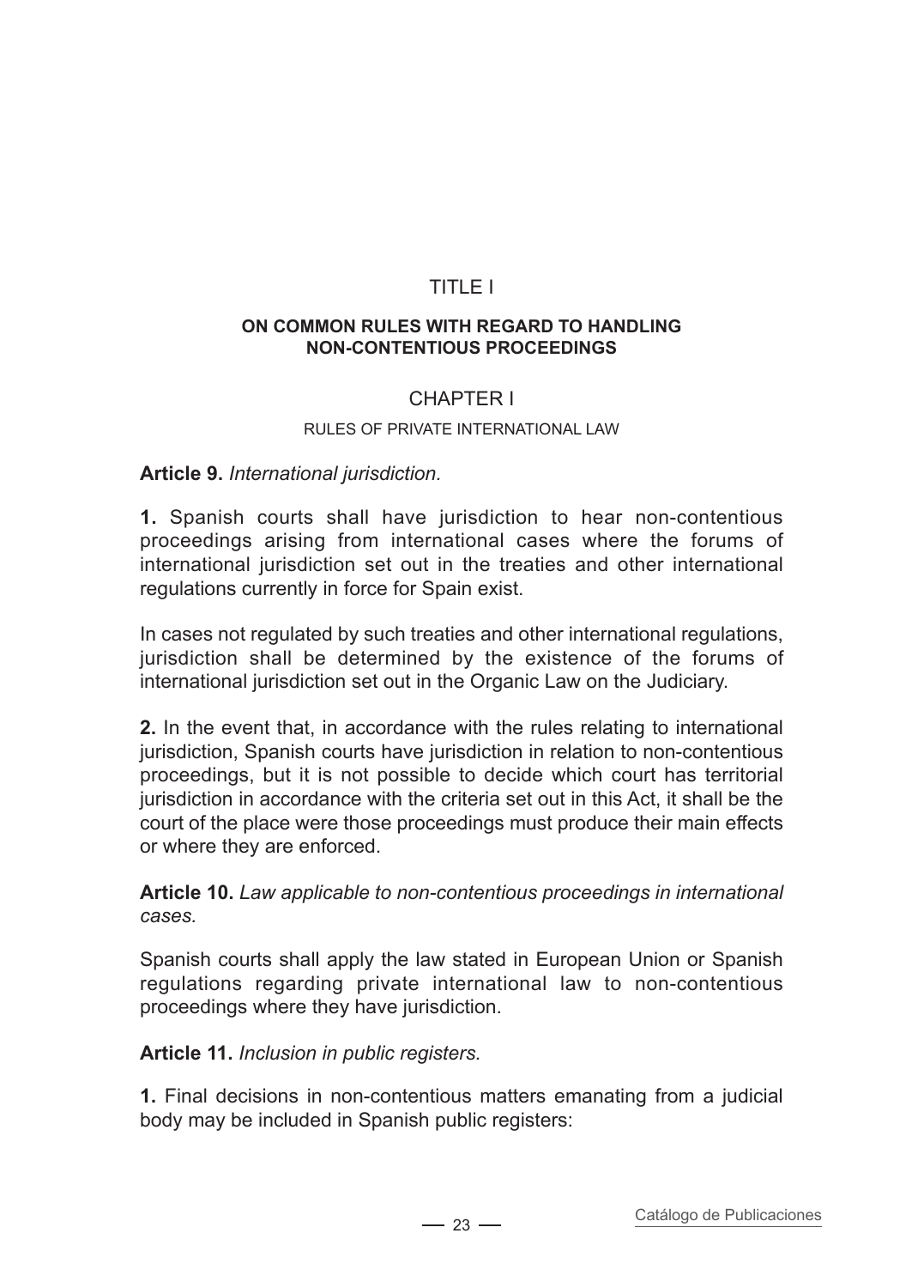# TITLE I

## ON COMMON RULES WITH REGARD TO HANDLING NON-CONTENTIOUS PROCEEDINGS

## CHAPTER I

### RULES OF PRIVATE INTERNATIONAL LAW

**Article 9.** *International jurisdiction.*

**1.** Spanish courts shall have jurisdiction to hear non-contentious proceedings arising from international cases where the forums of international jurisdiction set out in the treaties and other international regulations currently in force for Spain exist.

In cases not regulated by such treaties and other international regulations, jurisdiction shall be determined by the existence of the forums of international jurisdiction set out in the Organic Law on the Judiciary.

**2.** In the event that, in accordance with the rules relating to international jurisdiction, Spanish courts have jurisdiction in relation to non-contentious proceedings, but it is not possible to decide which court has territorial jurisdiction in accordance with the criteria set out in this Act, it shall be the court of the place were those proceedings must produce their main effects or where they are enforced.

**Article 10.** *Law applicable to non-contentious proceedings in international cases.*

Spanish courts shall apply the law stated in European Union or Spanish regulations regarding private international law to non-contentious proceedings where they have jurisdiction.

**Article 11.** *Inclusion in public registers.*

**1.** Final decisions in non-contentious matters emanating from a judicial body may be included in Spanish public registers: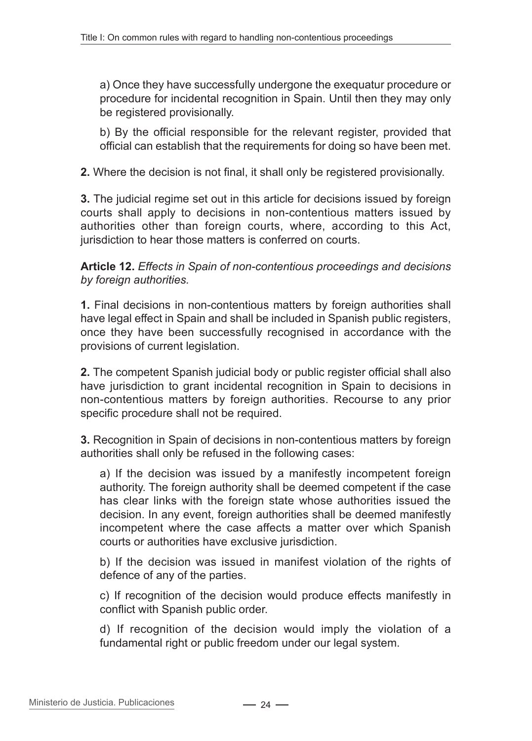a) Once they have successfully undergone the exequatur procedure or procedure for incidental recognition in Spain. Until then they may only be registered provisionally.

b) By the official responsible for the relevant register, provided that official can establish that the requirements for doing so have been met.

**2.** Where the decision is not final, it shall only be registered provisionally.

**3.** The judicial regime set out in this article for decisions issued by foreign courts shall apply to decisions in non-contentious matters issued by authorities other than foreign courts, where, according to this Act, jurisdiction to hear those matters is conferred on courts.

**Article 12.** *Effects in Spain of non-contentious proceedings and decisions by foreign authorities.*

**1.** Final decisions in non-contentious matters by foreign authorities shall have legal effect in Spain and shall be included in Spanish public registers, once they have been successfully recognised in accordance with the provisions of current legislation.

**2.** The competent Spanish judicial body or public register official shall also have jurisdiction to grant incidental recognition in Spain to decisions in non-contentious matters by foreign authorities. Recourse to any prior specific procedure shall not be required.

**3.** Recognition in Spain of decisions in non-contentious matters by foreign authorities shall only be refused in the following cases:

a) If the decision was issued by a manifestly incompetent foreign authority. The foreign authority shall be deemed competent if the case has clear links with the foreign state whose authorities issued the decision. In any event, foreign authorities shall be deemed manifestly incompetent where the case affects a matter over which Spanish courts or authorities have exclusive jurisdiction.

b) If the decision was issued in manifest violation of the rights of defence of any of the parties.

c) If recognition of the decision would produce effects manifestly in conflict with Spanish public order.

d) If recognition of the decision would imply the violation of a fundamental right or public freedom under our legal system.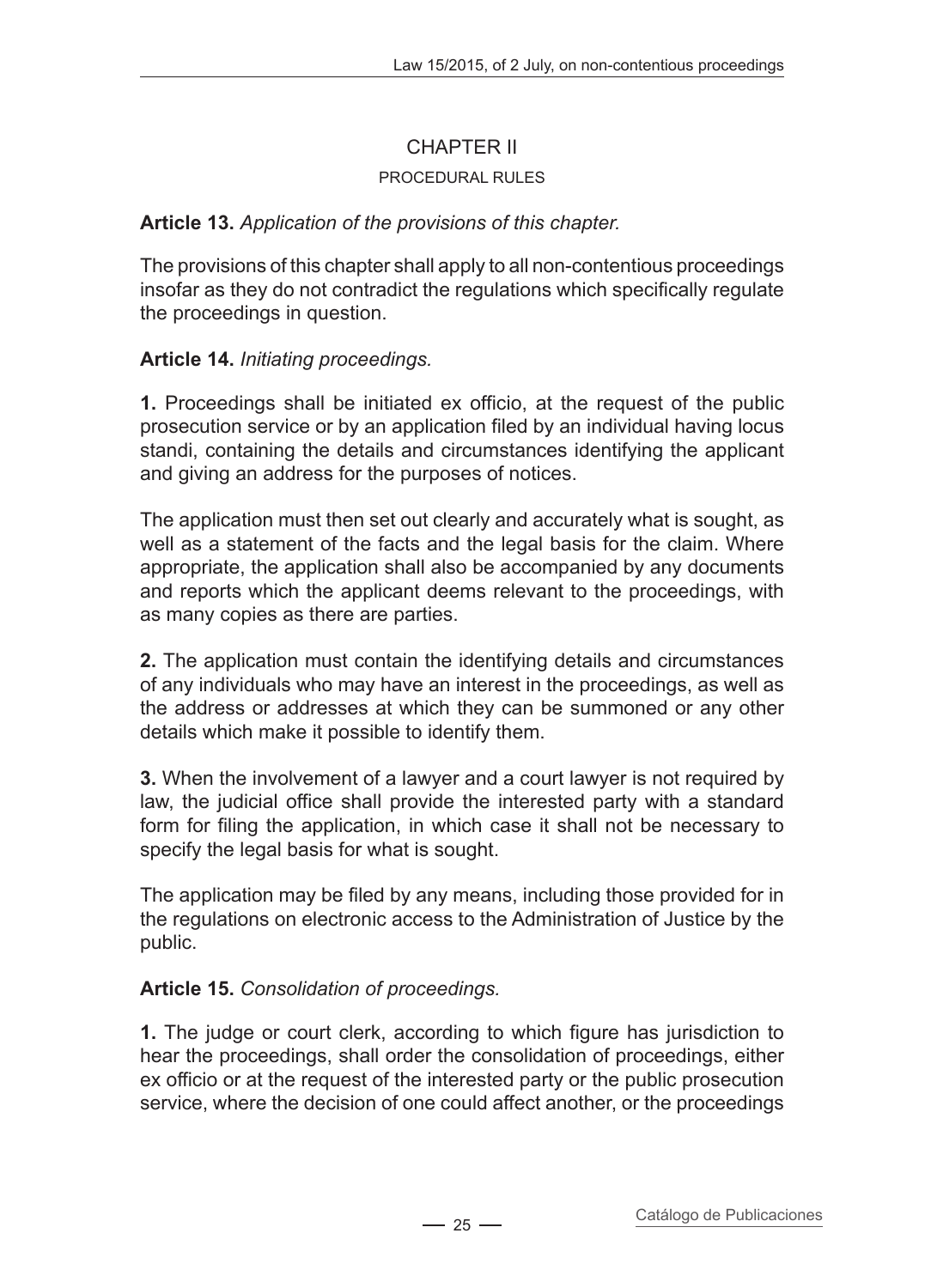## CHAPTER II

### PROCEDURAL RULES

**Article 13.** *Application of the provisions of this chapter.*

The provisions of this chapter shall apply to all non-contentious proceedings insofar as they do not contradict the regulations which specifically regulate the proceedings in question.

**Article 14.** *Initiating proceedings.*

**1.** Proceedings shall be initiated ex officio, at the request of the public prosecution service or by an application filed by an individual having locus standi, containing the details and circumstances identifying the applicant and giving an address for the purposes of notices.

The application must then set out clearly and accurately what is sought, as well as a statement of the facts and the legal basis for the claim. Where appropriate, the application shall also be accompanied by any documents and reports which the applicant deems relevant to the proceedings, with as many copies as there are parties.

**2.** The application must contain the identifying details and circumstances of any individuals who may have an interest in the proceedings, as well as the address or addresses at which they can be summoned or any other details which make it possible to identify them.

**3.** When the involvement of a lawyer and a court lawyer is not required by law, the judicial office shall provide the interested party with a standard form for filing the application, in which case it shall not be necessary to specify the legal basis for what is sought.

The application may be filed by any means, including those provided for in the regulations on electronic access to the Administration of Justice by the public.

**Article 15.** *Consolidation of proceedings.*

**1.** The judge or court clerk, according to which figure has jurisdiction to hear the proceedings, shall order the consolidation of proceedings, either ex officio or at the request of the interested party or the public prosecution service, where the decision of one could affect another, or the proceedings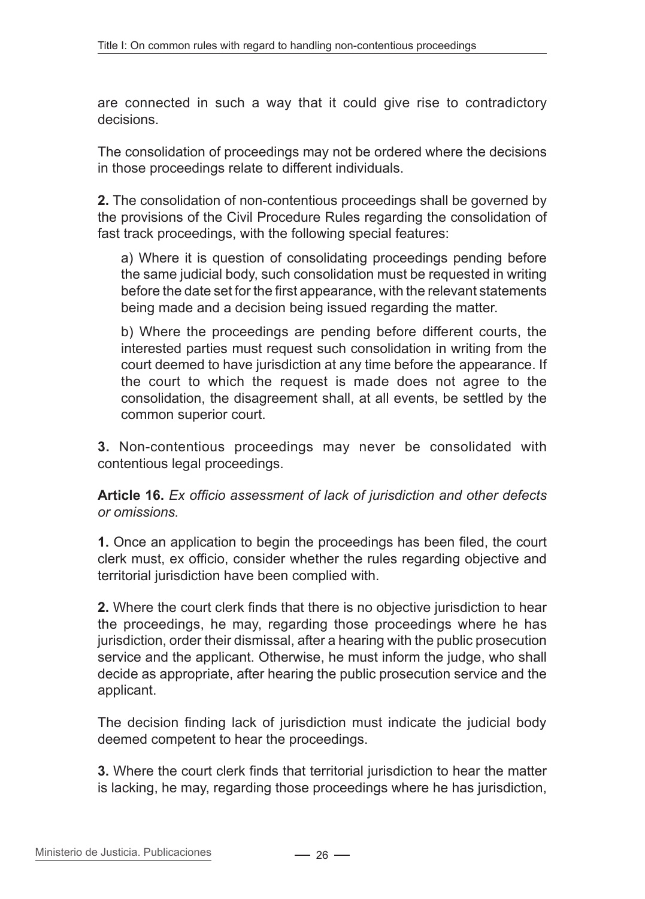are connected in such a way that it could give rise to contradictory decisions.

The consolidation of proceedings may not be ordered where the decisions in those proceedings relate to different individuals.

**2.** The consolidation of non-contentious proceedings shall be governed by the provisions of the Civil Procedure Rules regarding the consolidation of fast track proceedings, with the following special features:

a) Where it is question of consolidating proceedings pending before the same judicial body, such consolidation must be requested in writing before the date set for the first appearance, with the relevant statements being made and a decision being issued regarding the matter.

b) Where the proceedings are pending before different courts, the interested parties must request such consolidation in writing from the court deemed to have jurisdiction at any time before the appearance. If the court to which the request is made does not agree to the consolidation, the disagreement shall, at all events, be settled by the common superior court.

**3.** Non-contentious proceedings may never be consolidated with contentious legal proceedings.

**Article 16.** *Ex officio assessment of lack of jurisdiction and other defects or omissions.*

**1.** Once an application to begin the proceedings has been filed, the court clerk must, ex officio, consider whether the rules regarding objective and territorial jurisdiction have been complied with.

**2.** Where the court clerk finds that there is no objective jurisdiction to hear the proceedings, he may, regarding those proceedings where he has jurisdiction, order their dismissal, after a hearing with the public prosecution service and the applicant. Otherwise, he must inform the judge, who shall decide as appropriate, after hearing the public prosecution service and the applicant.

The decision finding lack of jurisdiction must indicate the judicial body deemed competent to hear the proceedings.

**3.** Where the court clerk finds that territorial jurisdiction to hear the matter is lacking, he may, regarding those proceedings where he has jurisdiction,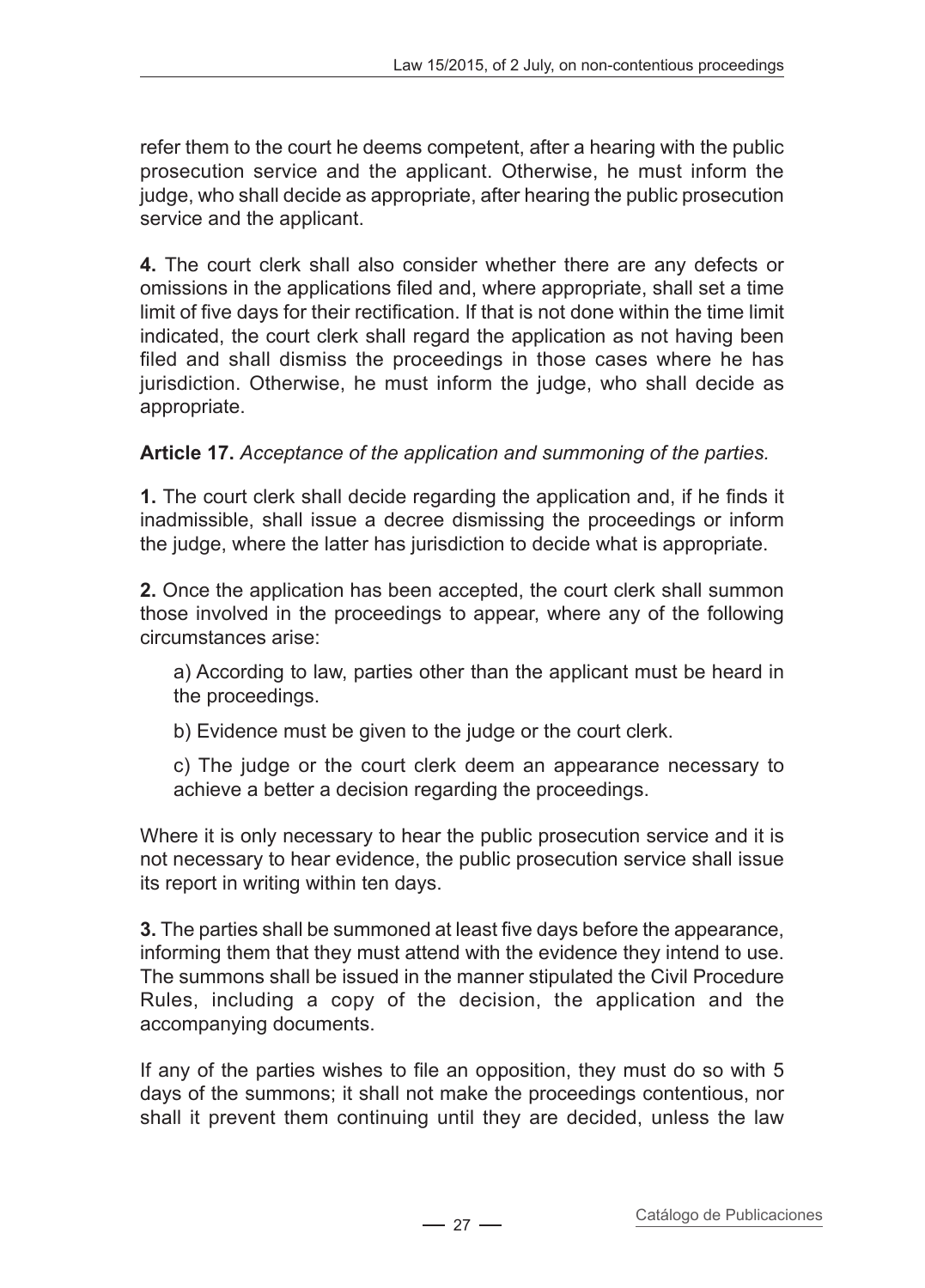refer them to the court he deems competent, after a hearing with the public prosecution service and the applicant. Otherwise, he must inform the judge, who shall decide as appropriate, after hearing the public prosecution service and the applicant.

**4.** The court clerk shall also consider whether there are any defects or omissions in the applications filed and, where appropriate, shall set a time limit of five days for their rectification. If that is not done within the time limit indicated, the court clerk shall regard the application as not having been filed and shall dismiss the proceedings in those cases where he has jurisdiction. Otherwise, he must inform the judge, who shall decide as appropriate.

**Article 17.** *Acceptance of the application and summoning of the parties.*

**1.** The court clerk shall decide regarding the application and, if he finds it inadmissible, shall issue a decree dismissing the proceedings or inform the judge, where the latter has jurisdiction to decide what is appropriate.

**2.** Once the application has been accepted, the court clerk shall summon those involved in the proceedings to appear, where any of the following circumstances arise:

a) According to law, parties other than the applicant must be heard in the proceedings.

b) Evidence must be given to the judge or the court clerk.

c) The judge or the court clerk deem an appearance necessary to achieve a better a decision regarding the proceedings.

Where it is only necessary to hear the public prosecution service and it is not necessary to hear evidence, the public prosecution service shall issue its report in writing within ten days.

**3.** The parties shall be summoned at least five days before the appearance, informing them that they must attend with the evidence they intend to use. The summons shall be issued in the manner stipulated the Civil Procedure Rules, including a copy of the decision, the application and the accompanying documents.

If any of the parties wishes to file an opposition, they must do so with 5 days of the summons; it shall not make the proceedings contentious, nor shall it prevent them continuing until they are decided, unless the law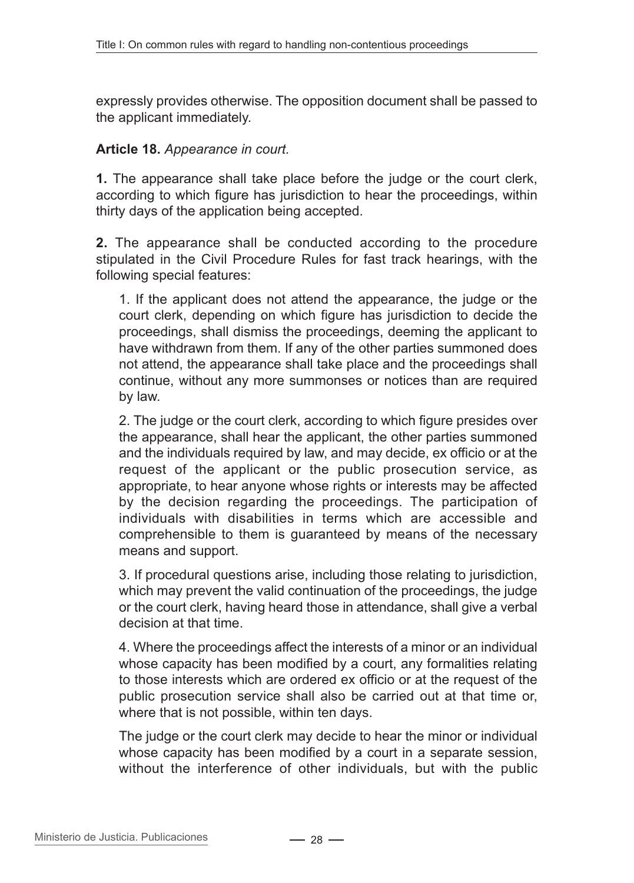expressly provides otherwise. The opposition document shall be passed to the applicant immediately.

**Article 18.** *Appearance in court.*

**1.** The appearance shall take place before the judge or the court clerk, according to which figure has jurisdiction to hear the proceedings, within thirty days of the application being accepted.

**2.** The appearance shall be conducted according to the procedure stipulated in the Civil Procedure Rules for fast track hearings, with the following special features:

1. If the applicant does not attend the appearance, the judge or the court clerk, depending on which figure has jurisdiction to decide the proceedings, shall dismiss the proceedings, deeming the applicant to have withdrawn from them. If any of the other parties summoned does not attend, the appearance shall take place and the proceedings shall continue, without any more summonses or notices than are required by law.

2. The judge or the court clerk, according to which figure presides over the appearance, shall hear the applicant, the other parties summoned and the individuals required by law, and may decide, ex officio or at the request of the applicant or the public prosecution service, as appropriate, to hear anyone whose rights or interests may be affected by the decision regarding the proceedings. The participation of individuals with disabilities in terms which are accessible and comprehensible to them is guaranteed by means of the necessary means and support.

3. If procedural questions arise, including those relating to jurisdiction, which may prevent the valid continuation of the proceedings, the judge or the court clerk, having heard those in attendance, shall give a verbal decision at that time.

4. Where the proceedings affect the interests of a minor or an individual whose capacity has been modified by a court, any formalities relating to those interests which are ordered ex officio or at the request of the public prosecution service shall also be carried out at that time or, where that is not possible, within ten days.

The judge or the court clerk may decide to hear the minor or individual whose capacity has been modified by a court in a separate session, without the interference of other individuals, but with the public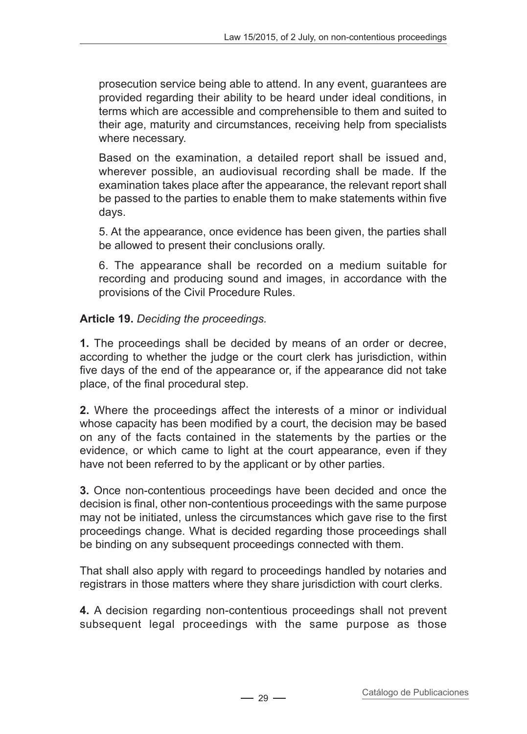prosecution service being able to attend. In any event, guarantees are provided regarding their ability to be heard under ideal conditions, in terms which are accessible and comprehensible to them and suited to their age, maturity and circumstances, receiving help from specialists where necessary.

Based on the examination, a detailed report shall be issued and, wherever possible, an audiovisual recording shall be made. If the examination takes place after the appearance, the relevant report shall be passed to the parties to enable them to make statements within five days.

5. At the appearance, once evidence has been given, the parties shall be allowed to present their conclusions orally.

6. The appearance shall be recorded on a medium suitable for recording and producing sound and images, in accordance with the provisions of the Civil Procedure Rules.

**Article 19.** *Deciding the proceedings.*

**1.** The proceedings shall be decided by means of an order or decree, according to whether the judge or the court clerk has jurisdiction, within five days of the end of the appearance or, if the appearance did not take place, of the final procedural step.

**2.** Where the proceedings affect the interests of a minor or individual whose capacity has been modified by a court, the decision may be based on any of the facts contained in the statements by the parties or the evidence, or which came to light at the court appearance, even if they have not been referred to by the applicant or by other parties.

**3.** Once non-contentious proceedings have been decided and once the decision is final, other non-contentious proceedings with the same purpose may not be initiated, unless the circumstances which gave rise to the first proceedings change. What is decided regarding those proceedings shall be binding on any subsequent proceedings connected with them.

That shall also apply with regard to proceedings handled by notaries and registrars in those matters where they share jurisdiction with court clerks.

**4.** A decision regarding non-contentious proceedings shall not prevent subsequent legal proceedings with the same purpose as those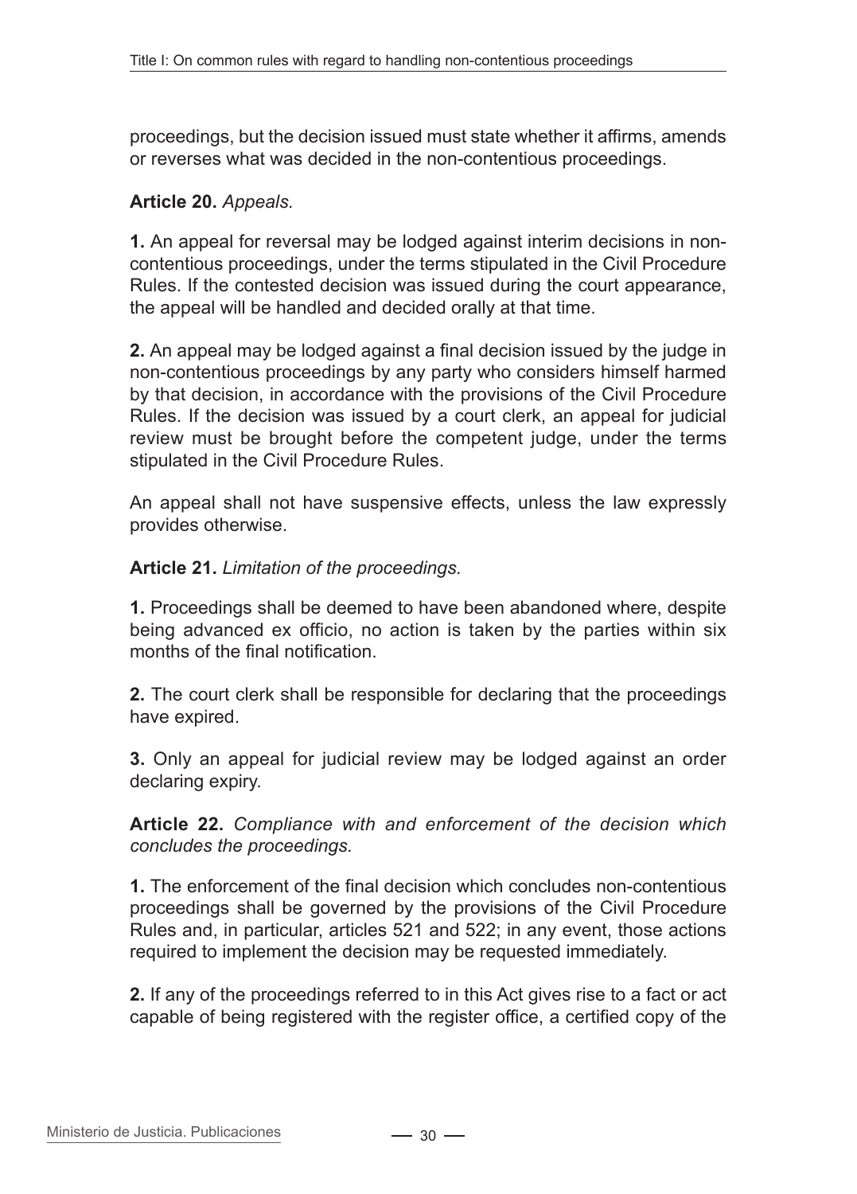proceedings, but the decision issued must state whether it affirms, amends or reverses what was decided in the non-contentious proceedings.

**Article 20.** *Appeals.*

**1.** An appeal for reversal may be lodged against interim decisions in non-contentious proceedings, under the terms stipulated in the Civil Procedure Rules. If the contested decision was issued during the court appearance, the appeal will be handled and decided orally at that time.

**2.** An appeal may be lodged against a final decision issued by the judge in non-contentious proceedings by any party who considers himself harmed by that decision, in accordance with the provisions of the Civil Procedure Rules. If the decision was issued by a court clerk, an appeal for judicial review must be brought before the competent judge, under the terms stipulated in the Civil Procedure Rules.

An appeal shall not have suspensive effects, unless the law expressly provides otherwise.

**Article 21.** *Limitation of the proceedings.*

**1.** Proceedings shall be deemed to have been abandoned where, despite being advanced ex officio, no action is taken by the parties within six months of the final notification.

**2.** The court clerk shall be responsible for declaring that the proceedings have expired.

**3.** Only an appeal for judicial review may be lodged against an order declaring expiry.

**Article 22.** *Compliance with and enforcement of the decision which concludes the proceedings.*

**1.** The enforcement of the final decision which concludes non-contentious proceedings shall be governed by the provisions of the Civil Procedure Rules and, in particular, articles 521 and 522; in any event, those actions required to implement the decision may be requested immediately.

**2.** If any of the proceedings referred to in this Act gives rise to a fact or act capable of being registered with the register office, a certified copy of the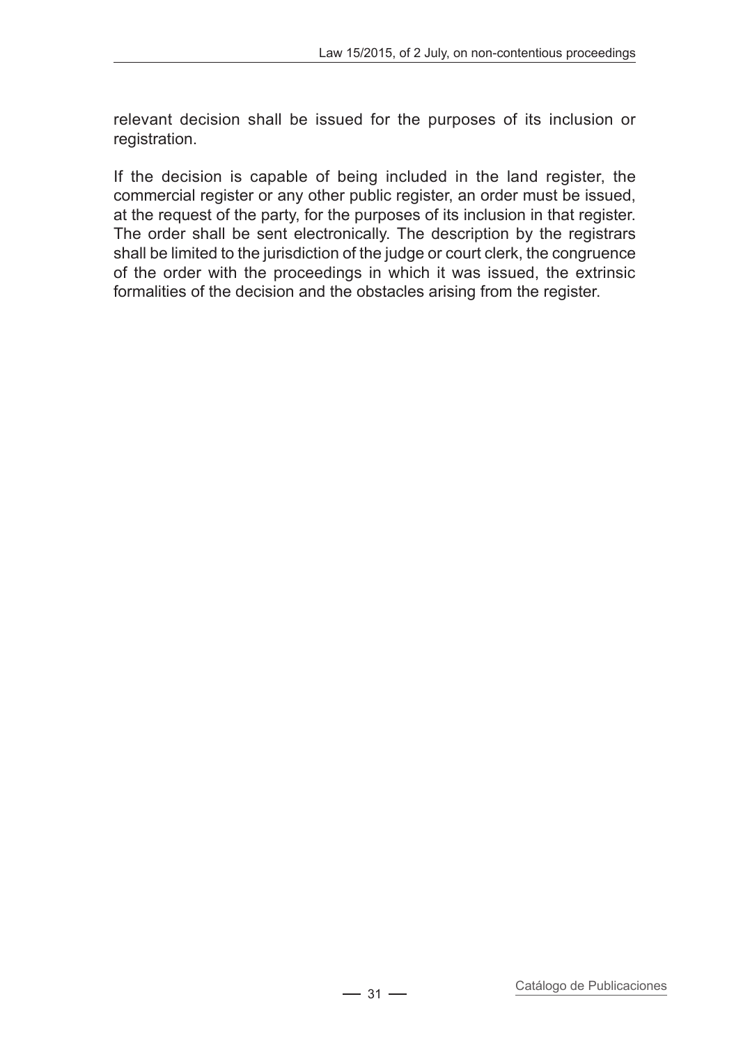relevant decision shall be issued for the purposes of its inclusion or registration.

If the decision is capable of being included in the land register, the commercial register or any other public register, an order must be issued, at the request of the party, for the purposes of its inclusion in that register. The order shall be sent electronically. The description by the registrars shall be limited to the jurisdiction of the judge or court clerk, the congruence of the order with the proceedings in which it was issued, the extrinsic formalities of the decision and the obstacles arising from the register.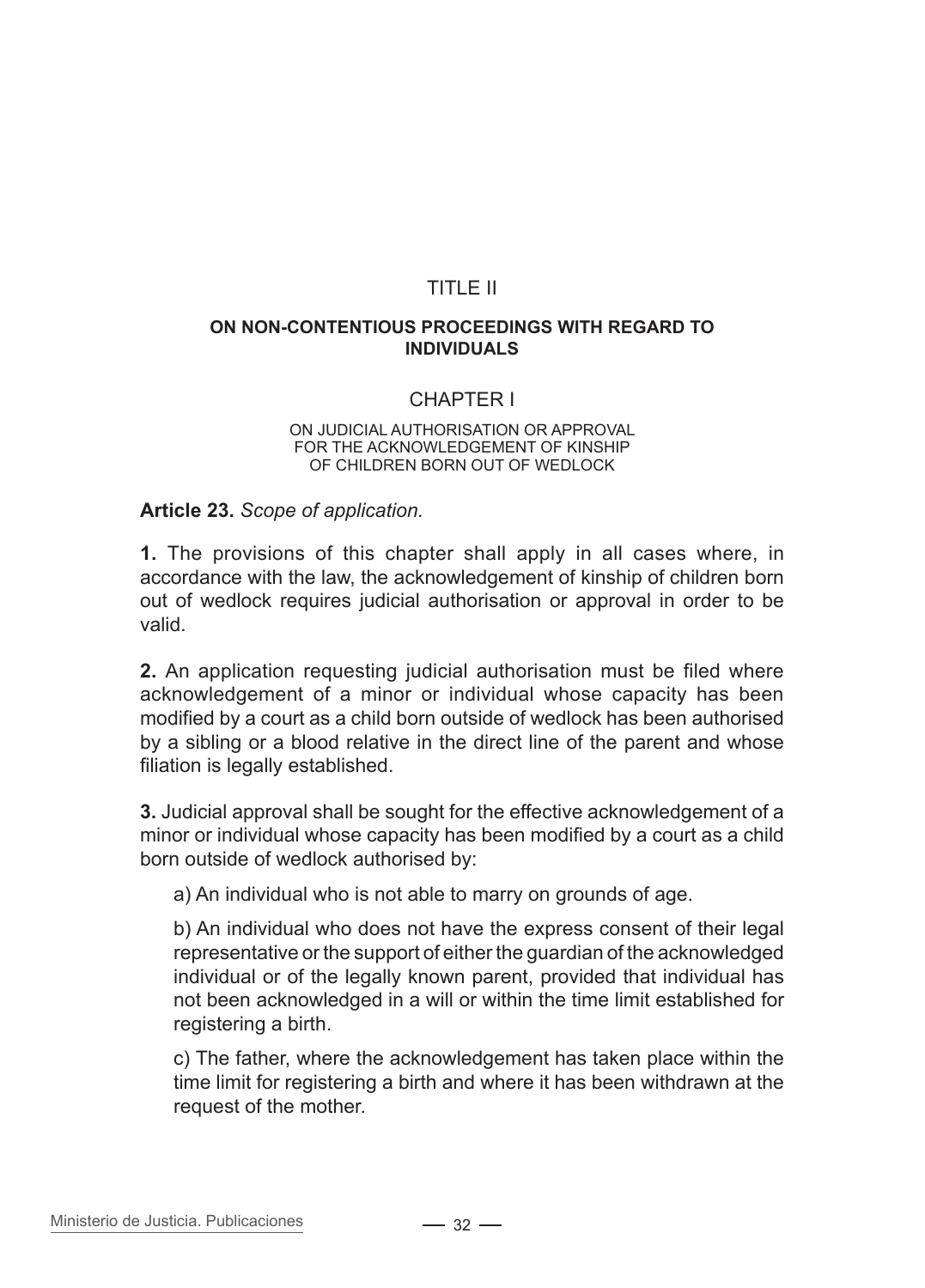# TITLE II

## ON NON-CONTENTIOUS PROCEEDINGS WITH REGARD TO INDIVIDUALS

### CHAPTER I

#### ON JUDICIAL AUTHORISATION OR APPROVAL FOR THE ACKNOWLEDGEMENT OF KINSHIP OF CHILDREN BORN OUT OF WEDLOCK

**Article 23.** *Scope of application.*

**1.** The provisions of this chapter shall apply in all cases where, in accordance with the law, the acknowledgement of kinship of children born out of wedlock requires judicial authorisation or approval in order to be valid.

**2.** An application requesting judicial authorisation must be filed where acknowledgement of a minor or individual whose capacity has been modified by a court as a child born outside of wedlock has been authorised by a sibling or a blood relative in the direct line of the parent and whose filiation is legally established.

**3.** Judicial approval shall be sought for the effective acknowledgement of a minor or individual whose capacity has been modified by a court as a child born outside of wedlock authorised by:

a) An individual who is not able to marry on grounds of age.

b) An individual who does not have the express consent of their legal representative or the support of either the guardian of the acknowledged individual or of the legally known parent, provided that individual has not been acknowledged in a will or within the time limit established for registering a birth.

c) The father, where the acknowledgement has taken place within the time limit for registering a birth and where it has been withdrawn at the request of the mother.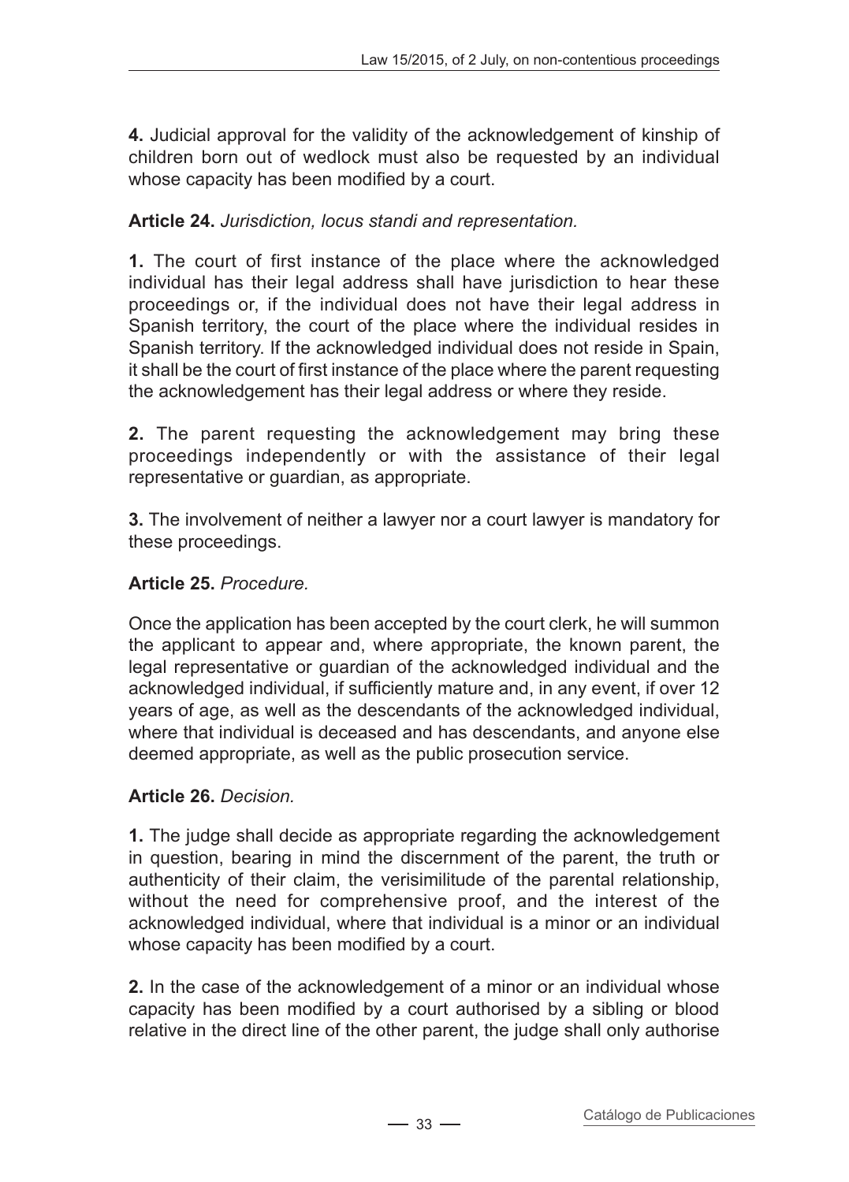**4.** Judicial approval for the validity of the acknowledgement of kinship of children born out of wedlock must also be requested by an individual whose capacity has been modified by a court.

**Article 24.** *Jurisdiction, locus standi and representation.*

**1.** The court of first instance of the place where the acknowledged individual has their legal address shall have jurisdiction to hear these proceedings or, if the individual does not have their legal address in Spanish territory, the court of the place where the individual resides in Spanish territory. If the acknowledged individual does not reside in Spain, it shall be the court of first instance of the place where the parent requesting the acknowledgement has their legal address or where they reside.

**2.** The parent requesting the acknowledgement may bring these proceedings independently or with the assistance of their legal representative or guardian, as appropriate.

**3.** The involvement of neither a lawyer nor a court lawyer is mandatory for these proceedings.

**Article 25.** *Procedure.*

Once the application has been accepted by the court clerk, he will summon the applicant to appear and, where appropriate, the known parent, the legal representative or guardian of the acknowledged individual and the acknowledged individual, if sufficiently mature and, in any event, if over 12 years of age, as well as the descendants of the acknowledged individual, where that individual is deceased and has descendants, and anyone else deemed appropriate, as well as the public prosecution service.

**Article 26.** *Decision.*

**1.** The judge shall decide as appropriate regarding the acknowledgement in question, bearing in mind the discernment of the parent, the truth or authenticity of their claim, the verisimilitude of the parental relationship, without the need for comprehensive proof, and the interest of the acknowledged individual, where that individual is a minor or an individual whose capacity has been modified by a court.

**2.** In the case of the acknowledgement of a minor or an individual whose capacity has been modified by a court authorised by a sibling or blood relative in the direct line of the other parent, the judge shall only authorise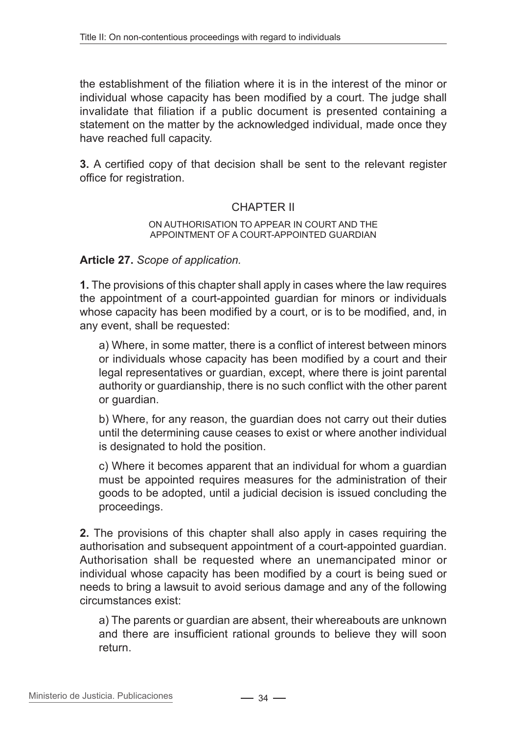the establishment of the filiation where it is in the interest of the minor or individual whose capacity has been modified by a court. The judge shall invalidate that filiation if a public document is presented containing a statement on the matter by the acknowledged individual, made once they have reached full capacity.

**3.** A certified copy of that decision shall be sent to the relevant register office for registration.

## CHAPTER II

### ON AUTHORISATION TO APPEAR IN COURT AND THE APPOINTMENT OF A COURT-APPOINTED GUARDIAN

**Article 27.** *Scope of application.*

**1.** The provisions of this chapter shall apply in cases where the law requires the appointment of a court-appointed guardian for minors or individuals whose capacity has been modified by a court, or is to be modified, and, in any event, shall be requested:

a) Where, in some matter, there is a conflict of interest between minors or individuals whose capacity has been modified by a court and their legal representatives or guardian, except, where there is joint parental authority or guardianship, there is no such conflict with the other parent or guardian.

b) Where, for any reason, the guardian does not carry out their duties until the determining cause ceases to exist or where another individual is designated to hold the position.

c) Where it becomes apparent that an individual for whom a guardian must be appointed requires measures for the administration of their goods to be adopted, until a judicial decision is issued concluding the proceedings.

**2.** The provisions of this chapter shall also apply in cases requiring the authorisation and subsequent appointment of a court-appointed guardian. Authorisation shall be requested where an unemancipated minor or individual whose capacity has been modified by a court is being sued or needs to bring a lawsuit to avoid serious damage and any of the following circumstances exist:

a) The parents or guardian are absent, their whereabouts are unknown and there are insufficient rational grounds to believe they will soon return.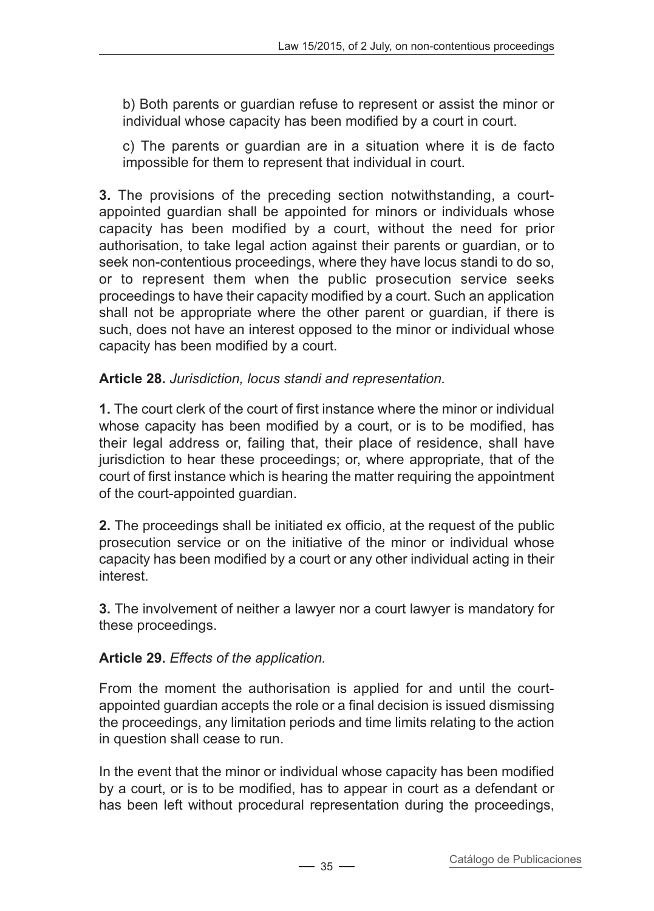b) Both parents or guardian refuse to represent or assist the minor or individual whose capacity has been modified by a court in court.

c) The parents or guardian are in a situation where it is de facto impossible for them to represent that individual in court.

**3.** The provisions of the preceding section notwithstanding, a court-appointed guardian shall be appointed for minors or individuals whose capacity has been modified by a court, without the need for prior authorisation, to take legal action against their parents or guardian, or to seek non-contentious proceedings, where they have locus standi to do so, or to represent them when the public prosecution service seeks proceedings to have their capacity modified by a court. Such an application shall not be appropriate where the other parent or guardian, if there is such, does not have an interest opposed to the minor or individual whose capacity has been modified by a court.

**Article 28.** *Jurisdiction, locus standi and representation.*

**1.** The court clerk of the court of first instance where the minor or individual whose capacity has been modified by a court, or is to be modified, has their legal address or, failing that, their place of residence, shall have jurisdiction to hear these proceedings; or, where appropriate, that of the court of first instance which is hearing the matter requiring the appointment of the court-appointed guardian.

**2.** The proceedings shall be initiated ex officio, at the request of the public prosecution service or on the initiative of the minor or individual whose capacity has been modified by a court or any other individual acting in their interest.

**3.** The involvement of neither a lawyer nor a court lawyer is mandatory for these proceedings.

**Article 29.** *Effects of the application.*

From the moment the authorisation is applied for and until the court-appointed guardian accepts the role or a final decision is issued dismissing the proceedings, any limitation periods and time limits relating to the action in question shall cease to run.

In the event that the minor or individual whose capacity has been modified by a court, or is to be modified, has to appear in court as a defendant or has been left without procedural representation during the proceedings,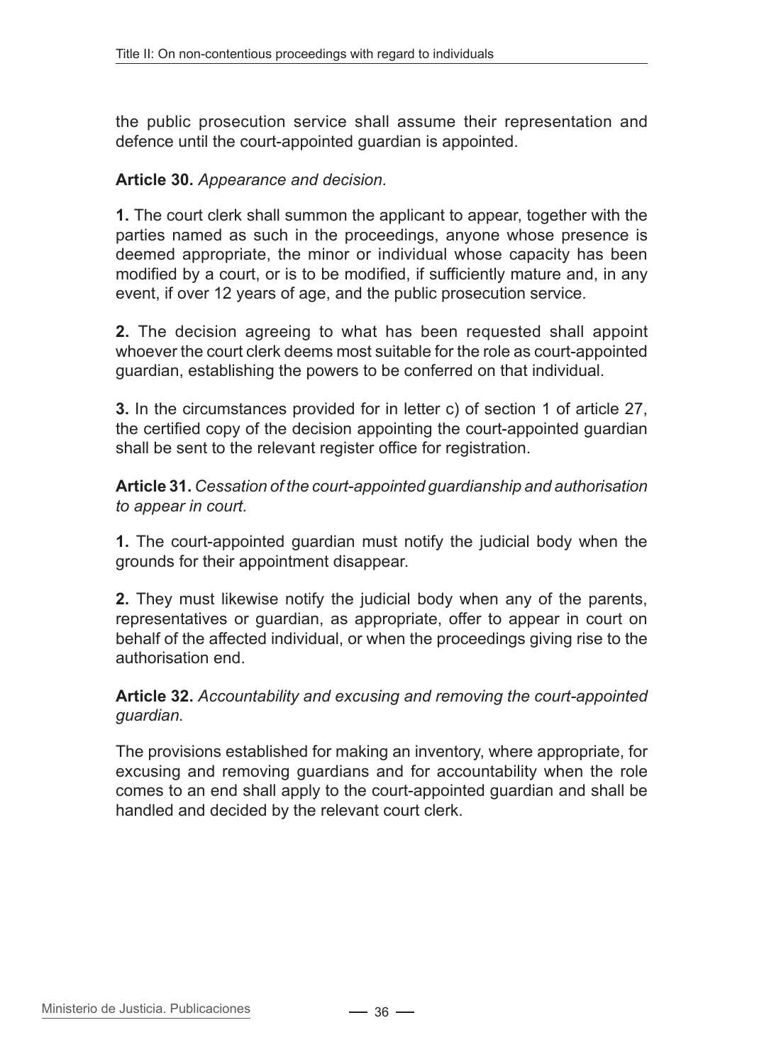the public prosecution service shall assume their representation and defence until the court-appointed guardian is appointed.

**Article 30.** *Appearance and decision.*

**1.** The court clerk shall summon the applicant to appear, together with the parties named as such in the proceedings, anyone whose presence is deemed appropriate, the minor or individual whose capacity has been modified by a court, or is to be modified, if sufficiently mature and, in any event, if over 12 years of age, and the public prosecution service.

**2.** The decision agreeing to what has been requested shall appoint whoever the court clerk deems most suitable for the role as court-appointed guardian, establishing the powers to be conferred on that individual.

**3.** In the circumstances provided for in letter c) of section 1 of article 27, the certified copy of the decision appointing the court-appointed guardian shall be sent to the relevant register office for registration.

**Article 31.** *Cessation of the court-appointed guardianship and authorisation to appear in court.*

**1.** The court-appointed guardian must notify the judicial body when the grounds for their appointment disappear.

**2.** They must likewise notify the judicial body when any of the parents, representatives or guardian, as appropriate, offer to appear in court on behalf of the affected individual, or when the proceedings giving rise to the authorisation end.

**Article 32.** *Accountability and excusing and removing the court-appointed guardian.*

The provisions established for making an inventory, where appropriate, for excusing and removing guardians and for accountability when the role comes to an end shall apply to the court-appointed guardian and shall be handled and decided by the relevant court clerk.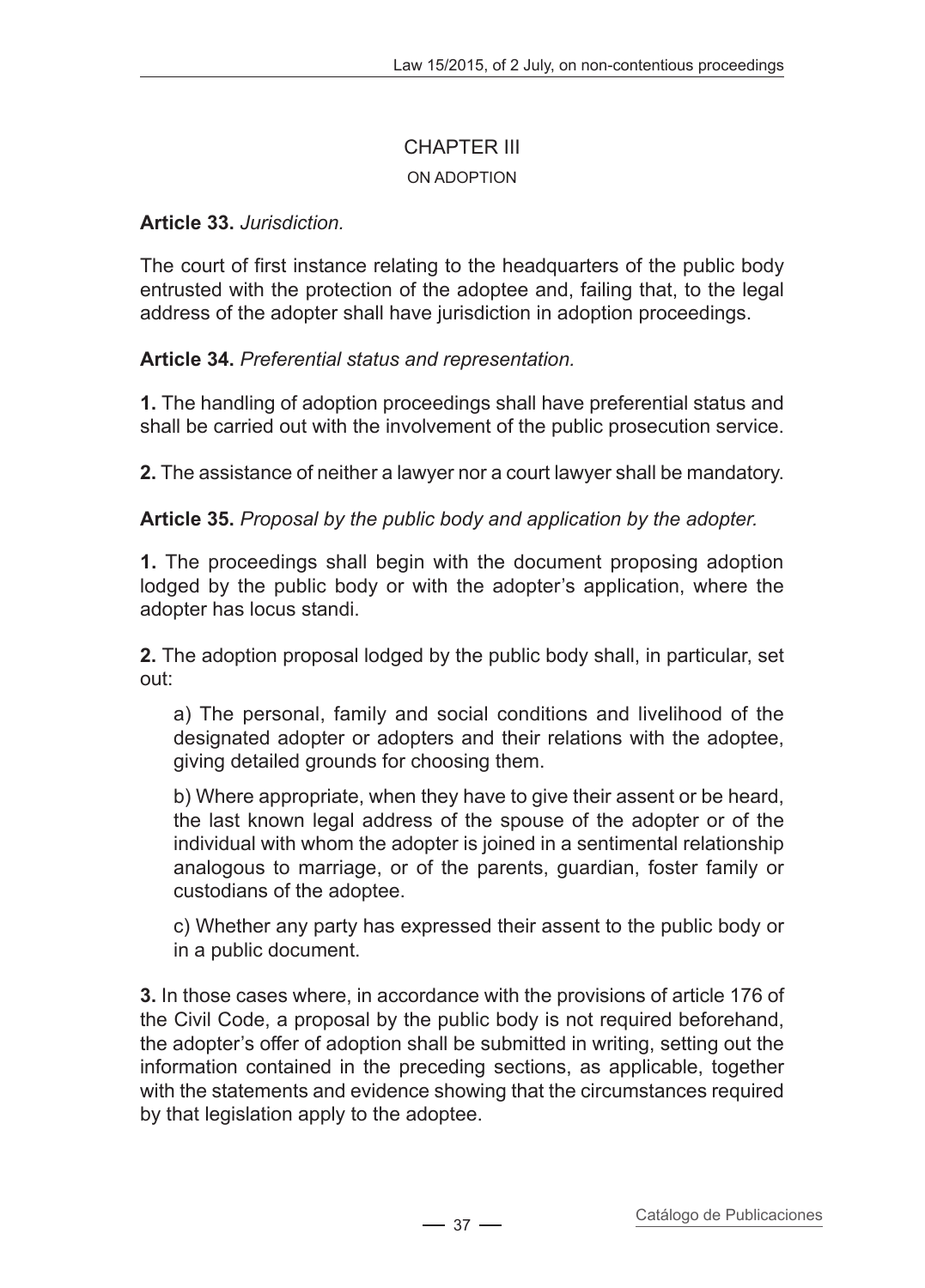## CHAPTER III

### ON ADOPTION

**Article 33.** *Jurisdiction.*

The court of first instance relating to the headquarters of the public body entrusted with the protection of the adoptee and, failing that, to the legal address of the adopter shall have jurisdiction in adoption proceedings.

**Article 34.** *Preferential status and representation.*

**1.** The handling of adoption proceedings shall have preferential status and shall be carried out with the involvement of the public prosecution service.

**2.** The assistance of neither a lawyer nor a court lawyer shall be mandatory.

**Article 35.** *Proposal by the public body and application by the adopter.*

**1.** The proceedings shall begin with the document proposing adoption lodged by the public body or with the adopter's application, where the adopter has locus standi.

**2.** The adoption proposal lodged by the public body shall, in particular, set out:

a) The personal, family and social conditions and livelihood of the designated adopter or adopters and their relations with the adoptee, giving detailed grounds for choosing them.

b) Where appropriate, when they have to give their assent or be heard, the last known legal address of the spouse of the adopter or of the individual with whom the adopter is joined in a sentimental relationship analogous to marriage, or of the parents, guardian, foster family or custodians of the adoptee.

c) Whether any party has expressed their assent to the public body or in a public document.

**3.** In those cases where, in accordance with the provisions of article 176 of the Civil Code, a proposal by the public body is not required beforehand, the adopter's offer of adoption shall be submitted in writing, setting out the information contained in the preceding sections, as applicable, together with the statements and evidence showing that the circumstances required by that legislation apply to the adoptee.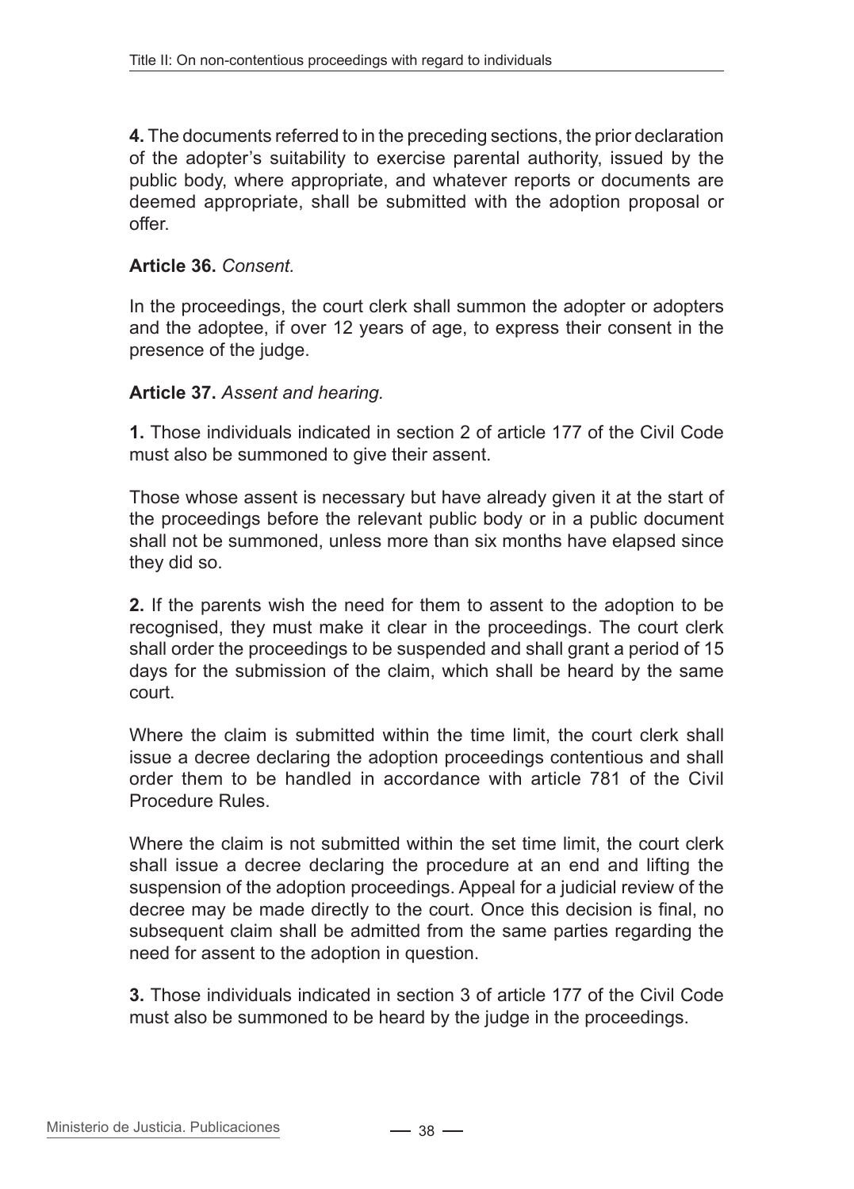**4.** The documents referred to in the preceding sections, the prior declaration of the adopter's suitability to exercise parental authority, issued by the public body, where appropriate, and whatever reports or documents are deemed appropriate, shall be submitted with the adoption proposal or offer.

**Article 36.** *Consent.*

In the proceedings, the court clerk shall summon the adopter or adopters and the adoptee, if over 12 years of age, to express their consent in the presence of the judge.

**Article 37.** *Assent and hearing.*

**1.** Those individuals indicated in section 2 of article 177 of the Civil Code must also be summoned to give their assent.

Those whose assent is necessary but have already given it at the start of the proceedings before the relevant public body or in a public document shall not be summoned, unless more than six months have elapsed since they did so.

**2.** If the parents wish the need for them to assent to the adoption to be recognised, they must make it clear in the proceedings. The court clerk shall order the proceedings to be suspended and shall grant a period of 15 days for the submission of the claim, which shall be heard by the same court.

Where the claim is submitted within the time limit, the court clerk shall issue a decree declaring the adoption proceedings contentious and shall order them to be handled in accordance with article 781 of the Civil Procedure Rules.

Where the claim is not submitted within the set time limit, the court clerk shall issue a decree declaring the procedure at an end and lifting the suspension of the adoption proceedings. Appeal for a judicial review of the decree may be made directly to the court. Once this decision is final, no subsequent claim shall be admitted from the same parties regarding the need for assent to the adoption in question.

**3.** Those individuals indicated in section 3 of article 177 of the Civil Code must also be summoned to be heard by the judge in the proceedings.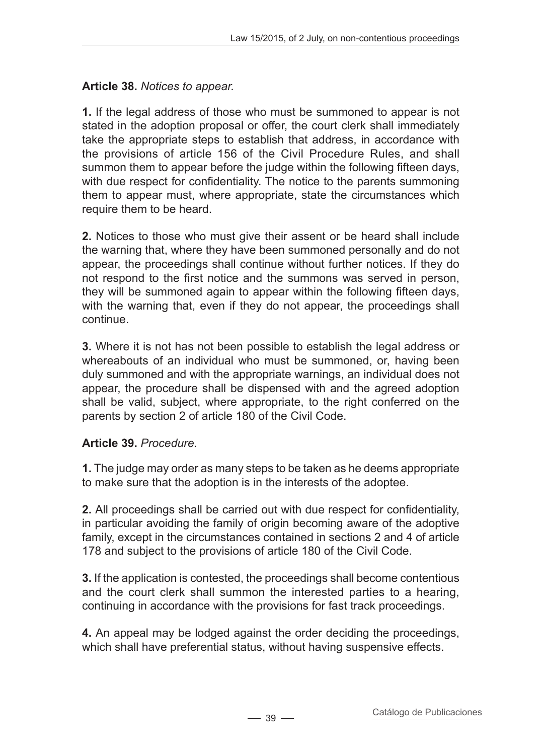**Article 38.** *Notices to appear.*

**1.** If the legal address of those who must be summoned to appear is not stated in the adoption proposal or offer, the court clerk shall immediately take the appropriate steps to establish that address, in accordance with the provisions of article 156 of the Civil Procedure Rules, and shall summon them to appear before the judge within the following fifteen days, with due respect for confidentiality. The notice to the parents summoning them to appear must, where appropriate, state the circumstances which require them to be heard.

**2.** Notices to those who must give their assent or be heard shall include the warning that, where they have been summoned personally and do not appear, the proceedings shall continue without further notices. If they do not respond to the first notice and the summons was served in person, they will be summoned again to appear within the following fifteen days, with the warning that, even if they do not appear, the proceedings shall continue.

**3.** Where it is not has not been possible to establish the legal address or whereabouts of an individual who must be summoned, or, having been duly summoned and with the appropriate warnings, an individual does not appear, the procedure shall be dispensed with and the agreed adoption shall be valid, subject, where appropriate, to the right conferred on the parents by section 2 of article 180 of the Civil Code.

**Article 39.** *Procedure.*

**1.** The judge may order as many steps to be taken as he deems appropriate to make sure that the adoption is in the interests of the adoptee.

**2.** All proceedings shall be carried out with due respect for confidentiality, in particular avoiding the family of origin becoming aware of the adoptive family, except in the circumstances contained in sections 2 and 4 of article 178 and subject to the provisions of article 180 of the Civil Code.

**3.** If the application is contested, the proceedings shall become contentious and the court clerk shall summon the interested parties to a hearing, continuing in accordance with the provisions for fast track proceedings.

**4.** An appeal may be lodged against the order deciding the proceedings, which shall have preferential status, without having suspensive effects.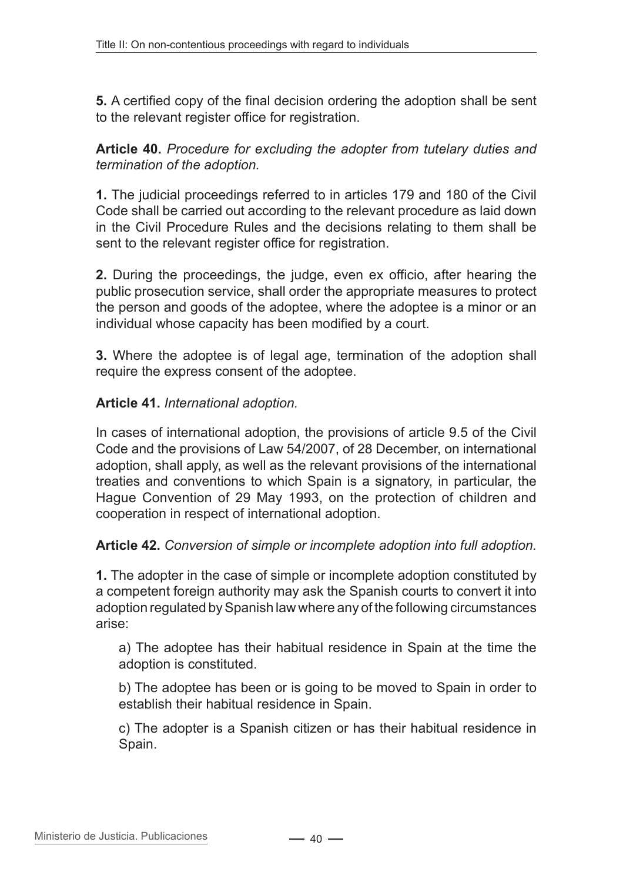**5.** A certified copy of the final decision ordering the adoption shall be sent to the relevant register office for registration.

**Article 40.** *Procedure for excluding the adopter from tutelary duties and termination of the adoption.*

**1.** The judicial proceedings referred to in articles 179 and 180 of the Civil Code shall be carried out according to the relevant procedure as laid down in the Civil Procedure Rules and the decisions relating to them shall be sent to the relevant register office for registration.

**2.** During the proceedings, the judge, even ex officio, after hearing the public prosecution service, shall order the appropriate measures to protect the person and goods of the adoptee, where the adoptee is a minor or an individual whose capacity has been modified by a court.

**3.** Where the adoptee is of legal age, termination of the adoption shall require the express consent of the adoptee.

**Article 41.** *International adoption.*

In cases of international adoption, the provisions of article 9.5 of the Civil Code and the provisions of Law 54/2007, of 28 December, on international adoption, shall apply, as well as the relevant provisions of the international treaties and conventions to which Spain is a signatory, in particular, the Hague Convention of 29 May 1993, on the protection of children and cooperation in respect of international adoption.

**Article 42.** *Conversion of simple or incomplete adoption into full adoption.*

**1.** The adopter in the case of simple or incomplete adoption constituted by a competent foreign authority may ask the Spanish courts to convert it into adoption regulated by Spanish law where any of the following circumstances arise:

a) The adoptee has their habitual residence in Spain at the time the adoption is constituted.

b) The adoptee has been or is going to be moved to Spain in order to establish their habitual residence in Spain.

c) The adopter is a Spanish citizen or has their habitual residence in Spain.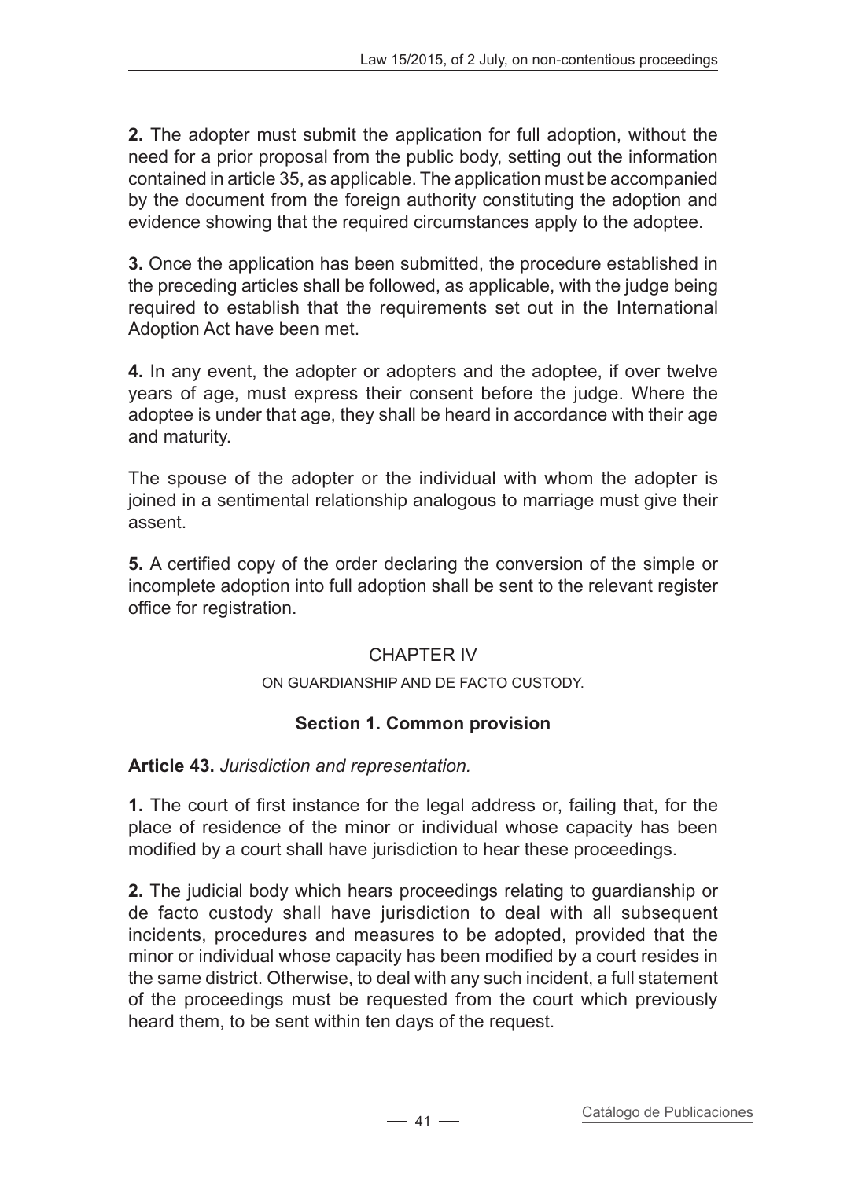**2.** The adopter must submit the application for full adoption, without the need for a prior proposal from the public body, setting out the information contained in article 35, as applicable. The application must be accompanied by the document from the foreign authority constituting the adoption and evidence showing that the required circumstances apply to the adoptee.

**3.** Once the application has been submitted, the procedure established in the preceding articles shall be followed, as applicable, with the judge being required to establish that the requirements set out in the International Adoption Act have been met.

**4.** In any event, the adopter or adopters and the adoptee, if over twelve years of age, must express their consent before the judge. Where the adoptee is under that age, they shall be heard in accordance with their age and maturity.

The spouse of the adopter or the individual with whom the adopter is joined in a sentimental relationship analogous to marriage must give their assent.

**5.** A certified copy of the order declaring the conversion of the simple or incomplete adoption into full adoption shall be sent to the relevant register office for registration.

## CHAPTER IV

### ON GUARDIANSHIP AND DE FACTO CUSTODY.

### Section 1. Common provision

**Article 43.** *Jurisdiction and representation.*

**1.** The court of first instance for the legal address or, failing that, for the place of residence of the minor or individual whose capacity has been modified by a court shall have jurisdiction to hear these proceedings.

**2.** The judicial body which hears proceedings relating to guardianship or de facto custody shall have jurisdiction to deal with all subsequent incidents, procedures and measures to be adopted, provided that the minor or individual whose capacity has been modified by a court resides in the same district. Otherwise, to deal with any such incident, a full statement of the proceedings must be requested from the court which previously heard them, to be sent within ten days of the request.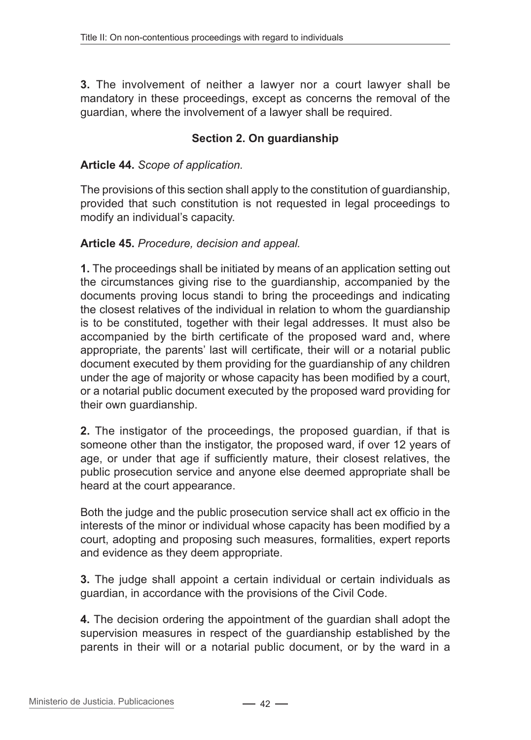**3.** The involvement of neither a lawyer nor a court lawyer shall be mandatory in these proceedings, except as concerns the removal of the guardian, where the involvement of a lawyer shall be required.

### Section 2. On guardianship

**Article 44.** *Scope of application.*

The provisions of this section shall apply to the constitution of guardianship, provided that such constitution is not requested in legal proceedings to modify an individual's capacity.

**Article 45.** *Procedure, decision and appeal.*

**1.** The proceedings shall be initiated by means of an application setting out the circumstances giving rise to the guardianship, accompanied by the documents proving locus standi to bring the proceedings and indicating the closest relatives of the individual in relation to whom the guardianship is to be constituted, together with their legal addresses. It must also be accompanied by the birth certificate of the proposed ward and, where appropriate, the parents' last will certificate, their will or a notarial public document executed by them providing for the guardianship of any children under the age of majority or whose capacity has been modified by a court, or a notarial public document executed by the proposed ward providing for their own guardianship.

**2.** The instigator of the proceedings, the proposed guardian, if that is someone other than the instigator, the proposed ward, if over 12 years of age, or under that age if sufficiently mature, their closest relatives, the public prosecution service and anyone else deemed appropriate shall be heard at the court appearance.

Both the judge and the public prosecution service shall act ex officio in the interests of the minor or individual whose capacity has been modified by a court, adopting and proposing such measures, formalities, expert reports and evidence as they deem appropriate.

**3.** The judge shall appoint a certain individual or certain individuals as guardian, in accordance with the provisions of the Civil Code.

**4.** The decision ordering the appointment of the guardian shall adopt the supervision measures in respect of the guardianship established by the parents in their will or a notarial public document, or by the ward in a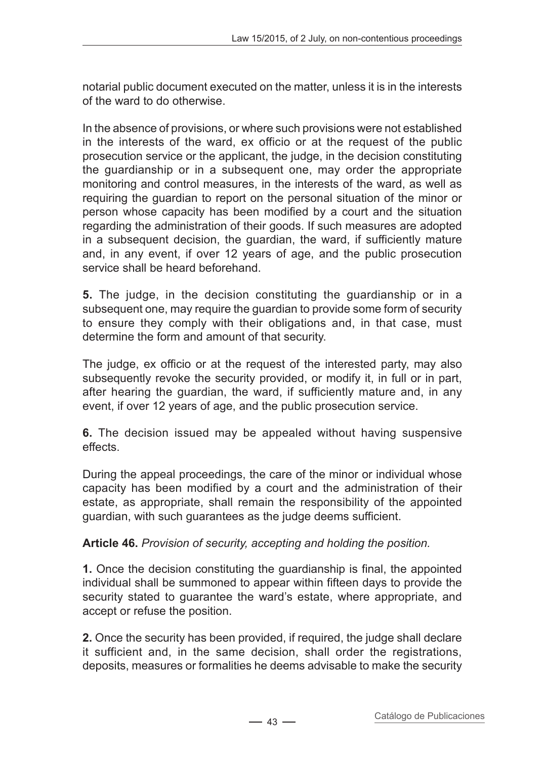notarial public document executed on the matter, unless it is in the interests of the ward to do otherwise.

In the absence of provisions, or where such provisions were not established in the interests of the ward, ex officio or at the request of the public prosecution service or the applicant, the judge, in the decision constituting the guardianship or in a subsequent one, may order the appropriate monitoring and control measures, in the interests of the ward, as well as requiring the guardian to report on the personal situation of the minor or person whose capacity has been modified by a court and the situation regarding the administration of their goods. If such measures are adopted in a subsequent decision, the guardian, the ward, if sufficiently mature and, in any event, if over 12 years of age, and the public prosecution service shall be heard beforehand.

**5.** The judge, in the decision constituting the guardianship or in a subsequent one, may require the guardian to provide some form of security to ensure they comply with their obligations and, in that case, must determine the form and amount of that security.

The judge, ex officio or at the request of the interested party, may also subsequently revoke the security provided, or modify it, in full or in part, after hearing the guardian, the ward, if sufficiently mature and, in any event, if over 12 years of age, and the public prosecution service.

**6.** The decision issued may be appealed without having suspensive effects.

During the appeal proceedings, the care of the minor or individual whose capacity has been modified by a court and the administration of their estate, as appropriate, shall remain the responsibility of the appointed guardian, with such guarantees as the judge deems sufficient.

**Article 46.** *Provision of security, accepting and holding the position.*

**1.** Once the decision constituting the guardianship is final, the appointed individual shall be summoned to appear within fifteen days to provide the security stated to guarantee the ward's estate, where appropriate, and accept or refuse the position.

**2.** Once the security has been provided, if required, the judge shall declare it sufficient and, in the same decision, shall order the registrations, deposits, measures or formalities he deems advisable to make the security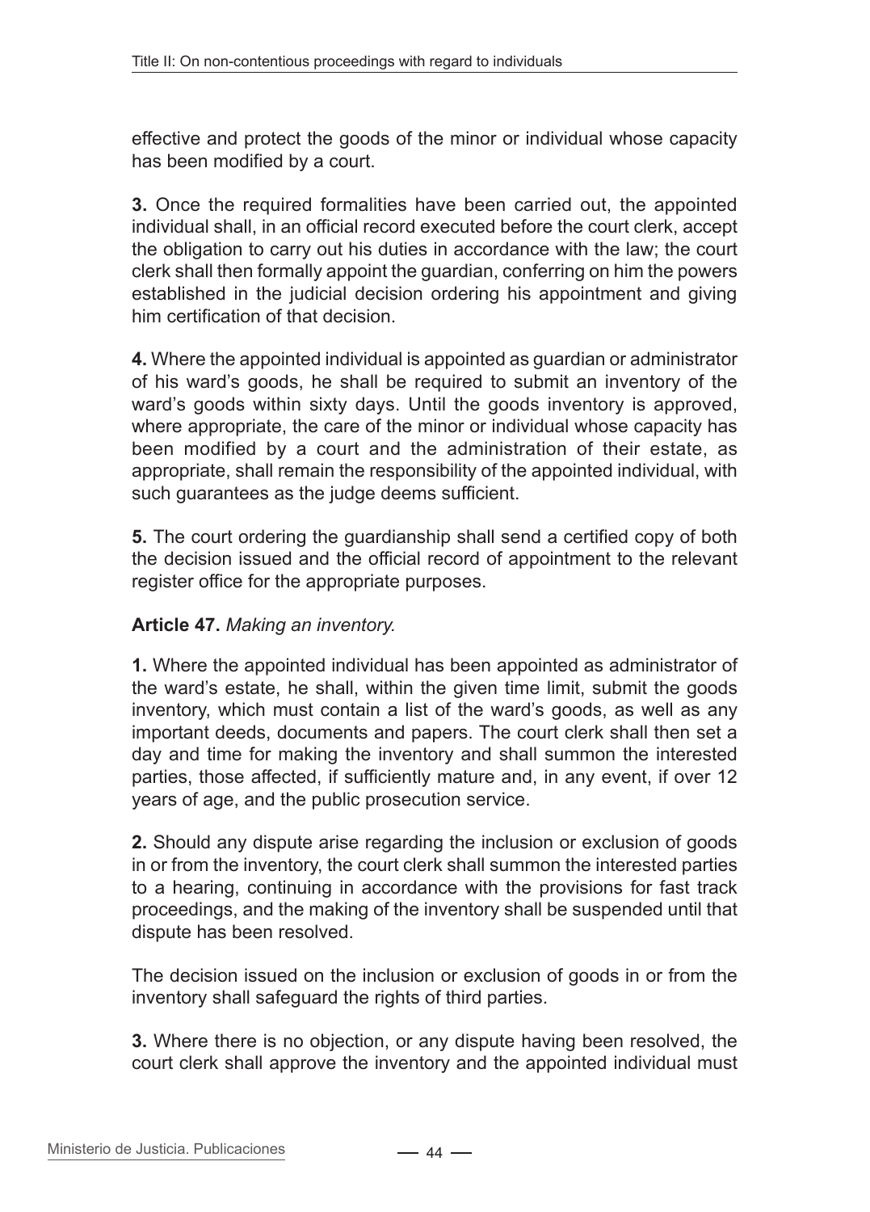effective and protect the goods of the minor or individual whose capacity has been modified by a court.

**3.** Once the required formalities have been carried out, the appointed individual shall, in an official record executed before the court clerk, accept the obligation to carry out his duties in accordance with the law; the court clerk shall then formally appoint the guardian, conferring on him the powers established in the judicial decision ordering his appointment and giving him certification of that decision.

**4.** Where the appointed individual is appointed as guardian or administrator of his ward's goods, he shall be required to submit an inventory of the ward's goods within sixty days. Until the goods inventory is approved, where appropriate, the care of the minor or individual whose capacity has been modified by a court and the administration of their estate, as appropriate, shall remain the responsibility of the appointed individual, with such guarantees as the judge deems sufficient.

**5.** The court ordering the guardianship shall send a certified copy of both the decision issued and the official record of appointment to the relevant register office for the appropriate purposes.

**Article 47.** *Making an inventory.*

**1.** Where the appointed individual has been appointed as administrator of the ward's estate, he shall, within the given time limit, submit the goods inventory, which must contain a list of the ward's goods, as well as any important deeds, documents and papers. The court clerk shall then set a day and time for making the inventory and shall summon the interested parties, those affected, if sufficiently mature and, in any event, if over 12 years of age, and the public prosecution service.

**2.** Should any dispute arise regarding the inclusion or exclusion of goods in or from the inventory, the court clerk shall summon the interested parties to a hearing, continuing in accordance with the provisions for fast track proceedings, and the making of the inventory shall be suspended until that dispute has been resolved.

The decision issued on the inclusion or exclusion of goods in or from the inventory shall safeguard the rights of third parties.

**3.** Where there is no objection, or any dispute having been resolved, the court clerk shall approve the inventory and the appointed individual must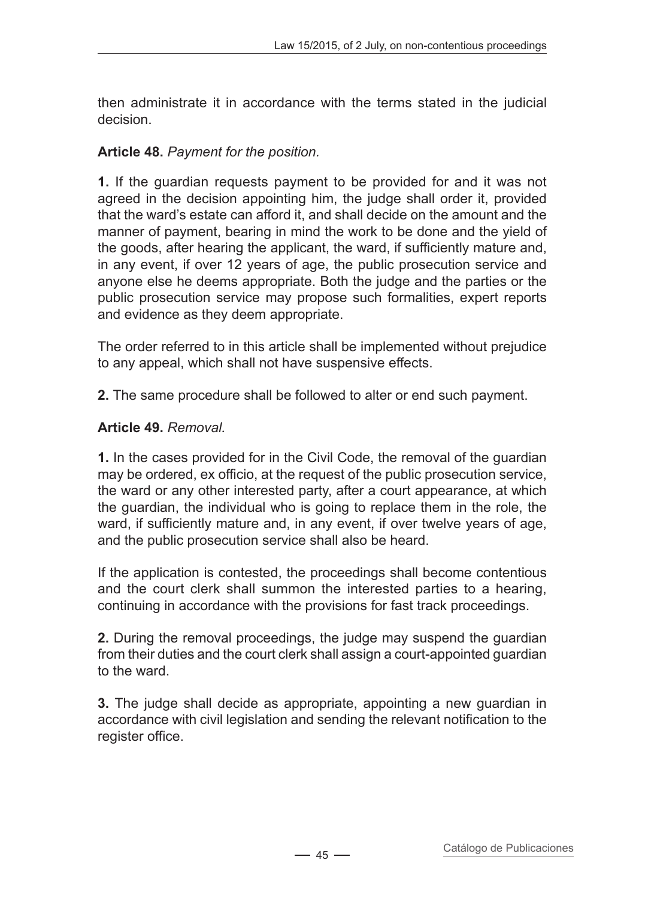then administrate it in accordance with the terms stated in the judicial decision.

**Article 48.** *Payment for the position.*

**1.** If the guardian requests payment to be provided for and it was not agreed in the decision appointing him, the judge shall order it, provided that the ward's estate can afford it, and shall decide on the amount and the manner of payment, bearing in mind the work to be done and the yield of the goods, after hearing the applicant, the ward, if sufficiently mature and, in any event, if over 12 years of age, the public prosecution service and anyone else he deems appropriate. Both the judge and the parties or the public prosecution service may propose such formalities, expert reports and evidence as they deem appropriate.

The order referred to in this article shall be implemented without prejudice to any appeal, which shall not have suspensive effects.

**2.** The same procedure shall be followed to alter or end such payment.

**Article 49.** *Removal.*

**1.** In the cases provided for in the Civil Code, the removal of the guardian may be ordered, ex officio, at the request of the public prosecution service, the ward or any other interested party, after a court appearance, at which the guardian, the individual who is going to replace them in the role, the ward, if sufficiently mature and, in any event, if over twelve years of age, and the public prosecution service shall also be heard.

If the application is contested, the proceedings shall become contentious and the court clerk shall summon the interested parties to a hearing, continuing in accordance with the provisions for fast track proceedings.

**2.** During the removal proceedings, the judge may suspend the guardian from their duties and the court clerk shall assign a court-appointed guardian to the ward.

**3.** The judge shall decide as appropriate, appointing a new guardian in accordance with civil legislation and sending the relevant notification to the register office.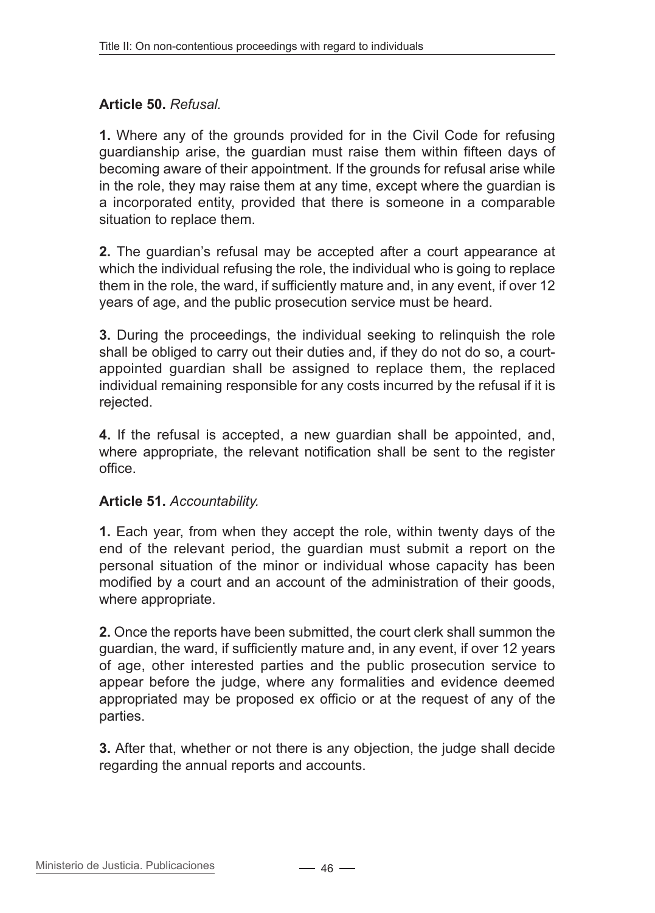**Article 50.** *Refusal.*

**1.** Where any of the grounds provided for in the Civil Code for refusing guardianship arise, the guardian must raise them within fifteen days of becoming aware of their appointment. If the grounds for refusal arise while in the role, they may raise them at any time, except where the guardian is a incorporated entity, provided that there is someone in a comparable situation to replace them.

**2.** The guardian's refusal may be accepted after a court appearance at which the individual refusing the role, the individual who is going to replace them in the role, the ward, if sufficiently mature and, in any event, if over 12 years of age, and the public prosecution service must be heard.

**3.** During the proceedings, the individual seeking to relinquish the role shall be obliged to carry out their duties and, if they do not do so, a court-appointed guardian shall be assigned to replace them, the replaced individual remaining responsible for any costs incurred by the refusal if it is rejected.

**4.** If the refusal is accepted, a new guardian shall be appointed, and, where appropriate, the relevant notification shall be sent to the register office.

**Article 51.** *Accountability.*

**1.** Each year, from when they accept the role, within twenty days of the end of the relevant period, the guardian must submit a report on the personal situation of the minor or individual whose capacity has been modified by a court and an account of the administration of their goods, where appropriate.

**2.** Once the reports have been submitted, the court clerk shall summon the guardian, the ward, if sufficiently mature and, in any event, if over 12 years of age, other interested parties and the public prosecution service to appear before the judge, where any formalities and evidence deemed appropriated may be proposed ex officio or at the request of any of the parties.

**3.** After that, whether or not there is any objection, the judge shall decide regarding the annual reports and accounts.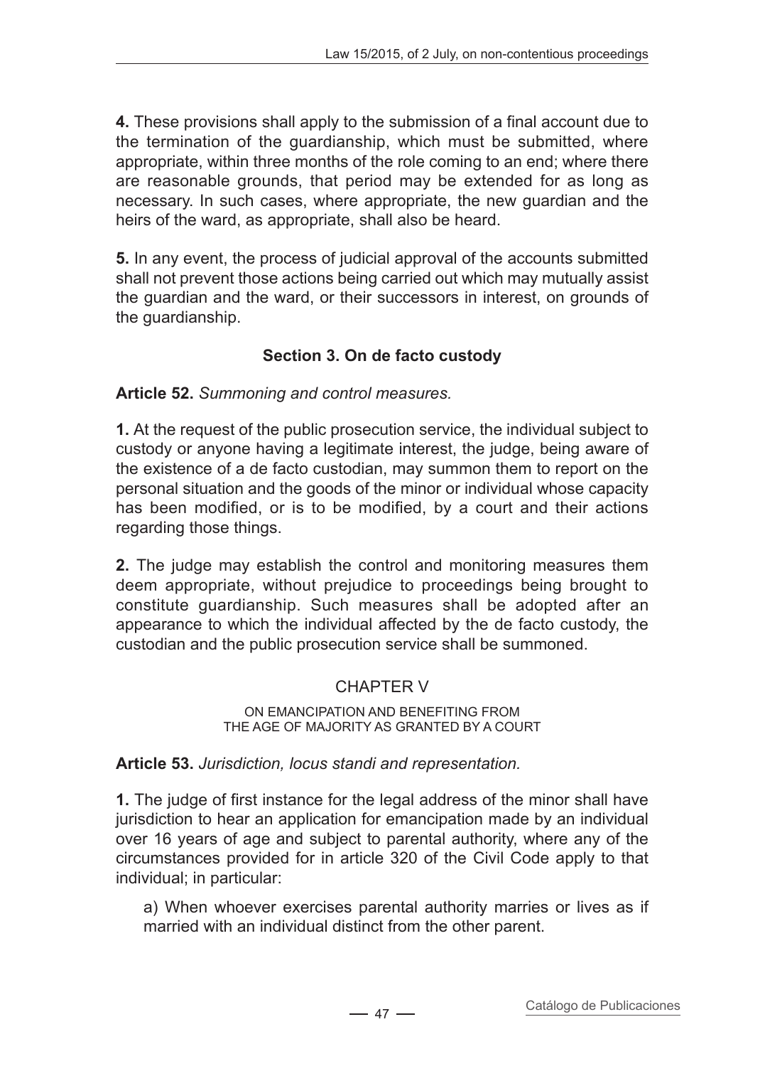**4.** These provisions shall apply to the submission of a final account due to the termination of the guardianship, which must be submitted, where appropriate, within three months of the role coming to an end; where there are reasonable grounds, that period may be extended for as long as necessary. In such cases, where appropriate, the new guardian and the heirs of the ward, as appropriate, shall also be heard.

**5.** In any event, the process of judicial approval of the accounts submitted shall not prevent those actions being carried out which may mutually assist the guardian and the ward, or their successors in interest, on grounds of the guardianship.

### Section 3. On de facto custody

**Article 52.** *Summoning and control measures.*

**1.** At the request of the public prosecution service, the individual subject to custody or anyone having a legitimate interest, the judge, being aware of the existence of a de facto custodian, may summon them to report on the personal situation and the goods of the minor or individual whose capacity has been modified, or is to be modified, by a court and their actions regarding those things.

**2.** The judge may establish the control and monitoring measures them deem appropriate, without prejudice to proceedings being brought to constitute guardianship. Such measures shall be adopted after an appearance to which the individual affected by the de facto custody, the custodian and the public prosecution service shall be summoned.

## CHAPTER V

### ON EMANCIPATION AND BENEFITING FROM THE AGE OF MAJORITY AS GRANTED BY A COURT

**Article 53.** *Jurisdiction, locus standi and representation.*

**1.** The judge of first instance for the legal address of the minor shall have jurisdiction to hear an application for emancipation made by an individual over 16 years of age and subject to parental authority, where any of the circumstances provided for in article 320 of the Civil Code apply to that individual; in particular:

a) When whoever exercises parental authority marries or lives as if married with an individual distinct from the other parent.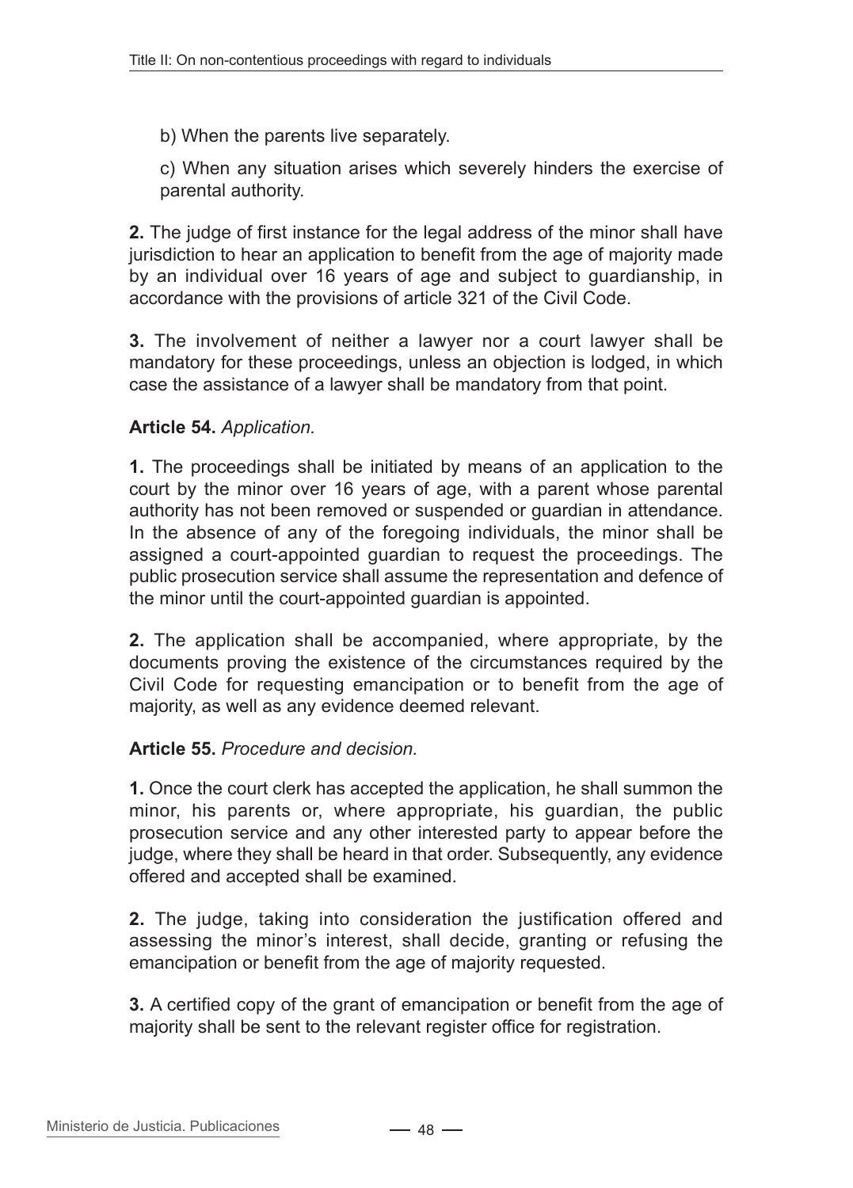b) When the parents live separately.

c) When any situation arises which severely hinders the exercise of parental authority.

**2.** The judge of first instance for the legal address of the minor shall have jurisdiction to hear an application to benefit from the age of majority made by an individual over 16 years of age and subject to guardianship, in accordance with the provisions of article 321 of the Civil Code.

**3.** The involvement of neither a lawyer nor a court lawyer shall be mandatory for these proceedings, unless an objection is lodged, in which case the assistance of a lawyer shall be mandatory from that point.

**Article 54.** *Application.*

**1.** The proceedings shall be initiated by means of an application to the court by the minor over 16 years of age, with a parent whose parental authority has not been removed or suspended or guardian in attendance. In the absence of any of the foregoing individuals, the minor shall be assigned a court-appointed guardian to request the proceedings. The public prosecution service shall assume the representation and defence of the minor until the court-appointed guardian is appointed.

**2.** The application shall be accompanied, where appropriate, by the documents proving the existence of the circumstances required by the Civil Code for requesting emancipation or to benefit from the age of majority, as well as any evidence deemed relevant.

**Article 55.** *Procedure and decision.*

**1.** Once the court clerk has accepted the application, he shall summon the minor, his parents or, where appropriate, his guardian, the public prosecution service and any other interested party to appear before the judge, where they shall be heard in that order. Subsequently, any evidence offered and accepted shall be examined.

**2.** The judge, taking into consideration the justification offered and assessing the minor's interest, shall decide, granting or refusing the emancipation or benefit from the age of majority requested.

**3.** A certified copy of the grant of emancipation or benefit from the age of majority shall be sent to the relevant register office for registration.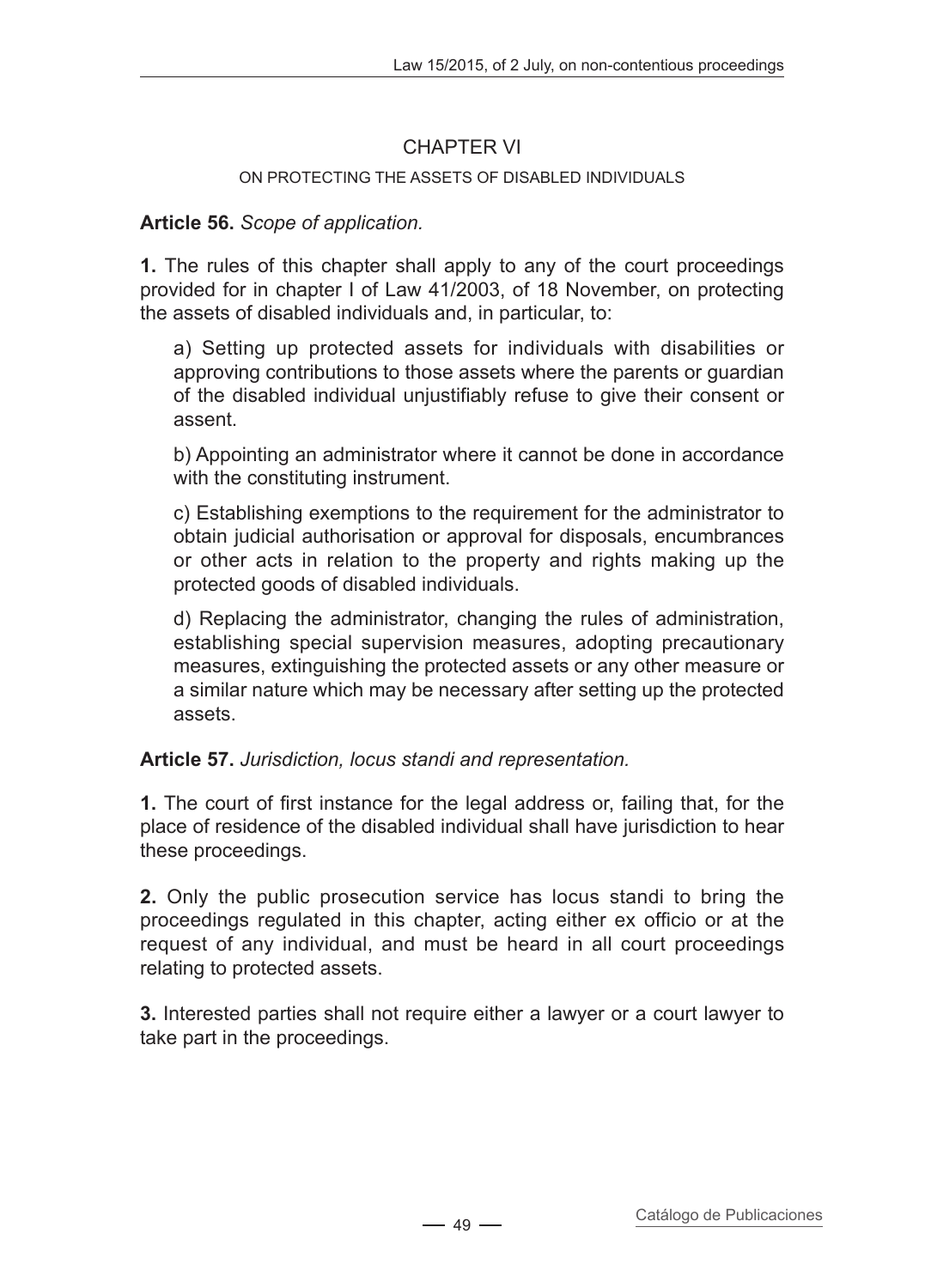## CHAPTER VI

### ON PROTECTING THE ASSETS OF DISABLED INDIVIDUALS

**Article 56.** *Scope of application.*

**1.** The rules of this chapter shall apply to any of the court proceedings provided for in chapter I of Law 41/2003, of 18 November, on protecting the assets of disabled individuals and, in particular, to:

a) Setting up protected assets for individuals with disabilities or approving contributions to those assets where the parents or guardian of the disabled individual unjustifiably refuse to give their consent or assent.

b) Appointing an administrator where it cannot be done in accordance with the constituting instrument.

c) Establishing exemptions to the requirement for the administrator to obtain judicial authorisation or approval for disposals, encumbrances or other acts in relation to the property and rights making up the protected goods of disabled individuals.

d) Replacing the administrator, changing the rules of administration, establishing special supervision measures, adopting precautionary measures, extinguishing the protected assets or any other measure or a similar nature which may be necessary after setting up the protected assets.

**Article 57.** *Jurisdiction, locus standi and representation.*

**1.** The court of first instance for the legal address or, failing that, for the place of residence of the disabled individual shall have jurisdiction to hear these proceedings.

**2.** Only the public prosecution service has locus standi to bring the proceedings regulated in this chapter, acting either ex officio or at the request of any individual, and must be heard in all court proceedings relating to protected assets.

**3.** Interested parties shall not require either a lawyer or a court lawyer to take part in the proceedings.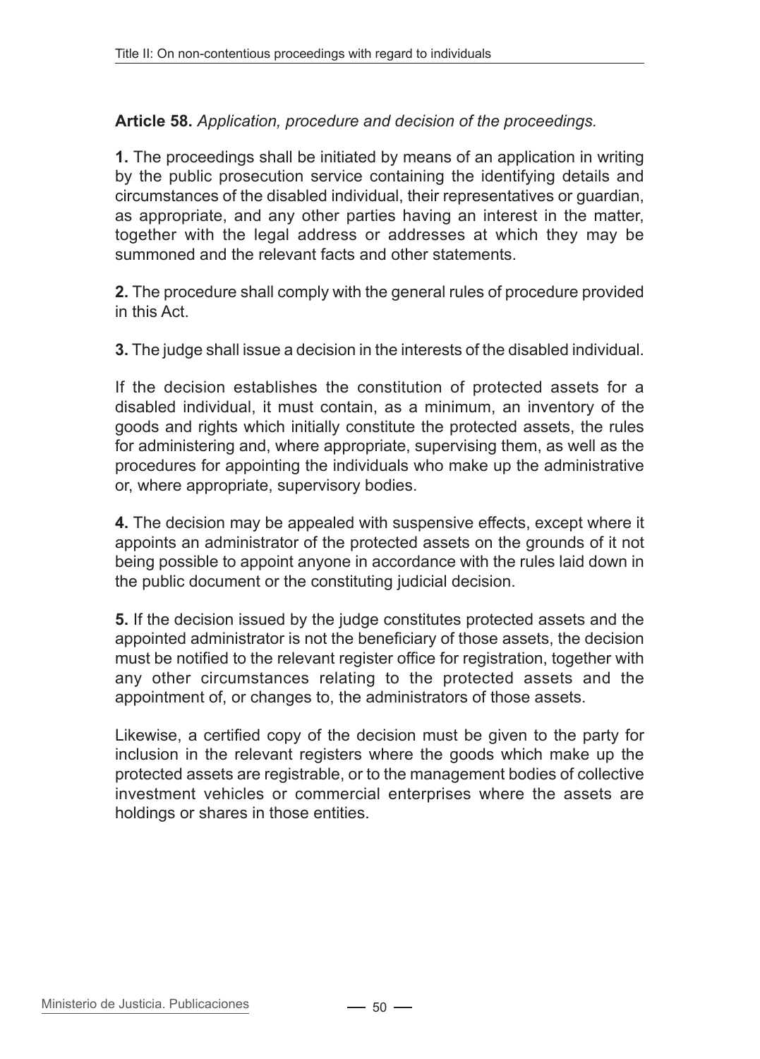**Article 58.** *Application, procedure and decision of the proceedings.*

**1.** The proceedings shall be initiated by means of an application in writing by the public prosecution service containing the identifying details and circumstances of the disabled individual, their representatives or guardian, as appropriate, and any other parties having an interest in the matter, together with the legal address or addresses at which they may be summoned and the relevant facts and other statements.

**2.** The procedure shall comply with the general rules of procedure provided in this Act.

**3.** The judge shall issue a decision in the interests of the disabled individual.

If the decision establishes the constitution of protected assets for a disabled individual, it must contain, as a minimum, an inventory of the goods and rights which initially constitute the protected assets, the rules for administering and, where appropriate, supervising them, as well as the procedures for appointing the individuals who make up the administrative or, where appropriate, supervisory bodies.

**4.** The decision may be appealed with suspensive effects, except where it appoints an administrator of the protected assets on the grounds of it not being possible to appoint anyone in accordance with the rules laid down in the public document or the constituting judicial decision.

**5.** If the decision issued by the judge constitutes protected assets and the appointed administrator is not the beneficiary of those assets, the decision must be notified to the relevant register office for registration, together with any other circumstances relating to the protected assets and the appointment of, or changes to, the administrators of those assets.

Likewise, a certified copy of the decision must be given to the party for inclusion in the relevant registers where the goods which make up the protected assets are registrable, or to the management bodies of collective investment vehicles or commercial enterprises where the assets are holdings or shares in those entities.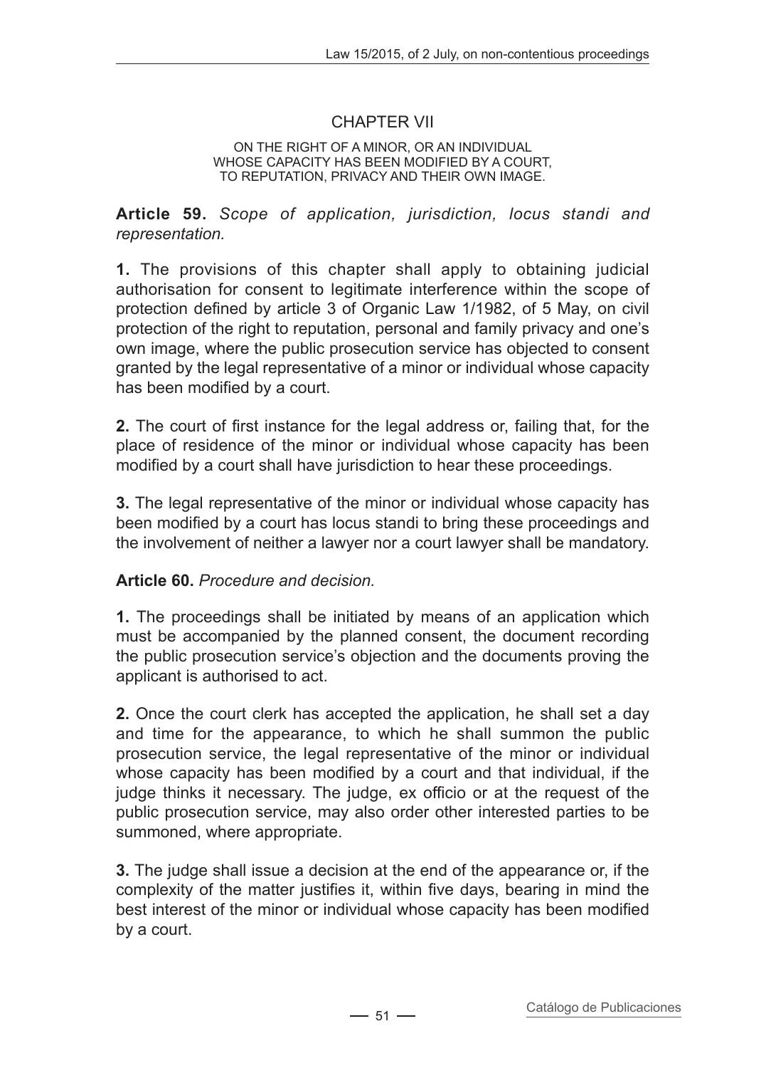## CHAPTER VII

### ON THE RIGHT OF A MINOR, OR AN INDIVIDUAL WHOSE CAPACITY HAS BEEN MODIFIED BY A COURT, TO REPUTATION, PRIVACY AND THEIR OWN IMAGE.

**Article 59.** *Scope of application, jurisdiction, locus standi and representation.*

**1.** The provisions of this chapter shall apply to obtaining judicial authorisation for consent to legitimate interference within the scope of protection defined by article 3 of Organic Law 1/1982, of 5 May, on civil protection of the right to reputation, personal and family privacy and one's own image, where the public prosecution service has objected to consent granted by the legal representative of a minor or individual whose capacity has been modified by a court.

**2.** The court of first instance for the legal address or, failing that, for the place of residence of the minor or individual whose capacity has been modified by a court shall have jurisdiction to hear these proceedings.

**3.** The legal representative of the minor or individual whose capacity has been modified by a court has locus standi to bring these proceedings and the involvement of neither a lawyer nor a court lawyer shall be mandatory.

**Article 60.** *Procedure and decision.*

**1.** The proceedings shall be initiated by means of an application which must be accompanied by the planned consent, the document recording the public prosecution service's objection and the documents proving the applicant is authorised to act.

**2.** Once the court clerk has accepted the application, he shall set a day and time for the appearance, to which he shall summon the public prosecution service, the legal representative of the minor or individual whose capacity has been modified by a court and that individual, if the judge thinks it necessary. The judge, ex officio or at the request of the public prosecution service, may also order other interested parties to be summoned, where appropriate.

**3.** The judge shall issue a decision at the end of the appearance or, if the complexity of the matter justifies it, within five days, bearing in mind the best interest of the minor or individual whose capacity has been modified by a court.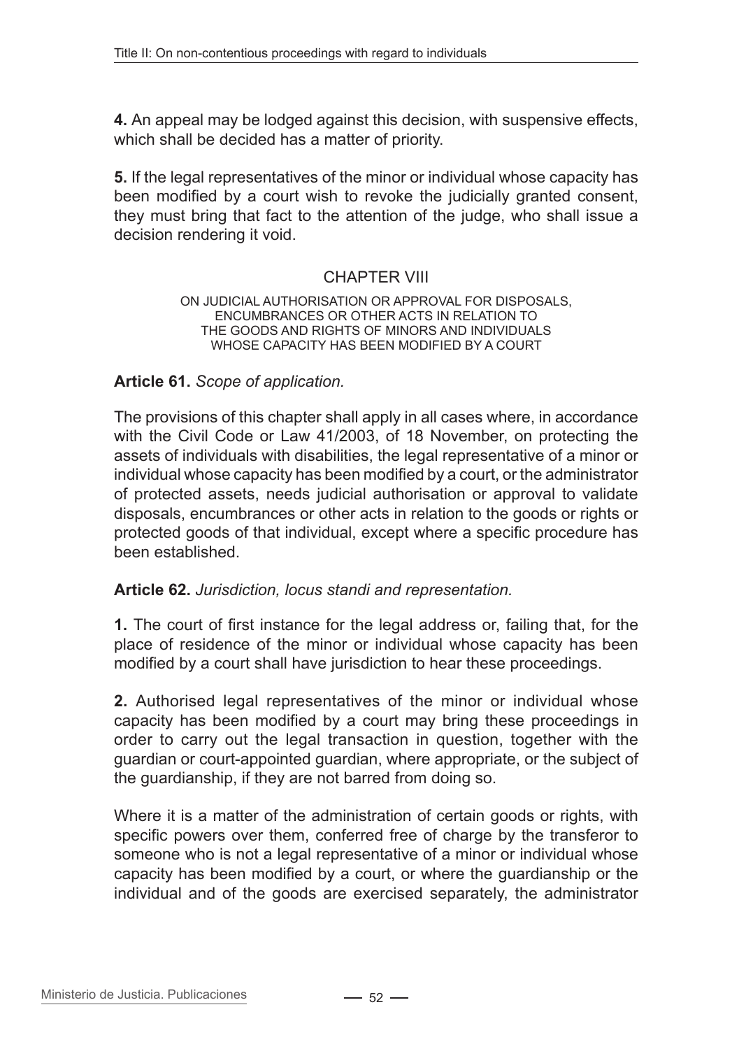**4.** An appeal may be lodged against this decision, with suspensive effects, which shall be decided has a matter of priority.

**5.** If the legal representatives of the minor or individual whose capacity has been modified by a court wish to revoke the judicially granted consent, they must bring that fact to the attention of the judge, who shall issue a decision rendering it void.

## CHAPTER VIII

### ON JUDICIAL AUTHORISATION OR APPROVAL FOR DISPOSALS, ENCUMBRANCES OR OTHER ACTS IN RELATION TO THE GOODS AND RIGHTS OF MINORS AND INDIVIDUALS WHOSE CAPACITY HAS BEEN MODIFIED BY A COURT

**Article 61.** *Scope of application.*

The provisions of this chapter shall apply in all cases where, in accordance with the Civil Code or Law 41/2003, of 18 November, on protecting the assets of individuals with disabilities, the legal representative of a minor or individual whose capacity has been modified by a court, or the administrator of protected assets, needs judicial authorisation or approval to validate disposals, encumbrances or other acts in relation to the goods or rights or protected goods of that individual, except where a specific procedure has been established.

**Article 62.** *Jurisdiction, locus standi and representation.*

**1.** The court of first instance for the legal address or, failing that, for the place of residence of the minor or individual whose capacity has been modified by a court shall have jurisdiction to hear these proceedings.

**2.** Authorised legal representatives of the minor or individual whose capacity has been modified by a court may bring these proceedings in order to carry out the legal transaction in question, together with the guardian or court-appointed guardian, where appropriate, or the subject of the guardianship, if they are not barred from doing so.

Where it is a matter of the administration of certain goods or rights, with specific powers over them, conferred free of charge by the transferor to someone who is not a legal representative of a minor or individual whose capacity has been modified by a court, or where the guardianship or the individual and of the goods are exercised separately, the administrator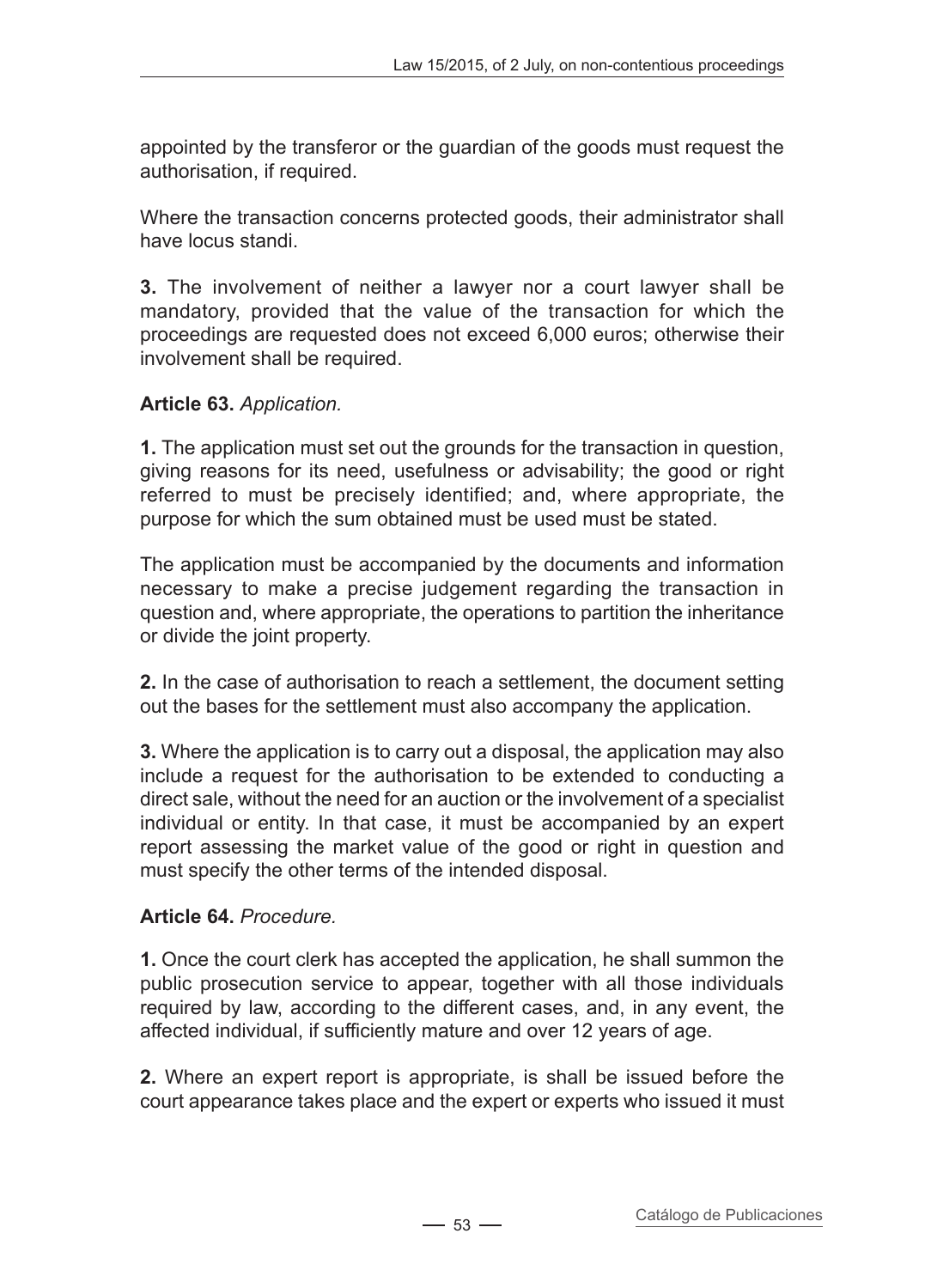appointed by the transferor or the guardian of the goods must request the authorisation, if required.

Where the transaction concerns protected goods, their administrator shall have locus standi.

**3.** The involvement of neither a lawyer nor a court lawyer shall be mandatory, provided that the value of the transaction for which the proceedings are requested does not exceed 6,000 euros; otherwise their involvement shall be required.

**Article 63.** *Application.*

**1.** The application must set out the grounds for the transaction in question, giving reasons for its need, usefulness or advisability; the good or right referred to must be precisely identified; and, where appropriate, the purpose for which the sum obtained must be used must be stated.

The application must be accompanied by the documents and information necessary to make a precise judgement regarding the transaction in question and, where appropriate, the operations to partition the inheritance or divide the joint property.

**2.** In the case of authorisation to reach a settlement, the document setting out the bases for the settlement must also accompany the application.

**3.** Where the application is to carry out a disposal, the application may also include a request for the authorisation to be extended to conducting a direct sale, without the need for an auction or the involvement of a specialist individual or entity. In that case, it must be accompanied by an expert report assessing the market value of the good or right in question and must specify the other terms of the intended disposal.

**Article 64.** *Procedure.*

**1.** Once the court clerk has accepted the application, he shall summon the public prosecution service to appear, together with all those individuals required by law, according to the different cases, and, in any event, the affected individual, if sufficiently mature and over 12 years of age.

**2.** Where an expert report is appropriate, is shall be issued before the court appearance takes place and the expert or experts who issued it must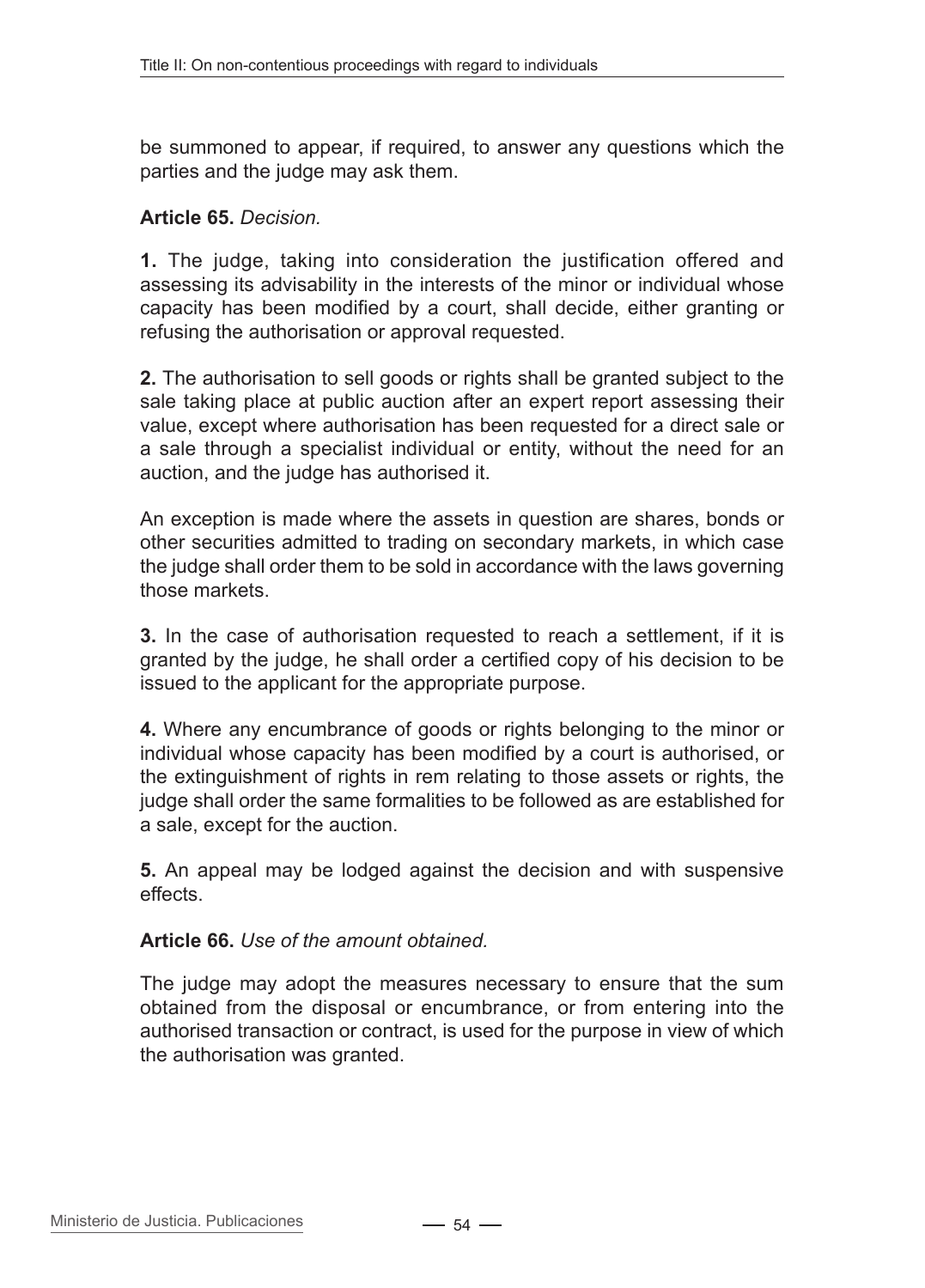be summoned to appear, if required, to answer any questions which the parties and the judge may ask them.

**Article 65.** *Decision.*

**1.** The judge, taking into consideration the justification offered and assessing its advisability in the interests of the minor or individual whose capacity has been modified by a court, shall decide, either granting or refusing the authorisation or approval requested.

**2.** The authorisation to sell goods or rights shall be granted subject to the sale taking place at public auction after an expert report assessing their value, except where authorisation has been requested for a direct sale or a sale through a specialist individual or entity, without the need for an auction, and the judge has authorised it.

An exception is made where the assets in question are shares, bonds or other securities admitted to trading on secondary markets, in which case the judge shall order them to be sold in accordance with the laws governing those markets.

**3.** In the case of authorisation requested to reach a settlement, if it is granted by the judge, he shall order a certified copy of his decision to be issued to the applicant for the appropriate purpose.

**4.** Where any encumbrance of goods or rights belonging to the minor or individual whose capacity has been modified by a court is authorised, or the extinguishment of rights in rem relating to those assets or rights, the judge shall order the same formalities to be followed as are established for a sale, except for the auction.

**5.** An appeal may be lodged against the decision and with suspensive effects.

**Article 66.** *Use of the amount obtained.*

The judge may adopt the measures necessary to ensure that the sum obtained from the disposal or encumbrance, or from entering into the authorised transaction or contract, is used for the purpose in view of which the authorisation was granted.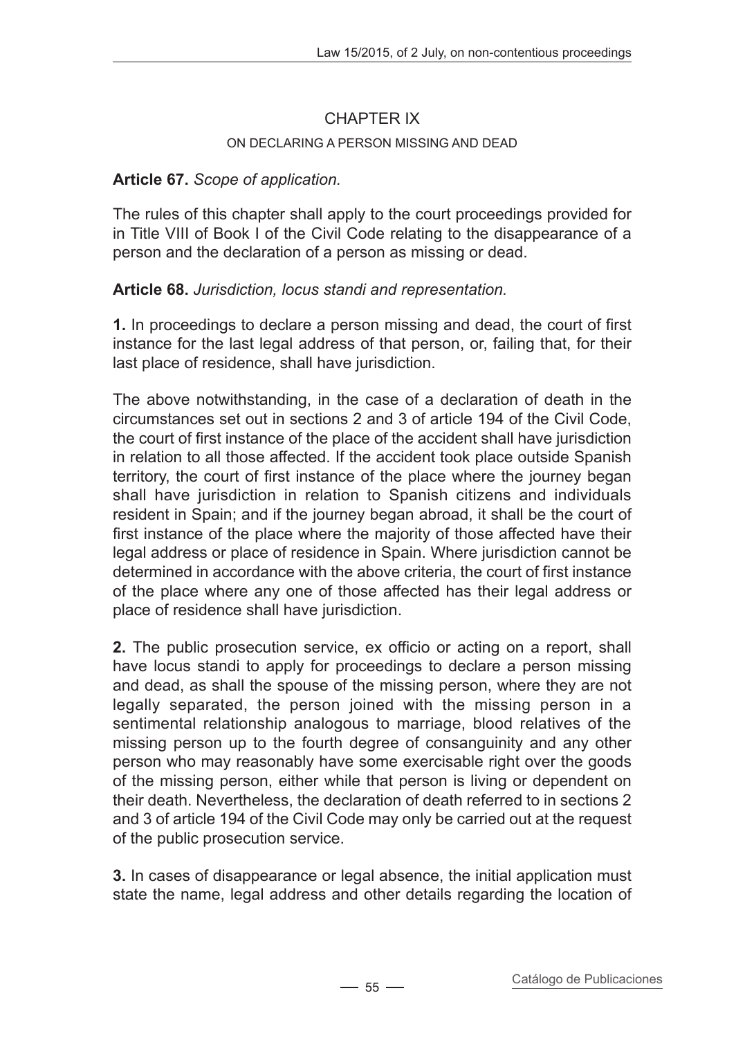## CHAPTER IX

### ON DECLARING A PERSON MISSING AND DEAD

**Article 67.** *Scope of application.*

The rules of this chapter shall apply to the court proceedings provided for in Title VIII of Book I of the Civil Code relating to the disappearance of a person and the declaration of a person as missing or dead.

**Article 68.** *Jurisdiction, locus standi and representation.*

**1.** In proceedings to declare a person missing and dead, the court of first instance for the last legal address of that person, or, failing that, for their last place of residence, shall have jurisdiction.

The above notwithstanding, in the case of a declaration of death in the circumstances set out in sections 2 and 3 of article 194 of the Civil Code, the court of first instance of the place of the accident shall have jurisdiction in relation to all those affected. If the accident took place outside Spanish territory, the court of first instance of the place where the journey began shall have jurisdiction in relation to Spanish citizens and individuals resident in Spain; and if the journey began abroad, it shall be the court of first instance of the place where the majority of those affected have their legal address or place of residence in Spain. Where jurisdiction cannot be determined in accordance with the above criteria, the court of first instance of the place where any one of those affected has their legal address or place of residence shall have jurisdiction.

**2.** The public prosecution service, ex officio or acting on a report, shall have locus standi to apply for proceedings to declare a person missing and dead, as shall the spouse of the missing person, where they are not legally separated, the person joined with the missing person in a sentimental relationship analogous to marriage, blood relatives of the missing person up to the fourth degree of consanguinity and any other person who may reasonably have some exercisable right over the goods of the missing person, either while that person is living or dependent on their death. Nevertheless, the declaration of death referred to in sections 2 and 3 of article 194 of the Civil Code may only be carried out at the request of the public prosecution service.

**3.** In cases of disappearance or legal absence, the initial application must state the name, legal address and other details regarding the location of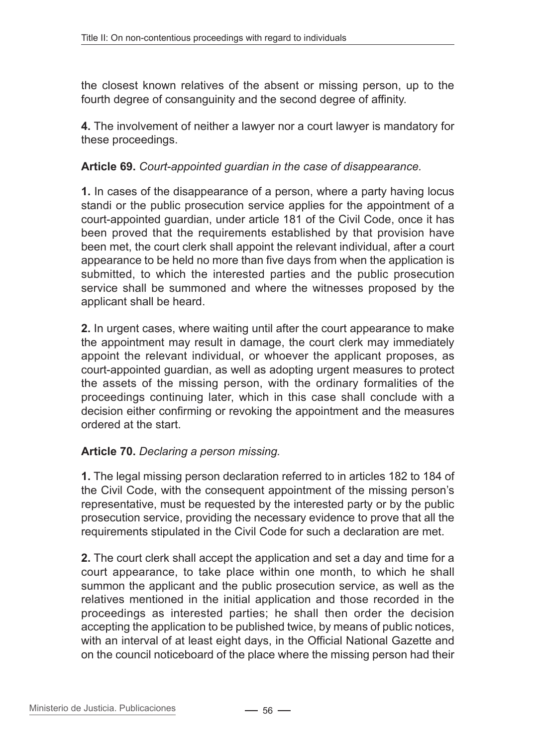the closest known relatives of the absent or missing person, up to the fourth degree of consanguinity and the second degree of affinity.

**4.** The involvement of neither a lawyer nor a court lawyer is mandatory for these proceedings.

**Article 69.** *Court-appointed guardian in the case of disappearance.*

**1.** In cases of the disappearance of a person, where a party having locus standi or the public prosecution service applies for the appointment of a court-appointed guardian, under article 181 of the Civil Code, once it has been proved that the requirements established by that provision have been met, the court clerk shall appoint the relevant individual, after a court appearance to be held no more than five days from when the application is submitted, to which the interested parties and the public prosecution service shall be summoned and where the witnesses proposed by the applicant shall be heard.

**2.** In urgent cases, where waiting until after the court appearance to make the appointment may result in damage, the court clerk may immediately appoint the relevant individual, or whoever the applicant proposes, as court-appointed guardian, as well as adopting urgent measures to protect the assets of the missing person, with the ordinary formalities of the proceedings continuing later, which in this case shall conclude with a decision either confirming or revoking the appointment and the measures ordered at the start.

**Article 70.** *Declaring a person missing.*

**1.** The legal missing person declaration referred to in articles 182 to 184 of the Civil Code, with the consequent appointment of the missing person's representative, must be requested by the interested party or by the public prosecution service, providing the necessary evidence to prove that all the requirements stipulated in the Civil Code for such a declaration are met.

**2.** The court clerk shall accept the application and set a day and time for a court appearance, to take place within one month, to which he shall summon the applicant and the public prosecution service, as well as the relatives mentioned in the initial application and those recorded in the proceedings as interested parties; he shall then order the decision accepting the application to be published twice, by means of public notices, with an interval of at least eight days, in the Official National Gazette and on the council noticeboard of the place where the missing person had their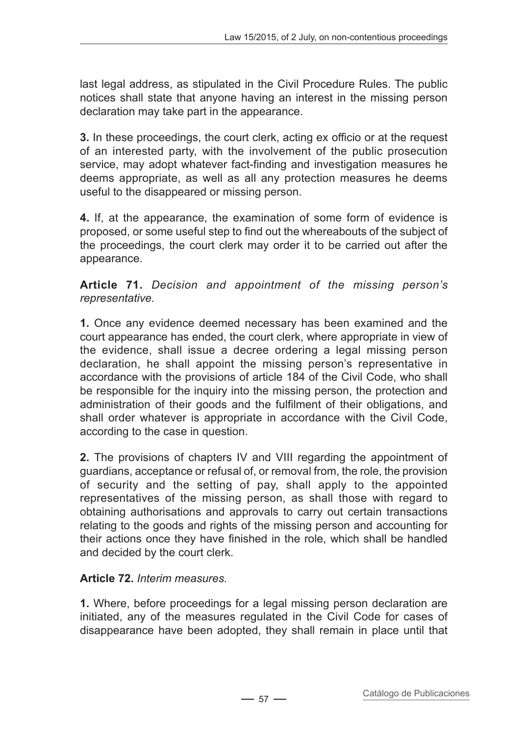last legal address, as stipulated in the Civil Procedure Rules. The public notices shall state that anyone having an interest in the missing person declaration may take part in the appearance.

**3.** In these proceedings, the court clerk, acting ex officio or at the request of an interested party, with the involvement of the public prosecution service, may adopt whatever fact-finding and investigation measures he deems appropriate, as well as all any protection measures he deems useful to the disappeared or missing person.

**4.** If, at the appearance, the examination of some form of evidence is proposed, or some useful step to find out the whereabouts of the subject of the proceedings, the court clerk may order it to be carried out after the appearance.

**Article 71.** *Decision and appointment of the missing person's representative.*

**1.** Once any evidence deemed necessary has been examined and the court appearance has ended, the court clerk, where appropriate in view of the evidence, shall issue a decree ordering a legal missing person declaration, he shall appoint the missing person's representative in accordance with the provisions of article 184 of the Civil Code, who shall be responsible for the inquiry into the missing person, the protection and administration of their goods and the fulfilment of their obligations, and shall order whatever is appropriate in accordance with the Civil Code, according to the case in question.

**2.** The provisions of chapters IV and VIII regarding the appointment of guardians, acceptance or refusal of, or removal from, the role, the provision of security and the setting of pay, shall apply to the appointed representatives of the missing person, as shall those with regard to obtaining authorisations and approvals to carry out certain transactions relating to the goods and rights of the missing person and accounting for their actions once they have finished in the role, which shall be handled and decided by the court clerk.

**Article 72.** *Interim measures.*

**1.** Where, before proceedings for a legal missing person declaration are initiated, any of the measures regulated in the Civil Code for cases of disappearance have been adopted, they shall remain in place until that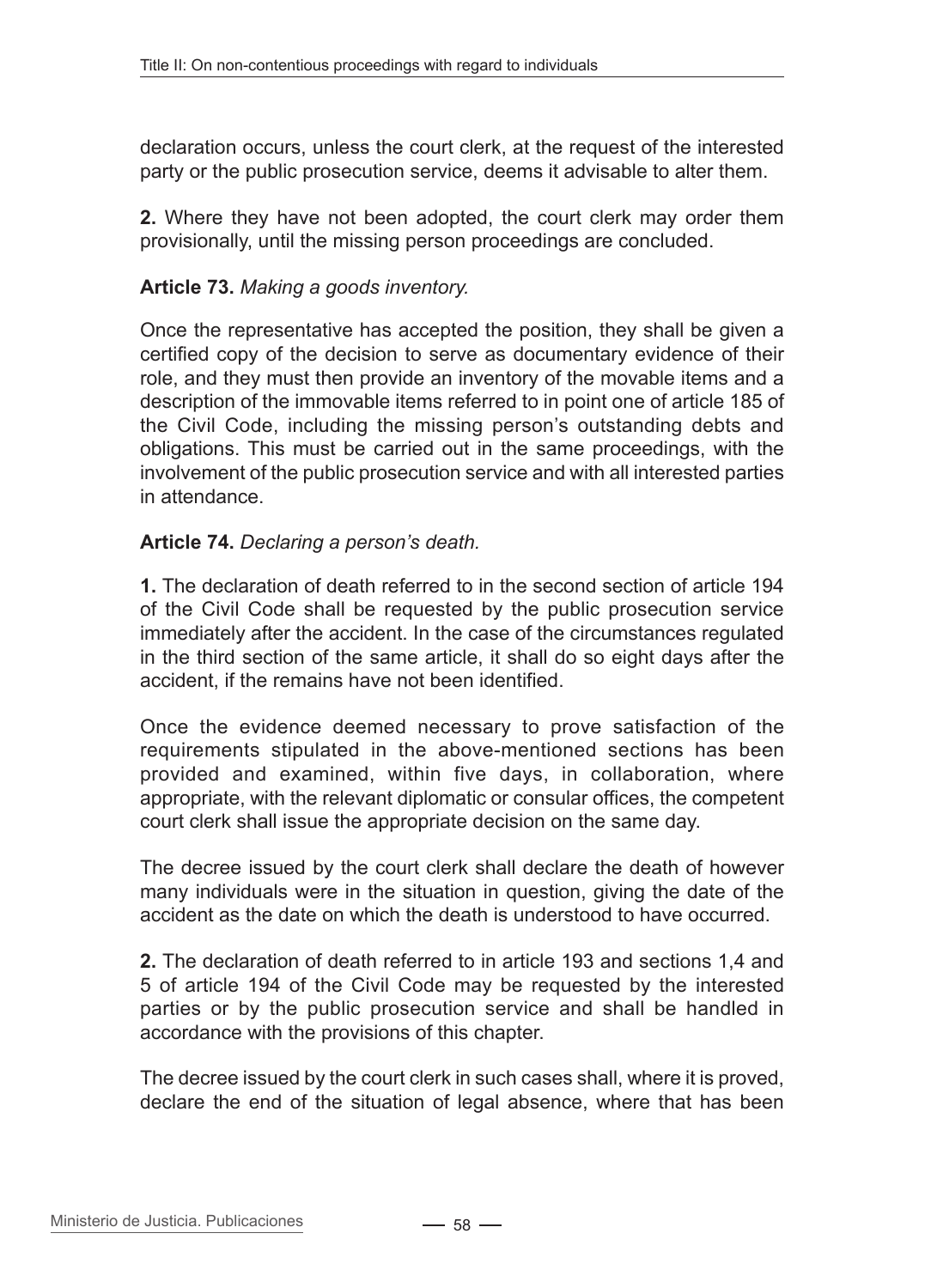declaration occurs, unless the court clerk, at the request of the interested party or the public prosecution service, deems it advisable to alter them.

**2.** Where they have not been adopted, the court clerk may order them provisionally, until the missing person proceedings are concluded.

**Article 73.** *Making a goods inventory.*

Once the representative has accepted the position, they shall be given a certified copy of the decision to serve as documentary evidence of their role, and they must then provide an inventory of the movable items and a description of the immovable items referred to in point one of article 185 of the Civil Code, including the missing person's outstanding debts and obligations. This must be carried out in the same proceedings, with the involvement of the public prosecution service and with all interested parties in attendance.

**Article 74.** *Declaring a person's death.*

**1.** The declaration of death referred to in the second section of article 194 of the Civil Code shall be requested by the public prosecution service immediately after the accident. In the case of the circumstances regulated in the third section of the same article, it shall do so eight days after the accident, if the remains have not been identified.

Once the evidence deemed necessary to prove satisfaction of the requirements stipulated in the above-mentioned sections has been provided and examined, within five days, in collaboration, where appropriate, with the relevant diplomatic or consular offices, the competent court clerk shall issue the appropriate decision on the same day.

The decree issued by the court clerk shall declare the death of however many individuals were in the situation in question, giving the date of the accident as the date on which the death is understood to have occurred.

**2.** The declaration of death referred to in article 193 and sections 1,4 and 5 of article 194 of the Civil Code may be requested by the interested parties or by the public prosecution service and shall be handled in accordance with the provisions of this chapter.

The decree issued by the court clerk in such cases shall, where it is proved, declare the end of the situation of legal absence, where that has been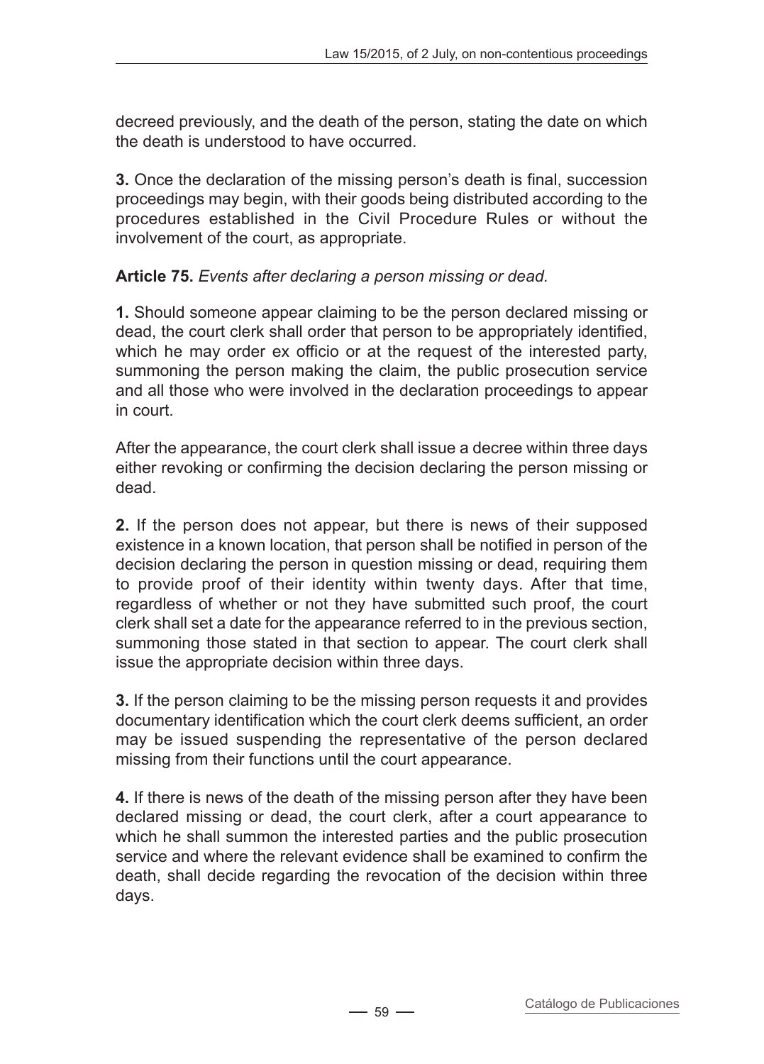decreed previously, and the death of the person, stating the date on which the death is understood to have occurred.

**3.** Once the declaration of the missing person's death is final, succession proceedings may begin, with their goods being distributed according to the procedures established in the Civil Procedure Rules or without the involvement of the court, as appropriate.

**Article 75.** *Events after declaring a person missing or dead.*

**1.** Should someone appear claiming to be the person declared missing or dead, the court clerk shall order that person to be appropriately identified, which he may order ex officio or at the request of the interested party, summoning the person making the claim, the public prosecution service and all those who were involved in the declaration proceedings to appear in court.

After the appearance, the court clerk shall issue a decree within three days either revoking or confirming the decision declaring the person missing or dead.

**2.** If the person does not appear, but there is news of their supposed existence in a known location, that person shall be notified in person of the decision declaring the person in question missing or dead, requiring them to provide proof of their identity within twenty days. After that time, regardless of whether or not they have submitted such proof, the court clerk shall set a date for the appearance referred to in the previous section, summoning those stated in that section to appear. The court clerk shall issue the appropriate decision within three days.

**3.** If the person claiming to be the missing person requests it and provides documentary identification which the court clerk deems sufficient, an order may be issued suspending the representative of the person declared missing from their functions until the court appearance.

**4.** If there is news of the death of the missing person after they have been declared missing or dead, the court clerk, after a court appearance to which he shall summon the interested parties and the public prosecution service and where the relevant evidence shall be examined to confirm the death, shall decide regarding the revocation of the decision within three days.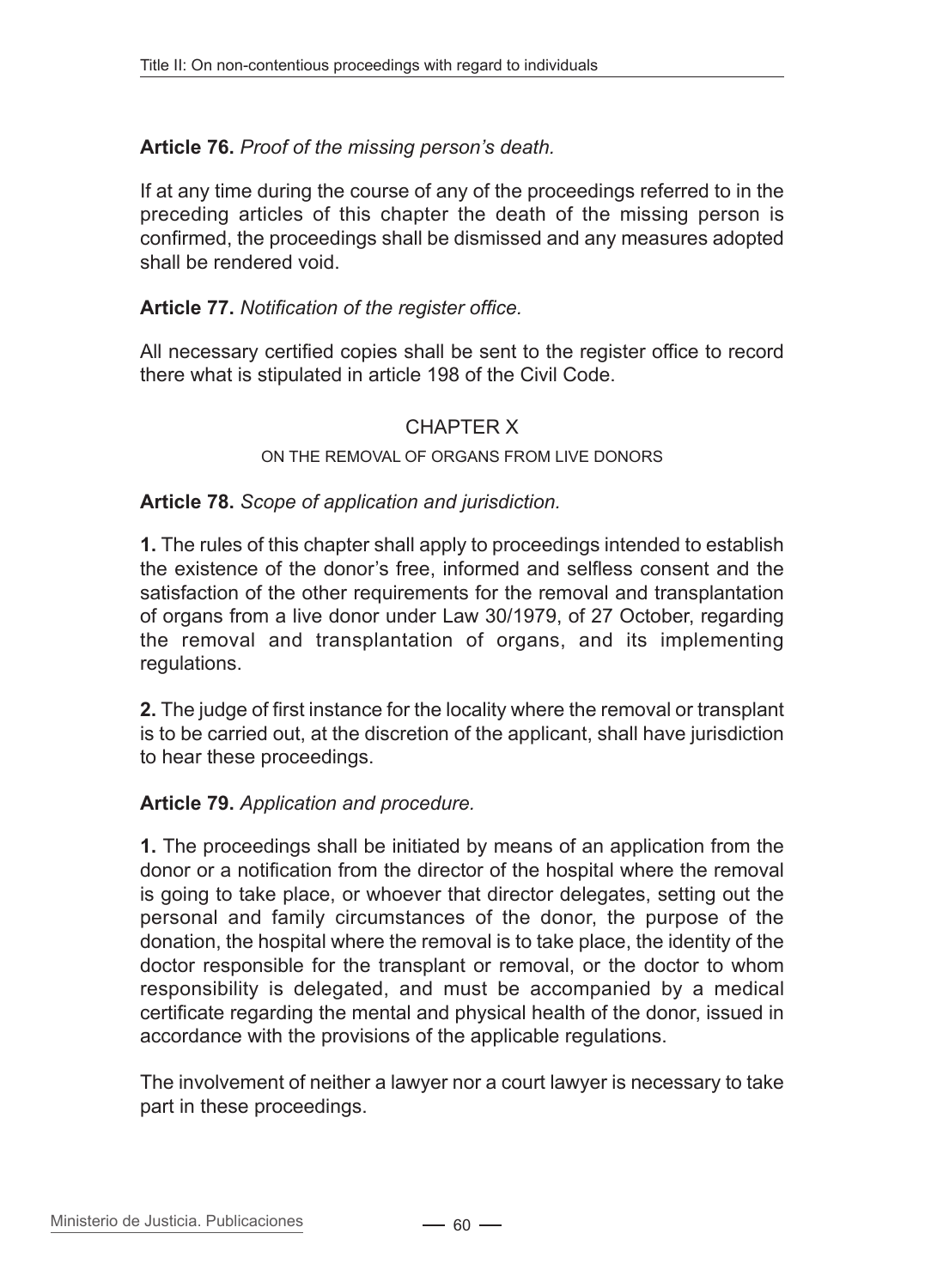**Article 76.** *Proof of the missing person's death.*

If at any time during the course of any of the proceedings referred to in the preceding articles of this chapter the death of the missing person is confirmed, the proceedings shall be dismissed and any measures adopted shall be rendered void.

**Article 77.** *Notification of the register office.*

All necessary certified copies shall be sent to the register office to record there what is stipulated in article 198 of the Civil Code.

## CHAPTER X

### ON THE REMOVAL OF ORGANS FROM LIVE DONORS

**Article 78.** *Scope of application and jurisdiction.*

**1.** The rules of this chapter shall apply to proceedings intended to establish the existence of the donor's free, informed and selfless consent and the satisfaction of the other requirements for the removal and transplantation of organs from a live donor under Law 30/1979, of 27 October, regarding the removal and transplantation of organs, and its implementing regulations.

**2.** The judge of first instance for the locality where the removal or transplant is to be carried out, at the discretion of the applicant, shall have jurisdiction to hear these proceedings.

**Article 79.** *Application and procedure.*

**1.** The proceedings shall be initiated by means of an application from the donor or a notification from the director of the hospital where the removal is going to take place, or whoever that director delegates, setting out the personal and family circumstances of the donor, the purpose of the donation, the hospital where the removal is to take place, the identity of the doctor responsible for the transplant or removal, or the doctor to whom responsibility is delegated, and must be accompanied by a medical certificate regarding the mental and physical health of the donor, issued in accordance with the provisions of the applicable regulations.

The involvement of neither a lawyer nor a court lawyer is necessary to take part in these proceedings.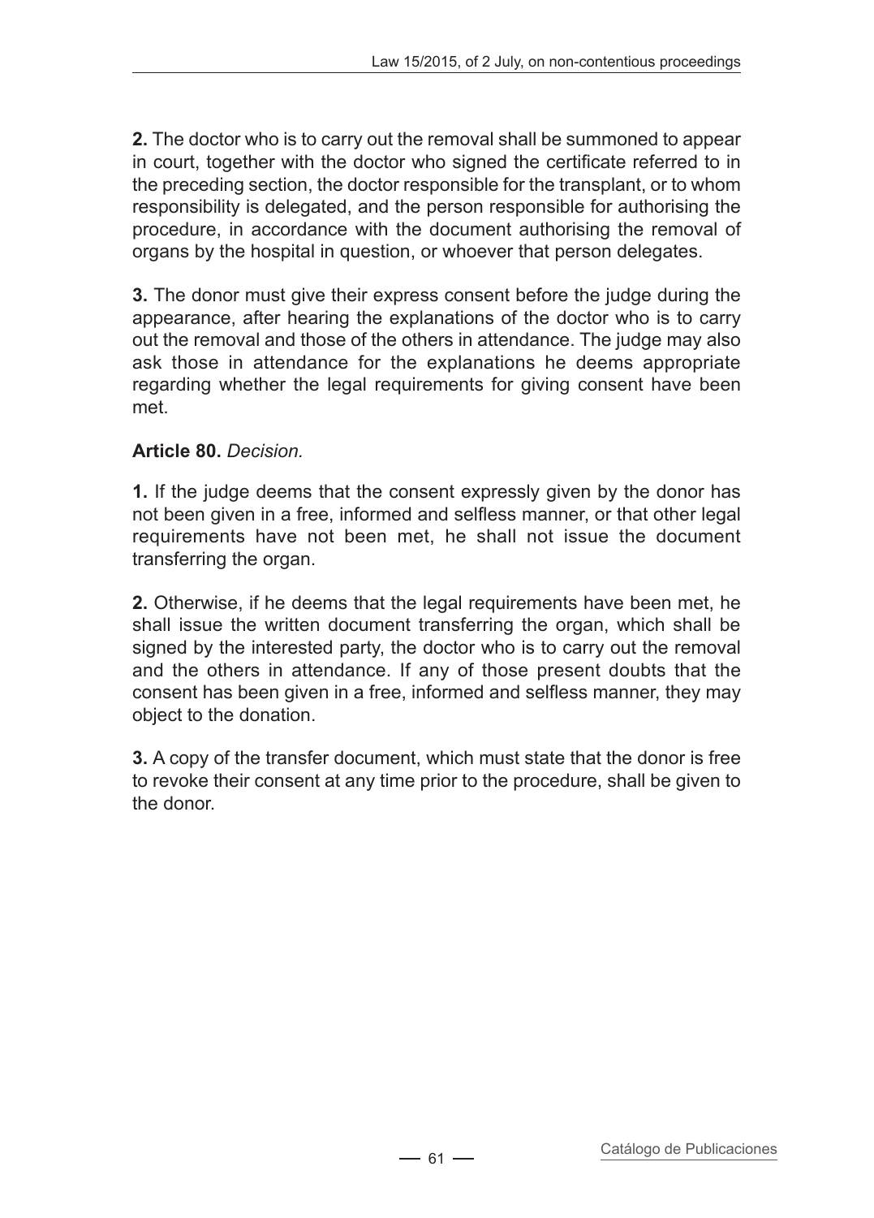**2.** The doctor who is to carry out the removal shall be summoned to appear in court, together with the doctor who signed the certificate referred to in the preceding section, the doctor responsible for the transplant, or to whom responsibility is delegated, and the person responsible for authorising the procedure, in accordance with the document authorising the removal of organs by the hospital in question, or whoever that person delegates.

**3.** The donor must give their express consent before the judge during the appearance, after hearing the explanations of the doctor who is to carry out the removal and those of the others in attendance. The judge may also ask those in attendance for the explanations he deems appropriate regarding whether the legal requirements for giving consent have been met.

**Article 80.** *Decision.*

**1.** If the judge deems that the consent expressly given by the donor has not been given in a free, informed and selfless manner, or that other legal requirements have not been met, he shall not issue the document transferring the organ.

**2.** Otherwise, if he deems that the legal requirements have been met, he shall issue the written document transferring the organ, which shall be signed by the interested party, the doctor who is to carry out the removal and the others in attendance. If any of those present doubts that the consent has been given in a free, informed and selfless manner, they may object to the donation.

**3.** A copy of the transfer document, which must state that the donor is free to revoke their consent at any time prior to the procedure, shall be given to the donor.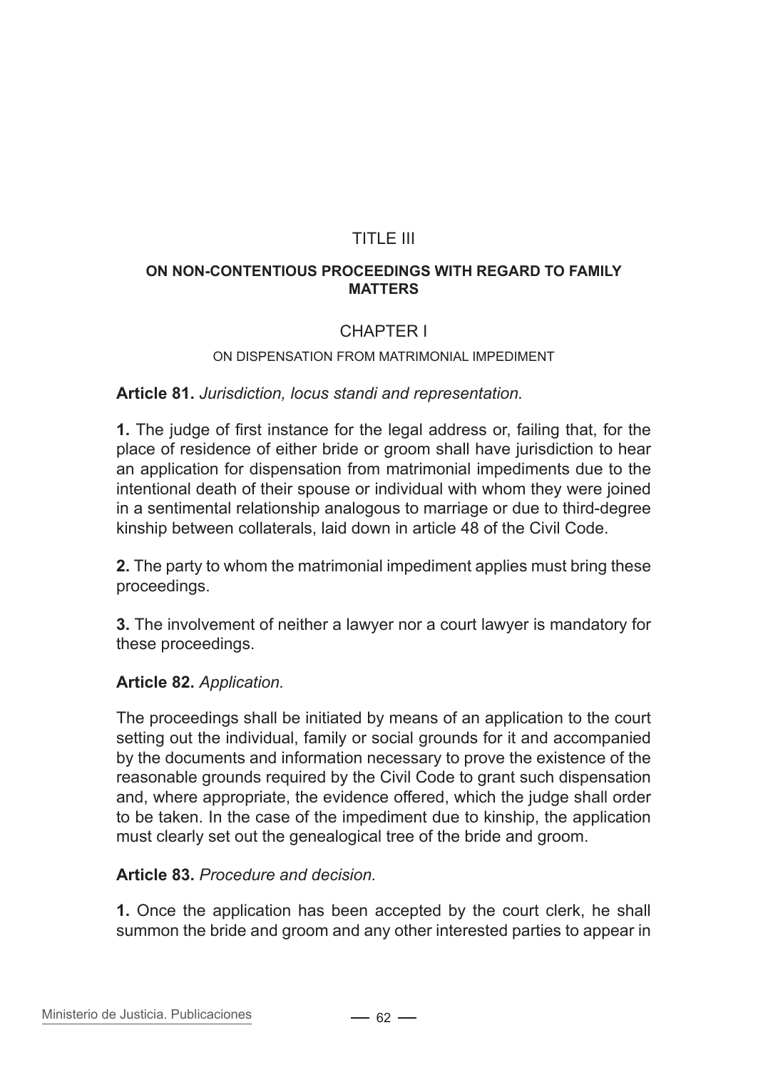# TITLE III

## ON NON-CONTENTIOUS PROCEEDINGS WITH REGARD TO FAMILY MATTERS

## CHAPTER I

### ON DISPENSATION FROM MATRIMONIAL IMPEDIMENT

**Article 81.** *Jurisdiction, locus standi and representation.*

**1.** The judge of first instance for the legal address or, failing that, for the place of residence of either bride or groom shall have jurisdiction to hear an application for dispensation from matrimonial impediments due to the intentional death of their spouse or individual with whom they were joined in a sentimental relationship analogous to marriage or due to third-degree kinship between collaterals, laid down in article 48 of the Civil Code.

**2.** The party to whom the matrimonial impediment applies must bring these proceedings.

**3.** The involvement of neither a lawyer nor a court lawyer is mandatory for these proceedings.

**Article 82.** *Application.*

The proceedings shall be initiated by means of an application to the court setting out the individual, family or social grounds for it and accompanied by the documents and information necessary to prove the existence of the reasonable grounds required by the Civil Code to grant such dispensation and, where appropriate, the evidence offered, which the judge shall order to be taken. In the case of the impediment due to kinship, the application must clearly set out the genealogical tree of the bride and groom.

**Article 83.** *Procedure and decision.*

**1.** Once the application has been accepted by the court clerk, he shall summon the bride and groom and any other interested parties to appear in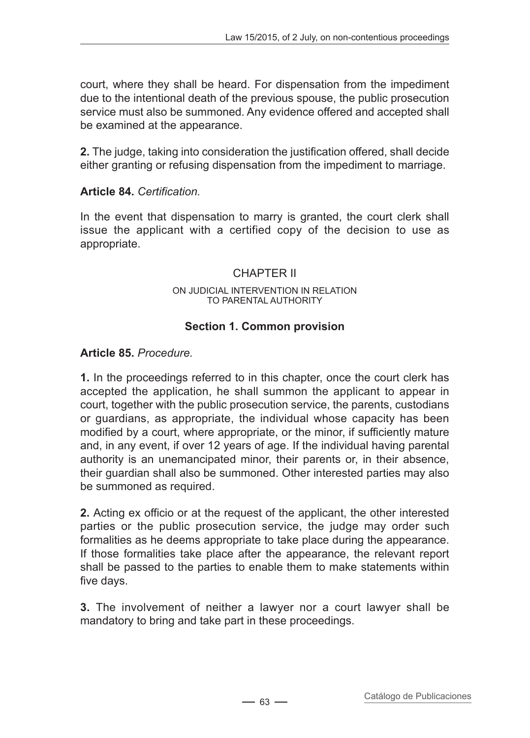court, where they shall be heard. For dispensation from the impediment due to the intentional death of the previous spouse, the public prosecution service must also be summoned. Any evidence offered and accepted shall be examined at the appearance.

**2.** The judge, taking into consideration the justification offered, shall decide either granting or refusing dispensation from the impediment to marriage.

**Article 84.** *Certification.*

In the event that dispensation to marry is granted, the court clerk shall issue the applicant with a certified copy of the decision to use as appropriate.

## CHAPTER II

### ON JUDICIAL INTERVENTION IN RELATION TO PARENTAL AUTHORITY

### Section 1. Common provision

**Article 85.** *Procedure.*

**1.** In the proceedings referred to in this chapter, once the court clerk has accepted the application, he shall summon the applicant to appear in court, together with the public prosecution service, the parents, custodians or guardians, as appropriate, the individual whose capacity has been modified by a court, where appropriate, or the minor, if sufficiently mature and, in any event, if over 12 years of age. If the individual having parental authority is an unemancipated minor, their parents or, in their absence, their guardian shall also be summoned. Other interested parties may also be summoned as required.

**2.** Acting ex officio or at the request of the applicant, the other interested parties or the public prosecution service, the judge may order such formalities as he deems appropriate to take place during the appearance. If those formalities take place after the appearance, the relevant report shall be passed to the parties to enable them to make statements within five days.

**3.** The involvement of neither a lawyer nor a court lawyer shall be mandatory to bring and take part in these proceedings.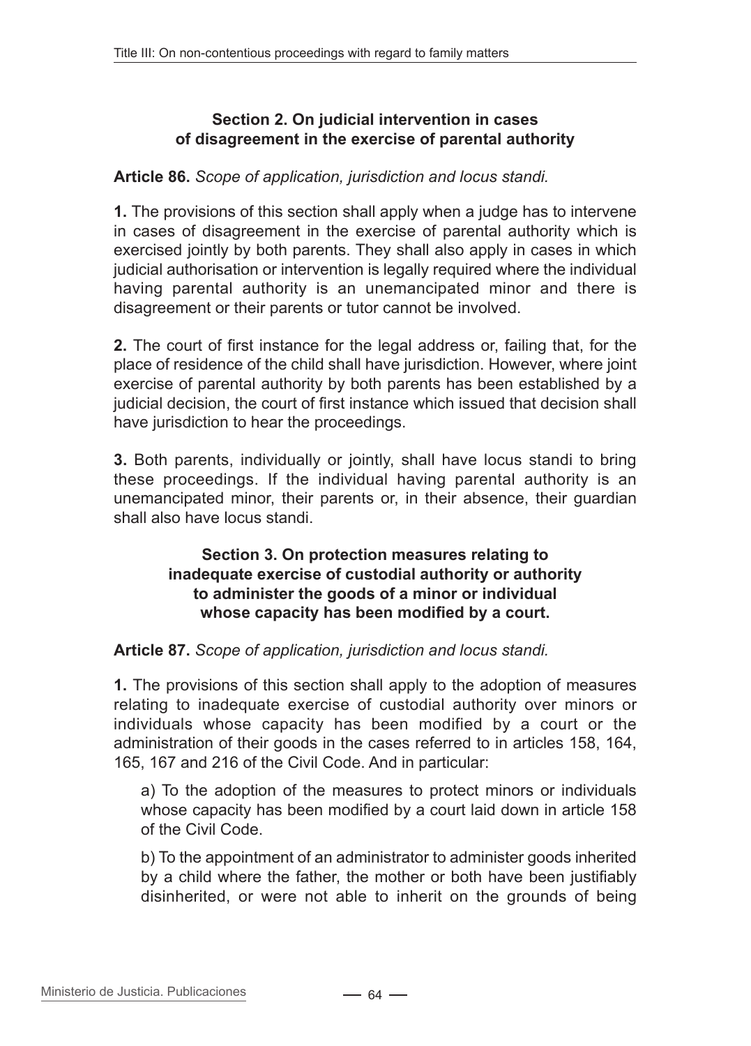### Section 2. On judicial intervention in cases of disagreement in the exercise of parental authority

**Article 86.** *Scope of application, jurisdiction and locus standi.*

**1.** The provisions of this section shall apply when a judge has to intervene in cases of disagreement in the exercise of parental authority which is exercised jointly by both parents. They shall also apply in cases in which judicial authorisation or intervention is legally required where the individual having parental authority is an unemancipated minor and there is disagreement or their parents or tutor cannot be involved.

**2.** The court of first instance for the legal address or, failing that, for the place of residence of the child shall have jurisdiction. However, where joint exercise of parental authority by both parents has been established by a judicial decision, the court of first instance which issued that decision shall have jurisdiction to hear the proceedings.

**3.** Both parents, individually or jointly, shall have locus standi to bring these proceedings. If the individual having parental authority is an unemancipated minor, their parents or, in their absence, their guardian shall also have locus standi.

### Section 3. On protection measures relating to inadequate exercise of custodial authority or authority to administer the goods of a minor or individual whose capacity has been modified by a court.

**Article 87.** *Scope of application, jurisdiction and locus standi.*

**1.** The provisions of this section shall apply to the adoption of measures relating to inadequate exercise of custodial authority over minors or individuals whose capacity has been modified by a court or the administration of their goods in the cases referred to in articles 158, 164, 165, 167 and 216 of the Civil Code. And in particular:

a) To the adoption of the measures to protect minors or individuals whose capacity has been modified by a court laid down in article 158 of the Civil Code.

b) To the appointment of an administrator to administer goods inherited by a child where the father, the mother or both have been justifiably disinherited, or were not able to inherit on the grounds of being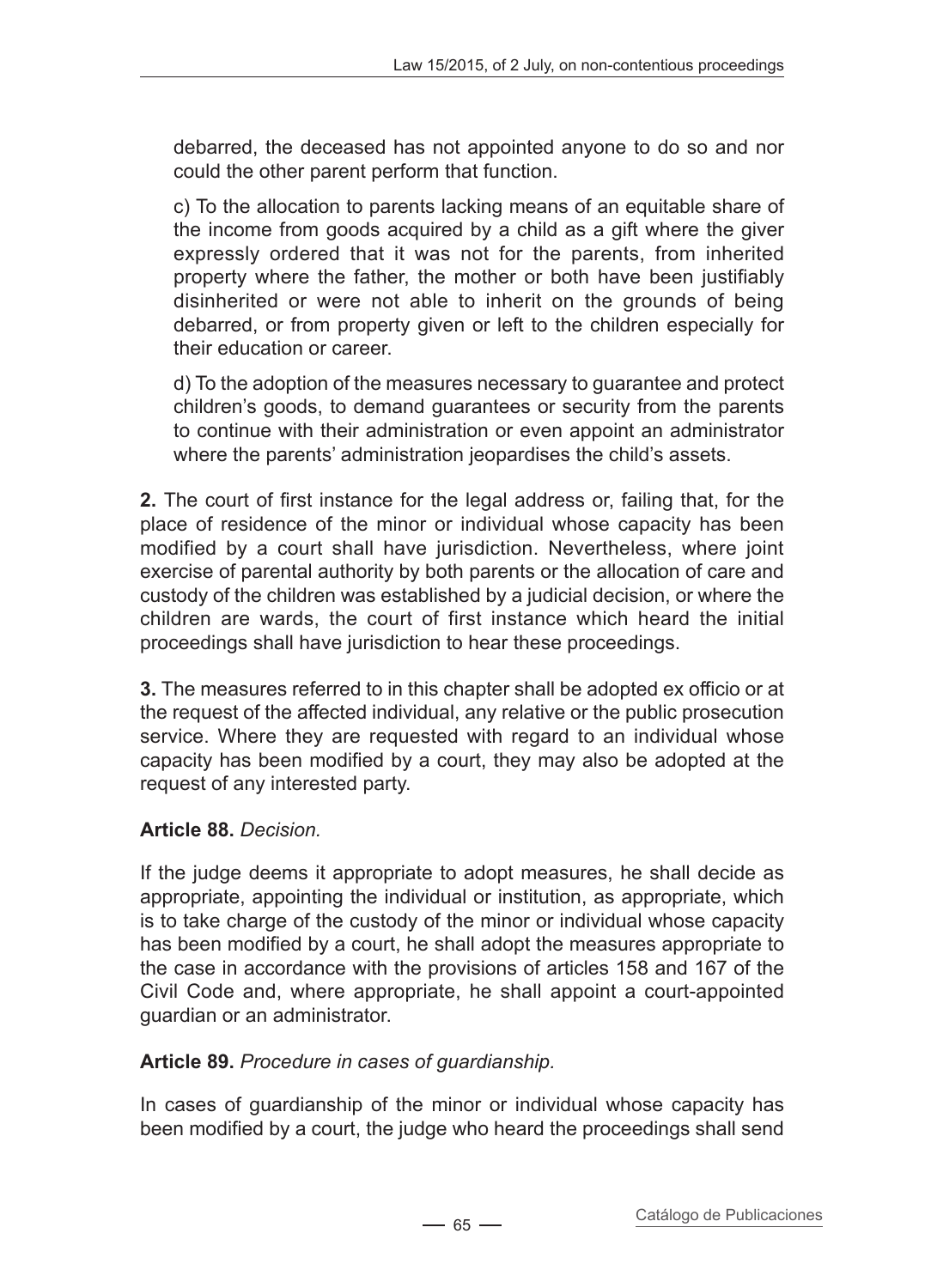debarred, the deceased has not appointed anyone to do so and nor could the other parent perform that function.

c) To the allocation to parents lacking means of an equitable share of the income from goods acquired by a child as a gift where the giver expressly ordered that it was not for the parents, from inherited property where the father, the mother or both have been justifiably disinherited or were not able to inherit on the grounds of being debarred, or from property given or left to the children especially for their education or career.

d) To the adoption of the measures necessary to guarantee and protect children's goods, to demand guarantees or security from the parents to continue with their administration or even appoint an administrator where the parents' administration jeopardises the child's assets.

**2.** The court of first instance for the legal address or, failing that, for the place of residence of the minor or individual whose capacity has been modified by a court shall have jurisdiction. Nevertheless, where joint exercise of parental authority by both parents or the allocation of care and custody of the children was established by a judicial decision, or where the children are wards, the court of first instance which heard the initial proceedings shall have jurisdiction to hear these proceedings.

**3.** The measures referred to in this chapter shall be adopted ex officio or at the request of the affected individual, any relative or the public prosecution service. Where they are requested with regard to an individual whose capacity has been modified by a court, they may also be adopted at the request of any interested party.

**Article 88.** *Decision.*

If the judge deems it appropriate to adopt measures, he shall decide as appropriate, appointing the individual or institution, as appropriate, which is to take charge of the custody of the minor or individual whose capacity has been modified by a court, he shall adopt the measures appropriate to the case in accordance with the provisions of articles 158 and 167 of the Civil Code and, where appropriate, he shall appoint a court-appointed guardian or an administrator.

**Article 89.** *Procedure in cases of guardianship.*

In cases of guardianship of the minor or individual whose capacity has been modified by a court, the judge who heard the proceedings shall send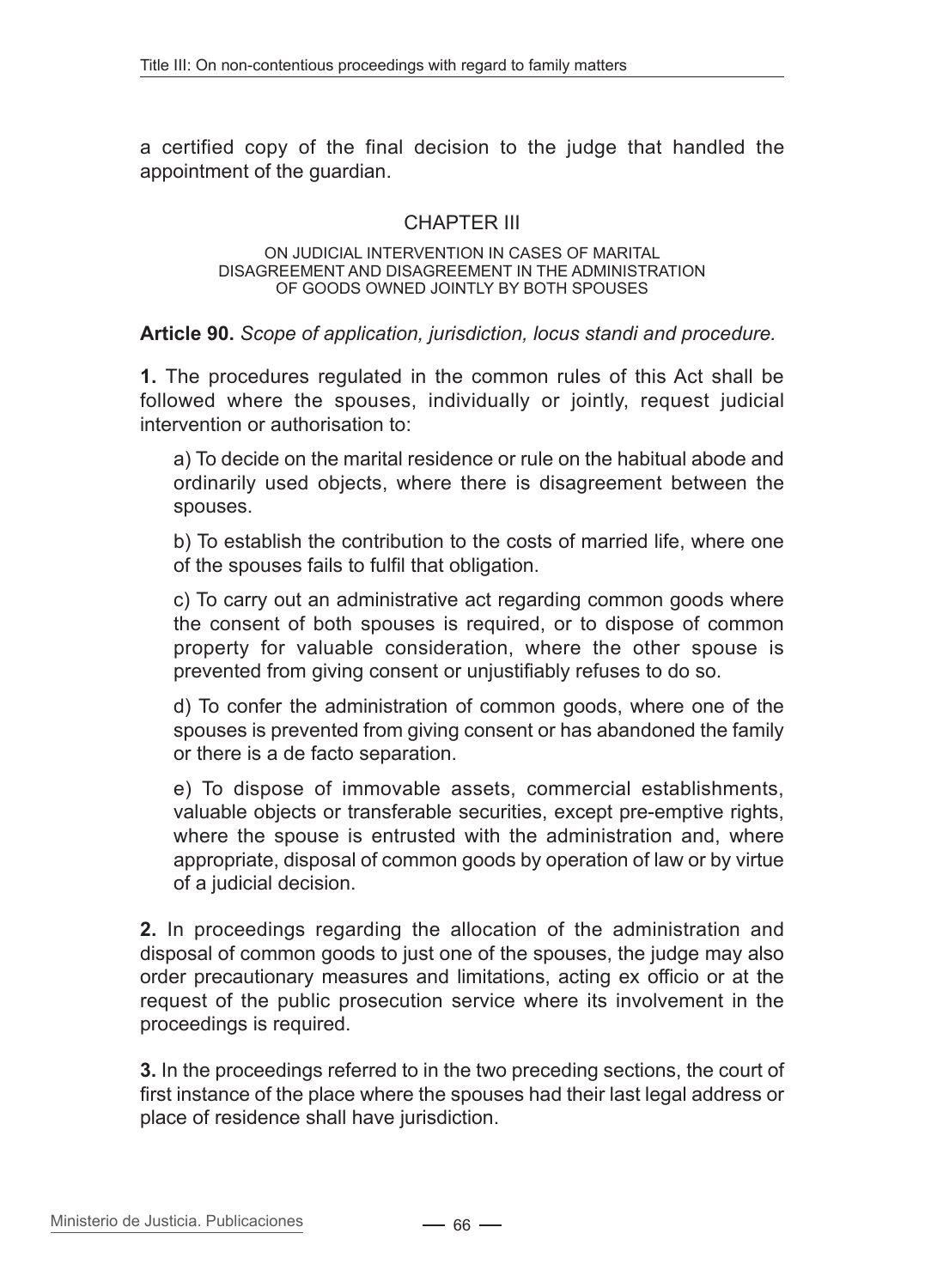a certified copy of the final decision to the judge that handled the appointment of the guardian.

## CHAPTER III

### ON JUDICIAL INTERVENTION IN CASES OF MARITAL DISAGREEMENT AND DISAGREEMENT IN THE ADMINISTRATION OF GOODS OWNED JOINTLY BY BOTH SPOUSES

**Article 90.** *Scope of application, jurisdiction, locus standi and procedure.*

**1.** The procedures regulated in the common rules of this Act shall be followed where the spouses, individually or jointly, request judicial intervention or authorisation to:

a) To decide on the marital residence or rule on the habitual abode and ordinarily used objects, where there is disagreement between the spouses.

b) To establish the contribution to the costs of married life, where one of the spouses fails to fulfil that obligation.

c) To carry out an administrative act regarding common goods where the consent of both spouses is required, or to dispose of common property for valuable consideration, where the other spouse is prevented from giving consent or unjustifiably refuses to do so.

d) To confer the administration of common goods, where one of the spouses is prevented from giving consent or has abandoned the family or there is a de facto separation.

e) To dispose of immovable assets, commercial establishments, valuable objects or transferable securities, except pre-emptive rights, where the spouse is entrusted with the administration and, where appropriate, disposal of common goods by operation of law or by virtue of a judicial decision.

**2.** In proceedings regarding the allocation of the administration and disposal of common goods to just one of the spouses, the judge may also order precautionary measures and limitations, acting ex officio or at the request of the public prosecution service where its involvement in the proceedings is required.

**3.** In the proceedings referred to in the two preceding sections, the court of first instance of the place where the spouses had their last legal address or place of residence shall have jurisdiction.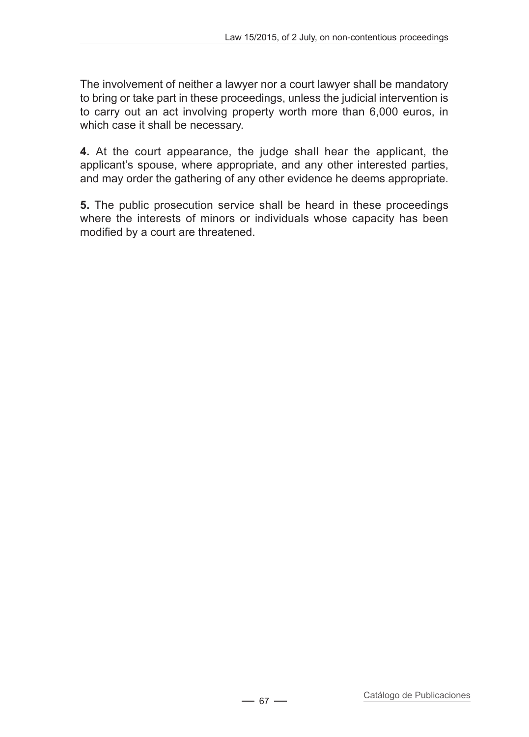The involvement of neither a lawyer nor a court lawyer shall be mandatory to bring or take part in these proceedings, unless the judicial intervention is to carry out an act involving property worth more than 6,000 euros, in which case it shall be necessary.

**4.** At the court appearance, the judge shall hear the applicant, the applicant's spouse, where appropriate, and any other interested parties, and may order the gathering of any other evidence he deems appropriate.

**5.** The public prosecution service shall be heard in these proceedings where the interests of minors or individuals whose capacity has been modified by a court are threatened.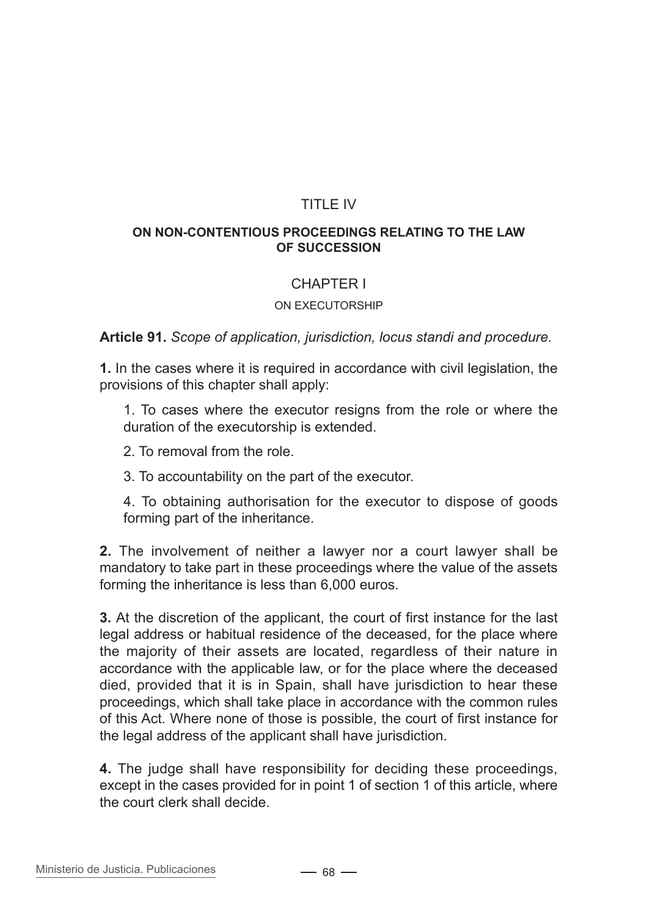# TITLE IV

## ON NON-CONTENTIOUS PROCEEDINGS RELATING TO THE LAW OF SUCCESSION

### CHAPTER I

#### ON EXECUTORSHIP

**Article 91.** *Scope of application, jurisdiction, locus standi and procedure.*

**1.** In the cases where it is required in accordance with civil legislation, the provisions of this chapter shall apply:

1. To cases where the executor resigns from the role or where the duration of the executorship is extended.
2. To removal from the role.
3. To accountability on the part of the executor.
4. To obtaining authorisation for the executor to dispose of goods forming part of the inheritance.

**2.** The involvement of neither a lawyer nor a court lawyer shall be mandatory to take part in these proceedings where the value of the assets forming the inheritance is less than 6,000 euros.

**3.** At the discretion of the applicant, the court of first instance for the last legal address or habitual residence of the deceased, for the place where the majority of their assets are located, regardless of their nature in accordance with the applicable law, or for the place where the deceased died, provided that it is in Spain, shall have jurisdiction to hear these proceedings, which shall take place in accordance with the common rules of this Act. Where none of those is possible, the court of first instance for the legal address of the applicant shall have jurisdiction.

**4.** The judge shall have responsibility for deciding these proceedings, except in the cases provided for in point 1 of section 1 of this article, where the court clerk shall decide.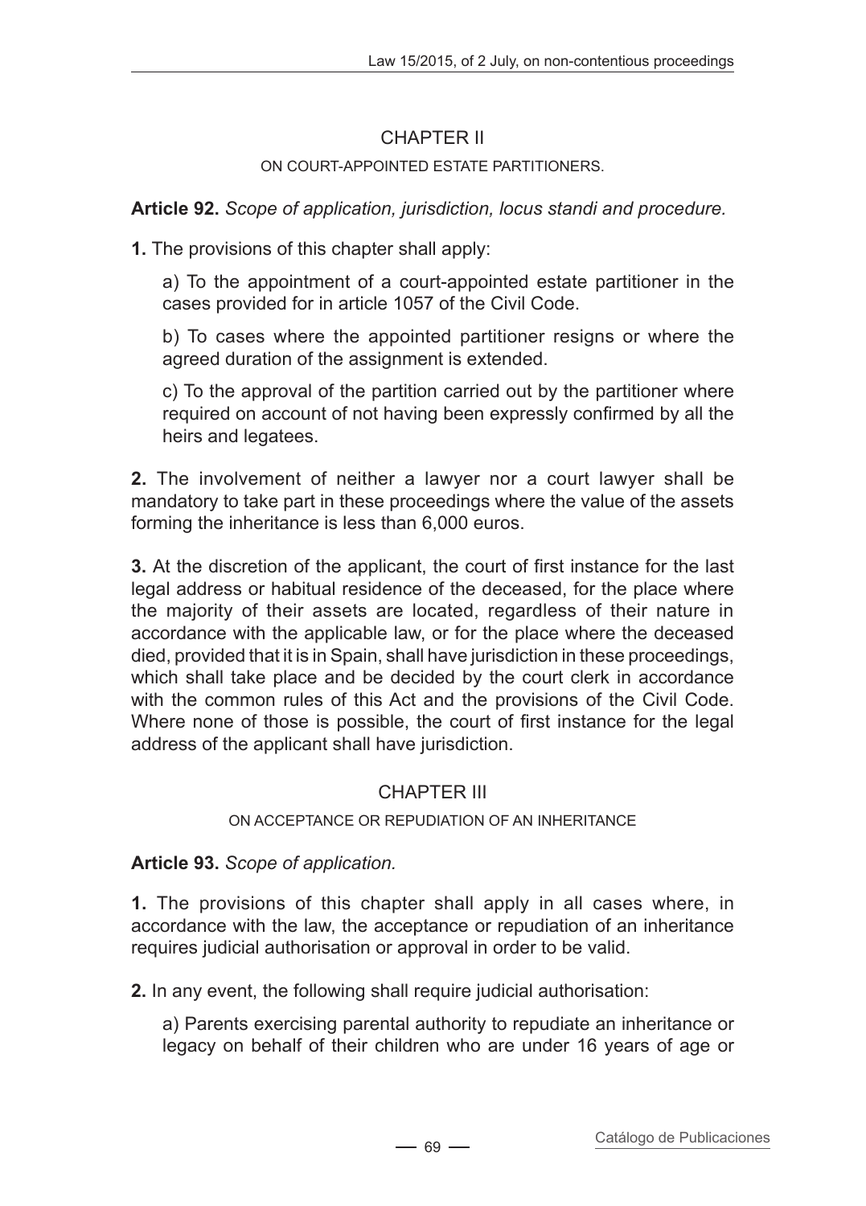## CHAPTER II

### ON COURT-APPOINTED ESTATE PARTITIONERS.

**Article 92.** *Scope of application, jurisdiction, locus standi and procedure.*

**1.** The provisions of this chapter shall apply:

a) To the appointment of a court-appointed estate partitioner in the cases provided for in article 1057 of the Civil Code.

b) To cases where the appointed partitioner resigns or where the agreed duration of the assignment is extended.

c) To the approval of the partition carried out by the partitioner where required on account of not having been expressly confirmed by all the heirs and legatees.

**2.** The involvement of neither a lawyer nor a court lawyer shall be mandatory to take part in these proceedings where the value of the assets forming the inheritance is less than 6,000 euros.

**3.** At the discretion of the applicant, the court of first instance for the last legal address or habitual residence of the deceased, for the place where the majority of their assets are located, regardless of their nature in accordance with the applicable law, or for the place where the deceased died, provided that it is in Spain, shall have jurisdiction in these proceedings, which shall take place and be decided by the court clerk in accordance with the common rules of this Act and the provisions of the Civil Code. Where none of those is possible, the court of first instance for the legal address of the applicant shall have jurisdiction.

## CHAPTER III

### ON ACCEPTANCE OR REPUDIATION OF AN INHERITANCE

**Article 93.** *Scope of application.*

**1.** The provisions of this chapter shall apply in all cases where, in accordance with the law, the acceptance or repudiation of an inheritance requires judicial authorisation or approval in order to be valid.

**2.** In any event, the following shall require judicial authorisation:

a) Parents exercising parental authority to repudiate an inheritance or legacy on behalf of their children who are under 16 years of age or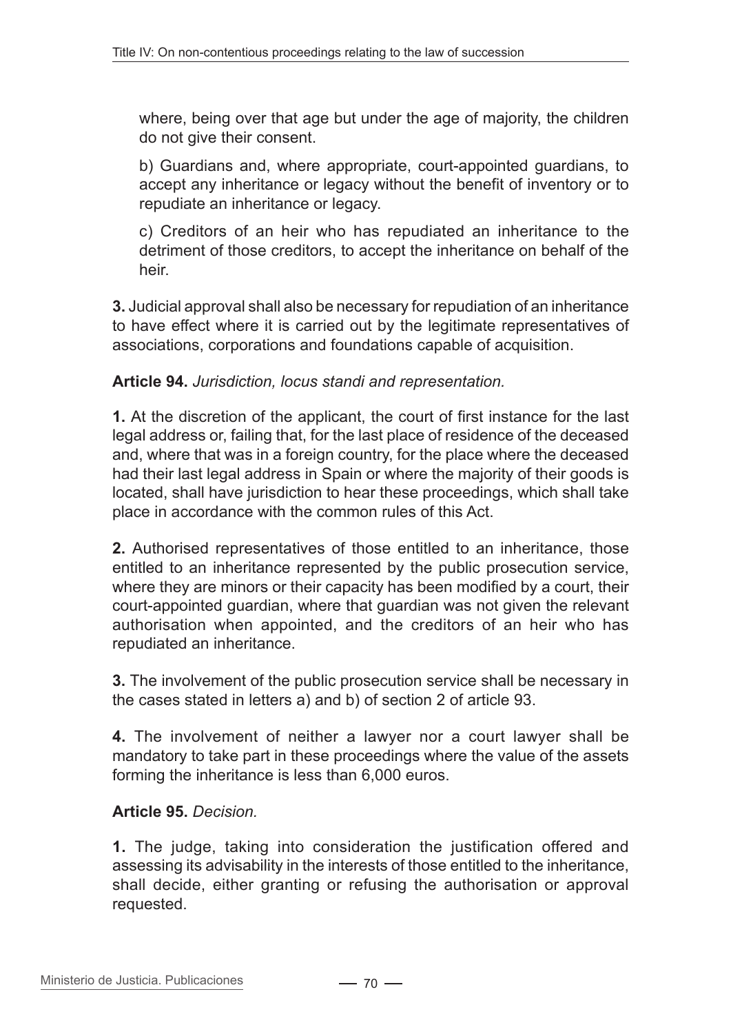where, being over that age but under the age of majority, the children do not give their consent.

b) Guardians and, where appropriate, court-appointed guardians, to accept any inheritance or legacy without the benefit of inventory or to repudiate an inheritance or legacy.

c) Creditors of an heir who has repudiated an inheritance to the detriment of those creditors, to accept the inheritance on behalf of the heir.

**3.** Judicial approval shall also be necessary for repudiation of an inheritance to have effect where it is carried out by the legitimate representatives of associations, corporations and foundations capable of acquisition.

**Article 94.** *Jurisdiction, locus standi and representation.*

**1.** At the discretion of the applicant, the court of first instance for the last legal address or, failing that, for the last place of residence of the deceased and, where that was in a foreign country, for the place where the deceased had their last legal address in Spain or where the majority of their goods is located, shall have jurisdiction to hear these proceedings, which shall take place in accordance with the common rules of this Act.

**2.** Authorised representatives of those entitled to an inheritance, those entitled to an inheritance represented by the public prosecution service, where they are minors or their capacity has been modified by a court, their court-appointed guardian, where that guardian was not given the relevant authorisation when appointed, and the creditors of an heir who has repudiated an inheritance.

**3.** The involvement of the public prosecution service shall be necessary in the cases stated in letters a) and b) of section 2 of article 93.

**4.** The involvement of neither a lawyer nor a court lawyer shall be mandatory to take part in these proceedings where the value of the assets forming the inheritance is less than 6,000 euros.

**Article 95.** *Decision.*

**1.** The judge, taking into consideration the justification offered and assessing its advisability in the interests of those entitled to the inheritance, shall decide, either granting or refusing the authorisation or approval requested.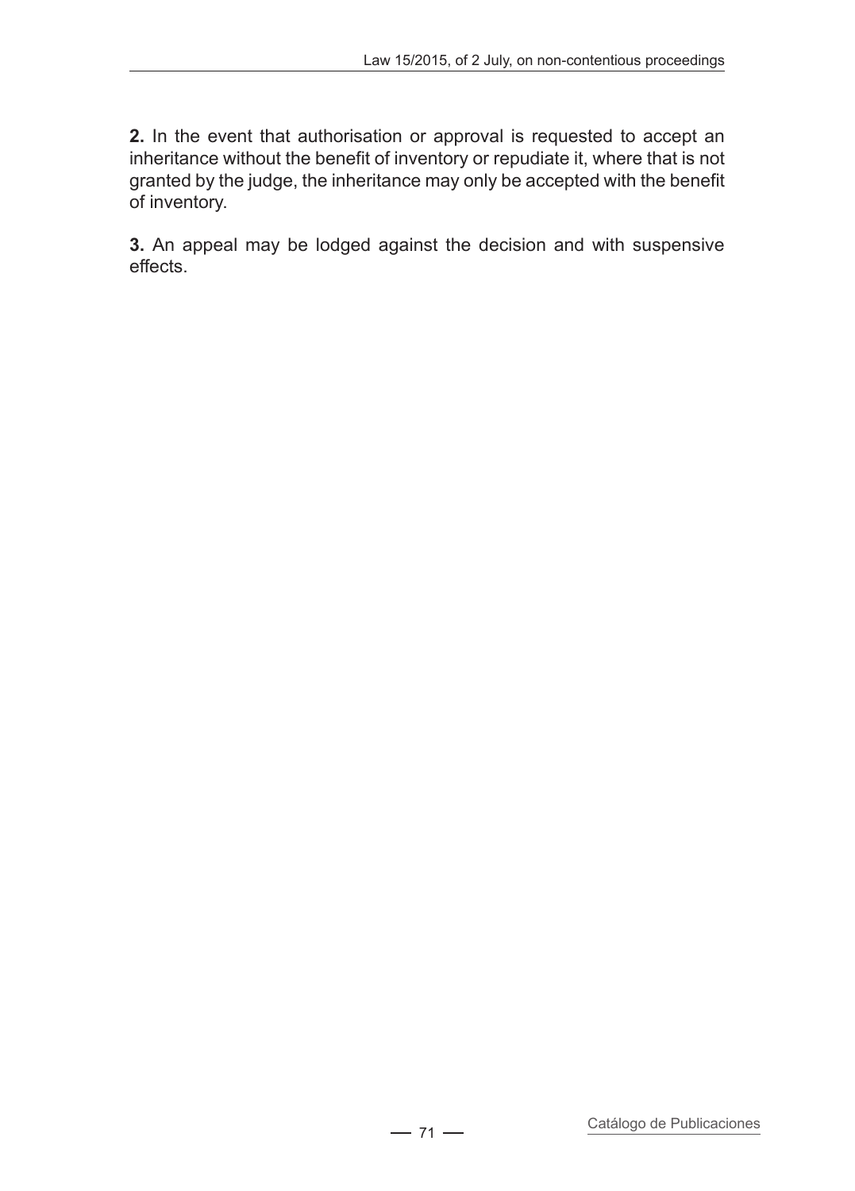**2.** In the event that authorisation or approval is requested to accept an inheritance without the benefit of inventory or repudiate it, where that is not granted by the judge, the inheritance may only be accepted with the benefit of inventory.

**3.** An appeal may be lodged against the decision and with suspensive effects.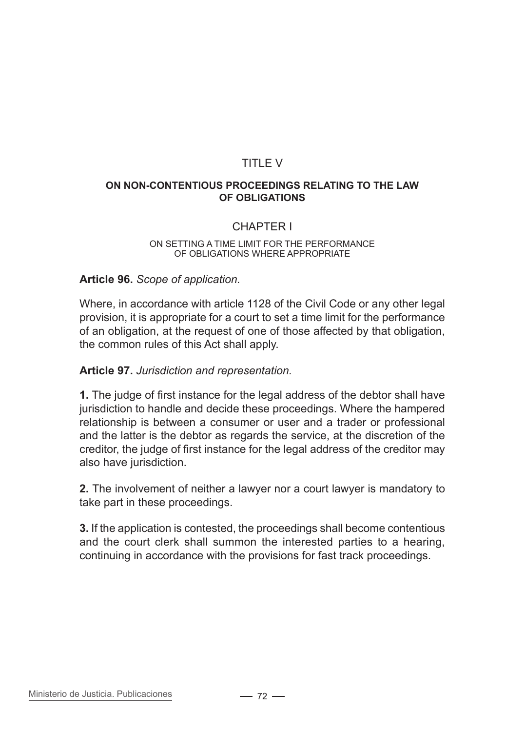# TITLE V

## ON NON-CONTENTIOUS PROCEEDINGS RELATING TO THE LAW OF OBLIGATIONS

## CHAPTER I

### ON SETTING A TIME LIMIT FOR THE PERFORMANCE OF OBLIGATIONS WHERE APPROPRIATE

**Article 96.** *Scope of application.*

Where, in accordance with article 1128 of the Civil Code or any other legal provision, it is appropriate for a court to set a time limit for the performance of an obligation, at the request of one of those affected by that obligation, the common rules of this Act shall apply.

**Article 97.** *Jurisdiction and representation.*

**1.** The judge of first instance for the legal address of the debtor shall have jurisdiction to handle and decide these proceedings. Where the hampered relationship is between a consumer or user and a trader or professional and the latter is the debtor as regards the service, at the discretion of the creditor, the judge of first instance for the legal address of the creditor may also have jurisdiction.

**2.** The involvement of neither a lawyer nor a court lawyer is mandatory to take part in these proceedings.

**3.** If the application is contested, the proceedings shall become contentious and the court clerk shall summon the interested parties to a hearing, continuing in accordance with the provisions for fast track proceedings.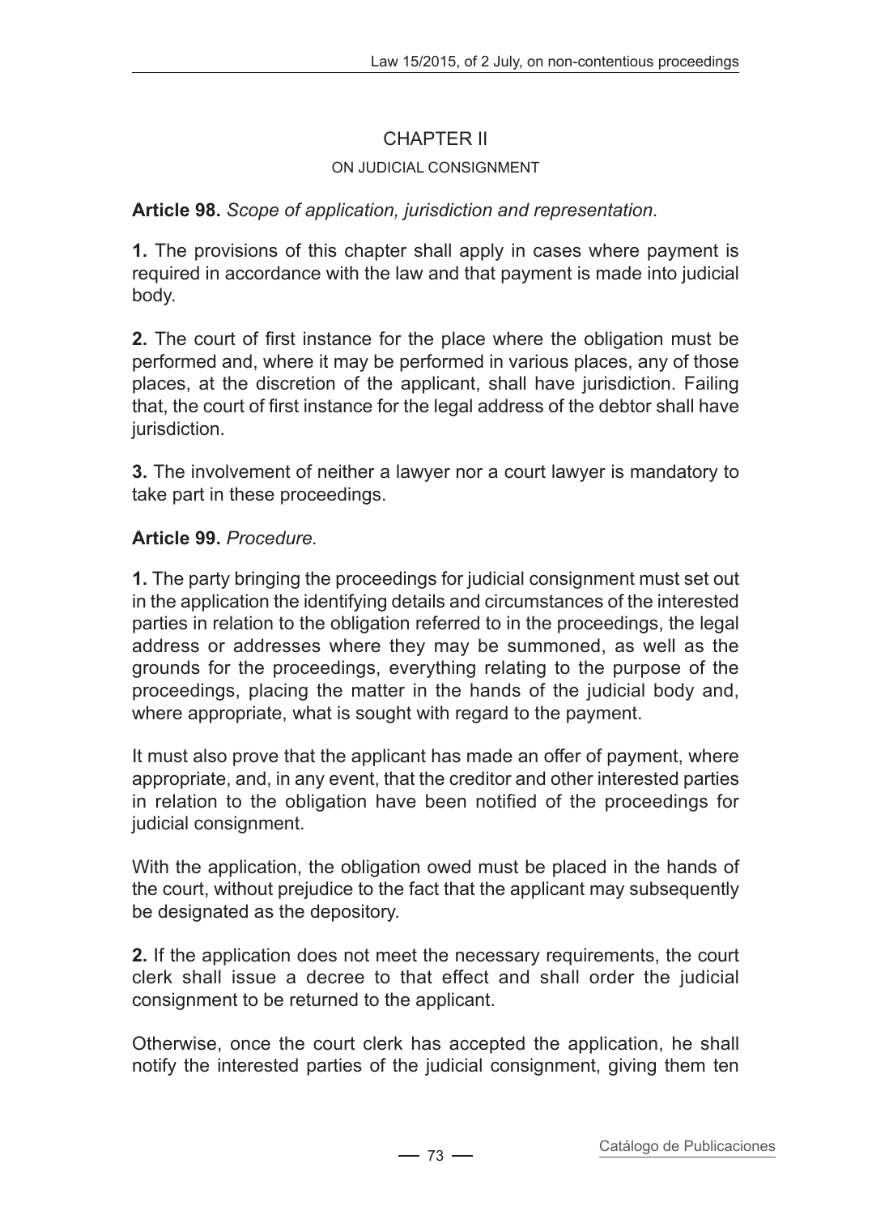## CHAPTER II

### ON JUDICIAL CONSIGNMENT

**Article 98.** *Scope of application, jurisdiction and representation.*

**1.** The provisions of this chapter shall apply in cases where payment is required in accordance with the law and that payment is made into judicial body.

**2.** The court of first instance for the place where the obligation must be performed and, where it may be performed in various places, any of those places, at the discretion of the applicant, shall have jurisdiction. Failing that, the court of first instance for the legal address of the debtor shall have jurisdiction.

**3.** The involvement of neither a lawyer nor a court lawyer is mandatory to take part in these proceedings.

**Article 99.** *Procedure.*

**1.** The party bringing the proceedings for judicial consignment must set out in the application the identifying details and circumstances of the interested parties in relation to the obligation referred to in the proceedings, the legal address or addresses where they may be summoned, as well as the grounds for the proceedings, everything relating to the purpose of the proceedings, placing the matter in the hands of the judicial body and, where appropriate, what is sought with regard to the payment.

It must also prove that the applicant has made an offer of payment, where appropriate, and, in any event, that the creditor and other interested parties in relation to the obligation have been notified of the proceedings for judicial consignment.

With the application, the obligation owed must be placed in the hands of the court, without prejudice to the fact that the applicant may subsequently be designated as the depository.

**2.** If the application does not meet the necessary requirements, the court clerk shall issue a decree to that effect and shall order the judicial consignment to be returned to the applicant.

Otherwise, once the court clerk has accepted the application, he shall notify the interested parties of the judicial consignment, giving them ten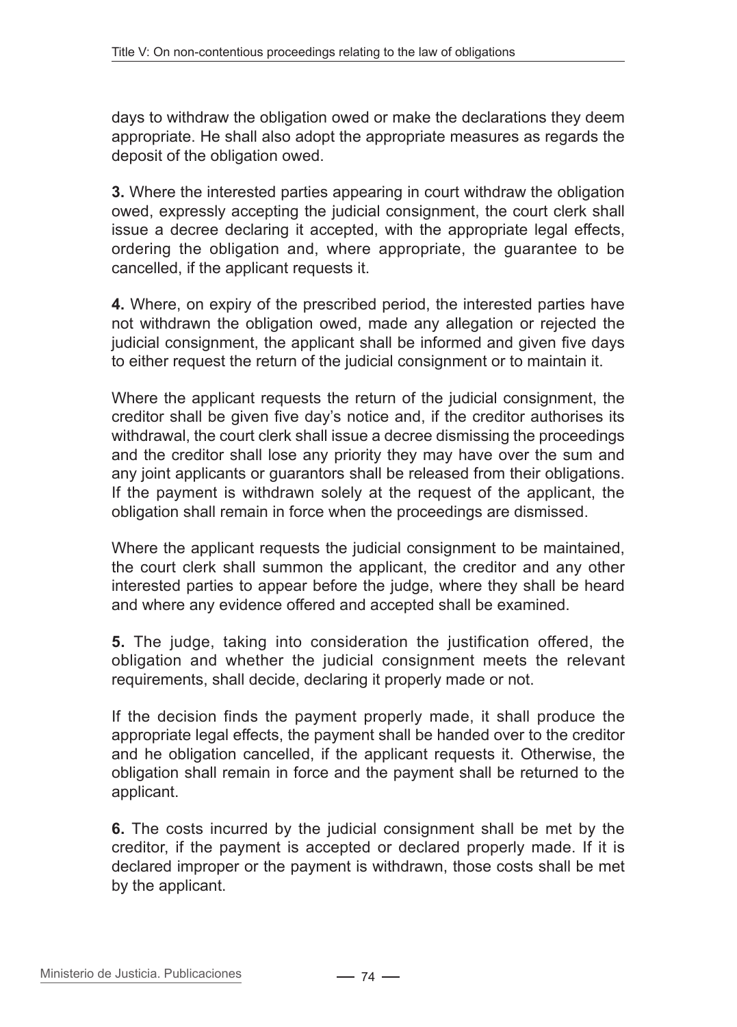days to withdraw the obligation owed or make the declarations they deem appropriate. He shall also adopt the appropriate measures as regards the deposit of the obligation owed.

**3.** Where the interested parties appearing in court withdraw the obligation owed, expressly accepting the judicial consignment, the court clerk shall issue a decree declaring it accepted, with the appropriate legal effects, ordering the obligation and, where appropriate, the guarantee to be cancelled, if the applicant requests it.

**4.** Where, on expiry of the prescribed period, the interested parties have not withdrawn the obligation owed, made any allegation or rejected the judicial consignment, the applicant shall be informed and given five days to either request the return of the judicial consignment or to maintain it.

Where the applicant requests the return of the judicial consignment, the creditor shall be given five day's notice and, if the creditor authorises its withdrawal, the court clerk shall issue a decree dismissing the proceedings and the creditor shall lose any priority they may have over the sum and any joint applicants or guarantors shall be released from their obligations. If the payment is withdrawn solely at the request of the applicant, the obligation shall remain in force when the proceedings are dismissed.

Where the applicant requests the judicial consignment to be maintained, the court clerk shall summon the applicant, the creditor and any other interested parties to appear before the judge, where they shall be heard and where any evidence offered and accepted shall be examined.

**5.** The judge, taking into consideration the justification offered, the obligation and whether the judicial consignment meets the relevant requirements, shall decide, declaring it properly made or not.

If the decision finds the payment properly made, it shall produce the appropriate legal effects, the payment shall be handed over to the creditor and he obligation cancelled, if the applicant requests it. Otherwise, the obligation shall remain in force and the payment shall be returned to the applicant.

**6.** The costs incurred by the judicial consignment shall be met by the creditor, if the payment is accepted or declared properly made. If it is declared improper or the payment is withdrawn, those costs shall be met by the applicant.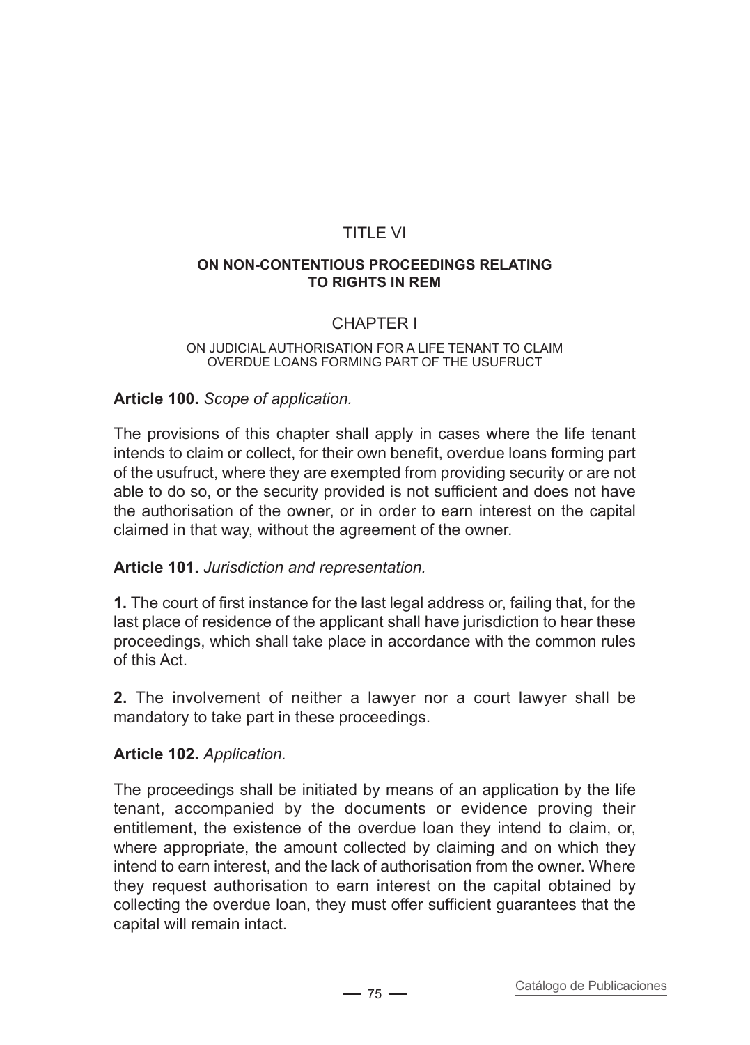# TITLE VI

## ON NON-CONTENTIOUS PROCEEDINGS RELATING TO RIGHTS IN REM

### CHAPTER I

#### ON JUDICIAL AUTHORISATION FOR A LIFE TENANT TO CLAIM OVERDUE LOANS FORMING PART OF THE USUFRUCT

**Article 100.** *Scope of application.*

The provisions of this chapter shall apply in cases where the life tenant intends to claim or collect, for their own benefit, overdue loans forming part of the usufruct, where they are exempted from providing security or are not able to do so, or the security provided is not sufficient and does not have the authorisation of the owner, or in order to earn interest on the capital claimed in that way, without the agreement of the owner.

**Article 101.** *Jurisdiction and representation.*

**1.** The court of first instance for the last legal address or, failing that, for the last place of residence of the applicant shall have jurisdiction to hear these proceedings, which shall take place in accordance with the common rules of this Act.

**2.** The involvement of neither a lawyer nor a court lawyer shall be mandatory to take part in these proceedings.

**Article 102.** *Application.*

The proceedings shall be initiated by means of an application by the life tenant, accompanied by the documents or evidence proving their entitlement, the existence of the overdue loan they intend to claim, or, where appropriate, the amount collected by claiming and on which they intend to earn interest, and the lack of authorisation from the owner. Where they request authorisation to earn interest on the capital obtained by collecting the overdue loan, they must offer sufficient guarantees that the capital will remain intact.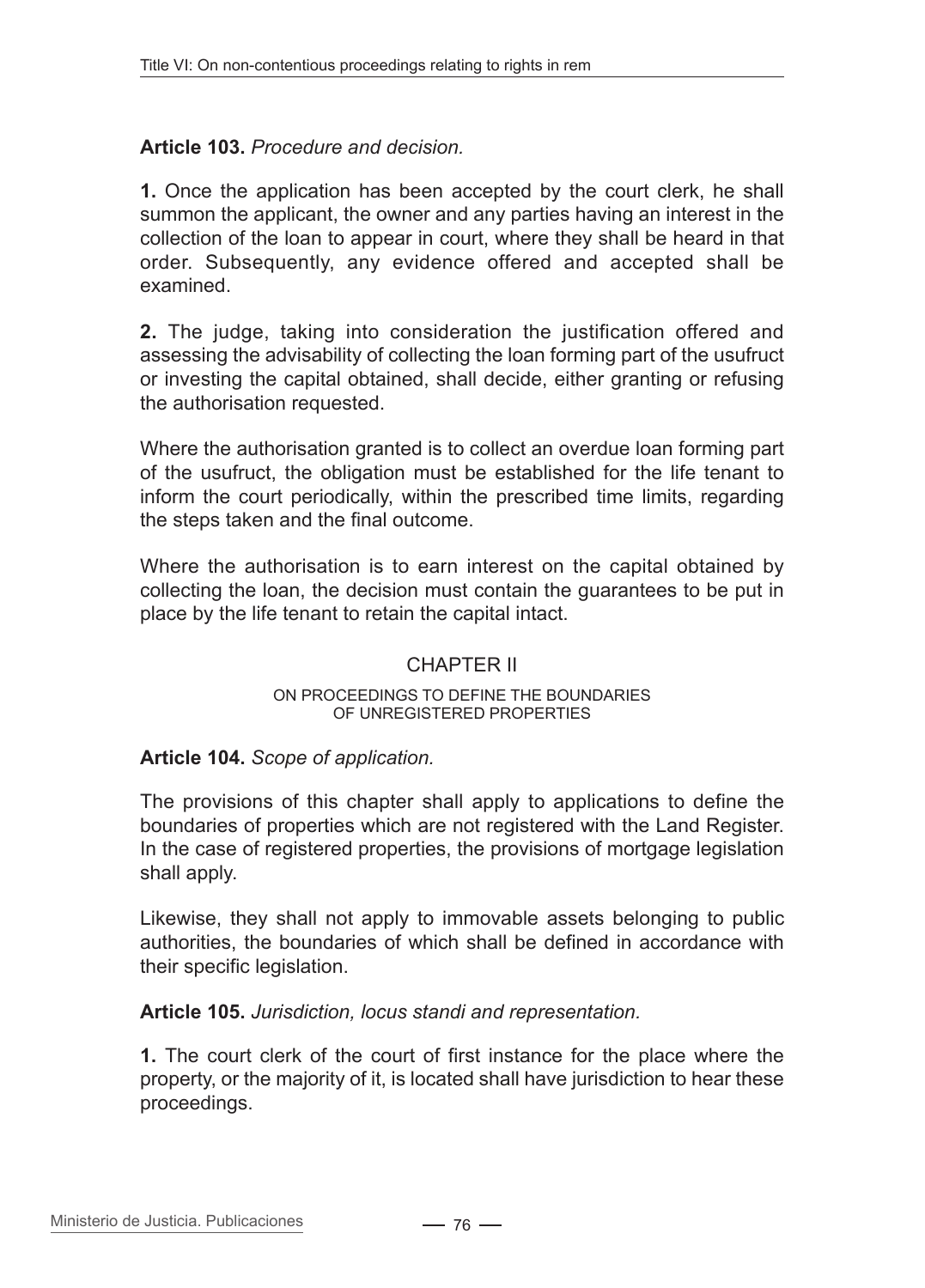**Article 103.** *Procedure and decision.*

**1.** Once the application has been accepted by the court clerk, he shall summon the applicant, the owner and any parties having an interest in the collection of the loan to appear in court, where they shall be heard in that order. Subsequently, any evidence offered and accepted shall be examined.

**2.** The judge, taking into consideration the justification offered and assessing the advisability of collecting the loan forming part of the usufruct or investing the capital obtained, shall decide, either granting or refusing the authorisation requested.

Where the authorisation granted is to collect an overdue loan forming part of the usufruct, the obligation must be established for the life tenant to inform the court periodically, within the prescribed time limits, regarding the steps taken and the final outcome.

Where the authorisation is to earn interest on the capital obtained by collecting the loan, the decision must contain the guarantees to be put in place by the life tenant to retain the capital intact.

## CHAPTER II

### ON PROCEEDINGS TO DEFINE THE BOUNDARIES OF UNREGISTERED PROPERTIES

**Article 104.** *Scope of application.*

The provisions of this chapter shall apply to applications to define the boundaries of properties which are not registered with the Land Register. In the case of registered properties, the provisions of mortgage legislation shall apply.

Likewise, they shall not apply to immovable assets belonging to public authorities, the boundaries of which shall be defined in accordance with their specific legislation.

**Article 105.** *Jurisdiction, locus standi and representation.*

**1.** The court clerk of the court of first instance for the place where the property, or the majority of it, is located shall have jurisdiction to hear these proceedings.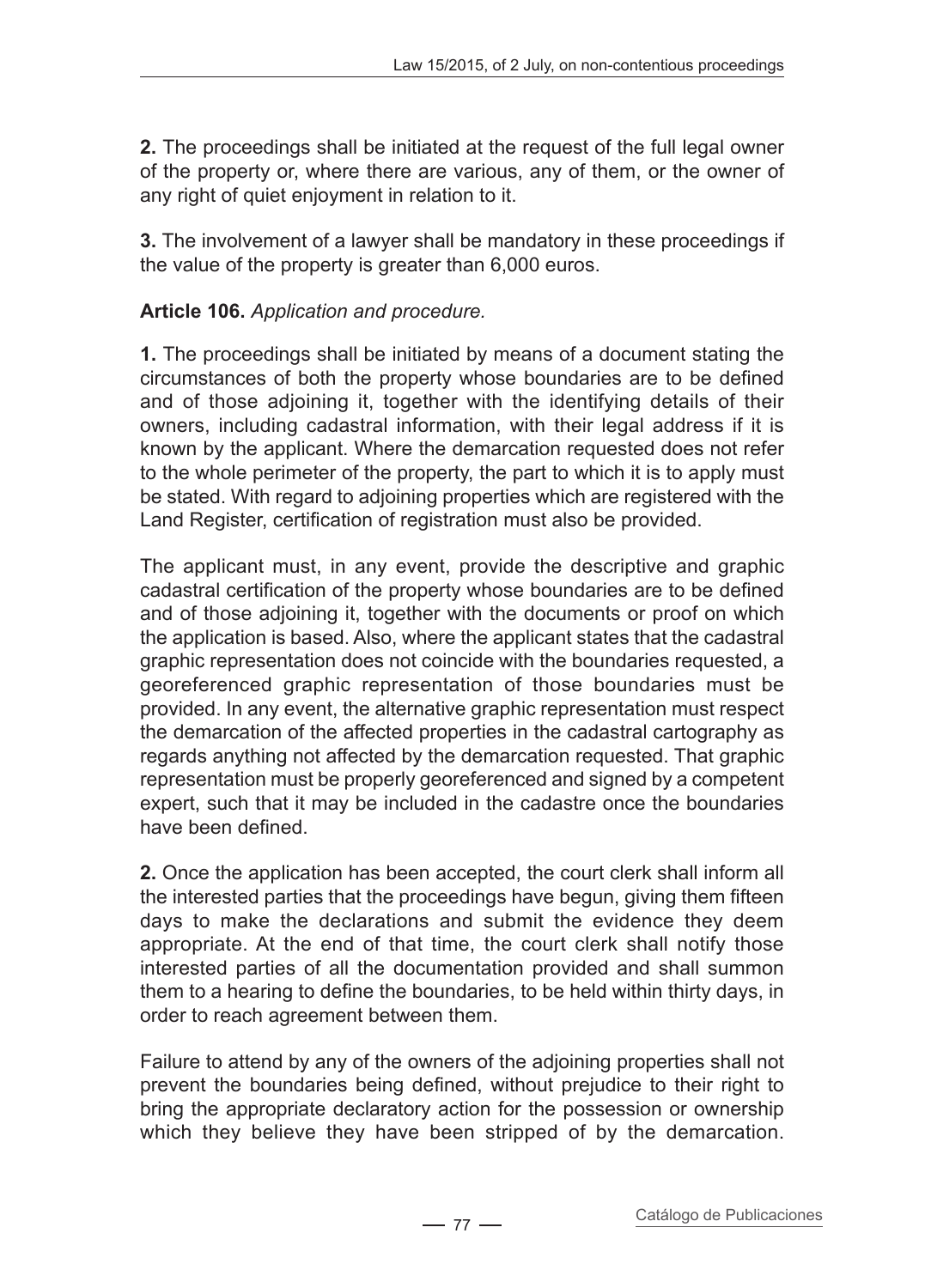**2.** The proceedings shall be initiated at the request of the full legal owner of the property or, where there are various, any of them, or the owner of any right of quiet enjoyment in relation to it.

**3.** The involvement of a lawyer shall be mandatory in these proceedings if the value of the property is greater than 6,000 euros.

**Article 106.** *Application and procedure.*

**1.** The proceedings shall be initiated by means of a document stating the circumstances of both the property whose boundaries are to be defined and of those adjoining it, together with the identifying details of their owners, including cadastral information, with their legal address if it is known by the applicant. Where the demarcation requested does not refer to the whole perimeter of the property, the part to which it is to apply must be stated. With regard to adjoining properties which are registered with the Land Register, certification of registration must also be provided.

The applicant must, in any event, provide the descriptive and graphic cadastral certification of the property whose boundaries are to be defined and of those adjoining it, together with the documents or proof on which the application is based. Also, where the applicant states that the cadastral graphic representation does not coincide with the boundaries requested, a georeferenced graphic representation of those boundaries must be provided. In any event, the alternative graphic representation must respect the demarcation of the affected properties in the cadastral cartography as regards anything not affected by the demarcation requested. That graphic representation must be properly georeferenced and signed by a competent expert, such that it may be included in the cadastre once the boundaries have been defined.

**2.** Once the application has been accepted, the court clerk shall inform all the interested parties that the proceedings have begun, giving them fifteen days to make the declarations and submit the evidence they deem appropriate. At the end of that time, the court clerk shall notify those interested parties of all the documentation provided and shall summon them to a hearing to define the boundaries, to be held within thirty days, in order to reach agreement between them.

Failure to attend by any of the owners of the adjoining properties shall not prevent the boundaries being defined, without prejudice to their right to bring the appropriate declaratory action for the possession or ownership which they believe they have been stripped of by the demarcation.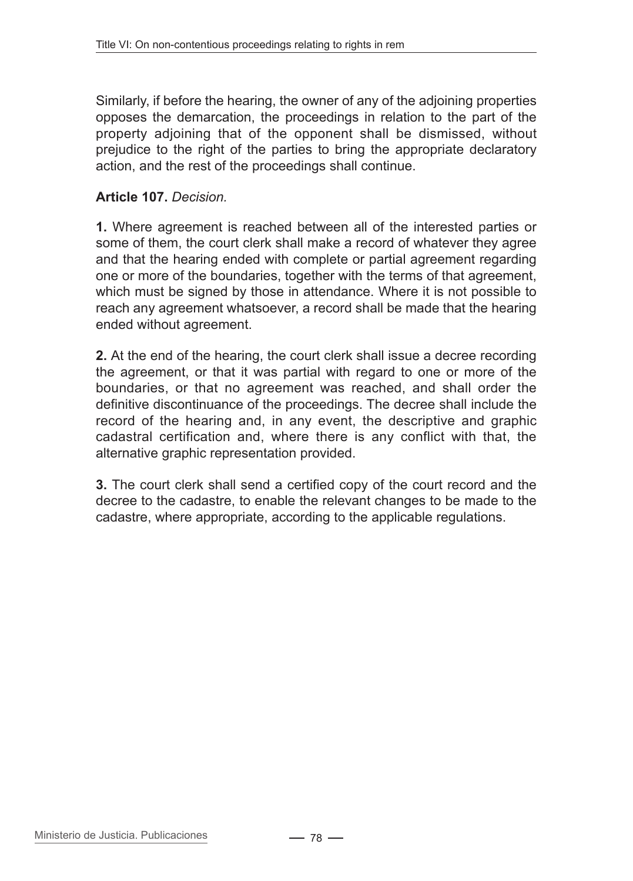Similarly, if before the hearing, the owner of any of the adjoining properties opposes the demarcation, the proceedings in relation to the part of the property adjoining that of the opponent shall be dismissed, without prejudice to the right of the parties to bring the appropriate declaratory action, and the rest of the proceedings shall continue.

**Article 107.** *Decision.*

**1.** Where agreement is reached between all of the interested parties or some of them, the court clerk shall make a record of whatever they agree and that the hearing ended with complete or partial agreement regarding one or more of the boundaries, together with the terms of that agreement, which must be signed by those in attendance. Where it is not possible to reach any agreement whatsoever, a record shall be made that the hearing ended without agreement.

**2.** At the end of the hearing, the court clerk shall issue a decree recording the agreement, or that it was partial with regard to one or more of the boundaries, or that no agreement was reached, and shall order the definitive discontinuance of the proceedings. The decree shall include the record of the hearing and, in any event, the descriptive and graphic cadastral certification and, where there is any conflict with that, the alternative graphic representation provided.

**3.** The court clerk shall send a certified copy of the court record and the decree to the cadastre, to enable the relevant changes to be made to the cadastre, where appropriate, according to the applicable regulations.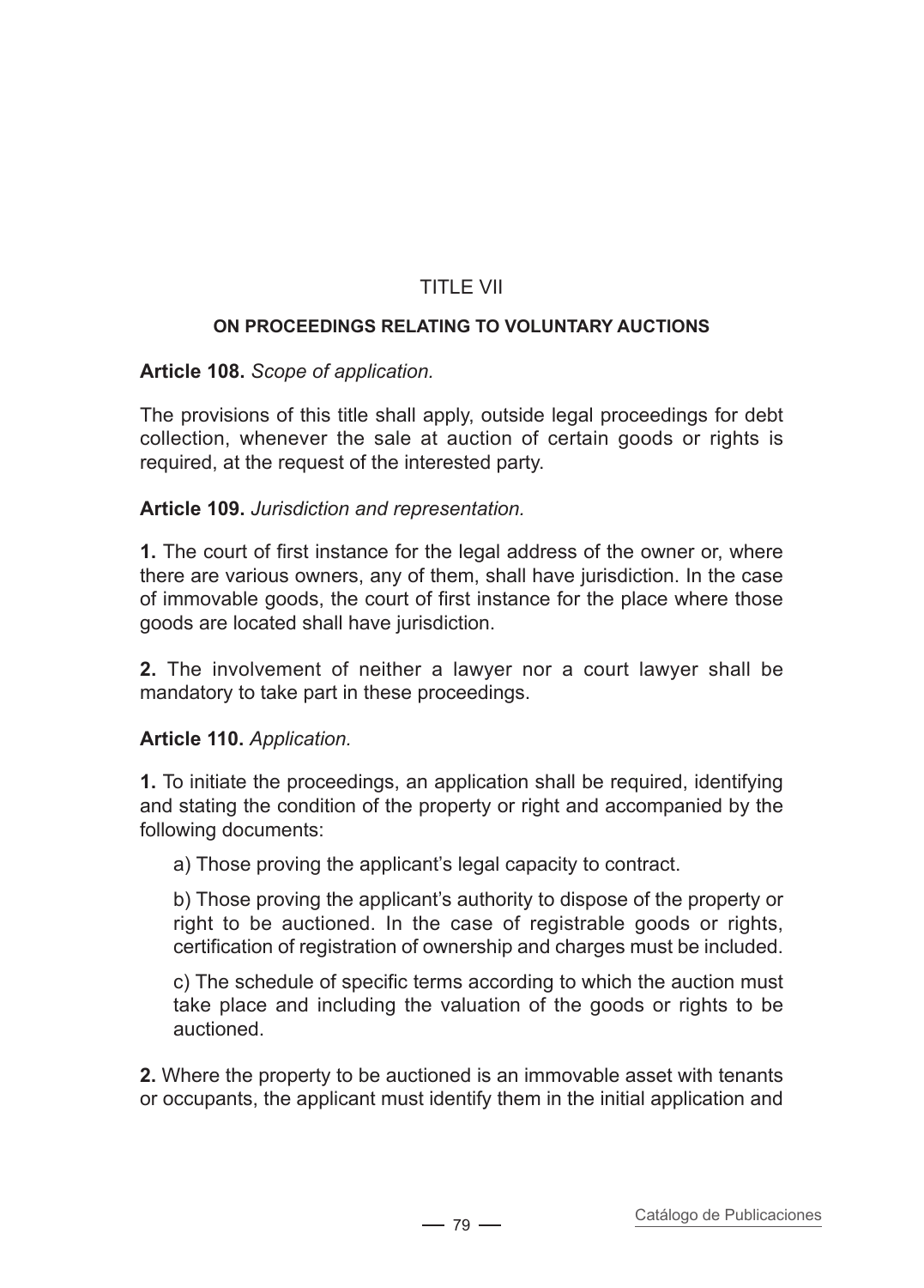# TITLE VII

## ON PROCEEDINGS RELATING TO VOLUNTARY AUCTIONS

**Article 108.** *Scope of application.*

The provisions of this title shall apply, outside legal proceedings for debt collection, whenever the sale at auction of certain goods or rights is required, at the request of the interested party.

**Article 109.** *Jurisdiction and representation.*

**1.** The court of first instance for the legal address of the owner or, where there are various owners, any of them, shall have jurisdiction. In the case of immovable goods, the court of first instance for the place where those goods are located shall have jurisdiction.

**2.** The involvement of neither a lawyer nor a court lawyer shall be mandatory to take part in these proceedings.

**Article 110.** *Application.*

**1.** To initiate the proceedings, an application shall be required, identifying and stating the condition of the property or right and accompanied by the following documents:

a) Those proving the applicant's legal capacity to contract.

b) Those proving the applicant's authority to dispose of the property or right to be auctioned. In the case of registrable goods or rights, certification of registration of ownership and charges must be included.

c) The schedule of specific terms according to which the auction must take place and including the valuation of the goods or rights to be auctioned.

**2.** Where the property to be auctioned is an immovable asset with tenants or occupants, the applicant must identify them in the initial application and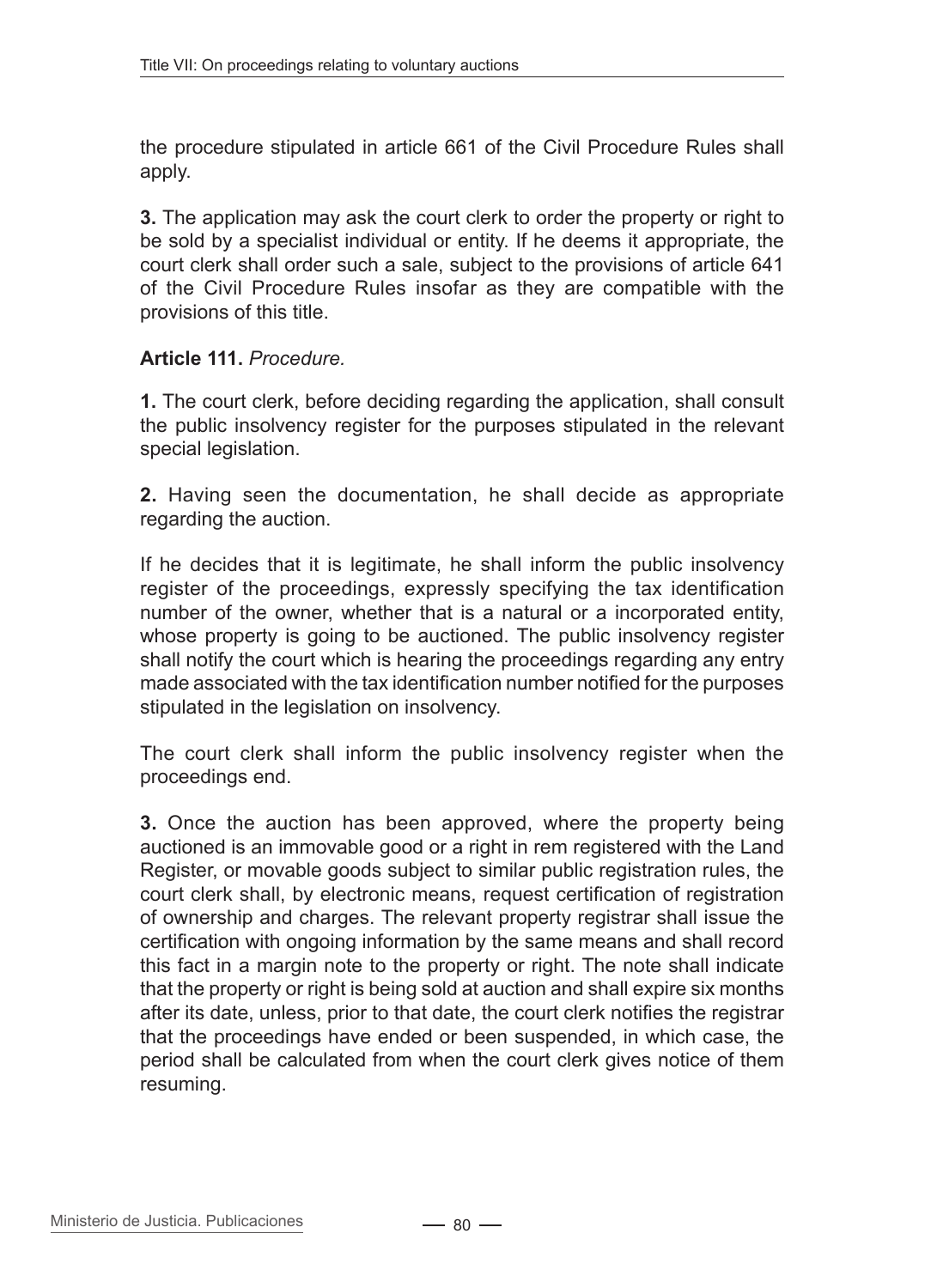the procedure stipulated in article 661 of the Civil Procedure Rules shall apply.

**3.** The application may ask the court clerk to order the property or right to be sold by a specialist individual or entity. If he deems it appropriate, the court clerk shall order such a sale, subject to the provisions of article 641 of the Civil Procedure Rules insofar as they are compatible with the provisions of this title.

**Article 111.** *Procedure.*

**1.** The court clerk, before deciding regarding the application, shall consult the public insolvency register for the purposes stipulated in the relevant special legislation.

**2.** Having seen the documentation, he shall decide as appropriate regarding the auction.

If he decides that it is legitimate, he shall inform the public insolvency register of the proceedings, expressly specifying the tax identification number of the owner, whether that is a natural or a incorporated entity, whose property is going to be auctioned. The public insolvency register shall notify the court which is hearing the proceedings regarding any entry made associated with the tax identification number notified for the purposes stipulated in the legislation on insolvency.

The court clerk shall inform the public insolvency register when the proceedings end.

**3.** Once the auction has been approved, where the property being auctioned is an immovable good or a right in rem registered with the Land Register, or movable goods subject to similar public registration rules, the court clerk shall, by electronic means, request certification of registration of ownership and charges. The relevant property registrar shall issue the certification with ongoing information by the same means and shall record this fact in a margin note to the property or right. The note shall indicate that the property or right is being sold at auction and shall expire six months after its date, unless, prior to that date, the court clerk notifies the registrar that the proceedings have ended or been suspended, in which case, the period shall be calculated from when the court clerk gives notice of them resuming.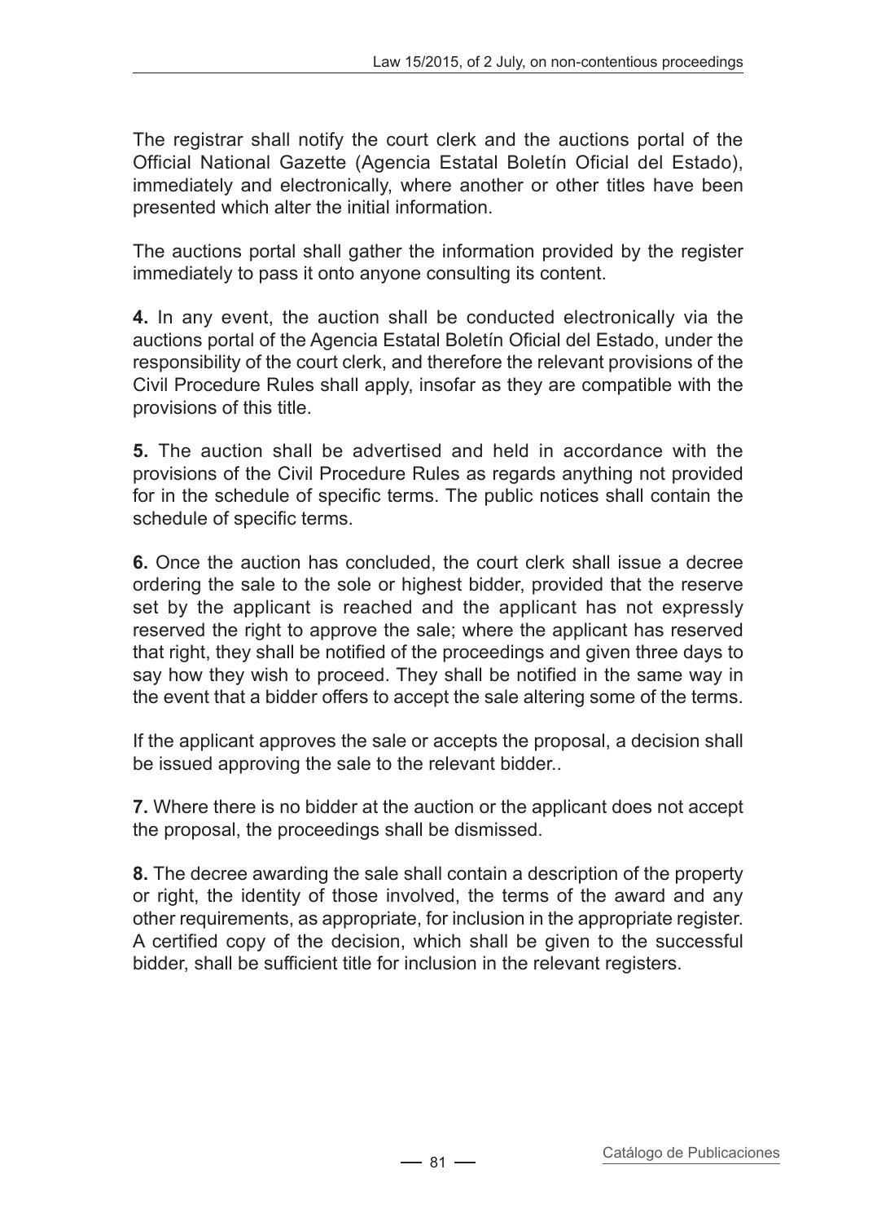The registrar shall notify the court clerk and the auctions portal of the Official National Gazette (Agencia Estatal Boletín Oficial del Estado), immediately and electronically, where another or other titles have been presented which alter the initial information.

The auctions portal shall gather the information provided by the register immediately to pass it onto anyone consulting its content.

**4.** In any event, the auction shall be conducted electronically via the auctions portal of the Agencia Estatal Boletín Oficial del Estado, under the responsibility of the court clerk, and therefore the relevant provisions of the Civil Procedure Rules shall apply, insofar as they are compatible with the provisions of this title.

**5.** The auction shall be advertised and held in accordance with the provisions of the Civil Procedure Rules as regards anything not provided for in the schedule of specific terms. The public notices shall contain the schedule of specific terms.

**6.** Once the auction has concluded, the court clerk shall issue a decree ordering the sale to the sole or highest bidder, provided that the reserve set by the applicant is reached and the applicant has not expressly reserved the right to approve the sale; where the applicant has reserved that right, they shall be notified of the proceedings and given three days to say how they wish to proceed. They shall be notified in the same way in the event that a bidder offers to accept the sale altering some of the terms.

If the applicant approves the sale or accepts the proposal, a decision shall be issued approving the sale to the relevant bidder..

**7.** Where there is no bidder at the auction or the applicant does not accept the proposal, the proceedings shall be dismissed.

**8.** The decree awarding the sale shall contain a description of the property or right, the identity of those involved, the terms of the award and any other requirements, as appropriate, for inclusion in the appropriate register. A certified copy of the decision, which shall be given to the successful bidder, shall be sufficient title for inclusion in the relevant registers.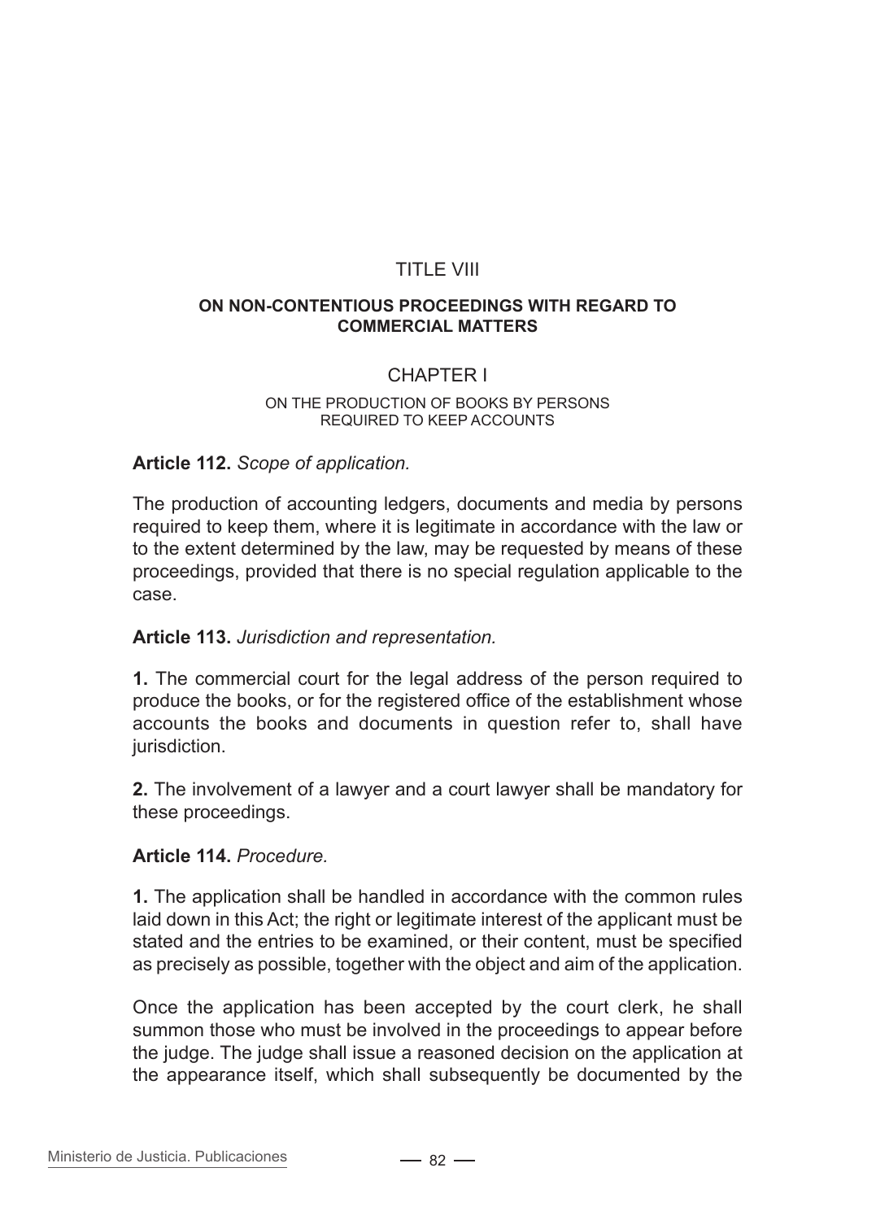# TITLE VIII

## ON NON-CONTENTIOUS PROCEEDINGS WITH REGARD TO COMMERCIAL MATTERS

### CHAPTER I

#### ON THE PRODUCTION OF BOOKS BY PERSONS REQUIRED TO KEEP ACCOUNTS

**Article 112.** *Scope of application.*

The production of accounting ledgers, documents and media by persons required to keep them, where it is legitimate in accordance with the law or to the extent determined by the law, may be requested by means of these proceedings, provided that there is no special regulation applicable to the case.

**Article 113.** *Jurisdiction and representation.*

**1.** The commercial court for the legal address of the person required to produce the books, or for the registered office of the establishment whose accounts the books and documents in question refer to, shall have jurisdiction.

**2.** The involvement of a lawyer and a court lawyer shall be mandatory for these proceedings.

**Article 114.** *Procedure.*

**1.** The application shall be handled in accordance with the common rules laid down in this Act; the right or legitimate interest of the applicant must be stated and the entries to be examined, or their content, must be specified as precisely as possible, together with the object and aim of the application.

Once the application has been accepted by the court clerk, he shall summon those who must be involved in the proceedings to appear before the judge. The judge shall issue a reasoned decision on the application at the appearance itself, which shall subsequently be documented by the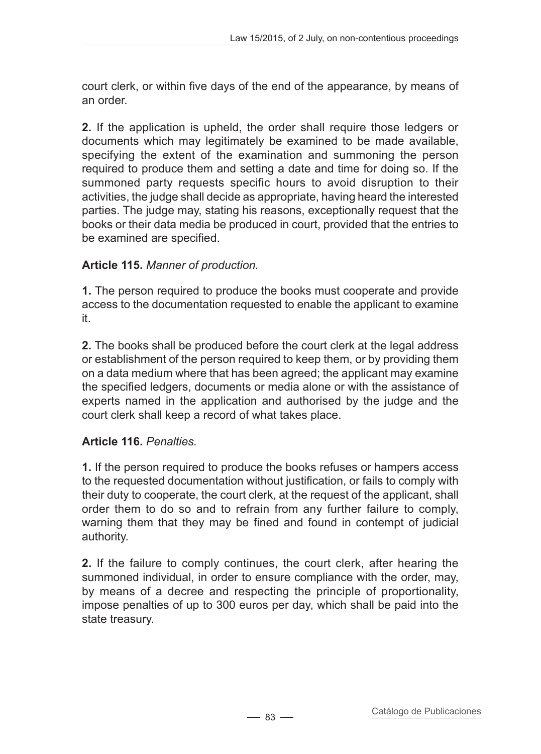court clerk, or within five days of the end of the appearance, by means of an order.

**2.** If the application is upheld, the order shall require those ledgers or documents which may legitimately be examined to be made available, specifying the extent of the examination and summoning the person required to produce them and setting a date and time for doing so. If the summoned party requests specific hours to avoid disruption to their activities, the judge shall decide as appropriate, having heard the interested parties. The judge may, stating his reasons, exceptionally request that the books or their data media be produced in court, provided that the entries to be examined are specified.

**Article 115.** *Manner of production.*

**1.** The person required to produce the books must cooperate and provide access to the documentation requested to enable the applicant to examine it.

**2.** The books shall be produced before the court clerk at the legal address or establishment of the person required to keep them, or by providing them on a data medium where that has been agreed; the applicant may examine the specified ledgers, documents or media alone or with the assistance of experts named in the application and authorised by the judge and the court clerk shall keep a record of what takes place.

**Article 116.** *Penalties.*

**1.** If the person required to produce the books refuses or hampers access to the requested documentation without justification, or fails to comply with their duty to cooperate, the court clerk, at the request of the applicant, shall order them to do so and to refrain from any further failure to comply, warning them that they may be fined and found in contempt of judicial authority.

**2.** If the failure to comply continues, the court clerk, after hearing the summoned individual, in order to ensure compliance with the order, may, by means of a decree and respecting the principle of proportionality, impose penalties of up to 300 euros per day, which shall be paid into the state treasury.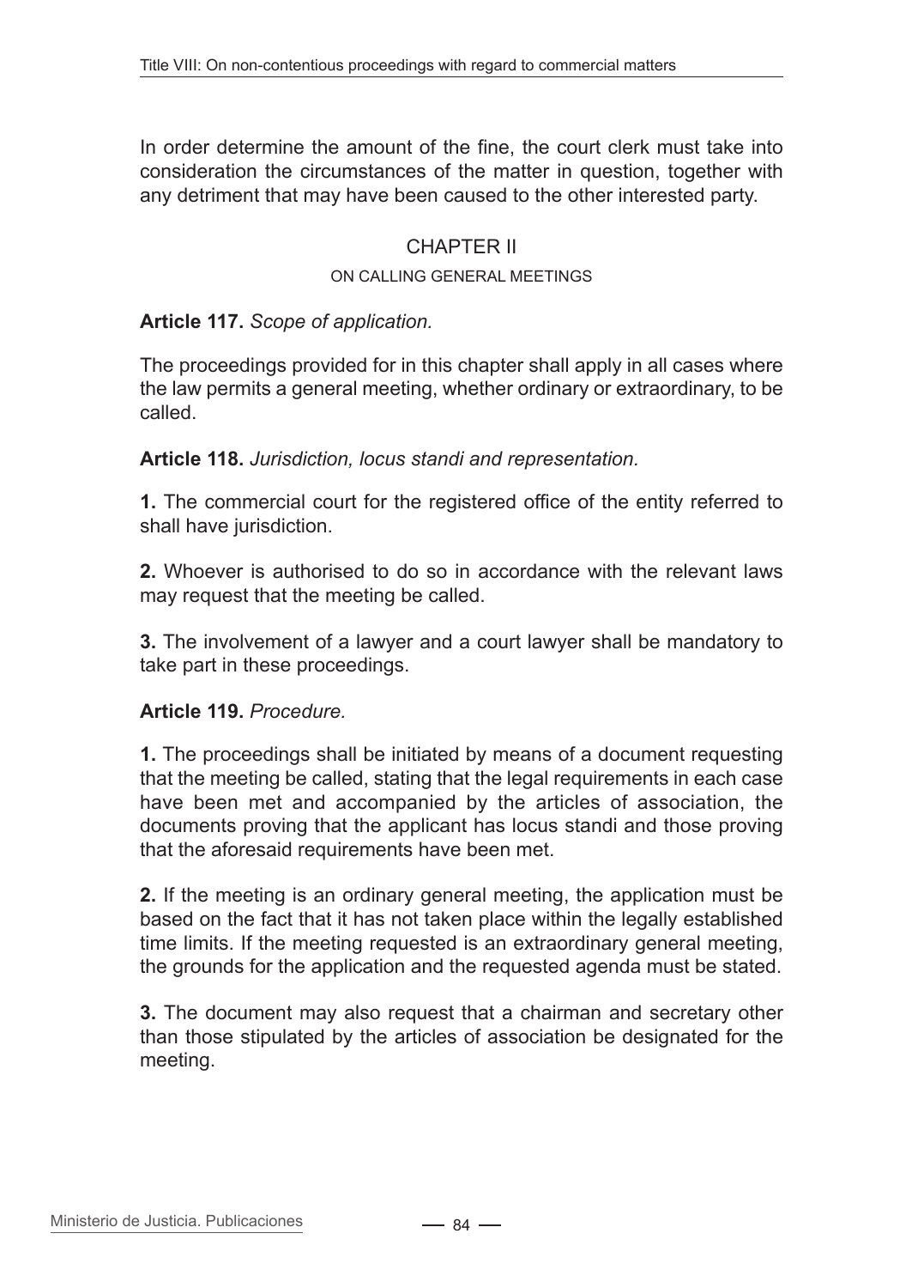In order determine the amount of the fine, the court clerk must take into consideration the circumstances of the matter in question, together with any detriment that may have been caused to the other interested party.

## CHAPTER II

### ON CALLING GENERAL MEETINGS

**Article 117.** *Scope of application.*

The proceedings provided for in this chapter shall apply in all cases where the law permits a general meeting, whether ordinary or extraordinary, to be called.

**Article 118.** *Jurisdiction, locus standi and representation.*

**1.** The commercial court for the registered office of the entity referred to shall have jurisdiction.

**2.** Whoever is authorised to do so in accordance with the relevant laws may request that the meeting be called.

**3.** The involvement of a lawyer and a court lawyer shall be mandatory to take part in these proceedings.

**Article 119.** *Procedure.*

**1.** The proceedings shall be initiated by means of a document requesting that the meeting be called, stating that the legal requirements in each case have been met and accompanied by the articles of association, the documents proving that the applicant has locus standi and those proving that the aforesaid requirements have been met.

**2.** If the meeting is an ordinary general meeting, the application must be based on the fact that it has not taken place within the legally established time limits. If the meeting requested is an extraordinary general meeting, the grounds for the application and the requested agenda must be stated.

**3.** The document may also request that a chairman and secretary other than those stipulated by the articles of association be designated for the meeting.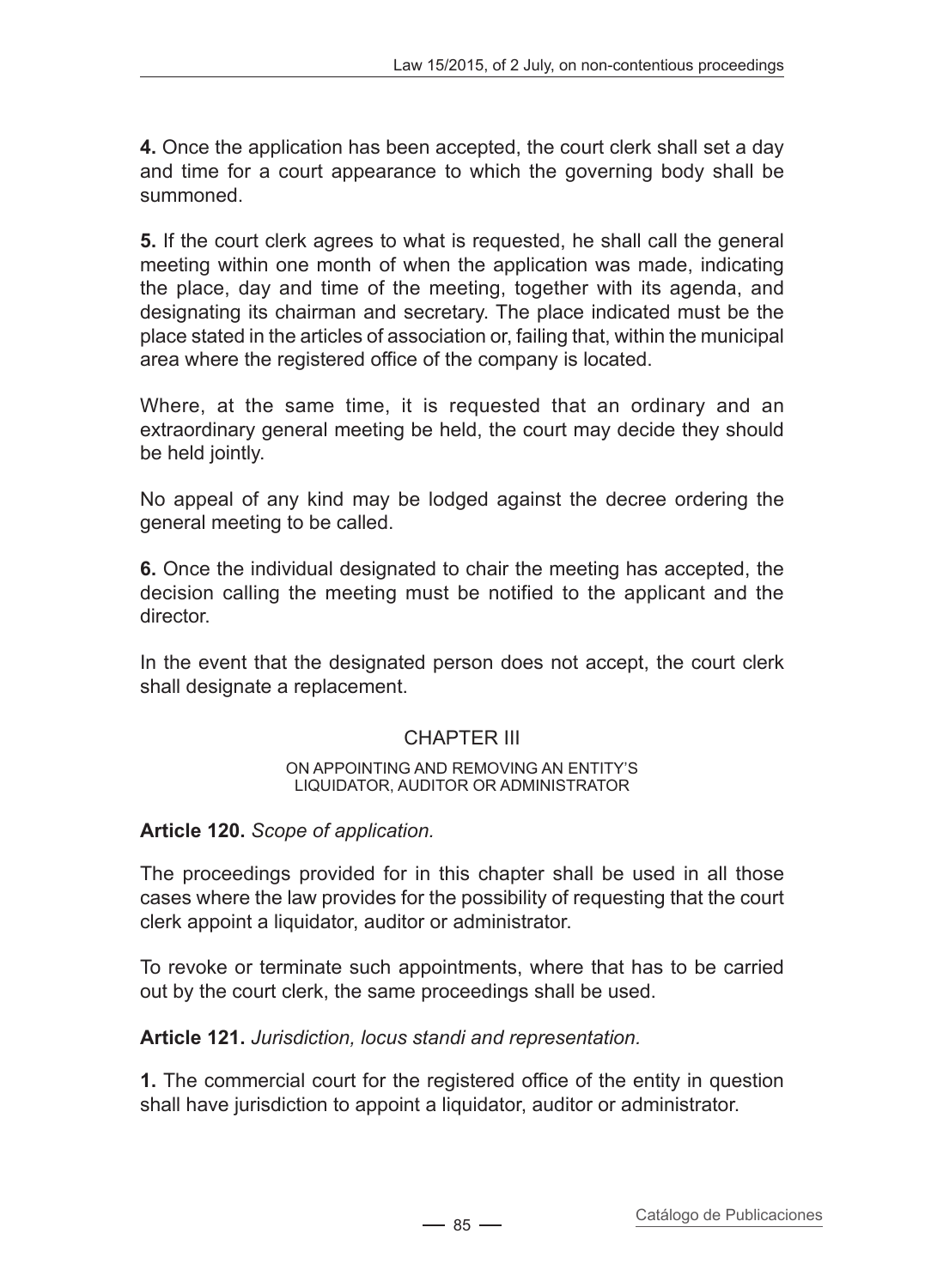**4.** Once the application has been accepted, the court clerk shall set a day and time for a court appearance to which the governing body shall be summoned.

**5.** If the court clerk agrees to what is requested, he shall call the general meeting within one month of when the application was made, indicating the place, day and time of the meeting, together with its agenda, and designating its chairman and secretary. The place indicated must be the place stated in the articles of association or, failing that, within the municipal area where the registered office of the company is located.

Where, at the same time, it is requested that an ordinary and an extraordinary general meeting be held, the court may decide they should be held jointly.

No appeal of any kind may be lodged against the decree ordering the general meeting to be called.

**6.** Once the individual designated to chair the meeting has accepted, the decision calling the meeting must be notified to the applicant and the director.

In the event that the designated person does not accept, the court clerk shall designate a replacement.

## CHAPTER III

### ON APPOINTING AND REMOVING AN ENTITY'S LIQUIDATOR, AUDITOR OR ADMINISTRATOR

**Article 120.** *Scope of application.*

The proceedings provided for in this chapter shall be used in all those cases where the law provides for the possibility of requesting that the court clerk appoint a liquidator, auditor or administrator.

To revoke or terminate such appointments, where that has to be carried out by the court clerk, the same proceedings shall be used.

**Article 121.** *Jurisdiction, locus standi and representation.*

**1.** The commercial court for the registered office of the entity in question shall have jurisdiction to appoint a liquidator, auditor or administrator.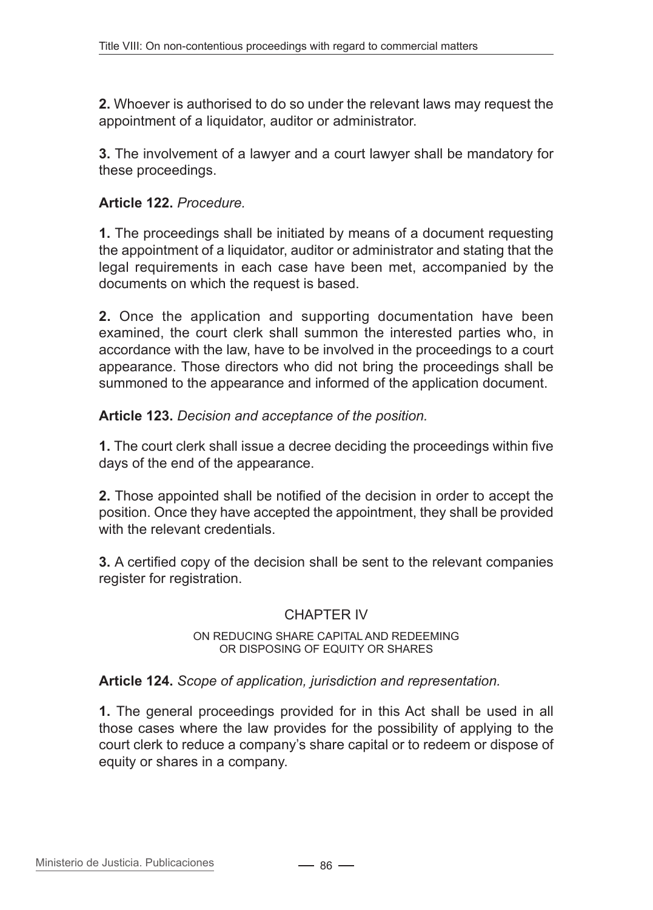**2.** Whoever is authorised to do so under the relevant laws may request the appointment of a liquidator, auditor or administrator.

**3.** The involvement of a lawyer and a court lawyer shall be mandatory for these proceedings.

**Article 122.** *Procedure.*

**1.** The proceedings shall be initiated by means of a document requesting the appointment of a liquidator, auditor or administrator and stating that the legal requirements in each case have been met, accompanied by the documents on which the request is based.

**2.** Once the application and supporting documentation have been examined, the court clerk shall summon the interested parties who, in accordance with the law, have to be involved in the proceedings to a court appearance. Those directors who did not bring the proceedings shall be summoned to the appearance and informed of the application document.

**Article 123.** *Decision and acceptance of the position.*

**1.** The court clerk shall issue a decree deciding the proceedings within five days of the end of the appearance.

**2.** Those appointed shall be notified of the decision in order to accept the position. Once they have accepted the appointment, they shall be provided with the relevant credentials.

**3.** A certified copy of the decision shall be sent to the relevant companies register for registration.

## CHAPTER IV

### ON REDUCING SHARE CAPITAL AND REDEEMING OR DISPOSING OF EQUITY OR SHARES

**Article 124.** *Scope of application, jurisdiction and representation.*

**1.** The general proceedings provided for in this Act shall be used in all those cases where the law provides for the possibility of applying to the court clerk to reduce a company's share capital or to redeem or dispose of equity or shares in a company.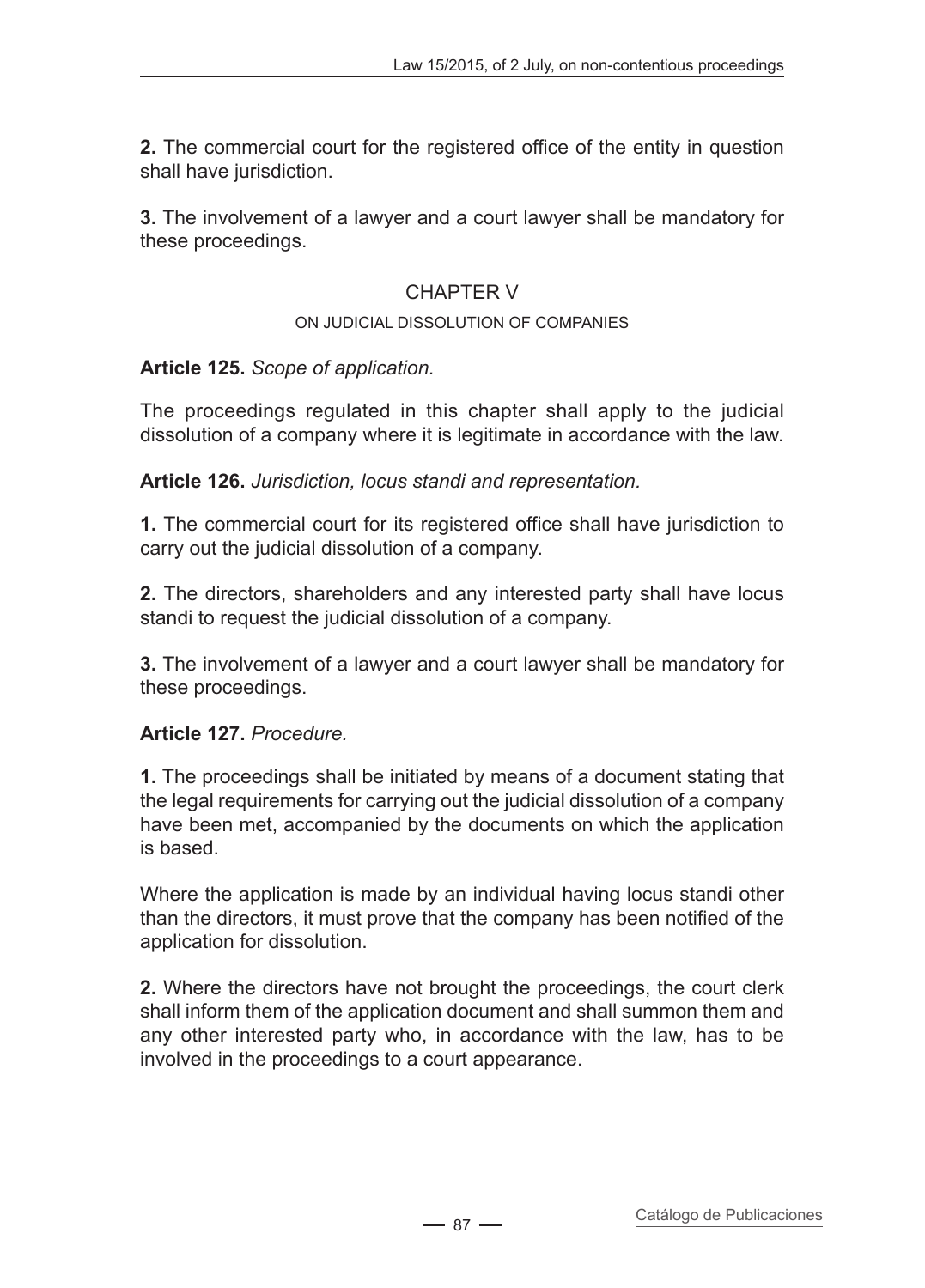**2.** The commercial court for the registered office of the entity in question shall have jurisdiction.

**3.** The involvement of a lawyer and a court lawyer shall be mandatory for these proceedings.

## CHAPTER V

### ON JUDICIAL DISSOLUTION OF COMPANIES

**Article 125.** *Scope of application.*

The proceedings regulated in this chapter shall apply to the judicial dissolution of a company where it is legitimate in accordance with the law.

**Article 126.** *Jurisdiction, locus standi and representation.*

**1.** The commercial court for its registered office shall have jurisdiction to carry out the judicial dissolution of a company.

**2.** The directors, shareholders and any interested party shall have locus standi to request the judicial dissolution of a company.

**3.** The involvement of a lawyer and a court lawyer shall be mandatory for these proceedings.

**Article 127.** *Procedure.*

**1.** The proceedings shall be initiated by means of a document stating that the legal requirements for carrying out the judicial dissolution of a company have been met, accompanied by the documents on which the application is based.

Where the application is made by an individual having locus standi other than the directors, it must prove that the company has been notified of the application for dissolution.

**2.** Where the directors have not brought the proceedings, the court clerk shall inform them of the application document and shall summon them and any other interested party who, in accordance with the law, has to be involved in the proceedings to a court appearance.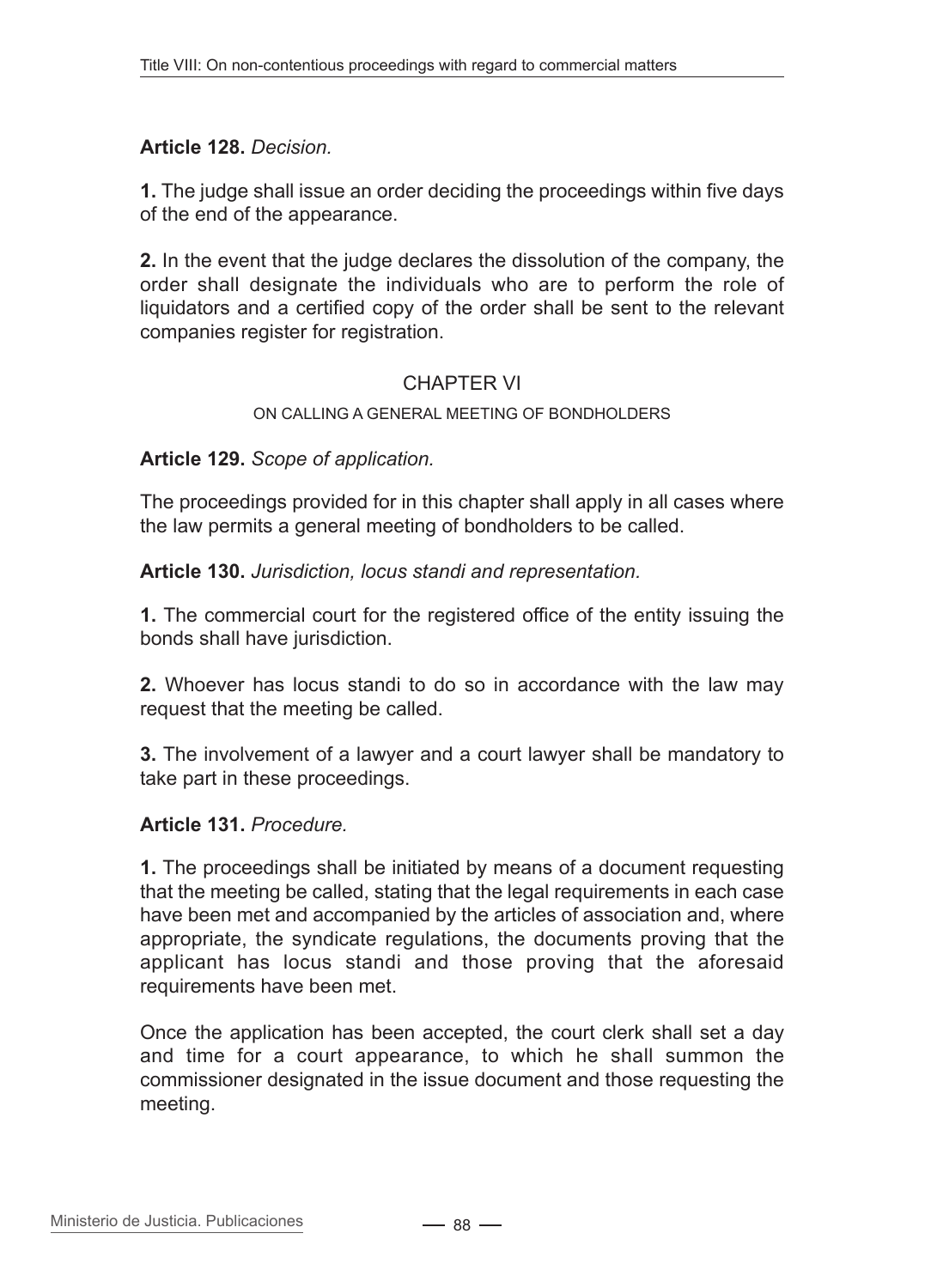**Article 128.** *Decision.*

**1.** The judge shall issue an order deciding the proceedings within five days of the end of the appearance.

**2.** In the event that the judge declares the dissolution of the company, the order shall designate the individuals who are to perform the role of liquidators and a certified copy of the order shall be sent to the relevant companies register for registration.

## CHAPTER VI

### ON CALLING A GENERAL MEETING OF BONDHOLDERS

**Article 129.** *Scope of application.*

The proceedings provided for in this chapter shall apply in all cases where the law permits a general meeting of bondholders to be called.

**Article 130.** *Jurisdiction, locus standi and representation.*

**1.** The commercial court for the registered office of the entity issuing the bonds shall have jurisdiction.

**2.** Whoever has locus standi to do so in accordance with the law may request that the meeting be called.

**3.** The involvement of a lawyer and a court lawyer shall be mandatory to take part in these proceedings.

**Article 131.** *Procedure.*

**1.** The proceedings shall be initiated by means of a document requesting that the meeting be called, stating that the legal requirements in each case have been met and accompanied by the articles of association and, where appropriate, the syndicate regulations, the documents proving that the applicant has locus standi and those proving that the aforesaid requirements have been met.

Once the application has been accepted, the court clerk shall set a day and time for a court appearance, to which he shall summon the commissioner designated in the issue document and those requesting the meeting.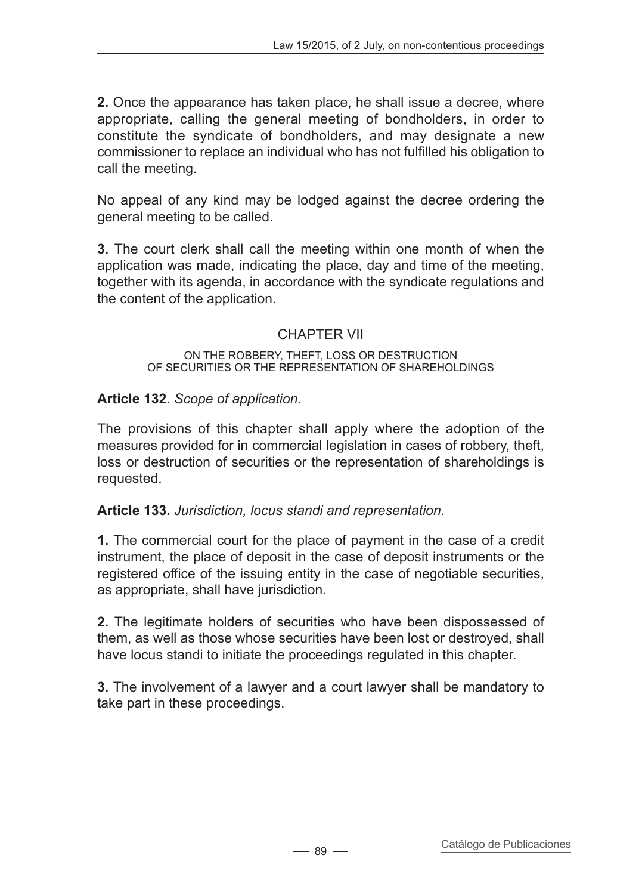**2.** Once the appearance has taken place, he shall issue a decree, where appropriate, calling the general meeting of bondholders, in order to constitute the syndicate of bondholders, and may designate a new commissioner to replace an individual who has not fulfilled his obligation to call the meeting.

No appeal of any kind may be lodged against the decree ordering the general meeting to be called.

**3.** The court clerk shall call the meeting within one month of when the application was made, indicating the place, day and time of the meeting, together with its agenda, in accordance with the syndicate regulations and the content of the application.

## CHAPTER VII

### ON THE ROBBERY, THEFT, LOSS OR DESTRUCTION OF SECURITIES OR THE REPRESENTATION OF SHAREHOLDINGS

**Article 132.** *Scope of application.*

The provisions of this chapter shall apply where the adoption of the measures provided for in commercial legislation in cases of robbery, theft, loss or destruction of securities or the representation of shareholdings is requested.

**Article 133.** *Jurisdiction, locus standi and representation.*

**1.** The commercial court for the place of payment in the case of a credit instrument, the place of deposit in the case of deposit instruments or the registered office of the issuing entity in the case of negotiable securities, as appropriate, shall have jurisdiction.

**2.** The legitimate holders of securities who have been dispossessed of them, as well as those whose securities have been lost or destroyed, shall have locus standi to initiate the proceedings regulated in this chapter.

**3.** The involvement of a lawyer and a court lawyer shall be mandatory to take part in these proceedings.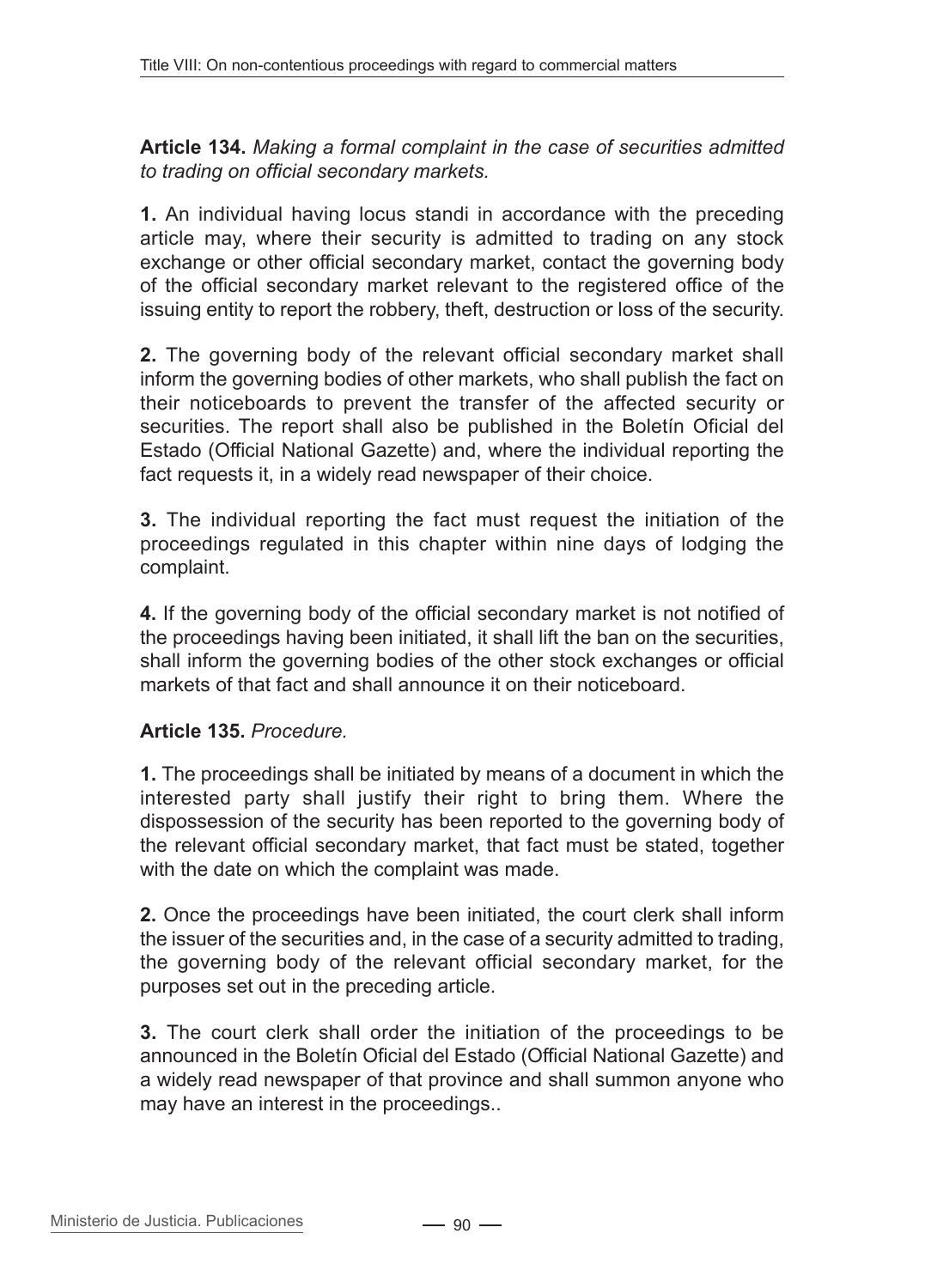**Article 134.** *Making a formal complaint in the case of securities admitted to trading on official secondary markets.*

**1.** An individual having locus standi in accordance with the preceding article may, where their security is admitted to trading on any stock exchange or other official secondary market, contact the governing body of the official secondary market relevant to the registered office of the issuing entity to report the robbery, theft, destruction or loss of the security.

**2.** The governing body of the relevant official secondary market shall inform the governing bodies of other markets, who shall publish the fact on their noticeboards to prevent the transfer of the affected security or securities. The report shall also be published in the Boletín Oficial del Estado (Official National Gazette) and, where the individual reporting the fact requests it, in a widely read newspaper of their choice.

**3.** The individual reporting the fact must request the initiation of the proceedings regulated in this chapter within nine days of lodging the complaint.

**4.** If the governing body of the official secondary market is not notified of the proceedings having been initiated, it shall lift the ban on the securities, shall inform the governing bodies of the other stock exchanges or official markets of that fact and shall announce it on their noticeboard.

**Article 135.** *Procedure.*

**1.** The proceedings shall be initiated by means of a document in which the interested party shall justify their right to bring them. Where the dispossession of the security has been reported to the governing body of the relevant official secondary market, that fact must be stated, together with the date on which the complaint was made.

**2.** Once the proceedings have been initiated, the court clerk shall inform the issuer of the securities and, in the case of a security admitted to trading, the governing body of the relevant official secondary market, for the purposes set out in the preceding article.

**3.** The court clerk shall order the initiation of the proceedings to be announced in the Boletín Oficial del Estado (Official National Gazette) and a widely read newspaper of that province and shall summon anyone who may have an interest in the proceedings..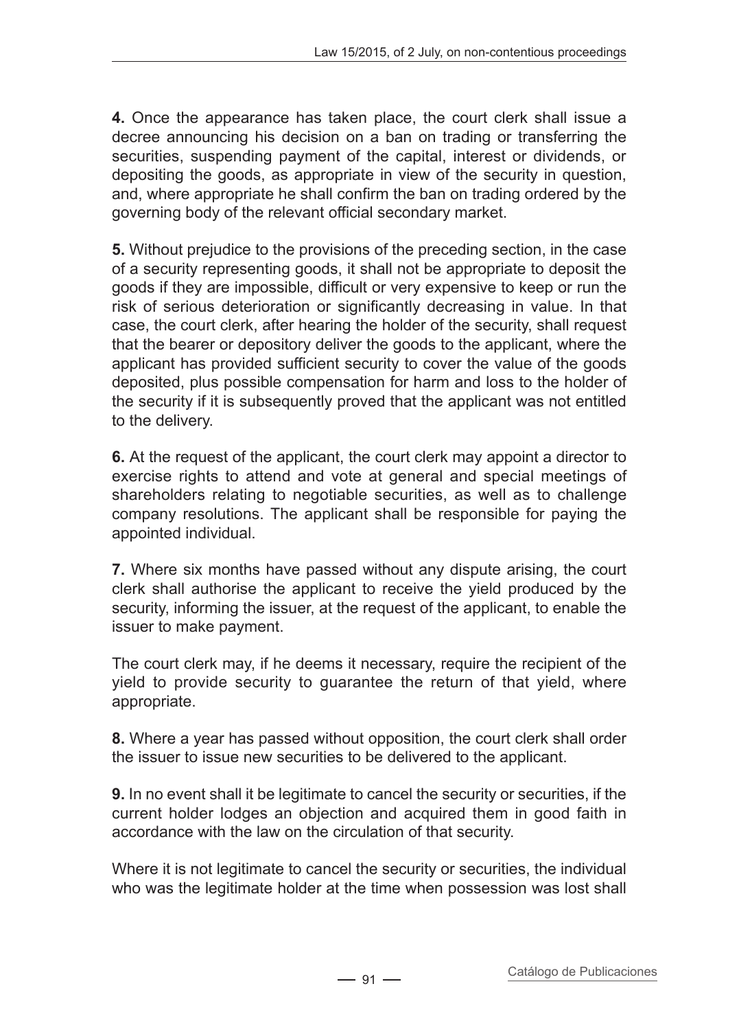**4.** Once the appearance has taken place, the court clerk shall issue a decree announcing his decision on a ban on trading or transferring the securities, suspending payment of the capital, interest or dividends, or depositing the goods, as appropriate in view of the security in question, and, where appropriate he shall confirm the ban on trading ordered by the governing body of the relevant official secondary market.

**5.** Without prejudice to the provisions of the preceding section, in the case of a security representing goods, it shall not be appropriate to deposit the goods if they are impossible, difficult or very expensive to keep or run the risk of serious deterioration or significantly decreasing in value. In that case, the court clerk, after hearing the holder of the security, shall request that the bearer or depository deliver the goods to the applicant, where the applicant has provided sufficient security to cover the value of the goods deposited, plus possible compensation for harm and loss to the holder of the security if it is subsequently proved that the applicant was not entitled to the delivery.

**6.** At the request of the applicant, the court clerk may appoint a director to exercise rights to attend and vote at general and special meetings of shareholders relating to negotiable securities, as well as to challenge company resolutions. The applicant shall be responsible for paying the appointed individual.

**7.** Where six months have passed without any dispute arising, the court clerk shall authorise the applicant to receive the yield produced by the security, informing the issuer, at the request of the applicant, to enable the issuer to make payment.

The court clerk may, if he deems it necessary, require the recipient of the yield to provide security to guarantee the return of that yield, where appropriate.

**8.** Where a year has passed without opposition, the court clerk shall order the issuer to issue new securities to be delivered to the applicant.

**9.** In no event shall it be legitimate to cancel the security or securities, if the current holder lodges an objection and acquired them in good faith in accordance with the law on the circulation of that security.

Where it is not legitimate to cancel the security or securities, the individual who was the legitimate holder at the time when possession was lost shall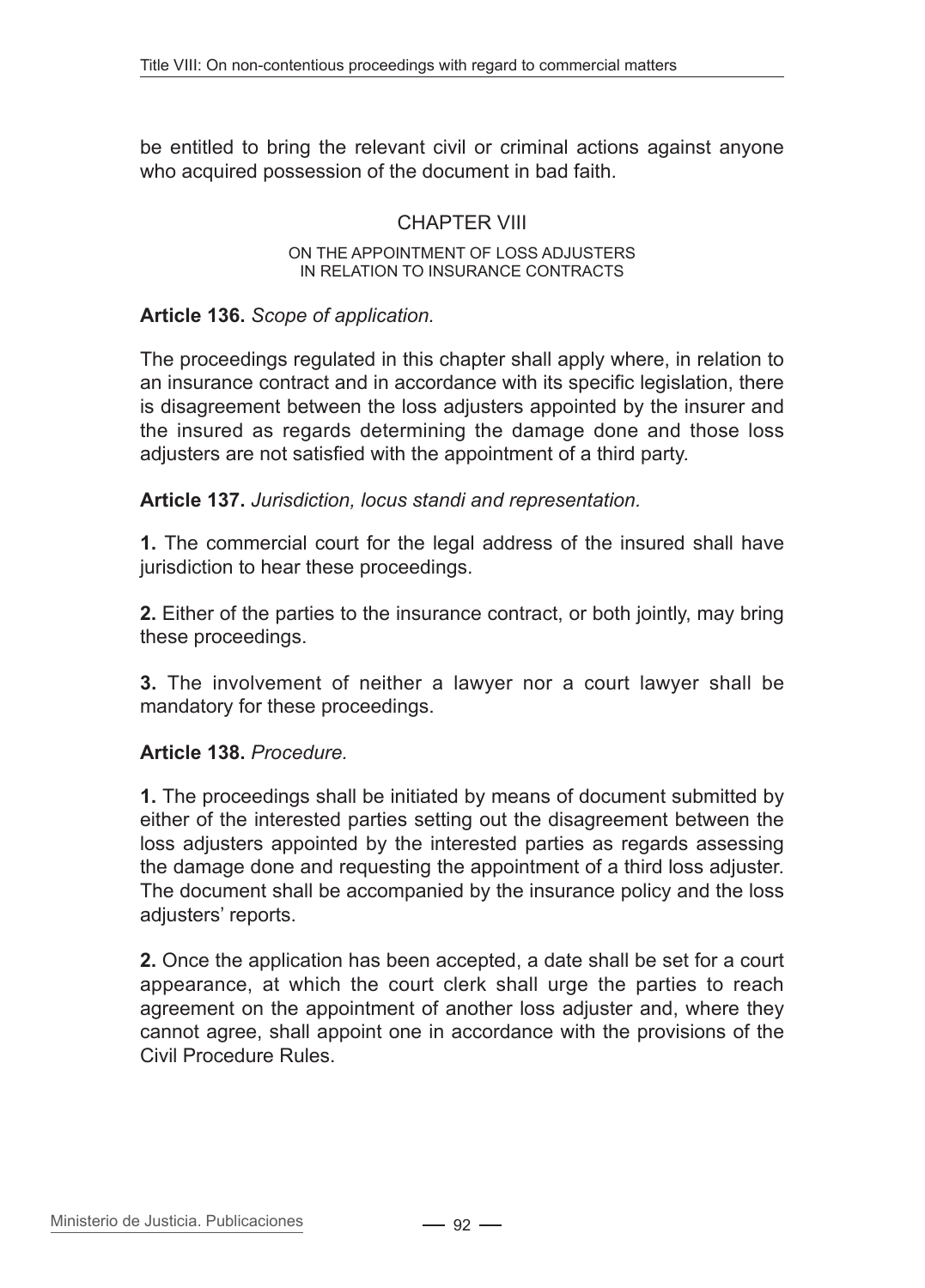be entitled to bring the relevant civil or criminal actions against anyone who acquired possession of the document in bad faith.

## CHAPTER VIII

### ON THE APPOINTMENT OF LOSS ADJUSTERS IN RELATION TO INSURANCE CONTRACTS

**Article 136.** *Scope of application.*

The proceedings regulated in this chapter shall apply where, in relation to an insurance contract and in accordance with its specific legislation, there is disagreement between the loss adjusters appointed by the insurer and the insured as regards determining the damage done and those loss adjusters are not satisfied with the appointment of a third party.

**Article 137.** *Jurisdiction, locus standi and representation.*

**1.** The commercial court for the legal address of the insured shall have jurisdiction to hear these proceedings.

**2.** Either of the parties to the insurance contract, or both jointly, may bring these proceedings.

**3.** The involvement of neither a lawyer nor a court lawyer shall be mandatory for these proceedings.

**Article 138.** *Procedure.*

**1.** The proceedings shall be initiated by means of document submitted by either of the interested parties setting out the disagreement between the loss adjusters appointed by the interested parties as regards assessing the damage done and requesting the appointment of a third loss adjuster. The document shall be accompanied by the insurance policy and the loss adjusters' reports.

**2.** Once the application has been accepted, a date shall be set for a court appearance, at which the court clerk shall urge the parties to reach agreement on the appointment of another loss adjuster and, where they cannot agree, shall appoint one in accordance with the provisions of the Civil Procedure Rules.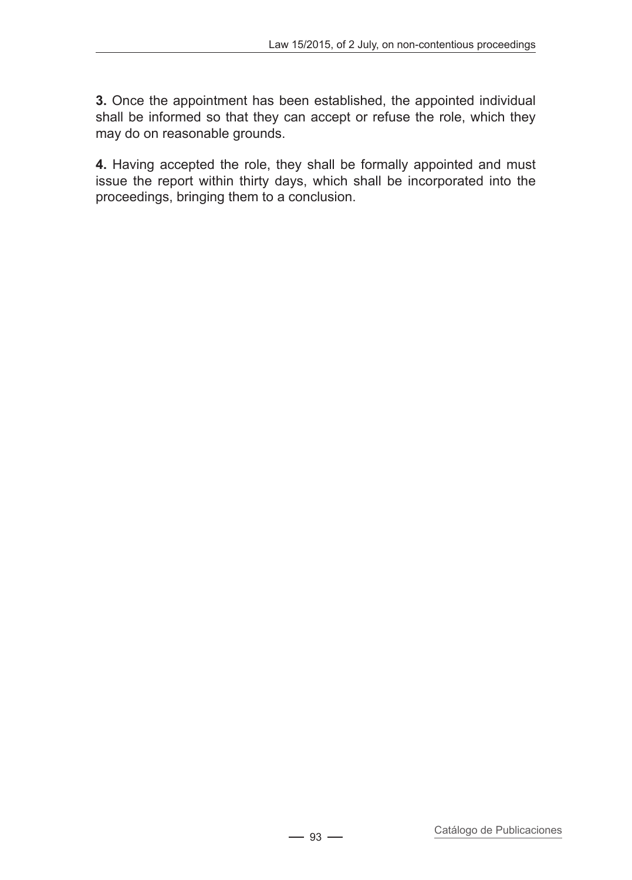**3.** Once the appointment has been established, the appointed individual shall be informed so that they can accept or refuse the role, which they may do on reasonable grounds.

**4.** Having accepted the role, they shall be formally appointed and must issue the report within thirty days, which shall be incorporated into the proceedings, bringing them to a conclusion.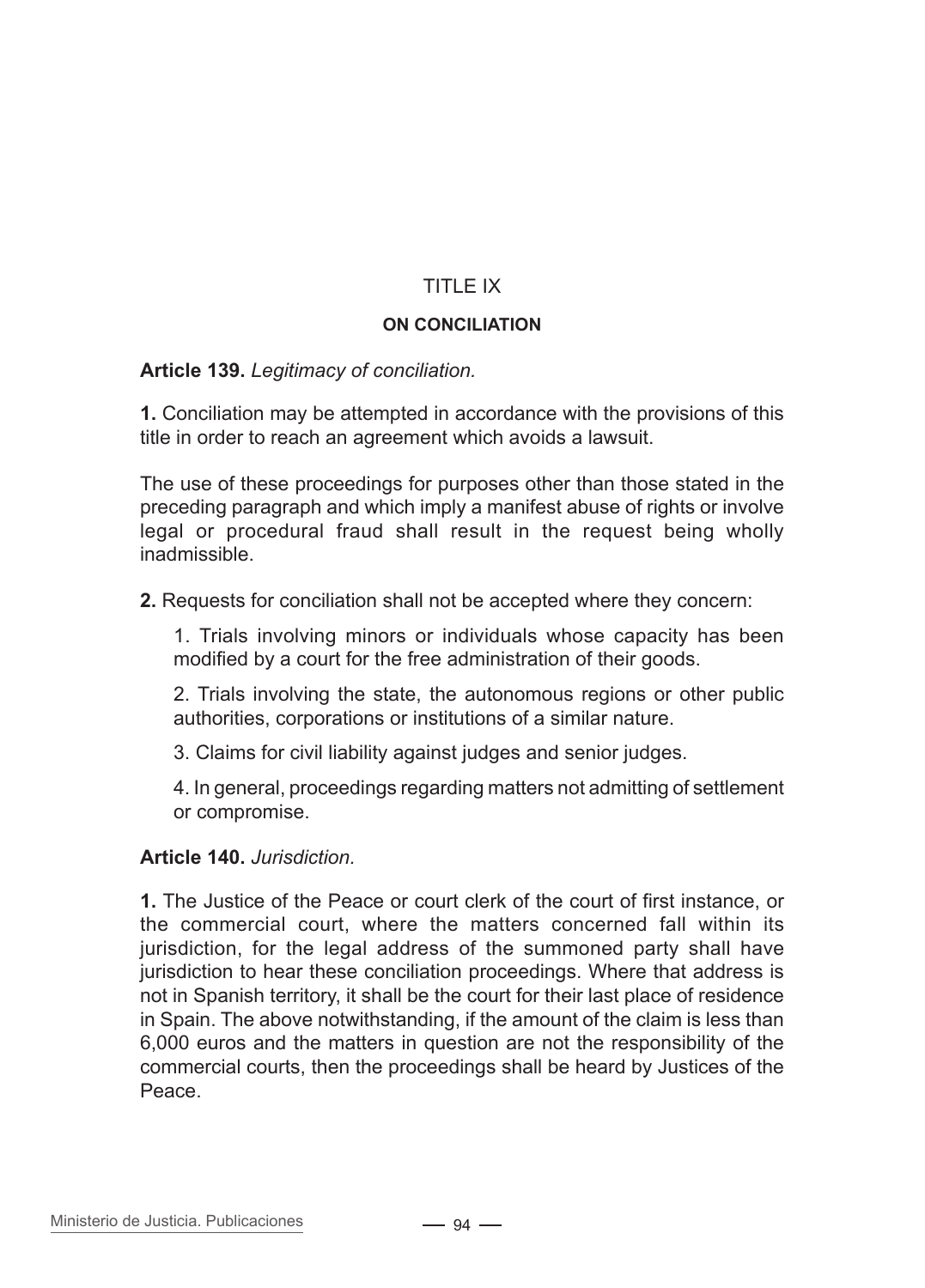## TITLE IX

### ON CONCILIATION

**Article 139.** *Legitimacy of conciliation.*

**1.** Conciliation may be attempted in accordance with the provisions of this title in order to reach an agreement which avoids a lawsuit.

The use of these proceedings for purposes other than those stated in the preceding paragraph and which imply a manifest abuse of rights or involve legal or procedural fraud shall result in the request being wholly inadmissible.

**2.** Requests for conciliation shall not be accepted where they concern:

1. Trials involving minors or individuals whose capacity has been modified by a court for the free administration of their goods.
2. Trials involving the state, the autonomous regions or other public authorities, corporations or institutions of a similar nature.
3. Claims for civil liability against judges and senior judges.
4. In general, proceedings regarding matters not admitting of settlement or compromise.

**Article 140.** *Jurisdiction.*

**1.** The Justice of the Peace or court clerk of the court of first instance, or the commercial court, where the matters concerned fall within its jurisdiction, for the legal address of the summoned party shall have jurisdiction to hear these conciliation proceedings. Where that address is not in Spanish territory, it shall be the court for their last place of residence in Spain. The above notwithstanding, if the amount of the claim is less than 6,000 euros and the matters in question are not the responsibility of the commercial courts, then the proceedings shall be heard by Justices of the Peace.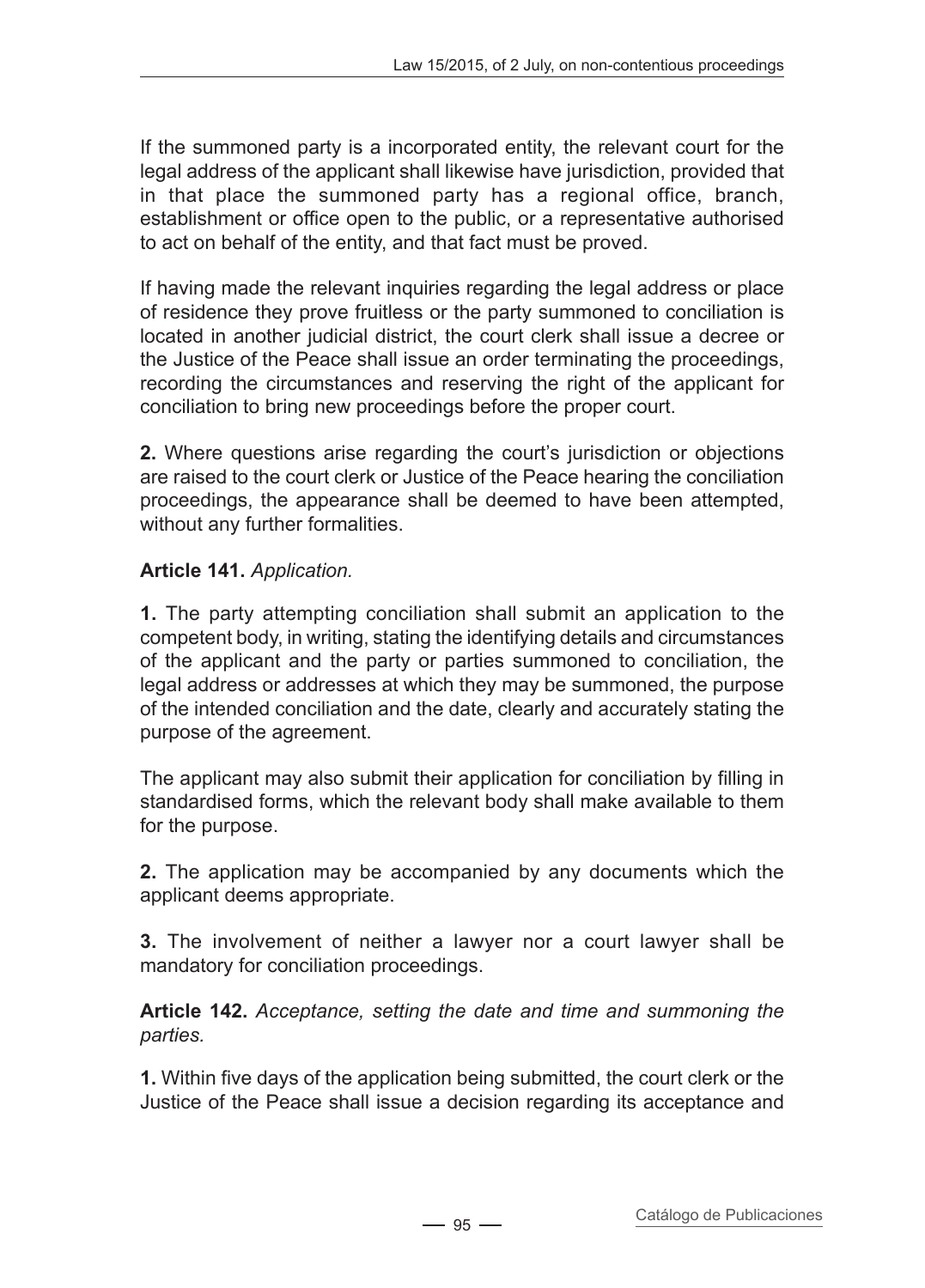If the summoned party is a incorporated entity, the relevant court for the legal address of the applicant shall likewise have jurisdiction, provided that in that place the summoned party has a regional office, branch, establishment or office open to the public, or a representative authorised to act on behalf of the entity, and that fact must be proved.

If having made the relevant inquiries regarding the legal address or place of residence they prove fruitless or the party summoned to conciliation is located in another judicial district, the court clerk shall issue a decree or the Justice of the Peace shall issue an order terminating the proceedings, recording the circumstances and reserving the right of the applicant for conciliation to bring new proceedings before the proper court.

**2.** Where questions arise regarding the court's jurisdiction or objections are raised to the court clerk or Justice of the Peace hearing the conciliation proceedings, the appearance shall be deemed to have been attempted, without any further formalities.

**Article 141.** *Application.*

**1.** The party attempting conciliation shall submit an application to the competent body, in writing, stating the identifying details and circumstances of the applicant and the party or parties summoned to conciliation, the legal address or addresses at which they may be summoned, the purpose of the intended conciliation and the date, clearly and accurately stating the purpose of the agreement.

The applicant may also submit their application for conciliation by filling in standardised forms, which the relevant body shall make available to them for the purpose.

**2.** The application may be accompanied by any documents which the applicant deems appropriate.

**3.** The involvement of neither a lawyer nor a court lawyer shall be mandatory for conciliation proceedings.

**Article 142.** *Acceptance, setting the date and time and summoning the parties.*

**1.** Within five days of the application being submitted, the court clerk or the Justice of the Peace shall issue a decision regarding its acceptance and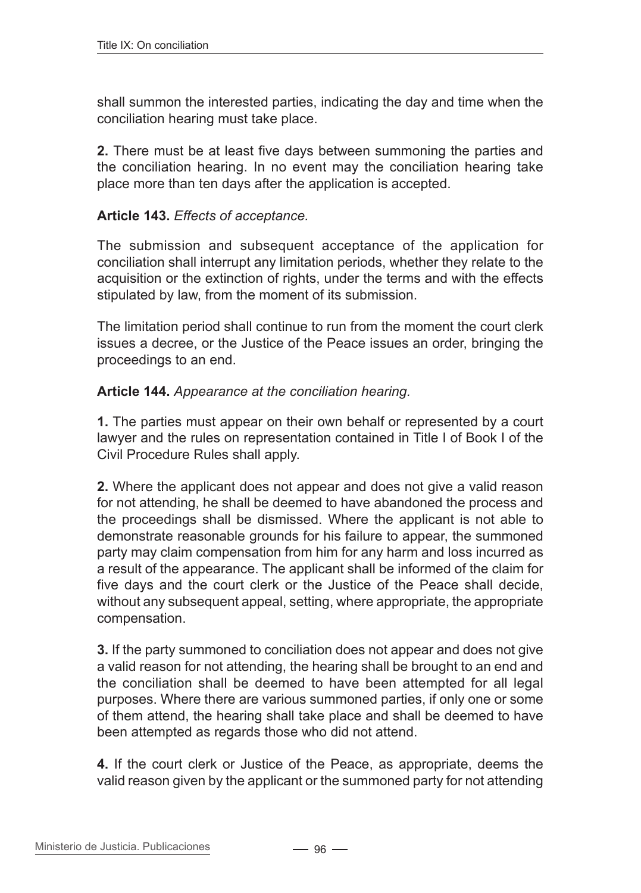shall summon the interested parties, indicating the day and time when the conciliation hearing must take place.

**2.** There must be at least five days between summoning the parties and the conciliation hearing. In no event may the conciliation hearing take place more than ten days after the application is accepted.

**Article 143.** *Effects of acceptance.*

The submission and subsequent acceptance of the application for conciliation shall interrupt any limitation periods, whether they relate to the acquisition or the extinction of rights, under the terms and with the effects stipulated by law, from the moment of its submission.

The limitation period shall continue to run from the moment the court clerk issues a decree, or the Justice of the Peace issues an order, bringing the proceedings to an end.

**Article 144.** *Appearance at the conciliation hearing.*

**1.** The parties must appear on their own behalf or represented by a court lawyer and the rules on representation contained in Title I of Book I of the Civil Procedure Rules shall apply.

**2.** Where the applicant does not appear and does not give a valid reason for not attending, he shall be deemed to have abandoned the process and the proceedings shall be dismissed. Where the applicant is not able to demonstrate reasonable grounds for his failure to appear, the summoned party may claim compensation from him for any harm and loss incurred as a result of the appearance. The applicant shall be informed of the claim for five days and the court clerk or the Justice of the Peace shall decide, without any subsequent appeal, setting, where appropriate, the appropriate compensation.

**3.** If the party summoned to conciliation does not appear and does not give a valid reason for not attending, the hearing shall be brought to an end and the conciliation shall be deemed to have been attempted for all legal purposes. Where there are various summoned parties, if only one or some of them attend, the hearing shall take place and shall be deemed to have been attempted as regards those who did not attend.

**4.** If the court clerk or Justice of the Peace, as appropriate, deems the valid reason given by the applicant or the summoned party for not attending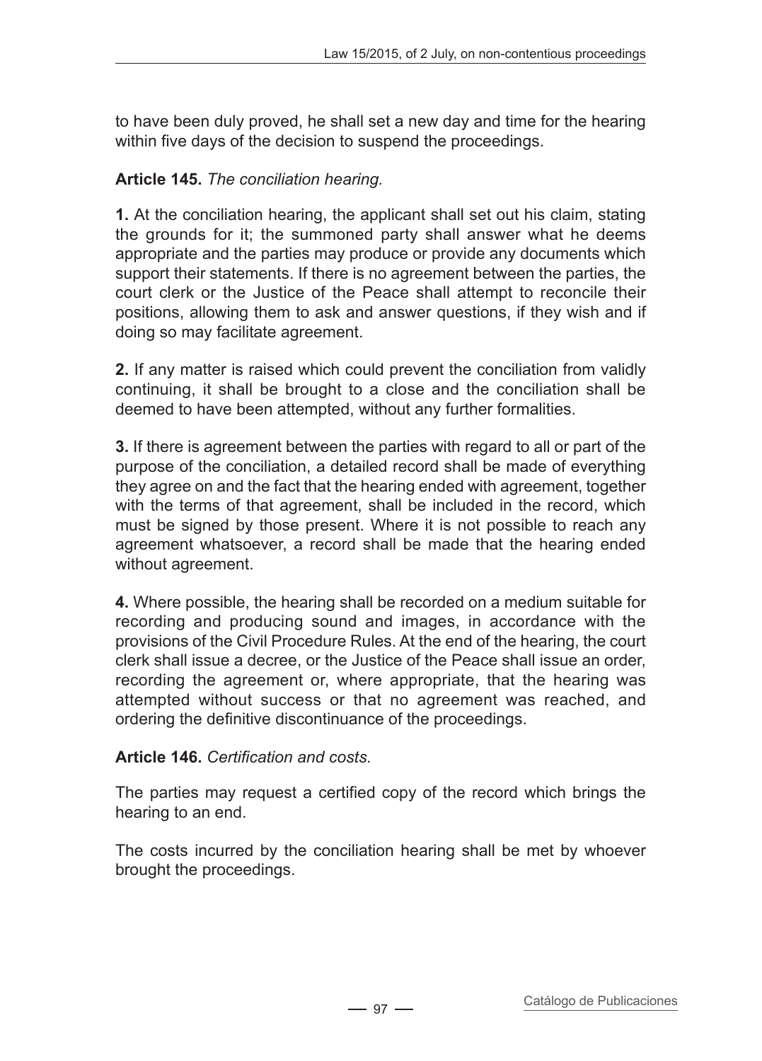to have been duly proved, he shall set a new day and time for the hearing within five days of the decision to suspend the proceedings.

**Article 145.** *The conciliation hearing.*

**1.** At the conciliation hearing, the applicant shall set out his claim, stating the grounds for it; the summoned party shall answer what he deems appropriate and the parties may produce or provide any documents which support their statements. If there is no agreement between the parties, the court clerk or the Justice of the Peace shall attempt to reconcile their positions, allowing them to ask and answer questions, if they wish and if doing so may facilitate agreement.

**2.** If any matter is raised which could prevent the conciliation from validly continuing, it shall be brought to a close and the conciliation shall be deemed to have been attempted, without any further formalities.

**3.** If there is agreement between the parties with regard to all or part of the purpose of the conciliation, a detailed record shall be made of everything they agree on and the fact that the hearing ended with agreement, together with the terms of that agreement, shall be included in the record, which must be signed by those present. Where it is not possible to reach any agreement whatsoever, a record shall be made that the hearing ended without agreement.

**4.** Where possible, the hearing shall be recorded on a medium suitable for recording and producing sound and images, in accordance with the provisions of the Civil Procedure Rules. At the end of the hearing, the court clerk shall issue a decree, or the Justice of the Peace shall issue an order, recording the agreement or, where appropriate, that the hearing was attempted without success or that no agreement was reached, and ordering the definitive discontinuance of the proceedings.

**Article 146.** *Certification and costs.*

The parties may request a certified copy of the record which brings the hearing to an end.

The costs incurred by the conciliation hearing shall be met by whoever brought the proceedings.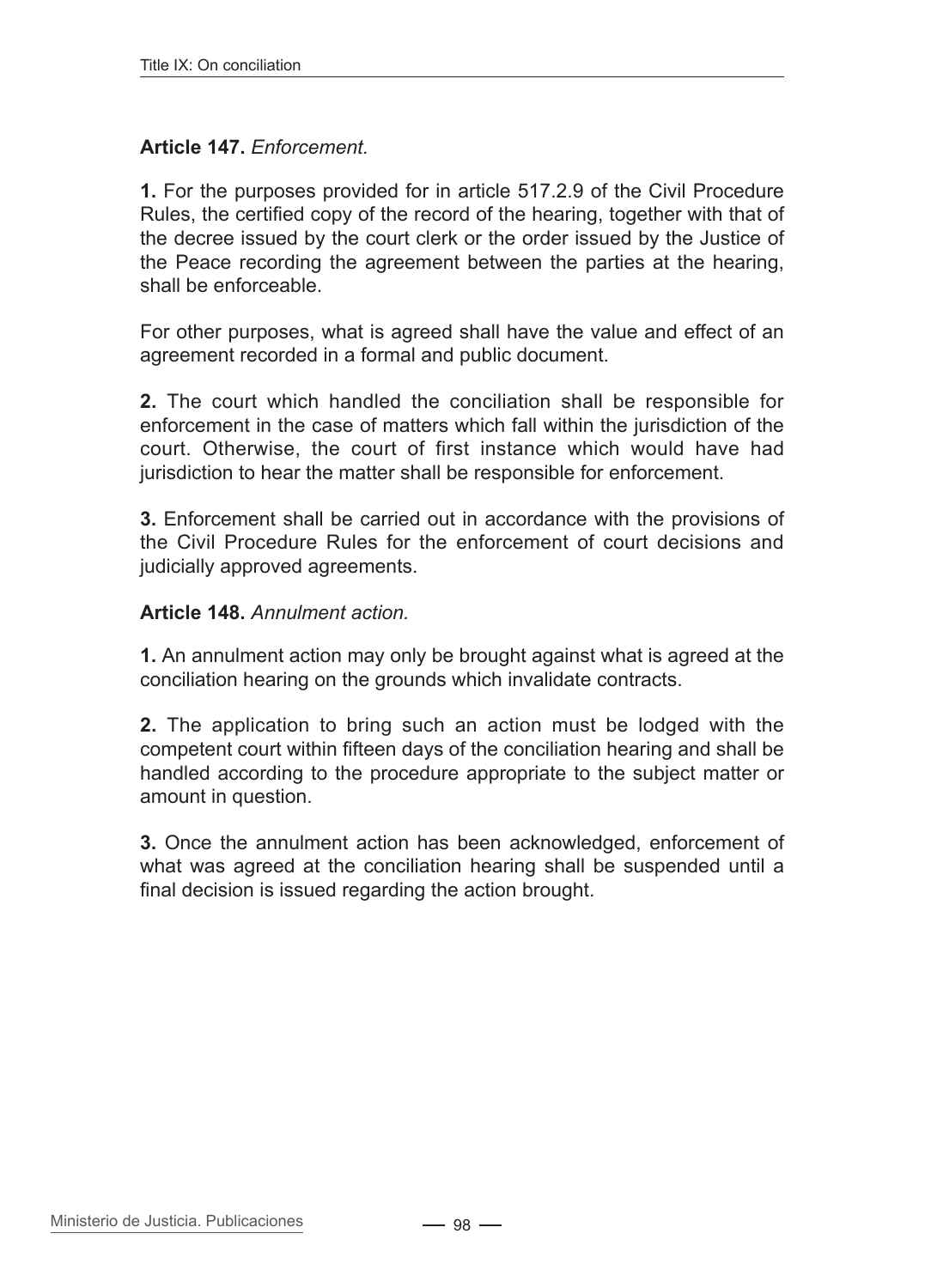**Article 147.** *Enforcement.*

**1.** For the purposes provided for in article 517.2.9 of the Civil Procedure Rules, the certified copy of the record of the hearing, together with that of the decree issued by the court clerk or the order issued by the Justice of the Peace recording the agreement between the parties at the hearing, shall be enforceable.

For other purposes, what is agreed shall have the value and effect of an agreement recorded in a formal and public document.

**2.** The court which handled the conciliation shall be responsible for enforcement in the case of matters which fall within the jurisdiction of the court. Otherwise, the court of first instance which would have had jurisdiction to hear the matter shall be responsible for enforcement.

**3.** Enforcement shall be carried out in accordance with the provisions of the Civil Procedure Rules for the enforcement of court decisions and judicially approved agreements.

**Article 148.** *Annulment action.*

**1.** An annulment action may only be brought against what is agreed at the conciliation hearing on the grounds which invalidate contracts.

**2.** The application to bring such an action must be lodged with the competent court within fifteen days of the conciliation hearing and shall be handled according to the procedure appropriate to the subject matter or amount in question.

**3.** Once the annulment action has been acknowledged, enforcement of what was agreed at the conciliation hearing shall be suspended until a final decision is issued regarding the action brought.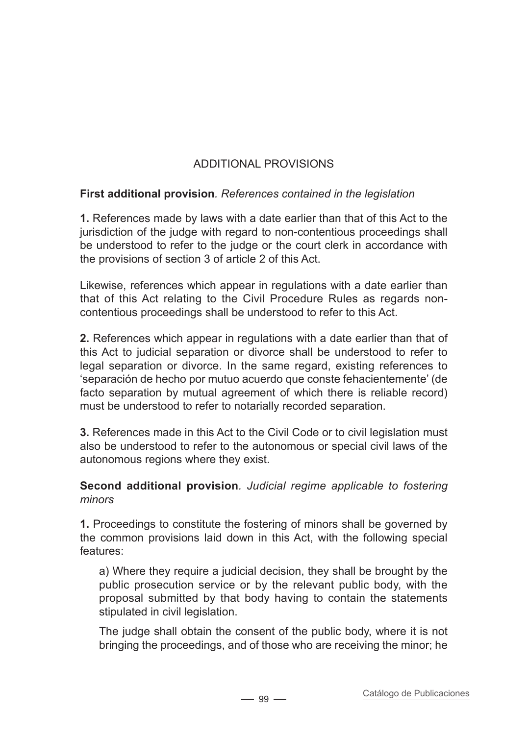## ADDITIONAL PROVISIONS

**First additional provision**. *References contained in the legislation*

**1.** References made by laws with a date earlier than that of this Act to the jurisdiction of the judge with regard to non-contentious proceedings shall be understood to refer to the judge or the court clerk in accordance with the provisions of section 3 of article 2 of this Act.

Likewise, references which appear in regulations with a date earlier than that of this Act relating to the Civil Procedure Rules as regards non-contentious proceedings shall be understood to refer to this Act.

**2.** References which appear in regulations with a date earlier than that of this Act to judicial separation or divorce shall be understood to refer to legal separation or divorce. In the same regard, existing references to 'separación de hecho por mutuo acuerdo que conste fehacientemente' (de facto separation by mutual agreement of which there is reliable record) must be understood to refer to notarially recorded separation.

**3.** References made in this Act to the Civil Code or to civil legislation must also be understood to refer to the autonomous or special civil laws of the autonomous regions where they exist.

**Second additional provision**. *Judicial regime applicable to fostering minors*

**1.** Proceedings to constitute the fostering of minors shall be governed by the common provisions laid down in this Act, with the following special features:

a) Where they require a judicial decision, they shall be brought by the public prosecution service or by the relevant public body, with the proposal submitted by that body having to contain the statements stipulated in civil legislation.

The judge shall obtain the consent of the public body, where it is not bringing the proceedings, and of those who are receiving the minor; he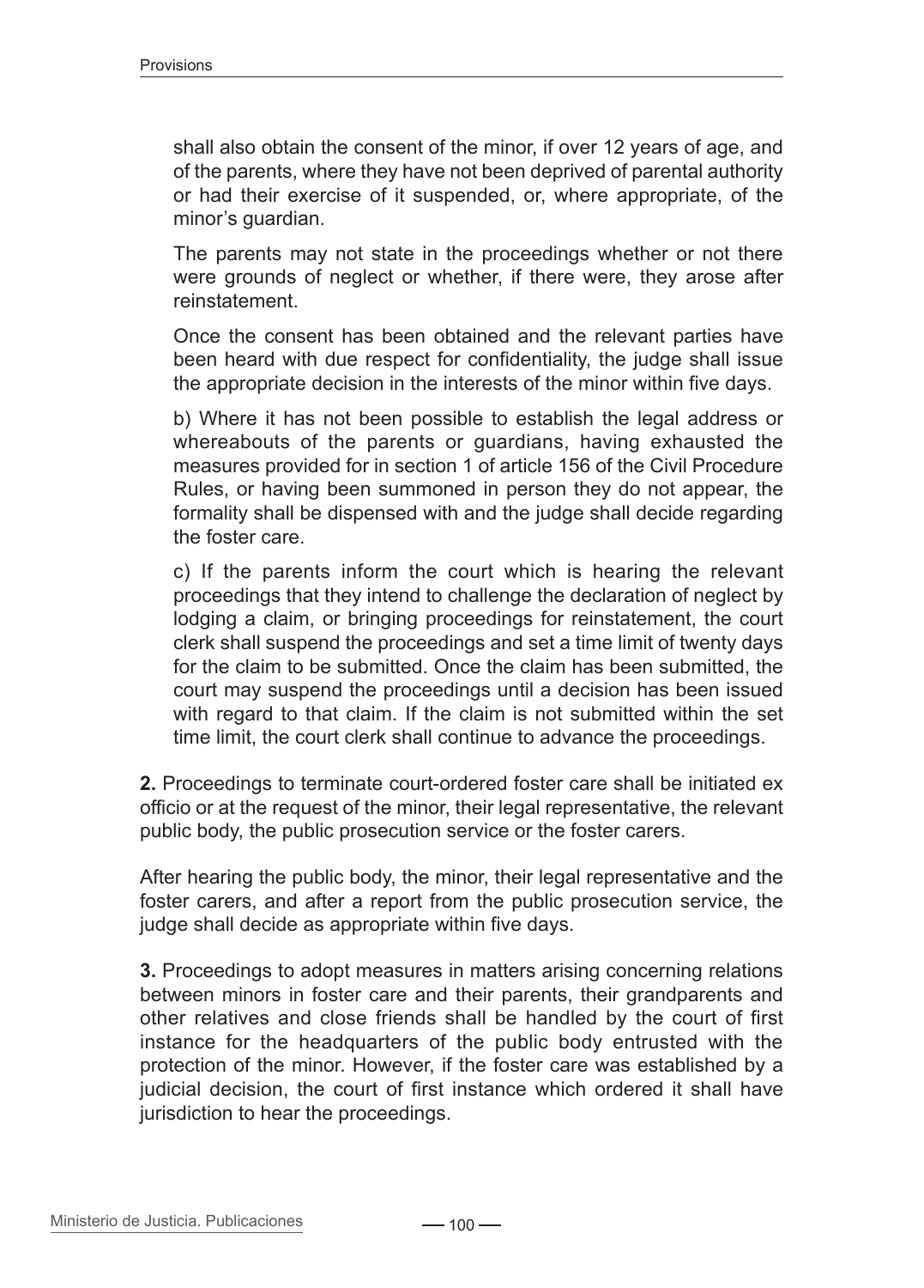shall also obtain the consent of the minor, if over 12 years of age, and of the parents, where they have not been deprived of parental authority or had their exercise of it suspended, or, where appropriate, of the minor's guardian.

The parents may not state in the proceedings whether or not there were grounds of neglect or whether, if there were, they arose after reinstatement.

Once the consent has been obtained and the relevant parties have been heard with due respect for confidentiality, the judge shall issue the appropriate decision in the interests of the minor within five days.

b) Where it has not been possible to establish the legal address or whereabouts of the parents or guardians, having exhausted the measures provided for in section 1 of article 156 of the Civil Procedure Rules, or having been summoned in person they do not appear, the formality shall be dispensed with and the judge shall decide regarding the foster care.

c) If the parents inform the court which is hearing the relevant proceedings that they intend to challenge the declaration of neglect by lodging a claim, or bringing proceedings for reinstatement, the court clerk shall suspend the proceedings and set a time limit of twenty days for the claim to be submitted. Once the claim has been submitted, the court may suspend the proceedings until a decision has been issued with regard to that claim. If the claim is not submitted within the set time limit, the court clerk shall continue to advance the proceedings.

**2.** Proceedings to terminate court-ordered foster care shall be initiated ex officio or at the request of the minor, their legal representative, the relevant public body, the public prosecution service or the foster carers.

After hearing the public body, the minor, their legal representative and the foster carers, and after a report from the public prosecution service, the judge shall decide as appropriate within five days.

**3.** Proceedings to adopt measures in matters arising concerning relations between minors in foster care and their parents, their grandparents and other relatives and close friends shall be handled by the court of first instance for the headquarters of the public body entrusted with the protection of the minor. However, if the foster care was established by a judicial decision, the court of first instance which ordered it shall have jurisdiction to hear the proceedings.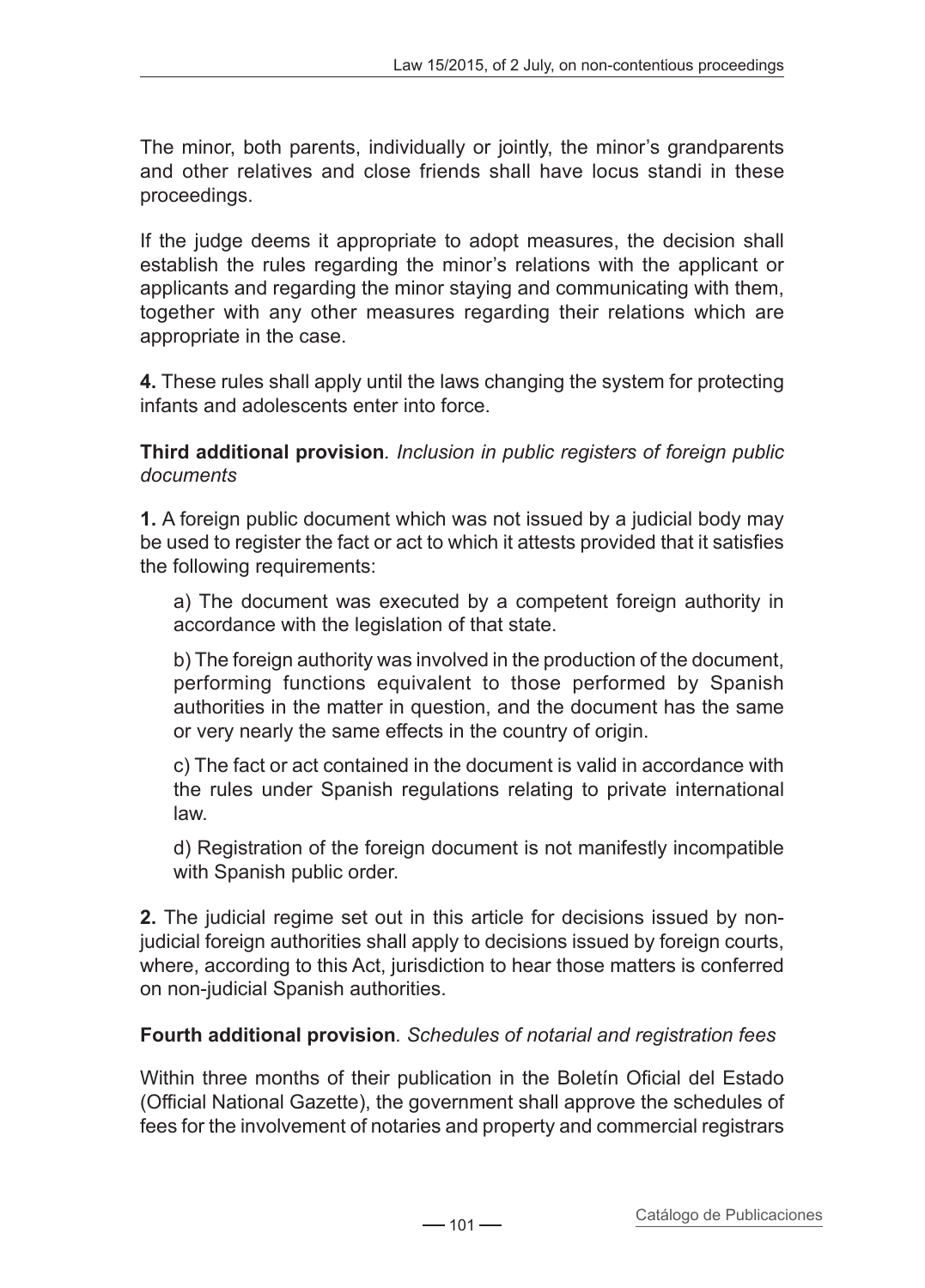The minor, both parents, individually or jointly, the minor's grandparents and other relatives and close friends shall have locus standi in these proceedings.

If the judge deems it appropriate to adopt measures, the decision shall establish the rules regarding the minor's relations with the applicant or applicants and regarding the minor staying and communicating with them, together with any other measures regarding their relations which are appropriate in the case.

**4.** These rules shall apply until the laws changing the system for protecting infants and adolescents enter into force.

**Third additional provision***. Inclusion in public registers of foreign public documents*

**1.** A foreign public document which was not issued by a judicial body may be used to register the fact or act to which it attests provided that it satisfies the following requirements:

a) The document was executed by a competent foreign authority in accordance with the legislation of that state.

b) The foreign authority was involved in the production of the document, performing functions equivalent to those performed by Spanish authorities in the matter in question, and the document has the same or very nearly the same effects in the country of origin.

c) The fact or act contained in the document is valid in accordance with the rules under Spanish regulations relating to private international law.

d) Registration of the foreign document is not manifestly incompatible with Spanish public order.

**2.** The judicial regime set out in this article for decisions issued by non-judicial foreign authorities shall apply to decisions issued by foreign courts, where, according to this Act, jurisdiction to hear those matters is conferred on non-judicial Spanish authorities.

**Fourth additional provision***. Schedules of notarial and registration fees*

Within three months of their publication in the Boletín Oficial del Estado (Official National Gazette), the government shall approve the schedules of fees for the involvement of notaries and property and commercial registrars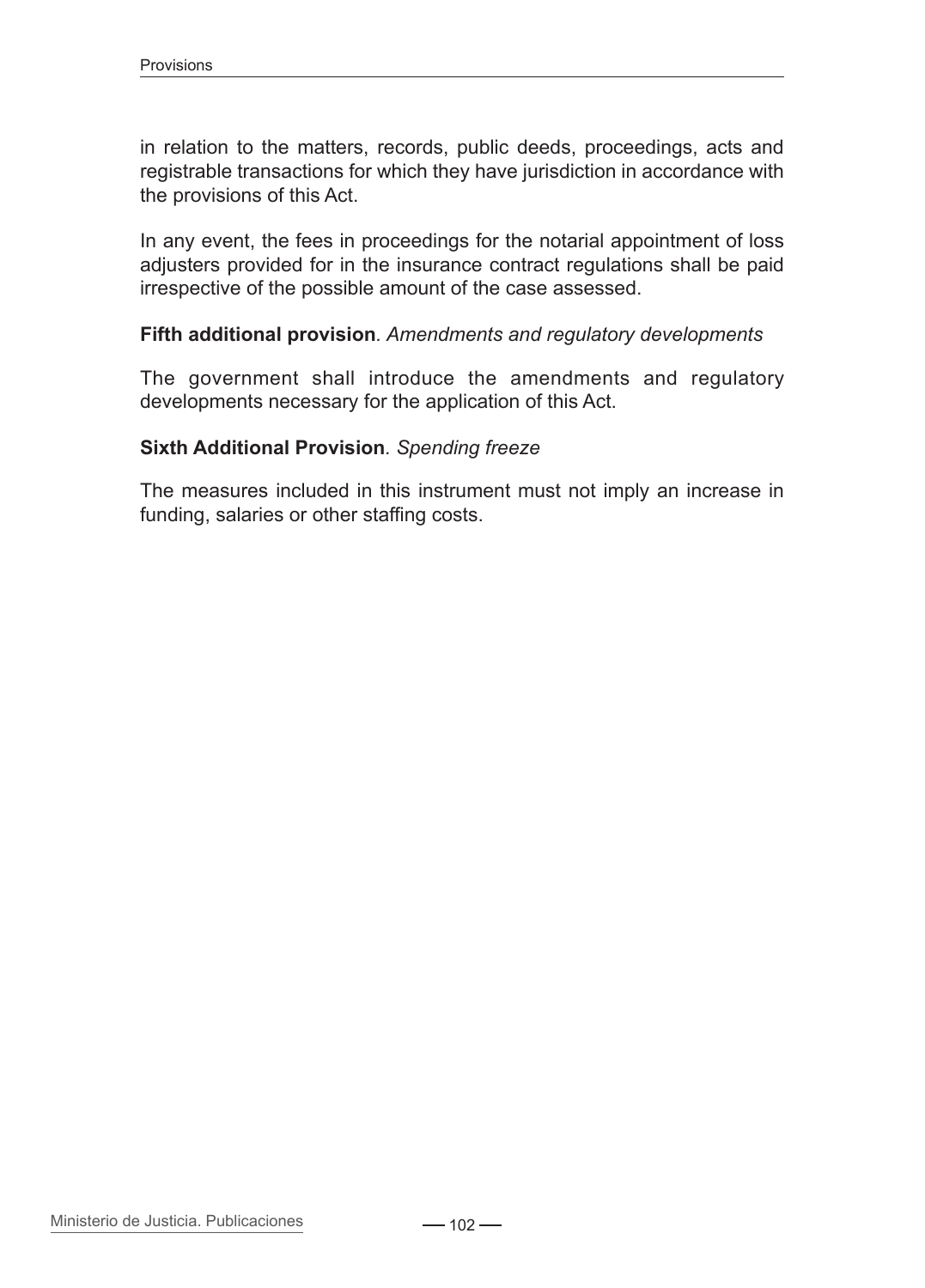in relation to the matters, records, public deeds, proceedings, acts and registrable transactions for which they have jurisdiction in accordance with the provisions of this Act.

In any event, the fees in proceedings for the notarial appointment of loss adjusters provided for in the insurance contract regulations shall be paid irrespective of the possible amount of the case assessed.

**Fifth additional provision**. *Amendments and regulatory developments*

The government shall introduce the amendments and regulatory developments necessary for the application of this Act.

**Sixth Additional Provision**. *Spending freeze*

The measures included in this instrument must not imply an increase in funding, salaries or other staffing costs.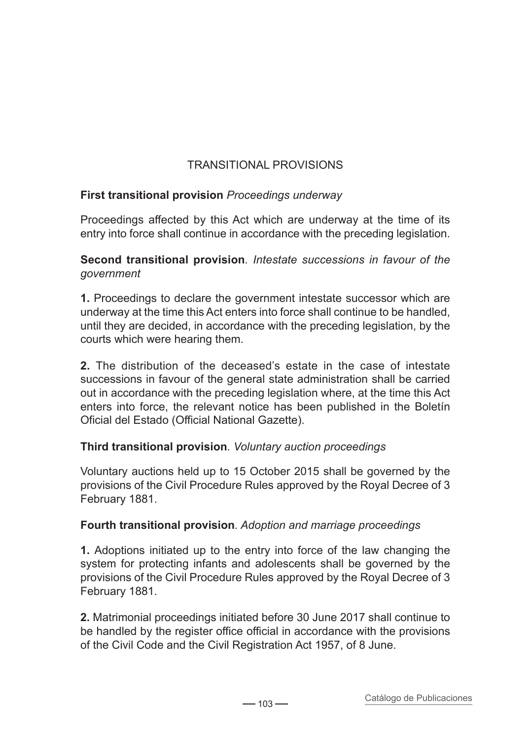## TRANSITIONAL PROVISIONS

**First transitional provision** *Proceedings underway*

Proceedings affected by this Act which are underway at the time of its entry into force shall continue in accordance with the preceding legislation.

**Second transitional provision***. Intestate successions in favour of the government*

**1.** Proceedings to declare the government intestate successor which are underway at the time this Act enters into force shall continue to be handled, until they are decided, in accordance with the preceding legislation, by the courts which were hearing them.

**2.** The distribution of the deceased's estate in the case of intestate successions in favour of the general state administration shall be carried out in accordance with the preceding legislation where, at the time this Act enters into force, the relevant notice has been published in the Boletín Oficial del Estado (Official National Gazette).

**Third transitional provision***. Voluntary auction proceedings*

Voluntary auctions held up to 15 October 2015 shall be governed by the provisions of the Civil Procedure Rules approved by the Royal Decree of 3 February 1881.

**Fourth transitional provision***. Adoption and marriage proceedings*

**1.** Adoptions initiated up to the entry into force of the law changing the system for protecting infants and adolescents shall be governed by the provisions of the Civil Procedure Rules approved by the Royal Decree of 3 February 1881.

**2.** Matrimonial proceedings initiated before 30 June 2017 shall continue to be handled by the register office official in accordance with the provisions of the Civil Code and the Civil Registration Act 1957, of 8 June.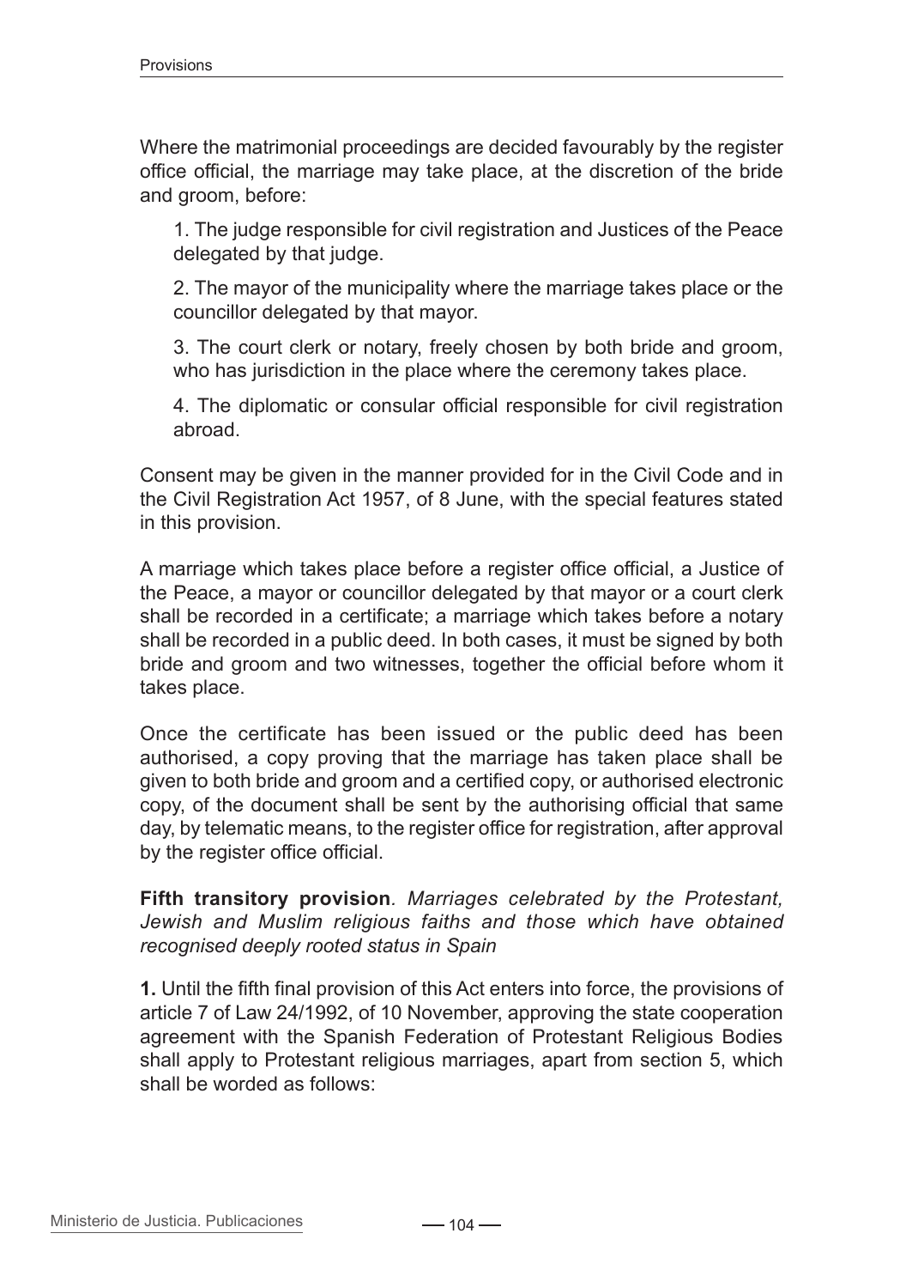Where the matrimonial proceedings are decided favourably by the register office official, the marriage may take place, at the discretion of the bride and groom, before:

1. The judge responsible for civil registration and Justices of the Peace delegated by that judge.

2. The mayor of the municipality where the marriage takes place or the councillor delegated by that mayor.

3. The court clerk or notary, freely chosen by both bride and groom, who has jurisdiction in the place where the ceremony takes place.

4. The diplomatic or consular official responsible for civil registration abroad.

Consent may be given in the manner provided for in the Civil Code and in the Civil Registration Act 1957, of 8 June, with the special features stated in this provision.

A marriage which takes place before a register office official, a Justice of the Peace, a mayor or councillor delegated by that mayor or a court clerk shall be recorded in a certificate; a marriage which takes before a notary shall be recorded in a public deed. In both cases, it must be signed by both bride and groom and two witnesses, together the official before whom it takes place.

Once the certificate has been issued or the public deed has been authorised, a copy proving that the marriage has taken place shall be given to both bride and groom and a certified copy, or authorised electronic copy, of the document shall be sent by the authorising official that same day, by telematic means, to the register office for registration, after approval by the register office official.

**Fifth transitory provision**. *Marriages celebrated by the Protestant, Jewish and Muslim religious faiths and those which have obtained recognised deeply rooted status in Spain*

**1.** Until the fifth final provision of this Act enters into force, the provisions of article 7 of Law 24/1992, of 10 November, approving the state cooperation agreement with the Spanish Federation of Protestant Religious Bodies shall apply to Protestant religious marriages, apart from section 5, which shall be worded as follows: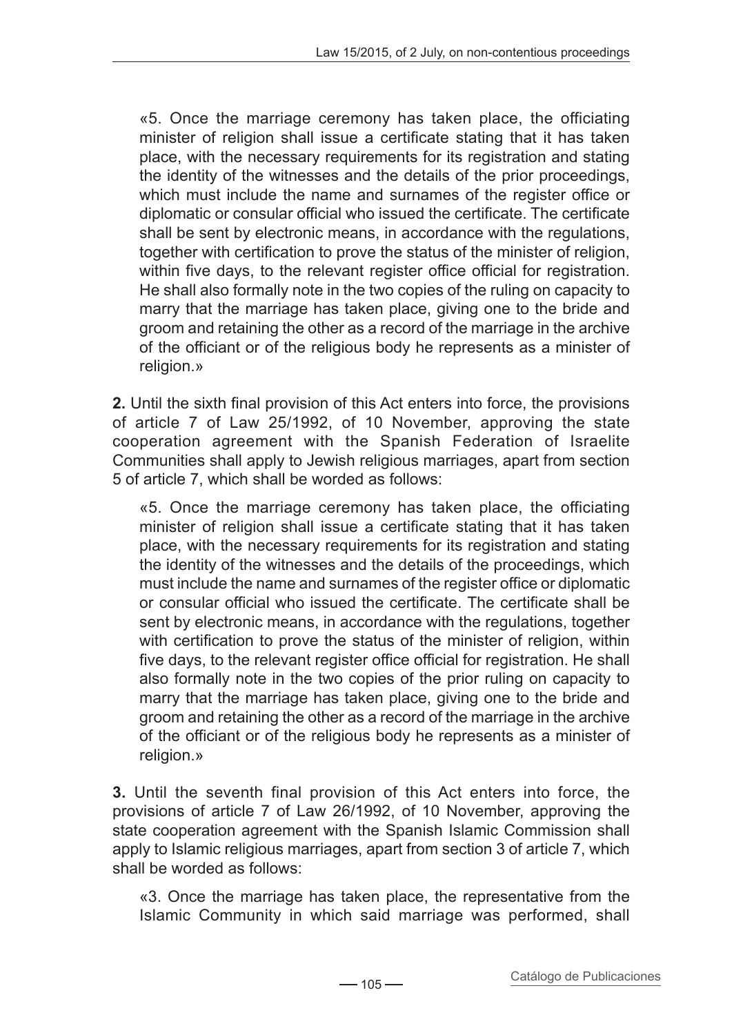«5. Once the marriage ceremony has taken place, the officiating minister of religion shall issue a certificate stating that it has taken place, with the necessary requirements for its registration and stating the identity of the witnesses and the details of the prior proceedings, which must include the name and surnames of the register office or diplomatic or consular official who issued the certificate. The certificate shall be sent by electronic means, in accordance with the regulations, together with certification to prove the status of the minister of religion, within five days, to the relevant register office official for registration. He shall also formally note in the two copies of the ruling on capacity to marry that the marriage has taken place, giving one to the bride and groom and retaining the other as a record of the marriage in the archive of the officiant or of the religious body he represents as a minister of religion.»

**2.** Until the sixth final provision of this Act enters into force, the provisions of article 7 of Law 25/1992, of 10 November, approving the state cooperation agreement with the Spanish Federation of Israelite Communities shall apply to Jewish religious marriages, apart from section 5 of article 7, which shall be worded as follows:

«5. Once the marriage ceremony has taken place, the officiating minister of religion shall issue a certificate stating that it has taken place, with the necessary requirements for its registration and stating the identity of the witnesses and the details of the proceedings, which must include the name and surnames of the register office or diplomatic or consular official who issued the certificate. The certificate shall be sent by electronic means, in accordance with the regulations, together with certification to prove the status of the minister of religion, within five days, to the relevant register office official for registration. He shall also formally note in the two copies of the prior ruling on capacity to marry that the marriage has taken place, giving one to the bride and groom and retaining the other as a record of the marriage in the archive of the officiant or of the religious body he represents as a minister of religion.»

**3.** Until the seventh final provision of this Act enters into force, the provisions of article 7 of Law 26/1992, of 10 November, approving the state cooperation agreement with the Spanish Islamic Commission shall apply to Islamic religious marriages, apart from section 3 of article 7, which shall be worded as follows:

«3. Once the marriage has taken place, the representative from the Islamic Community in which said marriage was performed, shall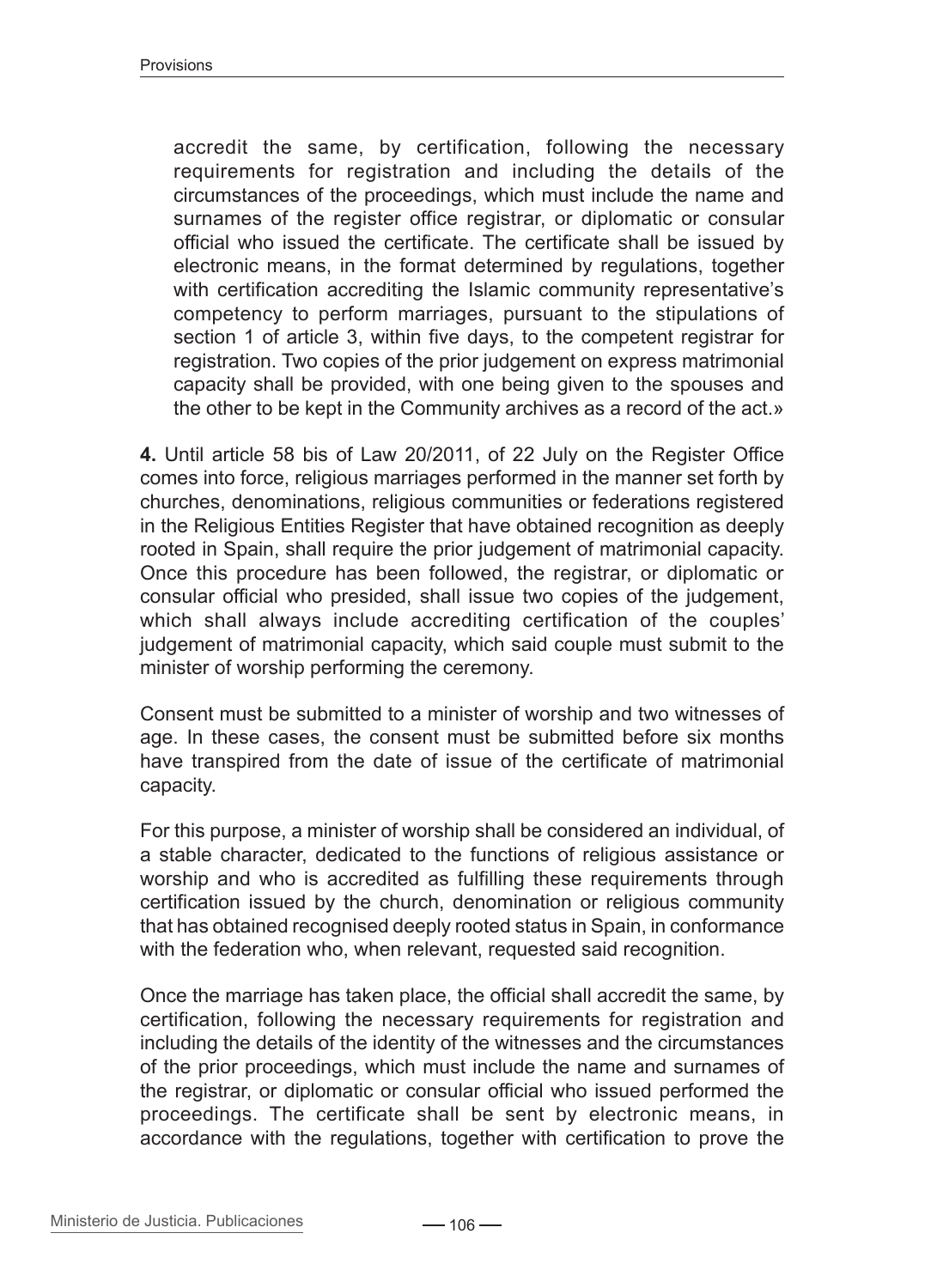accredit the same, by certification, following the necessary requirements for registration and including the details of the circumstances of the proceedings, which must include the name and surnames of the register office registrar, or diplomatic or consular official who issued the certificate. The certificate shall be issued by electronic means, in the format determined by regulations, together with certification accrediting the Islamic community representative's competency to perform marriages, pursuant to the stipulations of section 1 of article 3, within five days, to the competent registrar for registration. Two copies of the prior judgement on express matrimonial capacity shall be provided, with one being given to the spouses and the other to be kept in the Community archives as a record of the act.»

**4.** Until article 58 bis of Law 20/2011, of 22 July on the Register Office comes into force, religious marriages performed in the manner set forth by churches, denominations, religious communities or federations registered in the Religious Entities Register that have obtained recognition as deeply rooted in Spain, shall require the prior judgement of matrimonial capacity. Once this procedure has been followed, the registrar, or diplomatic or consular official who presided, shall issue two copies of the judgement, which shall always include accrediting certification of the couples' judgement of matrimonial capacity, which said couple must submit to the minister of worship performing the ceremony.

Consent must be submitted to a minister of worship and two witnesses of age. In these cases, the consent must be submitted before six months have transpired from the date of issue of the certificate of matrimonial capacity.

For this purpose, a minister of worship shall be considered an individual, of a stable character, dedicated to the functions of religious assistance or worship and who is accredited as fulfilling these requirements through certification issued by the church, denomination or religious community that has obtained recognised deeply rooted status in Spain, in conformance with the federation who, when relevant, requested said recognition.

Once the marriage has taken place, the official shall accredit the same, by certification, following the necessary requirements for registration and including the details of the identity of the witnesses and the circumstances of the prior proceedings, which must include the name and surnames of the registrar, or diplomatic or consular official who issued performed the proceedings. The certificate shall be sent by electronic means, in accordance with the regulations, together with certification to prove the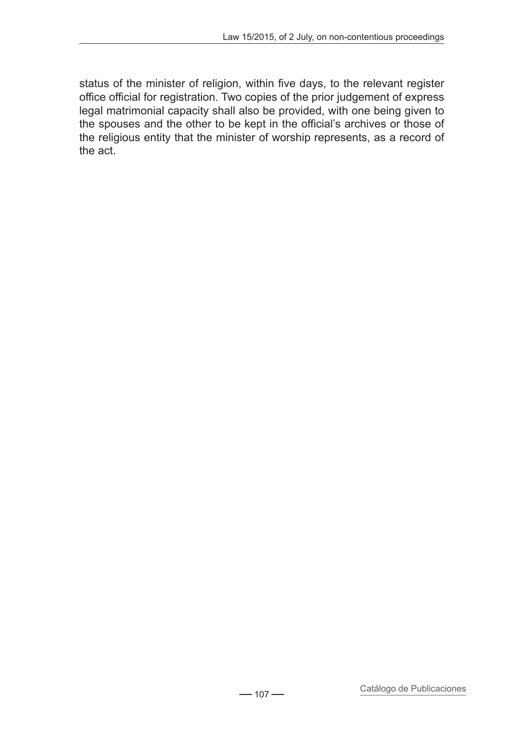status of the minister of religion, within five days, to the relevant register office official for registration. Two copies of the prior judgement of express legal matrimonial capacity shall also be provided, with one being given to the spouses and the other to be kept in the official's archives or those of the religious entity that the minister of worship represents, as a record of the act.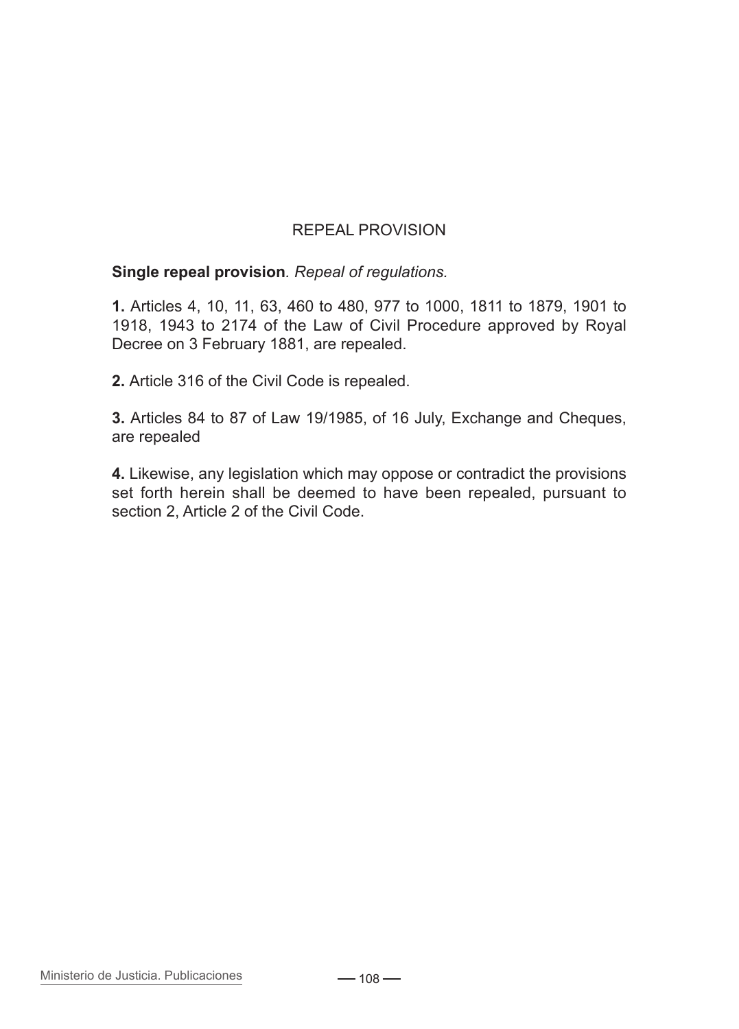## REPEAL PROVISION

**Single repeal provision***. Repeal of regulations.*

**1.** Articles 4, 10, 11, 63, 460 to 480, 977 to 1000, 1811 to 1879, 1901 to 1918, 1943 to 2174 of the Law of Civil Procedure approved by Royal Decree on 3 February 1881, are repealed.

**2.** Article 316 of the Civil Code is repealed.

**3.** Articles 84 to 87 of Law 19/1985, of 16 July, Exchange and Cheques, are repealed

**4.** Likewise, any legislation which may oppose or contradict the provisions set forth herein shall be deemed to have been repealed, pursuant to section 2, Article 2 of the Civil Code.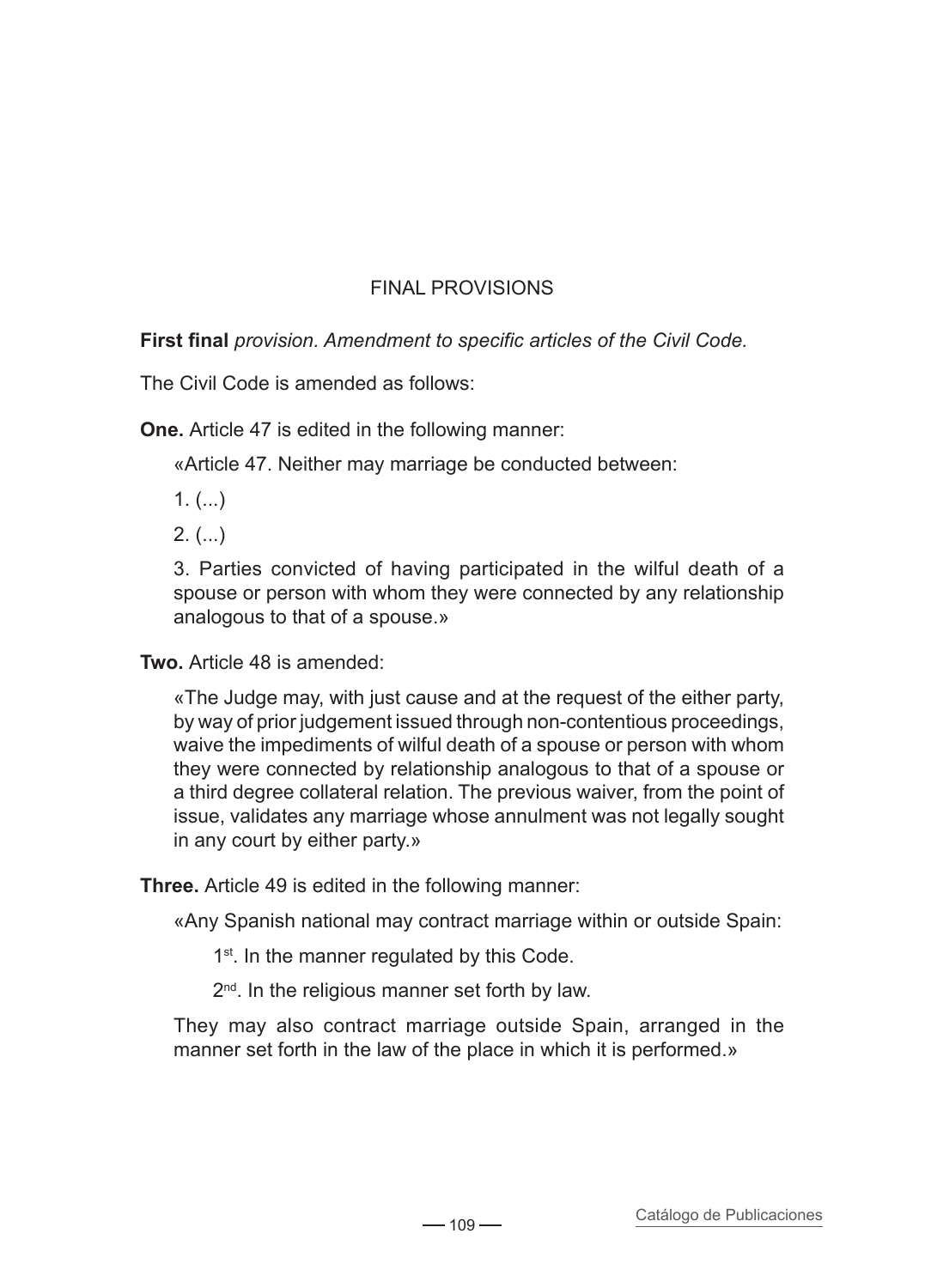## FINAL PROVISIONS

**First final** *provision. Amendment to specific articles of the Civil Code.*

The Civil Code is amended as follows:

**One.** Article 47 is edited in the following manner:

> «Article 47. Neither may marriage be conducted between:
>
> 1. (...)
>
> 2. (...)
>
> 3. Parties convicted of having participated in the wilful death of a spouse or person with whom they were connected by any relationship analogous to that of a spouse.»

**Two.** Article 48 is amended:

> «The Judge may, with just cause and at the request of the either party, by way of prior judgement issued through non-contentious proceedings, waive the impediments of wilful death of a spouse or person with whom they were connected by relationship analogous to that of a spouse or a third degree collateral relation. The previous waiver, from the point of issue, validates any marriage whose annulment was not legally sought in any court by either party.»

**Three.** Article 49 is edited in the following manner:

> «Any Spanish national may contract marriage within or outside Spain:
>
> 1st. In the manner regulated by this Code.
>
> 2nd. In the religious manner set forth by law.
>
> They may also contract marriage outside Spain, arranged in the manner set forth in the law of the place in which it is performed.»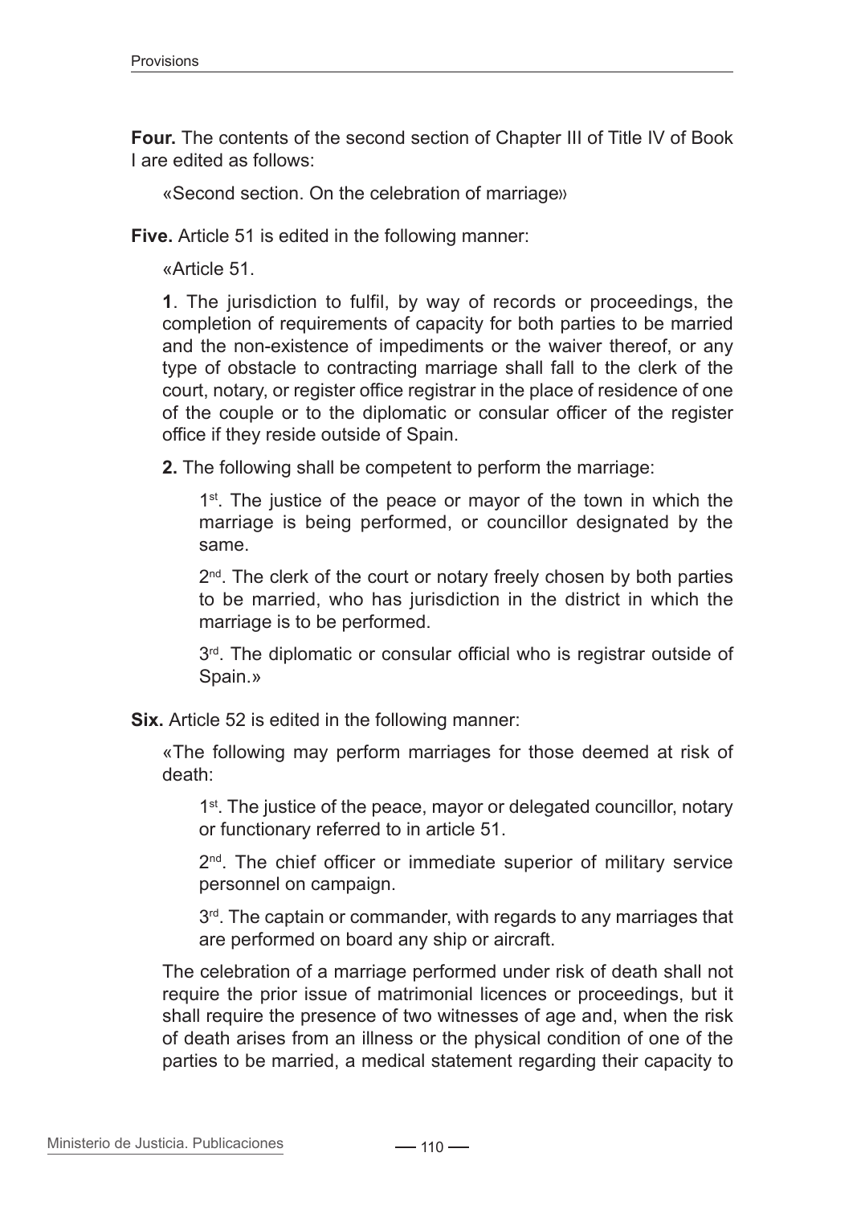**Four.** The contents of the second section of Chapter III of Title IV of Book I are edited as follows:

«Second section. On the celebration of marriage»

**Five.** Article 51 is edited in the following manner:

«Article 51.

**1**. The jurisdiction to fulfil, by way of records or proceedings, the completion of requirements of capacity for both parties to be married and the non-existence of impediments or the waiver thereof, or any type of obstacle to contracting marriage shall fall to the clerk of the court, notary, or register office registrar in the place of residence of one of the couple or to the diplomatic or consular officer of the register office if they reside outside of Spain.

**2.** The following shall be competent to perform the marriage:

1st. The justice of the peace or mayor of the town in which the marriage is being performed, or councillor designated by the same.

2nd. The clerk of the court or notary freely chosen by both parties to be married, who has jurisdiction in the district in which the marriage is to be performed.

3rd. The diplomatic or consular official who is registrar outside of Spain.»

**Six.** Article 52 is edited in the following manner:

«The following may perform marriages for those deemed at risk of death:

1st. The justice of the peace, mayor or delegated councillor, notary or functionary referred to in article 51.

2nd. The chief officer or immediate superior of military service personnel on campaign.

3rd. The captain or commander, with regards to any marriages that are performed on board any ship or aircraft.

The celebration of a marriage performed under risk of death shall not require the prior issue of matrimonial licences or proceedings, but it shall require the presence of two witnesses of age and, when the risk of death arises from an illness or the physical condition of one of the parties to be married, a medical statement regarding their capacity to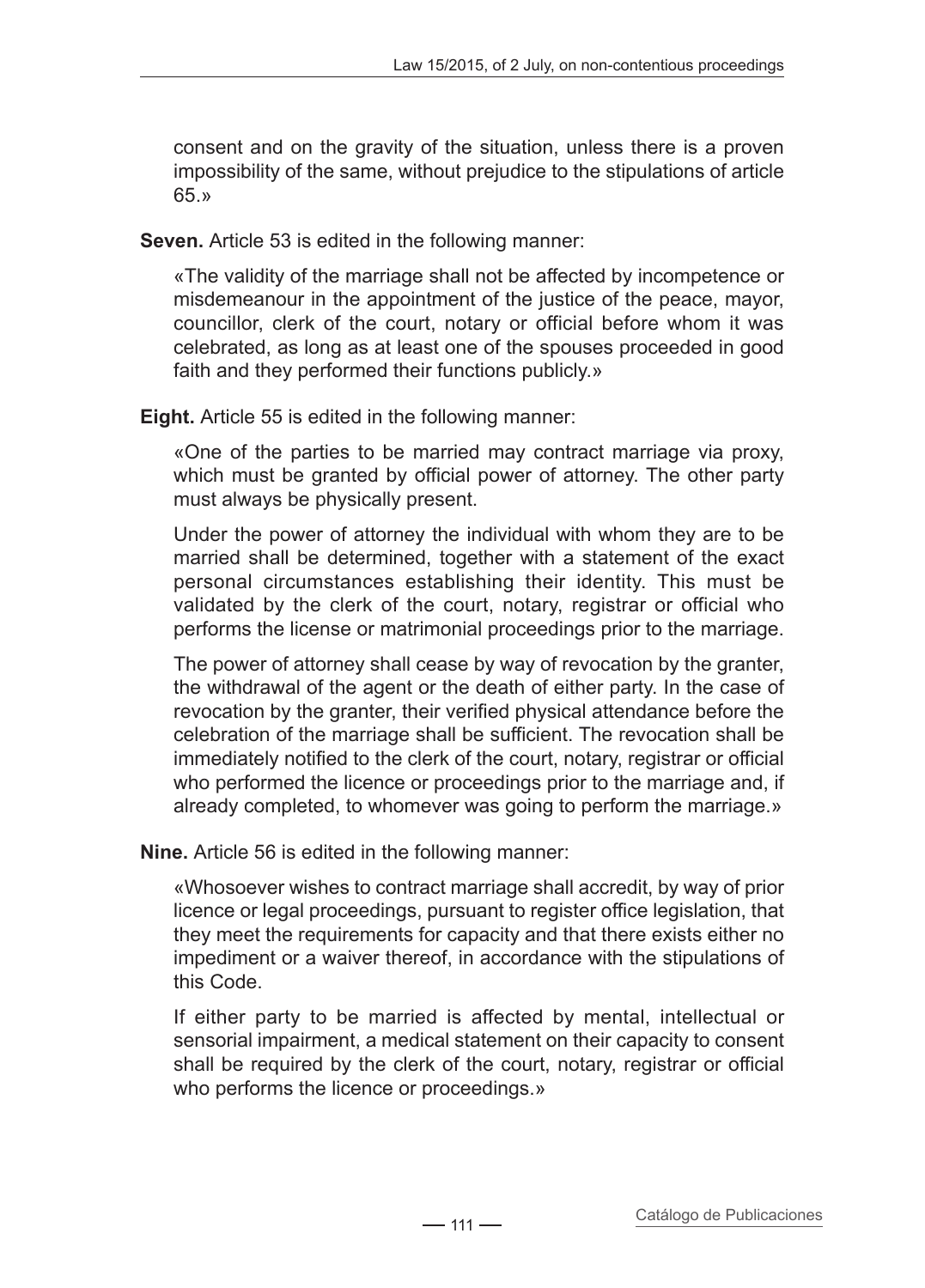consent and on the gravity of the situation, unless there is a proven impossibility of the same, without prejudice to the stipulations of article 65.»

**Seven.** Article 53 is edited in the following manner:

«The validity of the marriage shall not be affected by incompetence or misdemeanour in the appointment of the justice of the peace, mayor, councillor, clerk of the court, notary or official before whom it was celebrated, as long as at least one of the spouses proceeded in good faith and they performed their functions publicly.»

**Eight.** Article 55 is edited in the following manner:

«One of the parties to be married may contract marriage via proxy, which must be granted by official power of attorney. The other party must always be physically present.

Under the power of attorney the individual with whom they are to be married shall be determined, together with a statement of the exact personal circumstances establishing their identity. This must be validated by the clerk of the court, notary, registrar or official who performs the license or matrimonial proceedings prior to the marriage.

The power of attorney shall cease by way of revocation by the granter, the withdrawal of the agent or the death of either party. In the case of revocation by the granter, their verified physical attendance before the celebration of the marriage shall be sufficient. The revocation shall be immediately notified to the clerk of the court, notary, registrar or official who performed the licence or proceedings prior to the marriage and, if already completed, to whomever was going to perform the marriage.»

**Nine.** Article 56 is edited in the following manner:

«Whosoever wishes to contract marriage shall accredit, by way of prior licence or legal proceedings, pursuant to register office legislation, that they meet the requirements for capacity and that there exists either no impediment or a waiver thereof, in accordance with the stipulations of this Code.

If either party to be married is affected by mental, intellectual or sensorial impairment, a medical statement on their capacity to consent shall be required by the clerk of the court, notary, registrar or official who performs the licence or proceedings.»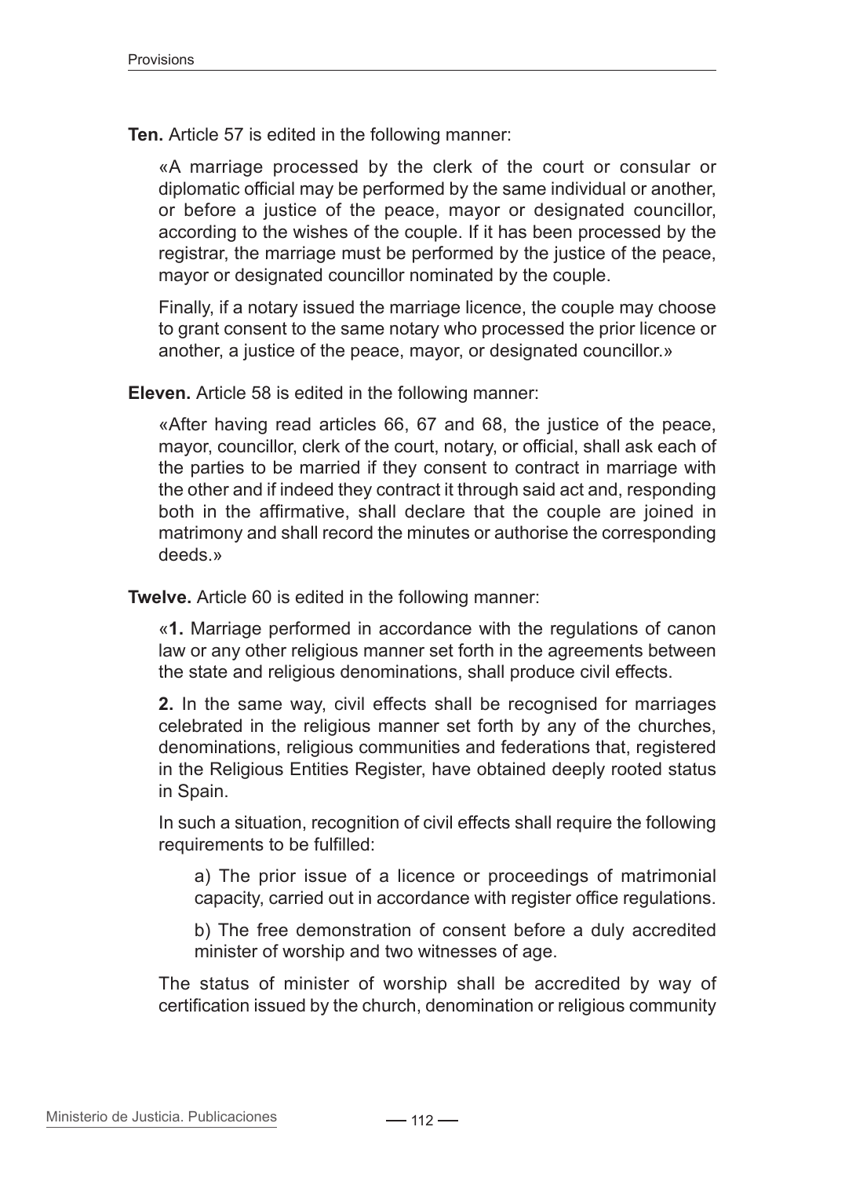**Ten.** Article 57 is edited in the following manner:

> «A marriage processed by the clerk of the court or consular or diplomatic official may be performed by the same individual or another, or before a justice of the peace, mayor or designated councillor, according to the wishes of the couple. If it has been processed by the registrar, the marriage must be performed by the justice of the peace, mayor or designated councillor nominated by the couple.
>
> Finally, if a notary issued the marriage licence, the couple may choose to grant consent to the same notary who processed the prior licence or another, a justice of the peace, mayor, or designated councillor.»

**Eleven.** Article 58 is edited in the following manner:

> «After having read articles 66, 67 and 68, the justice of the peace, mayor, councillor, clerk of the court, notary, or official, shall ask each of the parties to be married if they consent to contract in marriage with the other and if indeed they contract it through said act and, responding both in the affirmative, shall declare that the couple are joined in matrimony and shall record the minutes or authorise the corresponding deeds.»

**Twelve.** Article 60 is edited in the following manner:

> «**1.** Marriage performed in accordance with the regulations of canon law or any other religious manner set forth in the agreements between the state and religious denominations, shall produce civil effects.
>
> **2.** In the same way, civil effects shall be recognised for marriages celebrated in the religious manner set forth by any of the churches, denominations, religious communities and federations that, registered in the Religious Entities Register, have obtained deeply rooted status in Spain.
>
> In such a situation, recognition of civil effects shall require the following requirements to be fulfilled:
>
> > a) The prior issue of a licence or proceedings of matrimonial capacity, carried out in accordance with register office regulations.
> >
> > b) The free demonstration of consent before a duly accredited minister of worship and two witnesses of age.
>
> The status of minister of worship shall be accredited by way of certification issued by the church, denomination or religious community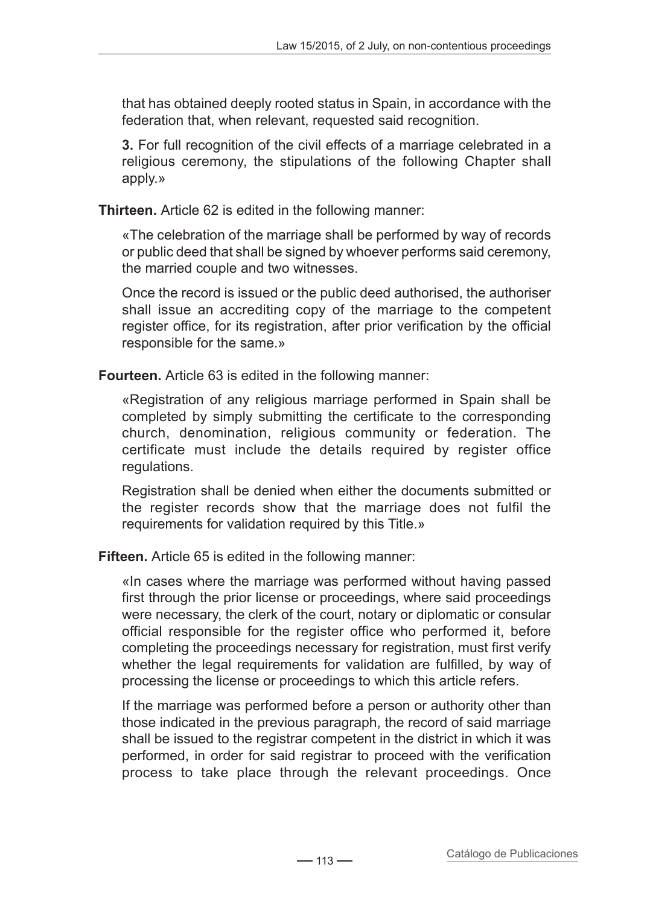that has obtained deeply rooted status in Spain, in accordance with the federation that, when relevant, requested said recognition.

**3.** For full recognition of the civil effects of a marriage celebrated in a religious ceremony, the stipulations of the following Chapter shall apply.»

**Thirteen.** Article 62 is edited in the following manner:

«The celebration of the marriage shall be performed by way of records or public deed that shall be signed by whoever performs said ceremony, the married couple and two witnesses.

Once the record is issued or the public deed authorised, the authoriser shall issue an accrediting copy of the marriage to the competent register office, for its registration, after prior verification by the official responsible for the same.»

**Fourteen.** Article 63 is edited in the following manner:

«Registration of any religious marriage performed in Spain shall be completed by simply submitting the certificate to the corresponding church, denomination, religious community or federation. The certificate must include the details required by register office regulations.

Registration shall be denied when either the documents submitted or the register records show that the marriage does not fulfil the requirements for validation required by this Title.»

**Fifteen.** Article 65 is edited in the following manner:

«In cases where the marriage was performed without having passed first through the prior license or proceedings, where said proceedings were necessary, the clerk of the court, notary or diplomatic or consular official responsible for the register office who performed it, before completing the proceedings necessary for registration, must first verify whether the legal requirements for validation are fulfilled, by way of processing the license or proceedings to which this article refers.

If the marriage was performed before a person or authority other than those indicated in the previous paragraph, the record of said marriage shall be issued to the registrar competent in the district in which it was performed, in order for said registrar to proceed with the verification process to take place through the relevant proceedings. Once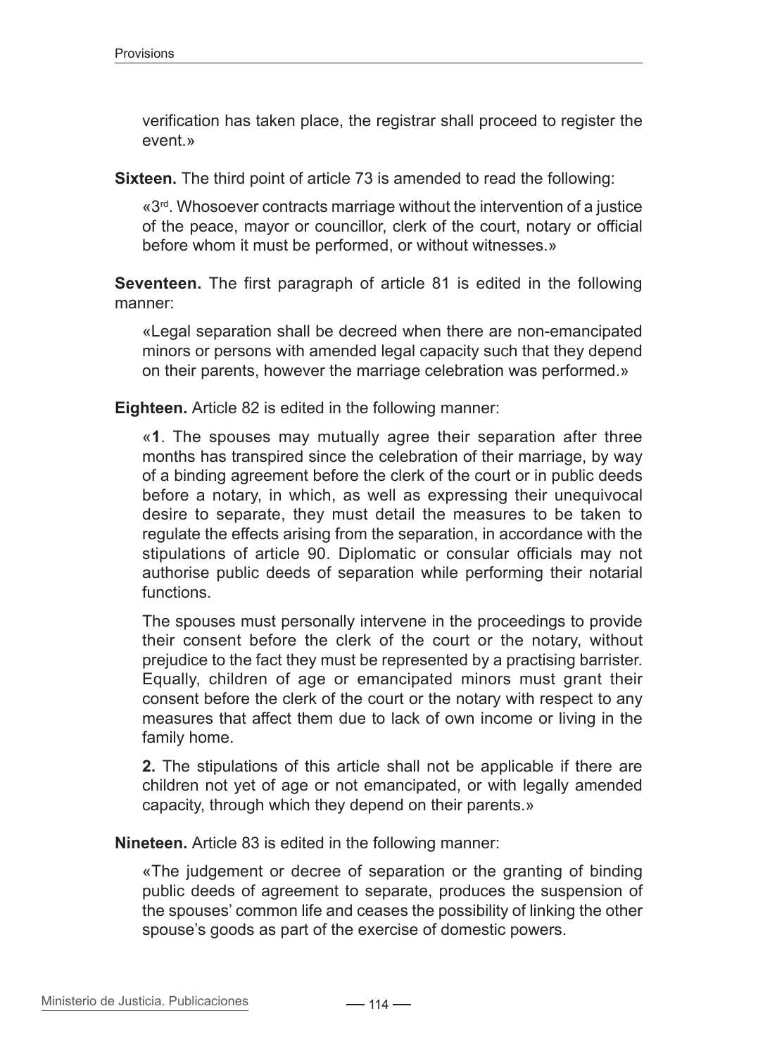verification has taken place, the registrar shall proceed to register the event.»

**Sixteen.** The third point of article 73 is amended to read the following:

«3rd. Whosoever contracts marriage without the intervention of a justice of the peace, mayor or councillor, clerk of the court, notary or official before whom it must be performed, or without witnesses.»

**Seventeen.** The first paragraph of article 81 is edited in the following manner:

«Legal separation shall be decreed when there are non-emancipated minors or persons with amended legal capacity such that they depend on their parents, however the marriage celebration was performed.»

**Eighteen.** Article 82 is edited in the following manner:

«**1**. The spouses may mutually agree their separation after three months has transpired since the celebration of their marriage, by way of a binding agreement before the clerk of the court or in public deeds before a notary, in which, as well as expressing their unequivocal desire to separate, they must detail the measures to be taken to regulate the effects arising from the separation, in accordance with the stipulations of article 90. Diplomatic or consular officials may not authorise public deeds of separation while performing their notarial functions.

The spouses must personally intervene in the proceedings to provide their consent before the clerk of the court or the notary, without prejudice to the fact they must be represented by a practising barrister. Equally, children of age or emancipated minors must grant their consent before the clerk of the court or the notary with respect to any measures that affect them due to lack of own income or living in the family home.

**2.** The stipulations of this article shall not be applicable if there are children not yet of age or not emancipated, or with legally amended capacity, through which they depend on their parents.»

**Nineteen.** Article 83 is edited in the following manner:

«The judgement or decree of separation or the granting of binding public deeds of agreement to separate, produces the suspension of the spouses' common life and ceases the possibility of linking the other spouse's goods as part of the exercise of domestic powers.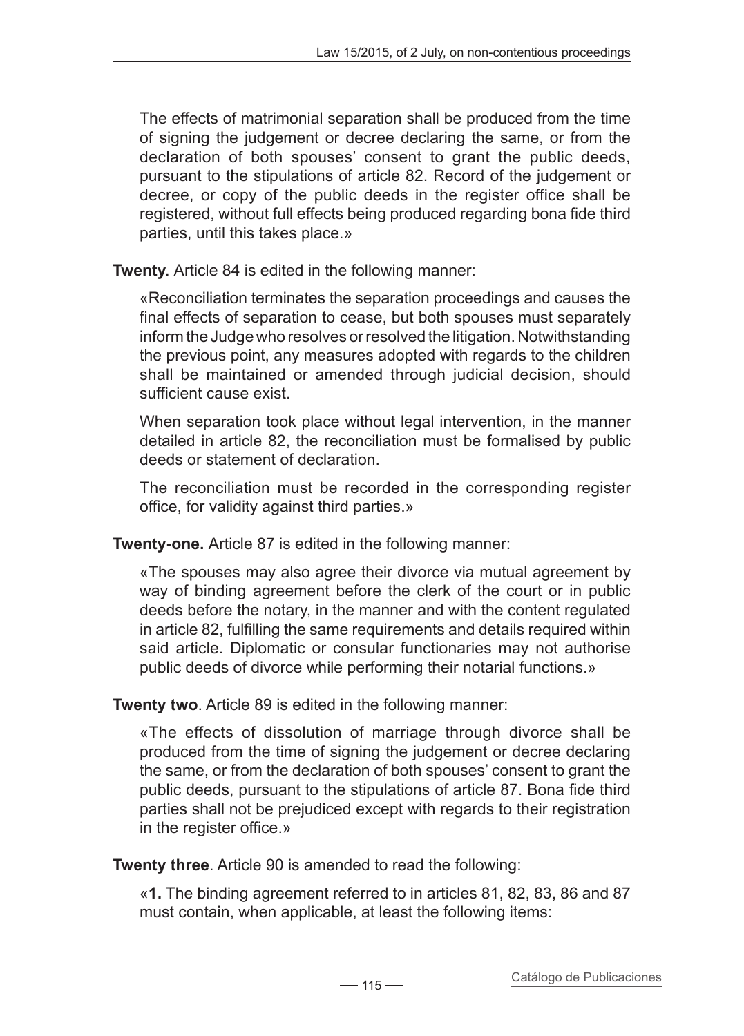The effects of matrimonial separation shall be produced from the time of signing the judgement or decree declaring the same, or from the declaration of both spouses' consent to grant the public deeds, pursuant to the stipulations of article 82. Record of the judgement or decree, or copy of the public deeds in the register office shall be registered, without full effects being produced regarding bona fide third parties, until this takes place.»

**Twenty.** Article 84 is edited in the following manner:

«Reconciliation terminates the separation proceedings and causes the final effects of separation to cease, but both spouses must separately inform the Judge who resolves or resolved the litigation. Notwithstanding the previous point, any measures adopted with regards to the children shall be maintained or amended through judicial decision, should sufficient cause exist.

When separation took place without legal intervention, in the manner detailed in article 82, the reconciliation must be formalised by public deeds or statement of declaration.

The reconciliation must be recorded in the corresponding register office, for validity against third parties.»

**Twenty-one.** Article 87 is edited in the following manner:

«The spouses may also agree their divorce via mutual agreement by way of binding agreement before the clerk of the court or in public deeds before the notary, in the manner and with the content regulated in article 82, fulfilling the same requirements and details required within said article. Diplomatic or consular functionaries may not authorise public deeds of divorce while performing their notarial functions.»

**Twenty two**. Article 89 is edited in the following manner:

«The effects of dissolution of marriage through divorce shall be produced from the time of signing the judgement or decree declaring the same, or from the declaration of both spouses' consent to grant the public deeds, pursuant to the stipulations of article 87. Bona fide third parties shall not be prejudiced except with regards to their registration in the register office.»

**Twenty three**. Article 90 is amended to read the following:

«**1.** The binding agreement referred to in articles 81, 82, 83, 86 and 87 must contain, when applicable, at least the following items: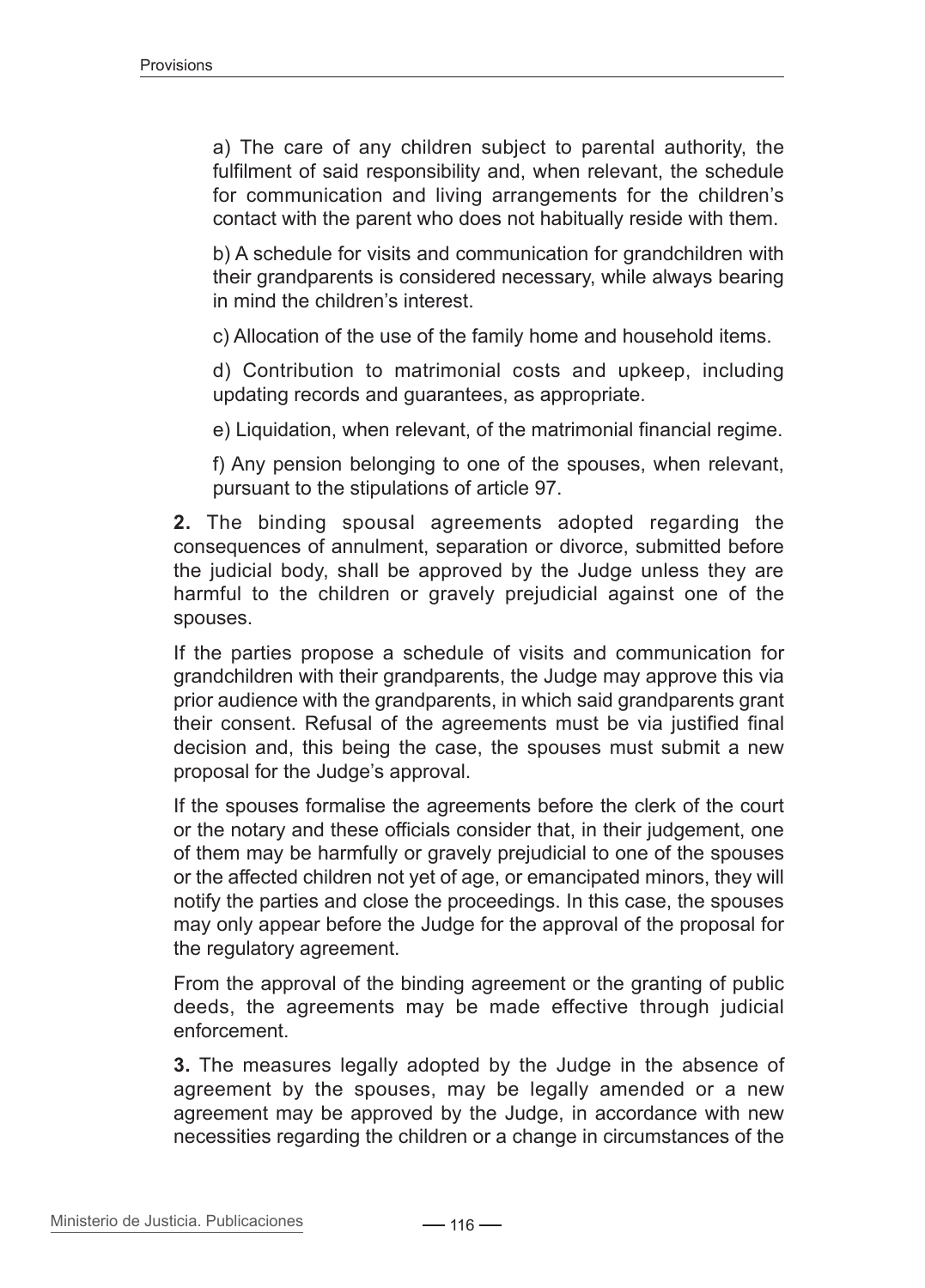a) The care of any children subject to parental authority, the fulfilment of said responsibility and, when relevant, the schedule for communication and living arrangements for the children's contact with the parent who does not habitually reside with them.

b) A schedule for visits and communication for grandchildren with their grandparents is considered necessary, while always bearing in mind the children's interest.

c) Allocation of the use of the family home and household items.

d) Contribution to matrimonial costs and upkeep, including updating records and guarantees, as appropriate.

e) Liquidation, when relevant, of the matrimonial financial regime.

f) Any pension belonging to one of the spouses, when relevant, pursuant to the stipulations of article 97.

**2.** The binding spousal agreements adopted regarding the consequences of annulment, separation or divorce, submitted before the judicial body, shall be approved by the Judge unless they are harmful to the children or gravely prejudicial against one of the spouses.

If the parties propose a schedule of visits and communication for grandchildren with their grandparents, the Judge may approve this via prior audience with the grandparents, in which said grandparents grant their consent. Refusal of the agreements must be via justified final decision and, this being the case, the spouses must submit a new proposal for the Judge's approval.

If the spouses formalise the agreements before the clerk of the court or the notary and these officials consider that, in their judgement, one of them may be harmfully or gravely prejudicial to one of the spouses or the affected children not yet of age, or emancipated minors, they will notify the parties and close the proceedings. In this case, the spouses may only appear before the Judge for the approval of the proposal for the regulatory agreement.

From the approval of the binding agreement or the granting of public deeds, the agreements may be made effective through judicial enforcement.

**3.** The measures legally adopted by the Judge in the absence of agreement by the spouses, may be legally amended or a new agreement may be approved by the Judge, in accordance with new necessities regarding the children or a change in circumstances of the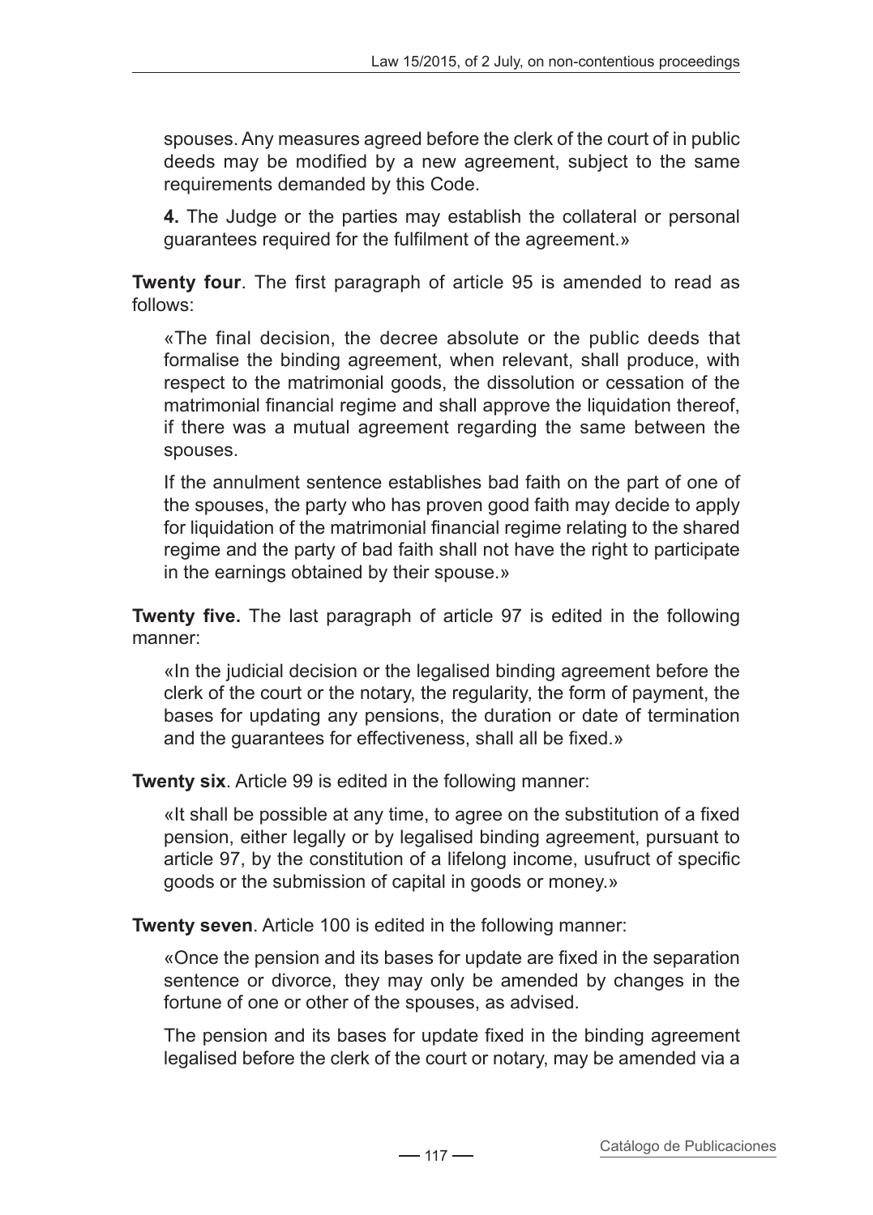spouses. Any measures agreed before the clerk of the court of in public deeds may be modified by a new agreement, subject to the same requirements demanded by this Code.

**4.** The Judge or the parties may establish the collateral or personal guarantees required for the fulfilment of the agreement.»

**Twenty four**. The first paragraph of article 95 is amended to read as follows:

«The final decision, the decree absolute or the public deeds that formalise the binding agreement, when relevant, shall produce, with respect to the matrimonial goods, the dissolution or cessation of the matrimonial financial regime and shall approve the liquidation thereof, if there was a mutual agreement regarding the same between the spouses.

If the annulment sentence establishes bad faith on the part of one of the spouses, the party who has proven good faith may decide to apply for liquidation of the matrimonial financial regime relating to the shared regime and the party of bad faith shall not have the right to participate in the earnings obtained by their spouse.»

**Twenty five.** The last paragraph of article 97 is edited in the following manner:

«In the judicial decision or the legalised binding agreement before the clerk of the court or the notary, the regularity, the form of payment, the bases for updating any pensions, the duration or date of termination and the guarantees for effectiveness, shall all be fixed.»

**Twenty six**. Article 99 is edited in the following manner:

«It shall be possible at any time, to agree on the substitution of a fixed pension, either legally or by legalised binding agreement, pursuant to article 97, by the constitution of a lifelong income, usufruct of specific goods or the submission of capital in goods or money.»

**Twenty seven**. Article 100 is edited in the following manner:

«Once the pension and its bases for update are fixed in the separation sentence or divorce, they may only be amended by changes in the fortune of one or other of the spouses, as advised.

The pension and its bases for update fixed in the binding agreement legalised before the clerk of the court or notary, may be amended via a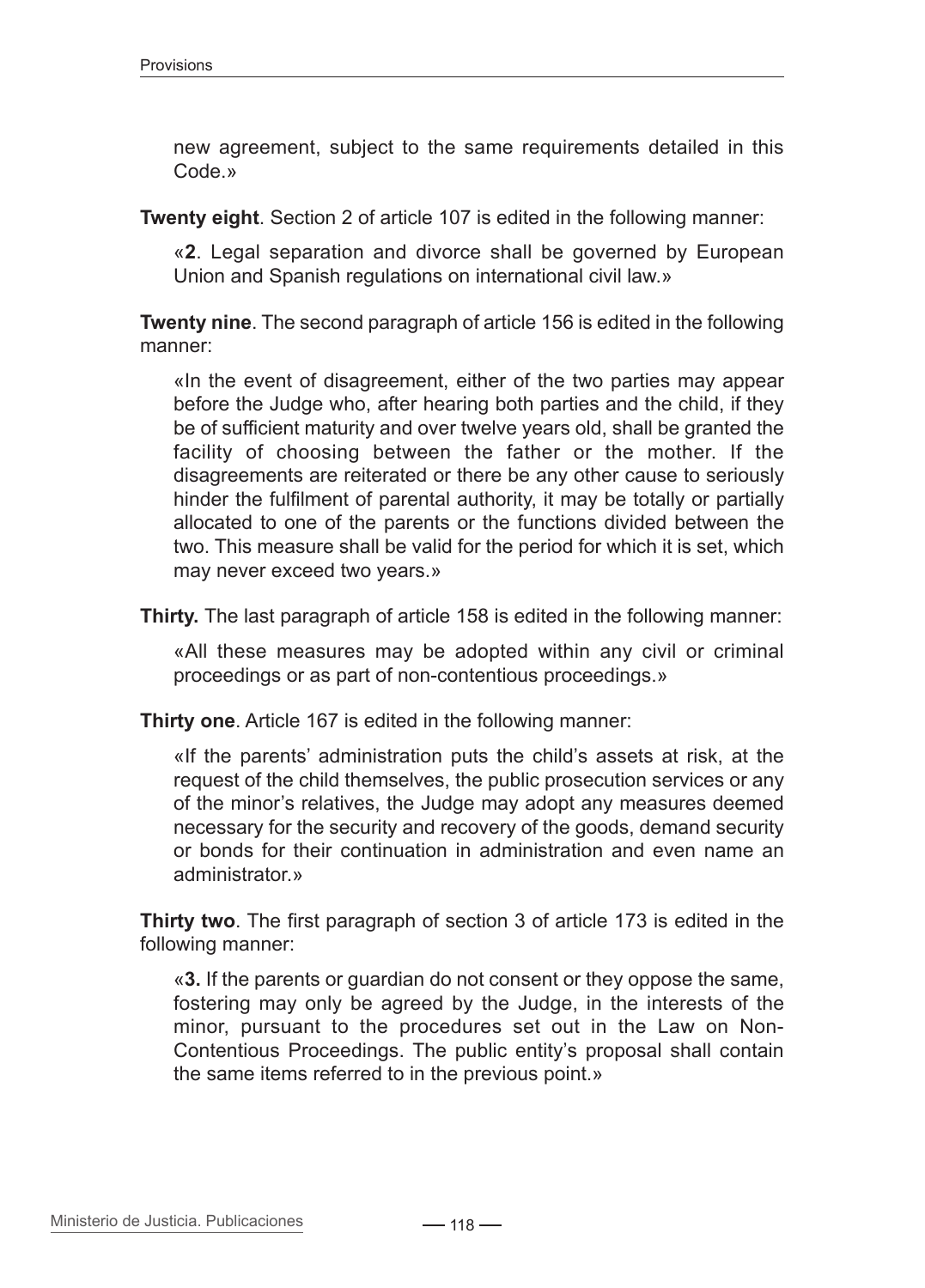new agreement, subject to the same requirements detailed in this Code.»

**Twenty eight**. Section 2 of article 107 is edited in the following manner:

«**2**. Legal separation and divorce shall be governed by European Union and Spanish regulations on international civil law.»

**Twenty nine**. The second paragraph of article 156 is edited in the following manner:

«In the event of disagreement, either of the two parties may appear before the Judge who, after hearing both parties and the child, if they be of sufficient maturity and over twelve years old, shall be granted the facility of choosing between the father or the mother. If the disagreements are reiterated or there be any other cause to seriously hinder the fulfilment of parental authority, it may be totally or partially allocated to one of the parents or the functions divided between the two. This measure shall be valid for the period for which it is set, which may never exceed two years.»

**Thirty.** The last paragraph of article 158 is edited in the following manner:

«All these measures may be adopted within any civil or criminal proceedings or as part of non-contentious proceedings.»

**Thirty one**. Article 167 is edited in the following manner:

«If the parents' administration puts the child's assets at risk, at the request of the child themselves, the public prosecution services or any of the minor's relatives, the Judge may adopt any measures deemed necessary for the security and recovery of the goods, demand security or bonds for their continuation in administration and even name an administrator.»

**Thirty two**. The first paragraph of section 3 of article 173 is edited in the following manner:

«**3.** If the parents or guardian do not consent or they oppose the same, fostering may only be agreed by the Judge, in the interests of the minor, pursuant to the procedures set out in the Law on Non-Contentious Proceedings. The public entity's proposal shall contain the same items referred to in the previous point.»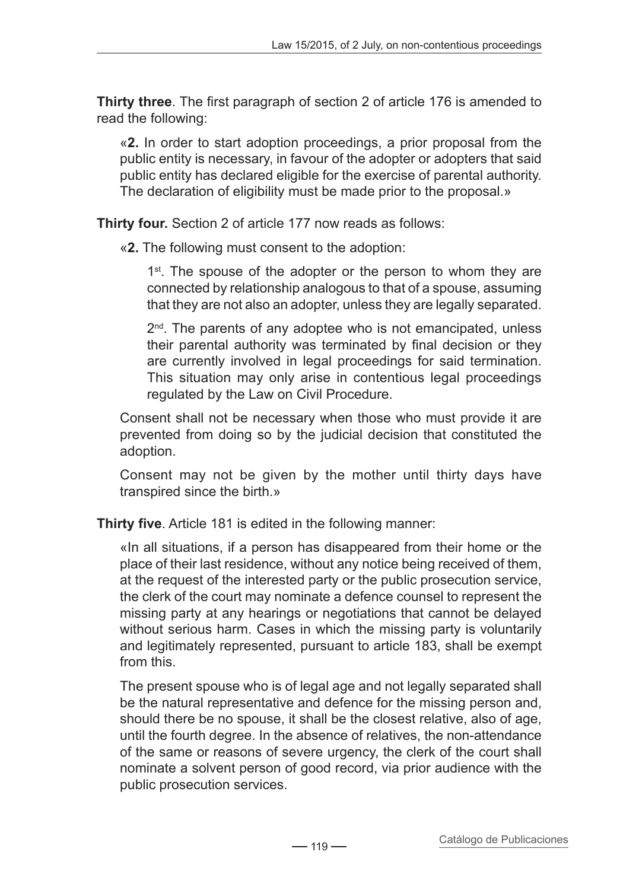**Thirty three**. The first paragraph of section 2 of article 176 is amended to read the following:

> «**2.** In order to start adoption proceedings, a prior proposal from the public entity is necessary, in favour of the adopter or adopters that said public entity has declared eligible for the exercise of parental authority. The declaration of eligibility must be made prior to the proposal.»

**Thirty four.** Section 2 of article 177 now reads as follows:

> «**2.** The following must consent to the adoption:
>
> 1st. The spouse of the adopter or the person to whom they are connected by relationship analogous to that of a spouse, assuming that they are not also an adopter, unless they are legally separated.
>
> 2nd. The parents of any adoptee who is not emancipated, unless their parental authority was terminated by final decision or they are currently involved in legal proceedings for said termination. This situation may only arise in contentious legal proceedings regulated by the Law on Civil Procedure.
>
> Consent shall not be necessary when those who must provide it are prevented from doing so by the judicial decision that constituted the adoption.
>
> Consent may not be given by the mother until thirty days have transpired since the birth.»

**Thirty five**. Article 181 is edited in the following manner:

> «In all situations, if a person has disappeared from their home or the place of their last residence, without any notice being received of them, at the request of the interested party or the public prosecution service, the clerk of the court may nominate a defence counsel to represent the missing party at any hearings or negotiations that cannot be delayed without serious harm. Cases in which the missing party is voluntarily and legitimately represented, pursuant to article 183, shall be exempt from this.
>
> The present spouse who is of legal age and not legally separated shall be the natural representative and defence for the missing person and, should there be no spouse, it shall be the closest relative, also of age, until the fourth degree. In the absence of relatives, the non-attendance of the same or reasons of severe urgency, the clerk of the court shall nominate a solvent person of good record, via prior audience with the public prosecution services.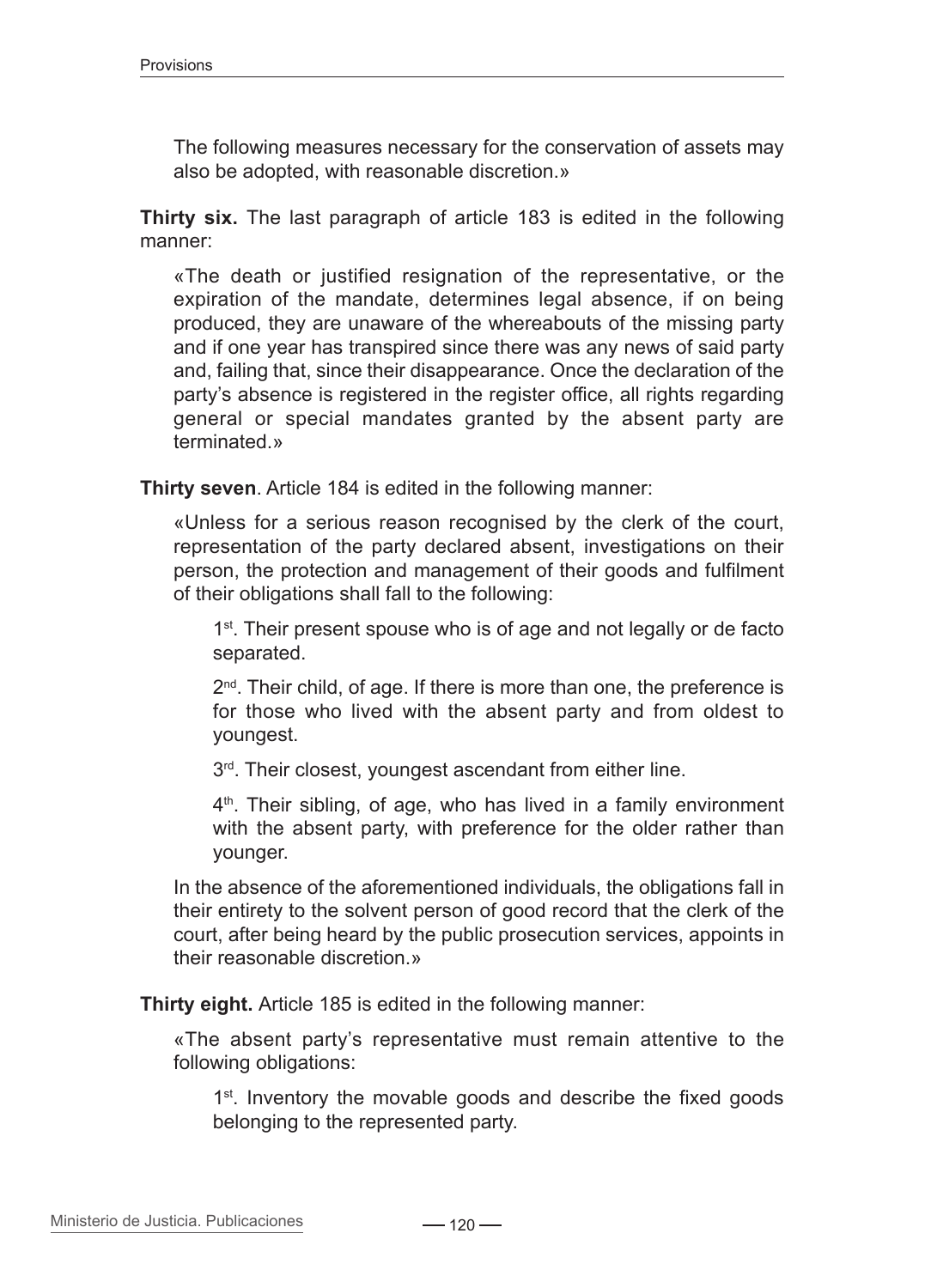The following measures necessary for the conservation of assets may also be adopted, with reasonable discretion.»

**Thirty six.** The last paragraph of article 183 is edited in the following manner:

«The death or justified resignation of the representative, or the expiration of the mandate, determines legal absence, if on being produced, they are unaware of the whereabouts of the missing party and if one year has transpired since there was any news of said party and, failing that, since their disappearance. Once the declaration of the party's absence is registered in the register office, all rights regarding general or special mandates granted by the absent party are terminated.»

**Thirty seven**. Article 184 is edited in the following manner:

«Unless for a serious reason recognised by the clerk of the court, representation of the party declared absent, investigations on their person, the protection and management of their goods and fulfilment of their obligations shall fall to the following:

1st. Their present spouse who is of age and not legally or de facto separated.

2nd. Their child, of age. If there is more than one, the preference is for those who lived with the absent party and from oldest to youngest.

3rd. Their closest, youngest ascendant from either line.

4th. Their sibling, of age, who has lived in a family environment with the absent party, with preference for the older rather than younger.

In the absence of the aforementioned individuals, the obligations fall in their entirety to the solvent person of good record that the clerk of the court, after being heard by the public prosecution services, appoints in their reasonable discretion.»

**Thirty eight.** Article 185 is edited in the following manner:

«The absent party's representative must remain attentive to the following obligations:

1st. Inventory the movable goods and describe the fixed goods belonging to the represented party.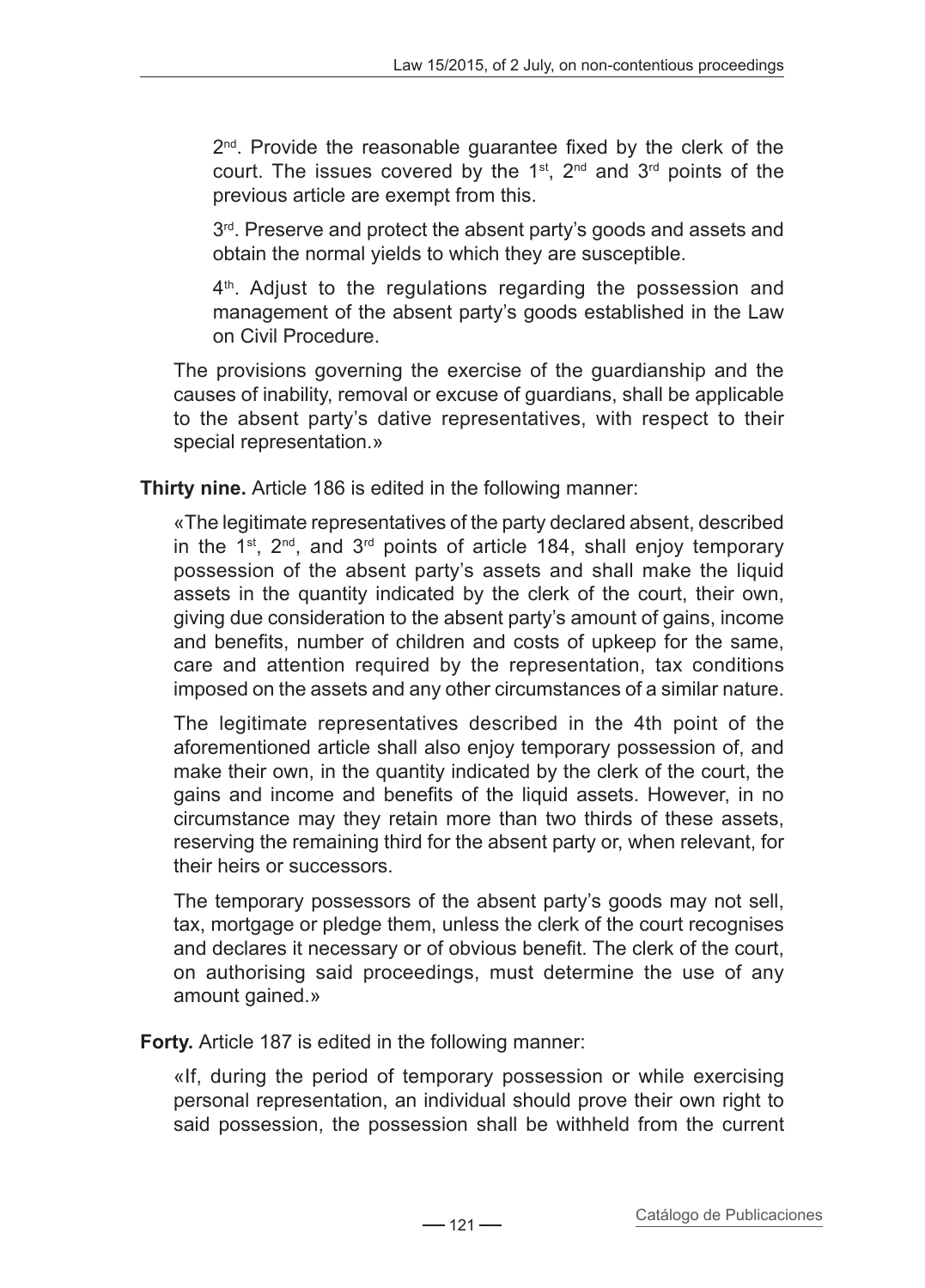2nd. Provide the reasonable guarantee fixed by the clerk of the court. The issues covered by the 1st, 2nd and 3rd points of the previous article are exempt from this.

3rd. Preserve and protect the absent party's goods and assets and obtain the normal yields to which they are susceptible.

4th. Adjust to the regulations regarding the possession and management of the absent party's goods established in the Law on Civil Procedure.

The provisions governing the exercise of the guardianship and the causes of inability, removal or excuse of guardians, shall be applicable to the absent party's dative representatives, with respect to their special representation.»

**Thirty nine.** Article 186 is edited in the following manner:

«The legitimate representatives of the party declared absent, described in the 1st, 2nd, and 3rd points of article 184, shall enjoy temporary possession of the absent party's assets and shall make the liquid assets in the quantity indicated by the clerk of the court, their own, giving due consideration to the absent party's amount of gains, income and benefits, number of children and costs of upkeep for the same, care and attention required by the representation, tax conditions imposed on the assets and any other circumstances of a similar nature.

The legitimate representatives described in the 4th point of the aforementioned article shall also enjoy temporary possession of, and make their own, in the quantity indicated by the clerk of the court, the gains and income and benefits of the liquid assets. However, in no circumstance may they retain more than two thirds of these assets, reserving the remaining third for the absent party or, when relevant, for their heirs or successors.

The temporary possessors of the absent party's goods may not sell, tax, mortgage or pledge them, unless the clerk of the court recognises and declares it necessary or of obvious benefit. The clerk of the court, on authorising said proceedings, must determine the use of any amount gained.»

**Forty.** Article 187 is edited in the following manner:

«If, during the period of temporary possession or while exercising personal representation, an individual should prove their own right to said possession, the possession shall be withheld from the current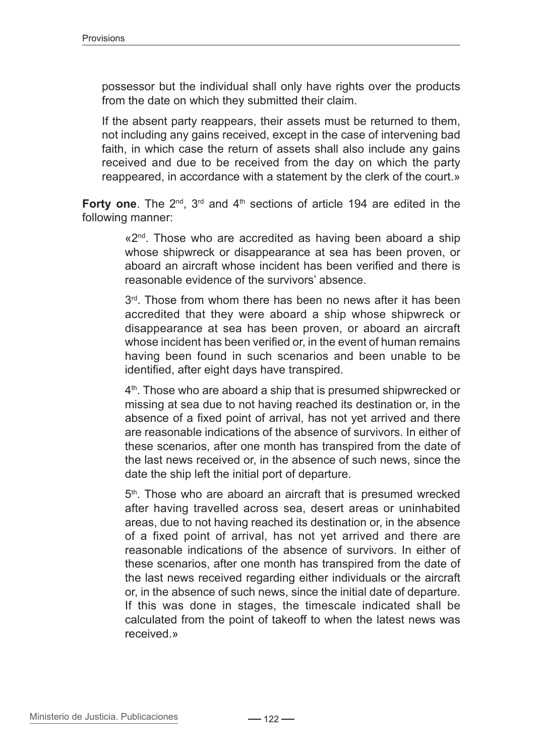possessor but the individual shall only have rights over the products from the date on which they submitted their claim.

If the absent party reappears, their assets must be returned to them, not including any gains received, except in the case of intervening bad faith, in which case the return of assets shall also include any gains received and due to be received from the day on which the party reappeared, in accordance with a statement by the clerk of the court.»

**Forty one**. The 2nd, 3rd and 4th sections of article 194 are edited in the following manner:

> «2nd. Those who are accredited as having been aboard a ship whose shipwreck or disappearance at sea has been proven, or aboard an aircraft whose incident has been verified and there is reasonable evidence of the survivors' absence.
>
> 3rd. Those from whom there has been no news after it has been accredited that they were aboard a ship whose shipwreck or disappearance at sea has been proven, or aboard an aircraft whose incident has been verified or, in the event of human remains having been found in such scenarios and been unable to be identified, after eight days have transpired.
>
> 4th. Those who are aboard a ship that is presumed shipwrecked or missing at sea due to not having reached its destination or, in the absence of a fixed point of arrival, has not yet arrived and there are reasonable indications of the absence of survivors. In either of these scenarios, after one month has transpired from the date of the last news received or, in the absence of such news, since the date the ship left the initial port of departure.
>
> 5th. Those who are aboard an aircraft that is presumed wrecked after having travelled across sea, desert areas or uninhabited areas, due to not having reached its destination or, in the absence of a fixed point of arrival, has not yet arrived and there are reasonable indications of the absence of survivors. In either of these scenarios, after one month has transpired from the date of the last news received regarding either individuals or the aircraft or, in the absence of such news, since the initial date of departure. If this was done in stages, the timescale indicated shall be calculated from the point of takeoff to when the latest news was received.»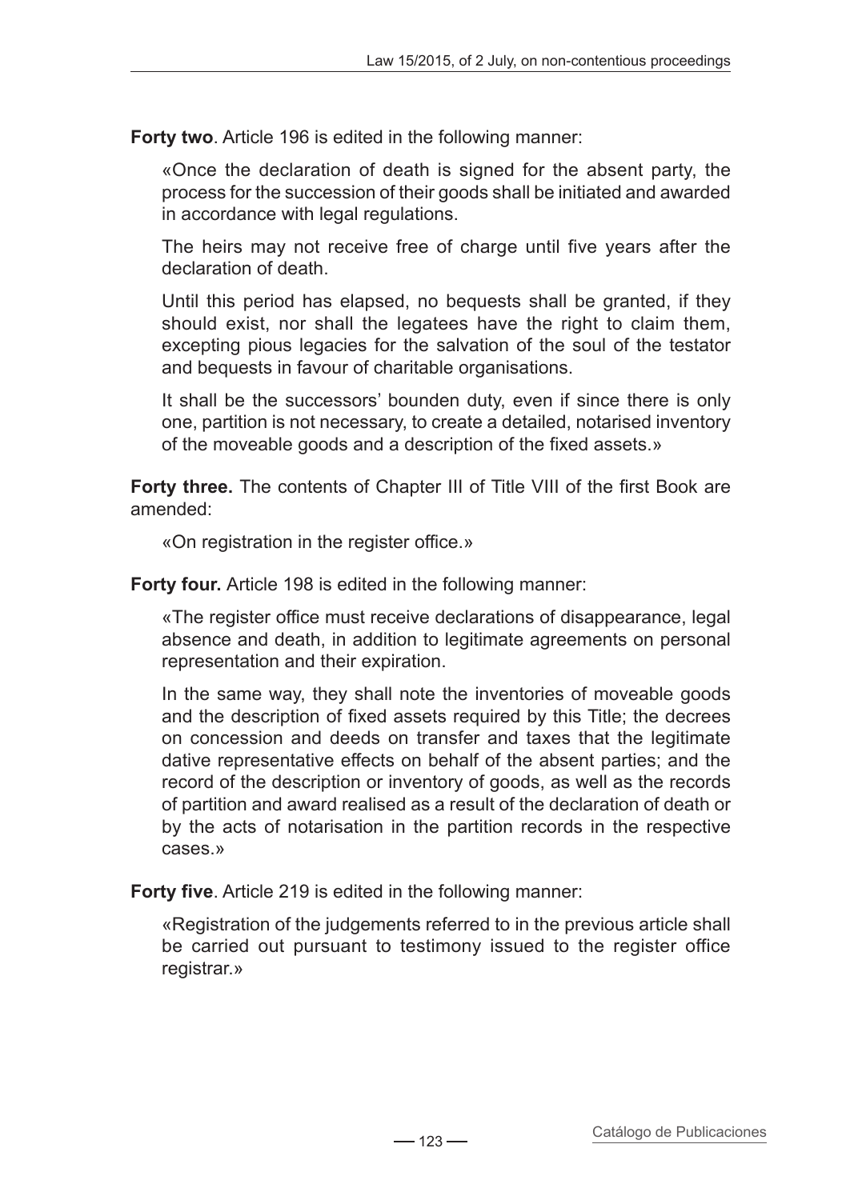**Forty two**. Article 196 is edited in the following manner:

«Once the declaration of death is signed for the absent party, the process for the succession of their goods shall be initiated and awarded in accordance with legal regulations.

The heirs may not receive free of charge until five years after the declaration of death.

Until this period has elapsed, no bequests shall be granted, if they should exist, nor shall the legatees have the right to claim them, excepting pious legacies for the salvation of the soul of the testator and bequests in favour of charitable organisations.

It shall be the successors' bounden duty, even if since there is only one, partition is not necessary, to create a detailed, notarised inventory of the moveable goods and a description of the fixed assets.»

**Forty three.** The contents of Chapter III of Title VIII of the first Book are amended:

«On registration in the register office.»

**Forty four.** Article 198 is edited in the following manner:

«The register office must receive declarations of disappearance, legal absence and death, in addition to legitimate agreements on personal representation and their expiration.

In the same way, they shall note the inventories of moveable goods and the description of fixed assets required by this Title; the decrees on concession and deeds on transfer and taxes that the legitimate dative representative effects on behalf of the absent parties; and the record of the description or inventory of goods, as well as the records of partition and award realised as a result of the declaration of death or by the acts of notarisation in the partition records in the respective cases.»

**Forty five**. Article 219 is edited in the following manner:

«Registration of the judgements referred to in the previous article shall be carried out pursuant to testimony issued to the register office registrar.»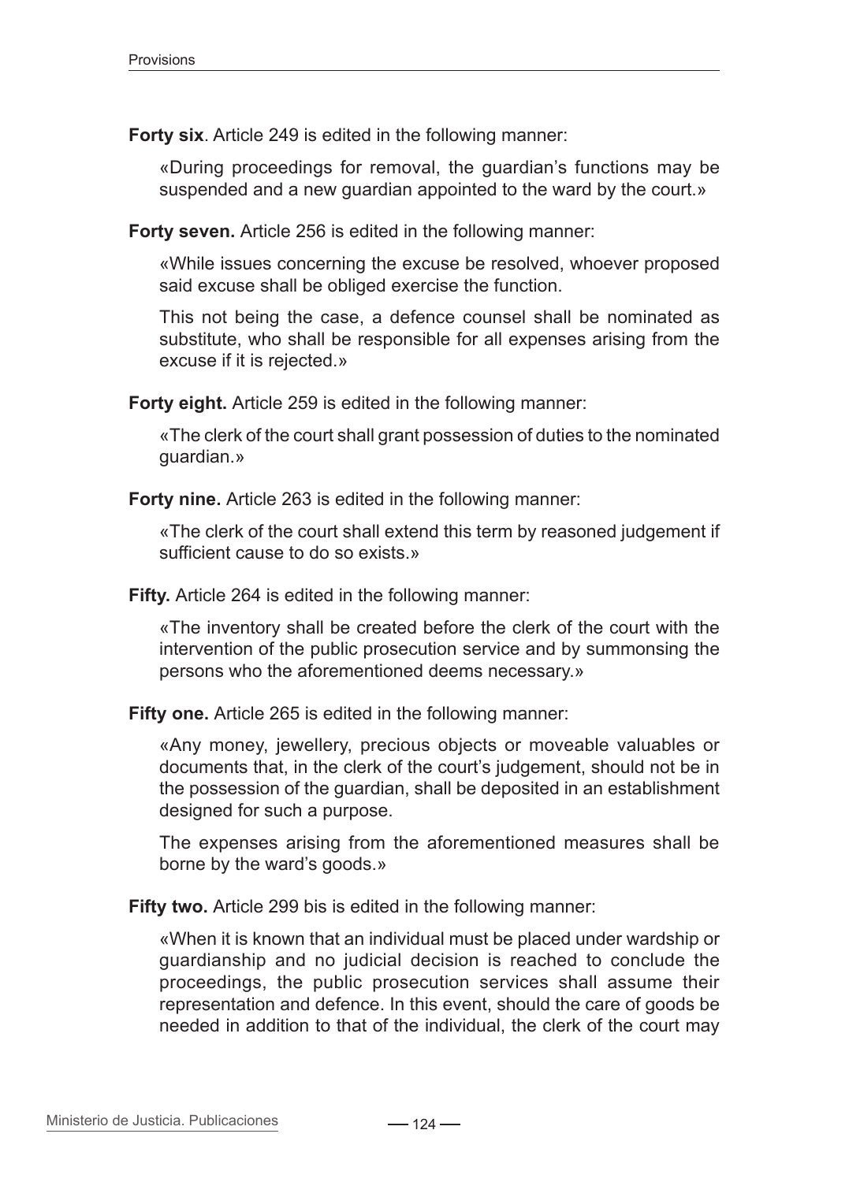**Forty six**. Article 249 is edited in the following manner:

«During proceedings for removal, the guardian's functions may be suspended and a new guardian appointed to the ward by the court.»

**Forty seven.** Article 256 is edited in the following manner:

«While issues concerning the excuse be resolved, whoever proposed said excuse shall be obliged exercise the function.

This not being the case, a defence counsel shall be nominated as substitute, who shall be responsible for all expenses arising from the excuse if it is rejected.»

**Forty eight.** Article 259 is edited in the following manner:

«The clerk of the court shall grant possession of duties to the nominated guardian.»

**Forty nine.** Article 263 is edited in the following manner:

«The clerk of the court shall extend this term by reasoned judgement if sufficient cause to do so exists.»

**Fifty.** Article 264 is edited in the following manner:

«The inventory shall be created before the clerk of the court with the intervention of the public prosecution service and by summonsing the persons who the aforementioned deems necessary.»

**Fifty one.** Article 265 is edited in the following manner:

«Any money, jewellery, precious objects or moveable valuables or documents that, in the clerk of the court's judgement, should not be in the possession of the guardian, shall be deposited in an establishment designed for such a purpose.

The expenses arising from the aforementioned measures shall be borne by the ward's goods.»

**Fifty two.** Article 299 bis is edited in the following manner:

«When it is known that an individual must be placed under wardship or guardianship and no judicial decision is reached to conclude the proceedings, the public prosecution services shall assume their representation and defence. In this event, should the care of goods be needed in addition to that of the individual, the clerk of the court may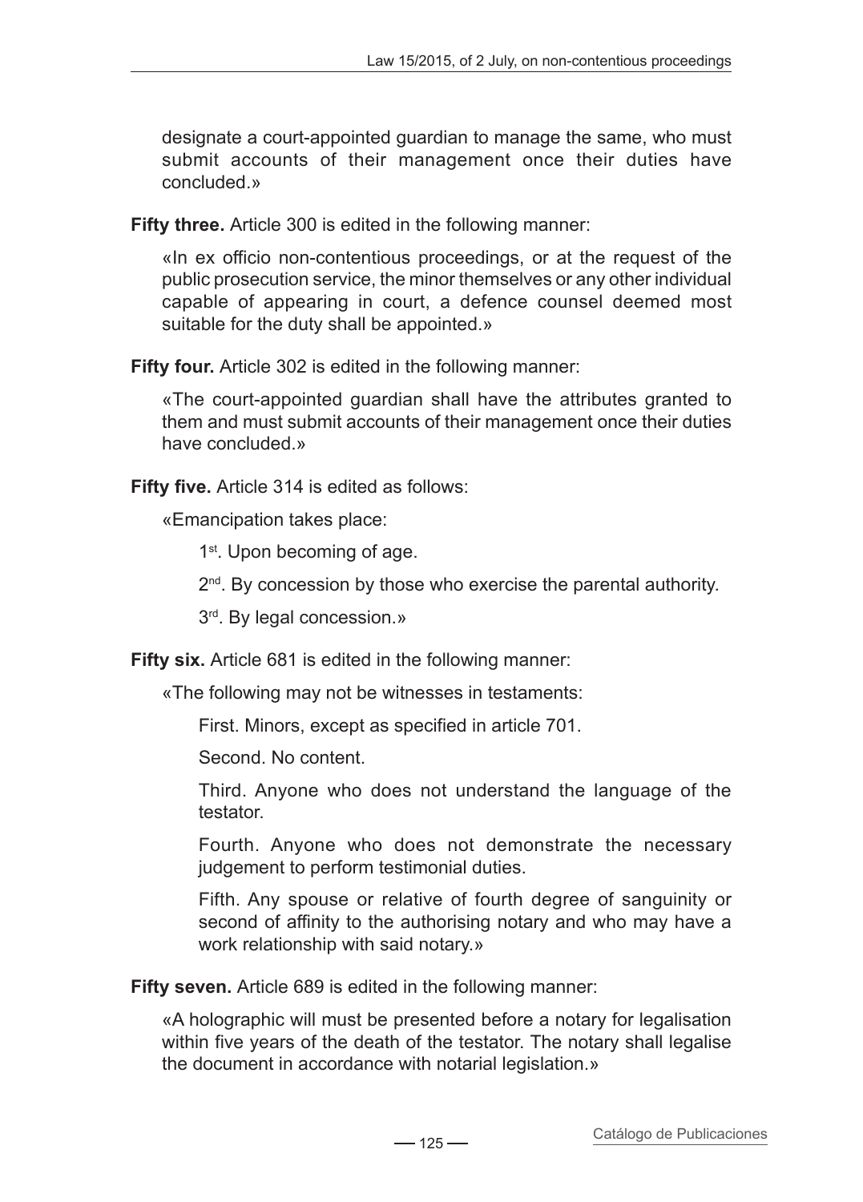designate a court-appointed guardian to manage the same, who must submit accounts of their management once their duties have concluded.»

**Fifty three.** Article 300 is edited in the following manner:

«In ex officio non-contentious proceedings, or at the request of the public prosecution service, the minor themselves or any other individual capable of appearing in court, a defence counsel deemed most suitable for the duty shall be appointed.»

**Fifty four.** Article 302 is edited in the following manner:

«The court-appointed guardian shall have the attributes granted to them and must submit accounts of their management once their duties have concluded.»

**Fifty five.** Article 314 is edited as follows:

«Emancipation takes place:

1st. Upon becoming of age.

2nd. By concession by those who exercise the parental authority.

3rd. By legal concession.»

**Fifty six.** Article 681 is edited in the following manner:

«The following may not be witnesses in testaments:

First. Minors, except as specified in article 701.

Second. No content.

Third. Anyone who does not understand the language of the testator.

Fourth. Anyone who does not demonstrate the necessary judgement to perform testimonial duties.

Fifth. Any spouse or relative of fourth degree of sanguinity or second of affinity to the authorising notary and who may have a work relationship with said notary.»

**Fifty seven.** Article 689 is edited in the following manner:

«A holographic will must be presented before a notary for legalisation within five years of the death of the testator. The notary shall legalise the document in accordance with notarial legislation.»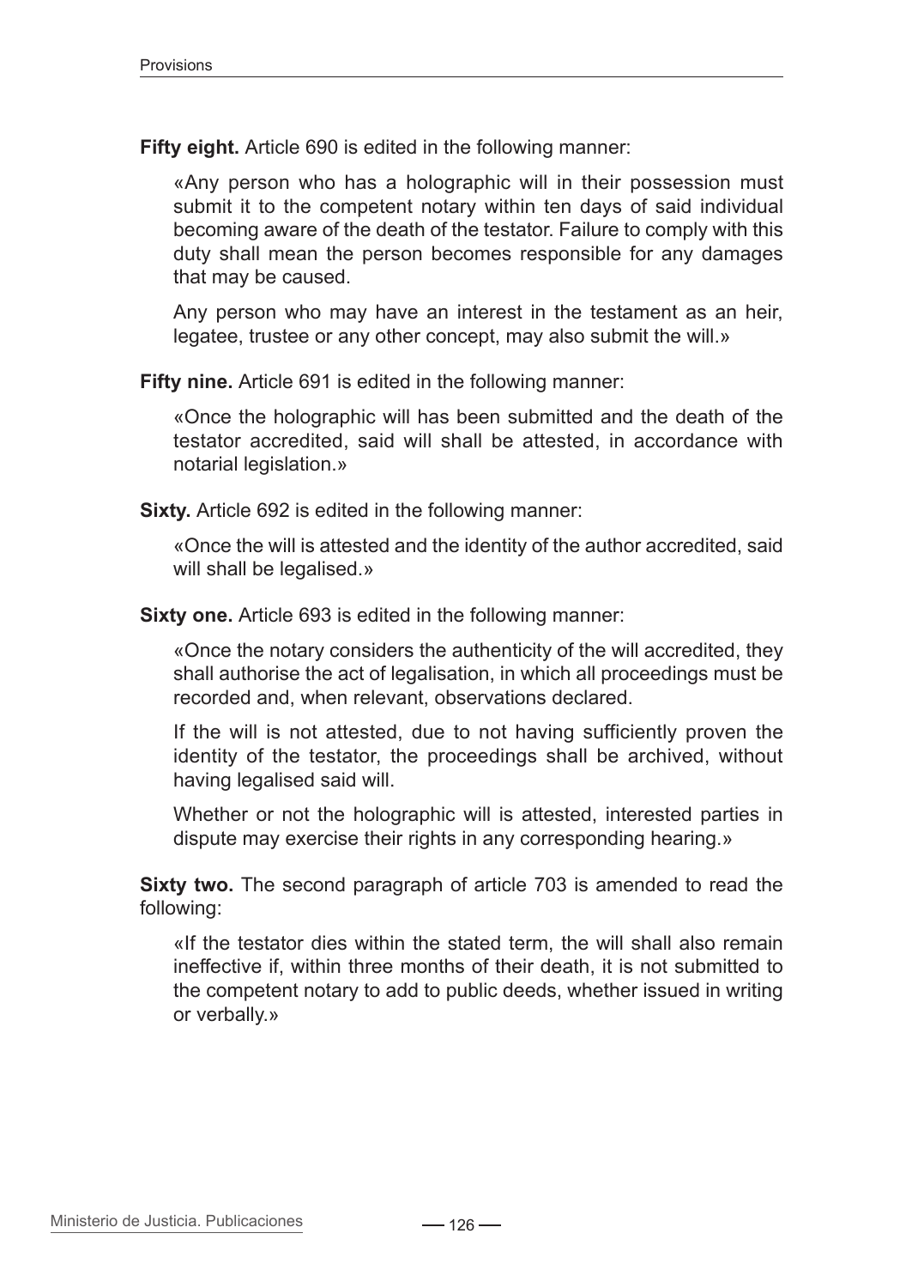**Fifty eight.** Article 690 is edited in the following manner:

> «Any person who has a holographic will in their possession must submit it to the competent notary within ten days of said individual becoming aware of the death of the testator. Failure to comply with this duty shall mean the person becomes responsible for any damages that may be caused.
>
> Any person who may have an interest in the testament as an heir, legatee, trustee or any other concept, may also submit the will.»

**Fifty nine.** Article 691 is edited in the following manner:

> «Once the holographic will has been submitted and the death of the testator accredited, said will shall be attested, in accordance with notarial legislation.»

**Sixty.** Article 692 is edited in the following manner:

> «Once the will is attested and the identity of the author accredited, said will shall be legalised.»

**Sixty one.** Article 693 is edited in the following manner:

> «Once the notary considers the authenticity of the will accredited, they shall authorise the act of legalisation, in which all proceedings must be recorded and, when relevant, observations declared.
>
> If the will is not attested, due to not having sufficiently proven the identity of the testator, the proceedings shall be archived, without having legalised said will.
>
> Whether or not the holographic will is attested, interested parties in dispute may exercise their rights in any corresponding hearing.»

**Sixty two.** The second paragraph of article 703 is amended to read the following:

> «If the testator dies within the stated term, the will shall also remain ineffective if, within three months of their death, it is not submitted to the competent notary to add to public deeds, whether issued in writing or verbally.»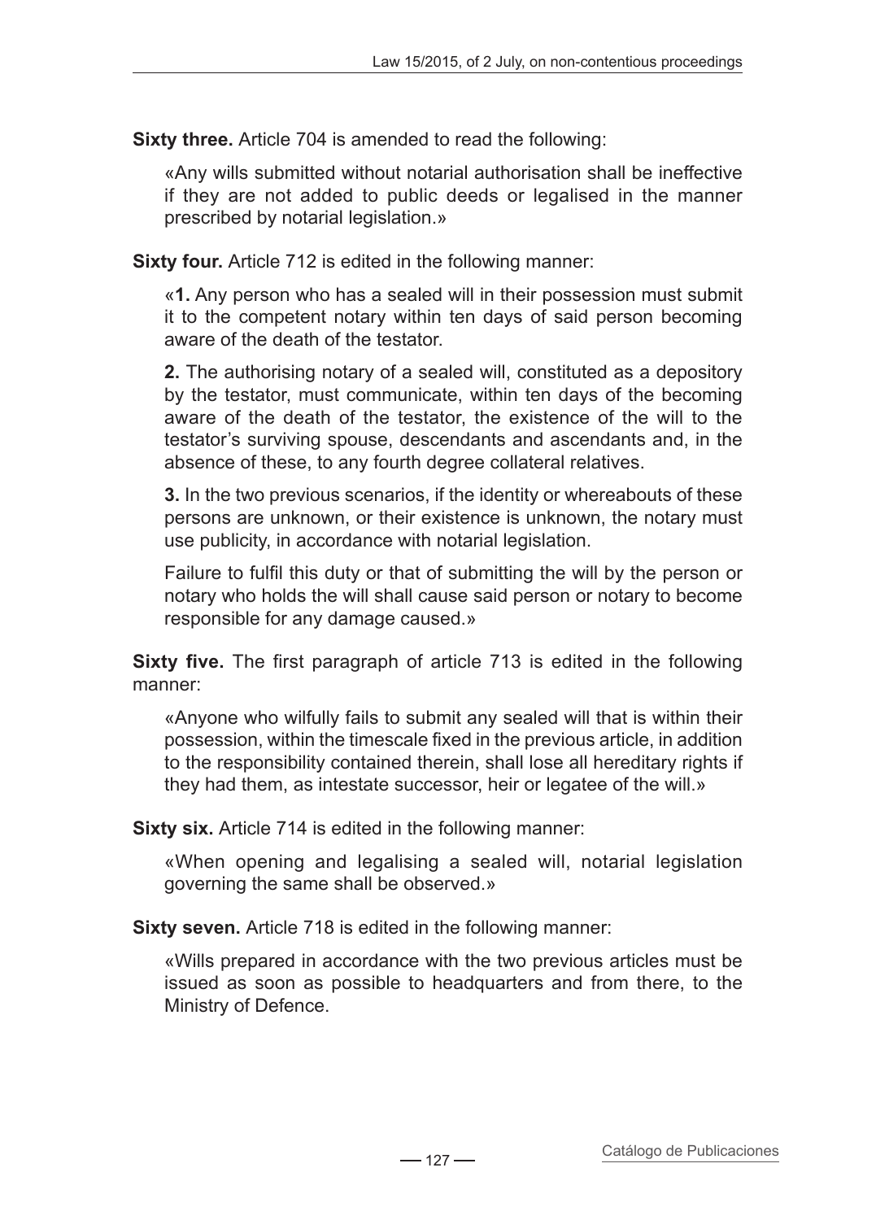**Sixty three.** Article 704 is amended to read the following:

«Any wills submitted without notarial authorisation shall be ineffective if they are not added to public deeds or legalised in the manner prescribed by notarial legislation.»

**Sixty four.** Article 712 is edited in the following manner:

«**1.** Any person who has a sealed will in their possession must submit it to the competent notary within ten days of said person becoming aware of the death of the testator.

**2.** The authorising notary of a sealed will, constituted as a depository by the testator, must communicate, within ten days of the becoming aware of the death of the testator, the existence of the will to the testator's surviving spouse, descendants and ascendants and, in the absence of these, to any fourth degree collateral relatives.

**3.** In the two previous scenarios, if the identity or whereabouts of these persons are unknown, or their existence is unknown, the notary must use publicity, in accordance with notarial legislation.

Failure to fulfil this duty or that of submitting the will by the person or notary who holds the will shall cause said person or notary to become responsible for any damage caused.»

**Sixty five.** The first paragraph of article 713 is edited in the following manner:

«Anyone who wilfully fails to submit any sealed will that is within their possession, within the timescale fixed in the previous article, in addition to the responsibility contained therein, shall lose all hereditary rights if they had them, as intestate successor, heir or legatee of the will.»

**Sixty six.** Article 714 is edited in the following manner:

«When opening and legalising a sealed will, notarial legislation governing the same shall be observed.»

**Sixty seven.** Article 718 is edited in the following manner:

«Wills prepared in accordance with the two previous articles must be issued as soon as possible to headquarters and from there, to the Ministry of Defence.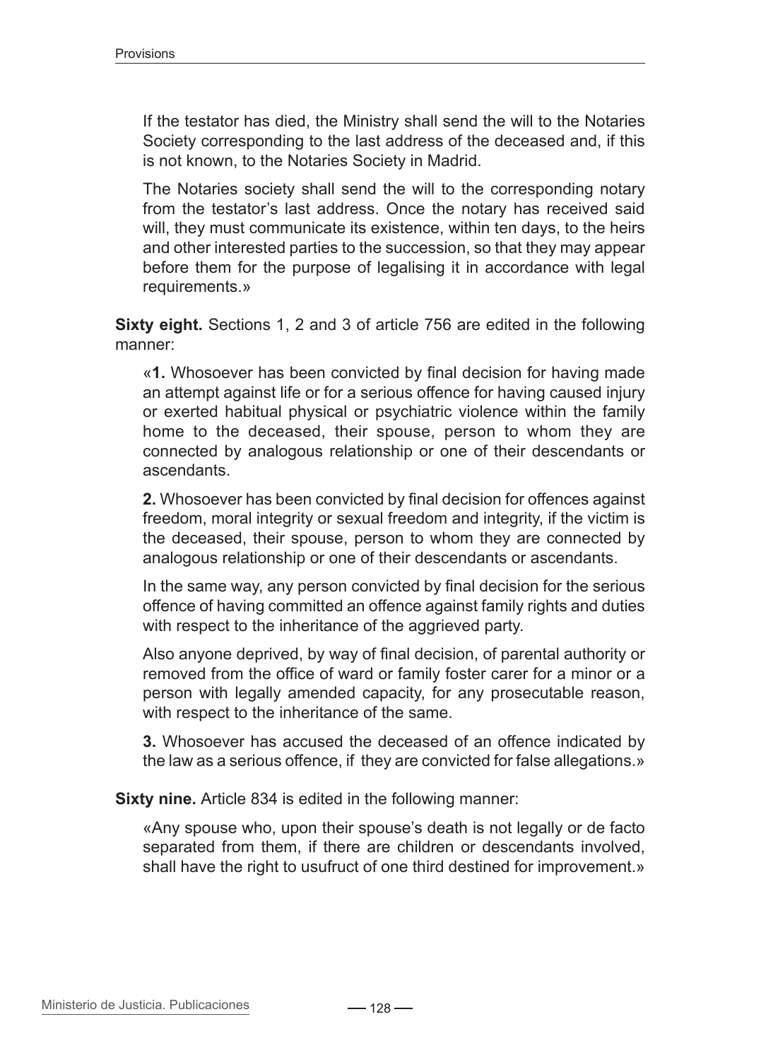If the testator has died, the Ministry shall send the will to the Notaries Society corresponding to the last address of the deceased and, if this is not known, to the Notaries Society in Madrid.

The Notaries society shall send the will to the corresponding notary from the testator's last address. Once the notary has received said will, they must communicate its existence, within ten days, to the heirs and other interested parties to the succession, so that they may appear before them for the purpose of legalising it in accordance with legal requirements.»

**Sixty eight.** Sections 1, 2 and 3 of article 756 are edited in the following manner:

«**1.** Whosoever has been convicted by final decision for having made an attempt against life or for a serious offence for having caused injury or exerted habitual physical or psychiatric violence within the family home to the deceased, their spouse, person to whom they are connected by analogous relationship or one of their descendants or ascendants.

**2.** Whosoever has been convicted by final decision for offences against freedom, moral integrity or sexual freedom and integrity, if the victim is the deceased, their spouse, person to whom they are connected by analogous relationship or one of their descendants or ascendants.

In the same way, any person convicted by final decision for the serious offence of having committed an offence against family rights and duties with respect to the inheritance of the aggrieved party.

Also anyone deprived, by way of final decision, of parental authority or removed from the office of ward or family foster carer for a minor or a person with legally amended capacity, for any prosecutable reason, with respect to the inheritance of the same.

**3.** Whosoever has accused the deceased of an offence indicated by the law as a serious offence, if they are convicted for false allegations.»

**Sixty nine.** Article 834 is edited in the following manner:

«Any spouse who, upon their spouse's death is not legally or de facto separated from them, if there are children or descendants involved, shall have the right to usufruct of one third destined for improvement.»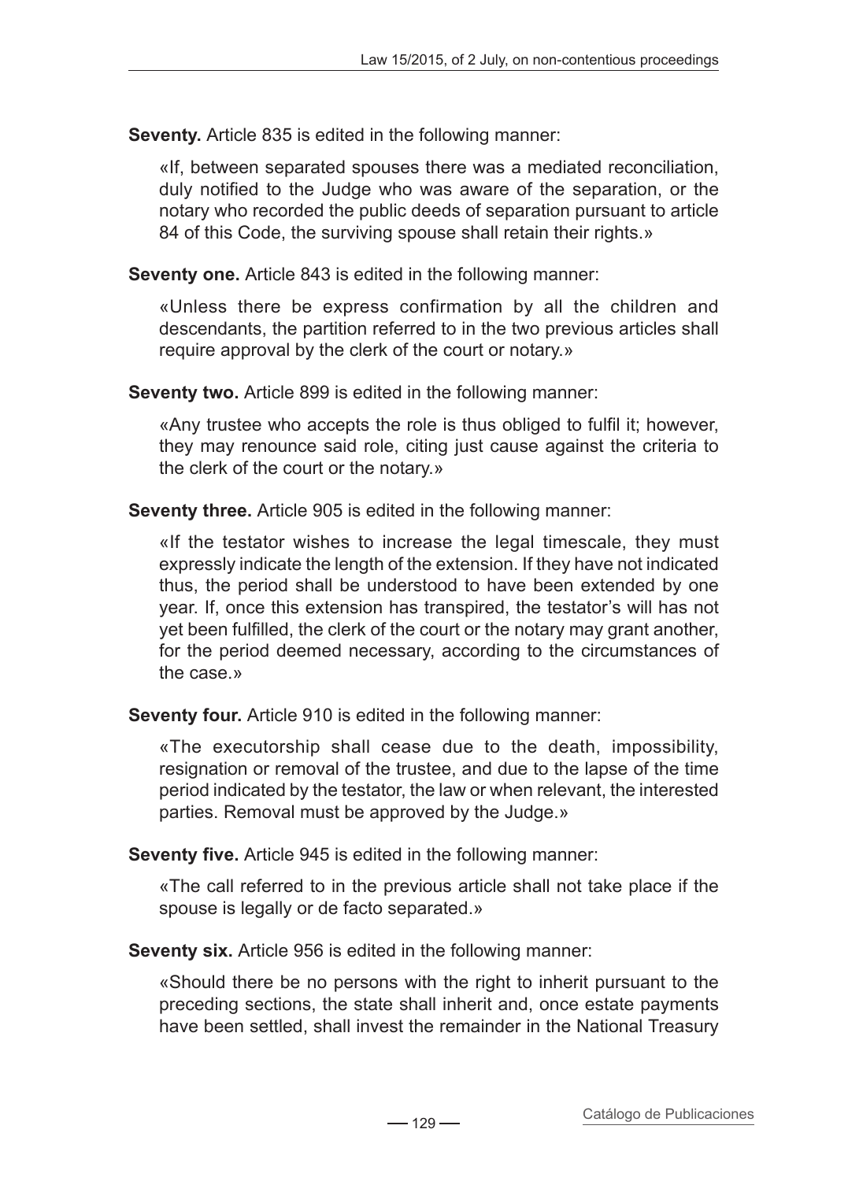**Seventy.** Article 835 is edited in the following manner:

> «If, between separated spouses there was a mediated reconciliation, duly notified to the Judge who was aware of the separation, or the notary who recorded the public deeds of separation pursuant to article 84 of this Code, the surviving spouse shall retain their rights.»

**Seventy one.** Article 843 is edited in the following manner:

> «Unless there be express confirmation by all the children and descendants, the partition referred to in the two previous articles shall require approval by the clerk of the court or notary.»

**Seventy two.** Article 899 is edited in the following manner:

> «Any trustee who accepts the role is thus obliged to fulfil it; however, they may renounce said role, citing just cause against the criteria to the clerk of the court or the notary.»

**Seventy three.** Article 905 is edited in the following manner:

> «If the testator wishes to increase the legal timescale, they must expressly indicate the length of the extension. If they have not indicated thus, the period shall be understood to have been extended by one year. If, once this extension has transpired, the testator's will has not yet been fulfilled, the clerk of the court or the notary may grant another, for the period deemed necessary, according to the circumstances of the case.»

**Seventy four.** Article 910 is edited in the following manner:

> «The executorship shall cease due to the death, impossibility, resignation or removal of the trustee, and due to the lapse of the time period indicated by the testator, the law or when relevant, the interested parties. Removal must be approved by the Judge.»

**Seventy five.** Article 945 is edited in the following manner:

> «The call referred to in the previous article shall not take place if the spouse is legally or de facto separated.»

**Seventy six.** Article 956 is edited in the following manner:

> «Should there be no persons with the right to inherit pursuant to the preceding sections, the state shall inherit and, once estate payments have been settled, shall invest the remainder in the National Treasury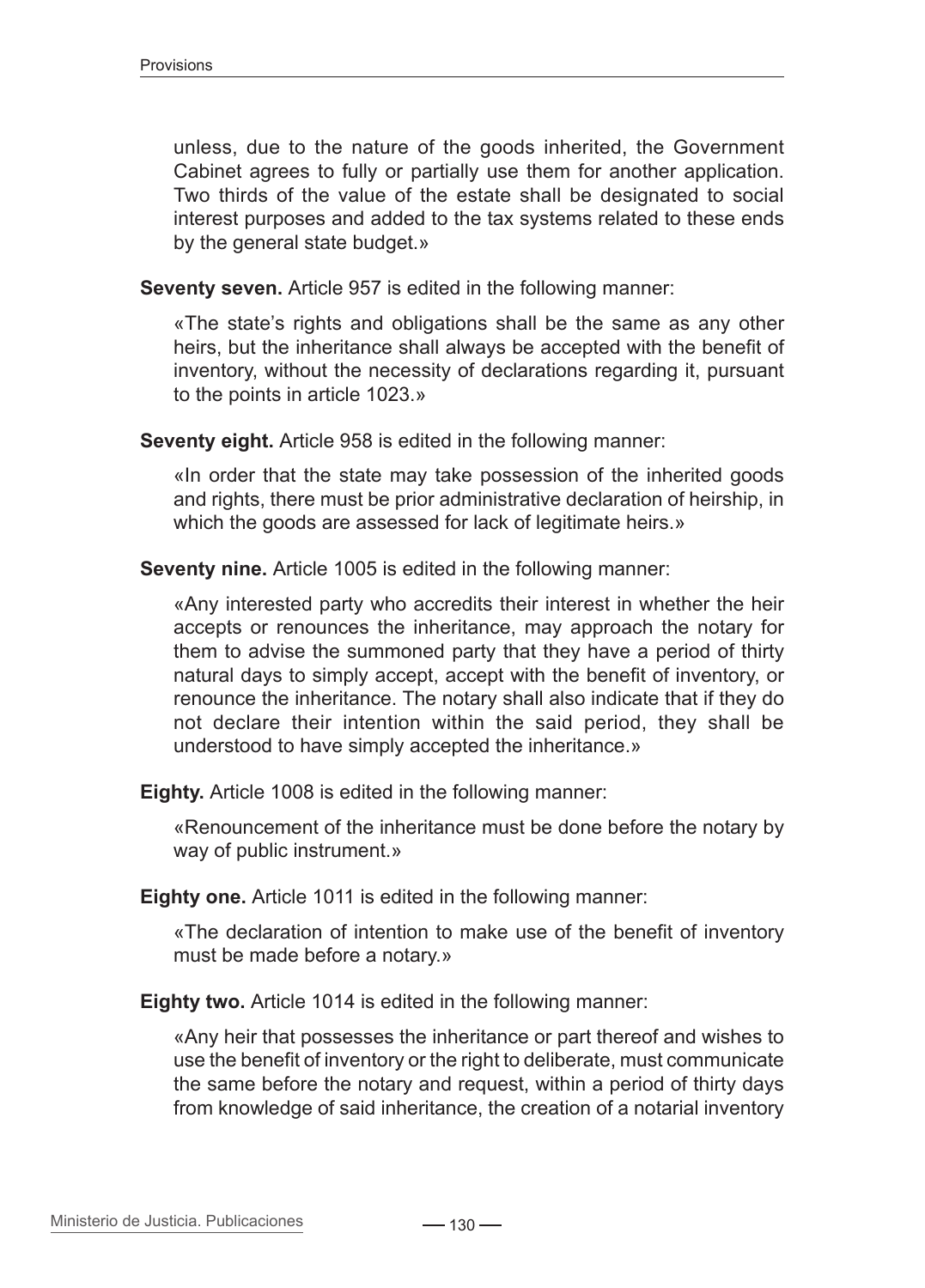unless, due to the nature of the goods inherited, the Government Cabinet agrees to fully or partially use them for another application. Two thirds of the value of the estate shall be designated to social interest purposes and added to the tax systems related to these ends by the general state budget.»

**Seventy seven.** Article 957 is edited in the following manner:

«The state's rights and obligations shall be the same as any other heirs, but the inheritance shall always be accepted with the benefit of inventory, without the necessity of declarations regarding it, pursuant to the points in article 1023.»

**Seventy eight.** Article 958 is edited in the following manner:

«In order that the state may take possession of the inherited goods and rights, there must be prior administrative declaration of heirship, in which the goods are assessed for lack of legitimate heirs.»

**Seventy nine.** Article 1005 is edited in the following manner:

«Any interested party who accredits their interest in whether the heir accepts or renounces the inheritance, may approach the notary for them to advise the summoned party that they have a period of thirty natural days to simply accept, accept with the benefit of inventory, or renounce the inheritance. The notary shall also indicate that if they do not declare their intention within the said period, they shall be understood to have simply accepted the inheritance.»

**Eighty.** Article 1008 is edited in the following manner:

«Renouncement of the inheritance must be done before the notary by way of public instrument.»

**Eighty one.** Article 1011 is edited in the following manner:

«The declaration of intention to make use of the benefit of inventory must be made before a notary.»

**Eighty two.** Article 1014 is edited in the following manner:

«Any heir that possesses the inheritance or part thereof and wishes to use the benefit of inventory or the right to deliberate, must communicate the same before the notary and request, within a period of thirty days from knowledge of said inheritance, the creation of a notarial inventory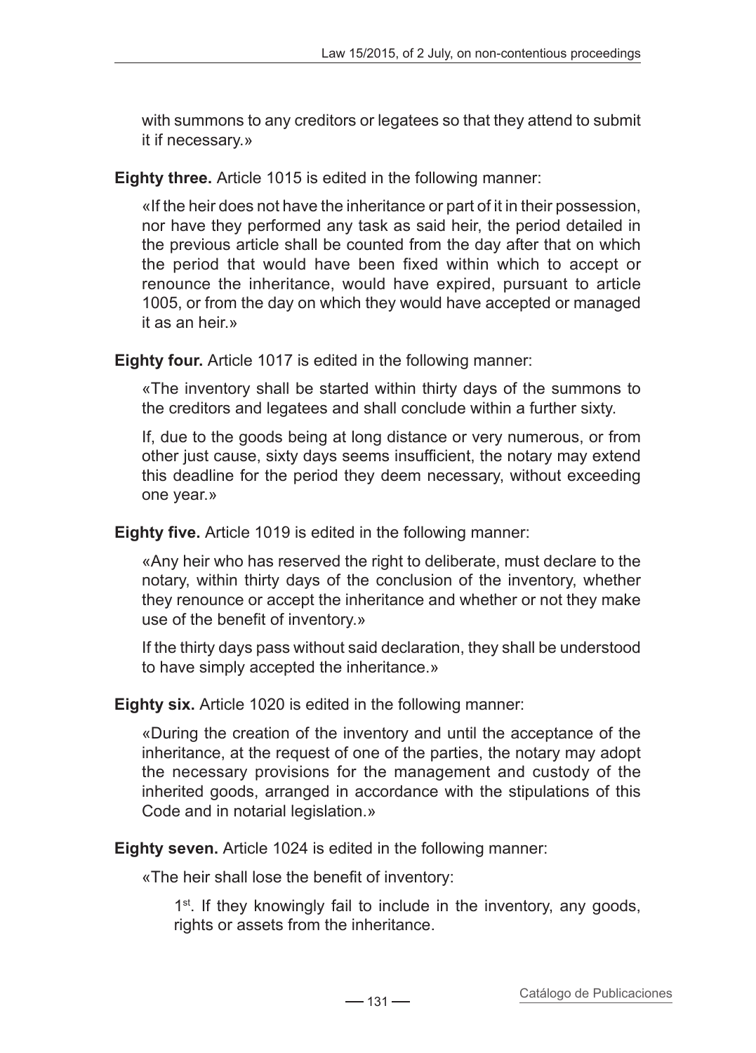with summons to any creditors or legatees so that they attend to submit it if necessary.»

**Eighty three.** Article 1015 is edited in the following manner:

«If the heir does not have the inheritance or part of it in their possession, nor have they performed any task as said heir, the period detailed in the previous article shall be counted from the day after that on which the period that would have been fixed within which to accept or renounce the inheritance, would have expired, pursuant to article 1005, or from the day on which they would have accepted or managed it as an heir.»

**Eighty four.** Article 1017 is edited in the following manner:

«The inventory shall be started within thirty days of the summons to the creditors and legatees and shall conclude within a further sixty.

If, due to the goods being at long distance or very numerous, or from other just cause, sixty days seems insufficient, the notary may extend this deadline for the period they deem necessary, without exceeding one year.»

**Eighty five.** Article 1019 is edited in the following manner:

«Any heir who has reserved the right to deliberate, must declare to the notary, within thirty days of the conclusion of the inventory, whether they renounce or accept the inheritance and whether or not they make use of the benefit of inventory.»

If the thirty days pass without said declaration, they shall be understood to have simply accepted the inheritance.»

**Eighty six.** Article 1020 is edited in the following manner:

«During the creation of the inventory and until the acceptance of the inheritance, at the request of one of the parties, the notary may adopt the necessary provisions for the management and custody of the inherited goods, arranged in accordance with the stipulations of this Code and in notarial legislation.»

**Eighty seven.** Article 1024 is edited in the following manner:

«The heir shall lose the benefit of inventory:

1st. If they knowingly fail to include in the inventory, any goods, rights or assets from the inheritance.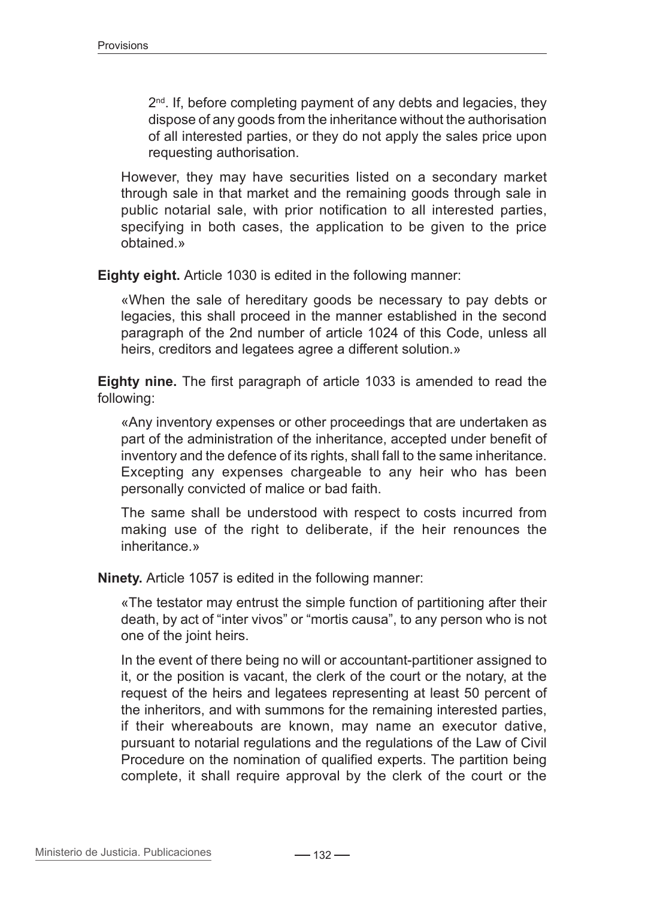2nd. If, before completing payment of any debts and legacies, they dispose of any goods from the inheritance without the authorisation of all interested parties, or they do not apply the sales price upon requesting authorisation.

However, they may have securities listed on a secondary market through sale in that market and the remaining goods through sale in public notarial sale, with prior notification to all interested parties, specifying in both cases, the application to be given to the price obtained.»

**Eighty eight.** Article 1030 is edited in the following manner:

«When the sale of hereditary goods be necessary to pay debts or legacies, this shall proceed in the manner established in the second paragraph of the 2nd number of article 1024 of this Code, unless all heirs, creditors and legatees agree a different solution.»

**Eighty nine.** The first paragraph of article 1033 is amended to read the following:

«Any inventory expenses or other proceedings that are undertaken as part of the administration of the inheritance, accepted under benefit of inventory and the defence of its rights, shall fall to the same inheritance. Excepting any expenses chargeable to any heir who has been personally convicted of malice or bad faith.

The same shall be understood with respect to costs incurred from making use of the right to deliberate, if the heir renounces the inheritance.»

**Ninety.** Article 1057 is edited in the following manner:

«The testator may entrust the simple function of partitioning after their death, by act of "inter vivos" or "mortis causa", to any person who is not one of the joint heirs.

In the event of there being no will or accountant-partitioner assigned to it, or the position is vacant, the clerk of the court or the notary, at the request of the heirs and legatees representing at least 50 percent of the inheritors, and with summons for the remaining interested parties, if their whereabouts are known, may name an executor dative, pursuant to notarial regulations and the regulations of the Law of Civil Procedure on the nomination of qualified experts. The partition being complete, it shall require approval by the clerk of the court or the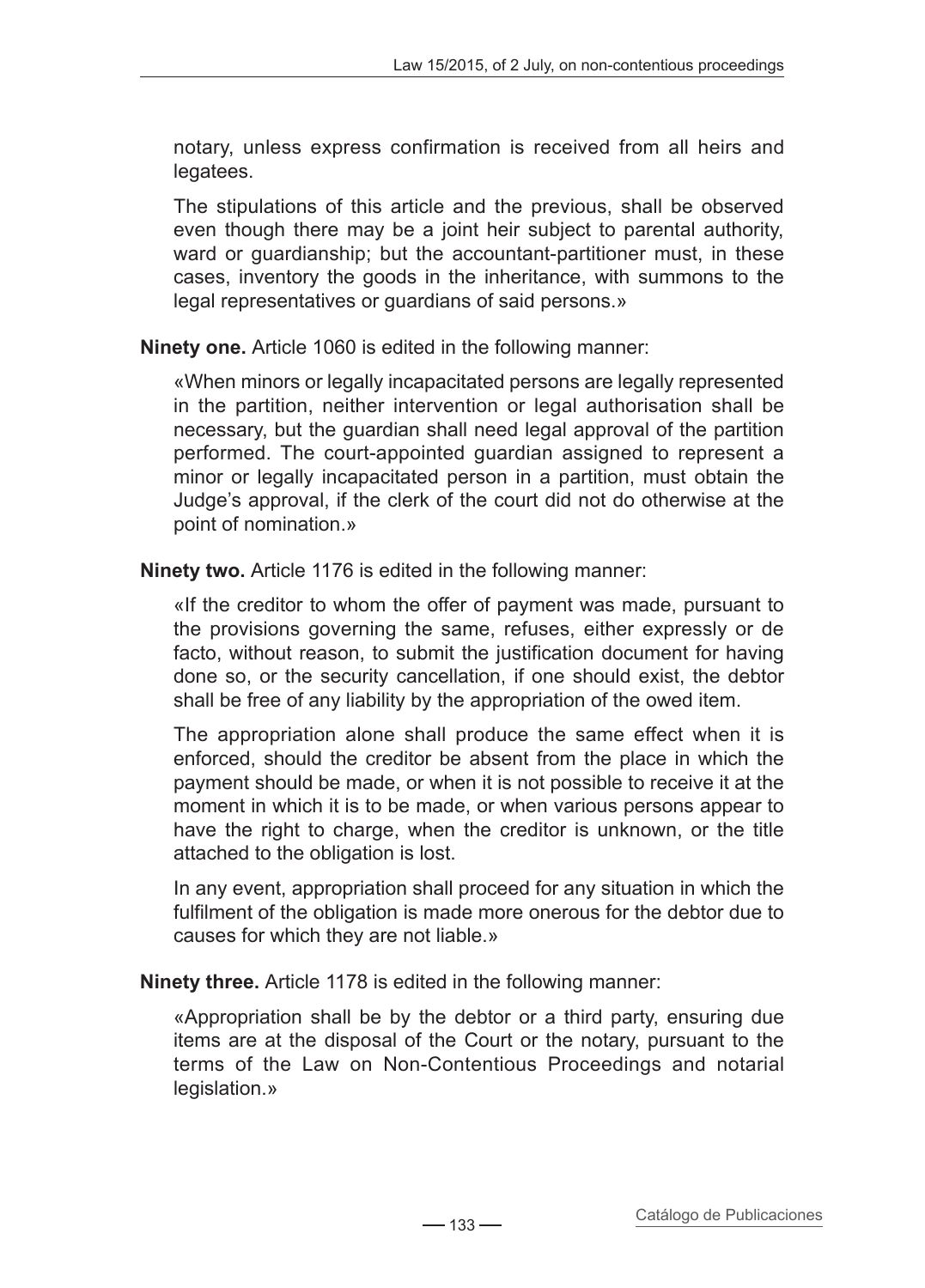notary, unless express confirmation is received from all heirs and legatees.

The stipulations of this article and the previous, shall be observed even though there may be a joint heir subject to parental authority, ward or guardianship; but the accountant-partitioner must, in these cases, inventory the goods in the inheritance, with summons to the legal representatives or guardians of said persons.»

**Ninety one.** Article 1060 is edited in the following manner:

«When minors or legally incapacitated persons are legally represented in the partition, neither intervention or legal authorisation shall be necessary, but the guardian shall need legal approval of the partition performed. The court-appointed guardian assigned to represent a minor or legally incapacitated person in a partition, must obtain the Judge's approval, if the clerk of the court did not do otherwise at the point of nomination.»

**Ninety two.** Article 1176 is edited in the following manner:

«If the creditor to whom the offer of payment was made, pursuant to the provisions governing the same, refuses, either expressly or de facto, without reason, to submit the justification document for having done so, or the security cancellation, if one should exist, the debtor shall be free of any liability by the appropriation of the owed item.

The appropriation alone shall produce the same effect when it is enforced, should the creditor be absent from the place in which the payment should be made, or when it is not possible to receive it at the moment in which it is to be made, or when various persons appear to have the right to charge, when the creditor is unknown, or the title attached to the obligation is lost.

In any event, appropriation shall proceed for any situation in which the fulfilment of the obligation is made more onerous for the debtor due to causes for which they are not liable.»

**Ninety three.** Article 1178 is edited in the following manner:

«Appropriation shall be by the debtor or a third party, ensuring due items are at the disposal of the Court or the notary, pursuant to the terms of the Law on Non-Contentious Proceedings and notarial legislation.»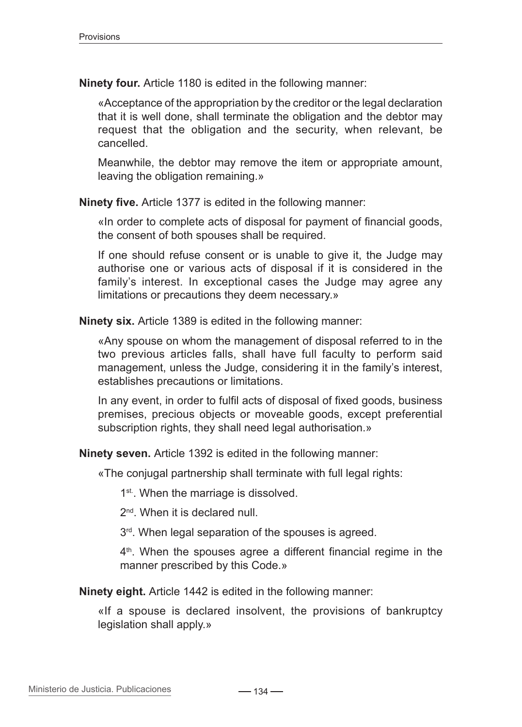**Ninety four.** Article 1180 is edited in the following manner:

«Acceptance of the appropriation by the creditor or the legal declaration that it is well done, shall terminate the obligation and the debtor may request that the obligation and the security, when relevant, be cancelled.

Meanwhile, the debtor may remove the item or appropriate amount, leaving the obligation remaining.»

**Ninety five.** Article 1377 is edited in the following manner:

«In order to complete acts of disposal for payment of financial goods, the consent of both spouses shall be required.

If one should refuse consent or is unable to give it, the Judge may authorise one or various acts of disposal if it is considered in the family's interest. In exceptional cases the Judge may agree any limitations or precautions they deem necessary.»

**Ninety six.** Article 1389 is edited in the following manner:

«Any spouse on whom the management of disposal referred to in the two previous articles falls, shall have full faculty to perform said management, unless the Judge, considering it in the family's interest, establishes precautions or limitations.

In any event, in order to fulfil acts of disposal of fixed goods, business premises, precious objects or moveable goods, except preferential subscription rights, they shall need legal authorisation.»

**Ninety seven.** Article 1392 is edited in the following manner:

«The conjugal partnership shall terminate with full legal rights:

1st. When the marriage is dissolved.

2nd. When it is declared null.

3rd. When legal separation of the spouses is agreed.

4th. When the spouses agree a different financial regime in the manner prescribed by this Code.»

**Ninety eight.** Article 1442 is edited in the following manner:

«If a spouse is declared insolvent, the provisions of bankruptcy legislation shall apply.»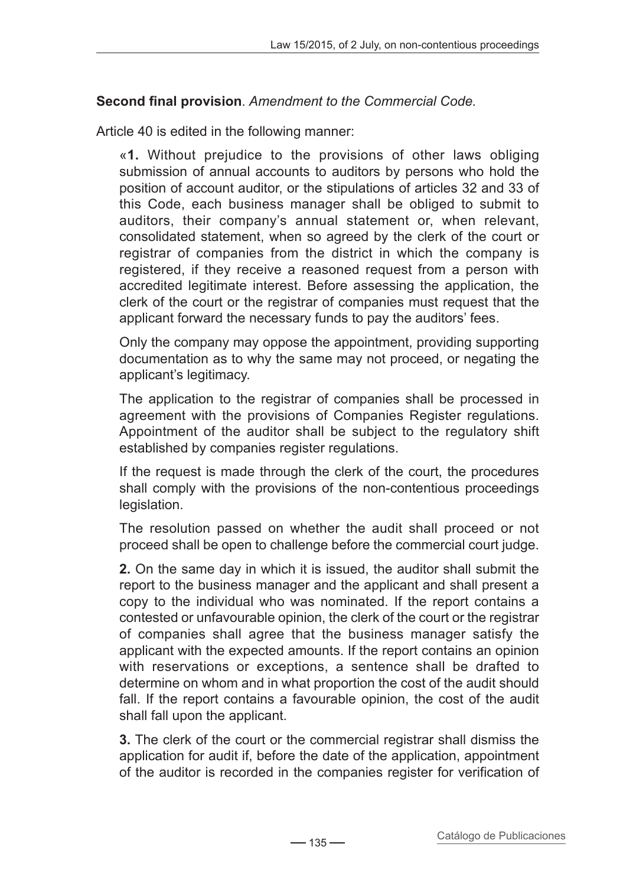**Second final provision**. *Amendment to the Commercial Code.*

Article 40 is edited in the following manner:

> «**1.** Without prejudice to the provisions of other laws obliging submission of annual accounts to auditors by persons who hold the position of account auditor, or the stipulations of articles 32 and 33 of this Code, each business manager shall be obliged to submit to auditors, their company's annual statement or, when relevant, consolidated statement, when so agreed by the clerk of the court or registrar of companies from the district in which the company is registered, if they receive a reasoned request from a person with accredited legitimate interest. Before assessing the application, the clerk of the court or the registrar of companies must request that the applicant forward the necessary funds to pay the auditors' fees.
>
> Only the company may oppose the appointment, providing supporting documentation as to why the same may not proceed, or negating the applicant's legitimacy.
>
> The application to the registrar of companies shall be processed in agreement with the provisions of Companies Register regulations. Appointment of the auditor shall be subject to the regulatory shift established by companies register regulations.
>
> If the request is made through the clerk of the court, the procedures shall comply with the provisions of the non-contentious proceedings legislation.
>
> The resolution passed on whether the audit shall proceed or not proceed shall be open to challenge before the commercial court judge.
>
> **2.** On the same day in which it is issued, the auditor shall submit the report to the business manager and the applicant and shall present a copy to the individual who was nominated. If the report contains a contested or unfavourable opinion, the clerk of the court or the registrar of companies shall agree that the business manager satisfy the applicant with the expected amounts. If the report contains an opinion with reservations or exceptions, a sentence shall be drafted to determine on whom and in what proportion the cost of the audit should fall. If the report contains a favourable opinion, the cost of the audit shall fall upon the applicant.
>
> **3.** The clerk of the court or the commercial registrar shall dismiss the application for audit if, before the date of the application, appointment of the auditor is recorded in the companies register for verification of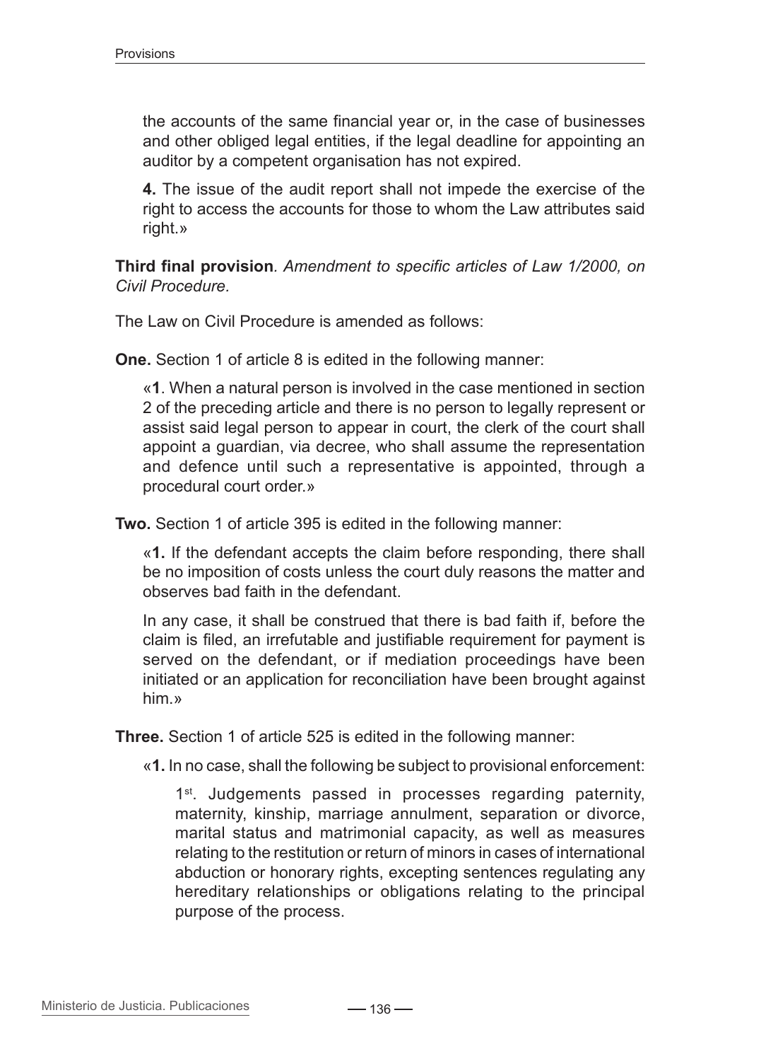the accounts of the same financial year or, in the case of businesses and other obliged legal entities, if the legal deadline for appointing an auditor by a competent organisation has not expired.

**4.** The issue of the audit report shall not impede the exercise of the right to access the accounts for those to whom the Law attributes said right.»

**Third final provision**. *Amendment to specific articles of Law 1/2000, on Civil Procedure.*

The Law on Civil Procedure is amended as follows:

**One.** Section 1 of article 8 is edited in the following manner:

«**1**. When a natural person is involved in the case mentioned in section 2 of the preceding article and there is no person to legally represent or assist said legal person to appear in court, the clerk of the court shall appoint a guardian, via decree, who shall assume the representation and defence until such a representative is appointed, through a procedural court order.»

**Two.** Section 1 of article 395 is edited in the following manner:

«**1.** If the defendant accepts the claim before responding, there shall be no imposition of costs unless the court duly reasons the matter and observes bad faith in the defendant.

In any case, it shall be construed that there is bad faith if, before the claim is filed, an irrefutable and justifiable requirement for payment is served on the defendant, or if mediation proceedings have been initiated or an application for reconciliation have been brought against him.»

**Three.** Section 1 of article 525 is edited in the following manner:

«**1.** In no case, shall the following be subject to provisional enforcement:

1st. Judgements passed in processes regarding paternity, maternity, kinship, marriage annulment, separation or divorce, marital status and matrimonial capacity, as well as measures relating to the restitution or return of minors in cases of international abduction or honorary rights, excepting sentences regulating any hereditary relationships or obligations relating to the principal purpose of the process.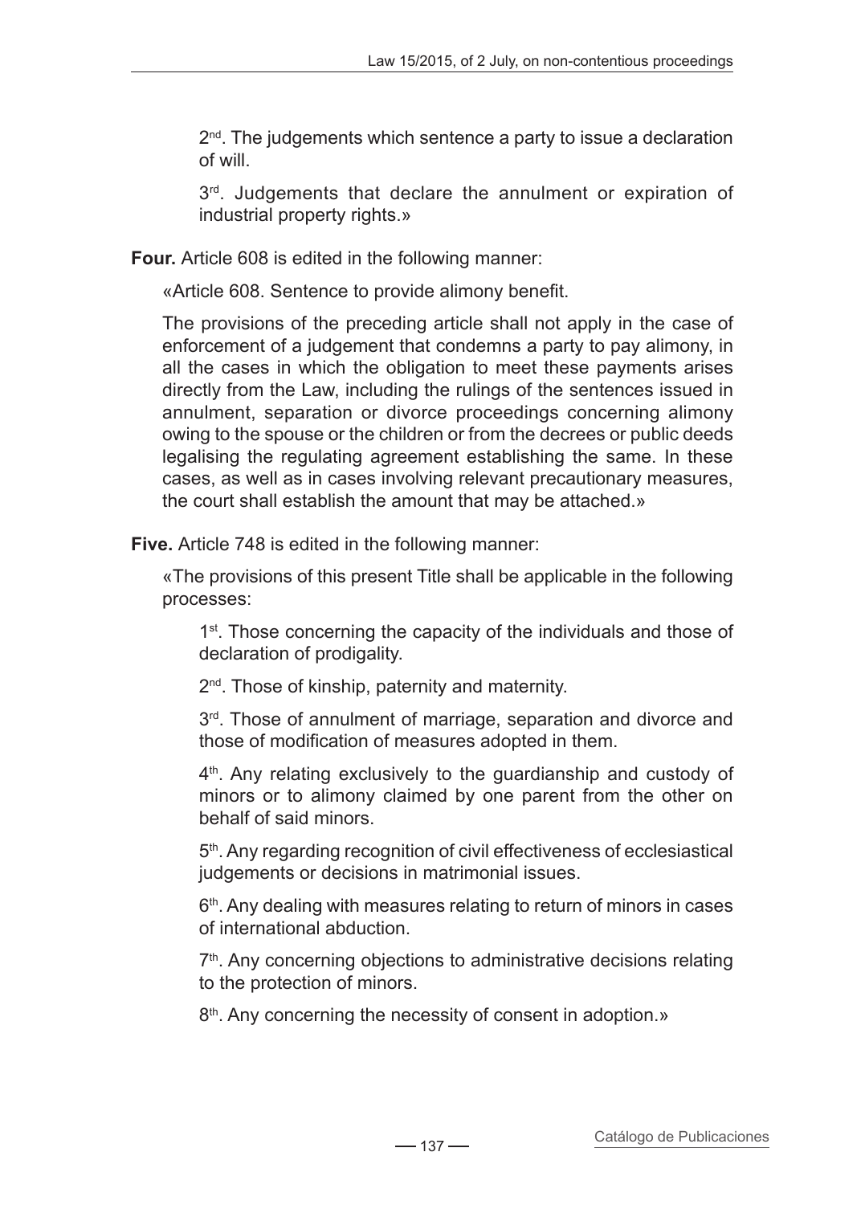2nd. The judgements which sentence a party to issue a declaration of will.

3rd. Judgements that declare the annulment or expiration of industrial property rights.»

**Four.** Article 608 is edited in the following manner:

«Article 608. Sentence to provide alimony benefit.

The provisions of the preceding article shall not apply in the case of enforcement of a judgement that condemns a party to pay alimony, in all the cases in which the obligation to meet these payments arises directly from the Law, including the rulings of the sentences issued in annulment, separation or divorce proceedings concerning alimony owing to the spouse or the children or from the decrees or public deeds legalising the regulating agreement establishing the same. In these cases, as well as in cases involving relevant precautionary measures, the court shall establish the amount that may be attached.»

**Five.** Article 748 is edited in the following manner:

«The provisions of this present Title shall be applicable in the following processes:

1st. Those concerning the capacity of the individuals and those of declaration of prodigality.

2nd. Those of kinship, paternity and maternity.

3rd. Those of annulment of marriage, separation and divorce and those of modification of measures adopted in them.

4th. Any relating exclusively to the guardianship and custody of minors or to alimony claimed by one parent from the other on behalf of said minors.

5th. Any regarding recognition of civil effectiveness of ecclesiastical judgements or decisions in matrimonial issues.

6th. Any dealing with measures relating to return of minors in cases of international abduction.

7th. Any concerning objections to administrative decisions relating to the protection of minors.

8th. Any concerning the necessity of consent in adoption.»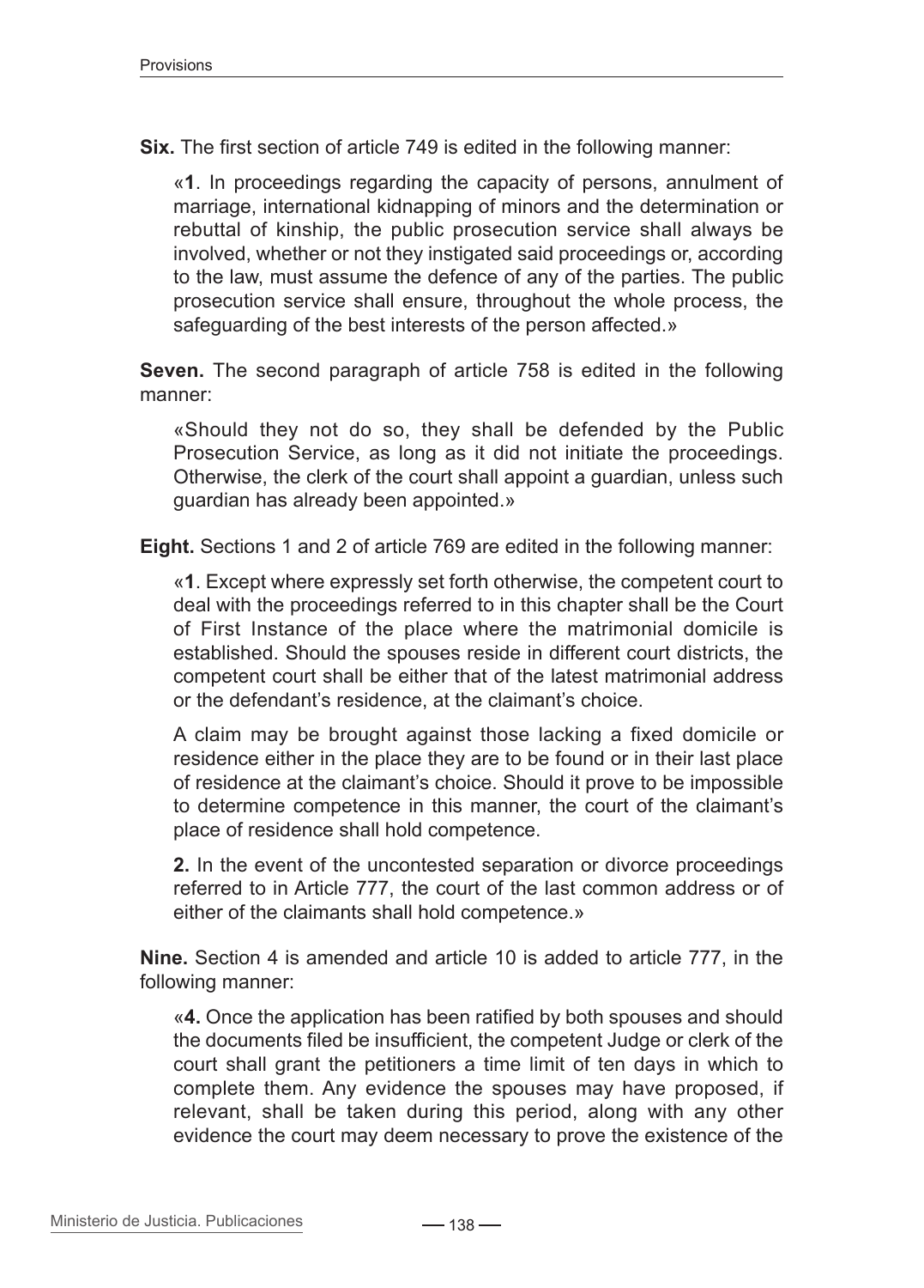**Six.** The first section of article 749 is edited in the following manner:

«**1**. In proceedings regarding the capacity of persons, annulment of marriage, international kidnapping of minors and the determination or rebuttal of kinship, the public prosecution service shall always be involved, whether or not they instigated said proceedings or, according to the law, must assume the defence of any of the parties. The public prosecution service shall ensure, throughout the whole process, the safeguarding of the best interests of the person affected.»

**Seven.** The second paragraph of article 758 is edited in the following manner:

«Should they not do so, they shall be defended by the Public Prosecution Service, as long as it did not initiate the proceedings. Otherwise, the clerk of the court shall appoint a guardian, unless such guardian has already been appointed.»

**Eight.** Sections 1 and 2 of article 769 are edited in the following manner:

«**1**. Except where expressly set forth otherwise, the competent court to deal with the proceedings referred to in this chapter shall be the Court of First Instance of the place where the matrimonial domicile is established. Should the spouses reside in different court districts, the competent court shall be either that of the latest matrimonial address or the defendant's residence, at the claimant's choice.

A claim may be brought against those lacking a fixed domicile or residence either in the place they are to be found or in their last place of residence at the claimant's choice. Should it prove to be impossible to determine competence in this manner, the court of the claimant's place of residence shall hold competence.

**2.** In the event of the uncontested separation or divorce proceedings referred to in Article 777, the court of the last common address or of either of the claimants shall hold competence.»

**Nine.** Section 4 is amended and article 10 is added to article 777, in the following manner:

«**4.** Once the application has been ratified by both spouses and should the documents filed be insufficient, the competent Judge or clerk of the court shall grant the petitioners a time limit of ten days in which to complete them. Any evidence the spouses may have proposed, if relevant, shall be taken during this period, along with any other evidence the court may deem necessary to prove the existence of the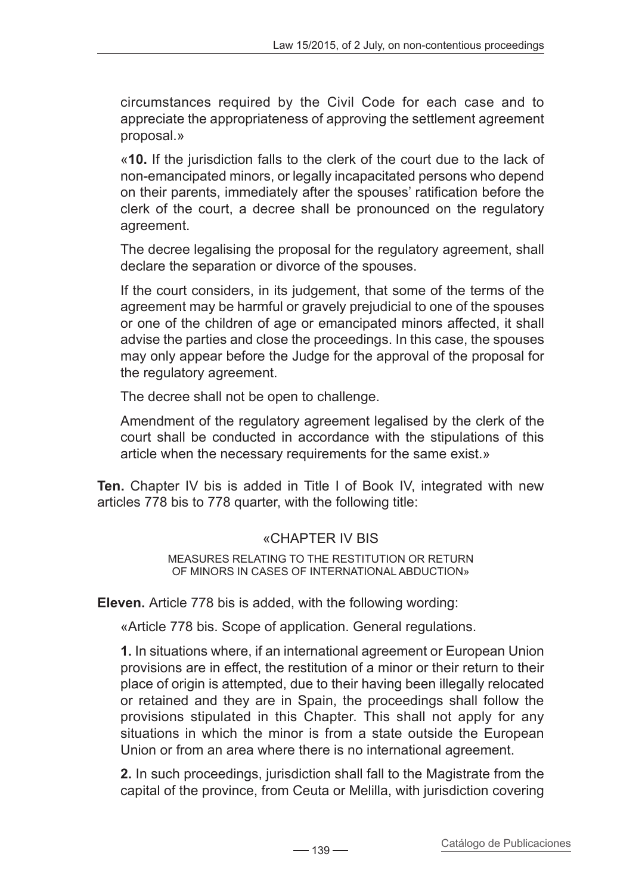circumstances required by the Civil Code for each case and to appreciate the appropriateness of approving the settlement agreement proposal.»

«**10.** If the jurisdiction falls to the clerk of the court due to the lack of non-emancipated minors, or legally incapacitated persons who depend on their parents, immediately after the spouses' ratification before the clerk of the court, a decree shall be pronounced on the regulatory agreement.

The decree legalising the proposal for the regulatory agreement, shall declare the separation or divorce of the spouses.

If the court considers, in its judgement, that some of the terms of the agreement may be harmful or gravely prejudicial to one of the spouses or one of the children of age or emancipated minors affected, it shall advise the parties and close the proceedings. In this case, the spouses may only appear before the Judge for the approval of the proposal for the regulatory agreement.

The decree shall not be open to challenge.

Amendment of the regulatory agreement legalised by the clerk of the court shall be conducted in accordance with the stipulations of this article when the necessary requirements for the same exist.»

**Ten.** Chapter IV bis is added in Title I of Book IV, integrated with new articles 778 bis to 778 quarter, with the following title:

«CHAPTER IV BIS

MEASURES RELATING TO THE RESTITUTION OR RETURN OF MINORS IN CASES OF INTERNATIONAL ABDUCTION»

**Eleven.** Article 778 bis is added, with the following wording:

«Article 778 bis. Scope of application. General regulations.

**1.** In situations where, if an international agreement or European Union provisions are in effect, the restitution of a minor or their return to their place of origin is attempted, due to their having been illegally relocated or retained and they are in Spain, the proceedings shall follow the provisions stipulated in this Chapter. This shall not apply for any situations in which the minor is from a state outside the European Union or from an area where there is no international agreement.

**2.** In such proceedings, jurisdiction shall fall to the Magistrate from the capital of the province, from Ceuta or Melilla, with jurisdiction covering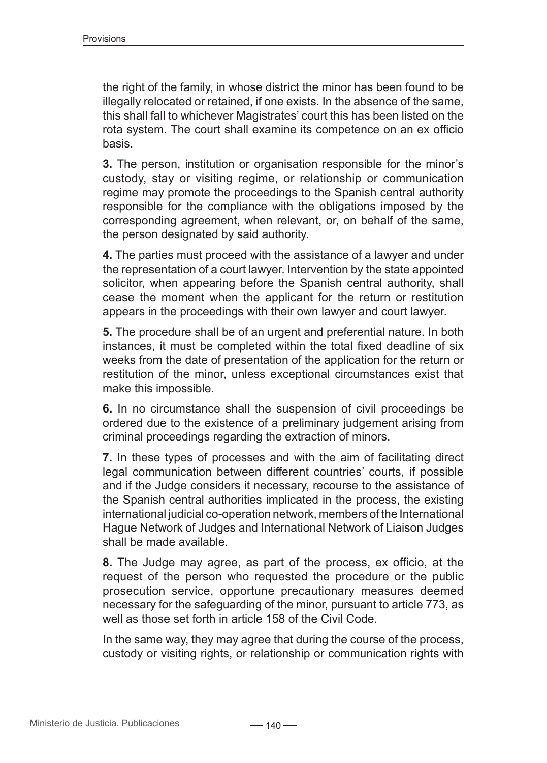the right of the family, in whose district the minor has been found to be illegally relocated or retained, if one exists. In the absence of the same, this shall fall to whichever Magistrates' court this has been listed on the rota system. The court shall examine its competence on an ex officio basis.

**3.** The person, institution or organisation responsible for the minor's custody, stay or visiting regime, or relationship or communication regime may promote the proceedings to the Spanish central authority responsible for the compliance with the obligations imposed by the corresponding agreement, when relevant, or, on behalf of the same, the person designated by said authority.

**4.** The parties must proceed with the assistance of a lawyer and under the representation of a court lawyer. Intervention by the state appointed solicitor, when appearing before the Spanish central authority, shall cease the moment when the applicant for the return or restitution appears in the proceedings with their own lawyer and court lawyer.

**5.** The procedure shall be of an urgent and preferential nature. In both instances, it must be completed within the total fixed deadline of six weeks from the date of presentation of the application for the return or restitution of the minor, unless exceptional circumstances exist that make this impossible.

**6.** In no circumstance shall the suspension of civil proceedings be ordered due to the existence of a preliminary judgement arising from criminal proceedings regarding the extraction of minors.

**7.** In these types of processes and with the aim of facilitating direct legal communication between different countries' courts, if possible and if the Judge considers it necessary, recourse to the assistance of the Spanish central authorities implicated in the process, the existing international judicial co-operation network, members of the International Hague Network of Judges and International Network of Liaison Judges shall be made available.

**8.** The Judge may agree, as part of the process, ex officio, at the request of the person who requested the procedure or the public prosecution service, opportune precautionary measures deemed necessary for the safeguarding of the minor, pursuant to article 773, as well as those set forth in article 158 of the Civil Code.

In the same way, they may agree that during the course of the process, custody or visiting rights, or relationship or communication rights with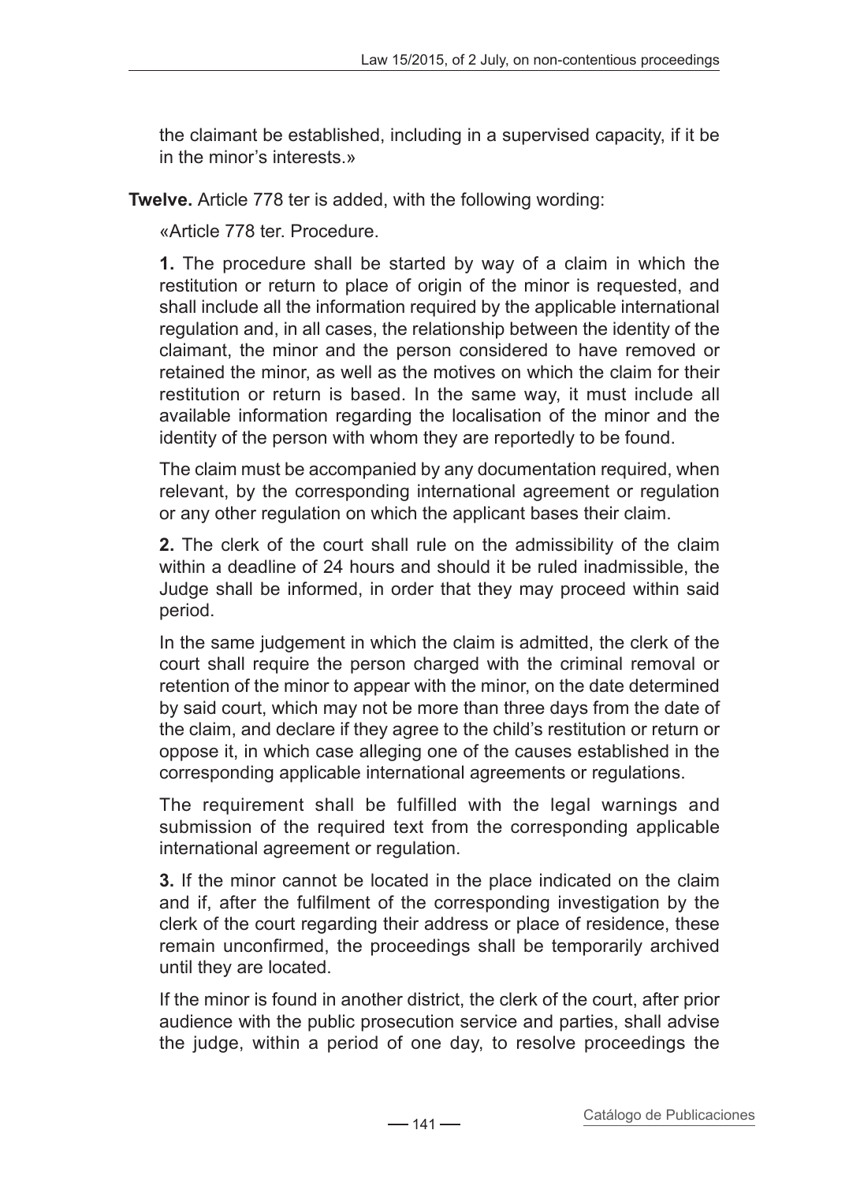the claimant be established, including in a supervised capacity, if it be in the minor's interests.»

**Twelve.** Article 778 ter is added, with the following wording:

«Article 778 ter. Procedure.

**1.** The procedure shall be started by way of a claim in which the restitution or return to place of origin of the minor is requested, and shall include all the information required by the applicable international regulation and, in all cases, the relationship between the identity of the claimant, the minor and the person considered to have removed or retained the minor, as well as the motives on which the claim for their restitution or return is based. In the same way, it must include all available information regarding the localisation of the minor and the identity of the person with whom they are reportedly to be found.

The claim must be accompanied by any documentation required, when relevant, by the corresponding international agreement or regulation or any other regulation on which the applicant bases their claim.

**2.** The clerk of the court shall rule on the admissibility of the claim within a deadline of 24 hours and should it be ruled inadmissible, the Judge shall be informed, in order that they may proceed within said period.

In the same judgement in which the claim is admitted, the clerk of the court shall require the person charged with the criminal removal or retention of the minor to appear with the minor, on the date determined by said court, which may not be more than three days from the date of the claim, and declare if they agree to the child's restitution or return or oppose it, in which case alleging one of the causes established in the corresponding applicable international agreements or regulations.

The requirement shall be fulfilled with the legal warnings and submission of the required text from the corresponding applicable international agreement or regulation.

**3.** If the minor cannot be located in the place indicated on the claim and if, after the fulfilment of the corresponding investigation by the clerk of the court regarding their address or place of residence, these remain unconfirmed, the proceedings shall be temporarily archived until they are located.

If the minor is found in another district, the clerk of the court, after prior audience with the public prosecution service and parties, shall advise the judge, within a period of one day, to resolve proceedings the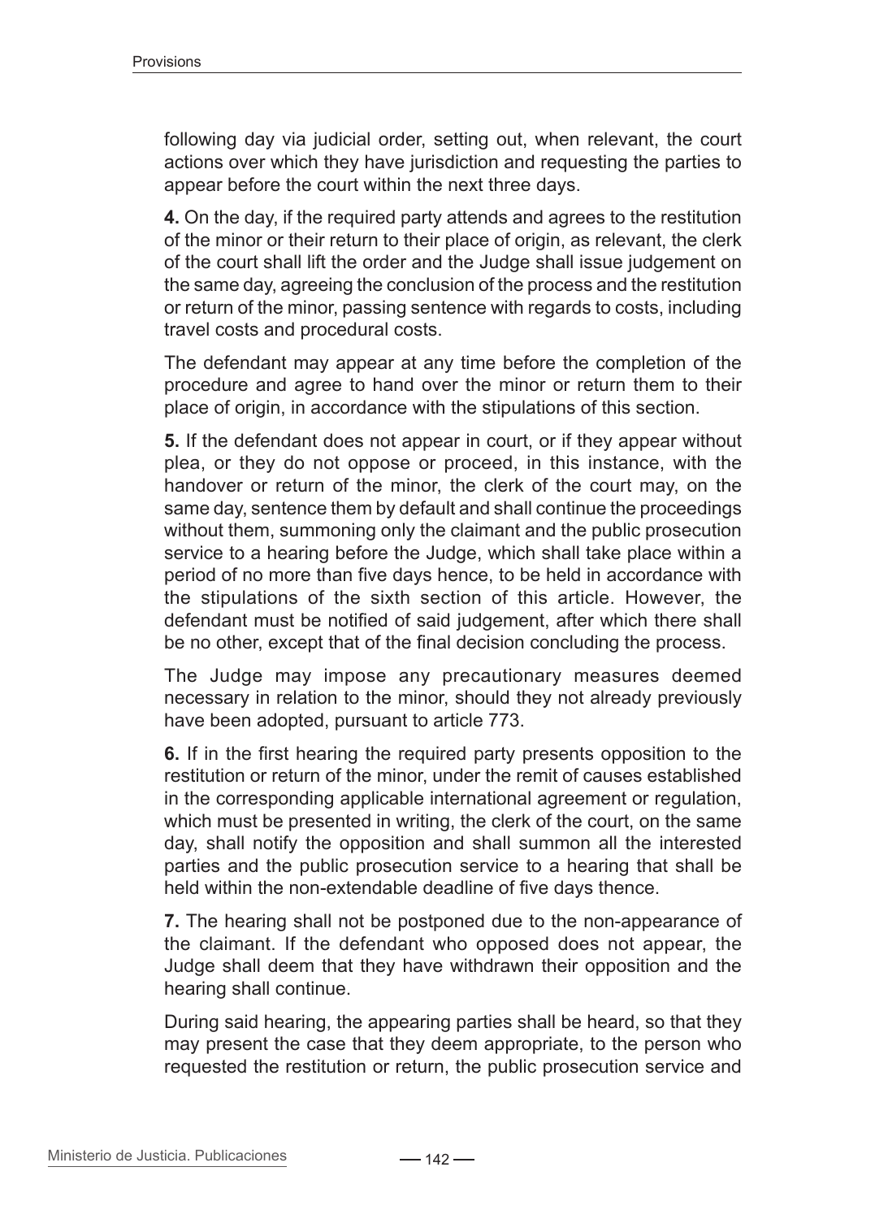following day via judicial order, setting out, when relevant, the court actions over which they have jurisdiction and requesting the parties to appear before the court within the next three days.

**4.** On the day, if the required party attends and agrees to the restitution of the minor or their return to their place of origin, as relevant, the clerk of the court shall lift the order and the Judge shall issue judgement on the same day, agreeing the conclusion of the process and the restitution or return of the minor, passing sentence with regards to costs, including travel costs and procedural costs.

The defendant may appear at any time before the completion of the procedure and agree to hand over the minor or return them to their place of origin, in accordance with the stipulations of this section.

**5.** If the defendant does not appear in court, or if they appear without plea, or they do not oppose or proceed, in this instance, with the handover or return of the minor, the clerk of the court may, on the same day, sentence them by default and shall continue the proceedings without them, summoning only the claimant and the public prosecution service to a hearing before the Judge, which shall take place within a period of no more than five days hence, to be held in accordance with the stipulations of the sixth section of this article. However, the defendant must be notified of said judgement, after which there shall be no other, except that of the final decision concluding the process.

The Judge may impose any precautionary measures deemed necessary in relation to the minor, should they not already previously have been adopted, pursuant to article 773.

**6.** If in the first hearing the required party presents opposition to the restitution or return of the minor, under the remit of causes established in the corresponding applicable international agreement or regulation, which must be presented in writing, the clerk of the court, on the same day, shall notify the opposition and shall summon all the interested parties and the public prosecution service to a hearing that shall be held within the non-extendable deadline of five days thence.

**7.** The hearing shall not be postponed due to the non-appearance of the claimant. If the defendant who opposed does not appear, the Judge shall deem that they have withdrawn their opposition and the hearing shall continue.

During said hearing, the appearing parties shall be heard, so that they may present the case that they deem appropriate, to the person who requested the restitution or return, the public prosecution service and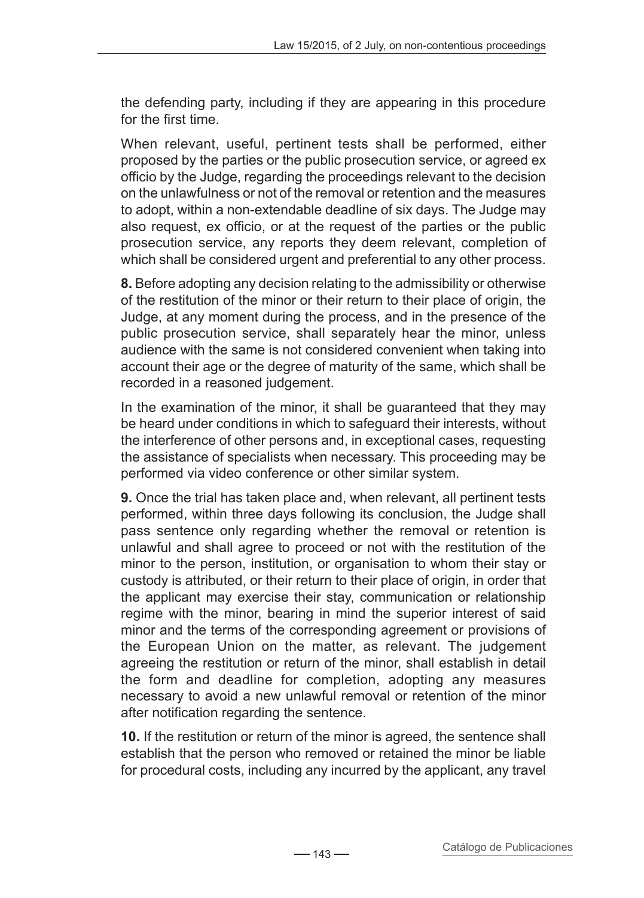the defending party, including if they are appearing in this procedure for the first time.

When relevant, useful, pertinent tests shall be performed, either proposed by the parties or the public prosecution service, or agreed ex officio by the Judge, regarding the proceedings relevant to the decision on the unlawfulness or not of the removal or retention and the measures to adopt, within a non-extendable deadline of six days. The Judge may also request, ex officio, or at the request of the parties or the public prosecution service, any reports they deem relevant, completion of which shall be considered urgent and preferential to any other process.

**8.** Before adopting any decision relating to the admissibility or otherwise of the restitution of the minor or their return to their place of origin, the Judge, at any moment during the process, and in the presence of the public prosecution service, shall separately hear the minor, unless audience with the same is not considered convenient when taking into account their age or the degree of maturity of the same, which shall be recorded in a reasoned judgement.

In the examination of the minor, it shall be guaranteed that they may be heard under conditions in which to safeguard their interests, without the interference of other persons and, in exceptional cases, requesting the assistance of specialists when necessary. This proceeding may be performed via video conference or other similar system.

**9.** Once the trial has taken place and, when relevant, all pertinent tests performed, within three days following its conclusion, the Judge shall pass sentence only regarding whether the removal or retention is unlawful and shall agree to proceed or not with the restitution of the minor to the person, institution, or organisation to whom their stay or custody is attributed, or their return to their place of origin, in order that the applicant may exercise their stay, communication or relationship regime with the minor, bearing in mind the superior interest of said minor and the terms of the corresponding agreement or provisions of the European Union on the matter, as relevant. The judgement agreeing the restitution or return of the minor, shall establish in detail the form and deadline for completion, adopting any measures necessary to avoid a new unlawful removal or retention of the minor after notification regarding the sentence.

**10.** If the restitution or return of the minor is agreed, the sentence shall establish that the person who removed or retained the minor be liable for procedural costs, including any incurred by the applicant, any travel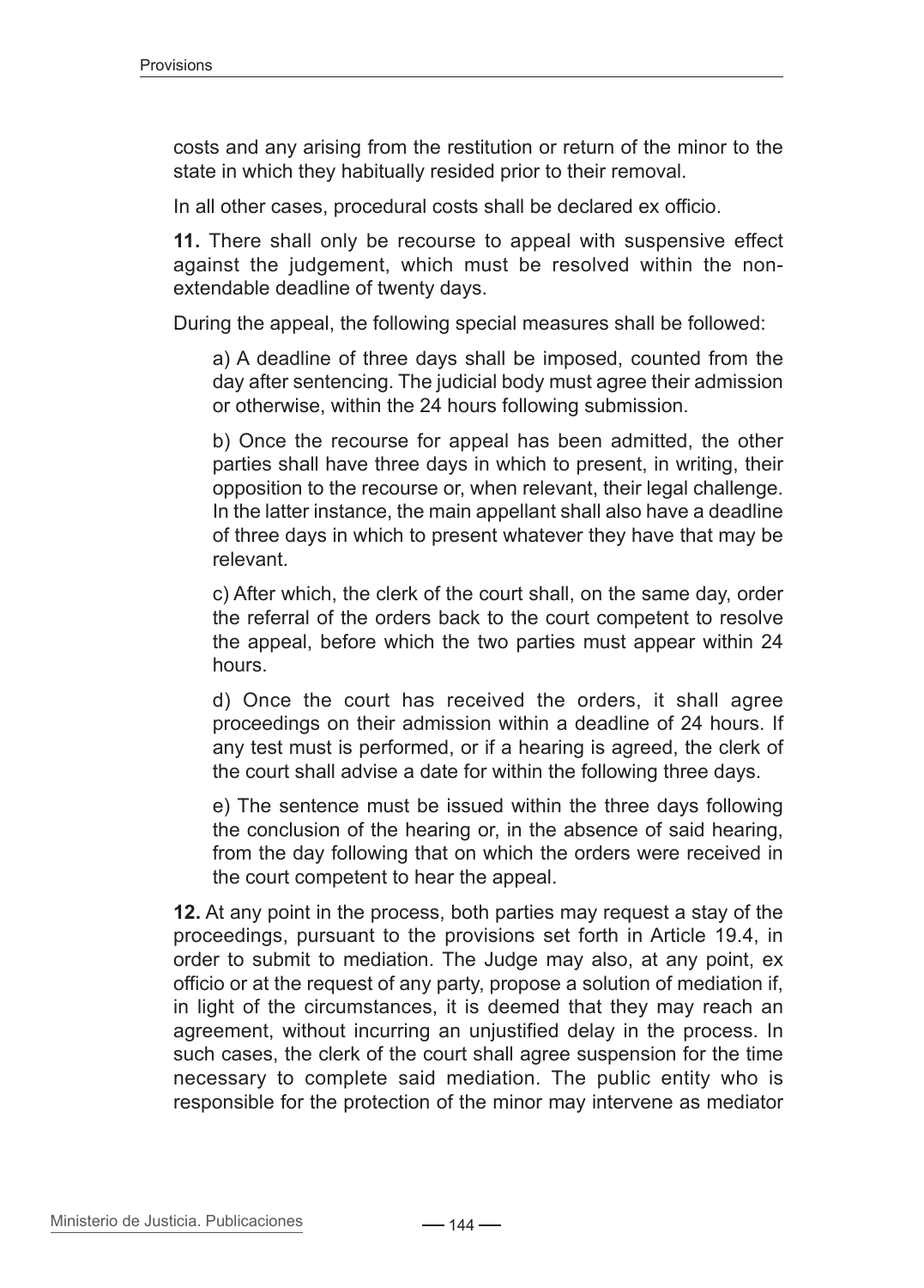costs and any arising from the restitution or return of the minor to the state in which they habitually resided prior to their removal.

In all other cases, procedural costs shall be declared ex officio.

**11.** There shall only be recourse to appeal with suspensive effect against the judgement, which must be resolved within the non-extendable deadline of twenty days.

During the appeal, the following special measures shall be followed:

a) A deadline of three days shall be imposed, counted from the day after sentencing. The judicial body must agree their admission or otherwise, within the 24 hours following submission.

b) Once the recourse for appeal has been admitted, the other parties shall have three days in which to present, in writing, their opposition to the recourse or, when relevant, their legal challenge. In the latter instance, the main appellant shall also have a deadline of three days in which to present whatever they have that may be relevant.

c) After which, the clerk of the court shall, on the same day, order the referral of the orders back to the court competent to resolve the appeal, before which the two parties must appear within 24 hours.

d) Once the court has received the orders, it shall agree proceedings on their admission within a deadline of 24 hours. If any test must is performed, or if a hearing is agreed, the clerk of the court shall advise a date for within the following three days.

e) The sentence must be issued within the three days following the conclusion of the hearing or, in the absence of said hearing, from the day following that on which the orders were received in the court competent to hear the appeal.

**12.** At any point in the process, both parties may request a stay of the proceedings, pursuant to the provisions set forth in Article 19.4, in order to submit to mediation. The Judge may also, at any point, ex officio or at the request of any party, propose a solution of mediation if, in light of the circumstances, it is deemed that they may reach an agreement, without incurring an unjustified delay in the process. In such cases, the clerk of the court shall agree suspension for the time necessary to complete said mediation. The public entity who is responsible for the protection of the minor may intervene as mediator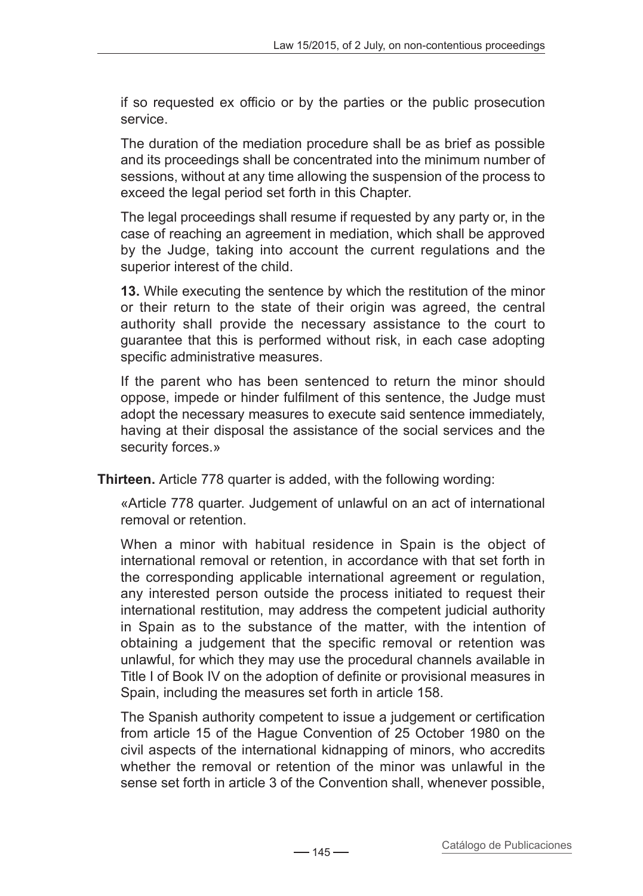if so requested ex officio or by the parties or the public prosecution service.

The duration of the mediation procedure shall be as brief as possible and its proceedings shall be concentrated into the minimum number of sessions, without at any time allowing the suspension of the process to exceed the legal period set forth in this Chapter.

The legal proceedings shall resume if requested by any party or, in the case of reaching an agreement in mediation, which shall be approved by the Judge, taking into account the current regulations and the superior interest of the child.

**13.** While executing the sentence by which the restitution of the minor or their return to the state of their origin was agreed, the central authority shall provide the necessary assistance to the court to guarantee that this is performed without risk, in each case adopting specific administrative measures.

If the parent who has been sentenced to return the minor should oppose, impede or hinder fulfilment of this sentence, the Judge must adopt the necessary measures to execute said sentence immediately, having at their disposal the assistance of the social services and the security forces.»

**Thirteen.** Article 778 quarter is added, with the following wording:

«Article 778 quarter. Judgement of unlawful on an act of international removal or retention.

When a minor with habitual residence in Spain is the object of international removal or retention, in accordance with that set forth in the corresponding applicable international agreement or regulation, any interested person outside the process initiated to request their international restitution, may address the competent judicial authority in Spain as to the substance of the matter, with the intention of obtaining a judgement that the specific removal or retention was unlawful, for which they may use the procedural channels available in Title I of Book IV on the adoption of definite or provisional measures in Spain, including the measures set forth in article 158.

The Spanish authority competent to issue a judgement or certification from article 15 of the Hague Convention of 25 October 1980 on the civil aspects of the international kidnapping of minors, who accredits whether the removal or retention of the minor was unlawful in the sense set forth in article 3 of the Convention shall, whenever possible,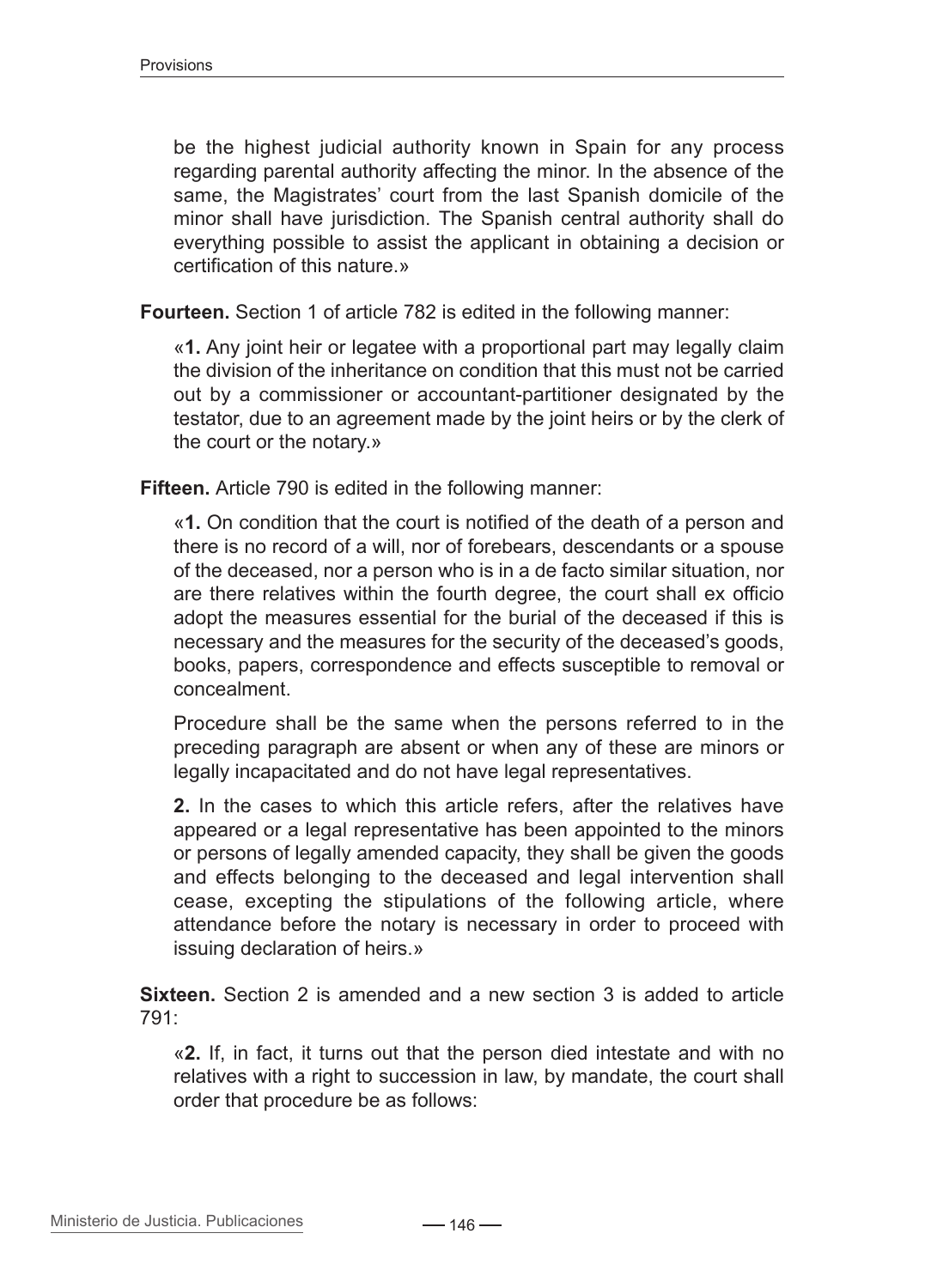be the highest judicial authority known in Spain for any process regarding parental authority affecting the minor. In the absence of the same, the Magistrates' court from the last Spanish domicile of the minor shall have jurisdiction. The Spanish central authority shall do everything possible to assist the applicant in obtaining a decision or certification of this nature.»

**Fourteen.** Section 1 of article 782 is edited in the following manner:

«**1.** Any joint heir or legatee with a proportional part may legally claim the division of the inheritance on condition that this must not be carried out by a commissioner or accountant-partitioner designated by the testator, due to an agreement made by the joint heirs or by the clerk of the court or the notary.»

**Fifteen.** Article 790 is edited in the following manner:

«**1.** On condition that the court is notified of the death of a person and there is no record of a will, nor of forebears, descendants or a spouse of the deceased, nor a person who is in a de facto similar situation, nor are there relatives within the fourth degree, the court shall ex officio adopt the measures essential for the burial of the deceased if this is necessary and the measures for the security of the deceased's goods, books, papers, correspondence and effects susceptible to removal or concealment.

Procedure shall be the same when the persons referred to in the preceding paragraph are absent or when any of these are minors or legally incapacitated and do not have legal representatives.

**2.** In the cases to which this article refers, after the relatives have appeared or a legal representative has been appointed to the minors or persons of legally amended capacity, they shall be given the goods and effects belonging to the deceased and legal intervention shall cease, excepting the stipulations of the following article, where attendance before the notary is necessary in order to proceed with issuing declaration of heirs.»

**Sixteen.** Section 2 is amended and a new section 3 is added to article 791:

«**2.** If, in fact, it turns out that the person died intestate and with no relatives with a right to succession in law, by mandate, the court shall order that procedure be as follows: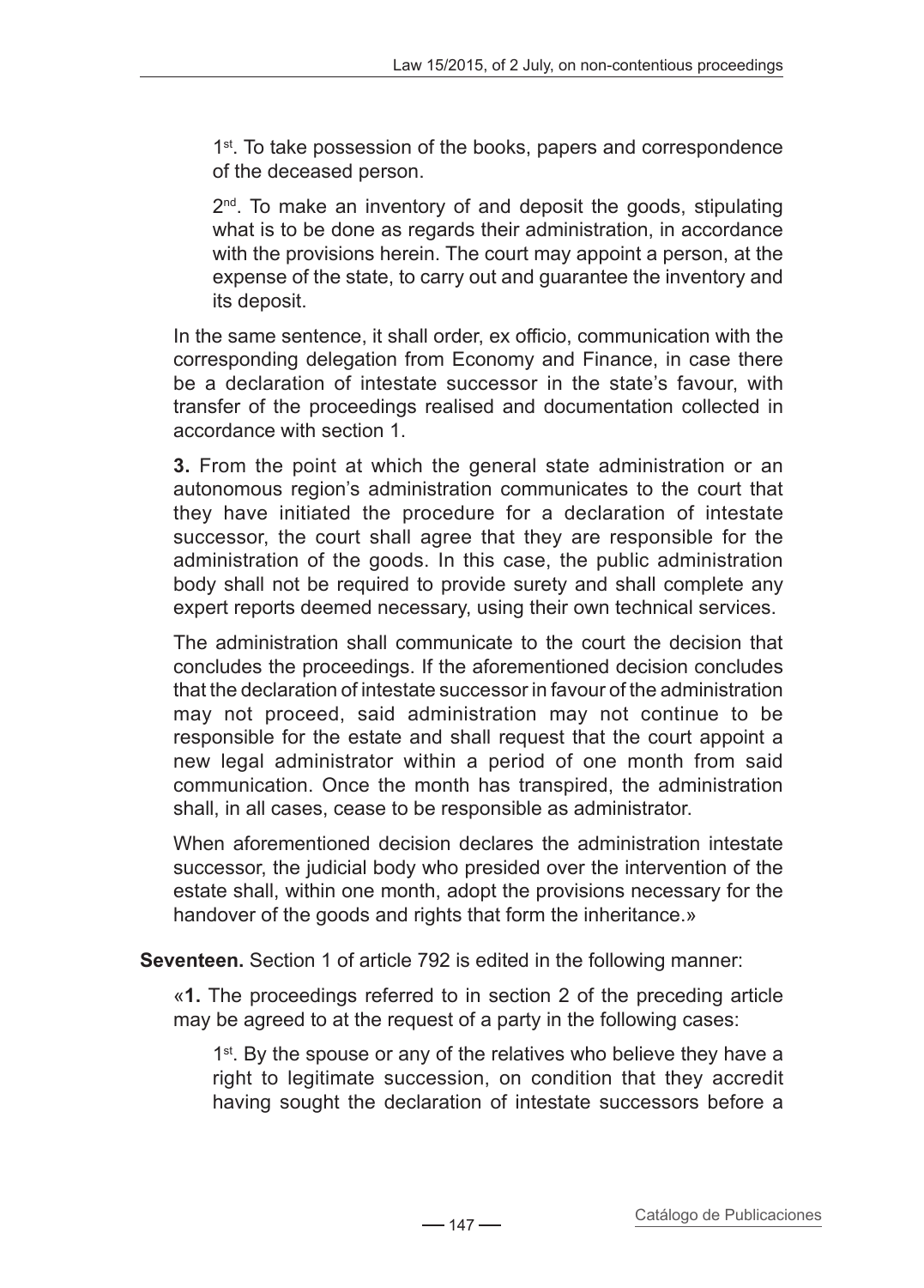1st. To take possession of the books, papers and correspondence of the deceased person.

2nd. To make an inventory of and deposit the goods, stipulating what is to be done as regards their administration, in accordance with the provisions herein. The court may appoint a person, at the expense of the state, to carry out and guarantee the inventory and its deposit.

In the same sentence, it shall order, ex officio, communication with the corresponding delegation from Economy and Finance, in case there be a declaration of intestate successor in the state's favour, with transfer of the proceedings realised and documentation collected in accordance with section 1.

**3.** From the point at which the general state administration or an autonomous region's administration communicates to the court that they have initiated the procedure for a declaration of intestate successor, the court shall agree that they are responsible for the administration of the goods. In this case, the public administration body shall not be required to provide surety and shall complete any expert reports deemed necessary, using their own technical services.

The administration shall communicate to the court the decision that concludes the proceedings. If the aforementioned decision concludes that the declaration of intestate successor in favour of the administration may not proceed, said administration may not continue to be responsible for the estate and shall request that the court appoint a new legal administrator within a period of one month from said communication. Once the month has transpired, the administration shall, in all cases, cease to be responsible as administrator.

When aforementioned decision declares the administration intestate successor, the judicial body who presided over the intervention of the estate shall, within one month, adopt the provisions necessary for the handover of the goods and rights that form the inheritance.»

**Seventeen.** Section 1 of article 792 is edited in the following manner:

«**1.** The proceedings referred to in section 2 of the preceding article may be agreed to at the request of a party in the following cases:

1st. By the spouse or any of the relatives who believe they have a right to legitimate succession, on condition that they accredit having sought the declaration of intestate successors before a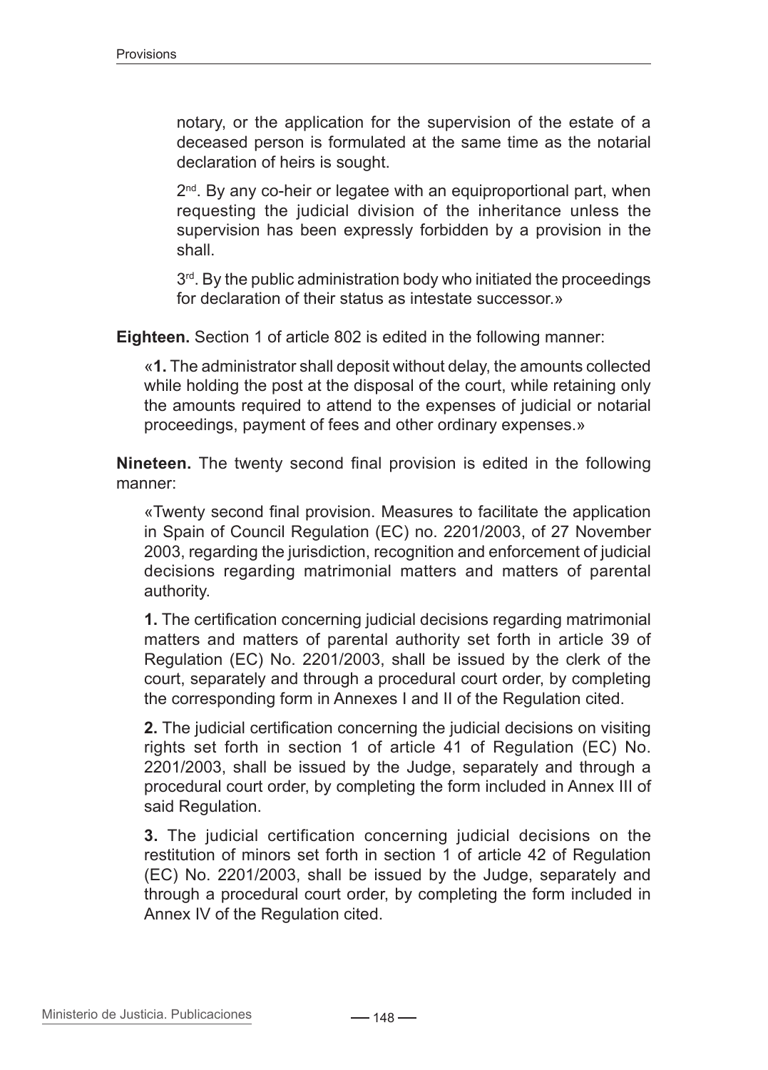notary, or the application for the supervision of the estate of a deceased person is formulated at the same time as the notarial declaration of heirs is sought.

2nd. By any co-heir or legatee with an equiproportional part, when requesting the judicial division of the inheritance unless the supervision has been expressly forbidden by a provision in the shall.

3rd. By the public administration body who initiated the proceedings for declaration of their status as intestate successor.»

**Eighteen.** Section 1 of article 802 is edited in the following manner:

«**1.** The administrator shall deposit without delay, the amounts collected while holding the post at the disposal of the court, while retaining only the amounts required to attend to the expenses of judicial or notarial proceedings, payment of fees and other ordinary expenses.»

**Nineteen.** The twenty second final provision is edited in the following manner:

«Twenty second final provision. Measures to facilitate the application in Spain of Council Regulation (EC) no. 2201/2003, of 27 November 2003, regarding the jurisdiction, recognition and enforcement of judicial decisions regarding matrimonial matters and matters of parental authority.

**1.** The certification concerning judicial decisions regarding matrimonial matters and matters of parental authority set forth in article 39 of Regulation (EC) No. 2201/2003, shall be issued by the clerk of the court, separately and through a procedural court order, by completing the corresponding form in Annexes I and II of the Regulation cited.

**2.** The judicial certification concerning the judicial decisions on visiting rights set forth in section 1 of article 41 of Regulation (EC) No. 2201/2003, shall be issued by the Judge, separately and through a procedural court order, by completing the form included in Annex III of said Regulation.

**3.** The judicial certification concerning judicial decisions on the restitution of minors set forth in section 1 of article 42 of Regulation (EC) No. 2201/2003, shall be issued by the Judge, separately and through a procedural court order, by completing the form included in Annex IV of the Regulation cited.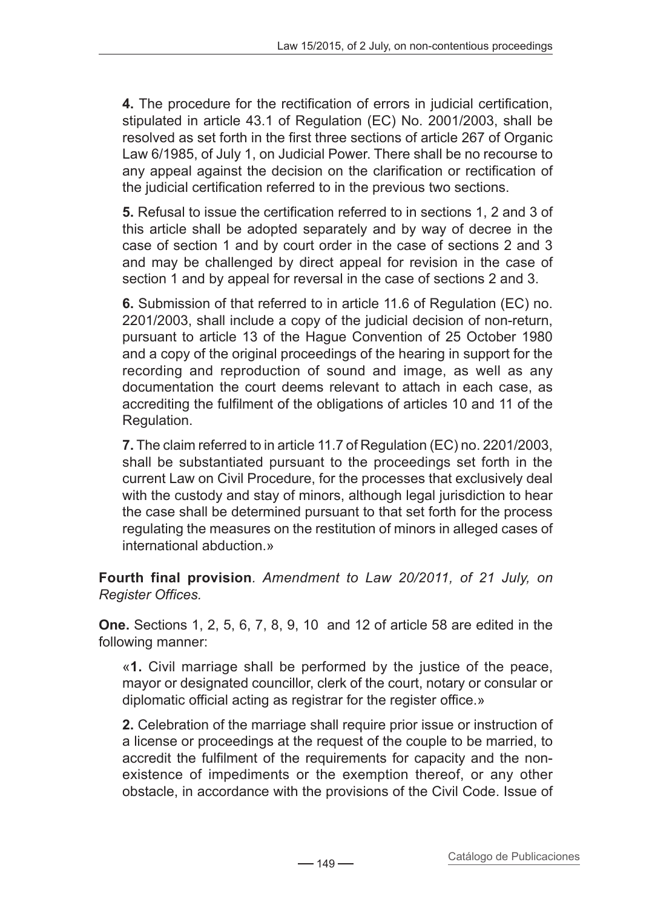**4.** The procedure for the rectification of errors in judicial certification, stipulated in article 43.1 of Regulation (EC) No. 2001/2003, shall be resolved as set forth in the first three sections of article 267 of Organic Law 6/1985, of July 1, on Judicial Power. There shall be no recourse to any appeal against the decision on the clarification or rectification of the judicial certification referred to in the previous two sections.

**5.** Refusal to issue the certification referred to in sections 1, 2 and 3 of this article shall be adopted separately and by way of decree in the case of section 1 and by court order in the case of sections 2 and 3 and may be challenged by direct appeal for revision in the case of section 1 and by appeal for reversal in the case of sections 2 and 3.

**6.** Submission of that referred to in article 11.6 of Regulation (EC) no. 2201/2003, shall include a copy of the judicial decision of non-return, pursuant to article 13 of the Hague Convention of 25 October 1980 and a copy of the original proceedings of the hearing in support for the recording and reproduction of sound and image, as well as any documentation the court deems relevant to attach in each case, as accrediting the fulfilment of the obligations of articles 10 and 11 of the Regulation.

**7.** The claim referred to in article 11.7 of Regulation (EC) no. 2201/2003, shall be substantiated pursuant to the proceedings set forth in the current Law on Civil Procedure, for the processes that exclusively deal with the custody and stay of minors, although legal jurisdiction to hear the case shall be determined pursuant to that set forth for the process regulating the measures on the restitution of minors in alleged cases of international abduction.»

**Fourth final provision**. *Amendment to Law 20/2011, of 21 July, on Register Offices.*

**One.** Sections 1, 2, 5, 6, 7, 8, 9, 10 and 12 of article 58 are edited in the following manner:

«**1.** Civil marriage shall be performed by the justice of the peace, mayor or designated councillor, clerk of the court, notary or consular or diplomatic official acting as registrar for the register office.»

**2.** Celebration of the marriage shall require prior issue or instruction of a license or proceedings at the request of the couple to be married, to accredit the fulfilment of the requirements for capacity and the non-existence of impediments or the exemption thereof, or any other obstacle, in accordance with the provisions of the Civil Code. Issue of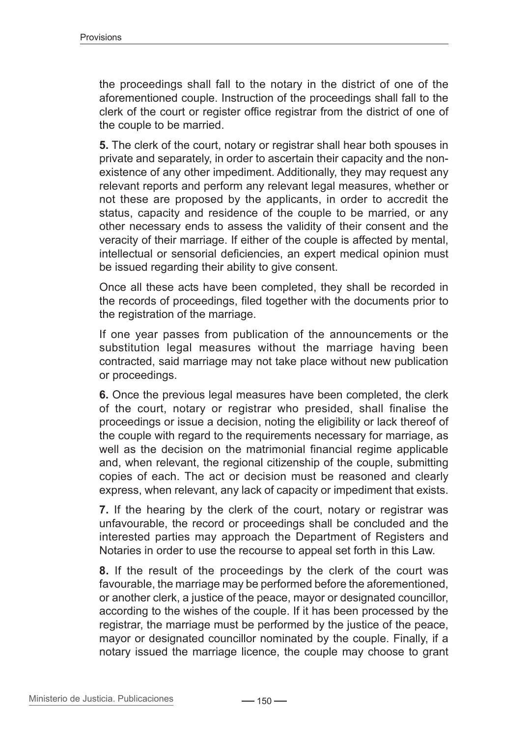the proceedings shall fall to the notary in the district of one of the aforementioned couple. Instruction of the proceedings shall fall to the clerk of the court or register office registrar from the district of one of the couple to be married.

**5.** The clerk of the court, notary or registrar shall hear both spouses in private and separately, in order to ascertain their capacity and the non-existence of any other impediment. Additionally, they may request any relevant reports and perform any relevant legal measures, whether or not these are proposed by the applicants, in order to accredit the status, capacity and residence of the couple to be married, or any other necessary ends to assess the validity of their consent and the veracity of their marriage. If either of the couple is affected by mental, intellectual or sensorial deficiencies, an expert medical opinion must be issued regarding their ability to give consent.

Once all these acts have been completed, they shall be recorded in the records of proceedings, filed together with the documents prior to the registration of the marriage.

If one year passes from publication of the announcements or the substitution legal measures without the marriage having been contracted, said marriage may not take place without new publication or proceedings.

**6.** Once the previous legal measures have been completed, the clerk of the court, notary or registrar who presided, shall finalise the proceedings or issue a decision, noting the eligibility or lack thereof of the couple with regard to the requirements necessary for marriage, as well as the decision on the matrimonial financial regime applicable and, when relevant, the regional citizenship of the couple, submitting copies of each. The act or decision must be reasoned and clearly express, when relevant, any lack of capacity or impediment that exists.

**7.** If the hearing by the clerk of the court, notary or registrar was unfavourable, the record or proceedings shall be concluded and the interested parties may approach the Department of Registers and Notaries in order to use the recourse to appeal set forth in this Law.

**8.** If the result of the proceedings by the clerk of the court was favourable, the marriage may be performed before the aforementioned, or another clerk, a justice of the peace, mayor or designated councillor, according to the wishes of the couple. If it has been processed by the registrar, the marriage must be performed by the justice of the peace, mayor or designated councillor nominated by the couple. Finally, if a notary issued the marriage licence, the couple may choose to grant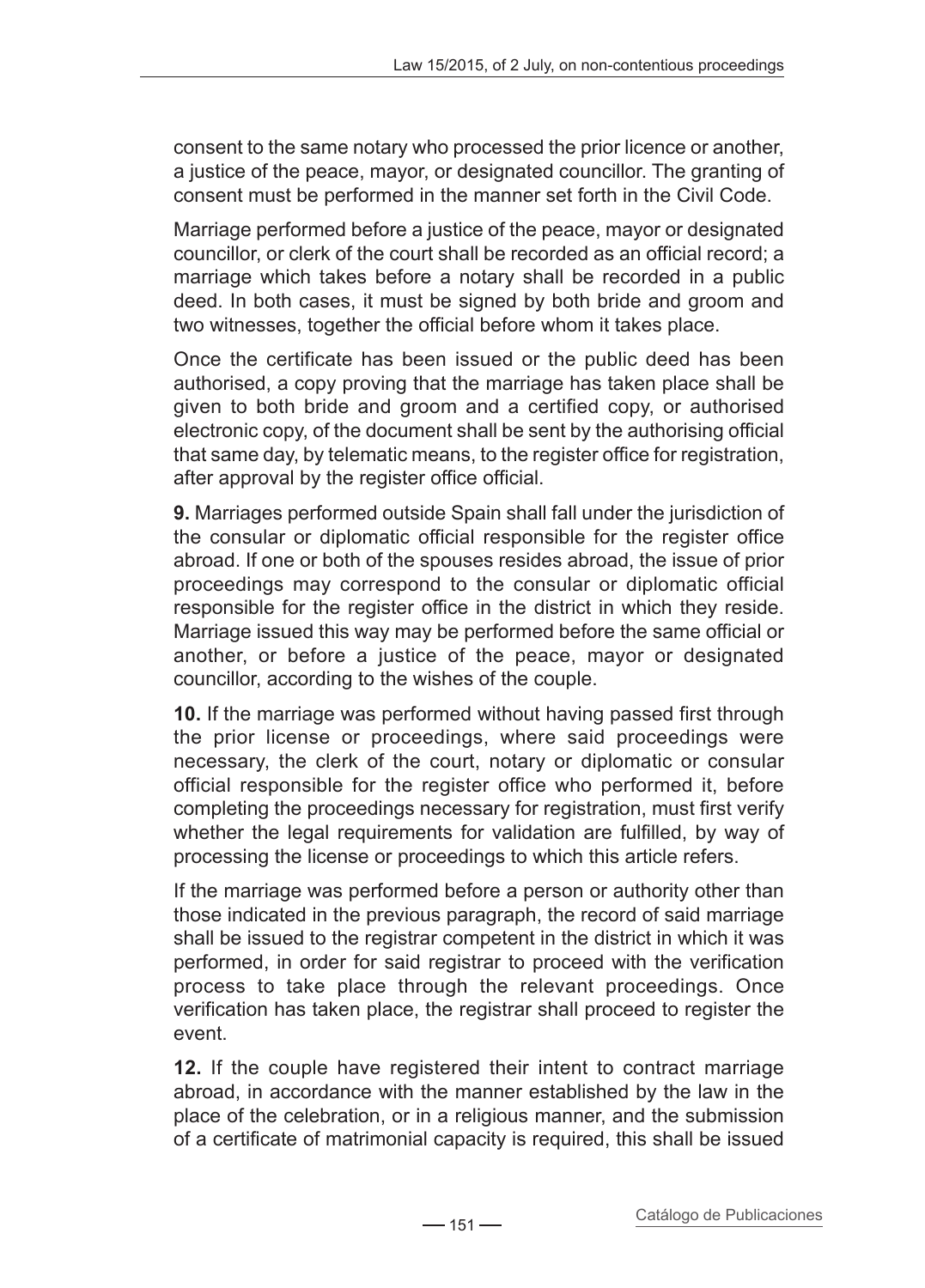consent to the same notary who processed the prior licence or another, a justice of the peace, mayor, or designated councillor. The granting of consent must be performed in the manner set forth in the Civil Code.

Marriage performed before a justice of the peace, mayor or designated councillor, or clerk of the court shall be recorded as an official record; a marriage which takes before a notary shall be recorded in a public deed. In both cases, it must be signed by both bride and groom and two witnesses, together the official before whom it takes place.

Once the certificate has been issued or the public deed has been authorised, a copy proving that the marriage has taken place shall be given to both bride and groom and a certified copy, or authorised electronic copy, of the document shall be sent by the authorising official that same day, by telematic means, to the register office for registration, after approval by the register office official.

**9.** Marriages performed outside Spain shall fall under the jurisdiction of the consular or diplomatic official responsible for the register office abroad. If one or both of the spouses resides abroad, the issue of prior proceedings may correspond to the consular or diplomatic official responsible for the register office in the district in which they reside. Marriage issued this way may be performed before the same official or another, or before a justice of the peace, mayor or designated councillor, according to the wishes of the couple.

**10.** If the marriage was performed without having passed first through the prior license or proceedings, where said proceedings were necessary, the clerk of the court, notary or diplomatic or consular official responsible for the register office who performed it, before completing the proceedings necessary for registration, must first verify whether the legal requirements for validation are fulfilled, by way of processing the license or proceedings to which this article refers.

If the marriage was performed before a person or authority other than those indicated in the previous paragraph, the record of said marriage shall be issued to the registrar competent in the district in which it was performed, in order for said registrar to proceed with the verification process to take place through the relevant proceedings. Once verification has taken place, the registrar shall proceed to register the event.

**12.** If the couple have registered their intent to contract marriage abroad, in accordance with the manner established by the law in the place of the celebration, or in a religious manner, and the submission of a certificate of matrimonial capacity is required, this shall be issued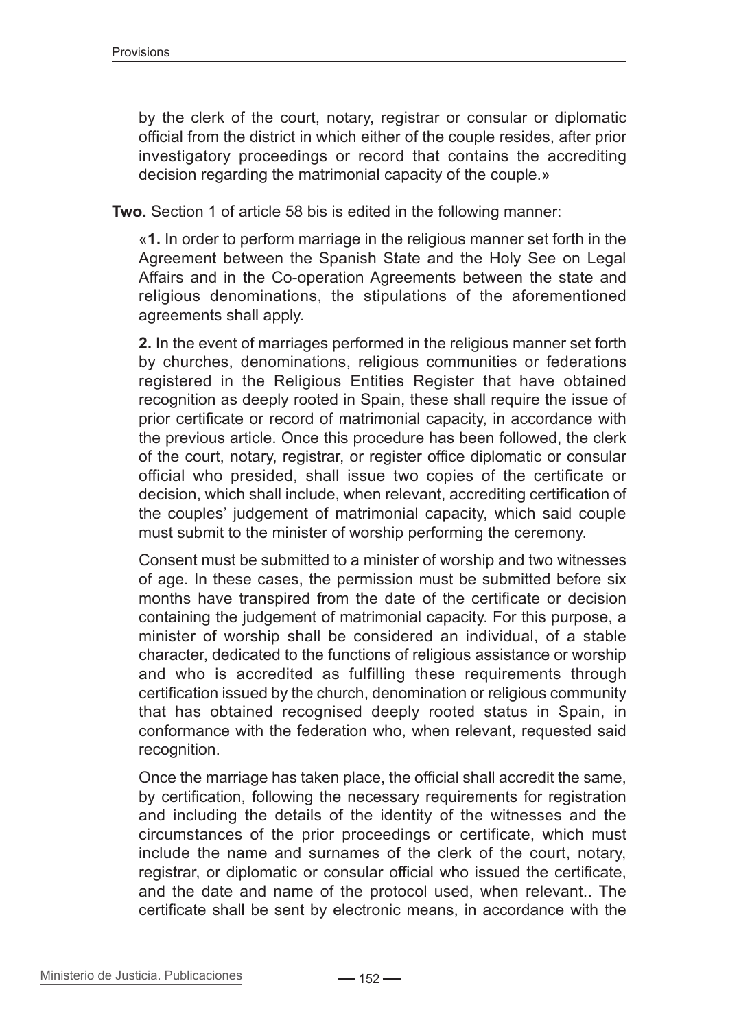by the clerk of the court, notary, registrar or consular or diplomatic official from the district in which either of the couple resides, after prior investigatory proceedings or record that contains the accrediting decision regarding the matrimonial capacity of the couple.»

**Two.** Section 1 of article 58 bis is edited in the following manner:

«**1.** In order to perform marriage in the religious manner set forth in the Agreement between the Spanish State and the Holy See on Legal Affairs and in the Co-operation Agreements between the state and religious denominations, the stipulations of the aforementioned agreements shall apply.

**2.** In the event of marriages performed in the religious manner set forth by churches, denominations, religious communities or federations registered in the Religious Entities Register that have obtained recognition as deeply rooted in Spain, these shall require the issue of prior certificate or record of matrimonial capacity, in accordance with the previous article. Once this procedure has been followed, the clerk of the court, notary, registrar, or register office diplomatic or consular official who presided, shall issue two copies of the certificate or decision, which shall include, when relevant, accrediting certification of the couples' judgement of matrimonial capacity, which said couple must submit to the minister of worship performing the ceremony.

Consent must be submitted to a minister of worship and two witnesses of age. In these cases, the permission must be submitted before six months have transpired from the date of the certificate or decision containing the judgement of matrimonial capacity. For this purpose, a minister of worship shall be considered an individual, of a stable character, dedicated to the functions of religious assistance or worship and who is accredited as fulfilling these requirements through certification issued by the church, denomination or religious community that has obtained recognised deeply rooted status in Spain, in conformance with the federation who, when relevant, requested said recognition.

Once the marriage has taken place, the official shall accredit the same, by certification, following the necessary requirements for registration and including the details of the identity of the witnesses and the circumstances of the prior proceedings or certificate, which must include the name and surnames of the clerk of the court, notary, registrar, or diplomatic or consular official who issued the certificate, and the date and name of the protocol used, when relevant.. The certificate shall be sent by electronic means, in accordance with the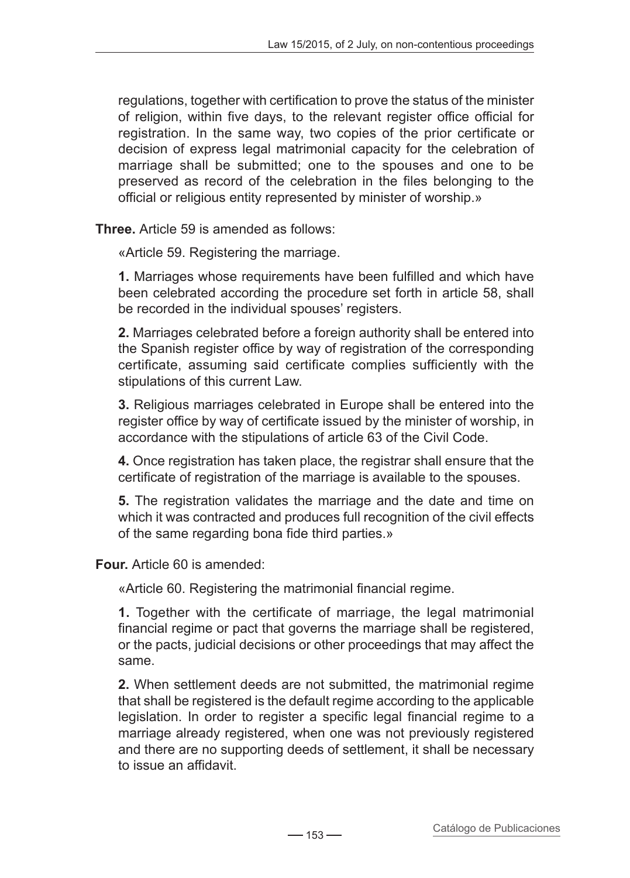regulations, together with certification to prove the status of the minister of religion, within five days, to the relevant register office official for registration. In the same way, two copies of the prior certificate or decision of express legal matrimonial capacity for the celebration of marriage shall be submitted; one to the spouses and one to be preserved as record of the celebration in the files belonging to the official or religious entity represented by minister of worship.»

**Three.** Article 59 is amended as follows:

«Article 59. Registering the marriage.

**1.** Marriages whose requirements have been fulfilled and which have been celebrated according the procedure set forth in article 58, shall be recorded in the individual spouses' registers.

**2.** Marriages celebrated before a foreign authority shall be entered into the Spanish register office by way of registration of the corresponding certificate, assuming said certificate complies sufficiently with the stipulations of this current Law.

**3.** Religious marriages celebrated in Europe shall be entered into the register office by way of certificate issued by the minister of worship, in accordance with the stipulations of article 63 of the Civil Code.

**4.** Once registration has taken place, the registrar shall ensure that the certificate of registration of the marriage is available to the spouses.

**5.** The registration validates the marriage and the date and time on which it was contracted and produces full recognition of the civil effects of the same regarding bona fide third parties.»

**Four.** Article 60 is amended:

«Article 60. Registering the matrimonial financial regime.

**1.** Together with the certificate of marriage, the legal matrimonial financial regime or pact that governs the marriage shall be registered, or the pacts, judicial decisions or other proceedings that may affect the same.

**2.** When settlement deeds are not submitted, the matrimonial regime that shall be registered is the default regime according to the applicable legislation. In order to register a specific legal financial regime to a marriage already registered, when one was not previously registered and there are no supporting deeds of settlement, it shall be necessary to issue an affidavit.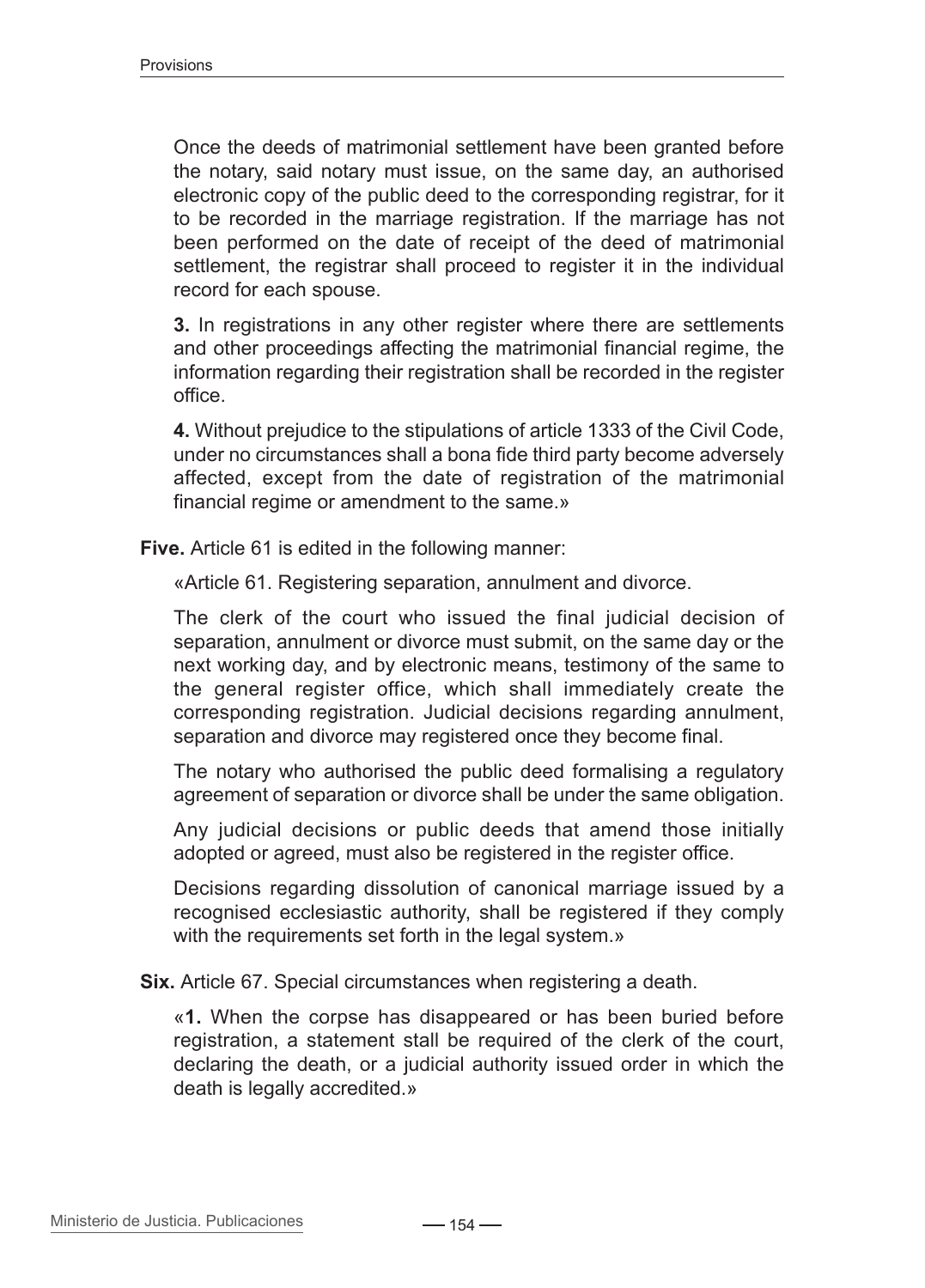Once the deeds of matrimonial settlement have been granted before the notary, said notary must issue, on the same day, an authorised electronic copy of the public deed to the corresponding registrar, for it to be recorded in the marriage registration. If the marriage has not been performed on the date of receipt of the deed of matrimonial settlement, the registrar shall proceed to register it in the individual record for each spouse.

**3.** In registrations in any other register where there are settlements and other proceedings affecting the matrimonial financial regime, the information regarding their registration shall be recorded in the register office.

**4.** Without prejudice to the stipulations of article 1333 of the Civil Code, under no circumstances shall a bona fide third party become adversely affected, except from the date of registration of the matrimonial financial regime or amendment to the same.»

**Five.** Article 61 is edited in the following manner:

«Article 61. Registering separation, annulment and divorce.

The clerk of the court who issued the final judicial decision of separation, annulment or divorce must submit, on the same day or the next working day, and by electronic means, testimony of the same to the general register office, which shall immediately create the corresponding registration. Judicial decisions regarding annulment, separation and divorce may registered once they become final.

The notary who authorised the public deed formalising a regulatory agreement of separation or divorce shall be under the same obligation.

Any judicial decisions or public deeds that amend those initially adopted or agreed, must also be registered in the register office.

Decisions regarding dissolution of canonical marriage issued by a recognised ecclesiastic authority, shall be registered if they comply with the requirements set forth in the legal system.»

**Six.** Article 67. Special circumstances when registering a death.

«**1.** When the corpse has disappeared or has been buried before registration, a statement stall be required of the clerk of the court, declaring the death, or a judicial authority issued order in which the death is legally accredited.»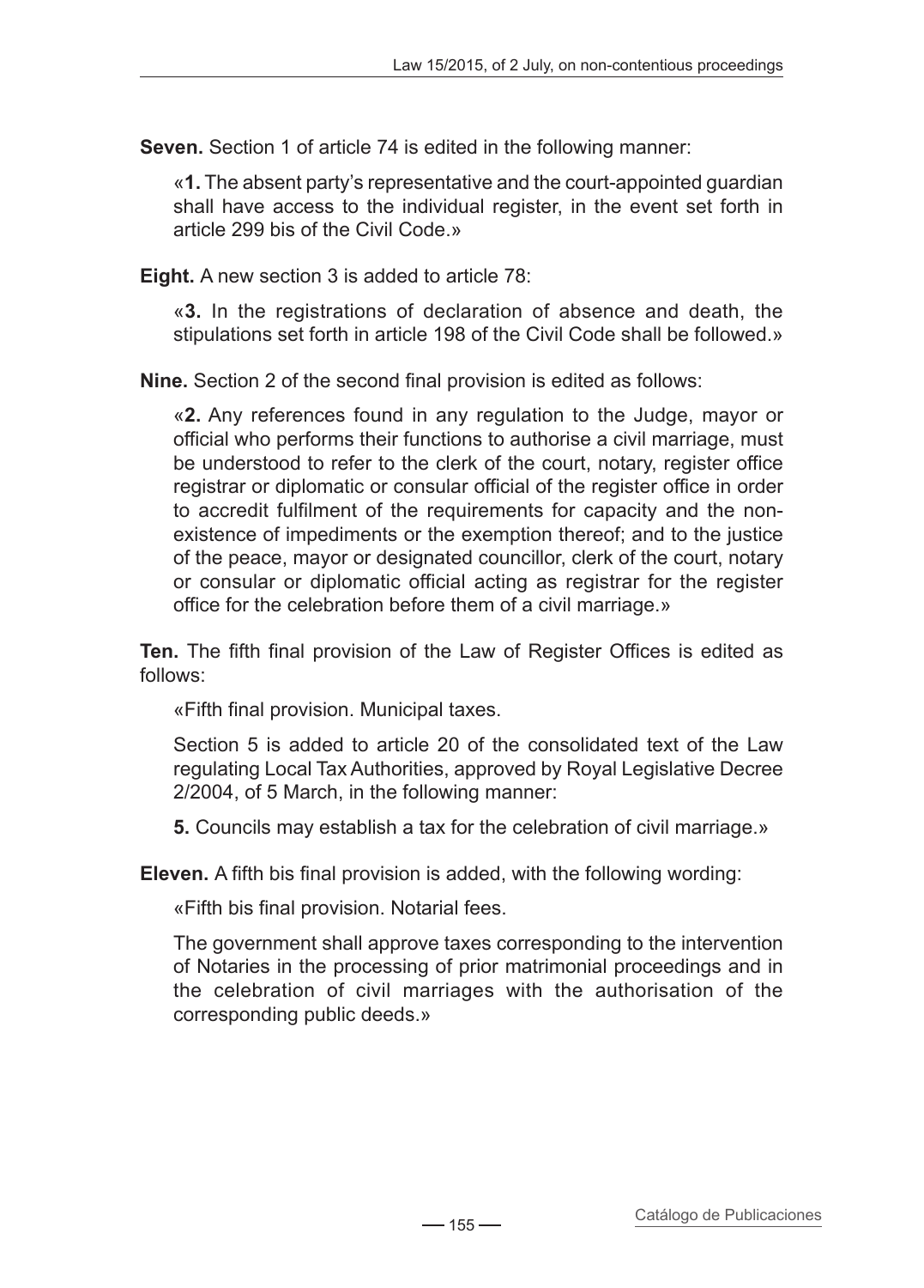**Seven.** Section 1 of article 74 is edited in the following manner:

«**1.** The absent party's representative and the court-appointed guardian shall have access to the individual register, in the event set forth in article 299 bis of the Civil Code.»

**Eight.** A new section 3 is added to article 78:

«**3.** In the registrations of declaration of absence and death, the stipulations set forth in article 198 of the Civil Code shall be followed.»

**Nine.** Section 2 of the second final provision is edited as follows:

«**2.** Any references found in any regulation to the Judge, mayor or official who performs their functions to authorise a civil marriage, must be understood to refer to the clerk of the court, notary, register office registrar or diplomatic or consular official of the register office in order to accredit fulfilment of the requirements for capacity and the non-existence of impediments or the exemption thereof; and to the justice of the peace, mayor or designated councillor, clerk of the court, notary or consular or diplomatic official acting as registrar for the register office for the celebration before them of a civil marriage.»

**Ten.** The fifth final provision of the Law of Register Offices is edited as follows:

«Fifth final provision. Municipal taxes.

Section 5 is added to article 20 of the consolidated text of the Law regulating Local Tax Authorities, approved by Royal Legislative Decree 2/2004, of 5 March, in the following manner:

**5.** Councils may establish a tax for the celebration of civil marriage.»

**Eleven.** A fifth bis final provision is added, with the following wording:

«Fifth bis final provision. Notarial fees.

The government shall approve taxes corresponding to the intervention of Notaries in the processing of prior matrimonial proceedings and in the celebration of civil marriages with the authorisation of the corresponding public deeds.»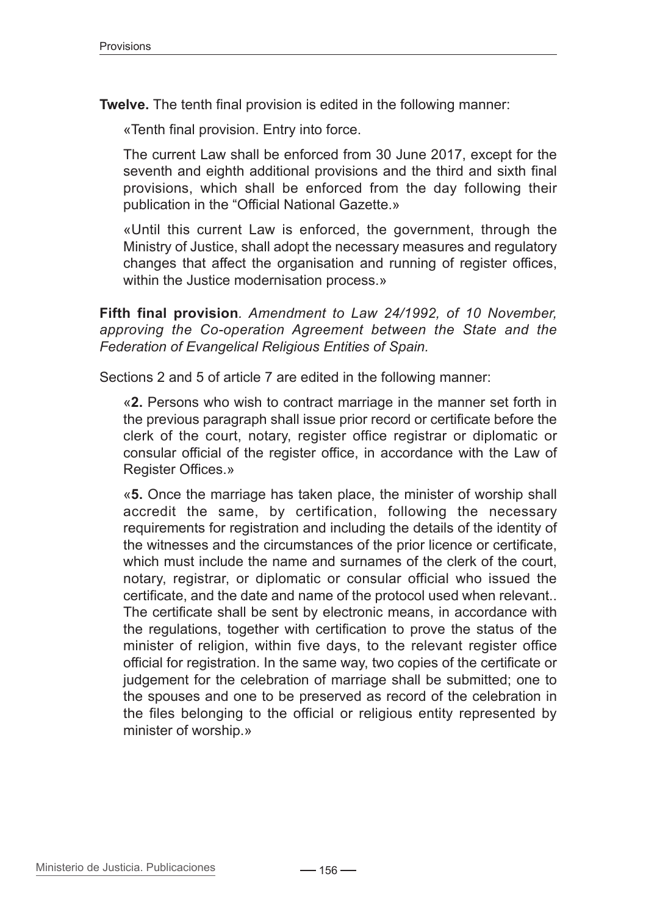**Twelve.** The tenth final provision is edited in the following manner:

«Tenth final provision. Entry into force.

The current Law shall be enforced from 30 June 2017, except for the seventh and eighth additional provisions and the third and sixth final provisions, which shall be enforced from the day following their publication in the "Official National Gazette.»

«Until this current Law is enforced, the government, through the Ministry of Justice, shall adopt the necessary measures and regulatory changes that affect the organisation and running of register offices, within the Justice modernisation process.»

**Fifth final provision***. Amendment to Law 24/1992, of 10 November, approving the Co-operation Agreement between the State and the Federation of Evangelical Religious Entities of Spain.*

Sections 2 and 5 of article 7 are edited in the following manner:

«**2.** Persons who wish to contract marriage in the manner set forth in the previous paragraph shall issue prior record or certificate before the clerk of the court, notary, register office registrar or diplomatic or consular official of the register office, in accordance with the Law of Register Offices.»

«**5.** Once the marriage has taken place, the minister of worship shall accredit the same, by certification, following the necessary requirements for registration and including the details of the identity of the witnesses and the circumstances of the prior licence or certificate, which must include the name and surnames of the clerk of the court, notary, registrar, or diplomatic or consular official who issued the certificate, and the date and name of the protocol used when relevant.. The certificate shall be sent by electronic means, in accordance with the regulations, together with certification to prove the status of the minister of religion, within five days, to the relevant register office official for registration. In the same way, two copies of the certificate or judgement for the celebration of marriage shall be submitted; one to the spouses and one to be preserved as record of the celebration in the files belonging to the official or religious entity represented by minister of worship.»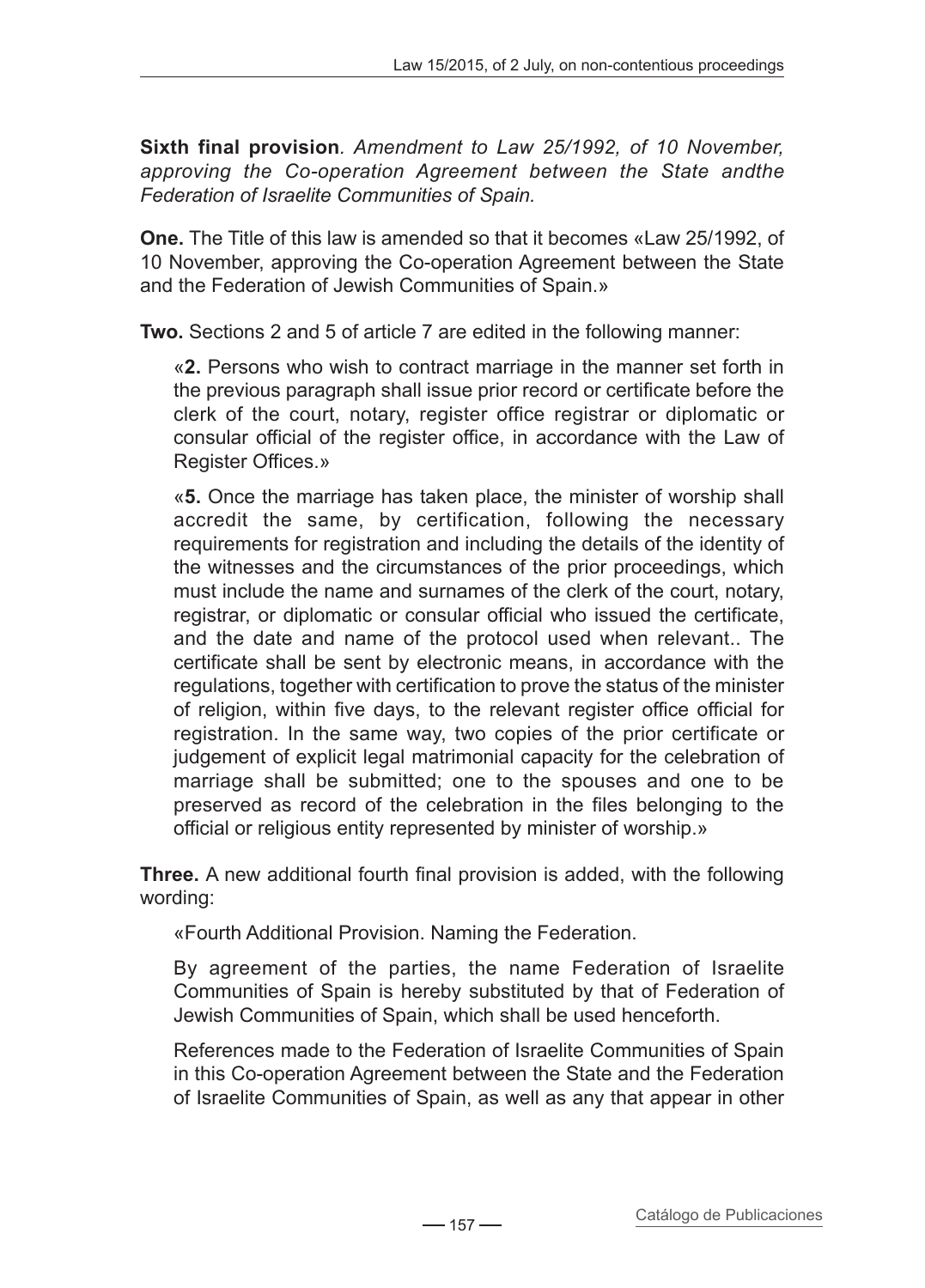**Sixth final provision***. Amendment to Law 25/1992, of 10 November, approving the Co-operation Agreement between the State andthe Federation of Israelite Communities of Spain.*

**One.** The Title of this law is amended so that it becomes «Law 25/1992, of 10 November, approving the Co-operation Agreement between the State and the Federation of Jewish Communities of Spain.»

**Two.** Sections 2 and 5 of article 7 are edited in the following manner:

> «**2.** Persons who wish to contract marriage in the manner set forth in the previous paragraph shall issue prior record or certificate before the clerk of the court, notary, register office registrar or diplomatic or consular official of the register office, in accordance with the Law of Register Offices.»
>
> «**5.** Once the marriage has taken place, the minister of worship shall accredit the same, by certification, following the necessary requirements for registration and including the details of the identity of the witnesses and the circumstances of the prior proceedings, which must include the name and surnames of the clerk of the court, notary, registrar, or diplomatic or consular official who issued the certificate, and the date and name of the protocol used when relevant.. The certificate shall be sent by electronic means, in accordance with the regulations, together with certification to prove the status of the minister of religion, within five days, to the relevant register office official for registration. In the same way, two copies of the prior certificate or judgement of explicit legal matrimonial capacity for the celebration of marriage shall be submitted; one to the spouses and one to be preserved as record of the celebration in the files belonging to the official or religious entity represented by minister of worship.»

**Three.** A new additional fourth final provision is added, with the following wording:

> «Fourth Additional Provision. Naming the Federation.
>
> By agreement of the parties, the name Federation of Israelite Communities of Spain is hereby substituted by that of Federation of Jewish Communities of Spain, which shall be used henceforth.
>
> References made to the Federation of Israelite Communities of Spain in this Co-operation Agreement between the State and the Federation of Israelite Communities of Spain, as well as any that appear in other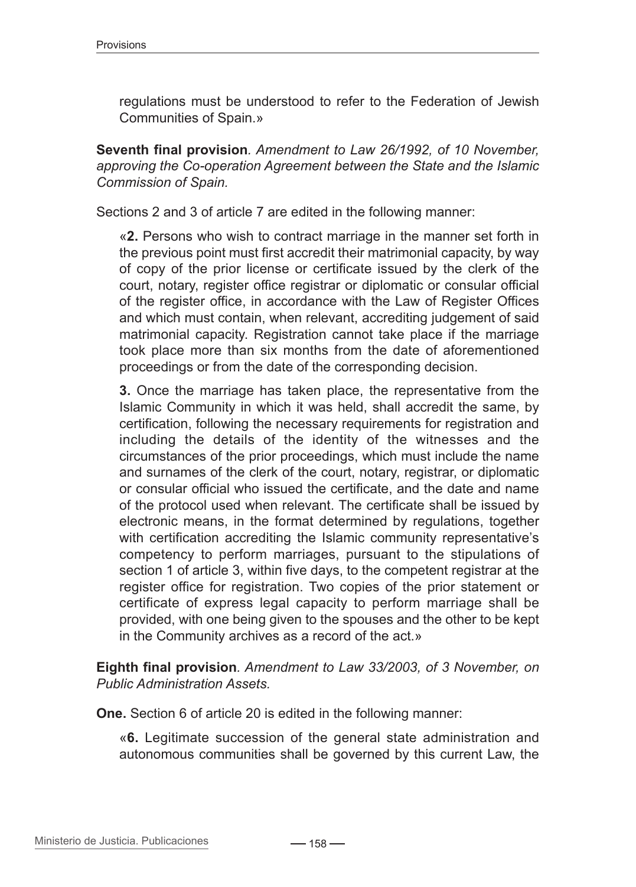regulations must be understood to refer to the Federation of Jewish Communities of Spain.»

**Seventh final provision**. *Amendment to Law 26/1992, of 10 November, approving the Co-operation Agreement between the State and the Islamic Commission of Spain.*

Sections 2 and 3 of article 7 are edited in the following manner:

«**2.** Persons who wish to contract marriage in the manner set forth in the previous point must first accredit their matrimonial capacity, by way of copy of the prior license or certificate issued by the clerk of the court, notary, register office registrar or diplomatic or consular official of the register office, in accordance with the Law of Register Offices and which must contain, when relevant, accrediting judgement of said matrimonial capacity. Registration cannot take place if the marriage took place more than six months from the date of aforementioned proceedings or from the date of the corresponding decision.

**3.** Once the marriage has taken place, the representative from the Islamic Community in which it was held, shall accredit the same, by certification, following the necessary requirements for registration and including the details of the identity of the witnesses and the circumstances of the prior proceedings, which must include the name and surnames of the clerk of the court, notary, registrar, or diplomatic or consular official who issued the certificate, and the date and name of the protocol used when relevant. The certificate shall be issued by electronic means, in the format determined by regulations, together with certification accrediting the Islamic community representative's competency to perform marriages, pursuant to the stipulations of section 1 of article 3, within five days, to the competent registrar at the register office for registration. Two copies of the prior statement or certificate of express legal capacity to perform marriage shall be provided, with one being given to the spouses and the other to be kept in the Community archives as a record of the act.»

**Eighth final provision**. *Amendment to Law 33/2003, of 3 November, on Public Administration Assets.*

**One.** Section 6 of article 20 is edited in the following manner:

«**6.** Legitimate succession of the general state administration and autonomous communities shall be governed by this current Law, the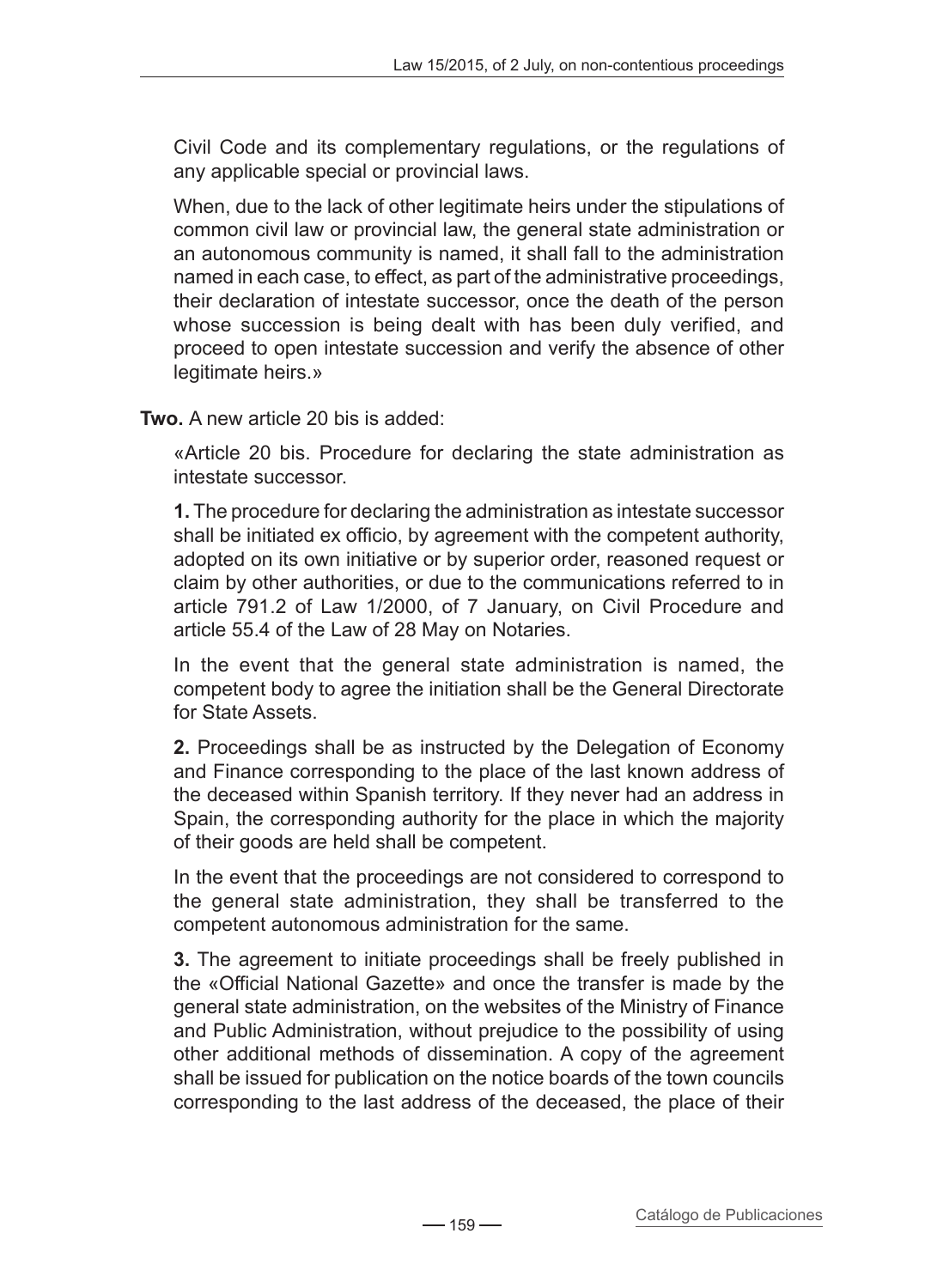Civil Code and its complementary regulations, or the regulations of any applicable special or provincial laws.

When, due to the lack of other legitimate heirs under the stipulations of common civil law or provincial law, the general state administration or an autonomous community is named, it shall fall to the administration named in each case, to effect, as part of the administrative proceedings, their declaration of intestate successor, once the death of the person whose succession is being dealt with has been duly verified, and proceed to open intestate succession and verify the absence of other legitimate heirs.»

**Two.** A new article 20 bis is added:

«Article 20 bis. Procedure for declaring the state administration as intestate successor.

**1.** The procedure for declaring the administration as intestate successor shall be initiated ex officio, by agreement with the competent authority, adopted on its own initiative or by superior order, reasoned request or claim by other authorities, or due to the communications referred to in article 791.2 of Law 1/2000, of 7 January, on Civil Procedure and article 55.4 of the Law of 28 May on Notaries.

In the event that the general state administration is named, the competent body to agree the initiation shall be the General Directorate for State Assets.

**2.** Proceedings shall be as instructed by the Delegation of Economy and Finance corresponding to the place of the last known address of the deceased within Spanish territory. If they never had an address in Spain, the corresponding authority for the place in which the majority of their goods are held shall be competent.

In the event that the proceedings are not considered to correspond to the general state administration, they shall be transferred to the competent autonomous administration for the same.

**3.** The agreement to initiate proceedings shall be freely published in the «Official National Gazette» and once the transfer is made by the general state administration, on the websites of the Ministry of Finance and Public Administration, without prejudice to the possibility of using other additional methods of dissemination. A copy of the agreement shall be issued for publication on the notice boards of the town councils corresponding to the last address of the deceased, the place of their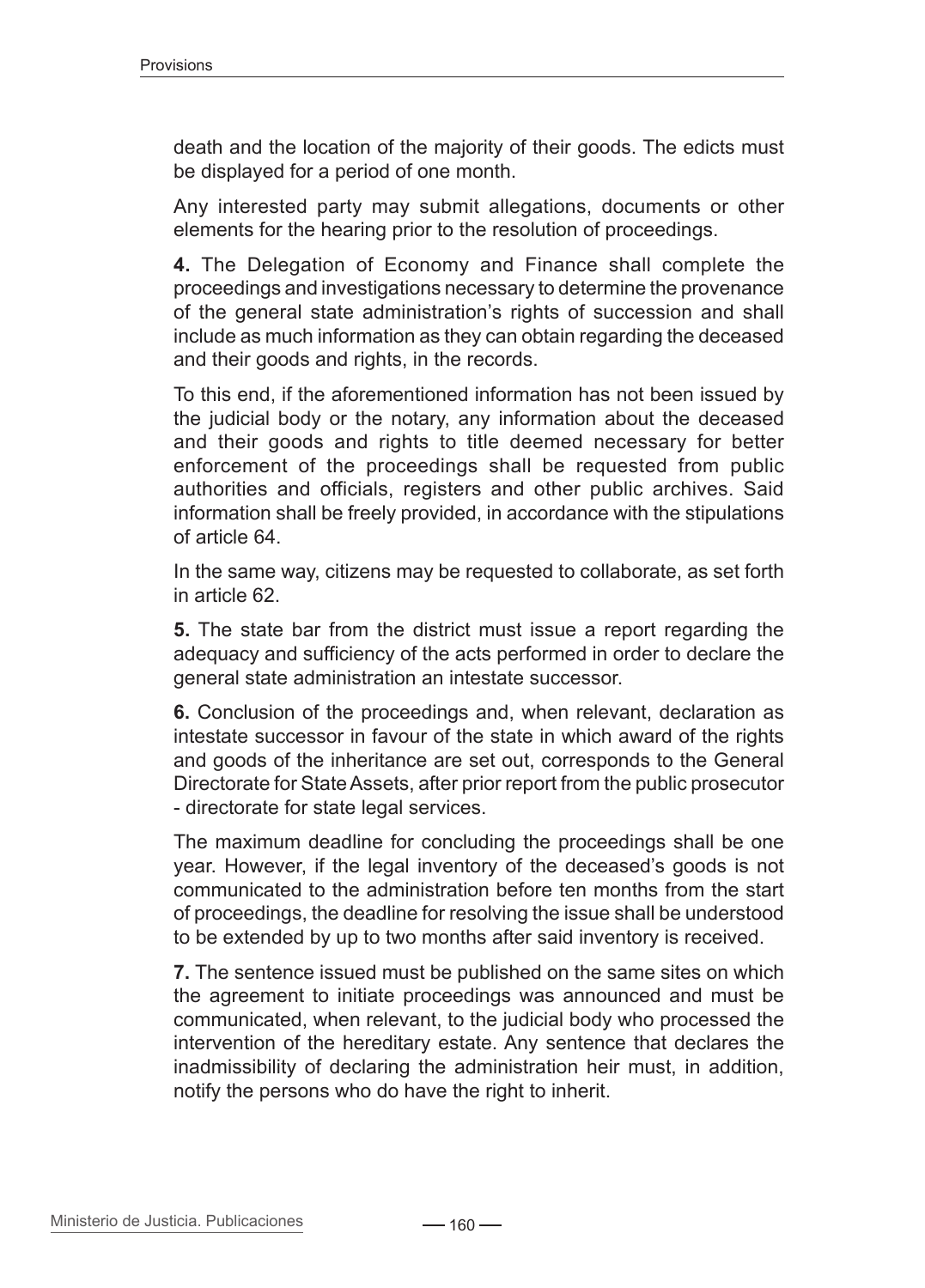death and the location of the majority of their goods. The edicts must be displayed for a period of one month.

Any interested party may submit allegations, documents or other elements for the hearing prior to the resolution of proceedings.

**4.** The Delegation of Economy and Finance shall complete the proceedings and investigations necessary to determine the provenance of the general state administration's rights of succession and shall include as much information as they can obtain regarding the deceased and their goods and rights, in the records.

To this end, if the aforementioned information has not been issued by the judicial body or the notary, any information about the deceased and their goods and rights to title deemed necessary for better enforcement of the proceedings shall be requested from public authorities and officials, registers and other public archives. Said information shall be freely provided, in accordance with the stipulations of article 64.

In the same way, citizens may be requested to collaborate, as set forth in article 62.

**5.** The state bar from the district must issue a report regarding the adequacy and sufficiency of the acts performed in order to declare the general state administration an intestate successor.

**6.** Conclusion of the proceedings and, when relevant, declaration as intestate successor in favour of the state in which award of the rights and goods of the inheritance are set out, corresponds to the General Directorate for State Assets, after prior report from the public prosecutor - directorate for state legal services.

The maximum deadline for concluding the proceedings shall be one year. However, if the legal inventory of the deceased's goods is not communicated to the administration before ten months from the start of proceedings, the deadline for resolving the issue shall be understood to be extended by up to two months after said inventory is received.

**7.** The sentence issued must be published on the same sites on which the agreement to initiate proceedings was announced and must be communicated, when relevant, to the judicial body who processed the intervention of the hereditary estate. Any sentence that declares the inadmissibility of declaring the administration heir must, in addition, notify the persons who do have the right to inherit.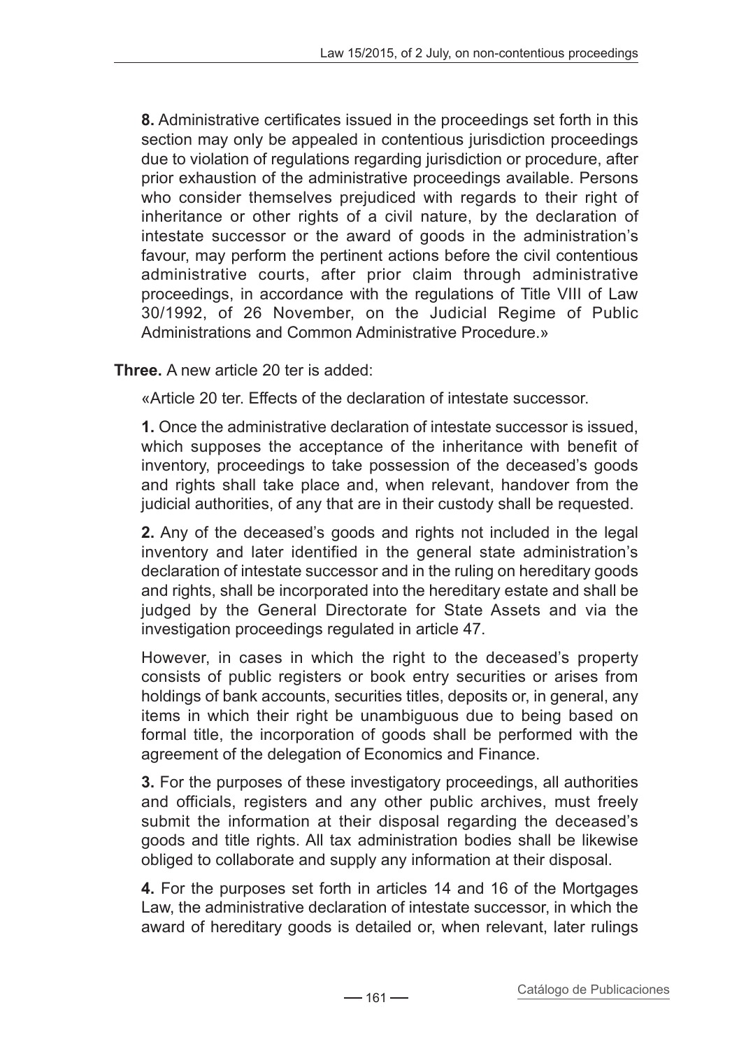**8.** Administrative certificates issued in the proceedings set forth in this section may only be appealed in contentious jurisdiction proceedings due to violation of regulations regarding jurisdiction or procedure, after prior exhaustion of the administrative proceedings available. Persons who consider themselves prejudiced with regards to their right of inheritance or other rights of a civil nature, by the declaration of intestate successor or the award of goods in the administration's favour, may perform the pertinent actions before the civil contentious administrative courts, after prior claim through administrative proceedings, in accordance with the regulations of Title VIII of Law 30/1992, of 26 November, on the Judicial Regime of Public Administrations and Common Administrative Procedure.»

**Three.** A new article 20 ter is added:

«Article 20 ter. Effects of the declaration of intestate successor.

**1.** Once the administrative declaration of intestate successor is issued, which supposes the acceptance of the inheritance with benefit of inventory, proceedings to take possession of the deceased's goods and rights shall take place and, when relevant, handover from the judicial authorities, of any that are in their custody shall be requested.

**2.** Any of the deceased's goods and rights not included in the legal inventory and later identified in the general state administration's declaration of intestate successor and in the ruling on hereditary goods and rights, shall be incorporated into the hereditary estate and shall be judged by the General Directorate for State Assets and via the investigation proceedings regulated in article 47.

However, in cases in which the right to the deceased's property consists of public registers or book entry securities or arises from holdings of bank accounts, securities titles, deposits or, in general, any items in which their right be unambiguous due to being based on formal title, the incorporation of goods shall be performed with the agreement of the delegation of Economics and Finance.

**3.** For the purposes of these investigatory proceedings, all authorities and officials, registers and any other public archives, must freely submit the information at their disposal regarding the deceased's goods and title rights. All tax administration bodies shall be likewise obliged to collaborate and supply any information at their disposal.

**4.** For the purposes set forth in articles 14 and 16 of the Mortgages Law, the administrative declaration of intestate successor, in which the award of hereditary goods is detailed or, when relevant, later rulings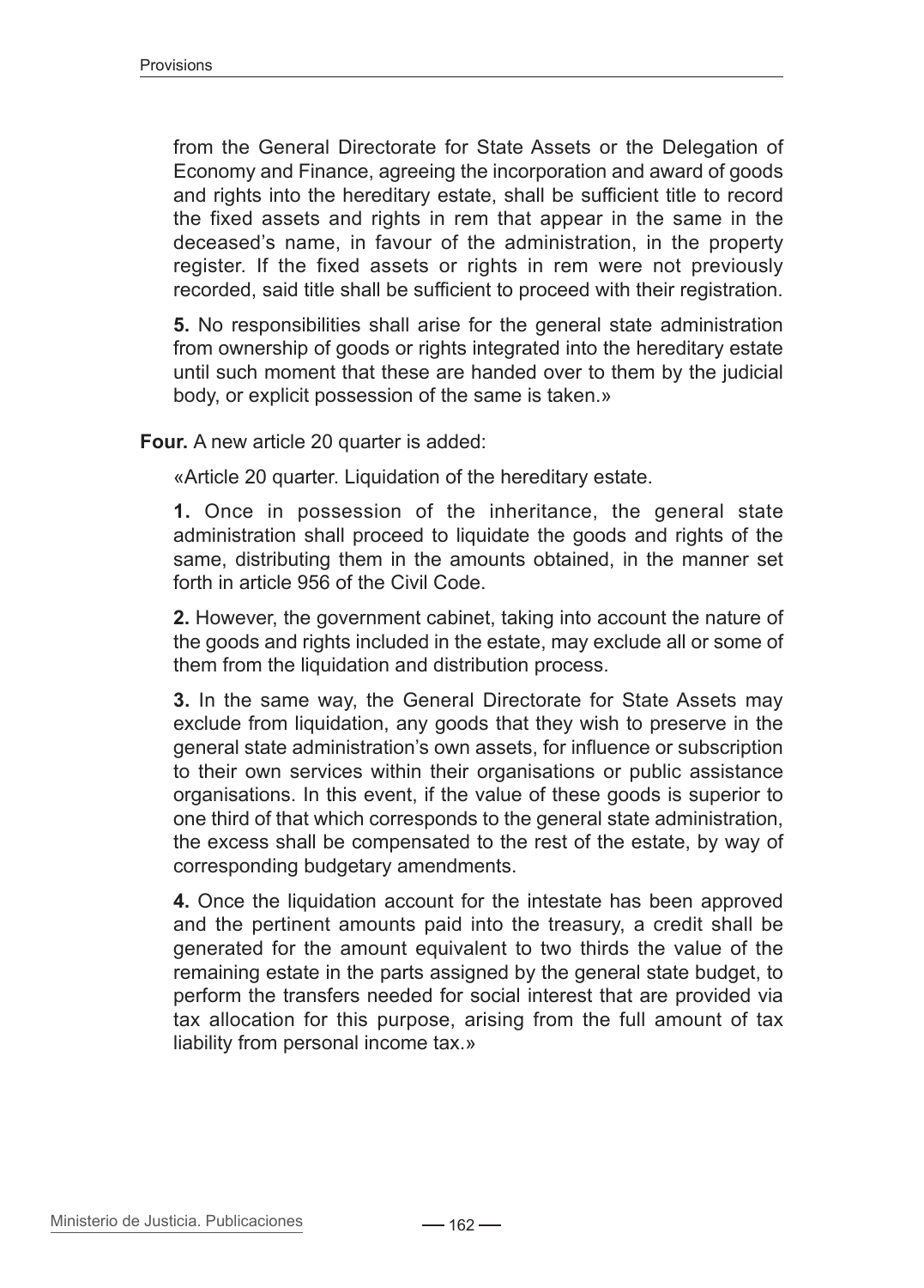from the General Directorate for State Assets or the Delegation of Economy and Finance, agreeing the incorporation and award of goods and rights into the hereditary estate, shall be sufficient title to record the fixed assets and rights in rem that appear in the same in the deceased's name, in favour of the administration, in the property register. If the fixed assets or rights in rem were not previously recorded, said title shall be sufficient to proceed with their registration.

**5.** No responsibilities shall arise for the general state administration from ownership of goods or rights integrated into the hereditary estate until such moment that these are handed over to them by the judicial body, or explicit possession of the same is taken.»

**Four.** A new article 20 quarter is added:

«Article 20 quarter. Liquidation of the hereditary estate.

**1.** Once in possession of the inheritance, the general state administration shall proceed to liquidate the goods and rights of the same, distributing them in the amounts obtained, in the manner set forth in article 956 of the Civil Code.

**2.** However, the government cabinet, taking into account the nature of the goods and rights included in the estate, may exclude all or some of them from the liquidation and distribution process.

**3.** In the same way, the General Directorate for State Assets may exclude from liquidation, any goods that they wish to preserve in the general state administration's own assets, for influence or subscription to their own services within their organisations or public assistance organisations. In this event, if the value of these goods is superior to one third of that which corresponds to the general state administration, the excess shall be compensated to the rest of the estate, by way of corresponding budgetary amendments.

**4.** Once the liquidation account for the intestate has been approved and the pertinent amounts paid into the treasury, a credit shall be generated for the amount equivalent to two thirds the value of the remaining estate in the parts assigned by the general state budget, to perform the transfers needed for social interest that are provided via tax allocation for this purpose, arising from the full amount of tax liability from personal income tax.»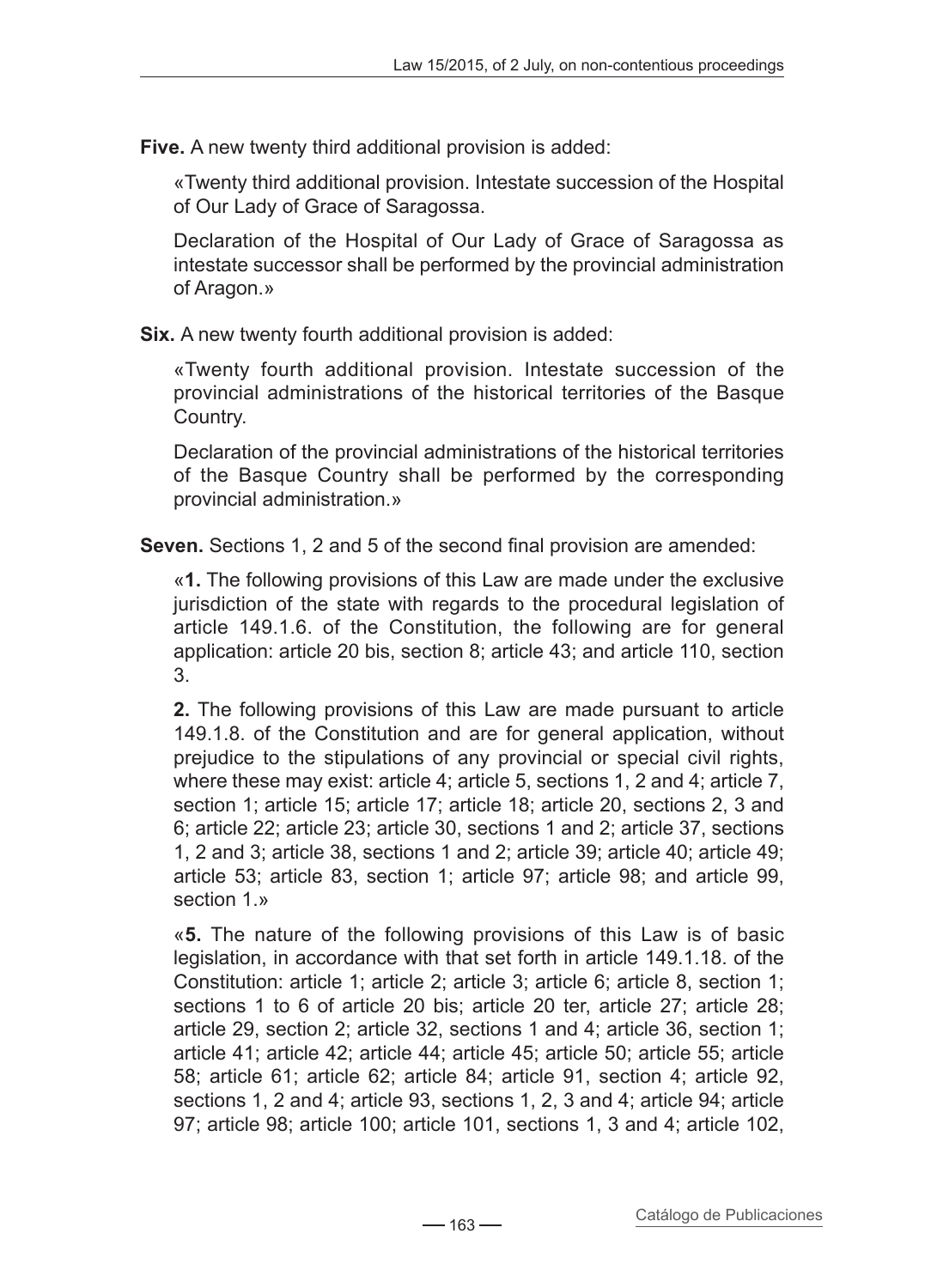**Five.** A new twenty third additional provision is added:

«Twenty third additional provision. Intestate succession of the Hospital of Our Lady of Grace of Saragossa.

Declaration of the Hospital of Our Lady of Grace of Saragossa as intestate successor shall be performed by the provincial administration of Aragon.»

**Six.** A new twenty fourth additional provision is added:

«Twenty fourth additional provision. Intestate succession of the provincial administrations of the historical territories of the Basque Country.

Declaration of the provincial administrations of the historical territories of the Basque Country shall be performed by the corresponding provincial administration.»

**Seven.** Sections 1, 2 and 5 of the second final provision are amended:

«**1.** The following provisions of this Law are made under the exclusive jurisdiction of the state with regards to the procedural legislation of article 149.1.6. of the Constitution, the following are for general application: article 20 bis, section 8; article 43; and article 110, section 3.

**2.** The following provisions of this Law are made pursuant to article 149.1.8. of the Constitution and are for general application, without prejudice to the stipulations of any provincial or special civil rights, where these may exist: article 4; article 5, sections 1, 2 and 4; article 7, section 1; article 15; article 17; article 18; article 20, sections 2, 3 and 6; article 22; article 23; article 30, sections 1 and 2; article 37, sections 1, 2 and 3; article 38, sections 1 and 2; article 39; article 40; article 49; article 53; article 83, section 1; article 97; article 98; and article 99, section 1.»

«**5.** The nature of the following provisions of this Law is of basic legislation, in accordance with that set forth in article 149.1.18. of the Constitution: article 1; article 2; article 3; article 6; article 8, section 1; sections 1 to 6 of article 20 bis; article 20 ter, article 27; article 28; article 29, section 2; article 32, sections 1 and 4; article 36, section 1; article 41; article 42; article 44; article 45; article 50; article 55; article 58; article 61; article 62; article 84; article 91, section 4; article 92, sections 1, 2 and 4; article 93, sections 1, 2, 3 and 4; article 94; article 97; article 98; article 100; article 101, sections 1, 3 and 4; article 102,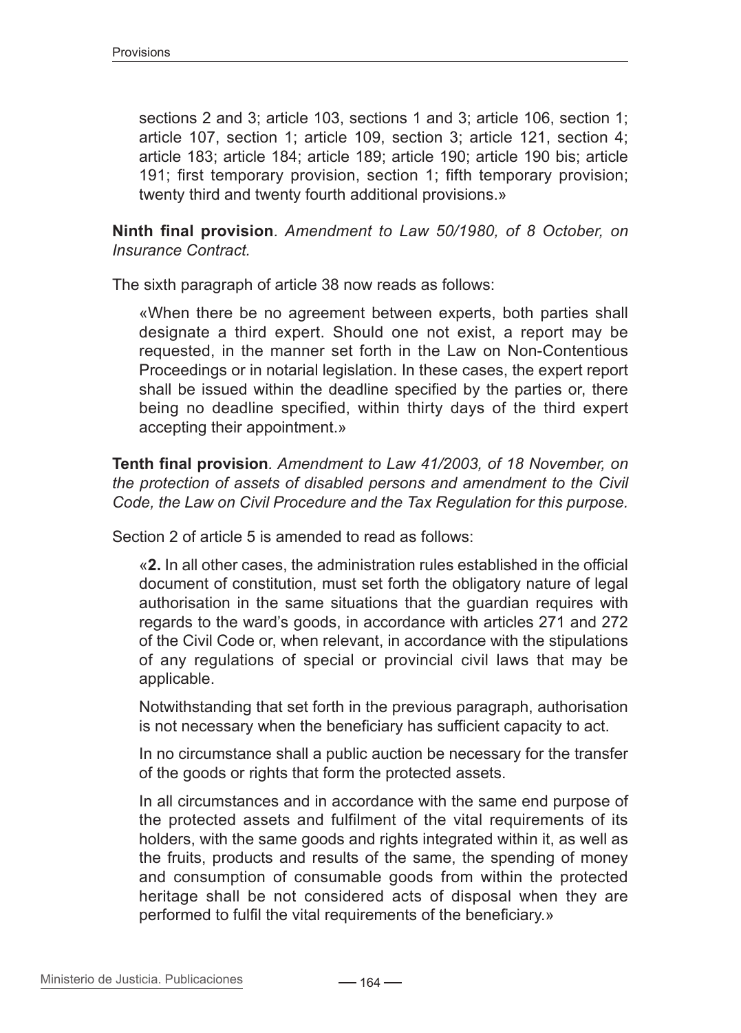sections 2 and 3; article 103, sections 1 and 3; article 106, section 1; article 107, section 1; article 109, section 3; article 121, section 4; article 183; article 184; article 189; article 190; article 190 bis; article 191; first temporary provision, section 1; fifth temporary provision; twenty third and twenty fourth additional provisions.»

**Ninth final provision**. *Amendment to Law 50/1980, of 8 October, on Insurance Contract.*

The sixth paragraph of article 38 now reads as follows:

«When there be no agreement between experts, both parties shall designate a third expert. Should one not exist, a report may be requested, in the manner set forth in the Law on Non-Contentious Proceedings or in notarial legislation. In these cases, the expert report shall be issued within the deadline specified by the parties or, there being no deadline specified, within thirty days of the third expert accepting their appointment.»

**Tenth final provision**. *Amendment to Law 41/2003, of 18 November, on the protection of assets of disabled persons and amendment to the Civil Code, the Law on Civil Procedure and the Tax Regulation for this purpose.*

Section 2 of article 5 is amended to read as follows:

«**2.** In all other cases, the administration rules established in the official document of constitution, must set forth the obligatory nature of legal authorisation in the same situations that the guardian requires with regards to the ward's goods, in accordance with articles 271 and 272 of the Civil Code or, when relevant, in accordance with the stipulations of any regulations of special or provincial civil laws that may be applicable.

Notwithstanding that set forth in the previous paragraph, authorisation is not necessary when the beneficiary has sufficient capacity to act.

In no circumstance shall a public auction be necessary for the transfer of the goods or rights that form the protected assets.

In all circumstances and in accordance with the same end purpose of the protected assets and fulfilment of the vital requirements of its holders, with the same goods and rights integrated within it, as well as the fruits, products and results of the same, the spending of money and consumption of consumable goods from within the protected heritage shall be not considered acts of disposal when they are performed to fulfil the vital requirements of the beneficiary.»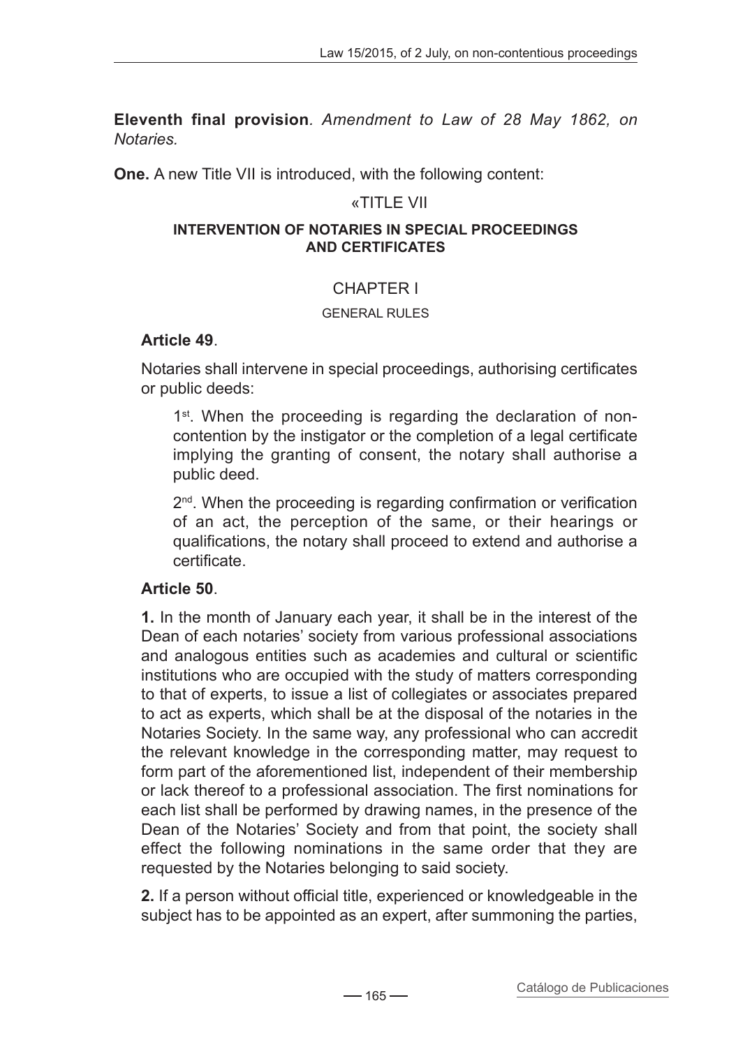**Eleventh final provision**. *Amendment to Law of 28 May 1862, on Notaries.*

**One.** A new Title VII is introduced, with the following content:

«TITLE VII

**INTERVENTION OF NOTARIES IN SPECIAL PROCEEDINGS AND CERTIFICATES**

CHAPTER I

GENERAL RULES

**Article 49**.

Notaries shall intervene in special proceedings, authorising certificates or public deeds:

1st. When the proceeding is regarding the declaration of non-contention by the instigator or the completion of a legal certificate implying the granting of consent, the notary shall authorise a public deed.

2nd. When the proceeding is regarding confirmation or verification of an act, the perception of the same, or their hearings or qualifications, the notary shall proceed to extend and authorise a certificate.

**Article 50**.

**1.** In the month of January each year, it shall be in the interest of the Dean of each notaries' society from various professional associations and analogous entities such as academies and cultural or scientific institutions who are occupied with the study of matters corresponding to that of experts, to issue a list of collegiates or associates prepared to act as experts, which shall be at the disposal of the notaries in the Notaries Society. In the same way, any professional who can accredit the relevant knowledge in the corresponding matter, may request to form part of the aforementioned list, independent of their membership or lack thereof to a professional association. The first nominations for each list shall be performed by drawing names, in the presence of the Dean of the Notaries' Society and from that point, the society shall effect the following nominations in the same order that they are requested by the Notaries belonging to said society.

**2.** If a person without official title, experienced or knowledgeable in the subject has to be appointed as an expert, after summoning the parties,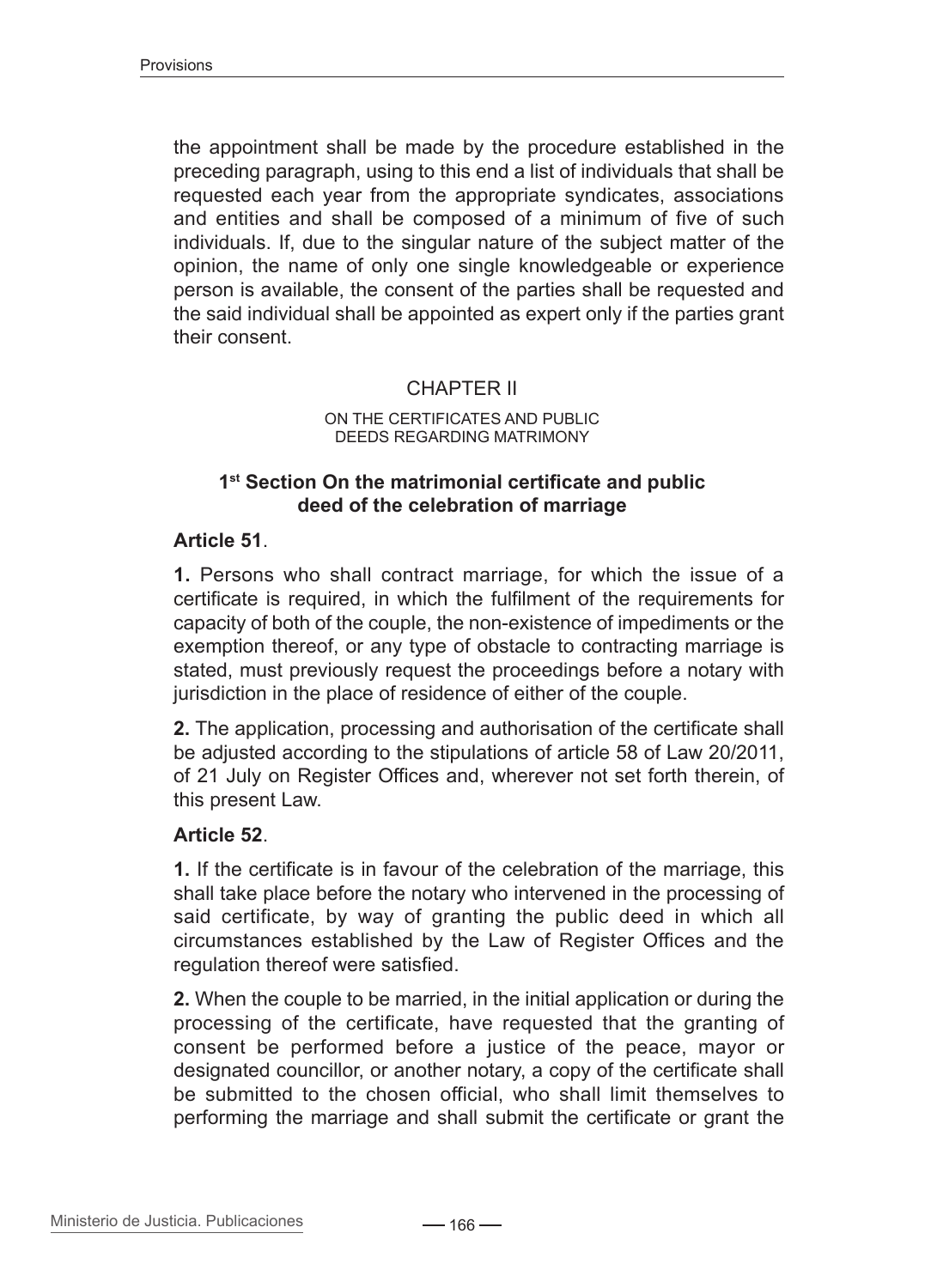the appointment shall be made by the procedure established in the preceding paragraph, using to this end a list of individuals that shall be requested each year from the appropriate syndicates, associations and entities and shall be composed of a minimum of five of such individuals. If, due to the singular nature of the subject matter of the opinion, the name of only one single knowledgeable or experience person is available, the consent of the parties shall be requested and the said individual shall be appointed as expert only if the parties grant their consent.

## CHAPTER II

### ON THE CERTIFICATES AND PUBLIC DEEDS REGARDING MATRIMONY

#### 1st Section On the matrimonial certificate and public deed of the celebration of marriage

**Article 51**.

**1.** Persons who shall contract marriage, for which the issue of a certificate is required, in which the fulfilment of the requirements for capacity of both of the couple, the non-existence of impediments or the exemption thereof, or any type of obstacle to contracting marriage is stated, must previously request the proceedings before a notary with jurisdiction in the place of residence of either of the couple.

**2.** The application, processing and authorisation of the certificate shall be adjusted according to the stipulations of article 58 of Law 20/2011, of 21 July on Register Offices and, wherever not set forth therein, of this present Law.

**Article 52**.

**1.** If the certificate is in favour of the celebration of the marriage, this shall take place before the notary who intervened in the processing of said certificate, by way of granting the public deed in which all circumstances established by the Law of Register Offices and the regulation thereof were satisfied.

**2.** When the couple to be married, in the initial application or during the processing of the certificate, have requested that the granting of consent be performed before a justice of the peace, mayor or designated councillor, or another notary, a copy of the certificate shall be submitted to the chosen official, who shall limit themselves to performing the marriage and shall submit the certificate or grant the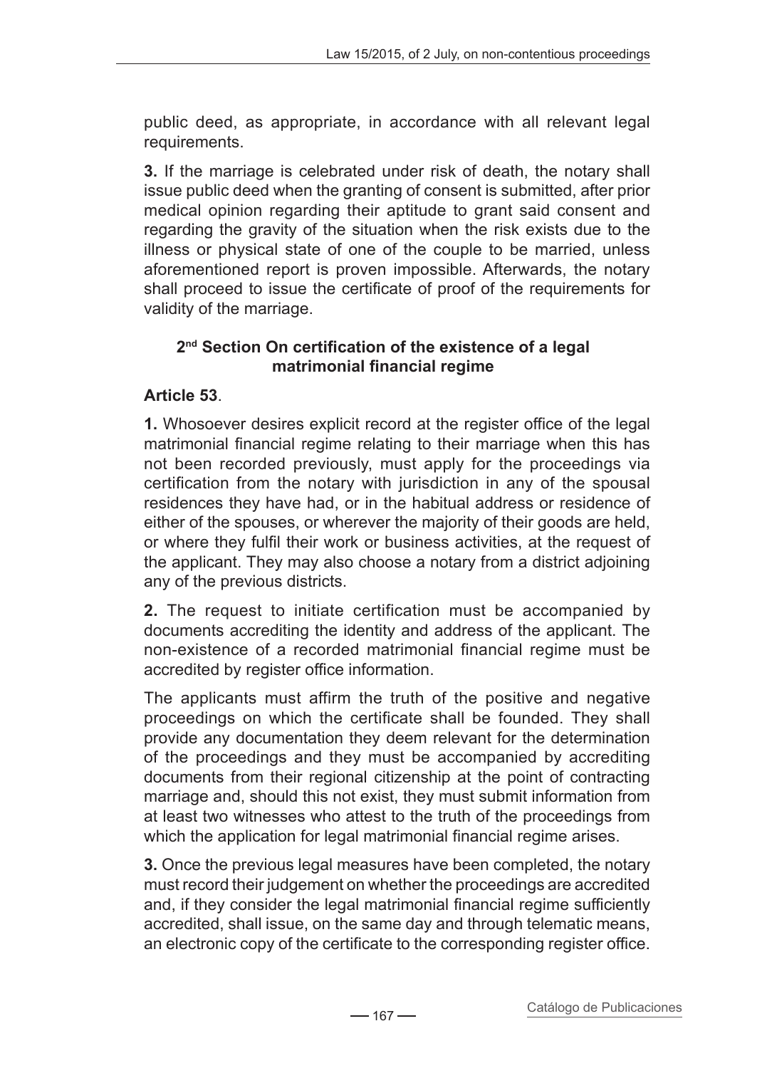public deed, as appropriate, in accordance with all relevant legal requirements.

**3.** If the marriage is celebrated under risk of death, the notary shall issue public deed when the granting of consent is submitted, after prior medical opinion regarding their aptitude to grant said consent and regarding the gravity of the situation when the risk exists due to the illness or physical state of one of the couple to be married, unless aforementioned report is proven impossible. Afterwards, the notary shall proceed to issue the certificate of proof of the requirements for validity of the marriage.

### 2nd Section On certification of the existence of a legal matrimonial financial regime

**Article 53**.

**1.** Whosoever desires explicit record at the register office of the legal matrimonial financial regime relating to their marriage when this has not been recorded previously, must apply for the proceedings via certification from the notary with jurisdiction in any of the spousal residences they have had, or in the habitual address or residence of either of the spouses, or wherever the majority of their goods are held, or where they fulfil their work or business activities, at the request of the applicant. They may also choose a notary from a district adjoining any of the previous districts.

**2.** The request to initiate certification must be accompanied by documents accrediting the identity and address of the applicant. The non-existence of a recorded matrimonial financial regime must be accredited by register office information.

The applicants must affirm the truth of the positive and negative proceedings on which the certificate shall be founded. They shall provide any documentation they deem relevant for the determination of the proceedings and they must be accompanied by accrediting documents from their regional citizenship at the point of contracting marriage and, should this not exist, they must submit information from at least two witnesses who attest to the truth of the proceedings from which the application for legal matrimonial financial regime arises.

**3.** Once the previous legal measures have been completed, the notary must record their judgement on whether the proceedings are accredited and, if they consider the legal matrimonial financial regime sufficiently accredited, shall issue, on the same day and through telematic means, an electronic copy of the certificate to the corresponding register office.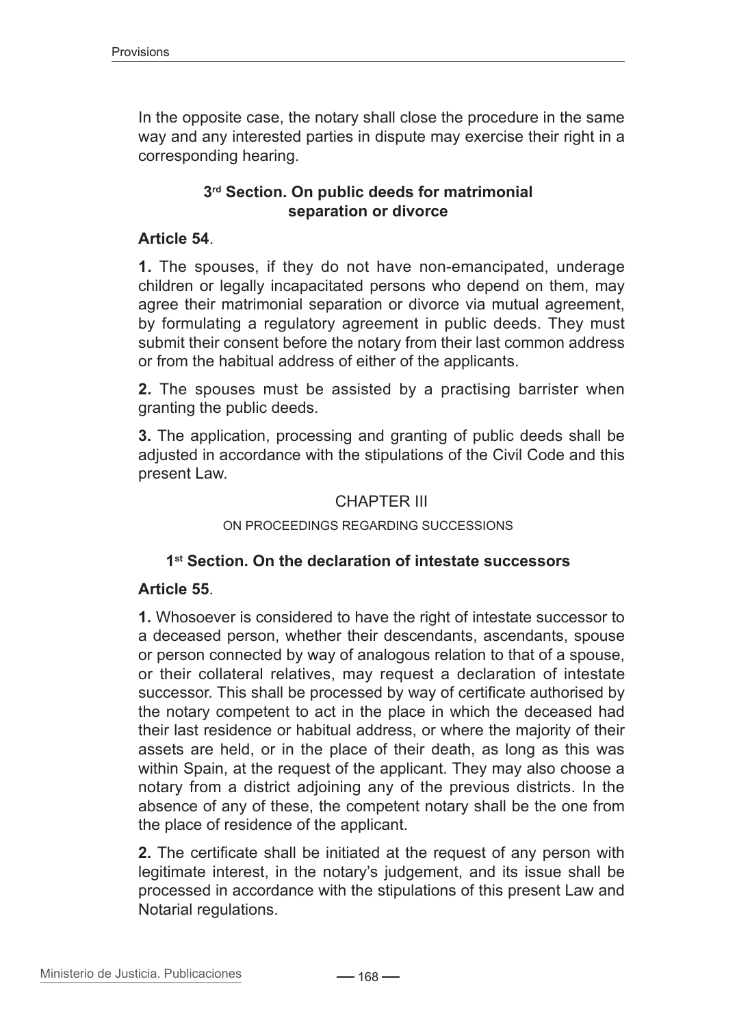In the opposite case, the notary shall close the procedure in the same way and any interested parties in dispute may exercise their right in a corresponding hearing.

### 3rd Section. On public deeds for matrimonial separation or divorce

**Article 54**.

**1.** The spouses, if they do not have non-emancipated, underage children or legally incapacitated persons who depend on them, may agree their matrimonial separation or divorce via mutual agreement, by formulating a regulatory agreement in public deeds. They must submit their consent before the notary from their last common address or from the habitual address of either of the applicants.

**2.** The spouses must be assisted by a practising barrister when granting the public deeds.

**3.** The application, processing and granting of public deeds shall be adjusted in accordance with the stipulations of the Civil Code and this present Law.

## CHAPTER III

ON PROCEEDINGS REGARDING SUCCESSIONS

### 1st Section. On the declaration of intestate successors

**Article 55**.

**1.** Whosoever is considered to have the right of intestate successor to a deceased person, whether their descendants, ascendants, spouse or person connected by way of analogous relation to that of a spouse, or their collateral relatives, may request a declaration of intestate successor. This shall be processed by way of certificate authorised by the notary competent to act in the place in which the deceased had their last residence or habitual address, or where the majority of their assets are held, or in the place of their death, as long as this was within Spain, at the request of the applicant. They may also choose a notary from a district adjoining any of the previous districts. In the absence of any of these, the competent notary shall be the one from the place of residence of the applicant.

**2.** The certificate shall be initiated at the request of any person with legitimate interest, in the notary's judgement, and its issue shall be processed in accordance with the stipulations of this present Law and Notarial regulations.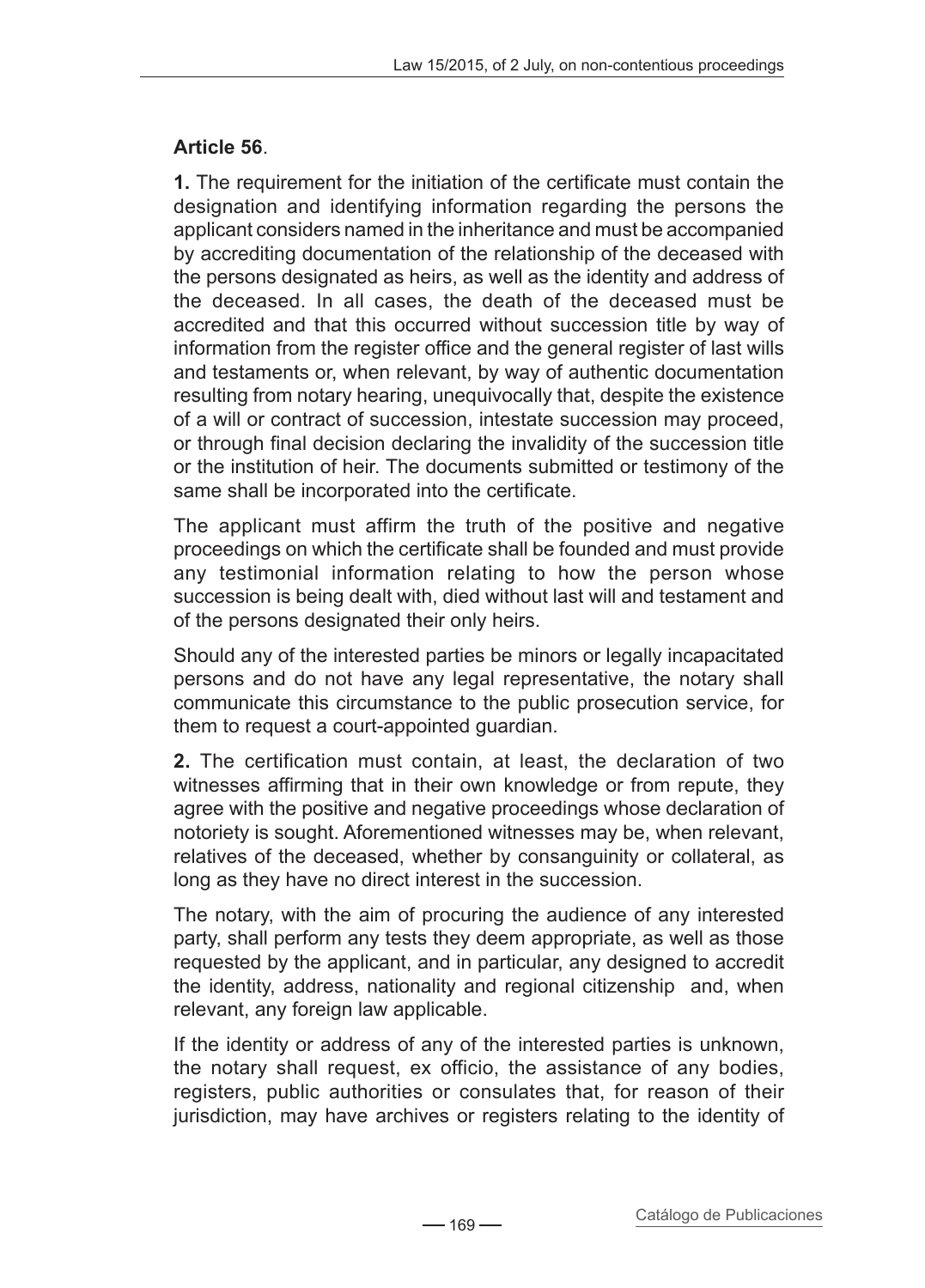**Article 56**.

**1.** The requirement for the initiation of the certificate must contain the designation and identifying information regarding the persons the applicant considers named in the inheritance and must be accompanied by accrediting documentation of the relationship of the deceased with the persons designated as heirs, as well as the identity and address of the deceased. In all cases, the death of the deceased must be accredited and that this occurred without succession title by way of information from the register office and the general register of last wills and testaments or, when relevant, by way of authentic documentation resulting from notary hearing, unequivocally that, despite the existence of a will or contract of succession, intestate succession may proceed, or through final decision declaring the invalidity of the succession title or the institution of heir. The documents submitted or testimony of the same shall be incorporated into the certificate.

The applicant must affirm the truth of the positive and negative proceedings on which the certificate shall be founded and must provide any testimonial information relating to how the person whose succession is being dealt with, died without last will and testament and of the persons designated their only heirs.

Should any of the interested parties be minors or legally incapacitated persons and do not have any legal representative, the notary shall communicate this circumstance to the public prosecution service, for them to request a court-appointed guardian.

**2.** The certification must contain, at least, the declaration of two witnesses affirming that in their own knowledge or from repute, they agree with the positive and negative proceedings whose declaration of notoriety is sought. Aforementioned witnesses may be, when relevant, relatives of the deceased, whether by consanguinity or collateral, as long as they have no direct interest in the succession.

The notary, with the aim of procuring the audience of any interested party, shall perform any tests they deem appropriate, as well as those requested by the applicant, and in particular, any designed to accredit the identity, address, nationality and regional citizenship and, when relevant, any foreign law applicable.

If the identity or address of any of the interested parties is unknown, the notary shall request, ex officio, the assistance of any bodies, registers, public authorities or consulates that, for reason of their jurisdiction, may have archives or registers relating to the identity of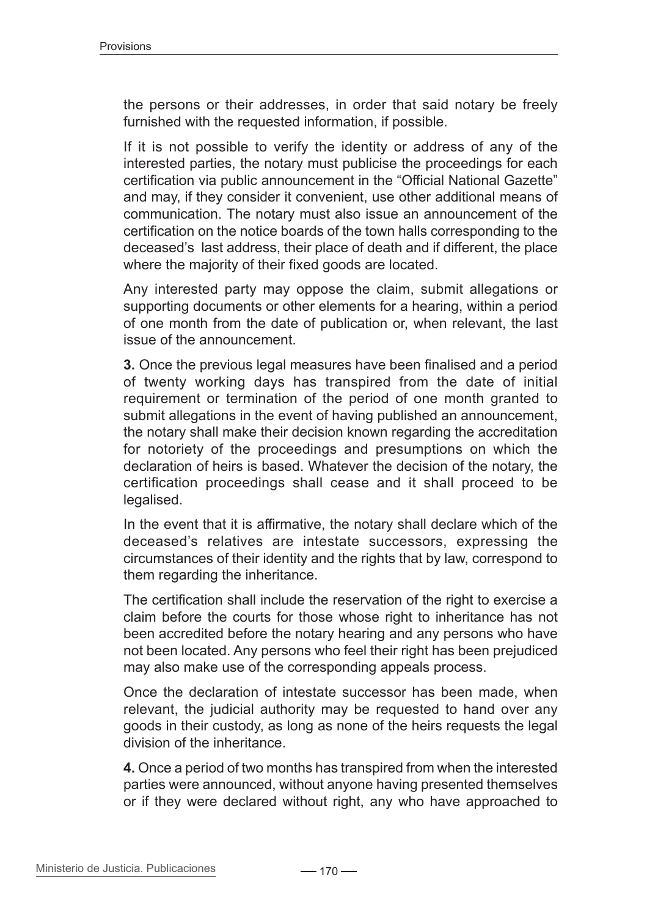the persons or their addresses, in order that said notary be freely furnished with the requested information, if possible.

If it is not possible to verify the identity or address of any of the interested parties, the notary must publicise the proceedings for each certification via public announcement in the "Official National Gazette" and may, if they consider it convenient, use other additional means of communication. The notary must also issue an announcement of the certification on the notice boards of the town halls corresponding to the deceased's last address, their place of death and if different, the place where the majority of their fixed goods are located.

Any interested party may oppose the claim, submit allegations or supporting documents or other elements for a hearing, within a period of one month from the date of publication or, when relevant, the last issue of the announcement.

**3.** Once the previous legal measures have been finalised and a period of twenty working days has transpired from the date of initial requirement or termination of the period of one month granted to submit allegations in the event of having published an announcement, the notary shall make their decision known regarding the accreditation for notoriety of the proceedings and presumptions on which the declaration of heirs is based. Whatever the decision of the notary, the certification proceedings shall cease and it shall proceed to be legalised.

In the event that it is affirmative, the notary shall declare which of the deceased's relatives are intestate successors, expressing the circumstances of their identity and the rights that by law, correspond to them regarding the inheritance.

The certification shall include the reservation of the right to exercise a claim before the courts for those whose right to inheritance has not been accredited before the notary hearing and any persons who have not been located. Any persons who feel their right has been prejudiced may also make use of the corresponding appeals process.

Once the declaration of intestate successor has been made, when relevant, the judicial authority may be requested to hand over any goods in their custody, as long as none of the heirs requests the legal division of the inheritance.

**4.** Once a period of two months has transpired from when the interested parties were announced, without anyone having presented themselves or if they were declared without right, any who have approached to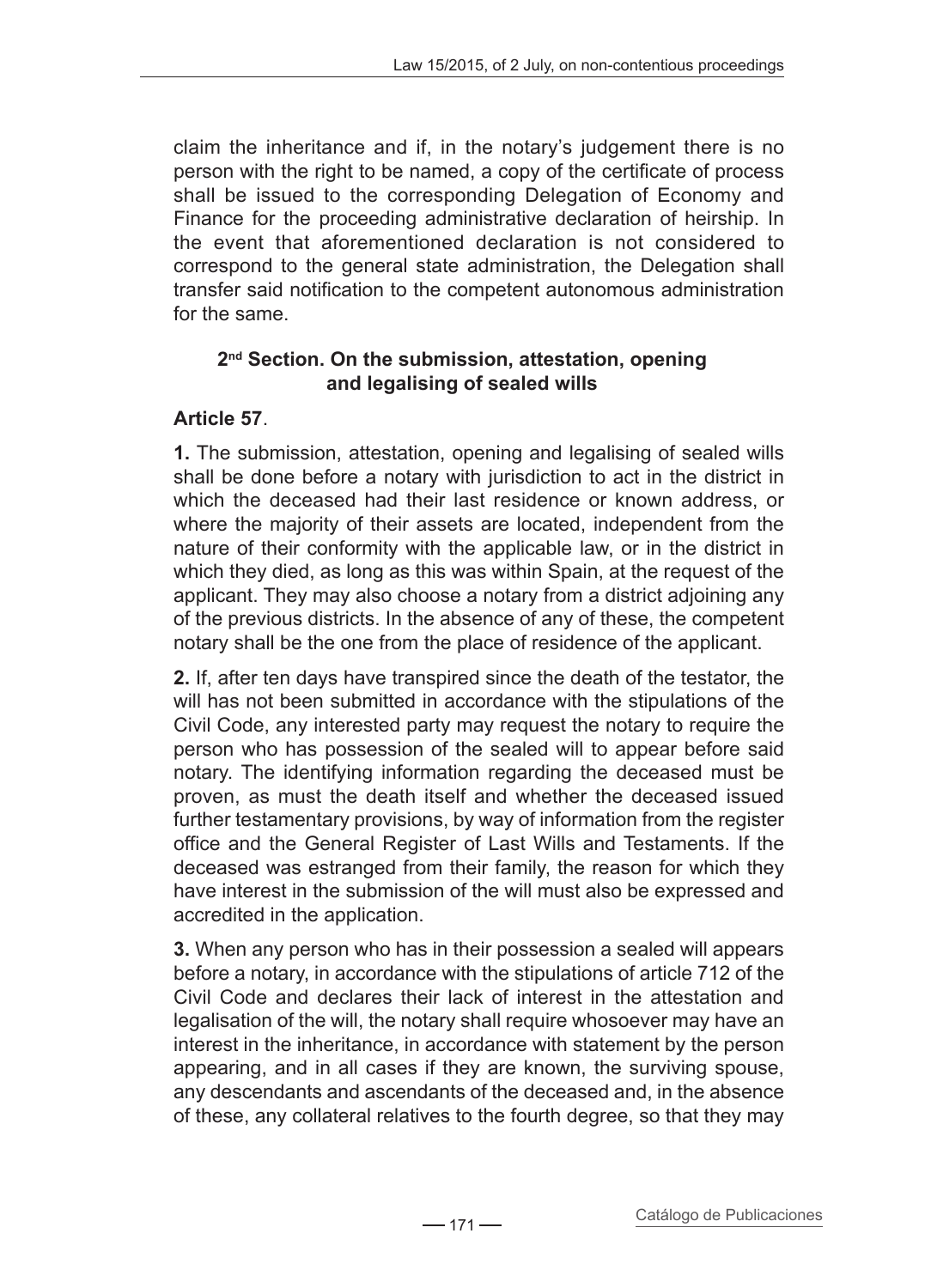claim the inheritance and if, in the notary's judgement there is no person with the right to be named, a copy of the certificate of process shall be issued to the corresponding Delegation of Economy and Finance for the proceeding administrative declaration of heirship. In the event that aforementioned declaration is not considered to correspond to the general state administration, the Delegation shall transfer said notification to the competent autonomous administration for the same.

### 2nd Section. On the submission, attestation, opening and legalising of sealed wills

**Article 57**.

**1.** The submission, attestation, opening and legalising of sealed wills shall be done before a notary with jurisdiction to act in the district in which the deceased had their last residence or known address, or where the majority of their assets are located, independent from the nature of their conformity with the applicable law, or in the district in which they died, as long as this was within Spain, at the request of the applicant. They may also choose a notary from a district adjoining any of the previous districts. In the absence of any of these, the competent notary shall be the one from the place of residence of the applicant.

**2.** If, after ten days have transpired since the death of the testator, the will has not been submitted in accordance with the stipulations of the Civil Code, any interested party may request the notary to require the person who has possession of the sealed will to appear before said notary. The identifying information regarding the deceased must be proven, as must the death itself and whether the deceased issued further testamentary provisions, by way of information from the register office and the General Register of Last Wills and Testaments. If the deceased was estranged from their family, the reason for which they have interest in the submission of the will must also be expressed and accredited in the application.

**3.** When any person who has in their possession a sealed will appears before a notary, in accordance with the stipulations of article 712 of the Civil Code and declares their lack of interest in the attestation and legalisation of the will, the notary shall require whosoever may have an interest in the inheritance, in accordance with statement by the person appearing, and in all cases if they are known, the surviving spouse, any descendants and ascendants of the deceased and, in the absence of these, any collateral relatives to the fourth degree, so that they may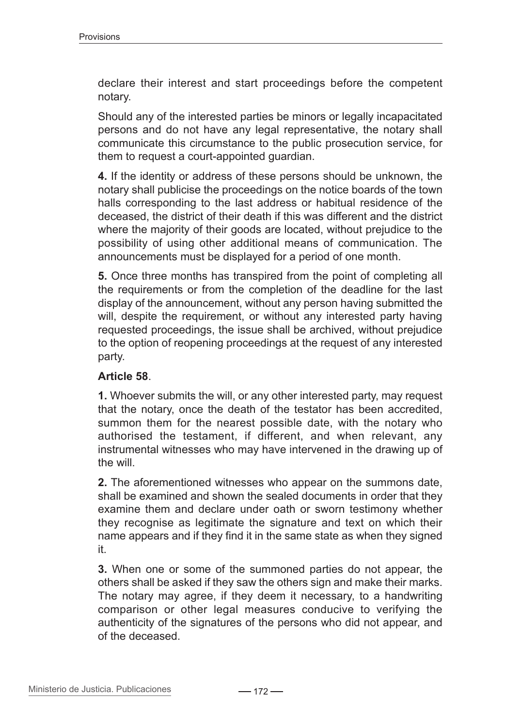declare their interest and start proceedings before the competent notary.

Should any of the interested parties be minors or legally incapacitated persons and do not have any legal representative, the notary shall communicate this circumstance to the public prosecution service, for them to request a court-appointed guardian.

**4.** If the identity or address of these persons should be unknown, the notary shall publicise the proceedings on the notice boards of the town halls corresponding to the last address or habitual residence of the deceased, the district of their death if this was different and the district where the majority of their goods are located, without prejudice to the possibility of using other additional means of communication. The announcements must be displayed for a period of one month.

**5.** Once three months has transpired from the point of completing all the requirements or from the completion of the deadline for the last display of the announcement, without any person having submitted the will, despite the requirement, or without any interested party having requested proceedings, the issue shall be archived, without prejudice to the option of reopening proceedings at the request of any interested party.

**Article 58**.

**1.** Whoever submits the will, or any other interested party, may request that the notary, once the death of the testator has been accredited, summon them for the nearest possible date, with the notary who authorised the testament, if different, and when relevant, any instrumental witnesses who may have intervened in the drawing up of the will.

**2.** The aforementioned witnesses who appear on the summons date, shall be examined and shown the sealed documents in order that they examine them and declare under oath or sworn testimony whether they recognise as legitimate the signature and text on which their name appears and if they find it in the same state as when they signed it.

**3.** When one or some of the summoned parties do not appear, the others shall be asked if they saw the others sign and make their marks. The notary may agree, if they deem it necessary, to a handwriting comparison or other legal measures conducive to verifying the authenticity of the signatures of the persons who did not appear, and of the deceased.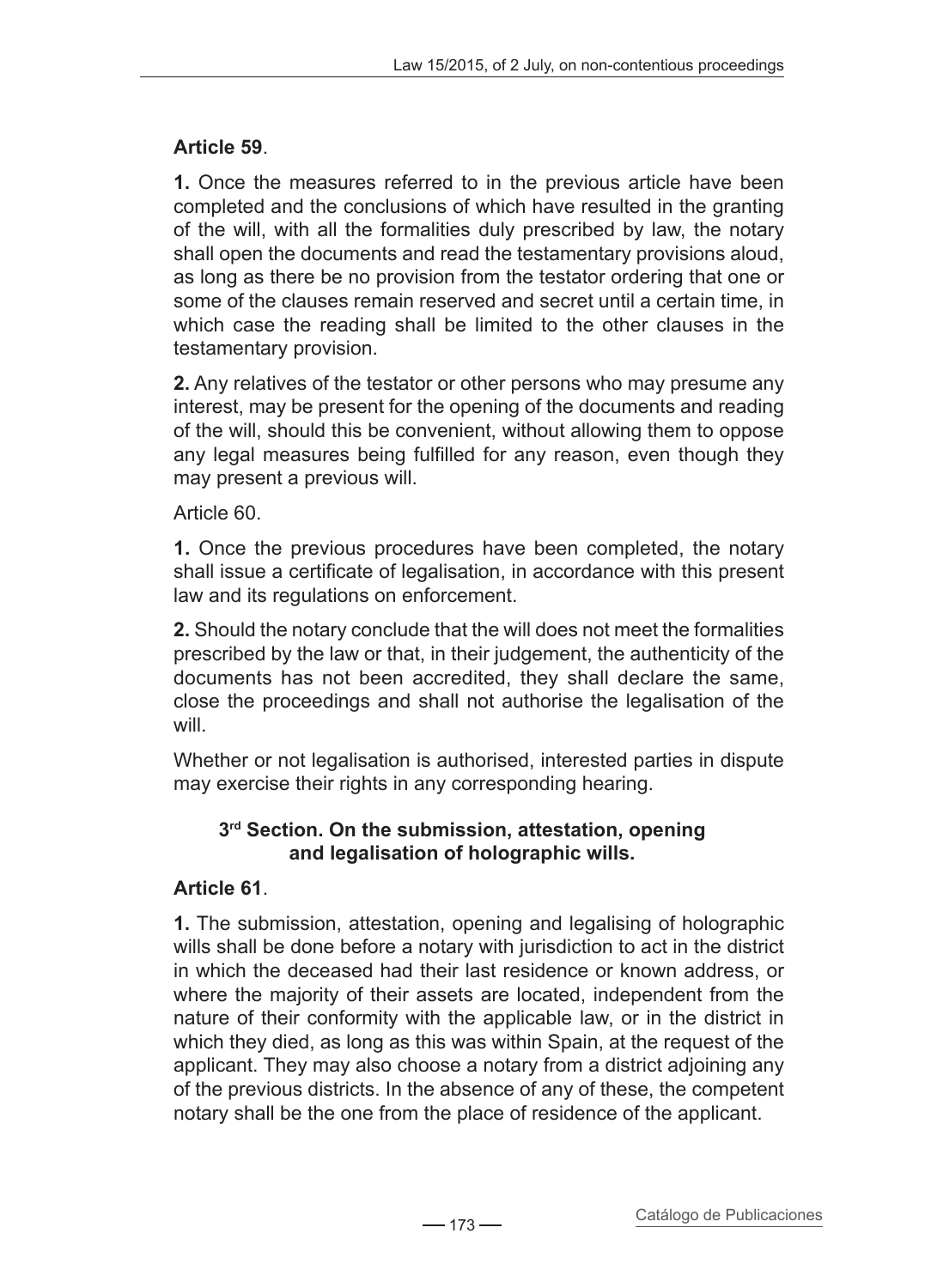**Article 59**.

**1.** Once the measures referred to in the previous article have been completed and the conclusions of which have resulted in the granting of the will, with all the formalities duly prescribed by law, the notary shall open the documents and read the testamentary provisions aloud, as long as there be no provision from the testator ordering that one or some of the clauses remain reserved and secret until a certain time, in which case the reading shall be limited to the other clauses in the testamentary provision.

**2.** Any relatives of the testator or other persons who may presume any interest, may be present for the opening of the documents and reading of the will, should this be convenient, without allowing them to oppose any legal measures being fulfilled for any reason, even though they may present a previous will.

Article 60.

**1.** Once the previous procedures have been completed, the notary shall issue a certificate of legalisation, in accordance with this present law and its regulations on enforcement.

**2.** Should the notary conclude that the will does not meet the formalities prescribed by the law or that, in their judgement, the authenticity of the documents has not been accredited, they shall declare the same, close the proceedings and shall not authorise the legalisation of the will.

Whether or not legalisation is authorised, interested parties in dispute may exercise their rights in any corresponding hearing.

### 3rd Section. On the submission, attestation, opening and legalisation of holographic wills.

**Article 61**.

**1.** The submission, attestation, opening and legalising of holographic wills shall be done before a notary with jurisdiction to act in the district in which the deceased had their last residence or known address, or where the majority of their assets are located, independent from the nature of their conformity with the applicable law, or in the district in which they died, as long as this was within Spain, at the request of the applicant. They may also choose a notary from a district adjoining any of the previous districts. In the absence of any of these, the competent notary shall be the one from the place of residence of the applicant.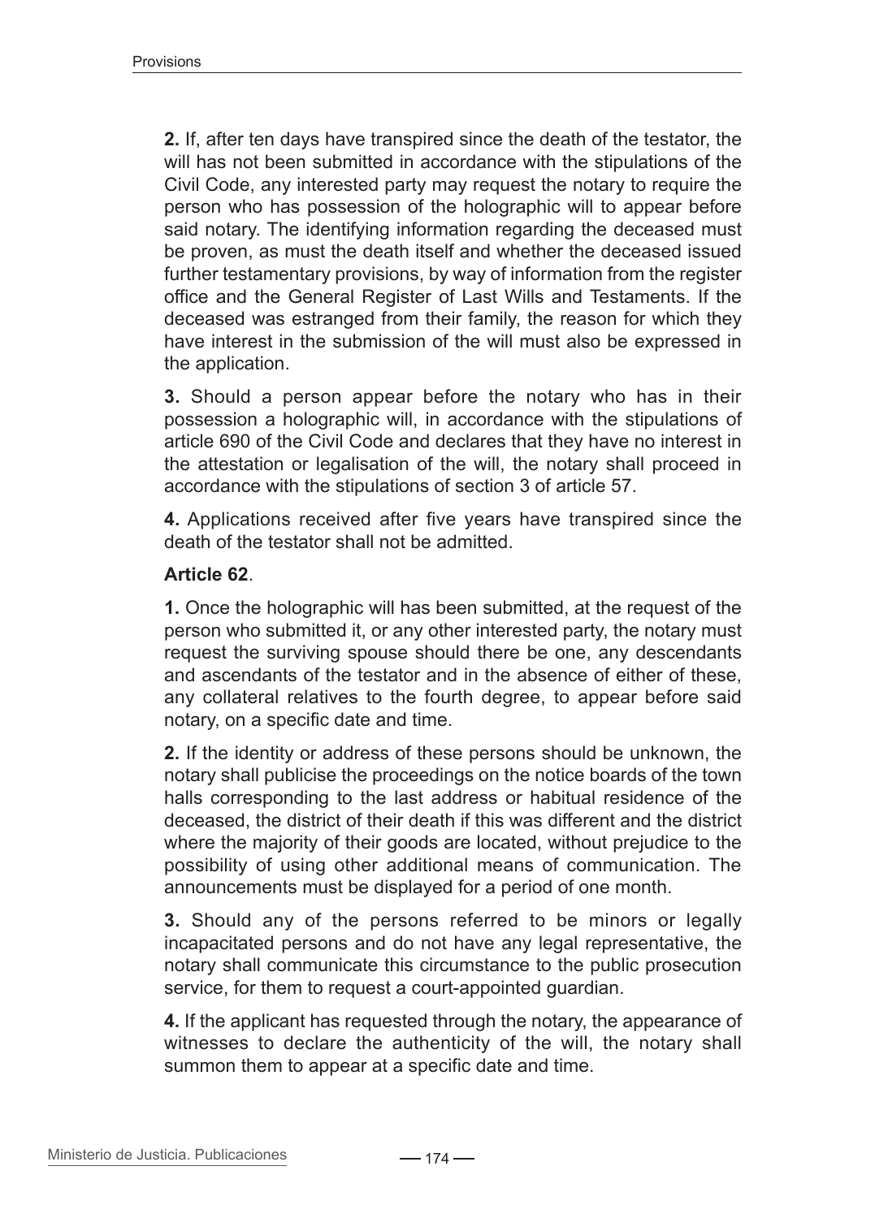**2.** If, after ten days have transpired since the death of the testator, the will has not been submitted in accordance with the stipulations of the Civil Code, any interested party may request the notary to require the person who has possession of the holographic will to appear before said notary. The identifying information regarding the deceased must be proven, as must the death itself and whether the deceased issued further testamentary provisions, by way of information from the register office and the General Register of Last Wills and Testaments. If the deceased was estranged from their family, the reason for which they have interest in the submission of the will must also be expressed in the application.

**3.** Should a person appear before the notary who has in their possession a holographic will, in accordance with the stipulations of article 690 of the Civil Code and declares that they have no interest in the attestation or legalisation of the will, the notary shall proceed in accordance with the stipulations of section 3 of article 57.

**4.** Applications received after five years have transpired since the death of the testator shall not be admitted.

**Article 62**.

**1.** Once the holographic will has been submitted, at the request of the person who submitted it, or any other interested party, the notary must request the surviving spouse should there be one, any descendants and ascendants of the testator and in the absence of either of these, any collateral relatives to the fourth degree, to appear before said notary, on a specific date and time.

**2.** If the identity or address of these persons should be unknown, the notary shall publicise the proceedings on the notice boards of the town halls corresponding to the last address or habitual residence of the deceased, the district of their death if this was different and the district where the majority of their goods are located, without prejudice to the possibility of using other additional means of communication. The announcements must be displayed for a period of one month.

**3.** Should any of the persons referred to be minors or legally incapacitated persons and do not have any legal representative, the notary shall communicate this circumstance to the public prosecution service, for them to request a court-appointed guardian.

**4.** If the applicant has requested through the notary, the appearance of witnesses to declare the authenticity of the will, the notary shall summon them to appear at a specific date and time.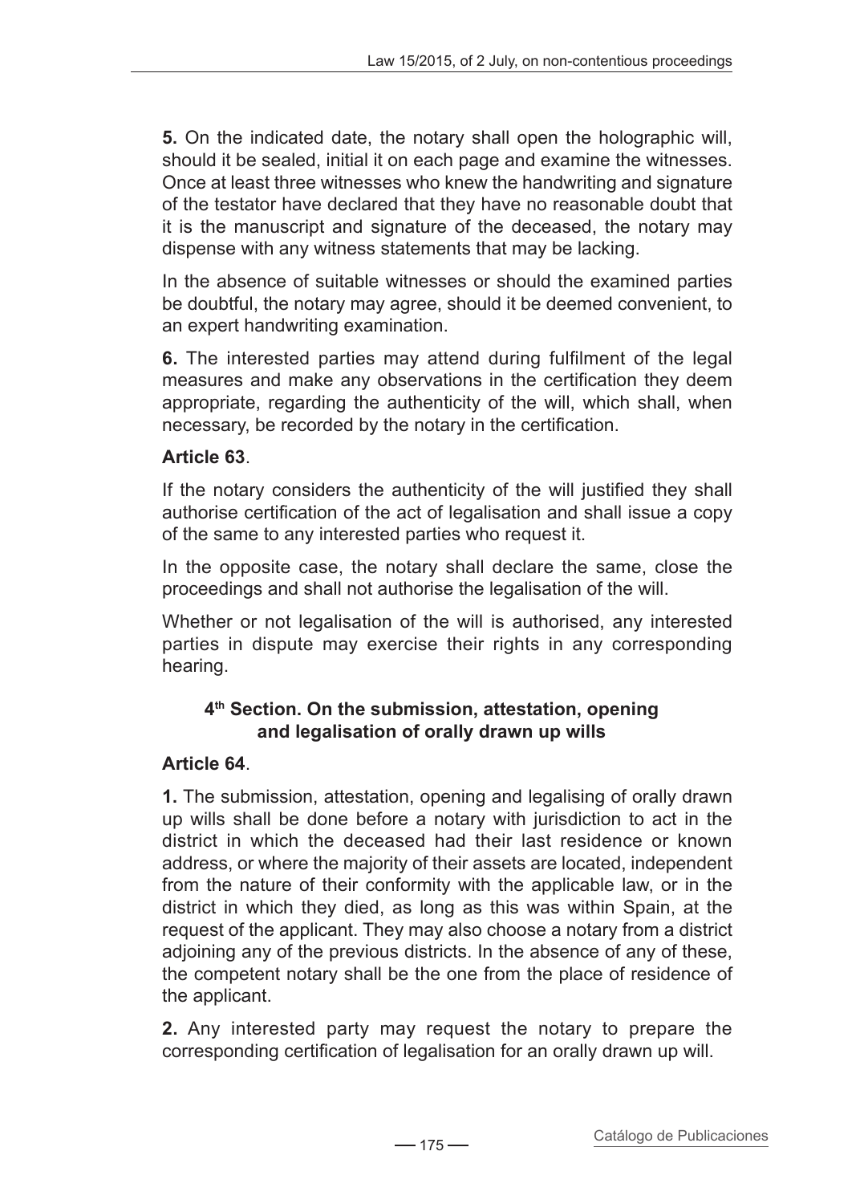**5.** On the indicated date, the notary shall open the holographic will, should it be sealed, initial it on each page and examine the witnesses. Once at least three witnesses who knew the handwriting and signature of the testator have declared that they have no reasonable doubt that it is the manuscript and signature of the deceased, the notary may dispense with any witness statements that may be lacking.

In the absence of suitable witnesses or should the examined parties be doubtful, the notary may agree, should it be deemed convenient, to an expert handwriting examination.

**6.** The interested parties may attend during fulfilment of the legal measures and make any observations in the certification they deem appropriate, regarding the authenticity of the will, which shall, when necessary, be recorded by the notary in the certification.

**Article 63**.

If the notary considers the authenticity of the will justified they shall authorise certification of the act of legalisation and shall issue a copy of the same to any interested parties who request it.

In the opposite case, the notary shall declare the same, close the proceedings and shall not authorise the legalisation of the will.

Whether or not legalisation of the will is authorised, any interested parties in dispute may exercise their rights in any corresponding hearing.

### 4th Section. On the submission, attestation, opening and legalisation of orally drawn up wills

**Article 64**.

**1.** The submission, attestation, opening and legalising of orally drawn up wills shall be done before a notary with jurisdiction to act in the district in which the deceased had their last residence or known address, or where the majority of their assets are located, independent from the nature of their conformity with the applicable law, or in the district in which they died, as long as this was within Spain, at the request of the applicant. They may also choose a notary from a district adjoining any of the previous districts. In the absence of any of these, the competent notary shall be the one from the place of residence of the applicant.

**2.** Any interested party may request the notary to prepare the corresponding certification of legalisation for an orally drawn up will.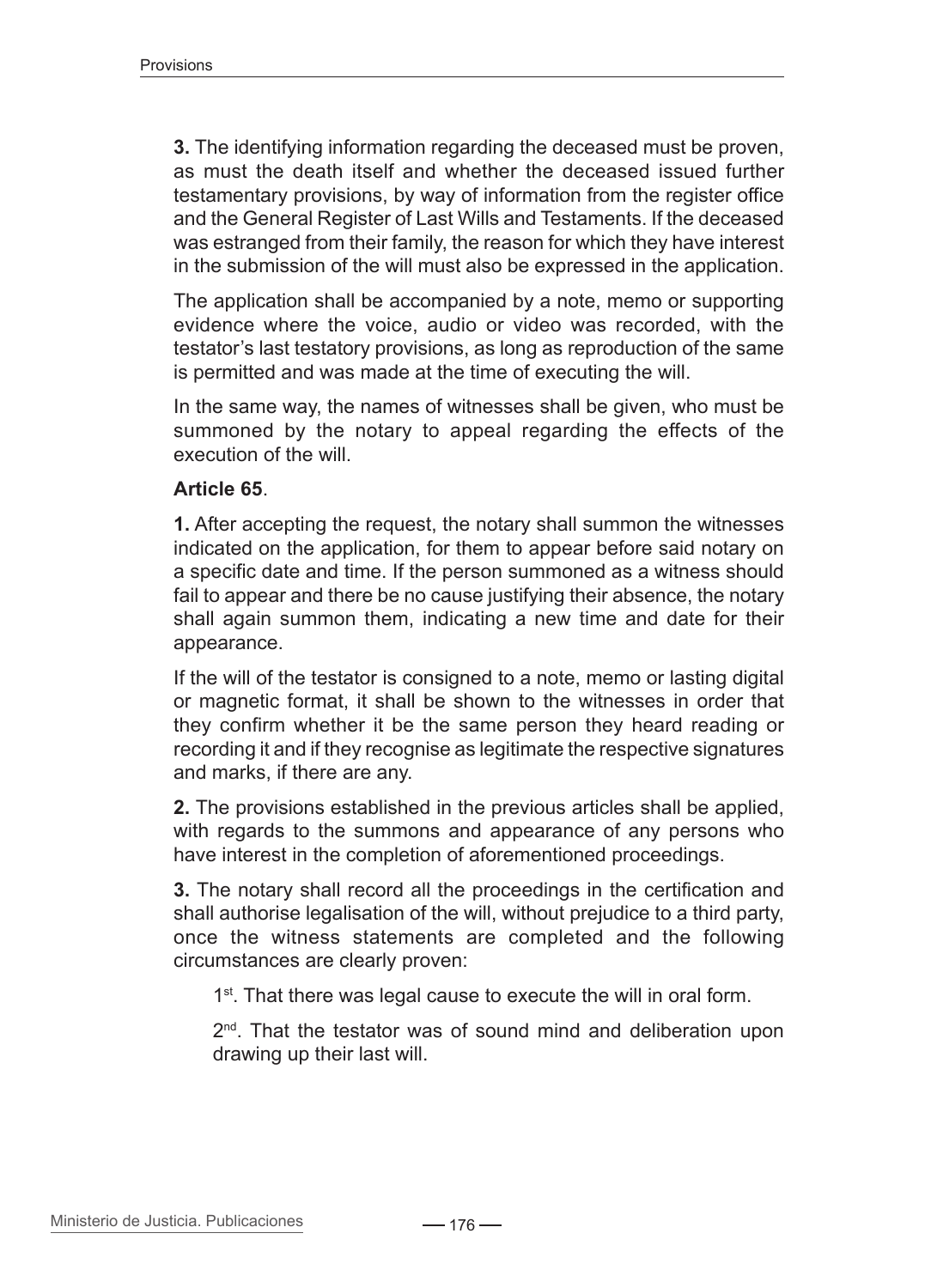**3.** The identifying information regarding the deceased must be proven, as must the death itself and whether the deceased issued further testamentary provisions, by way of information from the register office and the General Register of Last Wills and Testaments. If the deceased was estranged from their family, the reason for which they have interest in the submission of the will must also be expressed in the application.

The application shall be accompanied by a note, memo or supporting evidence where the voice, audio or video was recorded, with the testator's last testatory provisions, as long as reproduction of the same is permitted and was made at the time of executing the will.

In the same way, the names of witnesses shall be given, who must be summoned by the notary to appeal regarding the effects of the execution of the will.

**Article 65**.

**1.** After accepting the request, the notary shall summon the witnesses indicated on the application, for them to appear before said notary on a specific date and time. If the person summoned as a witness should fail to appear and there be no cause justifying their absence, the notary shall again summon them, indicating a new time and date for their appearance.

If the will of the testator is consigned to a note, memo or lasting digital or magnetic format, it shall be shown to the witnesses in order that they confirm whether it be the same person they heard reading or recording it and if they recognise as legitimate the respective signatures and marks, if there are any.

**2.** The provisions established in the previous articles shall be applied, with regards to the summons and appearance of any persons who have interest in the completion of aforementioned proceedings.

**3.** The notary shall record all the proceedings in the certification and shall authorise legalisation of the will, without prejudice to a third party, once the witness statements are completed and the following circumstances are clearly proven:

1st. That there was legal cause to execute the will in oral form.

2nd. That the testator was of sound mind and deliberation upon drawing up their last will.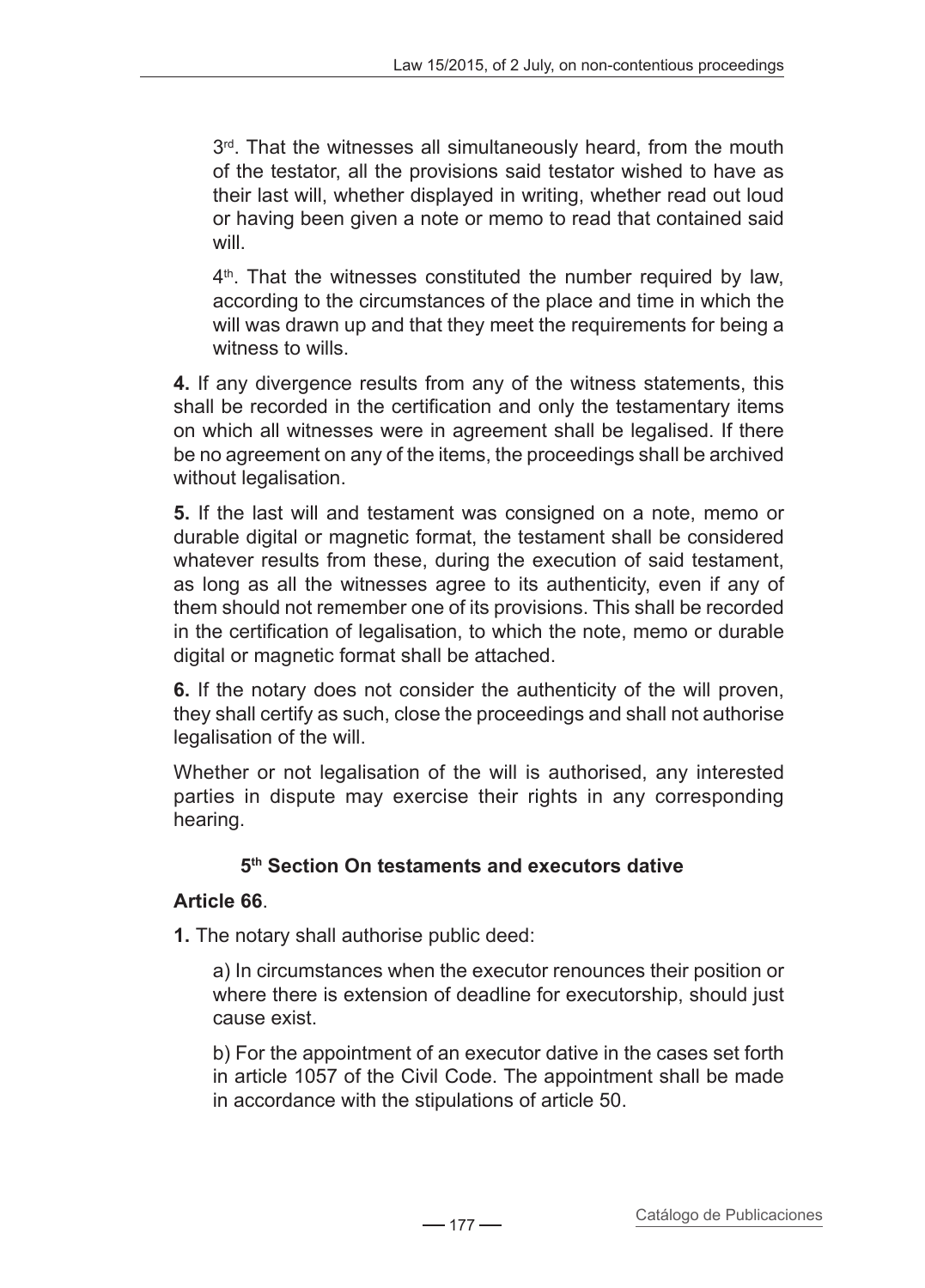3rd. That the witnesses all simultaneously heard, from the mouth of the testator, all the provisions said testator wished to have as their last will, whether displayed in writing, whether read out loud or having been given a note or memo to read that contained said will.

4th. That the witnesses constituted the number required by law, according to the circumstances of the place and time in which the will was drawn up and that they meet the requirements for being a witness to wills.

**4.** If any divergence results from any of the witness statements, this shall be recorded in the certification and only the testamentary items on which all witnesses were in agreement shall be legalised. If there be no agreement on any of the items, the proceedings shall be archived without legalisation.

**5.** If the last will and testament was consigned on a note, memo or durable digital or magnetic format, the testament shall be considered whatever results from these, during the execution of said testament, as long as all the witnesses agree to its authenticity, even if any of them should not remember one of its provisions. This shall be recorded in the certification of legalisation, to which the note, memo or durable digital or magnetic format shall be attached.

**6.** If the notary does not consider the authenticity of the will proven, they shall certify as such, close the proceedings and shall not authorise legalisation of the will.

Whether or not legalisation of the will is authorised, any interested parties in dispute may exercise their rights in any corresponding hearing.

### 5th Section On testaments and executors dative

**Article 66**.

**1.** The notary shall authorise public deed:

a) In circumstances when the executor renounces their position or where there is extension of deadline for executorship, should just cause exist.

b) For the appointment of an executor dative in the cases set forth in article 1057 of the Civil Code. The appointment shall be made in accordance with the stipulations of article 50.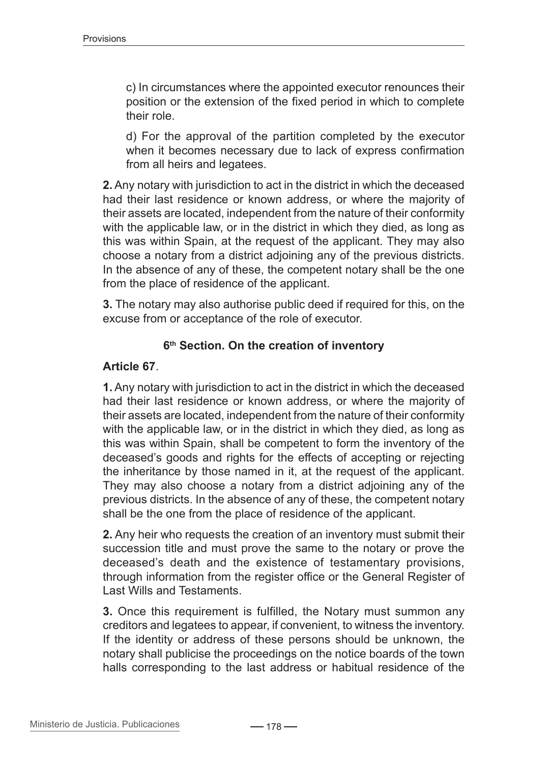c) In circumstances where the appointed executor renounces their position or the extension of the fixed period in which to complete their role.

d) For the approval of the partition completed by the executor when it becomes necessary due to lack of express confirmation from all heirs and legatees.

**2.** Any notary with jurisdiction to act in the district in which the deceased had their last residence or known address, or where the majority of their assets are located, independent from the nature of their conformity with the applicable law, or in the district in which they died, as long as this was within Spain, at the request of the applicant. They may also choose a notary from a district adjoining any of the previous districts. In the absence of any of these, the competent notary shall be the one from the place of residence of the applicant.

**3.** The notary may also authorise public deed if required for this, on the excuse from or acceptance of the role of executor.

### 6th Section. On the creation of inventory

**Article 67**.

**1.** Any notary with jurisdiction to act in the district in which the deceased had their last residence or known address, or where the majority of their assets are located, independent from the nature of their conformity with the applicable law, or in the district in which they died, as long as this was within Spain, shall be competent to form the inventory of the deceased's goods and rights for the effects of accepting or rejecting the inheritance by those named in it, at the request of the applicant. They may also choose a notary from a district adjoining any of the previous districts. In the absence of any of these, the competent notary shall be the one from the place of residence of the applicant.

**2.** Any heir who requests the creation of an inventory must submit their succession title and must prove the same to the notary or prove the deceased's death and the existence of testamentary provisions, through information from the register office or the General Register of Last Wills and Testaments.

**3.** Once this requirement is fulfilled, the Notary must summon any creditors and legatees to appear, if convenient, to witness the inventory. If the identity or address of these persons should be unknown, the notary shall publicise the proceedings on the notice boards of the town halls corresponding to the last address or habitual residence of the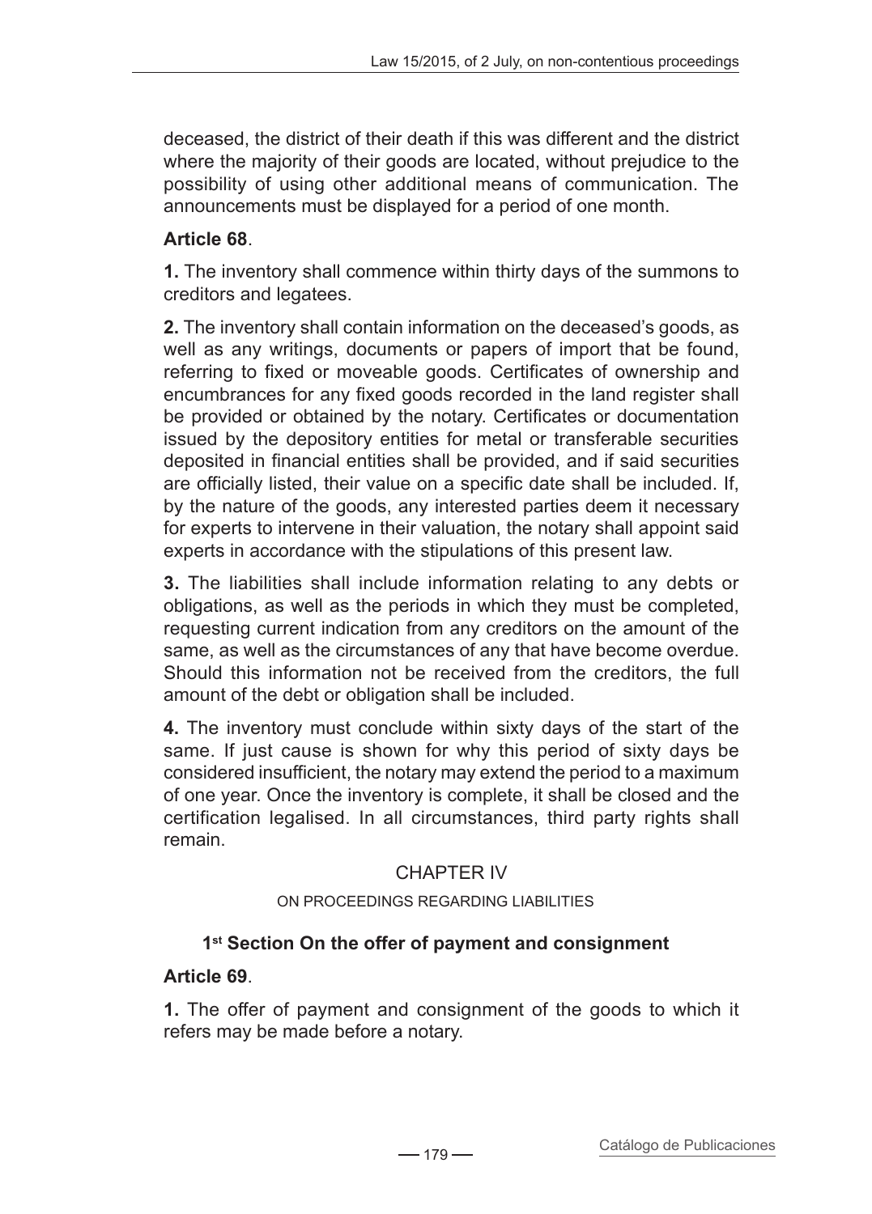deceased, the district of their death if this was different and the district where the majority of their goods are located, without prejudice to the possibility of using other additional means of communication. The announcements must be displayed for a period of one month.

**Article 68**.

**1.** The inventory shall commence within thirty days of the summons to creditors and legatees.

**2.** The inventory shall contain information on the deceased's goods, as well as any writings, documents or papers of import that be found, referring to fixed or moveable goods. Certificates of ownership and encumbrances for any fixed goods recorded in the land register shall be provided or obtained by the notary. Certificates or documentation issued by the depository entities for metal or transferable securities deposited in financial entities shall be provided, and if said securities are officially listed, their value on a specific date shall be included. If, by the nature of the goods, any interested parties deem it necessary for experts to intervene in their valuation, the notary shall appoint said experts in accordance with the stipulations of this present law.

**3.** The liabilities shall include information relating to any debts or obligations, as well as the periods in which they must be completed, requesting current indication from any creditors on the amount of the same, as well as the circumstances of any that have become overdue. Should this information not be received from the creditors, the full amount of the debt or obligation shall be included.

**4.** The inventory must conclude within sixty days of the start of the same. If just cause is shown for why this period of sixty days be considered insufficient, the notary may extend the period to a maximum of one year. Once the inventory is complete, it shall be closed and the certification legalised. In all circumstances, third party rights shall remain.

## CHAPTER IV

### ON PROCEEDINGS REGARDING LIABILITIES

### 1st Section On the offer of payment and consignment

**Article 69**.

**1.** The offer of payment and consignment of the goods to which it refers may be made before a notary.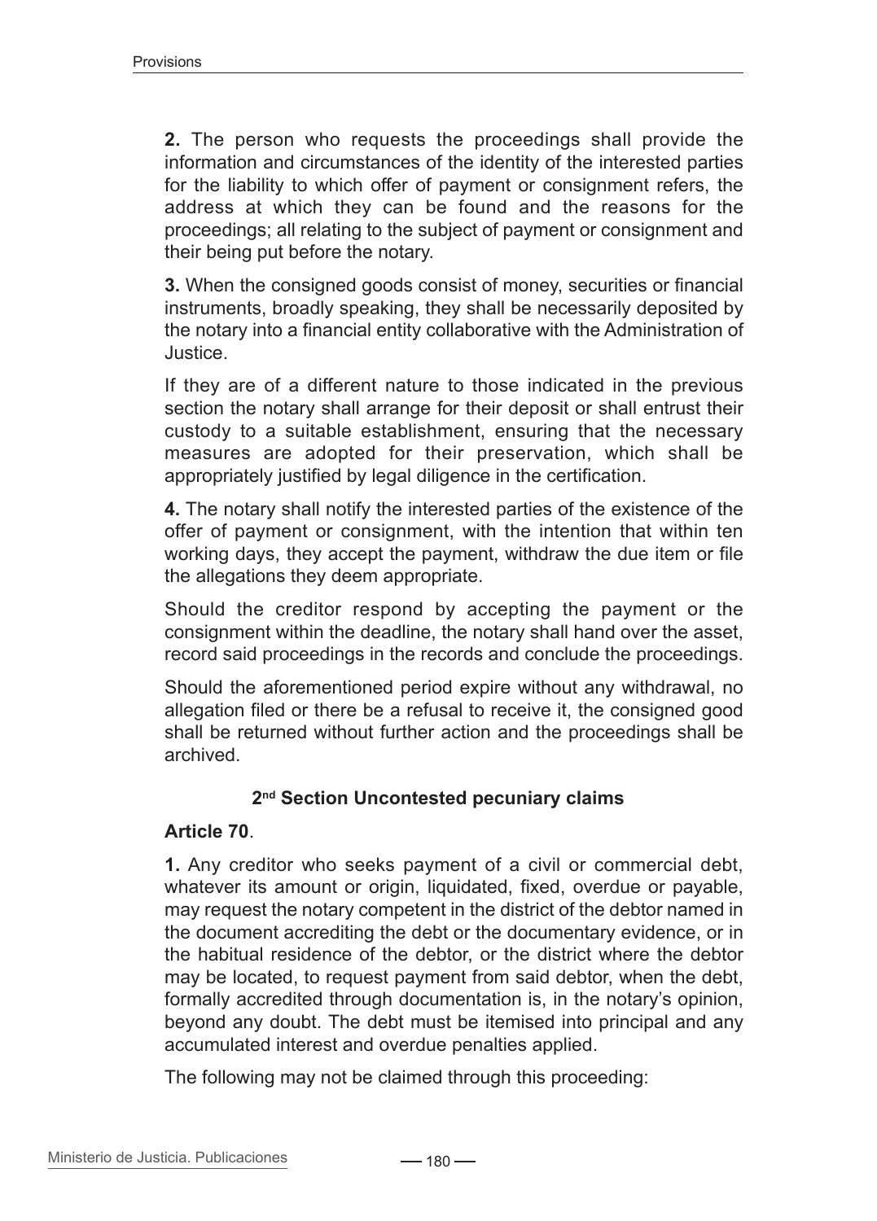**2.** The person who requests the proceedings shall provide the information and circumstances of the identity of the interested parties for the liability to which offer of payment or consignment refers, the address at which they can be found and the reasons for the proceedings; all relating to the subject of payment or consignment and their being put before the notary.

**3.** When the consigned goods consist of money, securities or financial instruments, broadly speaking, they shall be necessarily deposited by the notary into a financial entity collaborative with the Administration of Justice.

If they are of a different nature to those indicated in the previous section the notary shall arrange for their deposit or shall entrust their custody to a suitable establishment, ensuring that the necessary measures are adopted for their preservation, which shall be appropriately justified by legal diligence in the certification.

**4.** The notary shall notify the interested parties of the existence of the offer of payment or consignment, with the intention that within ten working days, they accept the payment, withdraw the due item or file the allegations they deem appropriate.

Should the creditor respond by accepting the payment or the consignment within the deadline, the notary shall hand over the asset, record said proceedings in the records and conclude the proceedings.

Should the aforementioned period expire without any withdrawal, no allegation filed or there be a refusal to receive it, the consigned good shall be returned without further action and the proceedings shall be archived.

### 2nd Section Uncontested pecuniary claims

**Article 70**.

**1.** Any creditor who seeks payment of a civil or commercial debt, whatever its amount or origin, liquidated, fixed, overdue or payable, may request the notary competent in the district of the debtor named in the document accrediting the debt or the documentary evidence, or in the habitual residence of the debtor, or the district where the debtor may be located, to request payment from said debtor, when the debt, formally accredited through documentation is, in the notary's opinion, beyond any doubt. The debt must be itemised into principal and any accumulated interest and overdue penalties applied.

The following may not be claimed through this proceeding: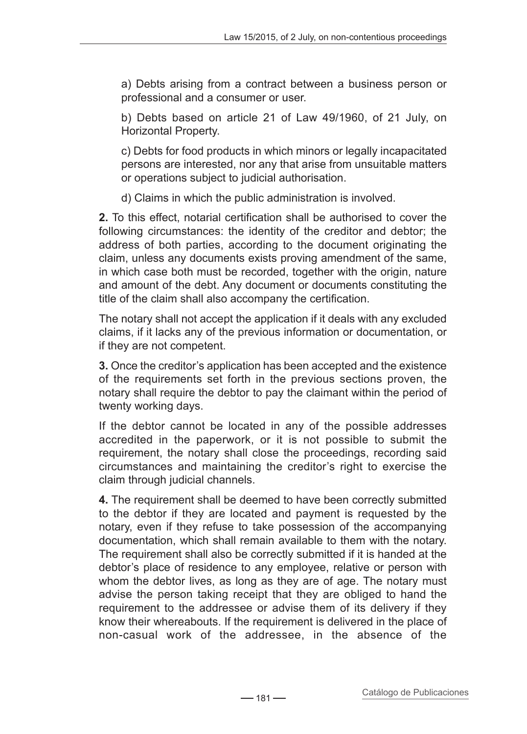a) Debts arising from a contract between a business person or professional and a consumer or user.

b) Debts based on article 21 of Law 49/1960, of 21 July, on Horizontal Property.

c) Debts for food products in which minors or legally incapacitated persons are interested, nor any that arise from unsuitable matters or operations subject to judicial authorisation.

d) Claims in which the public administration is involved.

**2.** To this effect, notarial certification shall be authorised to cover the following circumstances: the identity of the creditor and debtor; the address of both parties, according to the document originating the claim, unless any documents exists proving amendment of the same, in which case both must be recorded, together with the origin, nature and amount of the debt. Any document or documents constituting the title of the claim shall also accompany the certification.

The notary shall not accept the application if it deals with any excluded claims, if it lacks any of the previous information or documentation, or if they are not competent.

**3.** Once the creditor's application has been accepted and the existence of the requirements set forth in the previous sections proven, the notary shall require the debtor to pay the claimant within the period of twenty working days.

If the debtor cannot be located in any of the possible addresses accredited in the paperwork, or it is not possible to submit the requirement, the notary shall close the proceedings, recording said circumstances and maintaining the creditor's right to exercise the claim through judicial channels.

**4.** The requirement shall be deemed to have been correctly submitted to the debtor if they are located and payment is requested by the notary, even if they refuse to take possession of the accompanying documentation, which shall remain available to them with the notary. The requirement shall also be correctly submitted if it is handed at the debtor's place of residence to any employee, relative or person with whom the debtor lives, as long as they are of age. The notary must advise the person taking receipt that they are obliged to hand the requirement to the addressee or advise them of its delivery if they know their whereabouts. If the requirement is delivered in the place of non-casual work of the addressee, in the absence of the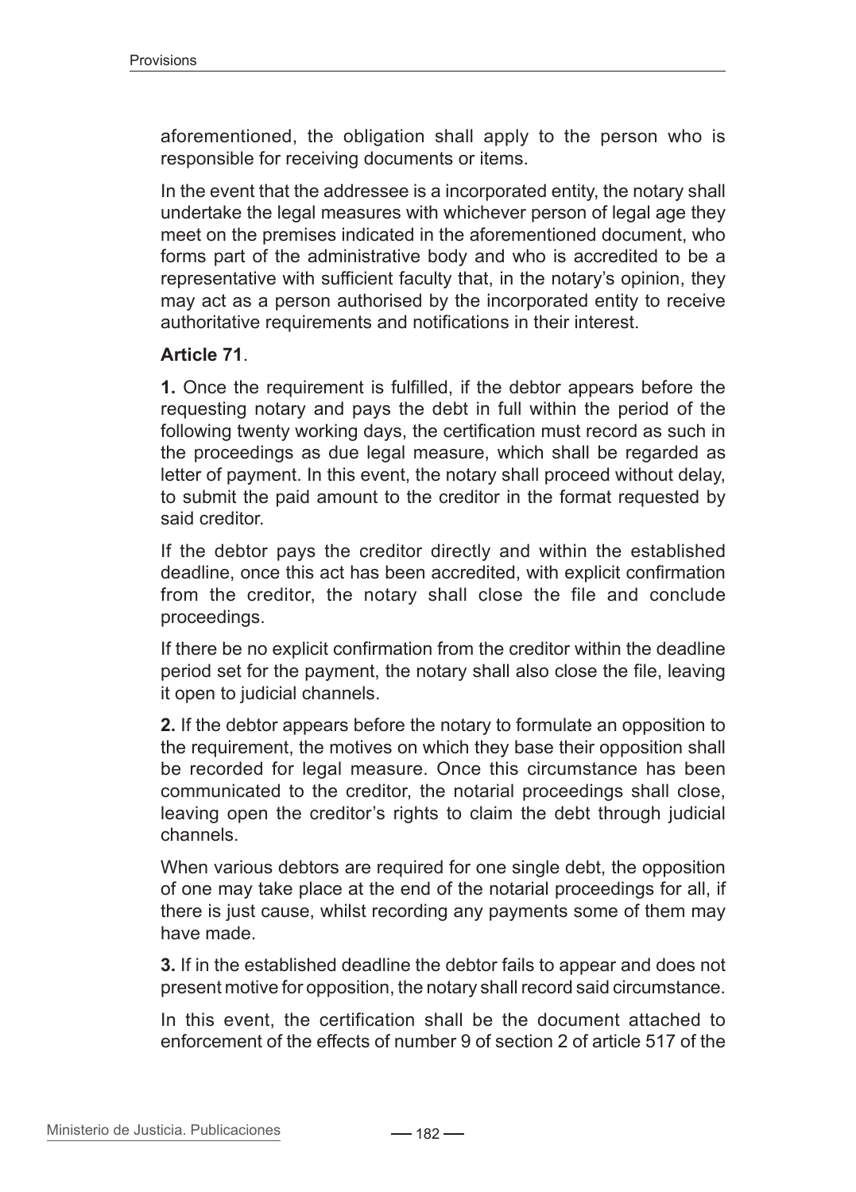aforementioned, the obligation shall apply to the person who is responsible for receiving documents or items.

In the event that the addressee is a incorporated entity, the notary shall undertake the legal measures with whichever person of legal age they meet on the premises indicated in the aforementioned document, who forms part of the administrative body and who is accredited to be a representative with sufficient faculty that, in the notary's opinion, they may act as a person authorised by the incorporated entity to receive authoritative requirements and notifications in their interest.

**Article 71**.

**1.** Once the requirement is fulfilled, if the debtor appears before the requesting notary and pays the debt in full within the period of the following twenty working days, the certification must record as such in the proceedings as due legal measure, which shall be regarded as letter of payment. In this event, the notary shall proceed without delay, to submit the paid amount to the creditor in the format requested by said creditor.

If the debtor pays the creditor directly and within the established deadline, once this act has been accredited, with explicit confirmation from the creditor, the notary shall close the file and conclude proceedings.

If there be no explicit confirmation from the creditor within the deadline period set for the payment, the notary shall also close the file, leaving it open to judicial channels.

**2.** If the debtor appears before the notary to formulate an opposition to the requirement, the motives on which they base their opposition shall be recorded for legal measure. Once this circumstance has been communicated to the creditor, the notarial proceedings shall close, leaving open the creditor's rights to claim the debt through judicial channels.

When various debtors are required for one single debt, the opposition of one may take place at the end of the notarial proceedings for all, if there is just cause, whilst recording any payments some of them may have made.

**3.** If in the established deadline the debtor fails to appear and does not present motive for opposition, the notary shall record said circumstance.

In this event, the certification shall be the document attached to enforcement of the effects of number 9 of section 2 of article 517 of the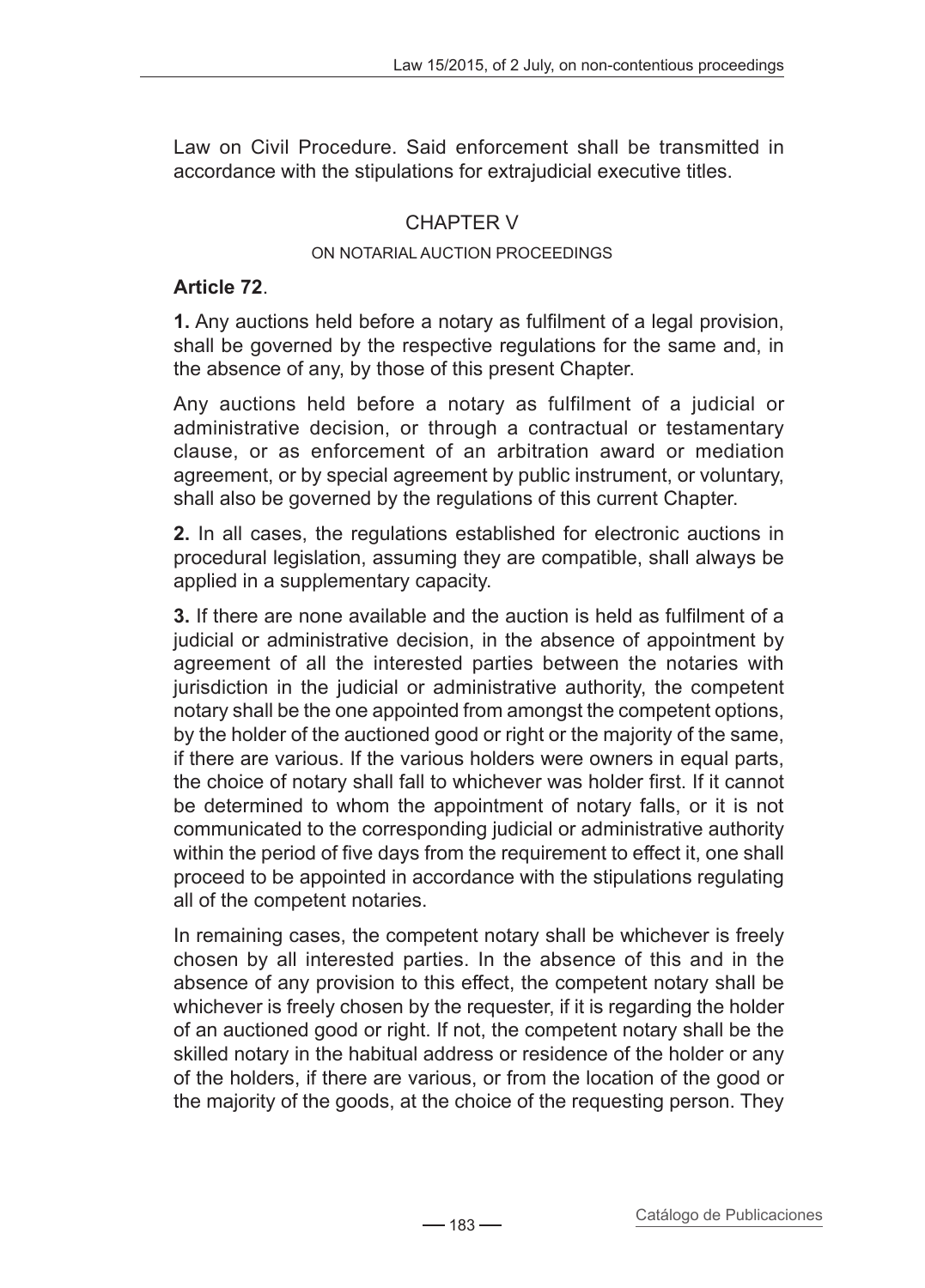Law on Civil Procedure. Said enforcement shall be transmitted in accordance with the stipulations for extrajudicial executive titles.

## CHAPTER V

### ON NOTARIAL AUCTION PROCEEDINGS

**Article 72**.

**1.** Any auctions held before a notary as fulfilment of a legal provision, shall be governed by the respective regulations for the same and, in the absence of any, by those of this present Chapter.

Any auctions held before a notary as fulfilment of a judicial or administrative decision, or through a contractual or testamentary clause, or as enforcement of an arbitration award or mediation agreement, or by special agreement by public instrument, or voluntary, shall also be governed by the regulations of this current Chapter.

**2.** In all cases, the regulations established for electronic auctions in procedural legislation, assuming they are compatible, shall always be applied in a supplementary capacity.

**3.** If there are none available and the auction is held as fulfilment of a judicial or administrative decision, in the absence of appointment by agreement of all the interested parties between the notaries with jurisdiction in the judicial or administrative authority, the competent notary shall be the one appointed from amongst the competent options, by the holder of the auctioned good or right or the majority of the same, if there are various. If the various holders were owners in equal parts, the choice of notary shall fall to whichever was holder first. If it cannot be determined to whom the appointment of notary falls, or it is not communicated to the corresponding judicial or administrative authority within the period of five days from the requirement to effect it, one shall proceed to be appointed in accordance with the stipulations regulating all of the competent notaries.

In remaining cases, the competent notary shall be whichever is freely chosen by all interested parties. In the absence of this and in the absence of any provision to this effect, the competent notary shall be whichever is freely chosen by the requester, if it is regarding the holder of an auctioned good or right. If not, the competent notary shall be the skilled notary in the habitual address or residence of the holder or any of the holders, if there are various, or from the location of the good or the majority of the goods, at the choice of the requesting person. They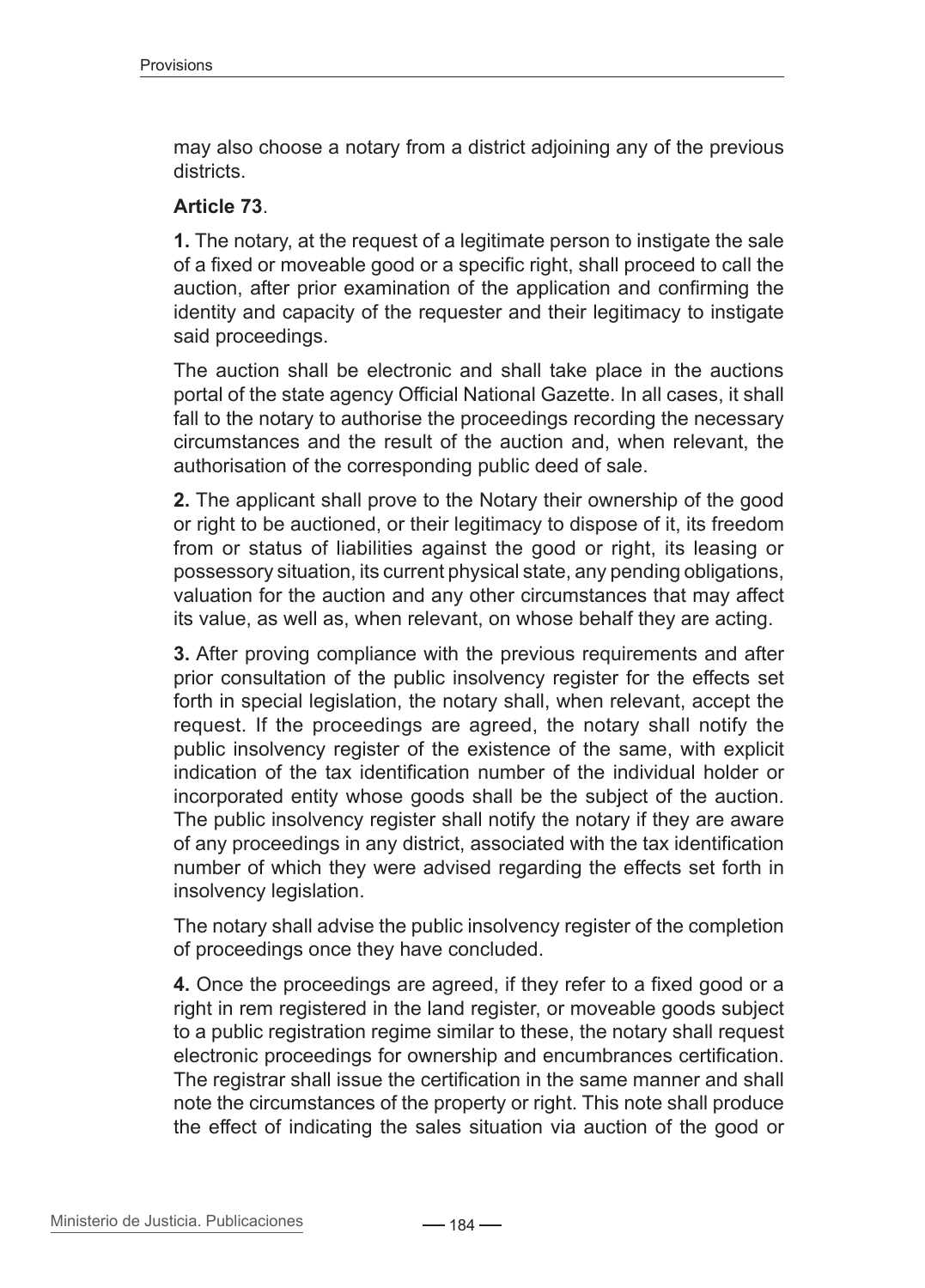may also choose a notary from a district adjoining any of the previous districts.

**Article 73**.

**1.** The notary, at the request of a legitimate person to instigate the sale of a fixed or moveable good or a specific right, shall proceed to call the auction, after prior examination of the application and confirming the identity and capacity of the requester and their legitimacy to instigate said proceedings.

The auction shall be electronic and shall take place in the auctions portal of the state agency Official National Gazette. In all cases, it shall fall to the notary to authorise the proceedings recording the necessary circumstances and the result of the auction and, when relevant, the authorisation of the corresponding public deed of sale.

**2.** The applicant shall prove to the Notary their ownership of the good or right to be auctioned, or their legitimacy to dispose of it, its freedom from or status of liabilities against the good or right, its leasing or possessory situation, its current physical state, any pending obligations, valuation for the auction and any other circumstances that may affect its value, as well as, when relevant, on whose behalf they are acting.

**3.** After proving compliance with the previous requirements and after prior consultation of the public insolvency register for the effects set forth in special legislation, the notary shall, when relevant, accept the request. If the proceedings are agreed, the notary shall notify the public insolvency register of the existence of the same, with explicit indication of the tax identification number of the individual holder or incorporated entity whose goods shall be the subject of the auction. The public insolvency register shall notify the notary if they are aware of any proceedings in any district, associated with the tax identification number of which they were advised regarding the effects set forth in insolvency legislation.

The notary shall advise the public insolvency register of the completion of proceedings once they have concluded.

**4.** Once the proceedings are agreed, if they refer to a fixed good or a right in rem registered in the land register, or moveable goods subject to a public registration regime similar to these, the notary shall request electronic proceedings for ownership and encumbrances certification. The registrar shall issue the certification in the same manner and shall note the circumstances of the property or right. This note shall produce the effect of indicating the sales situation via auction of the good or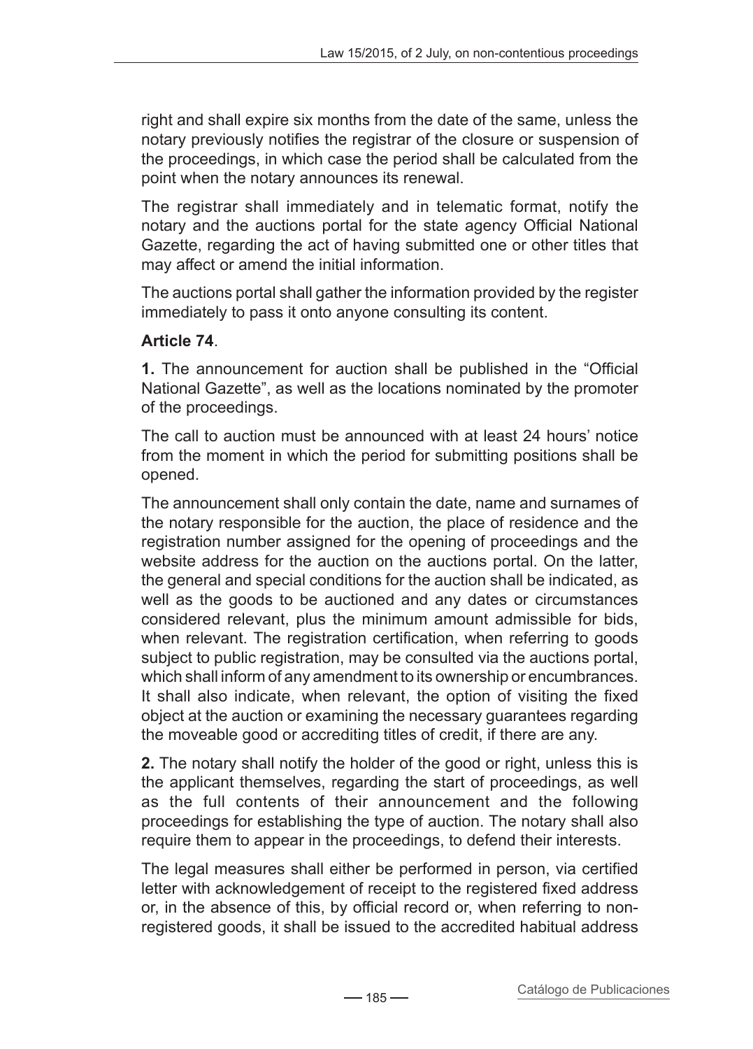right and shall expire six months from the date of the same, unless the notary previously notifies the registrar of the closure or suspension of the proceedings, in which case the period shall be calculated from the point when the notary announces its renewal.

The registrar shall immediately and in telematic format, notify the notary and the auctions portal for the state agency Official National Gazette, regarding the act of having submitted one or other titles that may affect or amend the initial information.

The auctions portal shall gather the information provided by the register immediately to pass it onto anyone consulting its content.

**Article 74**.

**1.** The announcement for auction shall be published in the "Official National Gazette", as well as the locations nominated by the promoter of the proceedings.

The call to auction must be announced with at least 24 hours' notice from the moment in which the period for submitting positions shall be opened.

The announcement shall only contain the date, name and surnames of the notary responsible for the auction, the place of residence and the registration number assigned for the opening of proceedings and the website address for the auction on the auctions portal. On the latter, the general and special conditions for the auction shall be indicated, as well as the goods to be auctioned and any dates or circumstances considered relevant, plus the minimum amount admissible for bids, when relevant. The registration certification, when referring to goods subject to public registration, may be consulted via the auctions portal, which shall inform of any amendment to its ownership or encumbrances. It shall also indicate, when relevant, the option of visiting the fixed object at the auction or examining the necessary guarantees regarding the moveable good or accrediting titles of credit, if there are any.

**2.** The notary shall notify the holder of the good or right, unless this is the applicant themselves, regarding the start of proceedings, as well as the full contents of their announcement and the following proceedings for establishing the type of auction. The notary shall also require them to appear in the proceedings, to defend their interests.

The legal measures shall either be performed in person, via certified letter with acknowledgement of receipt to the registered fixed address or, in the absence of this, by official record or, when referring to non-registered goods, it shall be issued to the accredited habitual address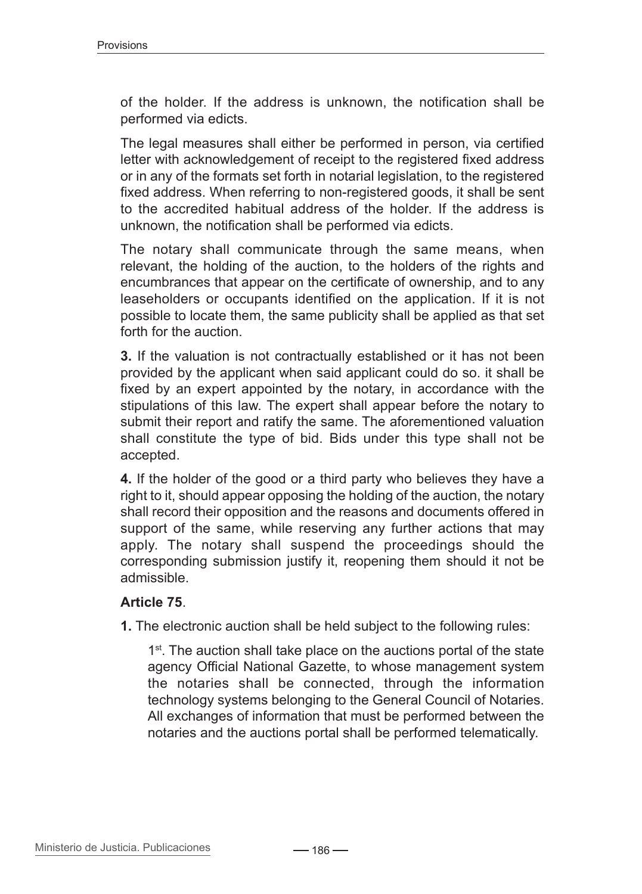of the holder. If the address is unknown, the notification shall be performed via edicts.

The legal measures shall either be performed in person, via certified letter with acknowledgement of receipt to the registered fixed address or in any of the formats set forth in notarial legislation, to the registered fixed address. When referring to non-registered goods, it shall be sent to the accredited habitual address of the holder. If the address is unknown, the notification shall be performed via edicts.

The notary shall communicate through the same means, when relevant, the holding of the auction, to the holders of the rights and encumbrances that appear on the certificate of ownership, and to any leaseholders or occupants identified on the application. If it is not possible to locate them, the same publicity shall be applied as that set forth for the auction.

**3.** If the valuation is not contractually established or it has not been provided by the applicant when said applicant could do so. it shall be fixed by an expert appointed by the notary, in accordance with the stipulations of this law. The expert shall appear before the notary to submit their report and ratify the same. The aforementioned valuation shall constitute the type of bid. Bids under this type shall not be accepted.

**4.** If the holder of the good or a third party who believes they have a right to it, should appear opposing the holding of the auction, the notary shall record their opposition and the reasons and documents offered in support of the same, while reserving any further actions that may apply. The notary shall suspend the proceedings should the corresponding submission justify it, reopening them should it not be admissible.

**Article 75**.

**1.** The electronic auction shall be held subject to the following rules:

> 1st. The auction shall take place on the auctions portal of the state agency Official National Gazette, to whose management system the notaries shall be connected, through the information technology systems belonging to the General Council of Notaries. All exchanges of information that must be performed between the notaries and the auctions portal shall be performed telematically.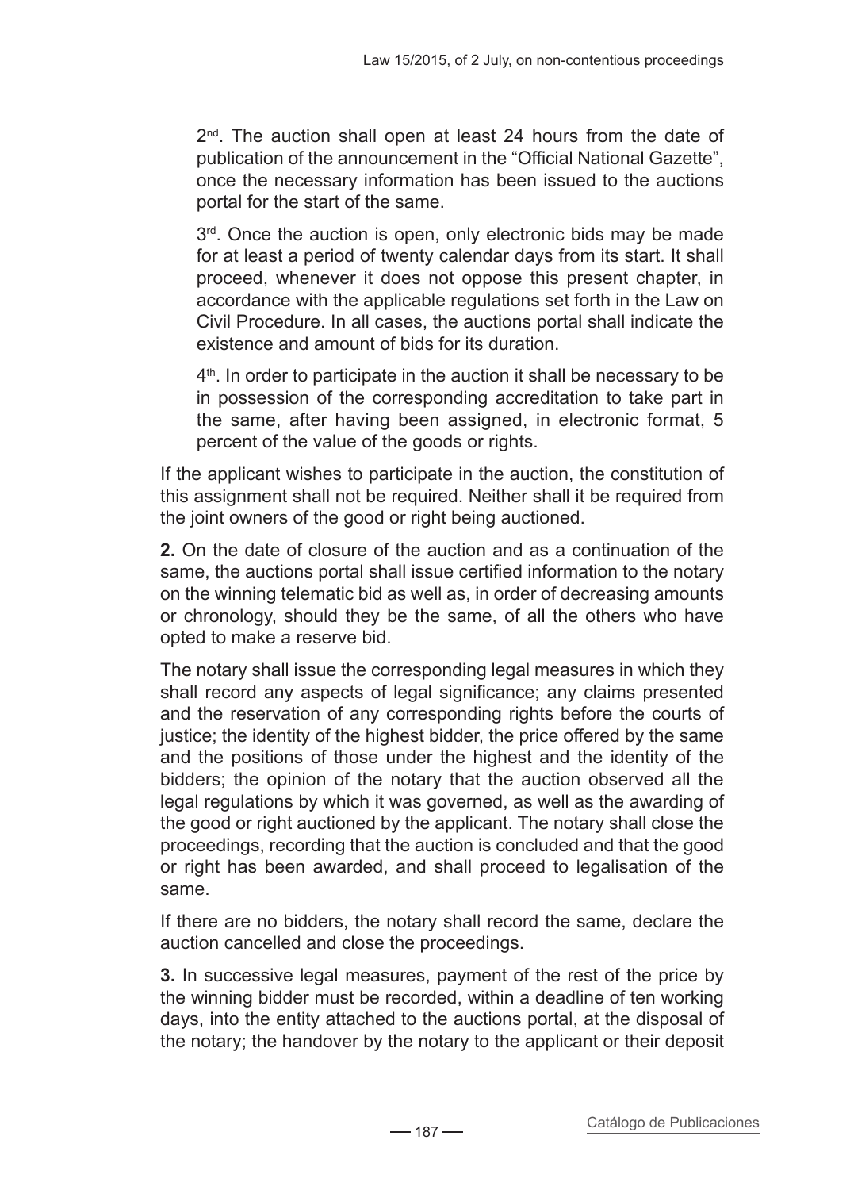2nd. The auction shall open at least 24 hours from the date of publication of the announcement in the "Official National Gazette", once the necessary information has been issued to the auctions portal for the start of the same.

3rd. Once the auction is open, only electronic bids may be made for at least a period of twenty calendar days from its start. It shall proceed, whenever it does not oppose this present chapter, in accordance with the applicable regulations set forth in the Law on Civil Procedure. In all cases, the auctions portal shall indicate the existence and amount of bids for its duration.

4th. In order to participate in the auction it shall be necessary to be in possession of the corresponding accreditation to take part in the same, after having been assigned, in electronic format, 5 percent of the value of the goods or rights.

If the applicant wishes to participate in the auction, the constitution of this assignment shall not be required. Neither shall it be required from the joint owners of the good or right being auctioned.

**2.** On the date of closure of the auction and as a continuation of the same, the auctions portal shall issue certified information to the notary on the winning telematic bid as well as, in order of decreasing amounts or chronology, should they be the same, of all the others who have opted to make a reserve bid.

The notary shall issue the corresponding legal measures in which they shall record any aspects of legal significance; any claims presented and the reservation of any corresponding rights before the courts of justice; the identity of the highest bidder, the price offered by the same and the positions of those under the highest and the identity of the bidders; the opinion of the notary that the auction observed all the legal regulations by which it was governed, as well as the awarding of the good or right auctioned by the applicant. The notary shall close the proceedings, recording that the auction is concluded and that the good or right has been awarded, and shall proceed to legalisation of the same.

If there are no bidders, the notary shall record the same, declare the auction cancelled and close the proceedings.

**3.** In successive legal measures, payment of the rest of the price by the winning bidder must be recorded, within a deadline of ten working days, into the entity attached to the auctions portal, at the disposal of the notary; the handover by the notary to the applicant or their deposit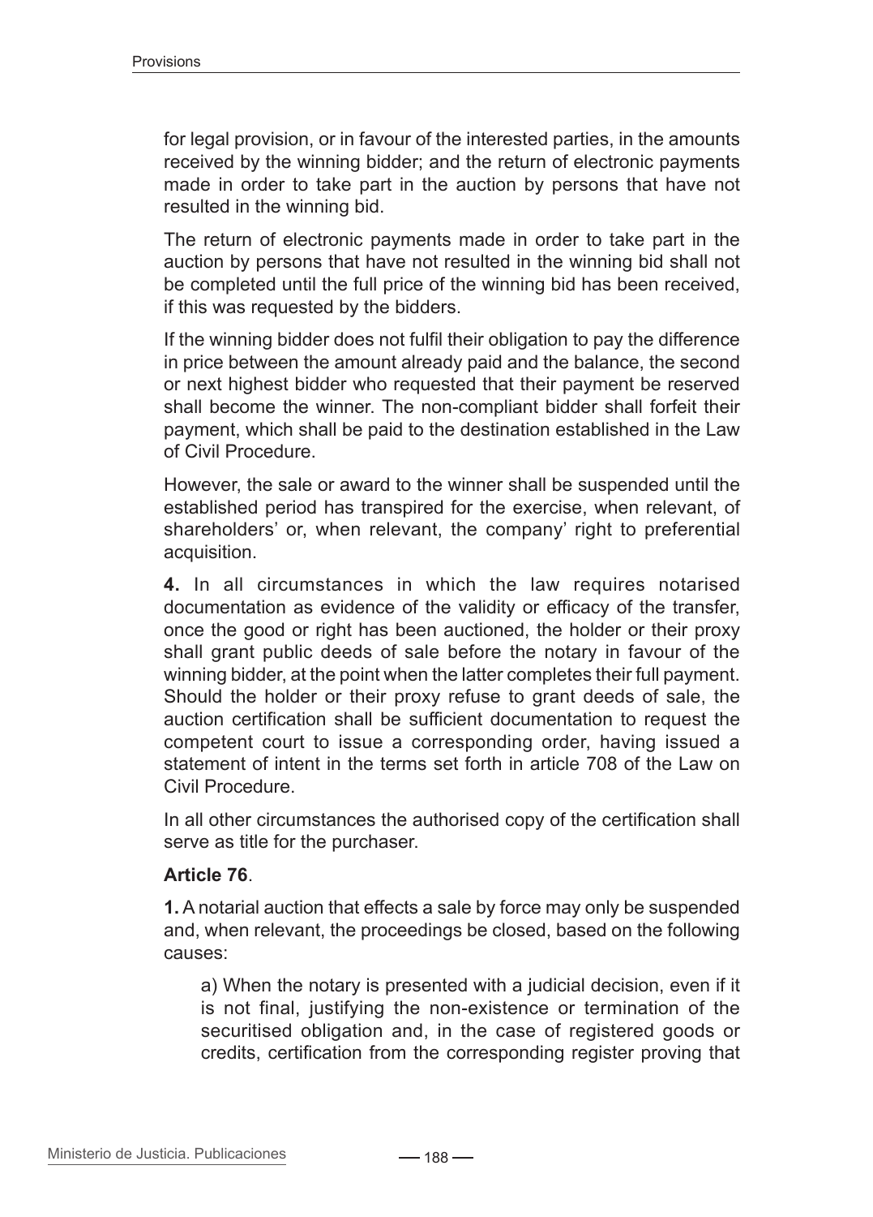for legal provision, or in favour of the interested parties, in the amounts received by the winning bidder; and the return of electronic payments made in order to take part in the auction by persons that have not resulted in the winning bid.

The return of electronic payments made in order to take part in the auction by persons that have not resulted in the winning bid shall not be completed until the full price of the winning bid has been received, if this was requested by the bidders.

If the winning bidder does not fulfil their obligation to pay the difference in price between the amount already paid and the balance, the second or next highest bidder who requested that their payment be reserved shall become the winner. The non-compliant bidder shall forfeit their payment, which shall be paid to the destination established in the Law of Civil Procedure.

However, the sale or award to the winner shall be suspended until the established period has transpired for the exercise, when relevant, of shareholders' or, when relevant, the company' right to preferential acquisition.

**4.** In all circumstances in which the law requires notarised documentation as evidence of the validity or efficacy of the transfer, once the good or right has been auctioned, the holder or their proxy shall grant public deeds of sale before the notary in favour of the winning bidder, at the point when the latter completes their full payment. Should the holder or their proxy refuse to grant deeds of sale, the auction certification shall be sufficient documentation to request the competent court to issue a corresponding order, having issued a statement of intent in the terms set forth in article 708 of the Law on Civil Procedure.

In all other circumstances the authorised copy of the certification shall serve as title for the purchaser.

**Article 76**.

**1.** A notarial auction that effects a sale by force may only be suspended and, when relevant, the proceedings be closed, based on the following causes:

a) When the notary is presented with a judicial decision, even if it is not final, justifying the non-existence or termination of the securitised obligation and, in the case of registered goods or credits, certification from the corresponding register proving that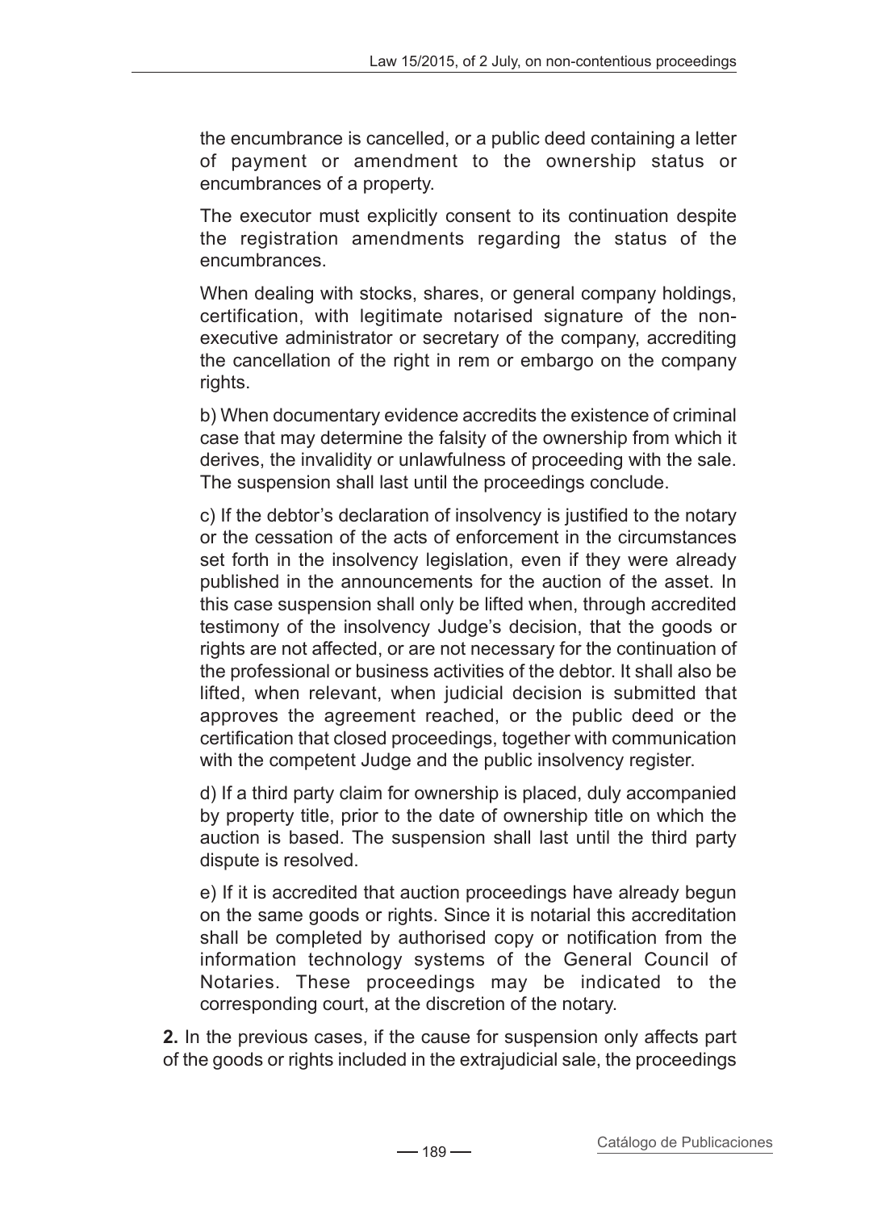the encumbrance is cancelled, or a public deed containing a letter of payment or amendment to the ownership status or encumbrances of a property.

The executor must explicitly consent to its continuation despite the registration amendments regarding the status of the encumbrances.

When dealing with stocks, shares, or general company holdings, certification, with legitimate notarised signature of the non-executive administrator or secretary of the company, accrediting the cancellation of the right in rem or embargo on the company rights.

b) When documentary evidence accredits the existence of criminal case that may determine the falsity of the ownership from which it derives, the invalidity or unlawfulness of proceeding with the sale. The suspension shall last until the proceedings conclude.

c) If the debtor's declaration of insolvency is justified to the notary or the cessation of the acts of enforcement in the circumstances set forth in the insolvency legislation, even if they were already published in the announcements for the auction of the asset. In this case suspension shall only be lifted when, through accredited testimony of the insolvency Judge's decision, that the goods or rights are not affected, or are not necessary for the continuation of the professional or business activities of the debtor. It shall also be lifted, when relevant, when judicial decision is submitted that approves the agreement reached, or the public deed or the certification that closed proceedings, together with communication with the competent Judge and the public insolvency register.

d) If a third party claim for ownership is placed, duly accompanied by property title, prior to the date of ownership title on which the auction is based. The suspension shall last until the third party dispute is resolved.

e) If it is accredited that auction proceedings have already begun on the same goods or rights. Since it is notarial this accreditation shall be completed by authorised copy or notification from the information technology systems of the General Council of Notaries. These proceedings may be indicated to the corresponding court, at the discretion of the notary.

**2.** In the previous cases, if the cause for suspension only affects part of the goods or rights included in the extrajudicial sale, the proceedings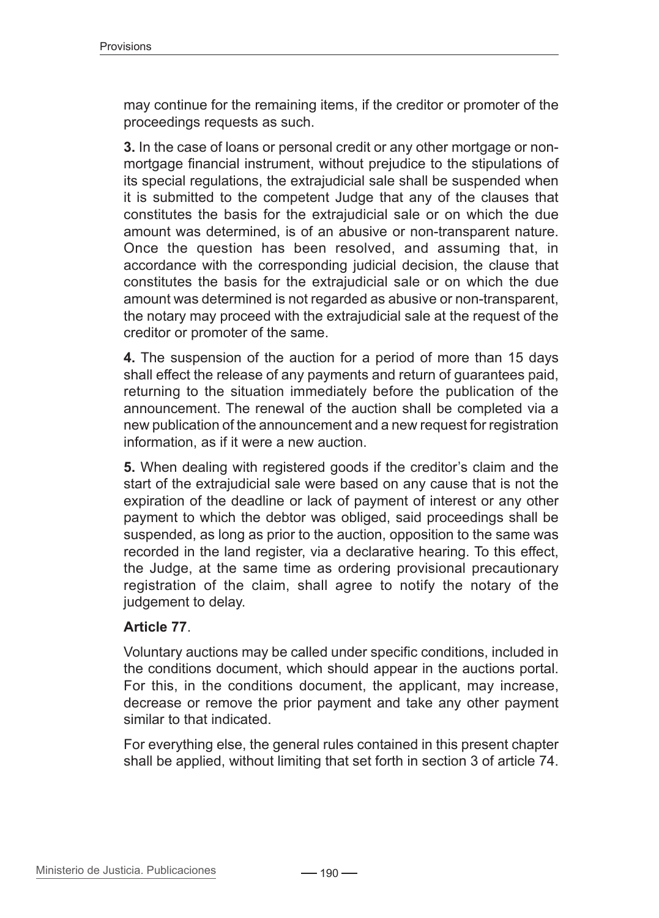may continue for the remaining items, if the creditor or promoter of the proceedings requests as such.

**3.** In the case of loans or personal credit or any other mortgage or non-mortgage financial instrument, without prejudice to the stipulations of its special regulations, the extrajudicial sale shall be suspended when it is submitted to the competent Judge that any of the clauses that constitutes the basis for the extrajudicial sale or on which the due amount was determined, is of an abusive or non-transparent nature. Once the question has been resolved, and assuming that, in accordance with the corresponding judicial decision, the clause that constitutes the basis for the extrajudicial sale or on which the due amount was determined is not regarded as abusive or non-transparent, the notary may proceed with the extrajudicial sale at the request of the creditor or promoter of the same.

**4.** The suspension of the auction for a period of more than 15 days shall effect the release of any payments and return of guarantees paid, returning to the situation immediately before the publication of the announcement. The renewal of the auction shall be completed via a new publication of the announcement and a new request for registration information, as if it were a new auction.

**5.** When dealing with registered goods if the creditor's claim and the start of the extrajudicial sale were based on any cause that is not the expiration of the deadline or lack of payment of interest or any other payment to which the debtor was obliged, said proceedings shall be suspended, as long as prior to the auction, opposition to the same was recorded in the land register, via a declarative hearing. To this effect, the Judge, at the same time as ordering provisional precautionary registration of the claim, shall agree to notify the notary of the judgement to delay.

**Article 77**.

Voluntary auctions may be called under specific conditions, included in the conditions document, which should appear in the auctions portal. For this, in the conditions document, the applicant, may increase, decrease or remove the prior payment and take any other payment similar to that indicated.

For everything else, the general rules contained in this present chapter shall be applied, without limiting that set forth in section 3 of article 74.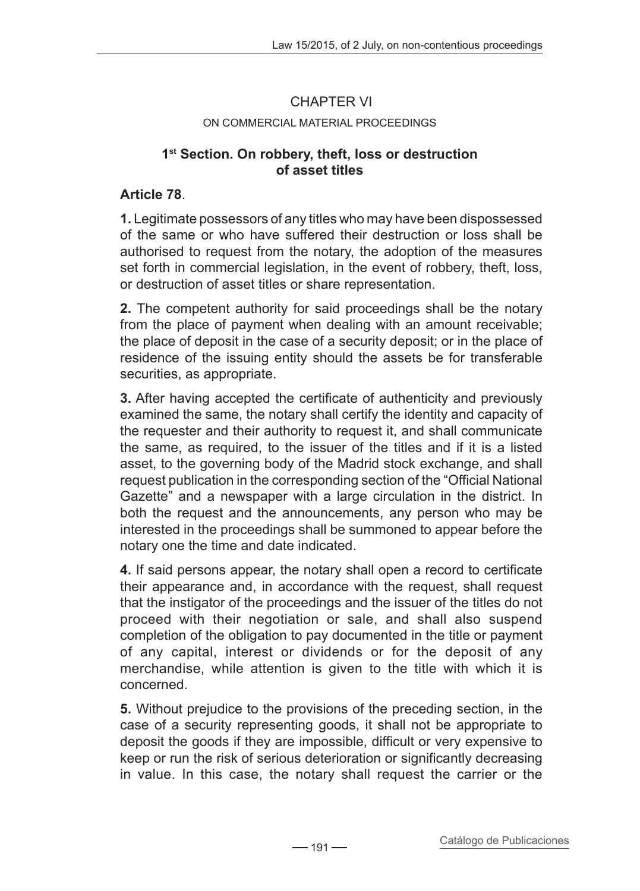## CHAPTER VI

### ON COMMERCIAL MATERIAL PROCEEDINGS

### 1st Section. On robbery, theft, loss or destruction of asset titles

**Article 78**.

**1.** Legitimate possessors of any titles who may have been dispossessed of the same or who have suffered their destruction or loss shall be authorised to request from the notary, the adoption of the measures set forth in commercial legislation, in the event of robbery, theft, loss, or destruction of asset titles or share representation.

**2.** The competent authority for said proceedings shall be the notary from the place of payment when dealing with an amount receivable; the place of deposit in the case of a security deposit; or in the place of residence of the issuing entity should the assets be for transferable securities, as appropriate.

**3.** After having accepted the certificate of authenticity and previously examined the same, the notary shall certify the identity and capacity of the requester and their authority to request it, and shall communicate the same, as required, to the issuer of the titles and if it is a listed asset, to the governing body of the Madrid stock exchange, and shall request publication in the corresponding section of the "Official National Gazette" and a newspaper with a large circulation in the district. In both the request and the announcements, any person who may be interested in the proceedings shall be summoned to appear before the notary one the time and date indicated.

**4.** If said persons appear, the notary shall open a record to certificate their appearance and, in accordance with the request, shall request that the instigator of the proceedings and the issuer of the titles do not proceed with their negotiation or sale, and shall also suspend completion of the obligation to pay documented in the title or payment of any capital, interest or dividends or for the deposit of any merchandise, while attention is given to the title with which it is concerned.

**5.** Without prejudice to the provisions of the preceding section, in the case of a security representing goods, it shall not be appropriate to deposit the goods if they are impossible, difficult or very expensive to keep or run the risk of serious deterioration or significantly decreasing in value. In this case, the notary shall request the carrier or the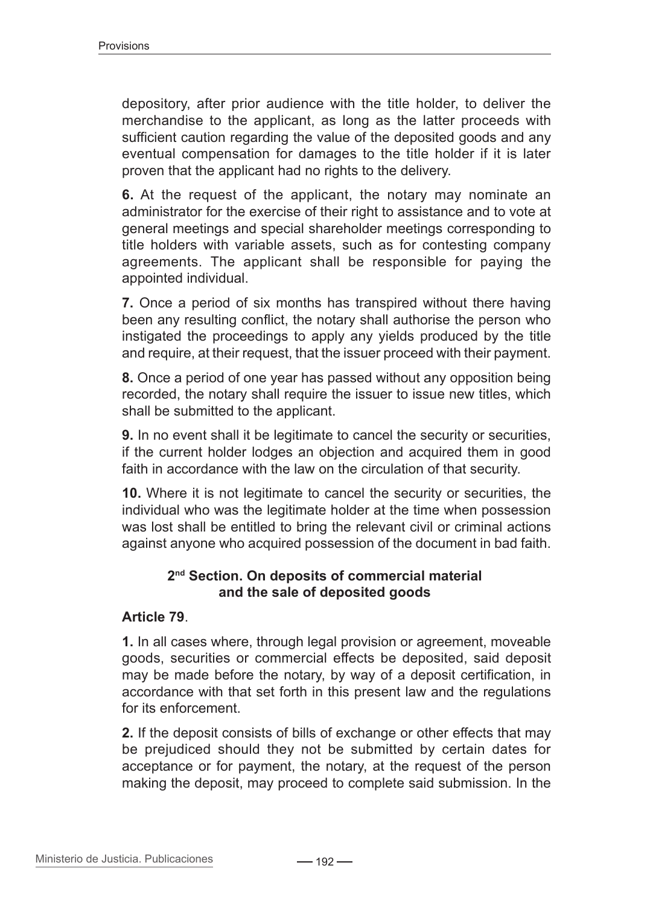depository, after prior audience with the title holder, to deliver the merchandise to the applicant, as long as the latter proceeds with sufficient caution regarding the value of the deposited goods and any eventual compensation for damages to the title holder if it is later proven that the applicant had no rights to the delivery.

**6.** At the request of the applicant, the notary may nominate an administrator for the exercise of their right to assistance and to vote at general meetings and special shareholder meetings corresponding to title holders with variable assets, such as for contesting company agreements. The applicant shall be responsible for paying the appointed individual.

**7.** Once a period of six months has transpired without there having been any resulting conflict, the notary shall authorise the person who instigated the proceedings to apply any yields produced by the title and require, at their request, that the issuer proceed with their payment.

**8.** Once a period of one year has passed without any opposition being recorded, the notary shall require the issuer to issue new titles, which shall be submitted to the applicant.

**9.** In no event shall it be legitimate to cancel the security or securities, if the current holder lodges an objection and acquired them in good faith in accordance with the law on the circulation of that security.

**10.** Where it is not legitimate to cancel the security or securities, the individual who was the legitimate holder at the time when possession was lost shall be entitled to bring the relevant civil or criminal actions against anyone who acquired possession of the document in bad faith.

### 2nd Section. On deposits of commercial material and the sale of deposited goods

**Article 79**.

**1.** In all cases where, through legal provision or agreement, moveable goods, securities or commercial effects be deposited, said deposit may be made before the notary, by way of a deposit certification, in accordance with that set forth in this present law and the regulations for its enforcement.

**2.** If the deposit consists of bills of exchange or other effects that may be prejudiced should they not be submitted by certain dates for acceptance or for payment, the notary, at the request of the person making the deposit, may proceed to complete said submission. In the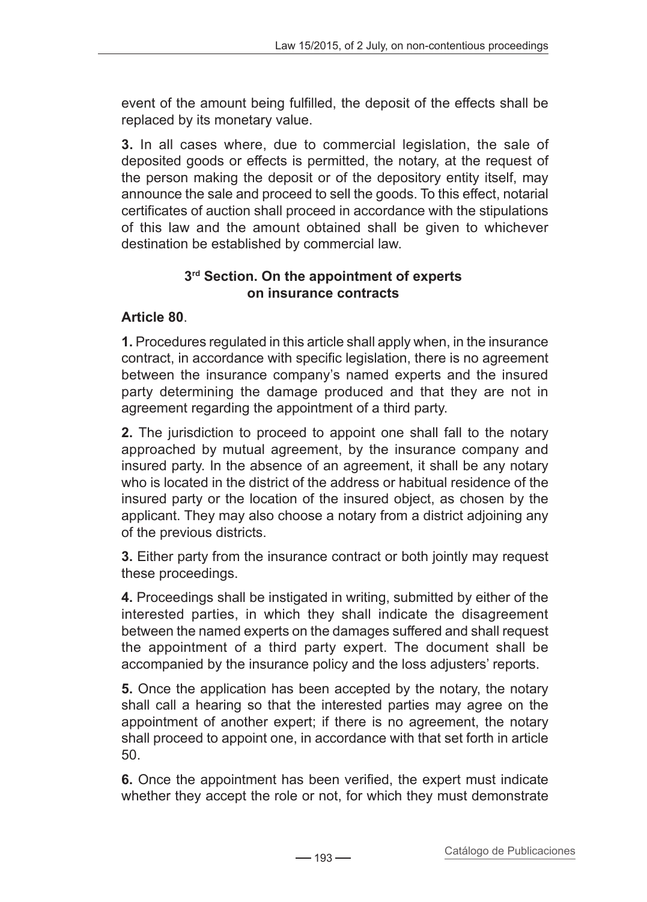event of the amount being fulfilled, the deposit of the effects shall be replaced by its monetary value.

**3.** In all cases where, due to commercial legislation, the sale of deposited goods or effects is permitted, the notary, at the request of the person making the deposit or of the depository entity itself, may announce the sale and proceed to sell the goods. To this effect, notarial certificates of auction shall proceed in accordance with the stipulations of this law and the amount obtained shall be given to whichever destination be established by commercial law.

### 3rd Section. On the appointment of experts on insurance contracts

**Article 80**.

**1.** Procedures regulated in this article shall apply when, in the insurance contract, in accordance with specific legislation, there is no agreement between the insurance company's named experts and the insured party determining the damage produced and that they are not in agreement regarding the appointment of a third party.

**2.** The jurisdiction to proceed to appoint one shall fall to the notary approached by mutual agreement, by the insurance company and insured party. In the absence of an agreement, it shall be any notary who is located in the district of the address or habitual residence of the insured party or the location of the insured object, as chosen by the applicant. They may also choose a notary from a district adjoining any of the previous districts.

**3.** Either party from the insurance contract or both jointly may request these proceedings.

**4.** Proceedings shall be instigated in writing, submitted by either of the interested parties, in which they shall indicate the disagreement between the named experts on the damages suffered and shall request the appointment of a third party expert. The document shall be accompanied by the insurance policy and the loss adjusters' reports.

**5.** Once the application has been accepted by the notary, the notary shall call a hearing so that the interested parties may agree on the appointment of another expert; if there is no agreement, the notary shall proceed to appoint one, in accordance with that set forth in article 50.

**6.** Once the appointment has been verified, the expert must indicate whether they accept the role or not, for which they must demonstrate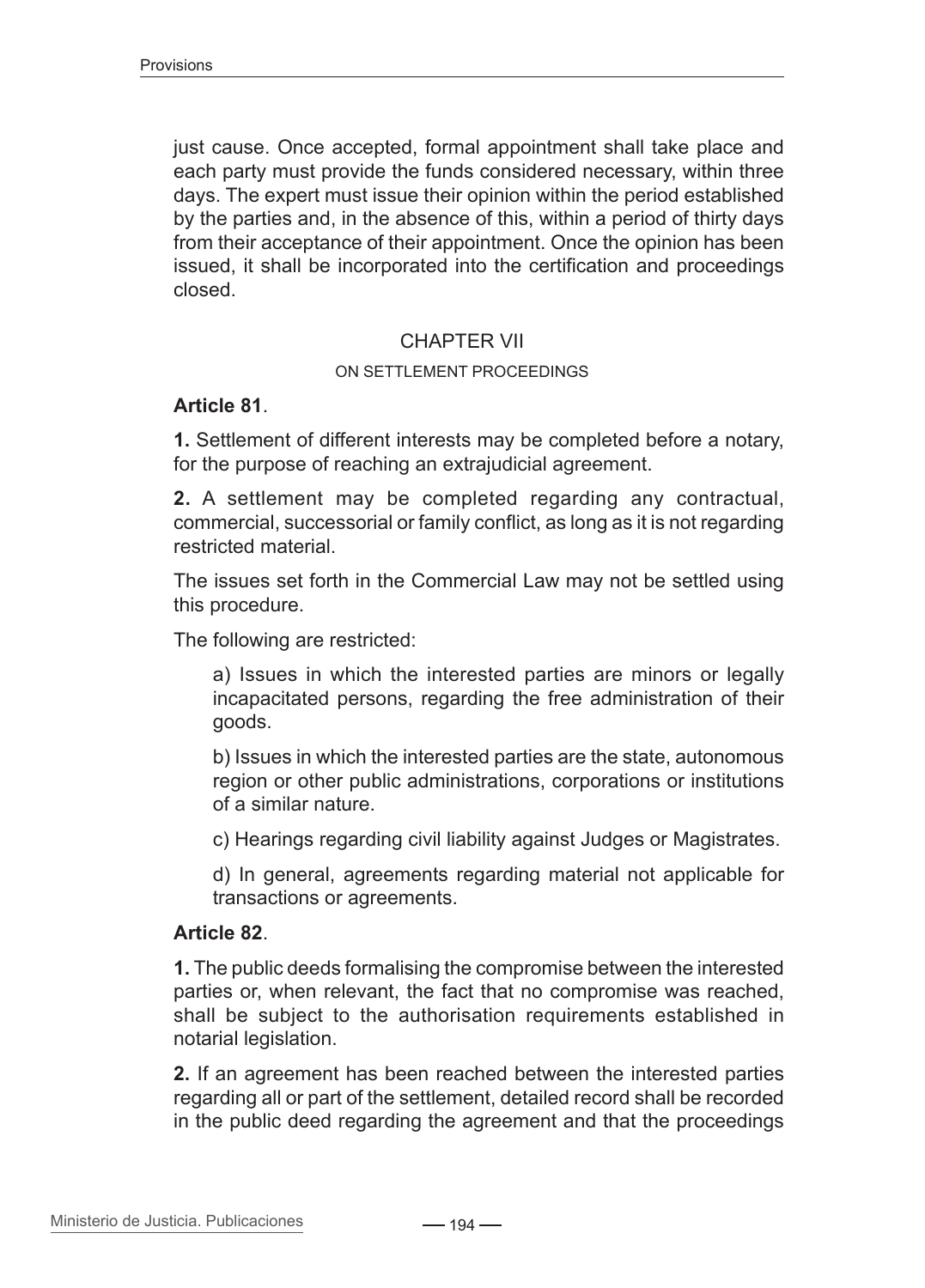just cause. Once accepted, formal appointment shall take place and each party must provide the funds considered necessary, within three days. The expert must issue their opinion within the period established by the parties and, in the absence of this, within a period of thirty days from their acceptance of their appointment. Once the opinion has been issued, it shall be incorporated into the certification and proceedings closed.

## CHAPTER VII

### ON SETTLEMENT PROCEEDINGS

**Article 81**.

**1.** Settlement of different interests may be completed before a notary, for the purpose of reaching an extrajudicial agreement.

**2.** A settlement may be completed regarding any contractual, commercial, successorial or family conflict, as long as it is not regarding restricted material.

The issues set forth in the Commercial Law may not be settled using this procedure.

The following are restricted:

a) Issues in which the interested parties are minors or legally incapacitated persons, regarding the free administration of their goods.

b) Issues in which the interested parties are the state, autonomous region or other public administrations, corporations or institutions of a similar nature.

c) Hearings regarding civil liability against Judges or Magistrates.

d) In general, agreements regarding material not applicable for transactions or agreements.

**Article 82**.

**1.** The public deeds formalising the compromise between the interested parties or, when relevant, the fact that no compromise was reached, shall be subject to the authorisation requirements established in notarial legislation.

**2.** If an agreement has been reached between the interested parties regarding all or part of the settlement, detailed record shall be recorded in the public deed regarding the agreement and that the proceedings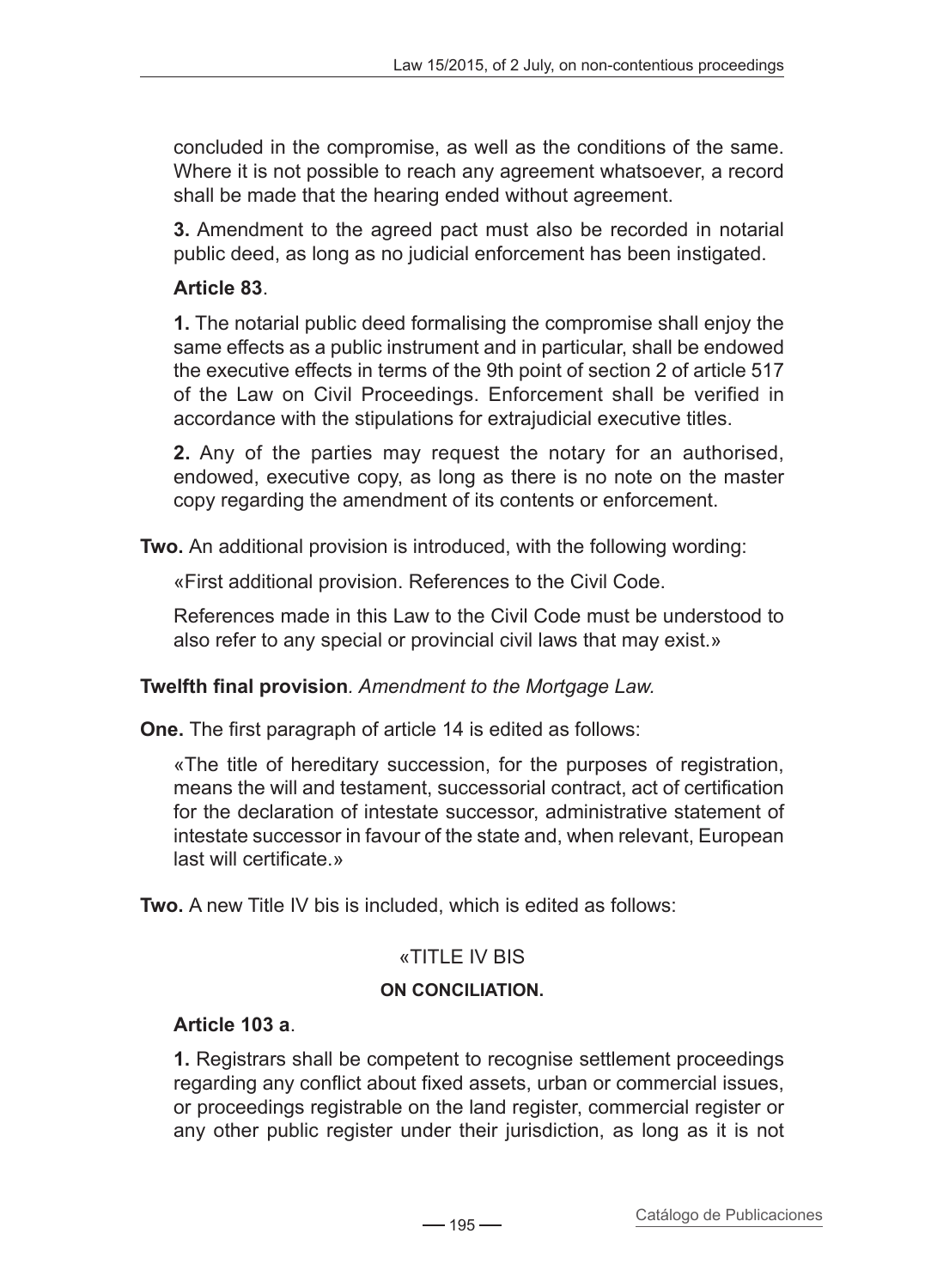concluded in the compromise, as well as the conditions of the same. Where it is not possible to reach any agreement whatsoever, a record shall be made that the hearing ended without agreement.

**3.** Amendment to the agreed pact must also be recorded in notarial public deed, as long as no judicial enforcement has been instigated.

**Article 83**.

**1.** The notarial public deed formalising the compromise shall enjoy the same effects as a public instrument and in particular, shall be endowed the executive effects in terms of the 9th point of section 2 of article 517 of the Law on Civil Proceedings. Enforcement shall be verified in accordance with the stipulations for extrajudicial executive titles.

**2.** Any of the parties may request the notary for an authorised, endowed, executive copy, as long as there is no note on the master copy regarding the amendment of its contents or enforcement.

**Two.** An additional provision is introduced, with the following wording:

«First additional provision. References to the Civil Code.

References made in this Law to the Civil Code must be understood to also refer to any special or provincial civil laws that may exist.»

**Twelfth final provision**. *Amendment to the Mortgage Law.*

**One.** The first paragraph of article 14 is edited as follows:

«The title of hereditary succession, for the purposes of registration, means the will and testament, successorial contract, act of certification for the declaration of intestate successor, administrative statement of intestate successor in favour of the state and, when relevant, European last will certificate.»

**Two.** A new Title IV bis is included, which is edited as follows:

«TITLE IV BIS

**ON CONCILIATION.**

**Article 103 a**.

**1.** Registrars shall be competent to recognise settlement proceedings regarding any conflict about fixed assets, urban or commercial issues, or proceedings registrable on the land register, commercial register or any other public register under their jurisdiction, as long as it is not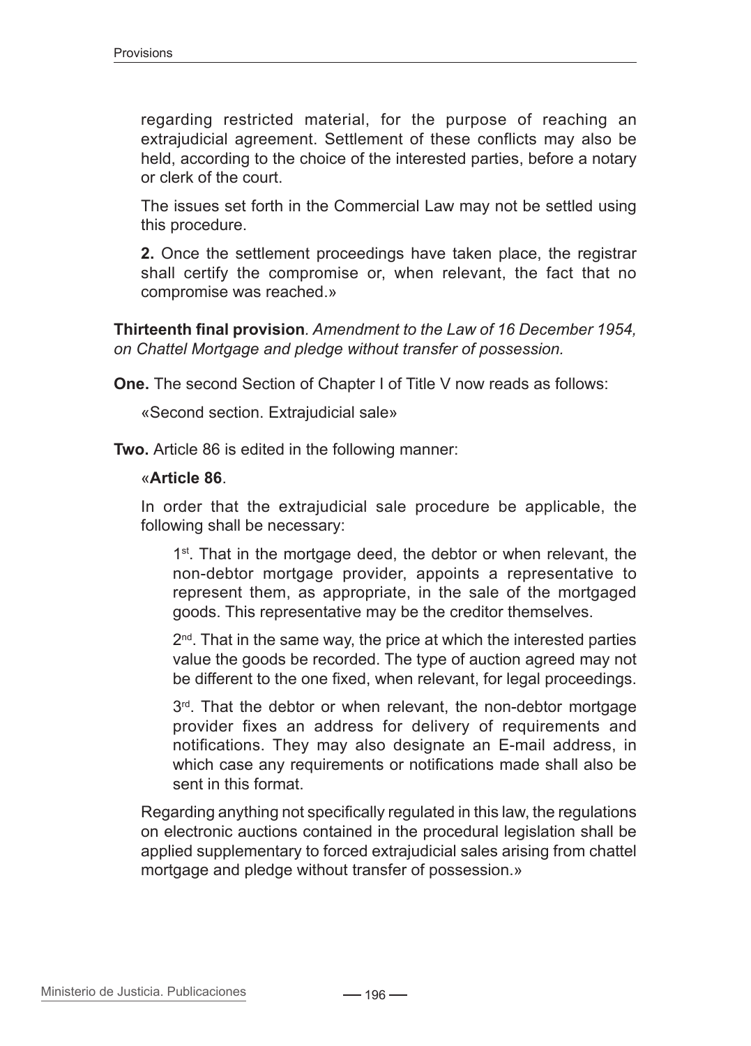regarding restricted material, for the purpose of reaching an extrajudicial agreement. Settlement of these conflicts may also be held, according to the choice of the interested parties, before a notary or clerk of the court.

The issues set forth in the Commercial Law may not be settled using this procedure.

**2.** Once the settlement proceedings have taken place, the registrar shall certify the compromise or, when relevant, the fact that no compromise was reached.»

**Thirteenth final provision**. *Amendment to the Law of 16 December 1954, on Chattel Mortgage and pledge without transfer of possession.*

**One.** The second Section of Chapter I of Title V now reads as follows:

«Second section. Extrajudicial sale»

**Two.** Article 86 is edited in the following manner:

«**Article 86**.

In order that the extrajudicial sale procedure be applicable, the following shall be necessary:

1st. That in the mortgage deed, the debtor or when relevant, the non-debtor mortgage provider, appoints a representative to represent them, as appropriate, in the sale of the mortgaged goods. This representative may be the creditor themselves.

2nd. That in the same way, the price at which the interested parties value the goods be recorded. The type of auction agreed may not be different to the one fixed, when relevant, for legal proceedings.

3rd. That the debtor or when relevant, the non-debtor mortgage provider fixes an address for delivery of requirements and notifications. They may also designate an E-mail address, in which case any requirements or notifications made shall also be sent in this format.

Regarding anything not specifically regulated in this law, the regulations on electronic auctions contained in the procedural legislation shall be applied supplementary to forced extrajudicial sales arising from chattel mortgage and pledge without transfer of possession.»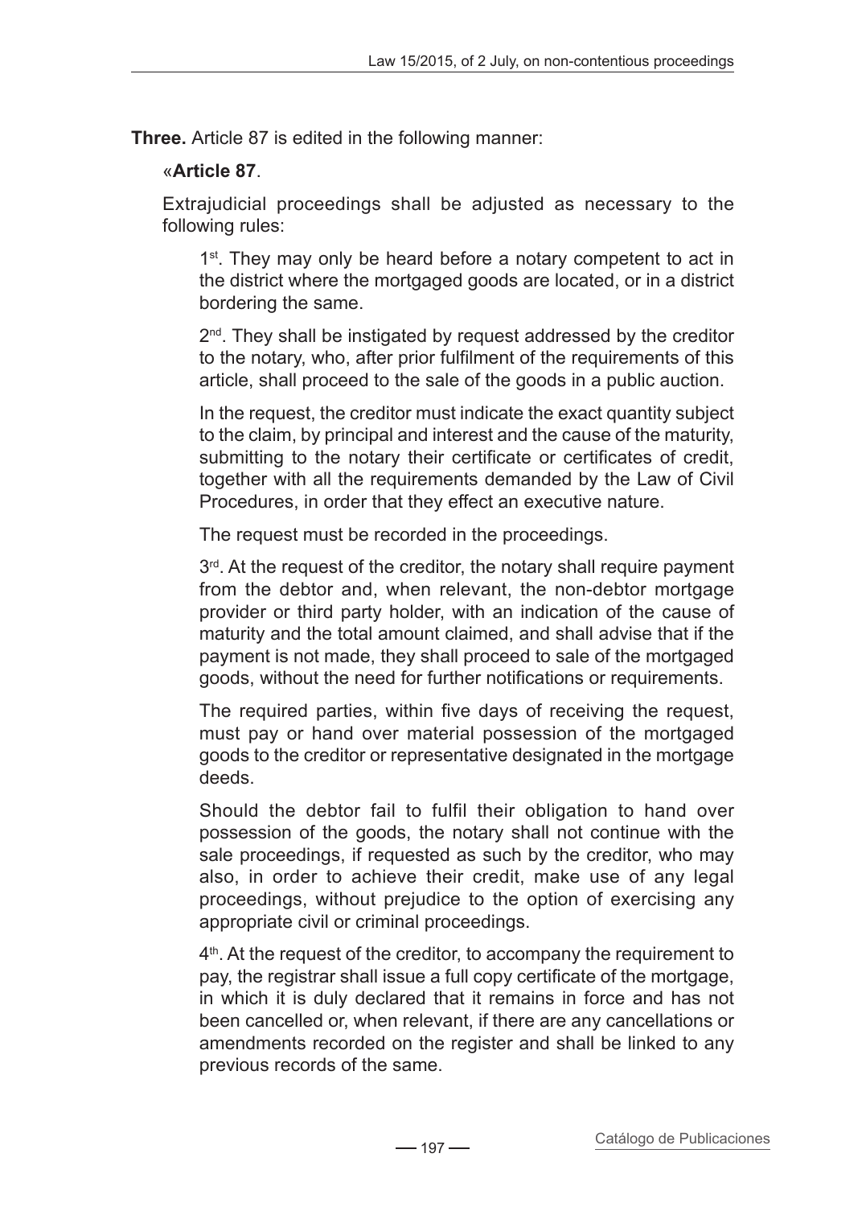**Three.** Article 87 is edited in the following manner:

«**Article 87**.

Extrajudicial proceedings shall be adjusted as necessary to the following rules:

1st. They may only be heard before a notary competent to act in the district where the mortgaged goods are located, or in a district bordering the same.

2nd. They shall be instigated by request addressed by the creditor to the notary, who, after prior fulfilment of the requirements of this article, shall proceed to the sale of the goods in a public auction.

In the request, the creditor must indicate the exact quantity subject to the claim, by principal and interest and the cause of the maturity, submitting to the notary their certificate or certificates of credit, together with all the requirements demanded by the Law of Civil Procedures, in order that they effect an executive nature.

The request must be recorded in the proceedings.

3rd. At the request of the creditor, the notary shall require payment from the debtor and, when relevant, the non-debtor mortgage provider or third party holder, with an indication of the cause of maturity and the total amount claimed, and shall advise that if the payment is not made, they shall proceed to sale of the mortgaged goods, without the need for further notifications or requirements.

The required parties, within five days of receiving the request, must pay or hand over material possession of the mortgaged goods to the creditor or representative designated in the mortgage deeds.

Should the debtor fail to fulfil their obligation to hand over possession of the goods, the notary shall not continue with the sale proceedings, if requested as such by the creditor, who may also, in order to achieve their credit, make use of any legal proceedings, without prejudice to the option of exercising any appropriate civil or criminal proceedings.

4th. At the request of the creditor, to accompany the requirement to pay, the registrar shall issue a full copy certificate of the mortgage, in which it is duly declared that it remains in force and has not been cancelled or, when relevant, if there are any cancellations or amendments recorded on the register and shall be linked to any previous records of the same.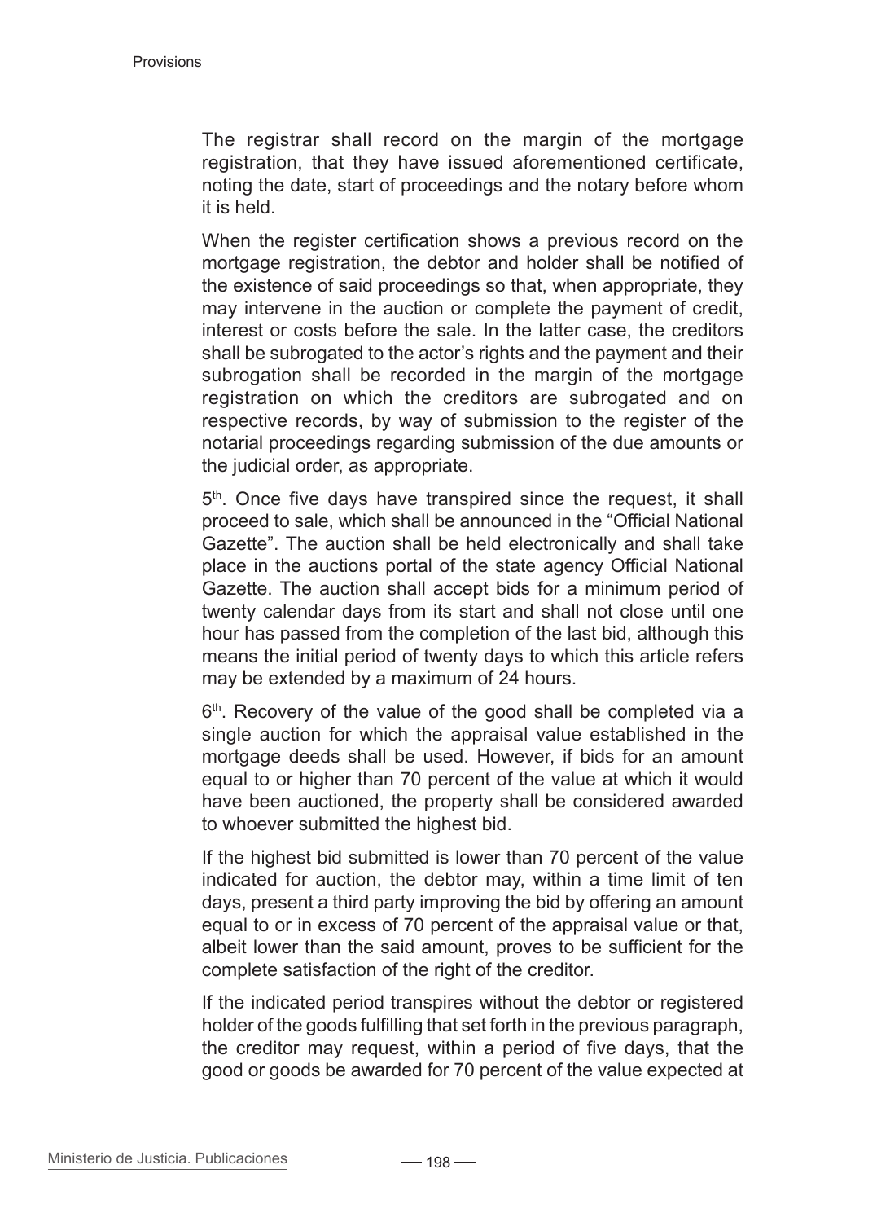The registrar shall record on the margin of the mortgage registration, that they have issued aforementioned certificate, noting the date, start of proceedings and the notary before whom it is held.

When the register certification shows a previous record on the mortgage registration, the debtor and holder shall be notified of the existence of said proceedings so that, when appropriate, they may intervene in the auction or complete the payment of credit, interest or costs before the sale. In the latter case, the creditors shall be subrogated to the actor's rights and the payment and their subrogation shall be recorded in the margin of the mortgage registration on which the creditors are subrogated and on respective records, by way of submission to the register of the notarial proceedings regarding submission of the due amounts or the judicial order, as appropriate.

5th. Once five days have transpired since the request, it shall proceed to sale, which shall be announced in the "Official National Gazette". The auction shall be held electronically and shall take place in the auctions portal of the state agency Official National Gazette. The auction shall accept bids for a minimum period of twenty calendar days from its start and shall not close until one hour has passed from the completion of the last bid, although this means the initial period of twenty days to which this article refers may be extended by a maximum of 24 hours.

6th. Recovery of the value of the good shall be completed via a single auction for which the appraisal value established in the mortgage deeds shall be used. However, if bids for an amount equal to or higher than 70 percent of the value at which it would have been auctioned, the property shall be considered awarded to whoever submitted the highest bid.

If the highest bid submitted is lower than 70 percent of the value indicated for auction, the debtor may, within a time limit of ten days, present a third party improving the bid by offering an amount equal to or in excess of 70 percent of the appraisal value or that, albeit lower than the said amount, proves to be sufficient for the complete satisfaction of the right of the creditor.

If the indicated period transpires without the debtor or registered holder of the goods fulfilling that set forth in the previous paragraph, the creditor may request, within a period of five days, that the good or goods be awarded for 70 percent of the value expected at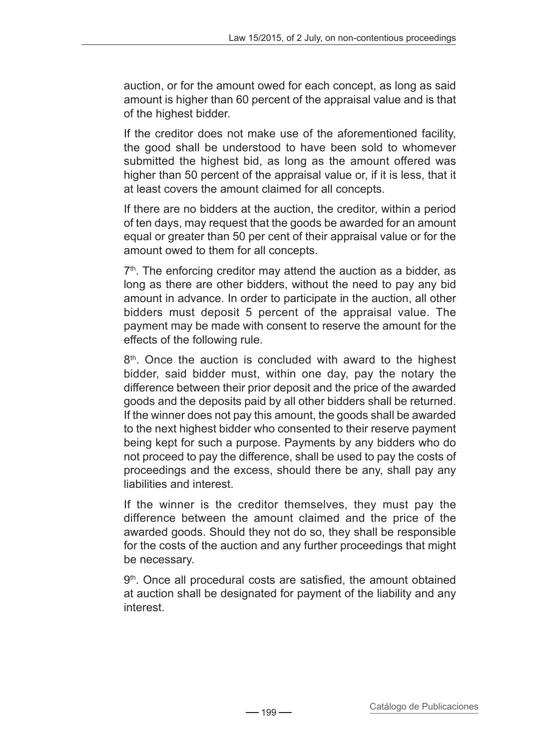auction, or for the amount owed for each concept, as long as said amount is higher than 60 percent of the appraisal value and is that of the highest bidder.

If the creditor does not make use of the aforementioned facility, the good shall be understood to have been sold to whomever submitted the highest bid, as long as the amount offered was higher than 50 percent of the appraisal value or, if it is less, that it at least covers the amount claimed for all concepts.

If there are no bidders at the auction, the creditor, within a period of ten days, may request that the goods be awarded for an amount equal or greater than 50 per cent of their appraisal value or for the amount owed to them for all concepts.

7th. The enforcing creditor may attend the auction as a bidder, as long as there are other bidders, without the need to pay any bid amount in advance. In order to participate in the auction, all other bidders must deposit 5 percent of the appraisal value. The payment may be made with consent to reserve the amount for the effects of the following rule.

8th. Once the auction is concluded with award to the highest bidder, said bidder must, within one day, pay the notary the difference between their prior deposit and the price of the awarded goods and the deposits paid by all other bidders shall be returned. If the winner does not pay this amount, the goods shall be awarded to the next highest bidder who consented to their reserve payment being kept for such a purpose. Payments by any bidders who do not proceed to pay the difference, shall be used to pay the costs of proceedings and the excess, should there be any, shall pay any liabilities and interest.

If the winner is the creditor themselves, they must pay the difference between the amount claimed and the price of the awarded goods. Should they not do so, they shall be responsible for the costs of the auction and any further proceedings that might be necessary.

9th. Once all procedural costs are satisfied, the amount obtained at auction shall be designated for payment of the liability and any interest.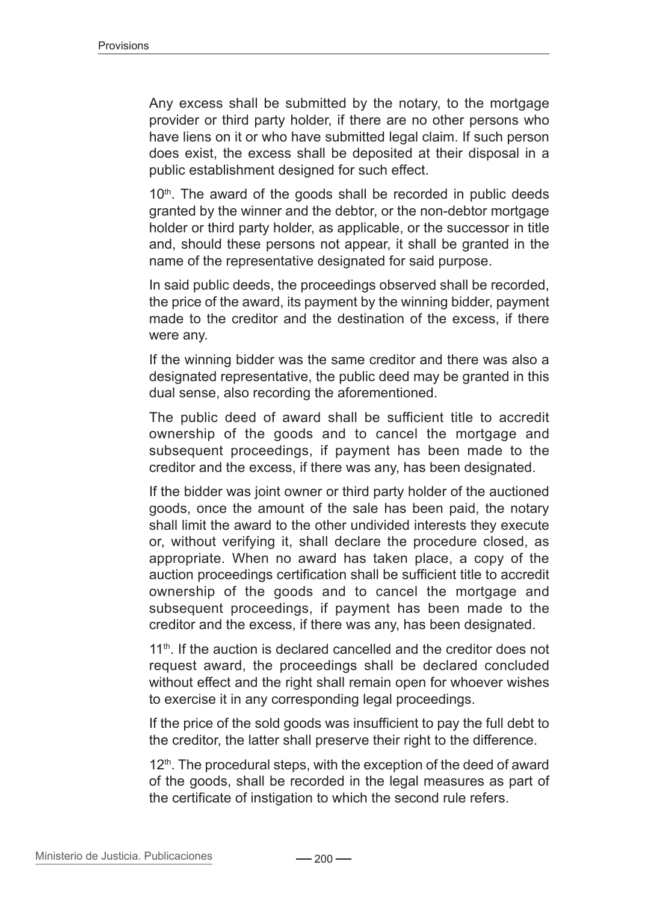Any excess shall be submitted by the notary, to the mortgage provider or third party holder, if there are no other persons who have liens on it or who have submitted legal claim. If such person does exist, the excess shall be deposited at their disposal in a public establishment designed for such effect.

10th. The award of the goods shall be recorded in public deeds granted by the winner and the debtor, or the non-debtor mortgage holder or third party holder, as applicable, or the successor in title and, should these persons not appear, it shall be granted in the name of the representative designated for said purpose.

In said public deeds, the proceedings observed shall be recorded, the price of the award, its payment by the winning bidder, payment made to the creditor and the destination of the excess, if there were any.

If the winning bidder was the same creditor and there was also a designated representative, the public deed may be granted in this dual sense, also recording the aforementioned.

The public deed of award shall be sufficient title to accredit ownership of the goods and to cancel the mortgage and subsequent proceedings, if payment has been made to the creditor and the excess, if there was any, has been designated.

If the bidder was joint owner or third party holder of the auctioned goods, once the amount of the sale has been paid, the notary shall limit the award to the other undivided interests they execute or, without verifying it, shall declare the procedure closed, as appropriate. When no award has taken place, a copy of the auction proceedings certification shall be sufficient title to accredit ownership of the goods and to cancel the mortgage and subsequent proceedings, if payment has been made to the creditor and the excess, if there was any, has been designated.

11th. If the auction is declared cancelled and the creditor does not request award, the proceedings shall be declared concluded without effect and the right shall remain open for whoever wishes to exercise it in any corresponding legal proceedings.

If the price of the sold goods was insufficient to pay the full debt to the creditor, the latter shall preserve their right to the difference.

12th. The procedural steps, with the exception of the deed of award of the goods, shall be recorded in the legal measures as part of the certificate of instigation to which the second rule refers.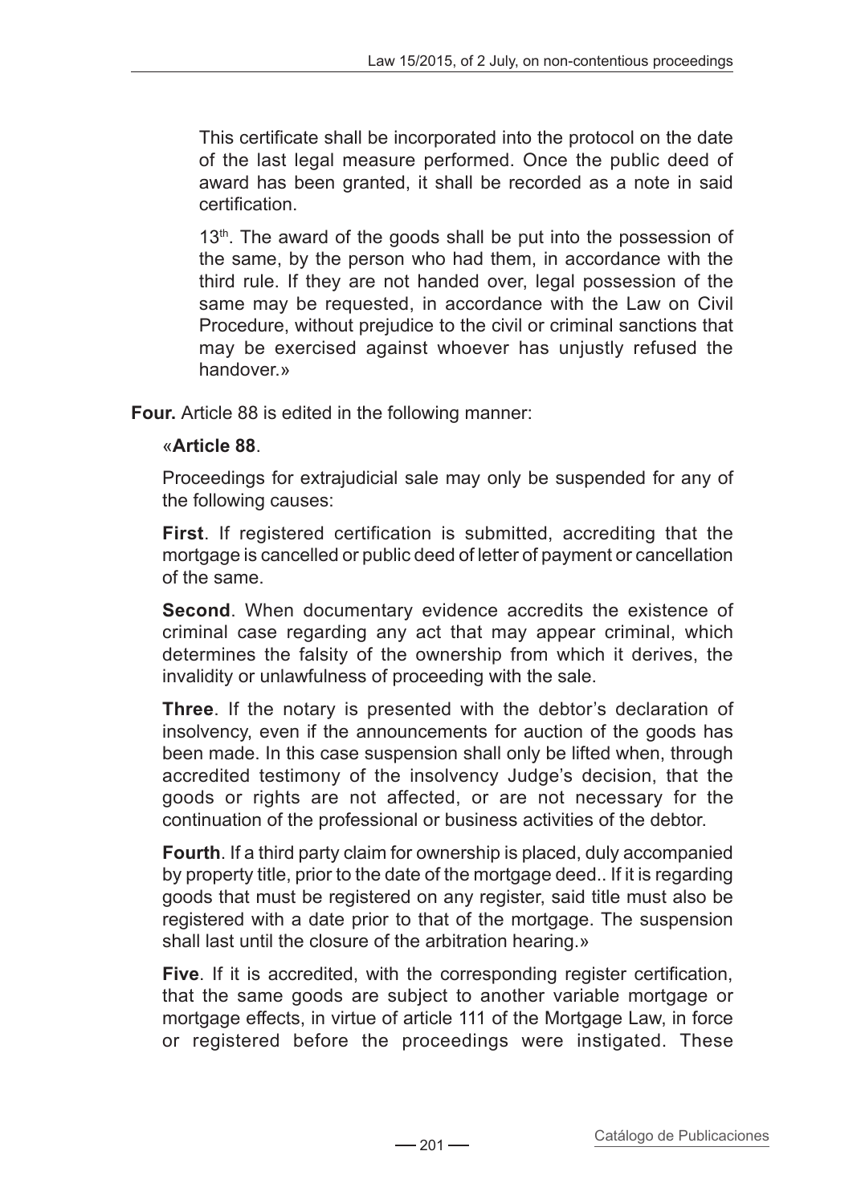This certificate shall be incorporated into the protocol on the date of the last legal measure performed. Once the public deed of award has been granted, it shall be recorded as a note in said certification.

13th. The award of the goods shall be put into the possession of the same, by the person who had them, in accordance with the third rule. If they are not handed over, legal possession of the same may be requested, in accordance with the Law on Civil Procedure, without prejudice to the civil or criminal sanctions that may be exercised against whoever has unjustly refused the handover.»

**Four.** Article 88 is edited in the following manner:

«**Article 88**.

Proceedings for extrajudicial sale may only be suspended for any of the following causes:

**First**. If registered certification is submitted, accrediting that the mortgage is cancelled or public deed of letter of payment or cancellation of the same.

**Second**. When documentary evidence accredits the existence of criminal case regarding any act that may appear criminal, which determines the falsity of the ownership from which it derives, the invalidity or unlawfulness of proceeding with the sale.

**Three**. If the notary is presented with the debtor's declaration of insolvency, even if the announcements for auction of the goods has been made. In this case suspension shall only be lifted when, through accredited testimony of the insolvency Judge's decision, that the goods or rights are not affected, or are not necessary for the continuation of the professional or business activities of the debtor.

**Fourth**. If a third party claim for ownership is placed, duly accompanied by property title, prior to the date of the mortgage deed.. If it is regarding goods that must be registered on any register, said title must also be registered with a date prior to that of the mortgage. The suspension shall last until the closure of the arbitration hearing.»

**Five**. If it is accredited, with the corresponding register certification, that the same goods are subject to another variable mortgage or mortgage effects, in virtue of article 111 of the Mortgage Law, in force or registered before the proceedings were instigated. These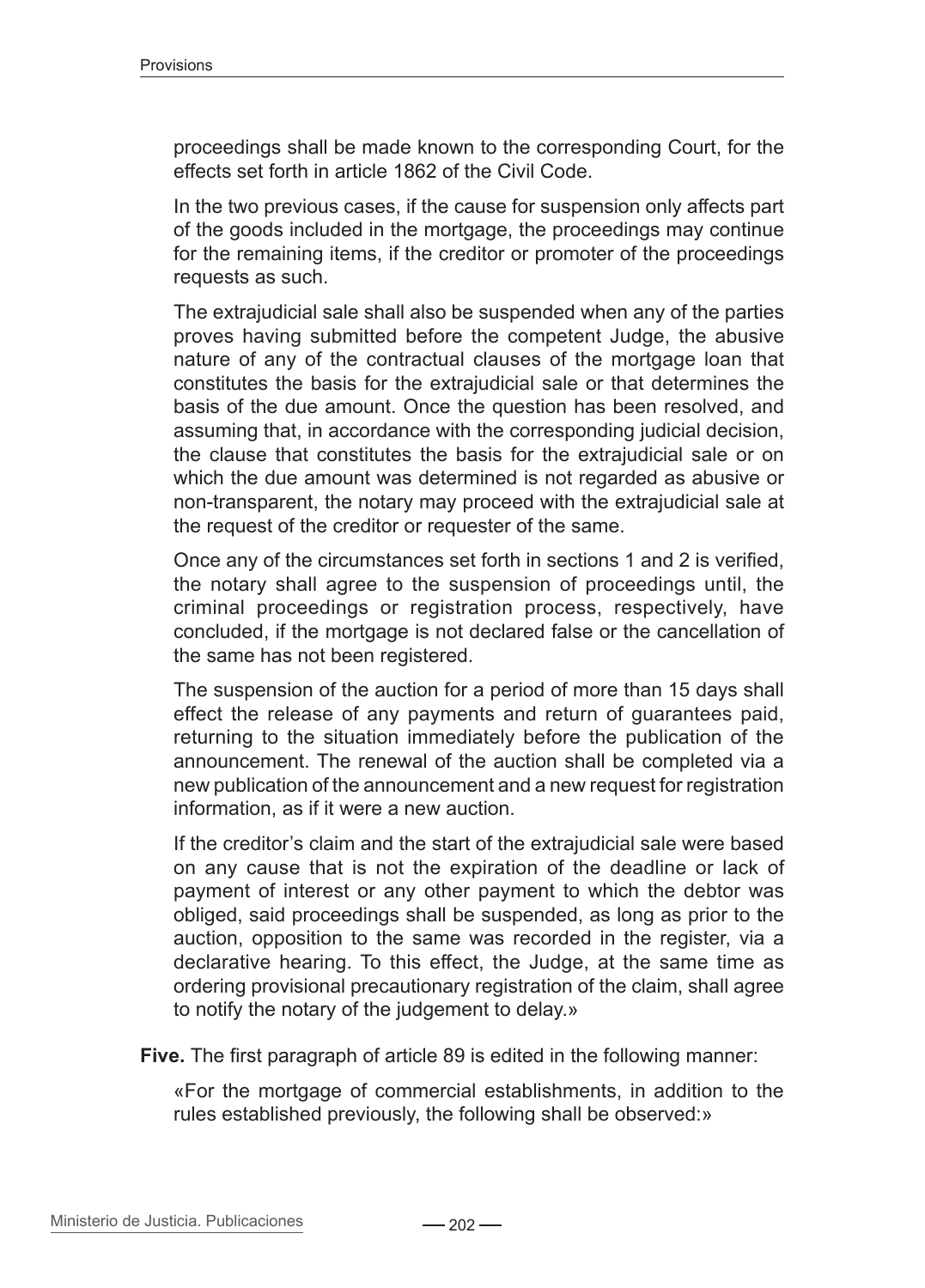proceedings shall be made known to the corresponding Court, for the effects set forth in article 1862 of the Civil Code.

In the two previous cases, if the cause for suspension only affects part of the goods included in the mortgage, the proceedings may continue for the remaining items, if the creditor or promoter of the proceedings requests as such.

The extrajudicial sale shall also be suspended when any of the parties proves having submitted before the competent Judge, the abusive nature of any of the contractual clauses of the mortgage loan that constitutes the basis for the extrajudicial sale or that determines the basis of the due amount. Once the question has been resolved, and assuming that, in accordance with the corresponding judicial decision, the clause that constitutes the basis for the extrajudicial sale or on which the due amount was determined is not regarded as abusive or non-transparent, the notary may proceed with the extrajudicial sale at the request of the creditor or requester of the same.

Once any of the circumstances set forth in sections 1 and 2 is verified, the notary shall agree to the suspension of proceedings until, the criminal proceedings or registration process, respectively, have concluded, if the mortgage is not declared false or the cancellation of the same has not been registered.

The suspension of the auction for a period of more than 15 days shall effect the release of any payments and return of guarantees paid, returning to the situation immediately before the publication of the announcement. The renewal of the auction shall be completed via a new publication of the announcement and a new request for registration information, as if it were a new auction.

If the creditor's claim and the start of the extrajudicial sale were based on any cause that is not the expiration of the deadline or lack of payment of interest or any other payment to which the debtor was obliged, said proceedings shall be suspended, as long as prior to the auction, opposition to the same was recorded in the register, via a declarative hearing. To this effect, the Judge, at the same time as ordering provisional precautionary registration of the claim, shall agree to notify the notary of the judgement to delay.»

**Five.** The first paragraph of article 89 is edited in the following manner:

«For the mortgage of commercial establishments, in addition to the rules established previously, the following shall be observed:»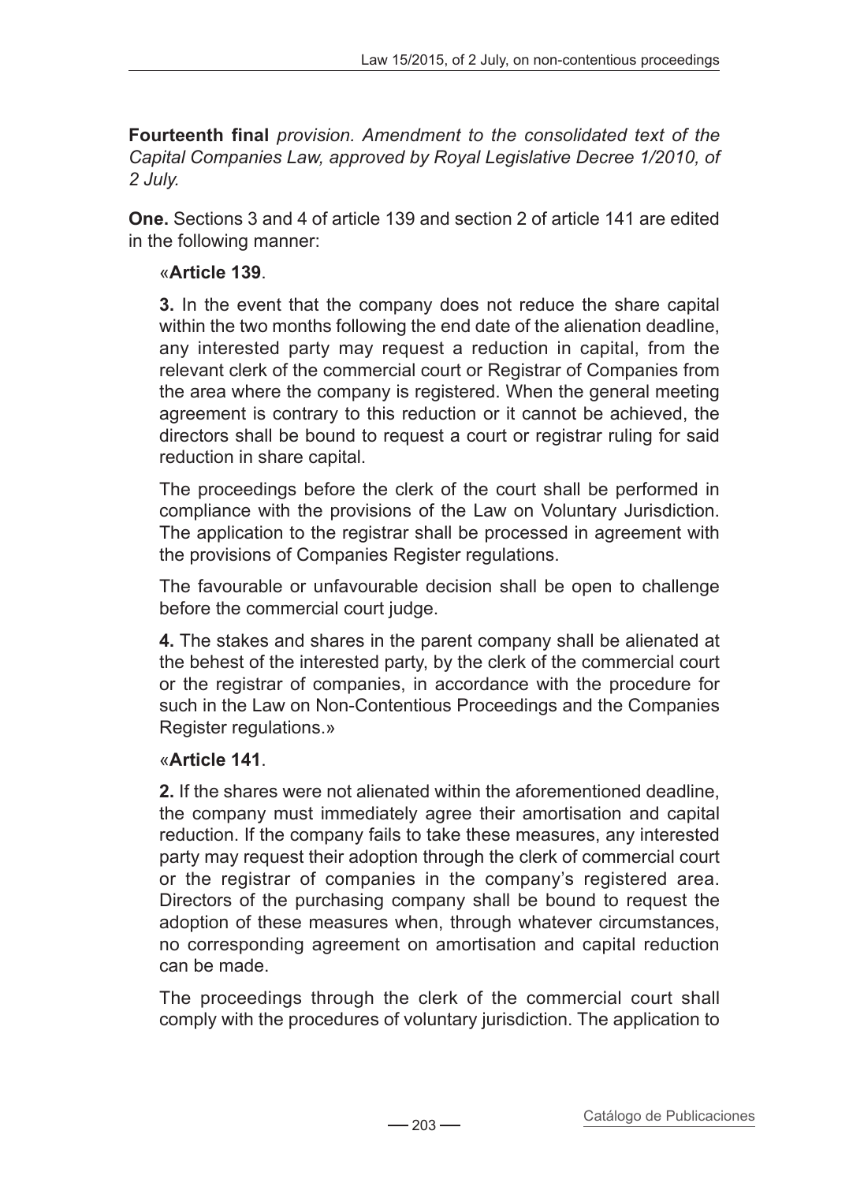**Fourteenth final** *provision. Amendment to the consolidated text of the Capital Companies Law, approved by Royal Legislative Decree 1/2010, of 2 July.*

**One.** Sections 3 and 4 of article 139 and section 2 of article 141 are edited in the following manner:

«**Article 139**.

**3.** In the event that the company does not reduce the share capital within the two months following the end date of the alienation deadline, any interested party may request a reduction in capital, from the relevant clerk of the commercial court or Registrar of Companies from the area where the company is registered. When the general meeting agreement is contrary to this reduction or it cannot be achieved, the directors shall be bound to request a court or registrar ruling for said reduction in share capital.

The proceedings before the clerk of the court shall be performed in compliance with the provisions of the Law on Voluntary Jurisdiction. The application to the registrar shall be processed in agreement with the provisions of Companies Register regulations.

The favourable or unfavourable decision shall be open to challenge before the commercial court judge.

**4.** The stakes and shares in the parent company shall be alienated at the behest of the interested party, by the clerk of the commercial court or the registrar of companies, in accordance with the procedure for such in the Law on Non-Contentious Proceedings and the Companies Register regulations.»

«**Article 141**.

**2.** If the shares were not alienated within the aforementioned deadline, the company must immediately agree their amortisation and capital reduction. If the company fails to take these measures, any interested party may request their adoption through the clerk of commercial court or the registrar of companies in the company's registered area. Directors of the purchasing company shall be bound to request the adoption of these measures when, through whatever circumstances, no corresponding agreement on amortisation and capital reduction can be made.

The proceedings through the clerk of the commercial court shall comply with the procedures of voluntary jurisdiction. The application to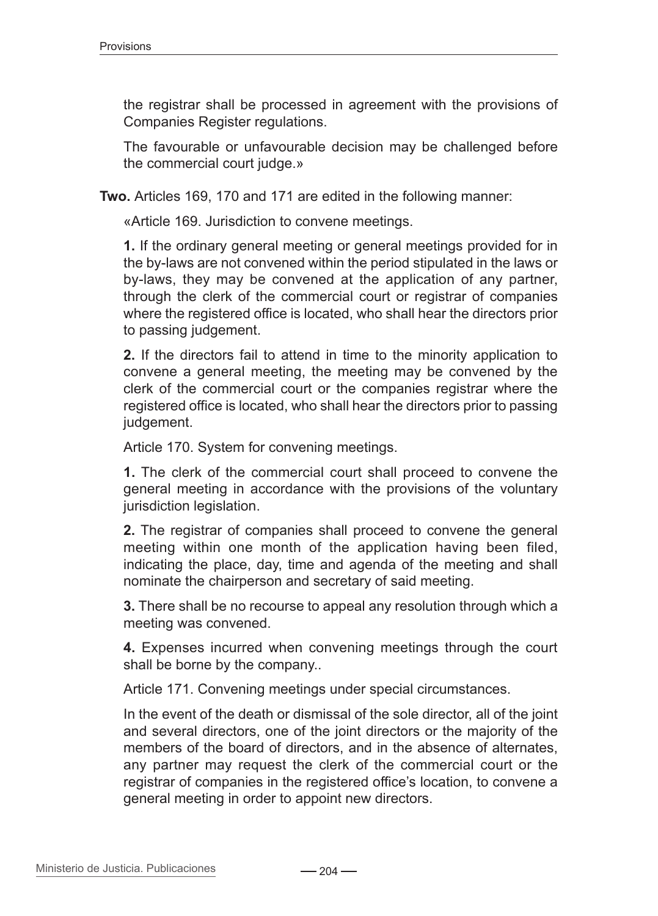the registrar shall be processed in agreement with the provisions of Companies Register regulations.

The favourable or unfavourable decision may be challenged before the commercial court judge.»

**Two.** Articles 169, 170 and 171 are edited in the following manner:

«Article 169. Jurisdiction to convene meetings.

**1.** If the ordinary general meeting or general meetings provided for in the by-laws are not convened within the period stipulated in the laws or by-laws, they may be convened at the application of any partner, through the clerk of the commercial court or registrar of companies where the registered office is located, who shall hear the directors prior to passing judgement.

**2.** If the directors fail to attend in time to the minority application to convene a general meeting, the meeting may be convened by the clerk of the commercial court or the companies registrar where the registered office is located, who shall hear the directors prior to passing judgement.

Article 170. System for convening meetings.

**1.** The clerk of the commercial court shall proceed to convene the general meeting in accordance with the provisions of the voluntary jurisdiction legislation.

**2.** The registrar of companies shall proceed to convene the general meeting within one month of the application having been filed, indicating the place, day, time and agenda of the meeting and shall nominate the chairperson and secretary of said meeting.

**3.** There shall be no recourse to appeal any resolution through which a meeting was convened.

**4.** Expenses incurred when convening meetings through the court shall be borne by the company..

Article 171. Convening meetings under special circumstances.

In the event of the death or dismissal of the sole director, all of the joint and several directors, one of the joint directors or the majority of the members of the board of directors, and in the absence of alternates, any partner may request the clerk of the commercial court or the registrar of companies in the registered office's location, to convene a general meeting in order to appoint new directors.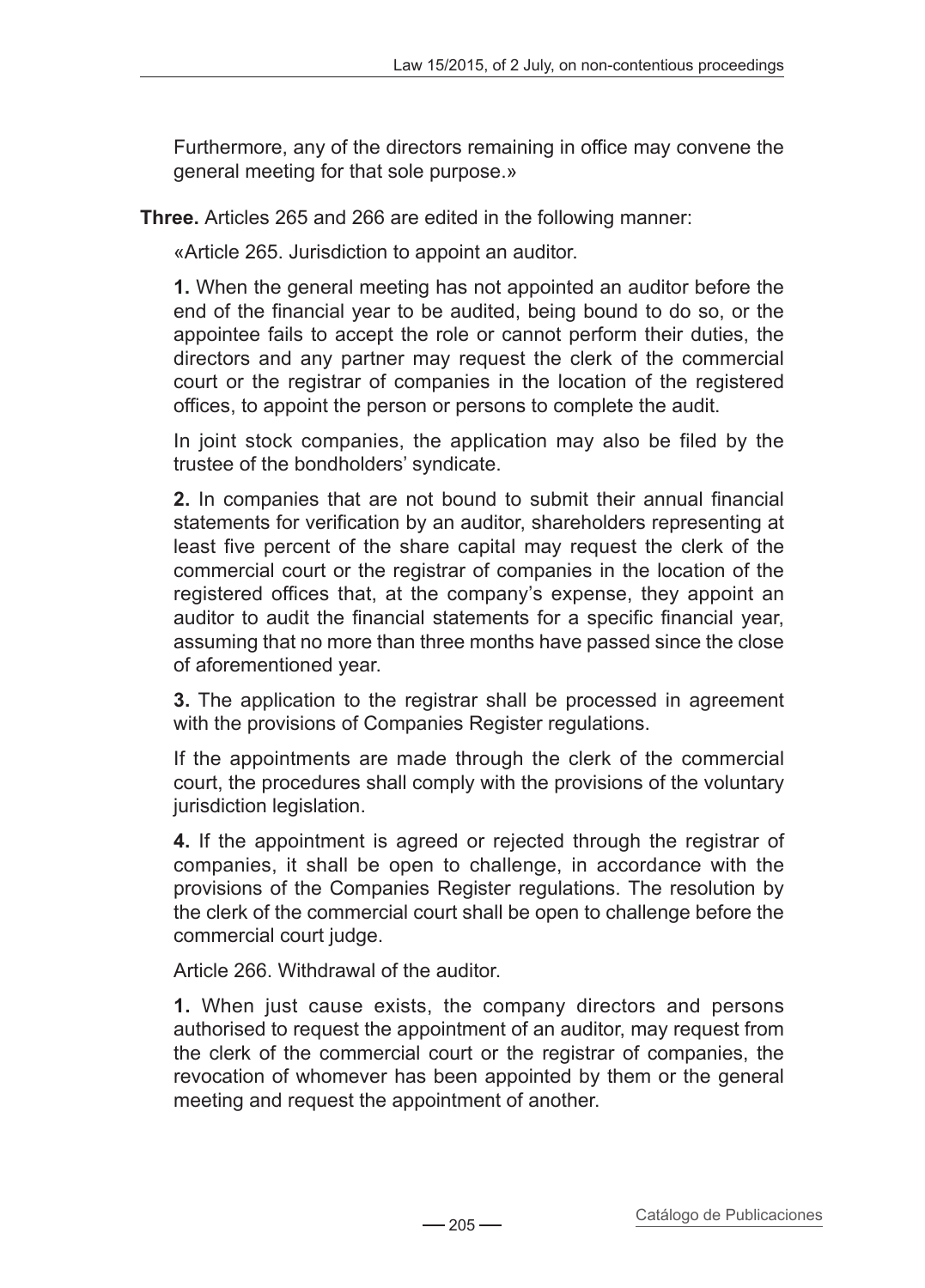Furthermore, any of the directors remaining in office may convene the general meeting for that sole purpose.»

**Three.** Articles 265 and 266 are edited in the following manner:

«Article 265. Jurisdiction to appoint an auditor.

**1.** When the general meeting has not appointed an auditor before the end of the financial year to be audited, being bound to do so, or the appointee fails to accept the role or cannot perform their duties, the directors and any partner may request the clerk of the commercial court or the registrar of companies in the location of the registered offices, to appoint the person or persons to complete the audit.

In joint stock companies, the application may also be filed by the trustee of the bondholders' syndicate.

**2.** In companies that are not bound to submit their annual financial statements for verification by an auditor, shareholders representing at least five percent of the share capital may request the clerk of the commercial court or the registrar of companies in the location of the registered offices that, at the company's expense, they appoint an auditor to audit the financial statements for a specific financial year, assuming that no more than three months have passed since the close of aforementioned year.

**3.** The application to the registrar shall be processed in agreement with the provisions of Companies Register regulations.

If the appointments are made through the clerk of the commercial court, the procedures shall comply with the provisions of the voluntary jurisdiction legislation.

**4.** If the appointment is agreed or rejected through the registrar of companies, it shall be open to challenge, in accordance with the provisions of the Companies Register regulations. The resolution by the clerk of the commercial court shall be open to challenge before the commercial court judge.

Article 266. Withdrawal of the auditor.

**1.** When just cause exists, the company directors and persons authorised to request the appointment of an auditor, may request from the clerk of the commercial court or the registrar of companies, the revocation of whomever has been appointed by them or the general meeting and request the appointment of another.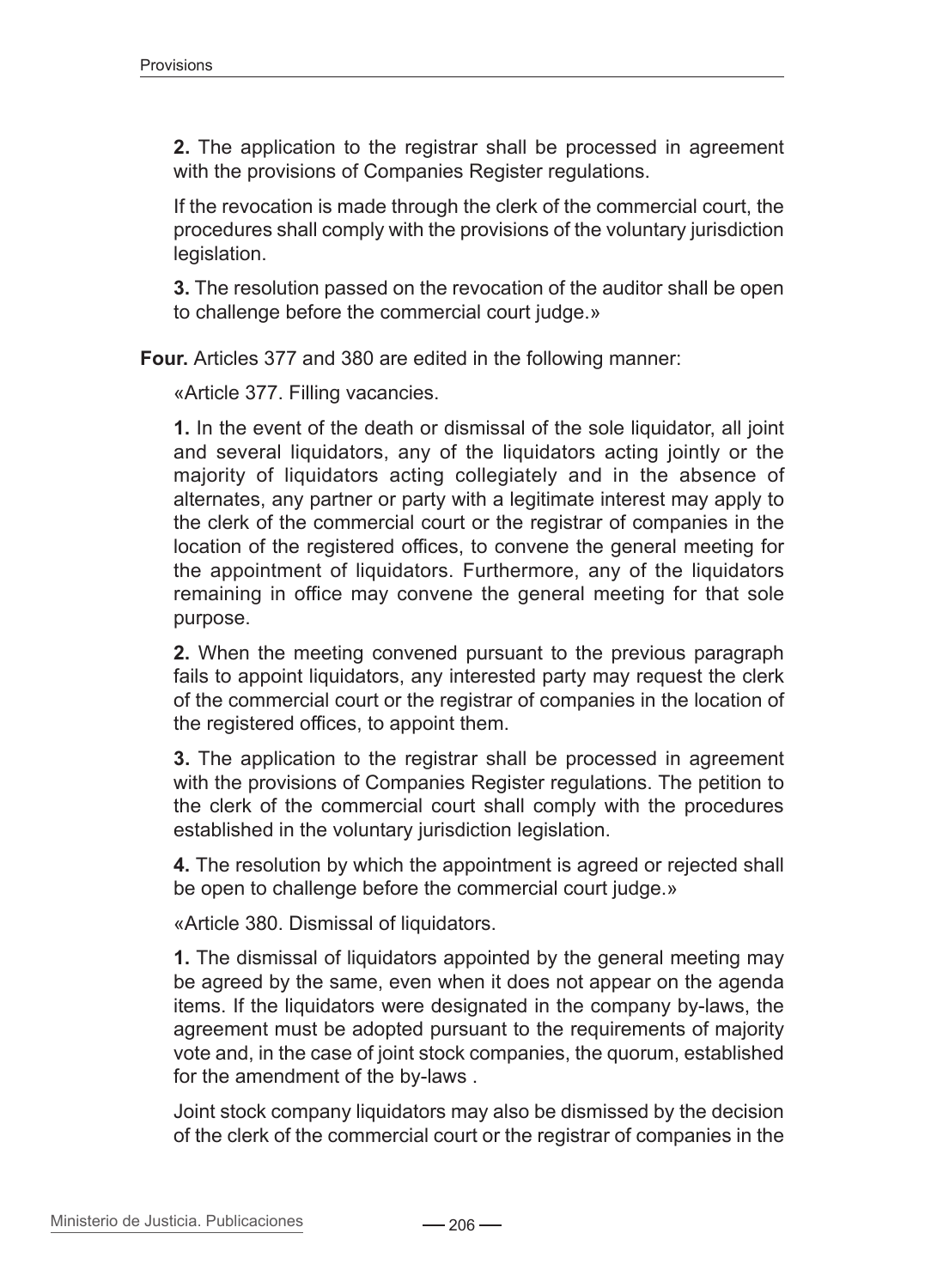**2.** The application to the registrar shall be processed in agreement with the provisions of Companies Register regulations.

If the revocation is made through the clerk of the commercial court, the procedures shall comply with the provisions of the voluntary jurisdiction legislation.

**3.** The resolution passed on the revocation of the auditor shall be open to challenge before the commercial court judge.»

**Four.** Articles 377 and 380 are edited in the following manner:

«Article 377. Filling vacancies.

**1.** In the event of the death or dismissal of the sole liquidator, all joint and several liquidators, any of the liquidators acting jointly or the majority of liquidators acting collegiately and in the absence of alternates, any partner or party with a legitimate interest may apply to the clerk of the commercial court or the registrar of companies in the location of the registered offices, to convene the general meeting for the appointment of liquidators. Furthermore, any of the liquidators remaining in office may convene the general meeting for that sole purpose.

**2.** When the meeting convened pursuant to the previous paragraph fails to appoint liquidators, any interested party may request the clerk of the commercial court or the registrar of companies in the location of the registered offices, to appoint them.

**3.** The application to the registrar shall be processed in agreement with the provisions of Companies Register regulations. The petition to the clerk of the commercial court shall comply with the procedures established in the voluntary jurisdiction legislation.

**4.** The resolution by which the appointment is agreed or rejected shall be open to challenge before the commercial court judge.»

«Article 380. Dismissal of liquidators.

**1.** The dismissal of liquidators appointed by the general meeting may be agreed by the same, even when it does not appear on the agenda items. If the liquidators were designated in the company by-laws, the agreement must be adopted pursuant to the requirements of majority vote and, in the case of joint stock companies, the quorum, established for the amendment of the by-laws .

Joint stock company liquidators may also be dismissed by the decision of the clerk of the commercial court or the registrar of companies in the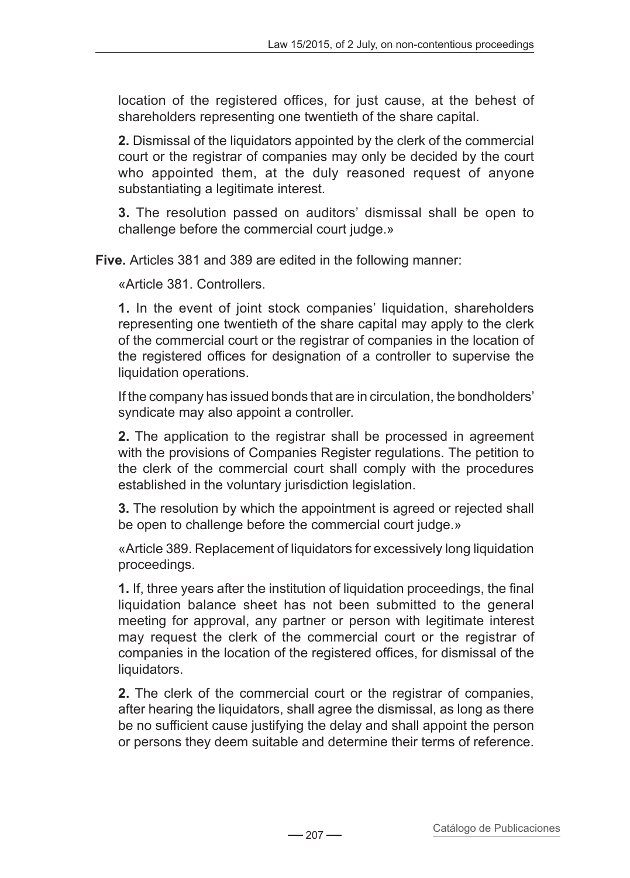location of the registered offices, for just cause, at the behest of shareholders representing one twentieth of the share capital.

**2.** Dismissal of the liquidators appointed by the clerk of the commercial court or the registrar of companies may only be decided by the court who appointed them, at the duly reasoned request of anyone substantiating a legitimate interest.

**3.** The resolution passed on auditors' dismissal shall be open to challenge before the commercial court judge.»

**Five.** Articles 381 and 389 are edited in the following manner:

«Article 381. Controllers.

**1.** In the event of joint stock companies' liquidation, shareholders representing one twentieth of the share capital may apply to the clerk of the commercial court or the registrar of companies in the location of the registered offices for designation of a controller to supervise the liquidation operations.

If the company has issued bonds that are in circulation, the bondholders' syndicate may also appoint a controller.

**2.** The application to the registrar shall be processed in agreement with the provisions of Companies Register regulations. The petition to the clerk of the commercial court shall comply with the procedures established in the voluntary jurisdiction legislation.

**3.** The resolution by which the appointment is agreed or rejected shall be open to challenge before the commercial court judge.»

«Article 389. Replacement of liquidators for excessively long liquidation proceedings.

**1.** If, three years after the institution of liquidation proceedings, the final liquidation balance sheet has not been submitted to the general meeting for approval, any partner or person with legitimate interest may request the clerk of the commercial court or the registrar of companies in the location of the registered offices, for dismissal of the liquidators.

**2.** The clerk of the commercial court or the registrar of companies, after hearing the liquidators, shall agree the dismissal, as long as there be no sufficient cause justifying the delay and shall appoint the person or persons they deem suitable and determine their terms of reference.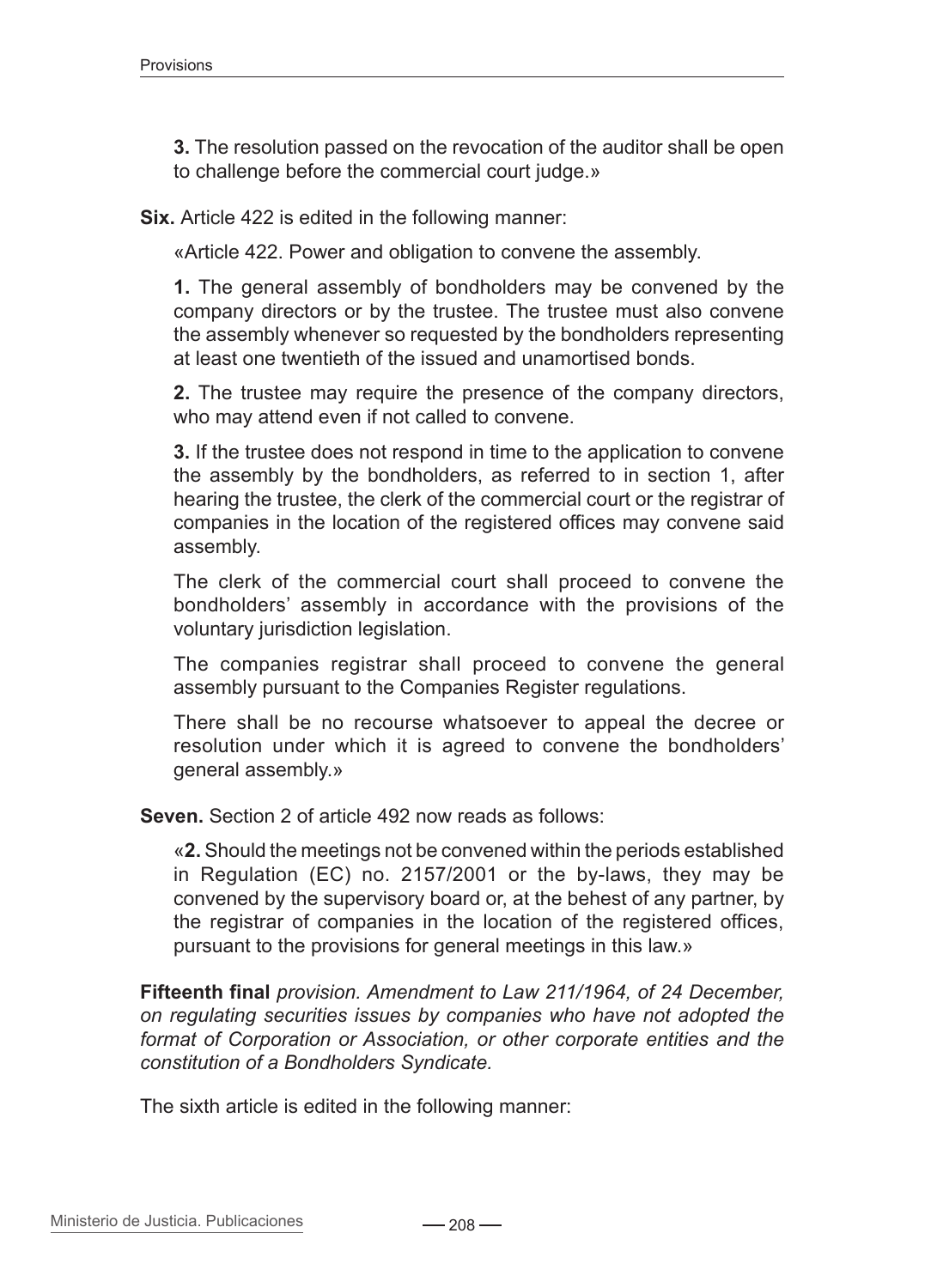**3.** The resolution passed on the revocation of the auditor shall be open to challenge before the commercial court judge.»

**Six.** Article 422 is edited in the following manner:

«Article 422. Power and obligation to convene the assembly.

**1.** The general assembly of bondholders may be convened by the company directors or by the trustee. The trustee must also convene the assembly whenever so requested by the bondholders representing at least one twentieth of the issued and unamortised bonds.

**2.** The trustee may require the presence of the company directors, who may attend even if not called to convene.

**3.** If the trustee does not respond in time to the application to convene the assembly by the bondholders, as referred to in section 1, after hearing the trustee, the clerk of the commercial court or the registrar of companies in the location of the registered offices may convene said assembly.

The clerk of the commercial court shall proceed to convene the bondholders' assembly in accordance with the provisions of the voluntary jurisdiction legislation.

The companies registrar shall proceed to convene the general assembly pursuant to the Companies Register regulations.

There shall be no recourse whatsoever to appeal the decree or resolution under which it is agreed to convene the bondholders' general assembly.»

**Seven.** Section 2 of article 492 now reads as follows:

«**2.** Should the meetings not be convened within the periods established in Regulation (EC) no. 2157/2001 or the by-laws, they may be convened by the supervisory board or, at the behest of any partner, by the registrar of companies in the location of the registered offices, pursuant to the provisions for general meetings in this law.»

**Fifteenth final** *provision. Amendment to Law 211/1964, of 24 December, on regulating securities issues by companies who have not adopted the format of Corporation or Association, or other corporate entities and the constitution of a Bondholders Syndicate.*

The sixth article is edited in the following manner: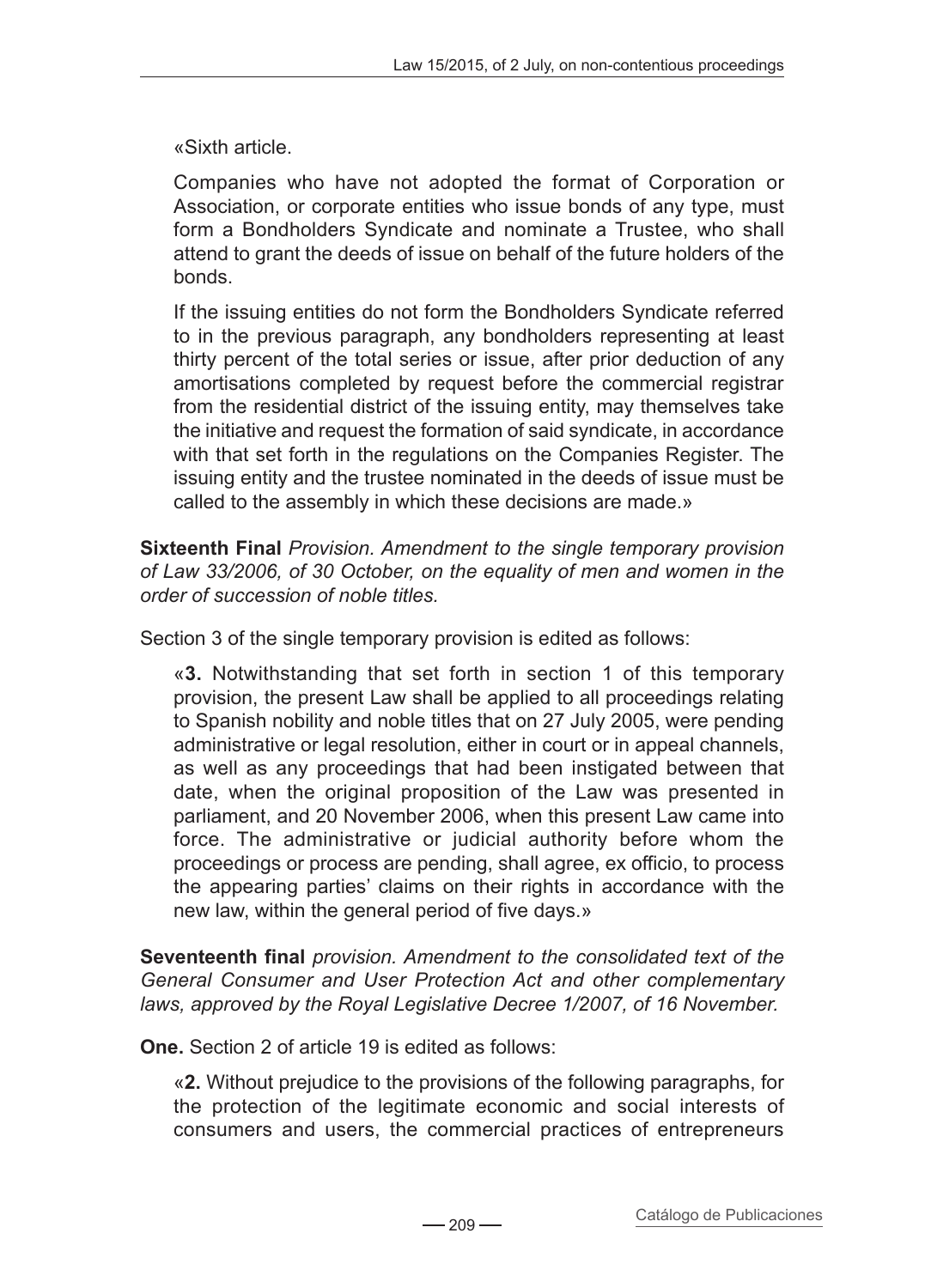«Sixth article.

Companies who have not adopted the format of Corporation or Association, or corporate entities who issue bonds of any type, must form a Bondholders Syndicate and nominate a Trustee, who shall attend to grant the deeds of issue on behalf of the future holders of the bonds.

If the issuing entities do not form the Bondholders Syndicate referred to in the previous paragraph, any bondholders representing at least thirty percent of the total series or issue, after prior deduction of any amortisations completed by request before the commercial registrar from the residential district of the issuing entity, may themselves take the initiative and request the formation of said syndicate, in accordance with that set forth in the regulations on the Companies Register. The issuing entity and the trustee nominated in the deeds of issue must be called to the assembly in which these decisions are made.»

**Sixteenth Final** *Provision. Amendment to the single temporary provision of Law 33/2006, of 30 October, on the equality of men and women in the order of succession of noble titles.*

Section 3 of the single temporary provision is edited as follows:

«**3.** Notwithstanding that set forth in section 1 of this temporary provision, the present Law shall be applied to all proceedings relating to Spanish nobility and noble titles that on 27 July 2005, were pending administrative or legal resolution, either in court or in appeal channels, as well as any proceedings that had been instigated between that date, when the original proposition of the Law was presented in parliament, and 20 November 2006, when this present Law came into force. The administrative or judicial authority before whom the proceedings or process are pending, shall agree, ex officio, to process the appearing parties' claims on their rights in accordance with the new law, within the general period of five days.»

**Seventeenth final** *provision. Amendment to the consolidated text of the General Consumer and User Protection Act and other complementary laws, approved by the Royal Legislative Decree 1/2007, of 16 November.*

**One.** Section 2 of article 19 is edited as follows:

«**2.** Without prejudice to the provisions of the following paragraphs, for the protection of the legitimate economic and social interests of consumers and users, the commercial practices of entrepreneurs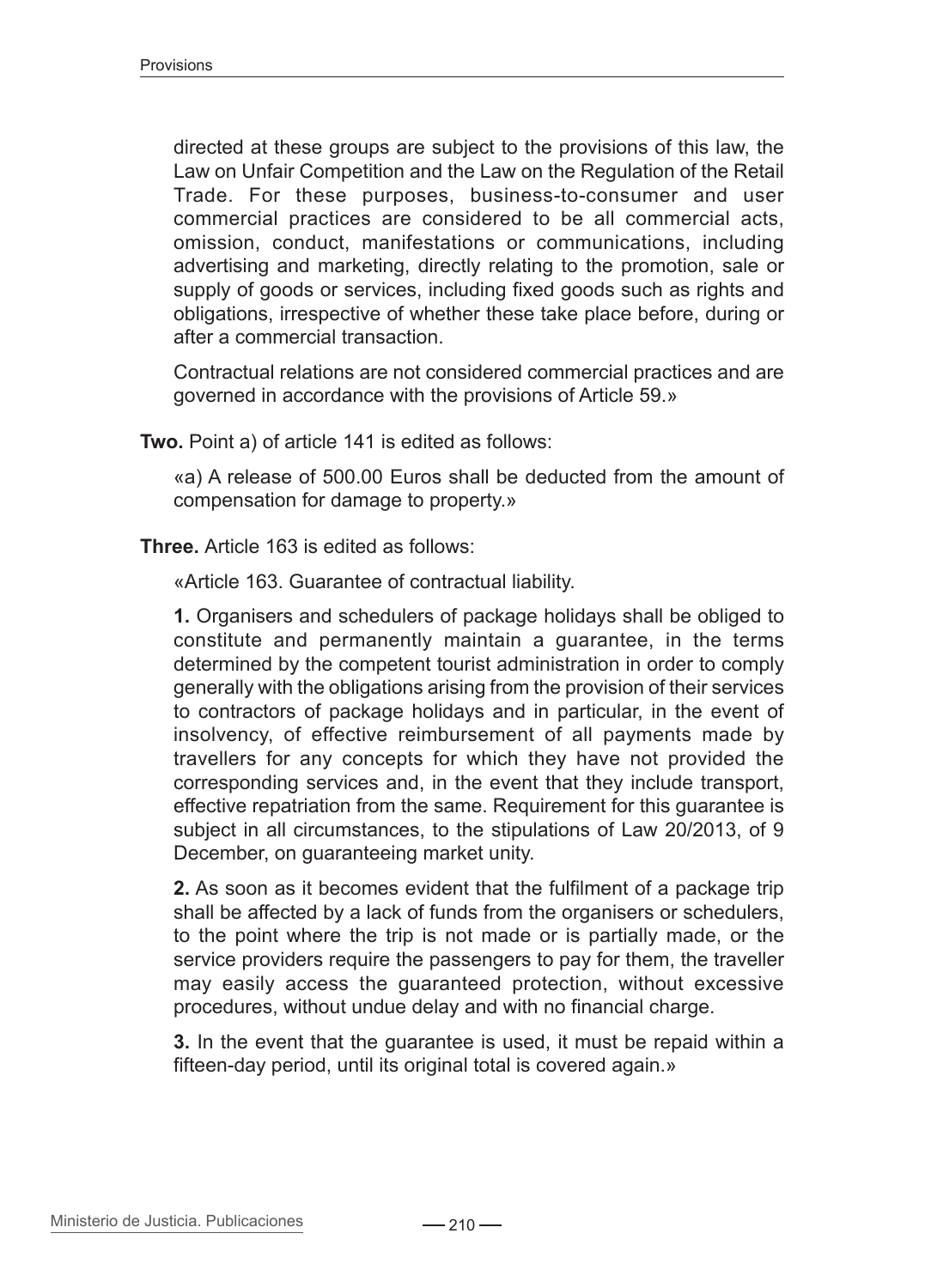directed at these groups are subject to the provisions of this law, the Law on Unfair Competition and the Law on the Regulation of the Retail Trade. For these purposes, business-to-consumer and user commercial practices are considered to be all commercial acts, omission, conduct, manifestations or communications, including advertising and marketing, directly relating to the promotion, sale or supply of goods or services, including fixed goods such as rights and obligations, irrespective of whether these take place before, during or after a commercial transaction.

Contractual relations are not considered commercial practices and are governed in accordance with the provisions of Article 59.»

**Two.** Point a) of article 141 is edited as follows:

«a) A release of 500.00 Euros shall be deducted from the amount of compensation for damage to property.»

**Three.** Article 163 is edited as follows:

«Article 163. Guarantee of contractual liability.

**1.** Organisers and schedulers of package holidays shall be obliged to constitute and permanently maintain a guarantee, in the terms determined by the competent tourist administration in order to comply generally with the obligations arising from the provision of their services to contractors of package holidays and in particular, in the event of insolvency, of effective reimbursement of all payments made by travellers for any concepts for which they have not provided the corresponding services and, in the event that they include transport, effective repatriation from the same. Requirement for this guarantee is subject in all circumstances, to the stipulations of Law 20/2013, of 9 December, on guaranteeing market unity.

**2.** As soon as it becomes evident that the fulfilment of a package trip shall be affected by a lack of funds from the organisers or schedulers, to the point where the trip is not made or is partially made, or the service providers require the passengers to pay for them, the traveller may easily access the guaranteed protection, without excessive procedures, without undue delay and with no financial charge.

**3.** In the event that the guarantee is used, it must be repaid within a fifteen-day period, until its original total is covered again.»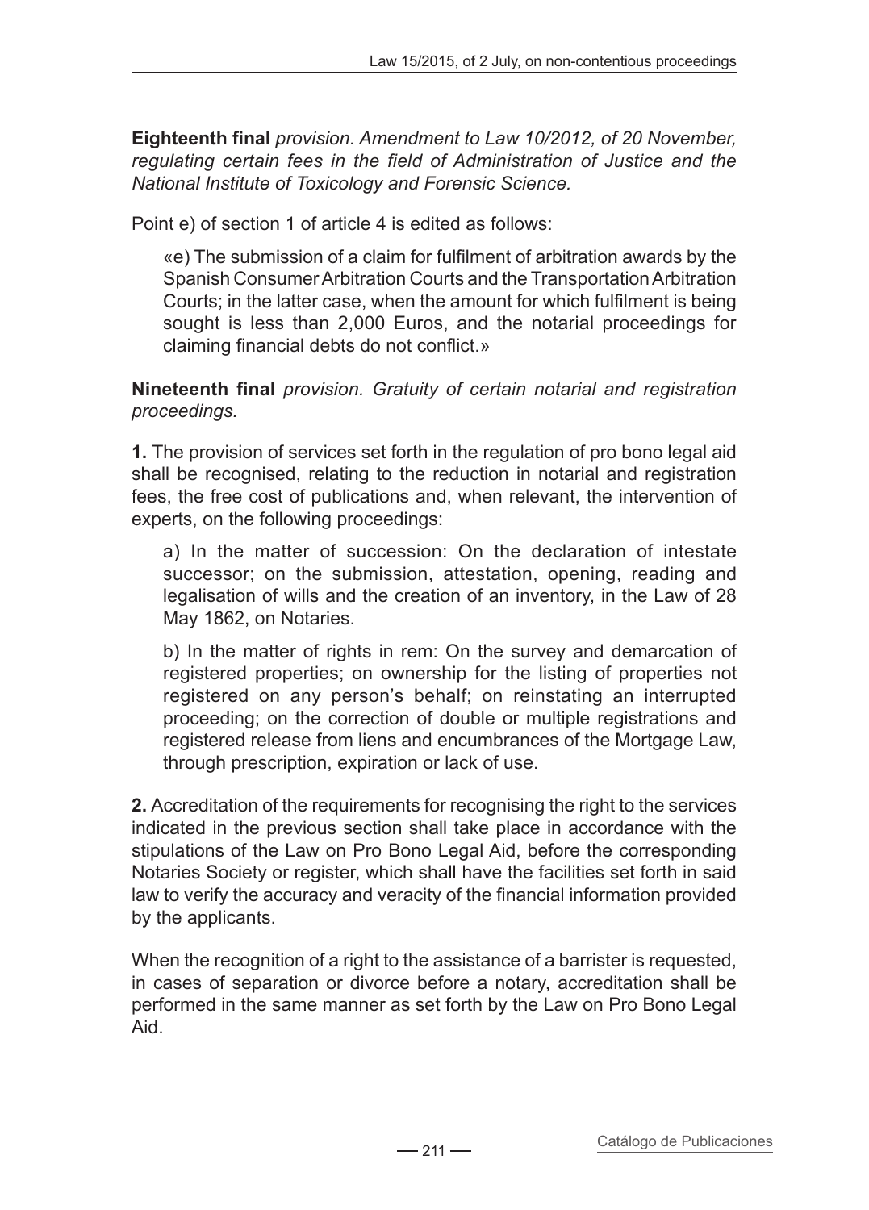**Eighteenth final** *provision. Amendment to Law 10/2012, of 20 November, regulating certain fees in the field of Administration of Justice and the National Institute of Toxicology and Forensic Science.*

Point e) of section 1 of article 4 is edited as follows:

> «e) The submission of a claim for fulfilment of arbitration awards by the Spanish Consumer Arbitration Courts and the Transportation Arbitration Courts; in the latter case, when the amount for which fulfilment is being sought is less than 2,000 Euros, and the notarial proceedings for claiming financial debts do not conflict.»

**Nineteenth final** *provision. Gratuity of certain notarial and registration proceedings.*

**1.** The provision of services set forth in the regulation of pro bono legal aid shall be recognised, relating to the reduction in notarial and registration fees, the free cost of publications and, when relevant, the intervention of experts, on the following proceedings:

> a) In the matter of succession: On the declaration of intestate successor; on the submission, attestation, opening, reading and legalisation of wills and the creation of an inventory, in the Law of 28 May 1862, on Notaries.
>
> b) In the matter of rights in rem: On the survey and demarcation of registered properties; on ownership for the listing of properties not registered on any person's behalf; on reinstating an interrupted proceeding; on the correction of double or multiple registrations and registered release from liens and encumbrances of the Mortgage Law, through prescription, expiration or lack of use.

**2.** Accreditation of the requirements for recognising the right to the services indicated in the previous section shall take place in accordance with the stipulations of the Law on Pro Bono Legal Aid, before the corresponding Notaries Society or register, which shall have the facilities set forth in said law to verify the accuracy and veracity of the financial information provided by the applicants.

When the recognition of a right to the assistance of a barrister is requested, in cases of separation or divorce before a notary, accreditation shall be performed in the same manner as set forth by the Law on Pro Bono Legal Aid.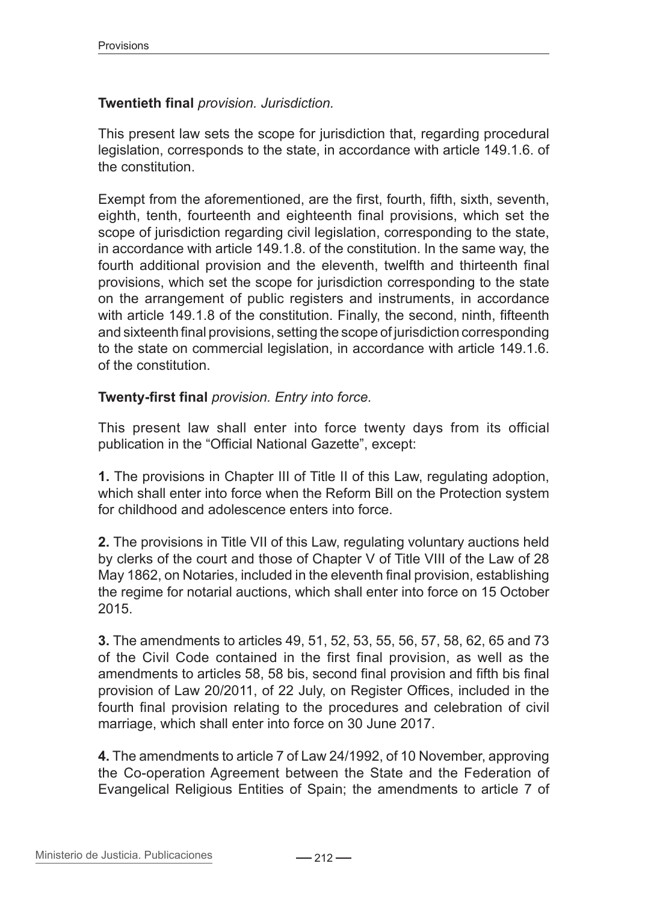**Twentieth final** *provision. Jurisdiction.*

This present law sets the scope for jurisdiction that, regarding procedural legislation, corresponds to the state, in accordance with article 149.1.6. of the constitution.

Exempt from the aforementioned, are the first, fourth, fifth, sixth, seventh, eighth, tenth, fourteenth and eighteenth final provisions, which set the scope of jurisdiction regarding civil legislation, corresponding to the state, in accordance with article 149.1.8. of the constitution. In the same way, the fourth additional provision and the eleventh, twelfth and thirteenth final provisions, which set the scope for jurisdiction corresponding to the state on the arrangement of public registers and instruments, in accordance with article 149.1.8 of the constitution. Finally, the second, ninth, fifteenth and sixteenth final provisions, setting the scope of jurisdiction corresponding to the state on commercial legislation, in accordance with article 149.1.6. of the constitution.

**Twenty-first final** *provision. Entry into force.*

This present law shall enter into force twenty days from its official publication in the "Official National Gazette", except:

**1.** The provisions in Chapter III of Title II of this Law, regulating adoption, which shall enter into force when the Reform Bill on the Protection system for childhood and adolescence enters into force.

**2.** The provisions in Title VII of this Law, regulating voluntary auctions held by clerks of the court and those of Chapter V of Title VIII of the Law of 28 May 1862, on Notaries, included in the eleventh final provision, establishing the regime for notarial auctions, which shall enter into force on 15 October 2015.

**3.** The amendments to articles 49, 51, 52, 53, 55, 56, 57, 58, 62, 65 and 73 of the Civil Code contained in the first final provision, as well as the amendments to articles 58, 58 bis, second final provision and fifth bis final provision of Law 20/2011, of 22 July, on Register Offices, included in the fourth final provision relating to the procedures and celebration of civil marriage, which shall enter into force on 30 June 2017.

**4.** The amendments to article 7 of Law 24/1992, of 10 November, approving the Co-operation Agreement between the State and the Federation of Evangelical Religious Entities of Spain; the amendments to article 7 of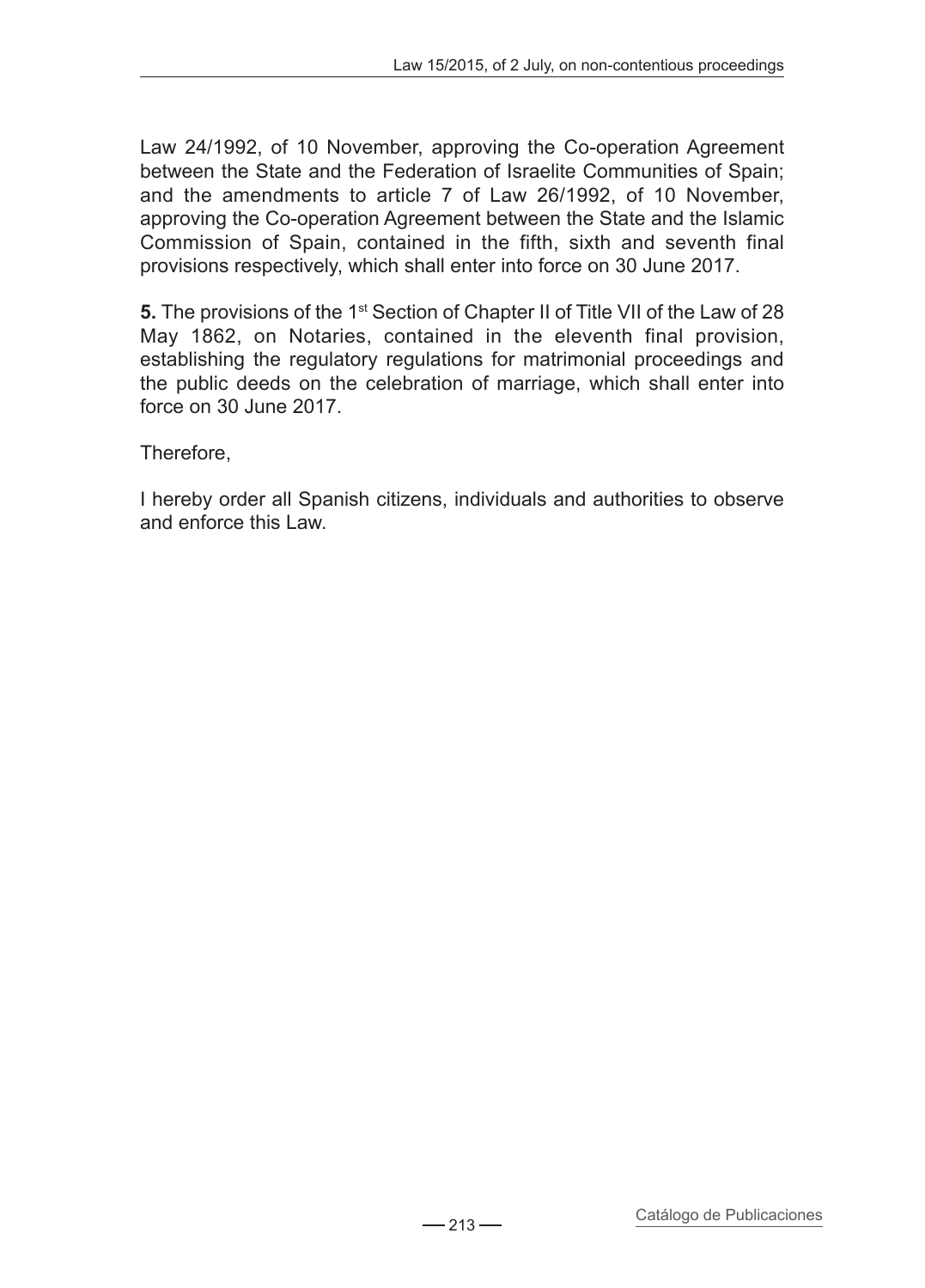Law 24/1992, of 10 November, approving the Co-operation Agreement between the State and the Federation of Israelite Communities of Spain; and the amendments to article 7 of Law 26/1992, of 10 November, approving the Co-operation Agreement between the State and the Islamic Commission of Spain, contained in the fifth, sixth and seventh final provisions respectively, which shall enter into force on 30 June 2017.

**5.** The provisions of the 1st Section of Chapter II of Title VII of the Law of 28 May 1862, on Notaries, contained in the eleventh final provision, establishing the regulatory regulations for matrimonial proceedings and the public deeds on the celebration of marriage, which shall enter into force on 30 June 2017.

Therefore,

I hereby order all Spanish citizens, individuals and authorities to observe and enforce this Law.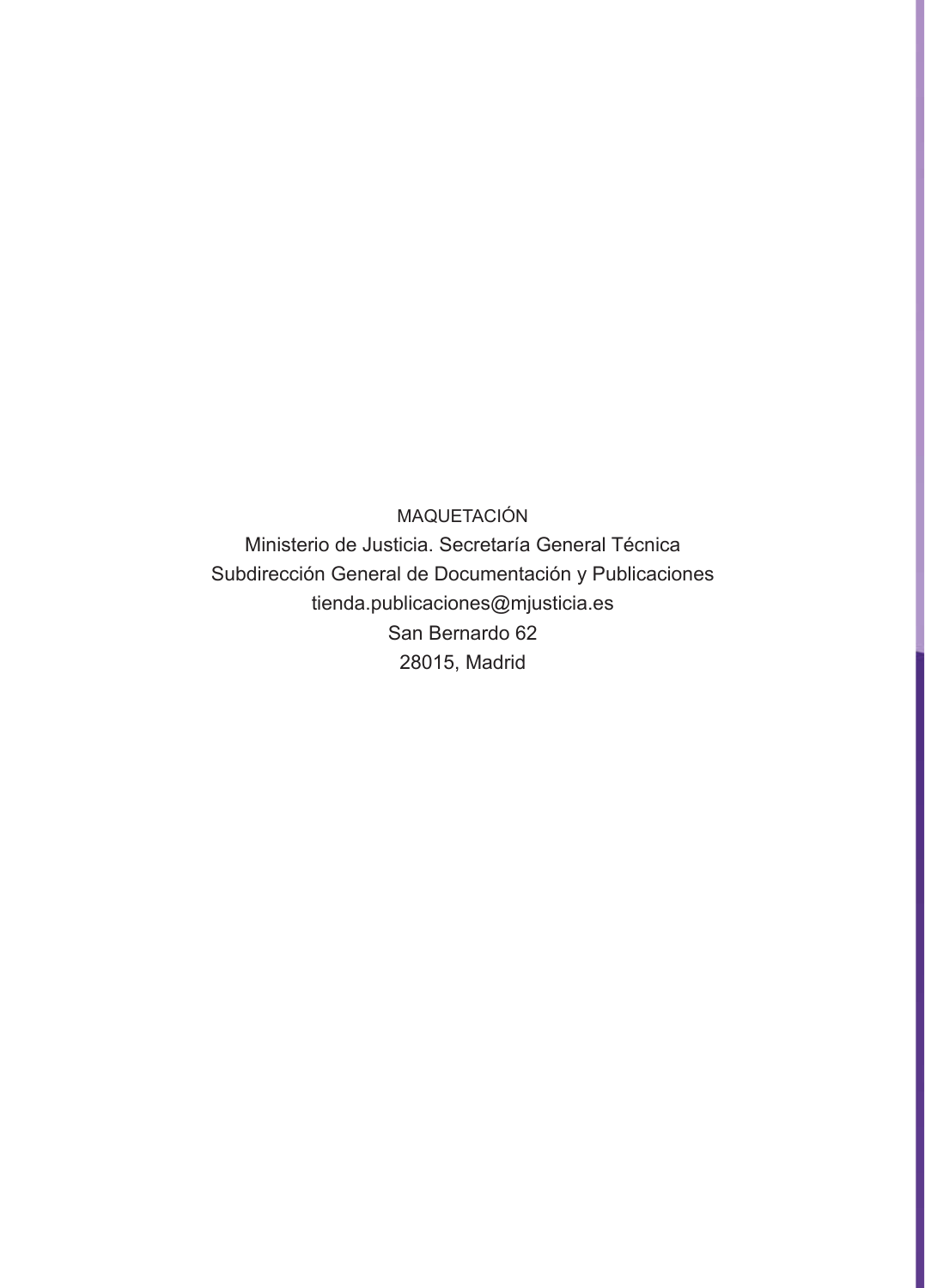MAQUETACIÓN

Ministerio de Justicia. Secretaría General Técnica
Subdirección General de Documentación y Publicaciones
tienda.publicaciones@mjusticia.es
San Bernardo 62
28015, Madrid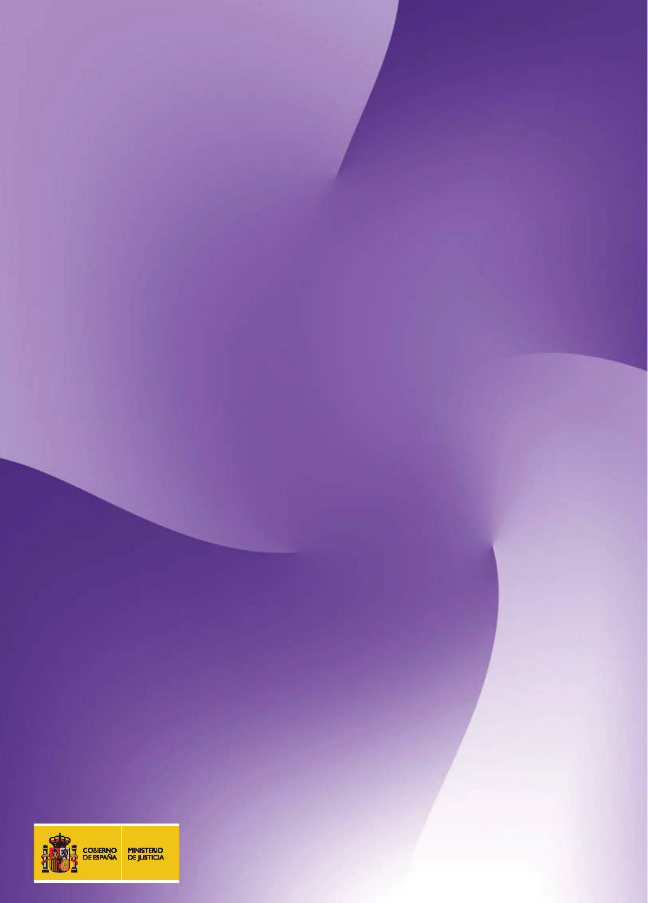GOBIERNO DE ESPAÑA

MINISTERIO DE JUSTICIA